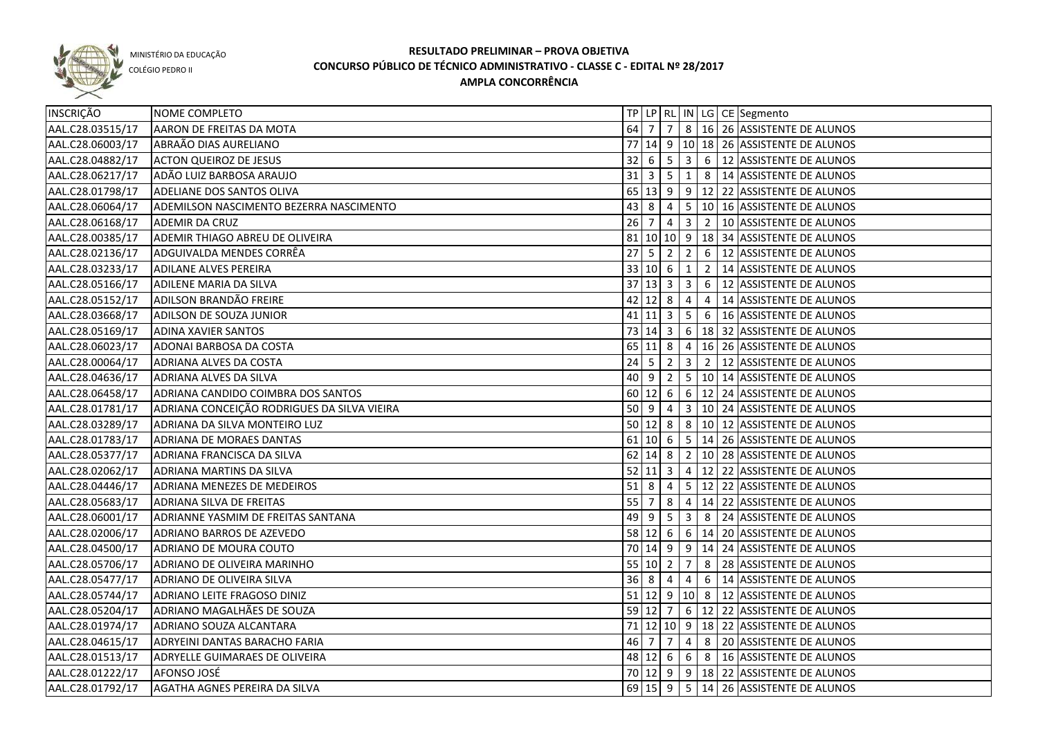MINISTÉRIO DA EDUCAÇÃO

COLÉGIO PEDRO II

# RESULTADO PRELIMINAR – PROVA OBJETIVA
## CONCURSO PÚBLICO DE TÉCNICO ADMINISTRATIVO - CLASSE C - EDITAL Nº 28/2017
## AMPLA CONCORRÊNCIA

| INSCRIÇÃO | NOME COMPLETO | TP | LP | RL | IN | LG | CE | Segmento |
|---|---|---|---|---|---|---|---|---|
| AAL.C28.03515/17 | AARON DE FREITAS DA MOTA | 64 | 7 | 7 | 8 | 16 | 26 | ASSISTENTE DE ALUNOS |
| AAL.C28.06003/17 | ABRAÃO DIAS AURELIANO | 77 | 14 | 9 | 10 | 18 | 26 | ASSISTENTE DE ALUNOS |
| AAL.C28.04882/17 | ACTON QUEIROZ DE JESUS | 32 | 6 | 5 | 3 | 6 | 12 | ASSISTENTE DE ALUNOS |
| AAL.C28.06217/17 | ADÃO LUIZ BARBOSA ARAUJO | 31 | 3 | 5 | 1 | 8 | 14 | ASSISTENTE DE ALUNOS |
| AAL.C28.01798/17 | ADELIANE DOS SANTOS OLIVA | 65 | 13 | 9 | 9 | 12 | 22 | ASSISTENTE DE ALUNOS |
| AAL.C28.06064/17 | ADEMILSON NASCIMENTO BEZERRA NASCIMENTO | 43 | 8 | 4 | 5 | 10 | 16 | ASSISTENTE DE ALUNOS |
| AAL.C28.06168/17 | ADEMIR DA CRUZ | 26 | 7 | 4 | 3 | 2 | 10 | ASSISTENTE DE ALUNOS |
| AAL.C28.00385/17 | ADEMIR THIAGO ABREU DE OLIVEIRA | 81 | 10 | 10 | 9 | 18 | 34 | ASSISTENTE DE ALUNOS |
| AAL.C28.02136/17 | ADGUIVALDA MENDES CORRÊA | 27 | 5 | 2 | 2 | 6 | 12 | ASSISTENTE DE ALUNOS |
| AAL.C28.03233/17 | ADILANE ALVES PEREIRA | 33 | 10 | 6 | 1 | 2 | 14 | ASSISTENTE DE ALUNOS |
| AAL.C28.05166/17 | ADILENE MARIA DA SILVA | 37 | 13 | 3 | 3 | 6 | 12 | ASSISTENTE DE ALUNOS |
| AAL.C28.05152/17 | ADILSON BRANDÃO FREIRE | 42 | 12 | 8 | 4 | 4 | 14 | ASSISTENTE DE ALUNOS |
| AAL.C28.03668/17 | ADILSON DE SOUZA JUNIOR | 41 | 11 | 3 | 5 | 6 | 16 | ASSISTENTE DE ALUNOS |
| AAL.C28.05169/17 | ADINA XAVIER SANTOS | 73 | 14 | 3 | 6 | 18 | 32 | ASSISTENTE DE ALUNOS |
| AAL.C28.06023/17 | ADONAI BARBOSA DA COSTA | 65 | 11 | 8 | 4 | 16 | 26 | ASSISTENTE DE ALUNOS |
| AAL.C28.00064/17 | ADRIANA ALVES DA COSTA | 24 | 5 | 2 | 3 | 2 | 12 | ASSISTENTE DE ALUNOS |
| AAL.C28.04636/17 | ADRIANA ALVES DA SILVA | 40 | 9 | 2 | 5 | 10 | 14 | ASSISTENTE DE ALUNOS |
| AAL.C28.06458/17 | ADRIANA CANDIDO COIMBRA DOS SANTOS | 60 | 12 | 6 | 6 | 12 | 24 | ASSISTENTE DE ALUNOS |
| AAL.C28.01781/17 | ADRIANA CONCEIÇÃO RODRIGUES DA SILVA VIEIRA | 50 | 9 | 4 | 3 | 10 | 24 | ASSISTENTE DE ALUNOS |
| AAL.C28.03289/17 | ADRIANA DA SILVA MONTEIRO LUZ | 50 | 12 | 8 | 8 | 10 | 12 | ASSISTENTE DE ALUNOS |
| AAL.C28.01783/17 | ADRIANA DE MORAES DANTAS | 61 | 10 | 6 | 5 | 14 | 26 | ASSISTENTE DE ALUNOS |
| AAL.C28.05377/17 | ADRIANA FRANCISCA DA SILVA | 62 | 14 | 8 | 2 | 10 | 28 | ASSISTENTE DE ALUNOS |
| AAL.C28.02062/17 | ADRIANA MARTINS DA SILVA | 52 | 11 | 3 | 4 | 12 | 22 | ASSISTENTE DE ALUNOS |
| AAL.C28.04446/17 | ADRIANA MENEZES DE MEDEIROS | 51 | 8 | 4 | 5 | 12 | 22 | ASSISTENTE DE ALUNOS |
| AAL.C28.05683/17 | ADRIANA SILVA DE FREITAS | 55 | 7 | 8 | 4 | 14 | 22 | ASSISTENTE DE ALUNOS |
| AAL.C28.06001/17 | ADRIANNE YASMIM DE FREITAS SANTANA | 49 | 9 | 5 | 3 | 8 | 24 | ASSISTENTE DE ALUNOS |
| AAL.C28.02006/17 | ADRIANO BARROS DE AZEVEDO | 58 | 12 | 6 | 6 | 14 | 20 | ASSISTENTE DE ALUNOS |
| AAL.C28.04500/17 | ADRIANO DE MOURA COUTO | 70 | 14 | 9 | 9 | 14 | 24 | ASSISTENTE DE ALUNOS |
| AAL.C28.05706/17 | ADRIANO DE OLIVEIRA MARINHO | 55 | 10 | 2 | 7 | 8 | 28 | ASSISTENTE DE ALUNOS |
| AAL.C28.05477/17 | ADRIANO DE OLIVEIRA SILVA | 36 | 8 | 4 | 4 | 6 | 14 | ASSISTENTE DE ALUNOS |
| AAL.C28.05744/17 | ADRIANO LEITE FRAGOSO DINIZ | 51 | 12 | 9 | 10 | 8 | 12 | ASSISTENTE DE ALUNOS |
| AAL.C28.05204/17 | ADRIANO MAGALHÃES DE SOUZA | 59 | 12 | 7 | 6 | 12 | 22 | ASSISTENTE DE ALUNOS |
| AAL.C28.01974/17 | ADRIANO SOUZA ALCANTARA | 71 | 12 | 10 | 9 | 18 | 22 | ASSISTENTE DE ALUNOS |
| AAL.C28.04615/17 | ADRYEINI DANTAS BARACHO FARIA | 46 | 7 | 7 | 4 | 8 | 20 | ASSISTENTE DE ALUNOS |
| AAL.C28.01513/17 | ADRYELLE GUIMARAES DE OLIVEIRA | 48 | 12 | 6 | 6 | 8 | 16 | ASSISTENTE DE ALUNOS |
| AAL.C28.01222/17 | AFONSO JOSÉ | 70 | 12 | 9 | 9 | 18 | 22 | ASSISTENTE DE ALUNOS |
| AAL.C28.01792/17 | AGATHA AGNES PEREIRA DA SILVA | 69 | 15 | 9 | 5 | 14 | 26 | ASSISTENTE DE ALUNOS |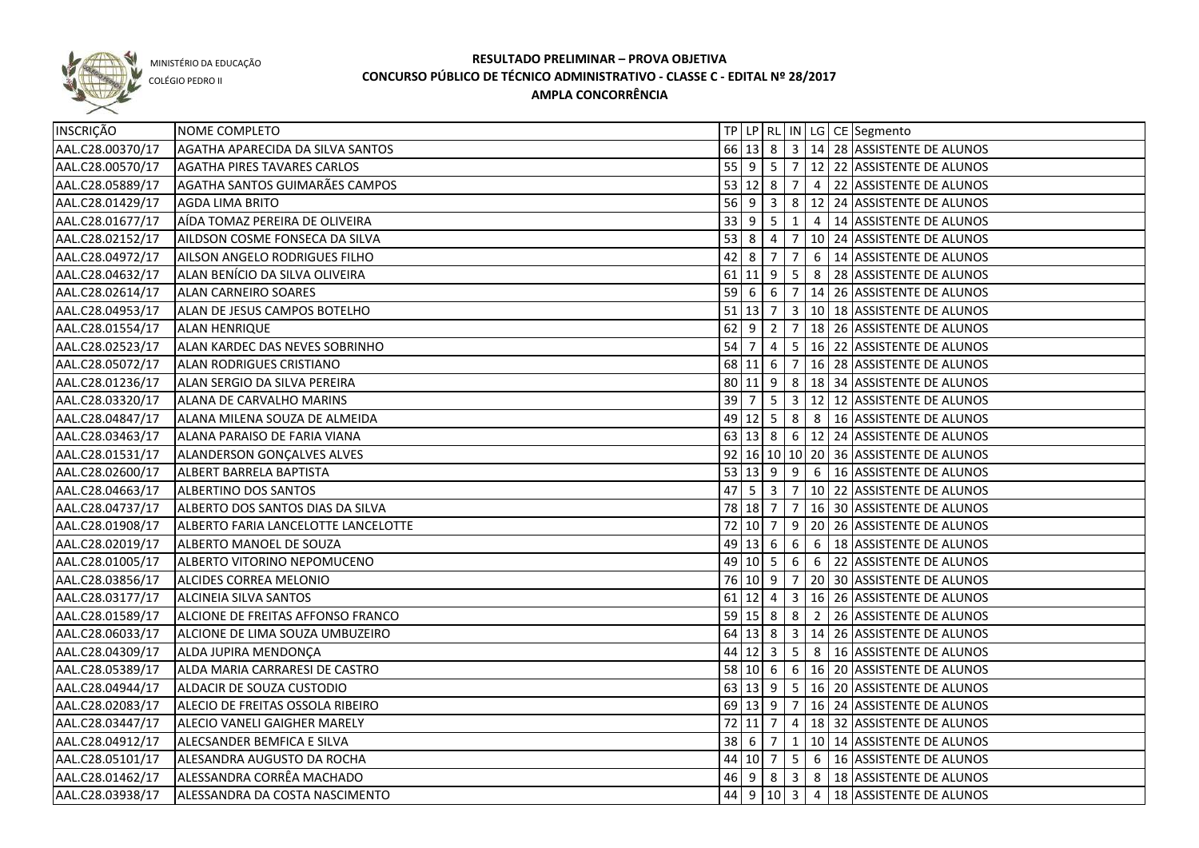MINISTÉRIO DA EDUCAÇÃO

COLÉGIO PEDRO II

# RESULTADO PRELIMINAR – PROVA OBJETIVA
## CONCURSO PÚBLICO DE TÉCNICO ADMINISTRATIVO - CLASSE C - EDITAL Nº 28/2017
## AMPLA CONCORRÊNCIA

| INSCRIÇÃO | NOME COMPLETO | TP | LP | RL | IN | LG | CE | Segmento |
|---|---|---|---|---|---|---|---|---|
| AAL.C28.00370/17 | AGATHA APARECIDA DA SILVA SANTOS | 66 | 13 | 8 | 3 | 14 | 28 | ASSISTENTE DE ALUNOS |
| AAL.C28.00570/17 | AGATHA PIRES TAVARES CARLOS | 55 | 9 | 5 | 7 | 12 | 22 | ASSISTENTE DE ALUNOS |
| AAL.C28.05889/17 | AGATHA SANTOS GUIMARÃES CAMPOS | 53 | 12 | 8 | 7 | 4 | 22 | ASSISTENTE DE ALUNOS |
| AAL.C28.01429/17 | AGDA LIMA BRITO | 56 | 9 | 3 | 8 | 12 | 24 | ASSISTENTE DE ALUNOS |
| AAL.C28.01677/17 | AÍDA TOMAZ PEREIRA DE OLIVEIRA | 33 | 9 | 5 | 1 | 4 | 14 | ASSISTENTE DE ALUNOS |
| AAL.C28.02152/17 | AILDSON COSME FONSECA DA SILVA | 53 | 8 | 4 | 7 | 10 | 24 | ASSISTENTE DE ALUNOS |
| AAL.C28.04972/17 | AILSON ANGELO RODRIGUES FILHO | 42 | 8 | 7 | 7 | 6 | 14 | ASSISTENTE DE ALUNOS |
| AAL.C28.04632/17 | ALAN BENÍCIO DA SILVA OLIVEIRA | 61 | 11 | 9 | 5 | 8 | 28 | ASSISTENTE DE ALUNOS |
| AAL.C28.02614/17 | ALAN CARNEIRO SOARES | 59 | 6 | 6 | 7 | 14 | 26 | ASSISTENTE DE ALUNOS |
| AAL.C28.04953/17 | ALAN DE JESUS CAMPOS BOTELHO | 51 | 13 | 7 | 3 | 10 | 18 | ASSISTENTE DE ALUNOS |
| AAL.C28.01554/17 | ALAN HENRIQUE | 62 | 9 | 2 | 7 | 18 | 26 | ASSISTENTE DE ALUNOS |
| AAL.C28.02523/17 | ALAN KARDEC DAS NEVES SOBRINHO | 54 | 7 | 4 | 5 | 16 | 22 | ASSISTENTE DE ALUNOS |
| AAL.C28.05072/17 | ALAN RODRIGUES CRISTIANO | 68 | 11 | 6 | 7 | 16 | 28 | ASSISTENTE DE ALUNOS |
| AAL.C28.01236/17 | ALAN SERGIO DA SILVA PEREIRA | 80 | 11 | 9 | 8 | 18 | 34 | ASSISTENTE DE ALUNOS |
| AAL.C28.03320/17 | ALANA DE CARVALHO MARINS | 39 | 7 | 5 | 3 | 12 | 12 | ASSISTENTE DE ALUNOS |
| AAL.C28.04847/17 | ALANA MILENA SOUZA DE ALMEIDA | 49 | 12 | 5 | 8 | 8 | 16 | ASSISTENTE DE ALUNOS |
| AAL.C28.03463/17 | ALANA PARAISO DE FARIA VIANA | 63 | 13 | 8 | 6 | 12 | 24 | ASSISTENTE DE ALUNOS |
| AAL.C28.01531/17 | ALANDERSON GONÇALVES ALVES | 92 | 16 | 10 | 10 | 20 | 36 | ASSISTENTE DE ALUNOS |
| AAL.C28.02600/17 | ALBERT BARRELA BAPTISTA | 53 | 13 | 9 | 9 | 6 | 16 | ASSISTENTE DE ALUNOS |
| AAL.C28.04663/17 | ALBERTINO DOS SANTOS | 47 | 5 | 3 | 7 | 10 | 22 | ASSISTENTE DE ALUNOS |
| AAL.C28.04737/17 | ALBERTO DOS SANTOS DIAS DA SILVA | 78 | 18 | 7 | 7 | 16 | 30 | ASSISTENTE DE ALUNOS |
| AAL.C28.01908/17 | ALBERTO FARIA LANCELOTTE LANCELOTTE | 72 | 10 | 7 | 9 | 20 | 26 | ASSISTENTE DE ALUNOS |
| AAL.C28.02019/17 | ALBERTO MANOEL DE SOUZA | 49 | 13 | 6 | 6 | 6 | 18 | ASSISTENTE DE ALUNOS |
| AAL.C28.01005/17 | ALBERTO VITORINO NEPOMUCENO | 49 | 10 | 5 | 6 | 6 | 22 | ASSISTENTE DE ALUNOS |
| AAL.C28.03856/17 | ALCIDES CORREA MELONIO | 76 | 10 | 9 | 7 | 20 | 30 | ASSISTENTE DE ALUNOS |
| AAL.C28.03177/17 | ALCINEIA SILVA SANTOS | 61 | 12 | 4 | 3 | 16 | 26 | ASSISTENTE DE ALUNOS |
| AAL.C28.01589/17 | ALCIONE DE FREITAS AFFONSO FRANCO | 59 | 15 | 8 | 8 | 2 | 26 | ASSISTENTE DE ALUNOS |
| AAL.C28.06033/17 | ALCIONE DE LIMA SOUZA UMBUZEIRO | 64 | 13 | 8 | 3 | 14 | 26 | ASSISTENTE DE ALUNOS |
| AAL.C28.04309/17 | ALDA JUPIRA MENDONÇA | 44 | 12 | 3 | 5 | 8 | 16 | ASSISTENTE DE ALUNOS |
| AAL.C28.05389/17 | ALDA MARIA CARRARESI DE CASTRO | 58 | 10 | 6 | 6 | 16 | 20 | ASSISTENTE DE ALUNOS |
| AAL.C28.04944/17 | ALDACIR DE SOUZA CUSTODIO | 63 | 13 | 9 | 5 | 16 | 20 | ASSISTENTE DE ALUNOS |
| AAL.C28.02083/17 | ALECIO DE FREITAS OSSOLA RIBEIRO | 69 | 13 | 9 | 7 | 16 | 24 | ASSISTENTE DE ALUNOS |
| AAL.C28.03447/17 | ALECIO VANELI GAIGHER MARELY | 72 | 11 | 7 | 4 | 18 | 32 | ASSISTENTE DE ALUNOS |
| AAL.C28.04912/17 | ALECSANDER BEMFICA E SILVA | 38 | 6 | 7 | 1 | 10 | 14 | ASSISTENTE DE ALUNOS |
| AAL.C28.05101/17 | ALESANDRA AUGUSTO DA ROCHA | 44 | 10 | 7 | 5 | 6 | 16 | ASSISTENTE DE ALUNOS |
| AAL.C28.01462/17 | ALESSANDRA CORRÊA MACHADO | 46 | 9 | 8 | 3 | 8 | 18 | ASSISTENTE DE ALUNOS |
| AAL.C28.03938/17 | ALESSANDRA DA COSTA NASCIMENTO | 44 | 9 | 10 | 3 | 4 | 18 | ASSISTENTE DE ALUNOS |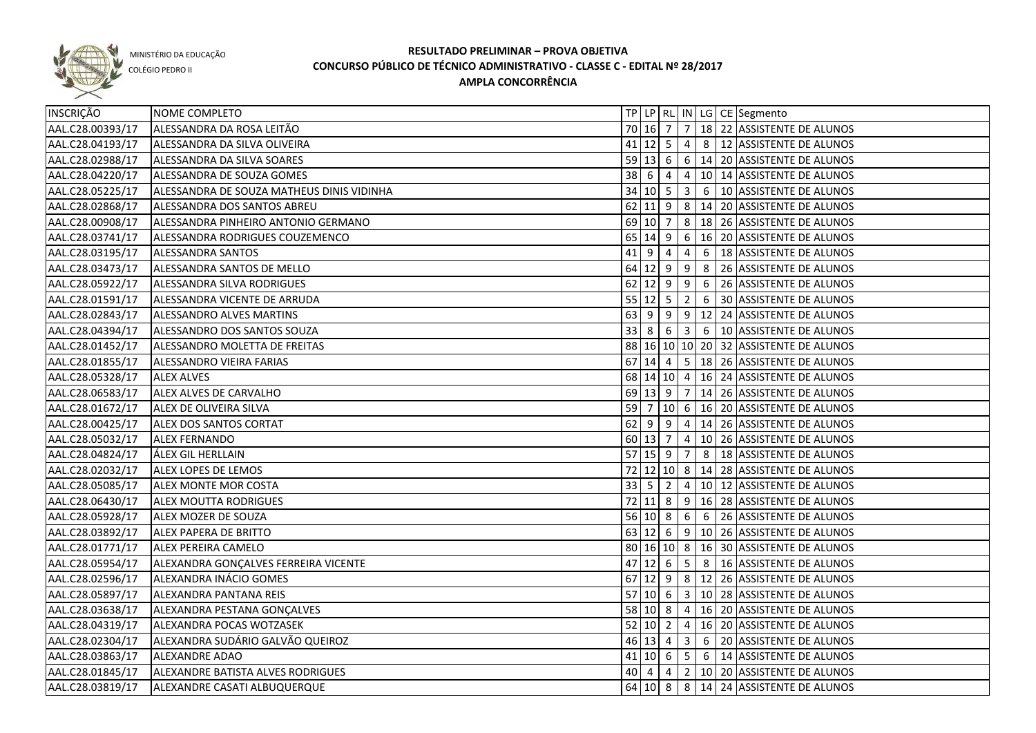MINISTÉRIO DA EDUCAÇÃO

COLÉGIO PEDRO II

# RESULTADO PRELIMINAR – PROVA OBJETIVA
## CONCURSO PÚBLICO DE TÉCNICO ADMINISTRATIVO - CLASSE C - EDITAL Nº 28/2017
## AMPLA CONCORRÊNCIA

| INSCRIÇÃO | NOME COMPLETO | TP | LP | RL | IN | LG | CE | Segmento |
|---|---|---|---|---|---|---|---|---|
| AAL.C28.00393/17 | ALESSANDRA DA ROSA LEITÃO | 70 | 16 | 7 | 7 | 18 | 22 | ASSISTENTE DE ALUNOS |
| AAL.C28.04193/17 | ALESSANDRA DA SILVA OLIVEIRA | 41 | 12 | 5 | 4 | 8 | 12 | ASSISTENTE DE ALUNOS |
| AAL.C28.02988/17 | ALESSANDRA DA SILVA SOARES | 59 | 13 | 6 | 6 | 14 | 20 | ASSISTENTE DE ALUNOS |
| AAL.C28.04220/17 | ALESSANDRA DE SOUZA GOMES | 38 | 6 | 4 | 4 | 10 | 14 | ASSISTENTE DE ALUNOS |
| AAL.C28.05225/17 | ALESSANDRA DE SOUZA MATHEUS DINIS VIDINHA | 34 | 10 | 5 | 3 | 6 | 10 | ASSISTENTE DE ALUNOS |
| AAL.C28.02868/17 | ALESSANDRA DOS SANTOS ABREU | 62 | 11 | 9 | 8 | 14 | 20 | ASSISTENTE DE ALUNOS |
| AAL.C28.00908/17 | ALESSANDRA PINHEIRO ANTONIO GERMANO | 69 | 10 | 7 | 8 | 18 | 26 | ASSISTENTE DE ALUNOS |
| AAL.C28.03741/17 | ALESSANDRA RODRIGUES COUZEMENCO | 65 | 14 | 9 | 6 | 16 | 20 | ASSISTENTE DE ALUNOS |
| AAL.C28.03195/17 | ALESSANDRA SANTOS | 41 | 9 | 4 | 4 | 6 | 18 | ASSISTENTE DE ALUNOS |
| AAL.C28.03473/17 | ALESSANDRA SANTOS DE MELLO | 64 | 12 | 9 | 9 | 8 | 26 | ASSISTENTE DE ALUNOS |
| AAL.C28.05922/17 | ALESSANDRA SILVA RODRIGUES | 62 | 12 | 9 | 9 | 6 | 26 | ASSISTENTE DE ALUNOS |
| AAL.C28.01591/17 | ALESSANDRA VICENTE DE ARRUDA | 55 | 12 | 5 | 2 | 6 | 30 | ASSISTENTE DE ALUNOS |
| AAL.C28.02843/17 | ALESSANDRO ALVES MARTINS | 63 | 9 | 9 | 9 | 12 | 24 | ASSISTENTE DE ALUNOS |
| AAL.C28.04394/17 | ALESSANDRO DOS SANTOS SOUZA | 33 | 8 | 6 | 3 | 6 | 10 | ASSISTENTE DE ALUNOS |
| AAL.C28.01452/17 | ALESSANDRO MOLETTA DE FREITAS | 88 | 16 | 10 | 10 | 20 | 32 | ASSISTENTE DE ALUNOS |
| AAL.C28.01855/17 | ALESSANDRO VIEIRA FARIAS | 67 | 14 | 4 | 5 | 18 | 26 | ASSISTENTE DE ALUNOS |
| AAL.C28.05328/17 | ALEX ALVES | 68 | 14 | 10 | 4 | 16 | 24 | ASSISTENTE DE ALUNOS |
| AAL.C28.06583/17 | ALEX ALVES DE CARVALHO | 69 | 13 | 9 | 7 | 14 | 26 | ASSISTENTE DE ALUNOS |
| AAL.C28.01672/17 | ALEX DE OLIVEIRA SILVA | 59 | 7 | 10 | 6 | 16 | 20 | ASSISTENTE DE ALUNOS |
| AAL.C28.00425/17 | ALEX DOS SANTOS CORTAT | 62 | 9 | 9 | 4 | 14 | 26 | ASSISTENTE DE ALUNOS |
| AAL.C28.05032/17 | ALEX FERNANDO | 60 | 13 | 7 | 4 | 10 | 26 | ASSISTENTE DE ALUNOS |
| AAL.C28.04824/17 | ÁLEX GIL HERLLAIN | 57 | 15 | 9 | 7 | 8 | 18 | ASSISTENTE DE ALUNOS |
| AAL.C28.02032/17 | ALEX LOPES DE LEMOS | 72 | 12 | 10 | 8 | 14 | 28 | ASSISTENTE DE ALUNOS |
| AAL.C28.05085/17 | ALEX MONTE MOR COSTA | 33 | 5 | 2 | 4 | 10 | 12 | ASSISTENTE DE ALUNOS |
| AAL.C28.06430/17 | ALEX MOUTTA RODRIGUES | 72 | 11 | 8 | 9 | 16 | 28 | ASSISTENTE DE ALUNOS |
| AAL.C28.05928/17 | ALEX MOZER DE SOUZA | 56 | 10 | 8 | 6 | 6 | 26 | ASSISTENTE DE ALUNOS |
| AAL.C28.03892/17 | ALEX PAPERA DE BRITTO | 63 | 12 | 6 | 9 | 10 | 26 | ASSISTENTE DE ALUNOS |
| AAL.C28.01771/17 | ALEX PEREIRA CAMELO | 80 | 16 | 10 | 8 | 16 | 30 | ASSISTENTE DE ALUNOS |
| AAL.C28.05954/17 | ALEXANDRA GONÇALVES FERREIRA VICENTE | 47 | 12 | 6 | 5 | 8 | 16 | ASSISTENTE DE ALUNOS |
| AAL.C28.02596/17 | ALEXANDRA INÁCIO GOMES | 67 | 12 | 9 | 8 | 12 | 26 | ASSISTENTE DE ALUNOS |
| AAL.C28.05897/17 | ALEXANDRA PANTANA REIS | 57 | 10 | 6 | 3 | 10 | 28 | ASSISTENTE DE ALUNOS |
| AAL.C28.03638/17 | ALEXANDRA PESTANA GONÇALVES | 58 | 10 | 8 | 4 | 16 | 20 | ASSISTENTE DE ALUNOS |
| AAL.C28.04319/17 | ALEXANDRA POCAS WOTZASEK | 52 | 10 | 2 | 4 | 16 | 20 | ASSISTENTE DE ALUNOS |
| AAL.C28.02304/17 | ALEXANDRA SUDÁRIO GALVÃO QUEIROZ | 46 | 13 | 4 | 3 | 6 | 20 | ASSISTENTE DE ALUNOS |
| AAL.C28.03863/17 | ALEXANDRE ADAO | 41 | 10 | 6 | 5 | 6 | 14 | ASSISTENTE DE ALUNOS |
| AAL.C28.01845/17 | ALEXANDRE BATISTA ALVES RODRIGUES | 40 | 4 | 4 | 2 | 10 | 20 | ASSISTENTE DE ALUNOS |
| AAL.C28.03819/17 | ALEXANDRE CASATI ALBUQUERQUE | 64 | 10 | 8 | 8 | 14 | 24 | ASSISTENTE DE ALUNOS |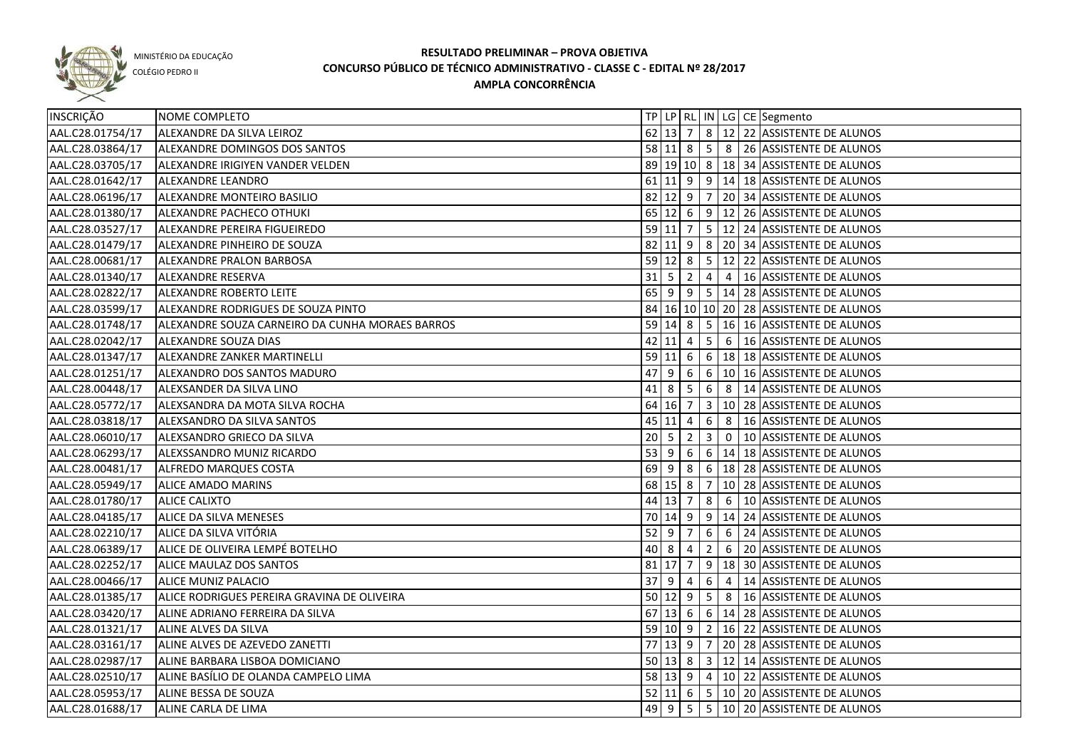MINISTÉRIO DA EDUCAÇÃO
COLÉGIO PEDRO II

# RESULTADO PRELIMINAR – PROVA OBJETIVA
## CONCURSO PÚBLICO DE TÉCNICO ADMINISTRATIVO - CLASSE C - EDITAL Nº 28/2017
## AMPLA CONCORRÊNCIA

| INSCRIÇÃO | NOME COMPLETO | TP | LP | RL | IN | LG | CE | Segmento |
|---|---|---|---|---|---|---|---|---|
| AAL.C28.01754/17 | ALEXANDRE DA SILVA LEIROZ | 62 | 13 | 7 | 8 | 12 | 22 | ASSISTENTE DE ALUNOS |
| AAL.C28.03864/17 | ALEXANDRE DOMINGOS DOS SANTOS | 58 | 11 | 8 | 5 | 8 | 26 | ASSISTENTE DE ALUNOS |
| AAL.C28.03705/17 | ALEXANDRE IRIGIYEN VANDER VELDEN | 89 | 19 | 10 | 8 | 18 | 34 | ASSISTENTE DE ALUNOS |
| AAL.C28.01642/17 | ALEXANDRE LEANDRO | 61 | 11 | 9 | 9 | 14 | 18 | ASSISTENTE DE ALUNOS |
| AAL.C28.06196/17 | ALEXANDRE MONTEIRO BASILIO | 82 | 12 | 9 | 7 | 20 | 34 | ASSISTENTE DE ALUNOS |
| AAL.C28.01380/17 | ALEXANDRE PACHECO OTHUKI | 65 | 12 | 6 | 9 | 12 | 26 | ASSISTENTE DE ALUNOS |
| AAL.C28.03527/17 | ALEXANDRE PEREIRA FIGUEIREDO | 59 | 11 | 7 | 5 | 12 | 24 | ASSISTENTE DE ALUNOS |
| AAL.C28.01479/17 | ALEXANDRE PINHEIRO DE SOUZA | 82 | 11 | 9 | 8 | 20 | 34 | ASSISTENTE DE ALUNOS |
| AAL.C28.00681/17 | ALEXANDRE PRALON BARBOSA | 59 | 12 | 8 | 5 | 12 | 22 | ASSISTENTE DE ALUNOS |
| AAL.C28.01340/17 | ALEXANDRE RESERVA | 31 | 5 | 2 | 4 | 4 | 16 | ASSISTENTE DE ALUNOS |
| AAL.C28.02822/17 | ALEXANDRE ROBERTO LEITE | 65 | 9 | 9 | 5 | 14 | 28 | ASSISTENTE DE ALUNOS |
| AAL.C28.03599/17 | ALEXANDRE RODRIGUES DE SOUZA PINTO | 84 | 16 | 10 | 10 | 20 | 28 | ASSISTENTE DE ALUNOS |
| AAL.C28.01748/17 | ALEXANDRE SOUZA CARNEIRO DA CUNHA MORAES BARROS | 59 | 14 | 8 | 5 | 16 | 16 | ASSISTENTE DE ALUNOS |
| AAL.C28.02042/17 | ALEXANDRE SOUZA DIAS | 42 | 11 | 4 | 5 | 6 | 16 | ASSISTENTE DE ALUNOS |
| AAL.C28.01347/17 | ALEXANDRE ZANKER MARTINELLI | 59 | 11 | 6 | 6 | 18 | 18 | ASSISTENTE DE ALUNOS |
| AAL.C28.01251/17 | ALEXANDRO DOS SANTOS MADURO | 47 | 9 | 6 | 6 | 10 | 16 | ASSISTENTE DE ALUNOS |
| AAL.C28.00448/17 | ALEXSANDER DA SILVA LINO | 41 | 8 | 5 | 6 | 8 | 14 | ASSISTENTE DE ALUNOS |
| AAL.C28.05772/17 | ALEXSANDRA DA MOTA SILVA ROCHA | 64 | 16 | 7 | 3 | 10 | 28 | ASSISTENTE DE ALUNOS |
| AAL.C28.03818/17 | ALEXSANDRO DA SILVA SANTOS | 45 | 11 | 4 | 6 | 8 | 16 | ASSISTENTE DE ALUNOS |
| AAL.C28.06010/17 | ALEXSANDRO GRIECO DA SILVA | 20 | 5 | 2 | 3 | 0 | 10 | ASSISTENTE DE ALUNOS |
| AAL.C28.06293/17 | ALEXSSANDRO MUNIZ RICARDO | 53 | 9 | 6 | 6 | 14 | 18 | ASSISTENTE DE ALUNOS |
| AAL.C28.00481/17 | ALFREDO MARQUES COSTA | 69 | 9 | 8 | 6 | 18 | 28 | ASSISTENTE DE ALUNOS |
| AAL.C28.05949/17 | ALICE AMADO MARINS | 68 | 15 | 8 | 7 | 10 | 28 | ASSISTENTE DE ALUNOS |
| AAL.C28.01780/17 | ALICE CALIXTO | 44 | 13 | 7 | 8 | 6 | 10 | ASSISTENTE DE ALUNOS |
| AAL.C28.04185/17 | ALICE DA SILVA MENESES | 70 | 14 | 9 | 9 | 14 | 24 | ASSISTENTE DE ALUNOS |
| AAL.C28.02210/17 | ALICE DA SILVA VITÓRIA | 52 | 9 | 7 | 6 | 6 | 24 | ASSISTENTE DE ALUNOS |
| AAL.C28.06389/17 | ALICE DE OLIVEIRA LEMPÉ BOTELHO | 40 | 8 | 4 | 2 | 6 | 20 | ASSISTENTE DE ALUNOS |
| AAL.C28.02252/17 | ALICE MAULAZ DOS SANTOS | 81 | 17 | 7 | 9 | 18 | 30 | ASSISTENTE DE ALUNOS |
| AAL.C28.00466/17 | ALICE MUNIZ PALACIO | 37 | 9 | 4 | 6 | 4 | 14 | ASSISTENTE DE ALUNOS |
| AAL.C28.01385/17 | ALICE RODRIGUES PEREIRA GRAVINA DE OLIVEIRA | 50 | 12 | 9 | 5 | 8 | 16 | ASSISTENTE DE ALUNOS |
| AAL.C28.03420/17 | ALINE ADRIANO FERREIRA DA SILVA | 67 | 13 | 6 | 6 | 14 | 28 | ASSISTENTE DE ALUNOS |
| AAL.C28.01321/17 | ALINE ALVES DA SILVA | 59 | 10 | 9 | 2 | 16 | 22 | ASSISTENTE DE ALUNOS |
| AAL.C28.03161/17 | ALINE ALVES DE AZEVEDO ZANETTI | 77 | 13 | 9 | 7 | 20 | 28 | ASSISTENTE DE ALUNOS |
| AAL.C28.02987/17 | ALINE BARBARA LISBOA DOMICIANO | 50 | 13 | 8 | 3 | 12 | 14 | ASSISTENTE DE ALUNOS |
| AAL.C28.02510/17 | ALINE BASÍLIO DE OLANDA CAMPELO LIMA | 58 | 13 | 9 | 4 | 10 | 22 | ASSISTENTE DE ALUNOS |
| AAL.C28.05953/17 | ALINE BESSA DE SOUZA | 52 | 11 | 6 | 5 | 10 | 20 | ASSISTENTE DE ALUNOS |
| AAL.C28.01688/17 | ALINE CARLA DE LIMA | 49 | 9 | 5 | 5 | 10 | 20 | ASSISTENTE DE ALUNOS |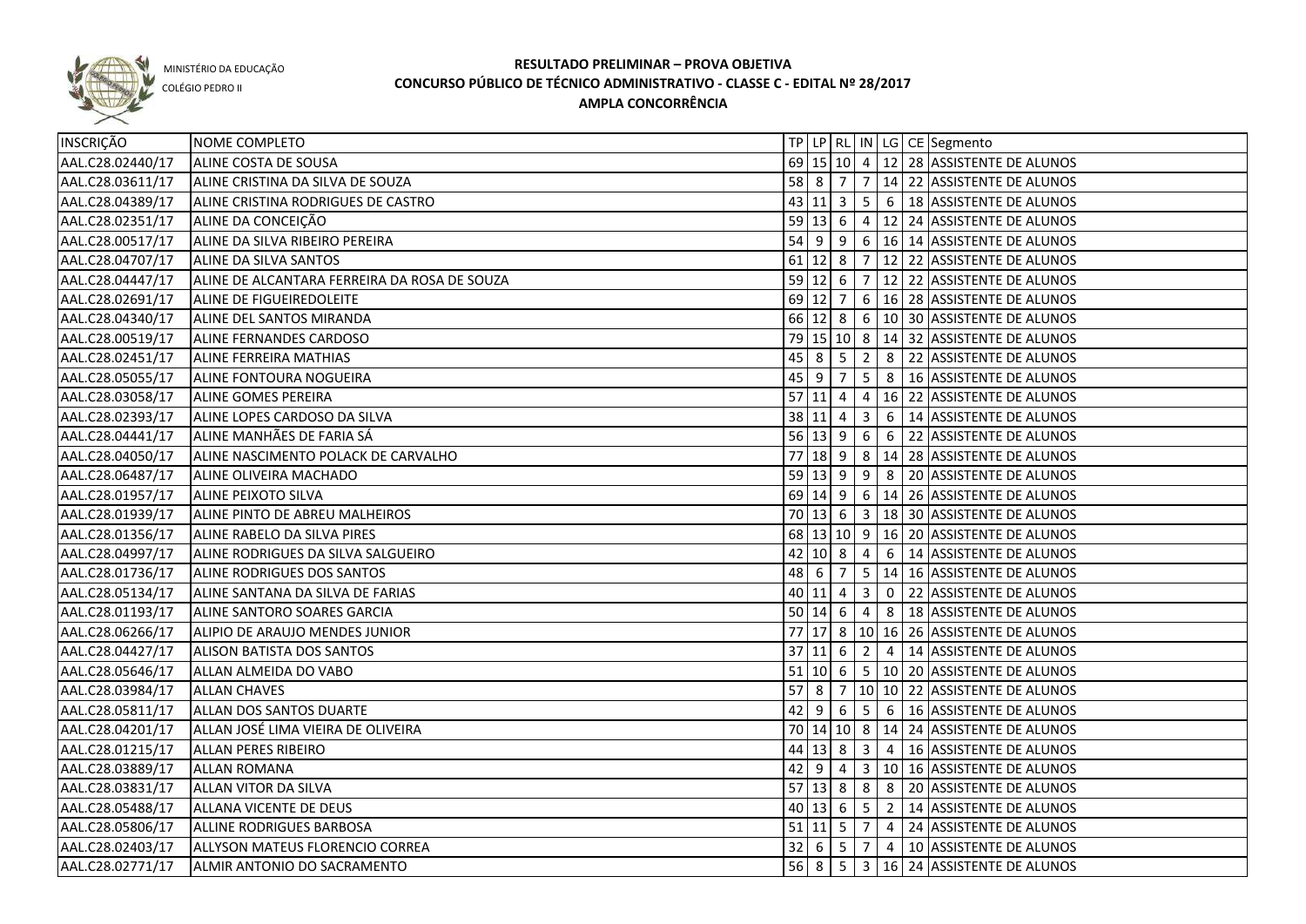MINISTÉRIO DA EDUCAÇÃO
COLÉGIO PEDRO II

# RESULTADO PRELIMINAR – PROVA OBJETIVA
## CONCURSO PÚBLICO DE TÉCNICO ADMINISTRATIVO - CLASSE C - EDITAL Nº 28/2017
### AMPLA CONCORRÊNCIA

| INSCRIÇÃO | NOME COMPLETO | TP | LP | RL | IN | LG | CE | Segmento |
|---|---|---|---|---|---|---|---|---|
| AAL.C28.02440/17 | ALINE COSTA DE SOUSA | 69 | 15 | 10 | 4 | 12 | 28 | ASSISTENTE DE ALUNOS |
| AAL.C28.03611/17 | ALINE CRISTINA DA SILVA DE SOUZA | 58 | 8 | 7 | 7 | 14 | 22 | ASSISTENTE DE ALUNOS |
| AAL.C28.04389/17 | ALINE CRISTINA RODRIGUES DE CASTRO | 43 | 11 | 3 | 5 | 6 | 18 | ASSISTENTE DE ALUNOS |
| AAL.C28.02351/17 | ALINE DA CONCEIÇÃO | 59 | 13 | 6 | 4 | 12 | 24 | ASSISTENTE DE ALUNOS |
| AAL.C28.00517/17 | ALINE DA SILVA RIBEIRO PEREIRA | 54 | 9 | 9 | 6 | 16 | 14 | ASSISTENTE DE ALUNOS |
| AAL.C28.04707/17 | ALINE DA SILVA SANTOS | 61 | 12 | 8 | 7 | 12 | 22 | ASSISTENTE DE ALUNOS |
| AAL.C28.04447/17 | ALINE DE ALCANTARA FERREIRA DA ROSA DE SOUZA | 59 | 12 | 6 | 7 | 12 | 22 | ASSISTENTE DE ALUNOS |
| AAL.C28.02691/17 | ALINE DE FIGUEIREDOLEITE | 69 | 12 | 7 | 6 | 16 | 28 | ASSISTENTE DE ALUNOS |
| AAL.C28.04340/17 | ALINE DEL SANTOS MIRANDA | 66 | 12 | 8 | 6 | 10 | 30 | ASSISTENTE DE ALUNOS |
| AAL.C28.00519/17 | ALINE FERNANDES CARDOSO | 79 | 15 | 10 | 8 | 14 | 32 | ASSISTENTE DE ALUNOS |
| AAL.C28.02451/17 | ALINE FERREIRA MATHIAS | 45 | 8 | 5 | 2 | 8 | 22 | ASSISTENTE DE ALUNOS |
| AAL.C28.05055/17 | ALINE FONTOURA NOGUEIRA | 45 | 9 | 7 | 5 | 8 | 16 | ASSISTENTE DE ALUNOS |
| AAL.C28.03058/17 | ALINE GOMES PEREIRA | 57 | 11 | 4 | 4 | 16 | 22 | ASSISTENTE DE ALUNOS |
| AAL.C28.02393/17 | ALINE LOPES CARDOSO DA SILVA | 38 | 11 | 4 | 3 | 6 | 14 | ASSISTENTE DE ALUNOS |
| AAL.C28.04441/17 | ALINE MANHÃES DE FARIA SÁ | 56 | 13 | 9 | 6 | 6 | 22 | ASSISTENTE DE ALUNOS |
| AAL.C28.04050/17 | ALINE NASCIMENTO POLACK DE CARVALHO | 77 | 18 | 9 | 8 | 14 | 28 | ASSISTENTE DE ALUNOS |
| AAL.C28.06487/17 | ALINE OLIVEIRA MACHADO | 59 | 13 | 9 | 9 | 8 | 20 | ASSISTENTE DE ALUNOS |
| AAL.C28.01957/17 | ALINE PEIXOTO SILVA | 69 | 14 | 9 | 6 | 14 | 26 | ASSISTENTE DE ALUNOS |
| AAL.C28.01939/17 | ALINE PINTO DE ABREU MALHEIROS | 70 | 13 | 6 | 3 | 18 | 30 | ASSISTENTE DE ALUNOS |
| AAL.C28.01356/17 | ALINE RABELO DA SILVA PIRES | 68 | 13 | 10 | 9 | 16 | 20 | ASSISTENTE DE ALUNOS |
| AAL.C28.04997/17 | ALINE RODRIGUES DA SILVA SALGUEIRO | 42 | 10 | 8 | 4 | 6 | 14 | ASSISTENTE DE ALUNOS |
| AAL.C28.01736/17 | ALINE RODRIGUES DOS SANTOS | 48 | 6 | 7 | 5 | 14 | 16 | ASSISTENTE DE ALUNOS |
| AAL.C28.05134/17 | ALINE SANTANA DA SILVA DE FARIAS | 40 | 11 | 4 | 3 | 0 | 22 | ASSISTENTE DE ALUNOS |
| AAL.C28.01193/17 | ALINE SANTORO SOARES GARCIA | 50 | 14 | 6 | 4 | 8 | 18 | ASSISTENTE DE ALUNOS |
| AAL.C28.06266/17 | ALIPIO DE ARAUJO MENDES JUNIOR | 77 | 17 | 8 | 10 | 16 | 26 | ASSISTENTE DE ALUNOS |
| AAL.C28.04427/17 | ALISON BATISTA DOS SANTOS | 37 | 11 | 6 | 2 | 4 | 14 | ASSISTENTE DE ALUNOS |
| AAL.C28.05646/17 | ALLAN ALMEIDA DO VABO | 51 | 10 | 6 | 5 | 10 | 20 | ASSISTENTE DE ALUNOS |
| AAL.C28.03984/17 | ALLAN CHAVES | 57 | 8 | 7 | 10 | 10 | 22 | ASSISTENTE DE ALUNOS |
| AAL.C28.05811/17 | ALLAN DOS SANTOS DUARTE | 42 | 9 | 6 | 5 | 6 | 16 | ASSISTENTE DE ALUNOS |
| AAL.C28.04201/17 | ALLAN JOSÉ LIMA VIEIRA DE OLIVEIRA | 70 | 14 | 10 | 8 | 14 | 24 | ASSISTENTE DE ALUNOS |
| AAL.C28.01215/17 | ALLAN PERES RIBEIRO | 44 | 13 | 8 | 3 | 4 | 16 | ASSISTENTE DE ALUNOS |
| AAL.C28.03889/17 | ALLAN ROMANA | 42 | 9 | 4 | 3 | 10 | 16 | ASSISTENTE DE ALUNOS |
| AAL.C28.03831/17 | ALLAN VITOR DA SILVA | 57 | 13 | 8 | 8 | 8 | 20 | ASSISTENTE DE ALUNOS |
| AAL.C28.05488/17 | ALLANA VICENTE DE DEUS | 40 | 13 | 6 | 5 | 2 | 14 | ASSISTENTE DE ALUNOS |
| AAL.C28.05806/17 | ALLINE RODRIGUES BARBOSA | 51 | 11 | 5 | 7 | 4 | 24 | ASSISTENTE DE ALUNOS |
| AAL.C28.02403/17 | ALLYSON MATEUS FLORENCIO CORREA | 32 | 6 | 5 | 7 | 4 | 10 | ASSISTENTE DE ALUNOS |
| AAL.C28.02771/17 | ALMIR ANTONIO DO SACRAMENTO | 56 | 8 | 5 | 3 | 16 | 24 | ASSISTENTE DE ALUNOS |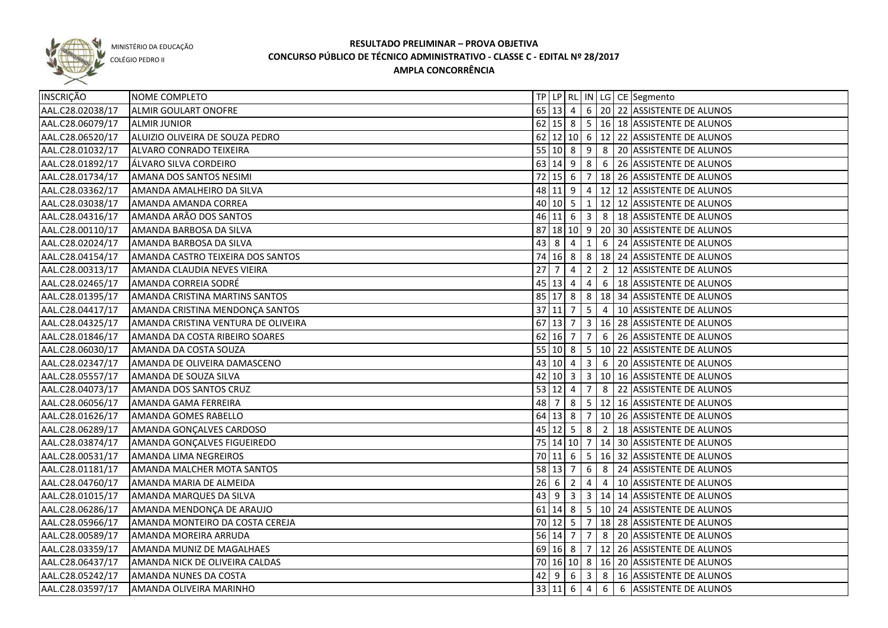MINISTÉRIO DA EDUCAÇÃO
COLÉGIO PEDRO II

# RESULTADO PRELIMINAR – PROVA OBJETIVA
## CONCURSO PÚBLICO DE TÉCNICO ADMINISTRATIVO - CLASSE C - EDITAL Nº 28/2017
## AMPLA CONCORRÊNCIA

| INSCRIÇÃO | NOME COMPLETO | TP | LP | RL | IN | LG | CE | Segmento |
|---|---|---|---|---|---|---|---|---|
| AAL.C28.02038/17 | ALMIR GOULART ONOFRE | 65 | 13 | 4 | 6 | 20 | 22 | ASSISTENTE DE ALUNOS |
| AAL.C28.06079/17 | ALMIR JUNIOR | 62 | 15 | 8 | 5 | 16 | 18 | ASSISTENTE DE ALUNOS |
| AAL.C28.06520/17 | ALUIZIO OLIVEIRA DE SOUZA PEDRO | 62 | 12 | 10 | 6 | 12 | 22 | ASSISTENTE DE ALUNOS |
| AAL.C28.01032/17 | ALVARO CONRADO TEIXEIRA | 55 | 10 | 8 | 9 | 8 | 20 | ASSISTENTE DE ALUNOS |
| AAL.C28.01892/17 | ÁLVARO SILVA CORDEIRO | 63 | 14 | 9 | 8 | 6 | 26 | ASSISTENTE DE ALUNOS |
| AAL.C28.01734/17 | AMANA DOS SANTOS NESIMI | 72 | 15 | 6 | 7 | 18 | 26 | ASSISTENTE DE ALUNOS |
| AAL.C28.03362/17 | AMANDA AMALHEIRO DA SILVA | 48 | 11 | 9 | 4 | 12 | 12 | ASSISTENTE DE ALUNOS |
| AAL.C28.03038/17 | AMANDA AMANDA CORREA | 40 | 10 | 5 | 1 | 12 | 12 | ASSISTENTE DE ALUNOS |
| AAL.C28.04316/17 | AMANDA ARÃO DOS SANTOS | 46 | 11 | 6 | 3 | 8 | 18 | ASSISTENTE DE ALUNOS |
| AAL.C28.00110/17 | AMANDA BARBOSA DA SILVA | 87 | 18 | 10 | 9 | 20 | 30 | ASSISTENTE DE ALUNOS |
| AAL.C28.02024/17 | AMANDA BARBOSA DA SILVA | 43 | 8 | 4 | 1 | 6 | 24 | ASSISTENTE DE ALUNOS |
| AAL.C28.04154/17 | AMANDA CASTRO TEIXEIRA DOS SANTOS | 74 | 16 | 8 | 8 | 18 | 24 | ASSISTENTE DE ALUNOS |
| AAL.C28.00313/17 | AMANDA CLAUDIA NEVES VIEIRA | 27 | 7 | 4 | 2 | 2 | 12 | ASSISTENTE DE ALUNOS |
| AAL.C28.02465/17 | AMANDA CORREIA SODRÉ | 45 | 13 | 4 | 4 | 6 | 18 | ASSISTENTE DE ALUNOS |
| AAL.C28.01395/17 | AMANDA CRISTINA MARTINS SANTOS | 85 | 17 | 8 | 8 | 18 | 34 | ASSISTENTE DE ALUNOS |
| AAL.C28.04417/17 | AMANDA CRISTINA MENDONÇA SANTOS | 37 | 11 | 7 | 5 | 4 | 10 | ASSISTENTE DE ALUNOS |
| AAL.C28.04325/17 | AMANDA CRISTINA VENTURA DE OLIVEIRA | 67 | 13 | 7 | 3 | 16 | 28 | ASSISTENTE DE ALUNOS |
| AAL.C28.01846/17 | AMANDA DA COSTA RIBEIRO SOARES | 62 | 16 | 7 | 7 | 6 | 26 | ASSISTENTE DE ALUNOS |
| AAL.C28.06030/17 | AMANDA DA COSTA SOUZA | 55 | 10 | 8 | 5 | 10 | 22 | ASSISTENTE DE ALUNOS |
| AAL.C28.02347/17 | AMANDA DE OLIVEIRA DAMASCENO | 43 | 10 | 4 | 3 | 6 | 20 | ASSISTENTE DE ALUNOS |
| AAL.C28.05557/17 | AMANDA DE SOUZA SILVA | 42 | 10 | 3 | 3 | 10 | 16 | ASSISTENTE DE ALUNOS |
| AAL.C28.04073/17 | AMANDA DOS SANTOS CRUZ | 53 | 12 | 4 | 7 | 8 | 22 | ASSISTENTE DE ALUNOS |
| AAL.C28.06056/17 | AMANDA GAMA FERREIRA | 48 | 7 | 8 | 5 | 12 | 16 | ASSISTENTE DE ALUNOS |
| AAL.C28.01626/17 | AMANDA GOMES RABELLO | 64 | 13 | 8 | 7 | 10 | 26 | ASSISTENTE DE ALUNOS |
| AAL.C28.06289/17 | AMANDA GONÇALVES CARDOSO | 45 | 12 | 5 | 8 | 2 | 18 | ASSISTENTE DE ALUNOS |
| AAL.C28.03874/17 | AMANDA GONÇALVES FIGUEIREDO | 75 | 14 | 10 | 7 | 14 | 30 | ASSISTENTE DE ALUNOS |
| AAL.C28.00531/17 | AMANDA LIMA NEGREIROS | 70 | 11 | 6 | 5 | 16 | 32 | ASSISTENTE DE ALUNOS |
| AAL.C28.01181/17 | AMANDA MALCHER MOTA SANTOS | 58 | 13 | 7 | 6 | 8 | 24 | ASSISTENTE DE ALUNOS |
| AAL.C28.04760/17 | AMANDA MARIA DE ALMEIDA | 26 | 6 | 2 | 4 | 4 | 10 | ASSISTENTE DE ALUNOS |
| AAL.C28.01015/17 | AMANDA MARQUES DA SILVA | 43 | 9 | 3 | 3 | 14 | 14 | ASSISTENTE DE ALUNOS |
| AAL.C28.06286/17 | AMANDA MENDONÇA DE ARAUJO | 61 | 14 | 8 | 5 | 10 | 24 | ASSISTENTE DE ALUNOS |
| AAL.C28.05966/17 | AMANDA MONTEIRO DA COSTA CEREJA | 70 | 12 | 5 | 7 | 18 | 28 | ASSISTENTE DE ALUNOS |
| AAL.C28.00589/17 | AMANDA MOREIRA ARRUDA | 56 | 14 | 7 | 7 | 8 | 20 | ASSISTENTE DE ALUNOS |
| AAL.C28.03359/17 | AMANDA MUNIZ DE MAGALHAES | 69 | 16 | 8 | 7 | 12 | 26 | ASSISTENTE DE ALUNOS |
| AAL.C28.06437/17 | AMANDA NICK DE OLIVEIRA CALDAS | 70 | 16 | 10 | 8 | 16 | 20 | ASSISTENTE DE ALUNOS |
| AAL.C28.05242/17 | AMANDA NUNES DA COSTA | 42 | 9 | 6 | 3 | 8 | 16 | ASSISTENTE DE ALUNOS |
| AAL.C28.03597/17 | AMANDA OLIVEIRA MARINHO | 33 | 11 | 6 | 4 | 6 | 6 | ASSISTENTE DE ALUNOS |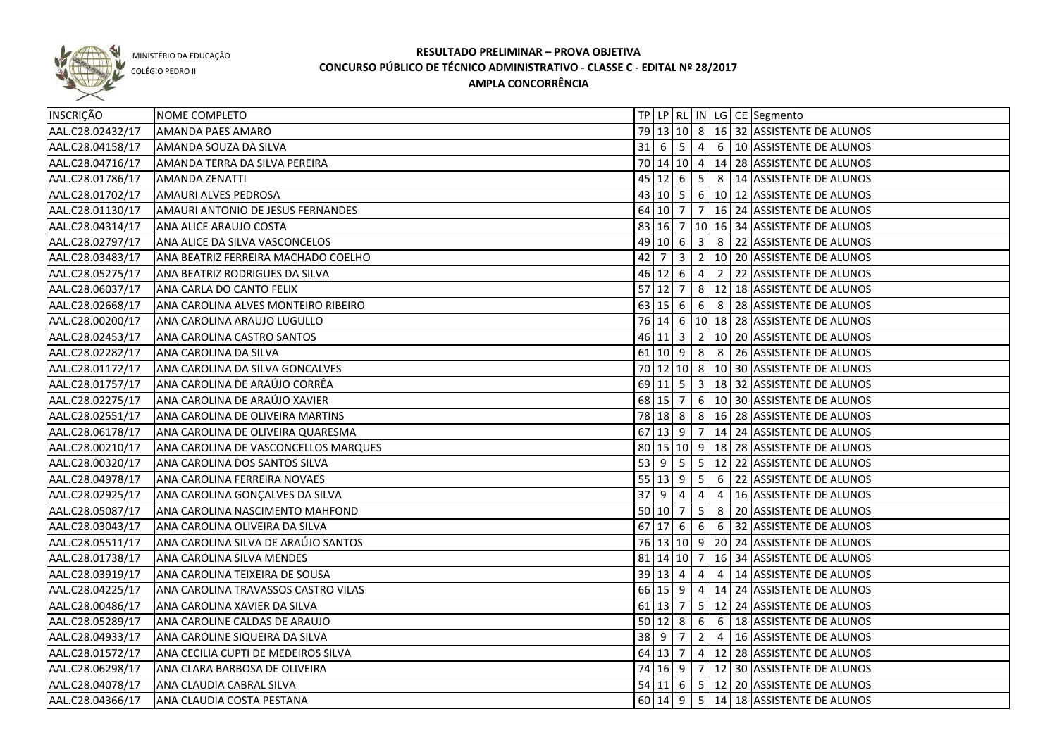MINISTÉRIO DA EDUCAÇÃO
COLÉGIO PEDRO II

# RESULTADO PRELIMINAR – PROVA OBJETIVA
## CONCURSO PÚBLICO DE TÉCNICO ADMINISTRATIVO - CLASSE C - EDITAL Nº 28/2017
## AMPLA CONCORRÊNCIA

| INSCRIÇÃO | NOME COMPLETO | TP | LP | RL | IN | LG | CE | Segmento |
|---|---|---|---|---|---|---|---|---|
| AAL.C28.02432/17 | AMANDA PAES AMARO | 79 | 13 | 10 | 8 | 16 | 32 | ASSISTENTE DE ALUNOS |
| AAL.C28.04158/17 | AMANDA SOUZA DA SILVA | 31 | 6 | 5 | 4 | 6 | 10 | ASSISTENTE DE ALUNOS |
| AAL.C28.04716/17 | AMANDA TERRA DA SILVA PEREIRA | 70 | 14 | 10 | 4 | 14 | 28 | ASSISTENTE DE ALUNOS |
| AAL.C28.01786/17 | AMANDA ZENATTI | 45 | 12 | 6 | 5 | 8 | 14 | ASSISTENTE DE ALUNOS |
| AAL.C28.01702/17 | AMAURI ALVES PEDROSA | 43 | 10 | 5 | 6 | 10 | 12 | ASSISTENTE DE ALUNOS |
| AAL.C28.01130/17 | AMAURI ANTONIO DE JESUS FERNANDES | 64 | 10 | 7 | 7 | 16 | 24 | ASSISTENTE DE ALUNOS |
| AAL.C28.04314/17 | ANA ALICE ARAUJO COSTA | 83 | 16 | 7 | 10 | 16 | 34 | ASSISTENTE DE ALUNOS |
| AAL.C28.02797/17 | ANA ALICE DA SILVA VASCONCELOS | 49 | 10 | 6 | 3 | 8 | 22 | ASSISTENTE DE ALUNOS |
| AAL.C28.03483/17 | ANA BEATRIZ FERREIRA MACHADO COELHO | 42 | 7 | 3 | 2 | 10 | 20 | ASSISTENTE DE ALUNOS |
| AAL.C28.05275/17 | ANA BEATRIZ RODRIGUES DA SILVA | 46 | 12 | 6 | 4 | 2 | 22 | ASSISTENTE DE ALUNOS |
| AAL.C28.06037/17 | ANA CARLA DO CANTO FELIX | 57 | 12 | 7 | 8 | 12 | 18 | ASSISTENTE DE ALUNOS |
| AAL.C28.02668/17 | ANA CAROLINA ALVES MONTEIRO RIBEIRO | 63 | 15 | 6 | 6 | 8 | 28 | ASSISTENTE DE ALUNOS |
| AAL.C28.00200/17 | ANA CAROLINA ARAUJO LUGULLO | 76 | 14 | 6 | 10 | 18 | 28 | ASSISTENTE DE ALUNOS |
| AAL.C28.02453/17 | ANA CAROLINA CASTRO SANTOS | 46 | 11 | 3 | 2 | 10 | 20 | ASSISTENTE DE ALUNOS |
| AAL.C28.02282/17 | ANA CAROLINA DA SILVA | 61 | 10 | 9 | 8 | 8 | 26 | ASSISTENTE DE ALUNOS |
| AAL.C28.01172/17 | ANA CAROLINA DA SILVA GONCALVES | 70 | 12 | 10 | 8 | 10 | 30 | ASSISTENTE DE ALUNOS |
| AAL.C28.01757/17 | ANA CAROLINA DE ARAÚJO CORRÊA | 69 | 11 | 5 | 3 | 18 | 32 | ASSISTENTE DE ALUNOS |
| AAL.C28.02275/17 | ANA CAROLINA DE ARAÚJO XAVIER | 68 | 15 | 7 | 6 | 10 | 30 | ASSISTENTE DE ALUNOS |
| AAL.C28.02551/17 | ANA CAROLINA DE OLIVEIRA MARTINS | 78 | 18 | 8 | 8 | 16 | 28 | ASSISTENTE DE ALUNOS |
| AAL.C28.06178/17 | ANA CAROLINA DE OLIVEIRA QUARESMA | 67 | 13 | 9 | 7 | 14 | 24 | ASSISTENTE DE ALUNOS |
| AAL.C28.00210/17 | ANA CAROLINA DE VASCONCELLOS MARQUES | 80 | 15 | 10 | 9 | 18 | 28 | ASSISTENTE DE ALUNOS |
| AAL.C28.00320/17 | ANA CAROLINA DOS SANTOS SILVA | 53 | 9 | 5 | 5 | 12 | 22 | ASSISTENTE DE ALUNOS |
| AAL.C28.04978/17 | ANA CAROLINA FERREIRA NOVAES | 55 | 13 | 9 | 5 | 6 | 22 | ASSISTENTE DE ALUNOS |
| AAL.C28.02925/17 | ANA CAROLINA GONÇALVES DA SILVA | 37 | 9 | 4 | 4 | 4 | 16 | ASSISTENTE DE ALUNOS |
| AAL.C28.05087/17 | ANA CAROLINA NASCIMENTO MAHFOND | 50 | 10 | 7 | 5 | 8 | 20 | ASSISTENTE DE ALUNOS |
| AAL.C28.03043/17 | ANA CAROLINA OLIVEIRA DA SILVA | 67 | 17 | 6 | 6 | 6 | 32 | ASSISTENTE DE ALUNOS |
| AAL.C28.05511/17 | ANA CAROLINA SILVA DE ARAÚJO SANTOS | 76 | 13 | 10 | 9 | 20 | 24 | ASSISTENTE DE ALUNOS |
| AAL.C28.01738/17 | ANA CAROLINA SILVA MENDES | 81 | 14 | 10 | 7 | 16 | 34 | ASSISTENTE DE ALUNOS |
| AAL.C28.03919/17 | ANA CAROLINA TEIXEIRA DE SOUSA | 39 | 13 | 4 | 4 | 4 | 14 | ASSISTENTE DE ALUNOS |
| AAL.C28.04225/17 | ANA CAROLINA TRAVASSOS CASTRO VILAS | 66 | 15 | 9 | 4 | 14 | 24 | ASSISTENTE DE ALUNOS |
| AAL.C28.00486/17 | ANA CAROLINA XAVIER DA SILVA | 61 | 13 | 7 | 5 | 12 | 24 | ASSISTENTE DE ALUNOS |
| AAL.C28.05289/17 | ANA CAROLINE CALDAS DE ARAUJO | 50 | 12 | 8 | 6 | 6 | 18 | ASSISTENTE DE ALUNOS |
| AAL.C28.04933/17 | ANA CAROLINE SIQUEIRA DA SILVA | 38 | 9 | 7 | 2 | 4 | 16 | ASSISTENTE DE ALUNOS |
| AAL.C28.01572/17 | ANA CECILIA CUPTI DE MEDEIROS SILVA | 64 | 13 | 7 | 4 | 12 | 28 | ASSISTENTE DE ALUNOS |
| AAL.C28.06298/17 | ANA CLARA BARBOSA DE OLIVEIRA | 74 | 16 | 9 | 7 | 12 | 30 | ASSISTENTE DE ALUNOS |
| AAL.C28.04078/17 | ANA CLAUDIA CABRAL SILVA | 54 | 11 | 6 | 5 | 12 | 20 | ASSISTENTE DE ALUNOS |
| AAL.C28.04366/17 | ANA CLAUDIA COSTA PESTANA | 60 | 14 | 9 | 5 | 14 | 18 | ASSISTENTE DE ALUNOS |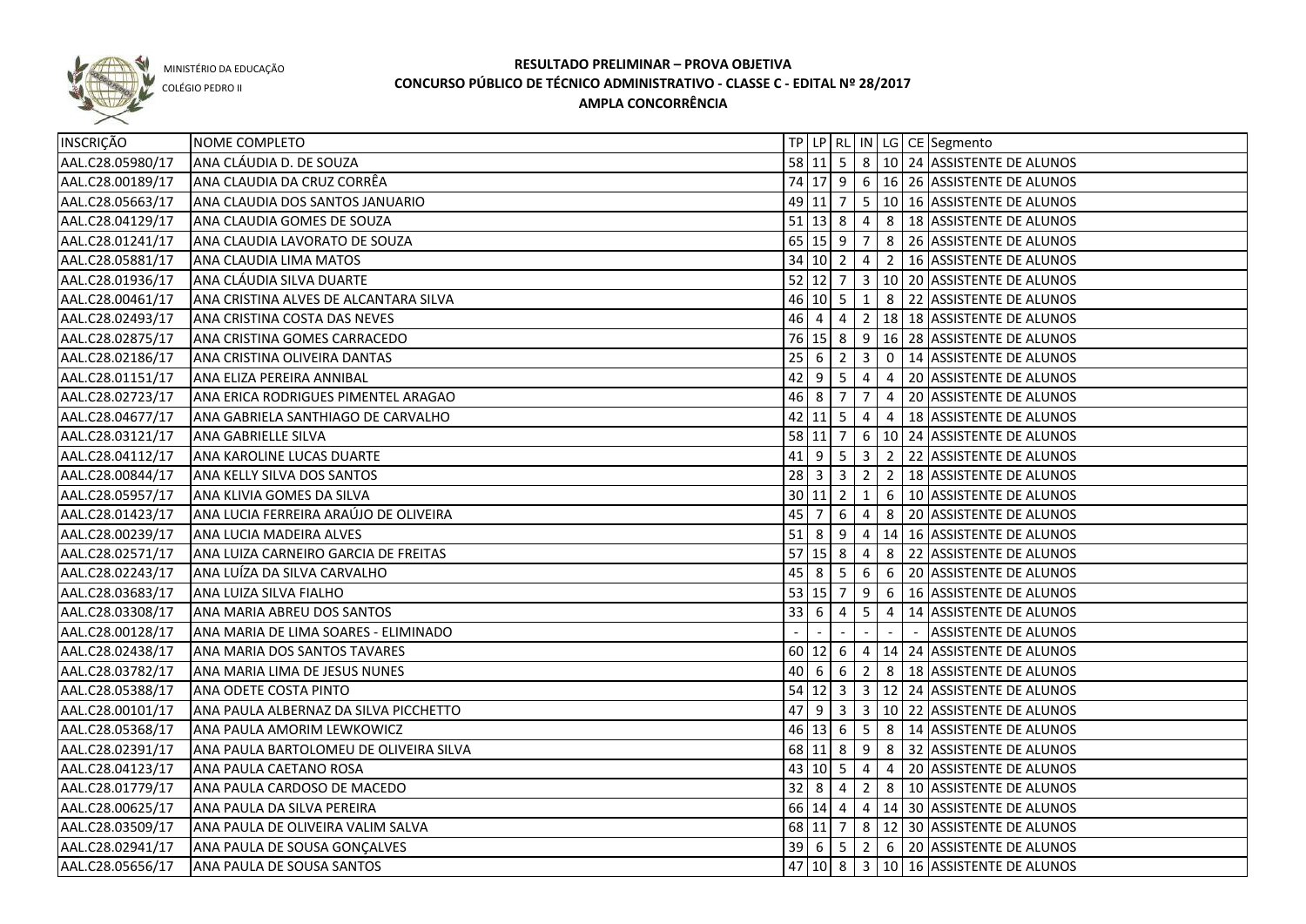MINISTÉRIO DA EDUCAÇÃO

COLÉGIO PEDRO II

# RESULTADO PRELIMINAR – PROVA OBJETIVA
## CONCURSO PÚBLICO DE TÉCNICO ADMINISTRATIVO - CLASSE C - EDITAL Nº 28/2017
### AMPLA CONCORRÊNCIA

| INSCRIÇÃO | NOME COMPLETO | TP | LP | RL | IN | LG | CE | Segmento |
|---|---|---|---|---|---|---|---|---|
| AAL.C28.05980/17 | ANA CLÁUDIA D. DE SOUZA | 58 | 11 | 5 | 8 | 10 | 24 | ASSISTENTE DE ALUNOS |
| AAL.C28.00189/17 | ANA CLAUDIA DA CRUZ CORRÊA | 74 | 17 | 9 | 6 | 16 | 26 | ASSISTENTE DE ALUNOS |
| AAL.C28.05663/17 | ANA CLAUDIA DOS SANTOS JANUARIO | 49 | 11 | 7 | 5 | 10 | 16 | ASSISTENTE DE ALUNOS |
| AAL.C28.04129/17 | ANA CLAUDIA GOMES DE SOUZA | 51 | 13 | 8 | 4 | 8 | 18 | ASSISTENTE DE ALUNOS |
| AAL.C28.01241/17 | ANA CLAUDIA LAVORATO DE SOUZA | 65 | 15 | 9 | 7 | 8 | 26 | ASSISTENTE DE ALUNOS |
| AAL.C28.05881/17 | ANA CLAUDIA LIMA MATOS | 34 | 10 | 2 | 4 | 2 | 16 | ASSISTENTE DE ALUNOS |
| AAL.C28.01936/17 | ANA CLÁUDIA SILVA DUARTE | 52 | 12 | 7 | 3 | 10 | 20 | ASSISTENTE DE ALUNOS |
| AAL.C28.00461/17 | ANA CRISTINA ALVES DE ALCANTARA SILVA | 46 | 10 | 5 | 1 | 8 | 22 | ASSISTENTE DE ALUNOS |
| AAL.C28.02493/17 | ANA CRISTINA COSTA DAS NEVES | 46 | 4 | 4 | 2 | 18 | 18 | ASSISTENTE DE ALUNOS |
| AAL.C28.02875/17 | ANA CRISTINA GOMES CARRACEDO | 76 | 15 | 8 | 9 | 16 | 28 | ASSISTENTE DE ALUNOS |
| AAL.C28.02186/17 | ANA CRISTINA OLIVEIRA DANTAS | 25 | 6 | 2 | 3 | 0 | 14 | ASSISTENTE DE ALUNOS |
| AAL.C28.01151/17 | ANA ELIZA PEREIRA ANNIBAL | 42 | 9 | 5 | 4 | 4 | 20 | ASSISTENTE DE ALUNOS |
| AAL.C28.02723/17 | ANA ERICA RODRIGUES PIMENTEL ARAGAO | 46 | 8 | 7 | 7 | 4 | 20 | ASSISTENTE DE ALUNOS |
| AAL.C28.04677/17 | ANA GABRIELA SANTHIAGO DE CARVALHO | 42 | 11 | 5 | 4 | 4 | 18 | ASSISTENTE DE ALUNOS |
| AAL.C28.03121/17 | ANA GABRIELLE SILVA | 58 | 11 | 7 | 6 | 10 | 24 | ASSISTENTE DE ALUNOS |
| AAL.C28.04112/17 | ANA KAROLINE LUCAS DUARTE | 41 | 9 | 5 | 3 | 2 | 22 | ASSISTENTE DE ALUNOS |
| AAL.C28.00844/17 | ANA KELLY SILVA DOS SANTOS | 28 | 3 | 3 | 2 | 2 | 18 | ASSISTENTE DE ALUNOS |
| AAL.C28.05957/17 | ANA KLIVIA GOMES DA SILVA | 30 | 11 | 2 | 1 | 6 | 10 | ASSISTENTE DE ALUNOS |
| AAL.C28.01423/17 | ANA LUCIA FERREIRA ARAÚJO DE OLIVEIRA | 45 | 7 | 6 | 4 | 8 | 20 | ASSISTENTE DE ALUNOS |
| AAL.C28.00239/17 | ANA LUCIA MADEIRA ALVES | 51 | 8 | 9 | 4 | 14 | 16 | ASSISTENTE DE ALUNOS |
| AAL.C28.02571/17 | ANA LUIZA CARNEIRO GARCIA DE FREITAS | 57 | 15 | 8 | 4 | 8 | 22 | ASSISTENTE DE ALUNOS |
| AAL.C28.02243/17 | ANA LUÍZA DA SILVA CARVALHO | 45 | 8 | 5 | 6 | 6 | 20 | ASSISTENTE DE ALUNOS |
| AAL.C28.03683/17 | ANA LUIZA SILVA FIALHO | 53 | 15 | 7 | 9 | 6 | 16 | ASSISTENTE DE ALUNOS |
| AAL.C28.03308/17 | ANA MARIA ABREU DOS SANTOS | 33 | 6 | 4 | 5 | 4 | 14 | ASSISTENTE DE ALUNOS |
| AAL.C28.00128/17 | ANA MARIA DE LIMA SOARES - ELIMINADO | - | - | - | - | - | - | ASSISTENTE DE ALUNOS |
| AAL.C28.02438/17 | ANA MARIA DOS SANTOS TAVARES | 60 | 12 | 6 | 4 | 14 | 24 | ASSISTENTE DE ALUNOS |
| AAL.C28.03782/17 | ANA MARIA LIMA DE JESUS NUNES | 40 | 6 | 6 | 2 | 8 | 18 | ASSISTENTE DE ALUNOS |
| AAL.C28.05388/17 | ANA ODETE COSTA PINTO | 54 | 12 | 3 | 3 | 12 | 24 | ASSISTENTE DE ALUNOS |
| AAL.C28.00101/17 | ANA PAULA ALBERNAZ DA SILVA PICCHETTO | 47 | 9 | 3 | 3 | 10 | 22 | ASSISTENTE DE ALUNOS |
| AAL.C28.05368/17 | ANA PAULA AMORIM LEWKOWICZ | 46 | 13 | 6 | 5 | 8 | 14 | ASSISTENTE DE ALUNOS |
| AAL.C28.02391/17 | ANA PAULA BARTOLOMEU DE OLIVEIRA SILVA | 68 | 11 | 8 | 9 | 8 | 32 | ASSISTENTE DE ALUNOS |
| AAL.C28.04123/17 | ANA PAULA CAETANO ROSA | 43 | 10 | 5 | 4 | 4 | 20 | ASSISTENTE DE ALUNOS |
| AAL.C28.01779/17 | ANA PAULA CARDOSO DE MACEDO | 32 | 8 | 4 | 2 | 8 | 10 | ASSISTENTE DE ALUNOS |
| AAL.C28.00625/17 | ANA PAULA DA SILVA PEREIRA | 66 | 14 | 4 | 4 | 14 | 30 | ASSISTENTE DE ALUNOS |
| AAL.C28.03509/17 | ANA PAULA DE OLIVEIRA VALIM SALVA | 68 | 11 | 7 | 8 | 12 | 30 | ASSISTENTE DE ALUNOS |
| AAL.C28.02941/17 | ANA PAULA DE SOUSA GONÇALVES | 39 | 6 | 5 | 2 | 6 | 20 | ASSISTENTE DE ALUNOS |
| AAL.C28.05656/17 | ANA PAULA DE SOUSA SANTOS | 47 | 10 | 8 | 3 | 10 | 16 | ASSISTENTE DE ALUNOS |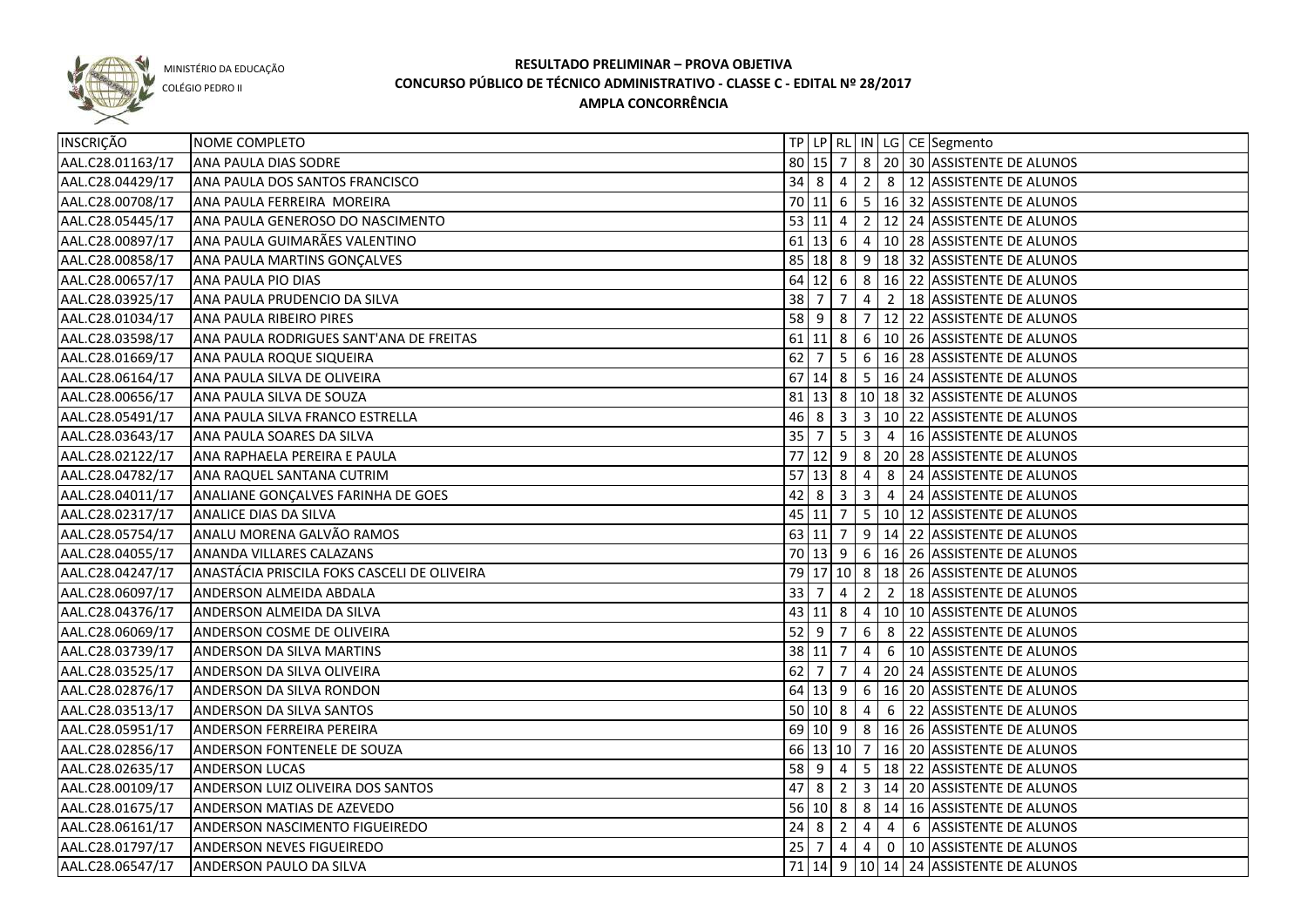MINISTÉRIO DA EDUCAÇÃO
COLÉGIO PEDRO II

# RESULTADO PRELIMINAR – PROVA OBJETIVA
## CONCURSO PÚBLICO DE TÉCNICO ADMINISTRATIVO - CLASSE C - EDITAL Nº 28/2017
## AMPLA CONCORRÊNCIA

| INSCRIÇÃO | NOME COMPLETO | TP | LP | RL | IN | LG | CE | Segmento |
|---|---|---|---|---|---|---|---|---|
| AAL.C28.01163/17 | ANA PAULA DIAS SODRE | 80 | 15 | 7 | 8 | 20 | 30 | ASSISTENTE DE ALUNOS |
| AAL.C28.04429/17 | ANA PAULA DOS SANTOS FRANCISCO | 34 | 8 | 4 | 2 | 8 | 12 | ASSISTENTE DE ALUNOS |
| AAL.C28.00708/17 | ANA PAULA FERREIRA MOREIRA | 70 | 11 | 6 | 5 | 16 | 32 | ASSISTENTE DE ALUNOS |
| AAL.C28.05445/17 | ANA PAULA GENEROSO DO NASCIMENTO | 53 | 11 | 4 | 2 | 12 | 24 | ASSISTENTE DE ALUNOS |
| AAL.C28.00897/17 | ANA PAULA GUIMARÃES VALENTINO | 61 | 13 | 6 | 4 | 10 | 28 | ASSISTENTE DE ALUNOS |
| AAL.C28.00858/17 | ANA PAULA MARTINS GONÇALVES | 85 | 18 | 8 | 9 | 18 | 32 | ASSISTENTE DE ALUNOS |
| AAL.C28.00657/17 | ANA PAULA PIO DIAS | 64 | 12 | 6 | 8 | 16 | 22 | ASSISTENTE DE ALUNOS |
| AAL.C28.03925/17 | ANA PAULA PRUDENCIO DA SILVA | 38 | 7 | 7 | 4 | 2 | 18 | ASSISTENTE DE ALUNOS |
| AAL.C28.01034/17 | ANA PAULA RIBEIRO PIRES | 58 | 9 | 8 | 7 | 12 | 22 | ASSISTENTE DE ALUNOS |
| AAL.C28.03598/17 | ANA PAULA RODRIGUES SANT'ANA DE FREITAS | 61 | 11 | 8 | 6 | 10 | 26 | ASSISTENTE DE ALUNOS |
| AAL.C28.01669/17 | ANA PAULA ROQUE SIQUEIRA | 62 | 7 | 5 | 6 | 16 | 28 | ASSISTENTE DE ALUNOS |
| AAL.C28.06164/17 | ANA PAULA SILVA DE OLIVEIRA | 67 | 14 | 8 | 5 | 16 | 24 | ASSISTENTE DE ALUNOS |
| AAL.C28.00656/17 | ANA PAULA SILVA DE SOUZA | 81 | 13 | 8 | 10 | 18 | 32 | ASSISTENTE DE ALUNOS |
| AAL.C28.05491/17 | ANA PAULA SILVA FRANCO ESTRELLA | 46 | 8 | 3 | 3 | 10 | 22 | ASSISTENTE DE ALUNOS |
| AAL.C28.03643/17 | ANA PAULA SOARES DA SILVA | 35 | 7 | 5 | 3 | 4 | 16 | ASSISTENTE DE ALUNOS |
| AAL.C28.02122/17 | ANA RAPHAELA PEREIRA E PAULA | 77 | 12 | 9 | 8 | 20 | 28 | ASSISTENTE DE ALUNOS |
| AAL.C28.04782/17 | ANA RAQUEL SANTANA CUTRIM | 57 | 13 | 8 | 4 | 8 | 24 | ASSISTENTE DE ALUNOS |
| AAL.C28.04011/17 | ANALIANE GONÇALVES FARINHA DE GOES | 42 | 8 | 3 | 3 | 4 | 24 | ASSISTENTE DE ALUNOS |
| AAL.C28.02317/17 | ANALICE DIAS DA SILVA | 45 | 11 | 7 | 5 | 10 | 12 | ASSISTENTE DE ALUNOS |
| AAL.C28.05754/17 | ANALU MORENA GALVÃO RAMOS | 63 | 11 | 7 | 9 | 14 | 22 | ASSISTENTE DE ALUNOS |
| AAL.C28.04055/17 | ANANDA VILLARES CALAZANS | 70 | 13 | 9 | 6 | 16 | 26 | ASSISTENTE DE ALUNOS |
| AAL.C28.04247/17 | ANASTÁCIA PRISCILA FOKS CASCELI DE OLIVEIRA | 79 | 17 | 10 | 8 | 18 | 26 | ASSISTENTE DE ALUNOS |
| AAL.C28.06097/17 | ANDERSON ALMEIDA ABDALA | 33 | 7 | 4 | 2 | 2 | 18 | ASSISTENTE DE ALUNOS |
| AAL.C28.04376/17 | ANDERSON ALMEIDA DA SILVA | 43 | 11 | 8 | 4 | 10 | 10 | ASSISTENTE DE ALUNOS |
| AAL.C28.06069/17 | ANDERSON COSME DE OLIVEIRA | 52 | 9 | 7 | 6 | 8 | 22 | ASSISTENTE DE ALUNOS |
| AAL.C28.03739/17 | ANDERSON DA SILVA MARTINS | 38 | 11 | 7 | 4 | 6 | 10 | ASSISTENTE DE ALUNOS |
| AAL.C28.03525/17 | ANDERSON DA SILVA OLIVEIRA | 62 | 7 | 7 | 4 | 20 | 24 | ASSISTENTE DE ALUNOS |
| AAL.C28.02876/17 | ANDERSON DA SILVA RONDON | 64 | 13 | 9 | 6 | 16 | 20 | ASSISTENTE DE ALUNOS |
| AAL.C28.03513/17 | ANDERSON DA SILVA SANTOS | 50 | 10 | 8 | 4 | 6 | 22 | ASSISTENTE DE ALUNOS |
| AAL.C28.05951/17 | ANDERSON FERREIRA PEREIRA | 69 | 10 | 9 | 8 | 16 | 26 | ASSISTENTE DE ALUNOS |
| AAL.C28.02856/17 | ANDERSON FONTENELE DE SOUZA | 66 | 13 | 10 | 7 | 16 | 20 | ASSISTENTE DE ALUNOS |
| AAL.C28.02635/17 | ANDERSON LUCAS | 58 | 9 | 4 | 5 | 18 | 22 | ASSISTENTE DE ALUNOS |
| AAL.C28.00109/17 | ANDERSON LUIZ OLIVEIRA DOS SANTOS | 47 | 8 | 2 | 3 | 14 | 20 | ASSISTENTE DE ALUNOS |
| AAL.C28.01675/17 | ANDERSON MATIAS DE AZEVEDO | 56 | 10 | 8 | 8 | 14 | 16 | ASSISTENTE DE ALUNOS |
| AAL.C28.06161/17 | ANDERSON NASCIMENTO FIGUEIREDO | 24 | 8 | 2 | 4 | 4 | 6 | ASSISTENTE DE ALUNOS |
| AAL.C28.01797/17 | ANDERSON NEVES FIGUEIREDO | 25 | 7 | 4 | 4 | 0 | 10 | ASSISTENTE DE ALUNOS |
| AAL.C28.06547/17 | ANDERSON PAULO DA SILVA | 71 | 14 | 9 | 10 | 14 | 24 | ASSISTENTE DE ALUNOS |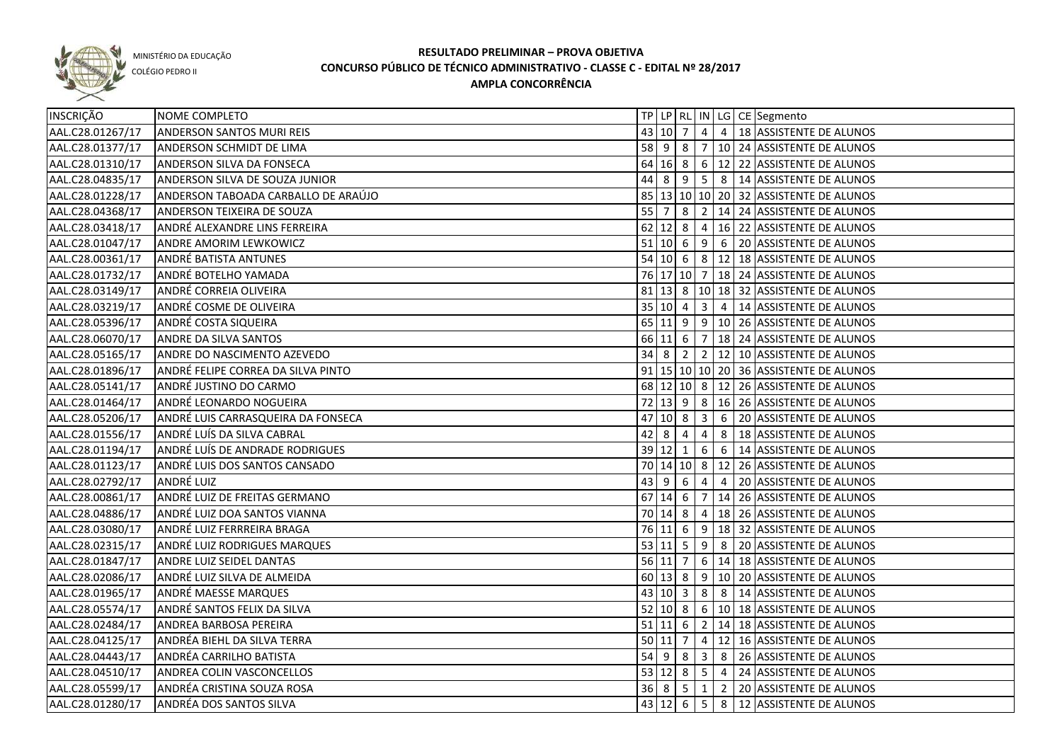MINISTÉRIO DA EDUCAÇÃO
COLÉGIO PEDRO II

# RESULTADO PRELIMINAR – PROVA OBJETIVA
## CONCURSO PÚBLICO DE TÉCNICO ADMINISTRATIVO - CLASSE C - EDITAL Nº 28/2017
### AMPLA CONCORRÊNCIA

| INSCRIÇÃO | NOME COMPLETO | TP | LP | RL | IN | LG | CE | Segmento |
|---|---|---|---|---|---|---|---|---|
| AAL.C28.01267/17 | ANDERSON SANTOS MURI REIS | 43 | 10 | 7 | 4 | 4 | 18 | ASSISTENTE DE ALUNOS |
| AAL.C28.01377/17 | ANDERSON SCHMIDT DE LIMA | 58 | 9 | 8 | 7 | 10 | 24 | ASSISTENTE DE ALUNOS |
| AAL.C28.01310/17 | ANDERSON SILVA DA FONSECA | 64 | 16 | 8 | 6 | 12 | 22 | ASSISTENTE DE ALUNOS |
| AAL.C28.04835/17 | ANDERSON SILVA DE SOUZA JUNIOR | 44 | 8 | 9 | 5 | 8 | 14 | ASSISTENTE DE ALUNOS |
| AAL.C28.01228/17 | ANDERSON TABOADA CARBALLO DE ARAÚJO | 85 | 13 | 10 | 10 | 20 | 32 | ASSISTENTE DE ALUNOS |
| AAL.C28.04368/17 | ANDERSON TEIXEIRA DE SOUZA | 55 | 7 | 8 | 2 | 14 | 24 | ASSISTENTE DE ALUNOS |
| AAL.C28.03418/17 | ANDRÉ ALEXANDRE LINS FERREIRA | 62 | 12 | 8 | 4 | 16 | 22 | ASSISTENTE DE ALUNOS |
| AAL.C28.01047/17 | ANDRE AMORIM LEWKOWICZ | 51 | 10 | 6 | 9 | 6 | 20 | ASSISTENTE DE ALUNOS |
| AAL.C28.00361/17 | ANDRÉ BATISTA ANTUNES | 54 | 10 | 6 | 8 | 12 | 18 | ASSISTENTE DE ALUNOS |
| AAL.C28.01732/17 | ANDRÉ BOTELHO YAMADA | 76 | 17 | 10 | 7 | 18 | 24 | ASSISTENTE DE ALUNOS |
| AAL.C28.03149/17 | ANDRÉ CORREIA OLIVEIRA | 81 | 13 | 8 | 10 | 18 | 32 | ASSISTENTE DE ALUNOS |
| AAL.C28.03219/17 | ANDRÉ COSME DE OLIVEIRA | 35 | 10 | 4 | 3 | 4 | 14 | ASSISTENTE DE ALUNOS |
| AAL.C28.05396/17 | ANDRÉ COSTA SIQUEIRA | 65 | 11 | 9 | 9 | 10 | 26 | ASSISTENTE DE ALUNOS |
| AAL.C28.06070/17 | ANDRE DA SILVA SANTOS | 66 | 11 | 6 | 7 | 18 | 24 | ASSISTENTE DE ALUNOS |
| AAL.C28.05165/17 | ANDRE DO NASCIMENTO AZEVEDO | 34 | 8 | 2 | 2 | 12 | 10 | ASSISTENTE DE ALUNOS |
| AAL.C28.01896/17 | ANDRÉ FELIPE CORREA DA SILVA PINTO | 91 | 15 | 10 | 10 | 20 | 36 | ASSISTENTE DE ALUNOS |
| AAL.C28.05141/17 | ANDRÉ JUSTINO DO CARMO | 68 | 12 | 10 | 8 | 12 | 26 | ASSISTENTE DE ALUNOS |
| AAL.C28.01464/17 | ANDRÉ LEONARDO NOGUEIRA | 72 | 13 | 9 | 8 | 16 | 26 | ASSISTENTE DE ALUNOS |
| AAL.C28.05206/17 | ANDRÉ LUIS CARRASQUEIRA DA FONSECA | 47 | 10 | 8 | 3 | 6 | 20 | ASSISTENTE DE ALUNOS |
| AAL.C28.01556/17 | ANDRÉ LUÍS DA SILVA CABRAL | 42 | 8 | 4 | 4 | 8 | 18 | ASSISTENTE DE ALUNOS |
| AAL.C28.01194/17 | ANDRÉ LUÍS DE ANDRADE RODRIGUES | 39 | 12 | 1 | 6 | 6 | 14 | ASSISTENTE DE ALUNOS |
| AAL.C28.01123/17 | ANDRÉ LUIS DOS SANTOS CANSADO | 70 | 14 | 10 | 8 | 12 | 26 | ASSISTENTE DE ALUNOS |
| AAL.C28.02792/17 | ANDRÉ LUIZ | 43 | 9 | 6 | 4 | 4 | 20 | ASSISTENTE DE ALUNOS |
| AAL.C28.00861/17 | ANDRÉ LUIZ DE FREITAS GERMANO | 67 | 14 | 6 | 7 | 14 | 26 | ASSISTENTE DE ALUNOS |
| AAL.C28.04886/17 | ANDRÉ LUIZ DOA SANTOS VIANNA | 70 | 14 | 8 | 4 | 18 | 26 | ASSISTENTE DE ALUNOS |
| AAL.C28.03080/17 | ANDRÉ LUIZ FERRREIRA BRAGA | 76 | 11 | 6 | 9 | 18 | 32 | ASSISTENTE DE ALUNOS |
| AAL.C28.02315/17 | ANDRÉ LUIZ RODRIGUES MARQUES | 53 | 11 | 5 | 9 | 8 | 20 | ASSISTENTE DE ALUNOS |
| AAL.C28.01847/17 | ANDRE LUIZ SEIDEL DANTAS | 56 | 11 | 7 | 6 | 14 | 18 | ASSISTENTE DE ALUNOS |
| AAL.C28.02086/17 | ANDRÉ LUIZ SILVA DE ALMEIDA | 60 | 13 | 8 | 9 | 10 | 20 | ASSISTENTE DE ALUNOS |
| AAL.C28.01965/17 | ANDRÉ MAESSE MARQUES | 43 | 10 | 3 | 8 | 8 | 14 | ASSISTENTE DE ALUNOS |
| AAL.C28.05574/17 | ANDRÉ SANTOS FELIX DA SILVA | 52 | 10 | 8 | 6 | 10 | 18 | ASSISTENTE DE ALUNOS |
| AAL.C28.02484/17 | ANDREA BARBOSA PEREIRA | 51 | 11 | 6 | 2 | 14 | 18 | ASSISTENTE DE ALUNOS |
| AAL.C28.04125/17 | ANDRÉA BIEHL DA SILVA TERRA | 50 | 11 | 7 | 4 | 12 | 16 | ASSISTENTE DE ALUNOS |
| AAL.C28.04443/17 | ANDRÉA CARRILHO BATISTA | 54 | 9 | 8 | 3 | 8 | 26 | ASSISTENTE DE ALUNOS |
| AAL.C28.04510/17 | ANDREA COLIN VASCONCELLOS | 53 | 12 | 8 | 5 | 4 | 24 | ASSISTENTE DE ALUNOS |
| AAL.C28.05599/17 | ANDRÉA CRISTINA SOUZA ROSA | 36 | 8 | 5 | 1 | 2 | 20 | ASSISTENTE DE ALUNOS |
| AAL.C28.01280/17 | ANDRÉA DOS SANTOS SILVA | 43 | 12 | 6 | 5 | 8 | 12 | ASSISTENTE DE ALUNOS |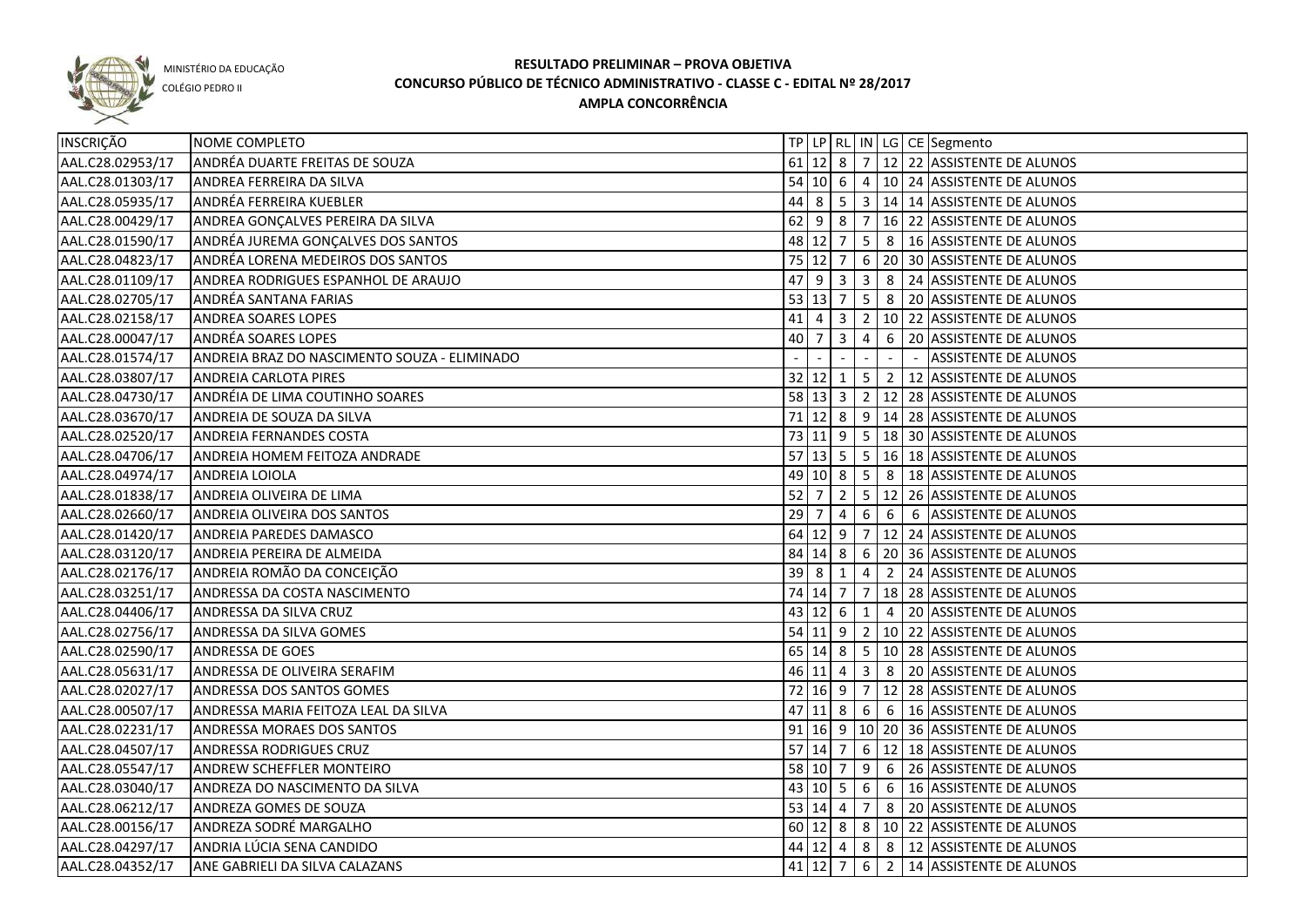MINISTÉRIO DA EDUCAÇÃO

COLÉGIO PEDRO II

# RESULTADO PRELIMINAR – PROVA OBJETIVA
## CONCURSO PÚBLICO DE TÉCNICO ADMINISTRATIVO - CLASSE C - EDITAL Nº 28/2017
### AMPLA CONCORRÊNCIA

| INSCRIÇÃO | NOME COMPLETO | TP | LP | RL | IN | LG | CE | Segmento |
|---|---|---|---|---|---|---|---|---|
| AAL.C28.02953/17 | ANDRÉA DUARTE FREITAS DE SOUZA | 61 | 12 | 8 | 7 | 12 | 22 | ASSISTENTE DE ALUNOS |
| AAL.C28.01303/17 | ANDREA FERREIRA DA SILVA | 54 | 10 | 6 | 4 | 10 | 24 | ASSISTENTE DE ALUNOS |
| AAL.C28.05935/17 | ANDRÉA FERREIRA KUEBLER | 44 | 8 | 5 | 3 | 14 | 14 | ASSISTENTE DE ALUNOS |
| AAL.C28.00429/17 | ANDREA GONÇALVES PEREIRA DA SILVA | 62 | 9 | 8 | 7 | 16 | 22 | ASSISTENTE DE ALUNOS |
| AAL.C28.01590/17 | ANDRÉA JUREMA GONÇALVES DOS SANTOS | 48 | 12 | 7 | 5 | 8 | 16 | ASSISTENTE DE ALUNOS |
| AAL.C28.04823/17 | ANDRÉA LORENA MEDEIROS DOS SANTOS | 75 | 12 | 7 | 6 | 20 | 30 | ASSISTENTE DE ALUNOS |
| AAL.C28.01109/17 | ANDREA RODRIGUES ESPANHOL DE ARAUJO | 47 | 9 | 3 | 3 | 8 | 24 | ASSISTENTE DE ALUNOS |
| AAL.C28.02705/17 | ANDRÉA SANTANA FARIAS | 53 | 13 | 7 | 5 | 8 | 20 | ASSISTENTE DE ALUNOS |
| AAL.C28.02158/17 | ANDREA SOARES LOPES | 41 | 4 | 3 | 2 | 10 | 22 | ASSISTENTE DE ALUNOS |
| AAL.C28.00047/17 | ANDRÉA SOARES LOPES | 40 | 7 | 3 | 4 | 6 | 20 | ASSISTENTE DE ALUNOS |
| AAL.C28.01574/17 | ANDREIA BRAZ DO NASCIMENTO SOUZA - ELIMINADO | - | - | - | - | - | - | ASSISTENTE DE ALUNOS |
| AAL.C28.03807/17 | ANDREIA CARLOTA PIRES | 32 | 12 | 1 | 5 | 2 | 12 | ASSISTENTE DE ALUNOS |
| AAL.C28.04730/17 | ANDRÉIA DE LIMA COUTINHO SOARES | 58 | 13 | 3 | 2 | 12 | 28 | ASSISTENTE DE ALUNOS |
| AAL.C28.03670/17 | ANDREIA DE SOUZA DA SILVA | 71 | 12 | 8 | 9 | 14 | 28 | ASSISTENTE DE ALUNOS |
| AAL.C28.02520/17 | ANDREIA FERNANDES COSTA | 73 | 11 | 9 | 5 | 18 | 30 | ASSISTENTE DE ALUNOS |
| AAL.C28.04706/17 | ANDREIA HOMEM FEITOZA ANDRADE | 57 | 13 | 5 | 5 | 16 | 18 | ASSISTENTE DE ALUNOS |
| AAL.C28.04974/17 | ANDREIA LOIOLA | 49 | 10 | 8 | 5 | 8 | 18 | ASSISTENTE DE ALUNOS |
| AAL.C28.01838/17 | ANDREIA OLIVEIRA DE LIMA | 52 | 7 | 2 | 5 | 12 | 26 | ASSISTENTE DE ALUNOS |
| AAL.C28.02660/17 | ANDREIA OLIVEIRA DOS SANTOS | 29 | 7 | 4 | 6 | 6 | 6 | ASSISTENTE DE ALUNOS |
| AAL.C28.01420/17 | ANDREIA PAREDES DAMASCO | 64 | 12 | 9 | 7 | 12 | 24 | ASSISTENTE DE ALUNOS |
| AAL.C28.03120/17 | ANDREIA PEREIRA DE ALMEIDA | 84 | 14 | 8 | 6 | 20 | 36 | ASSISTENTE DE ALUNOS |
| AAL.C28.02176/17 | ANDREIA ROMÃO DA CONCEIÇÃO | 39 | 8 | 1 | 4 | 2 | 24 | ASSISTENTE DE ALUNOS |
| AAL.C28.03251/17 | ANDRESSA DA COSTA NASCIMENTO | 74 | 14 | 7 | 7 | 18 | 28 | ASSISTENTE DE ALUNOS |
| AAL.C28.04406/17 | ANDRESSA DA SILVA CRUZ | 43 | 12 | 6 | 1 | 4 | 20 | ASSISTENTE DE ALUNOS |
| AAL.C28.02756/17 | ANDRESSA DA SILVA GOMES | 54 | 11 | 9 | 2 | 10 | 22 | ASSISTENTE DE ALUNOS |
| AAL.C28.02590/17 | ANDRESSA DE GOES | 65 | 14 | 8 | 5 | 10 | 28 | ASSISTENTE DE ALUNOS |
| AAL.C28.05631/17 | ANDRESSA DE OLIVEIRA SERAFIM | 46 | 11 | 4 | 3 | 8 | 20 | ASSISTENTE DE ALUNOS |
| AAL.C28.02027/17 | ANDRESSA DOS SANTOS GOMES | 72 | 16 | 9 | 7 | 12 | 28 | ASSISTENTE DE ALUNOS |
| AAL.C28.00507/17 | ANDRESSA MARIA FEITOZA LEAL DA SILVA | 47 | 11 | 8 | 6 | 6 | 16 | ASSISTENTE DE ALUNOS |
| AAL.C28.02231/17 | ANDRESSA MORAES DOS SANTOS | 91 | 16 | 9 | 10 | 20 | 36 | ASSISTENTE DE ALUNOS |
| AAL.C28.04507/17 | ANDRESSA RODRIGUES CRUZ | 57 | 14 | 7 | 6 | 12 | 18 | ASSISTENTE DE ALUNOS |
| AAL.C28.05547/17 | ANDREW SCHEFFLER MONTEIRO | 58 | 10 | 7 | 9 | 6 | 26 | ASSISTENTE DE ALUNOS |
| AAL.C28.03040/17 | ANDREZA DO NASCIMENTO DA SILVA | 43 | 10 | 5 | 6 | 6 | 16 | ASSISTENTE DE ALUNOS |
| AAL.C28.06212/17 | ANDREZA GOMES DE SOUZA | 53 | 14 | 4 | 7 | 8 | 20 | ASSISTENTE DE ALUNOS |
| AAL.C28.00156/17 | ANDREZA SODRÉ MARGALHO | 60 | 12 | 8 | 8 | 10 | 22 | ASSISTENTE DE ALUNOS |
| AAL.C28.04297/17 | ANDRIA LÚCIA SENA CANDIDO | 44 | 12 | 4 | 8 | 8 | 12 | ASSISTENTE DE ALUNOS |
| AAL.C28.04352/17 | ANE GABRIELI DA SILVA CALAZANS | 41 | 12 | 7 | 6 | 2 | 14 | ASSISTENTE DE ALUNOS |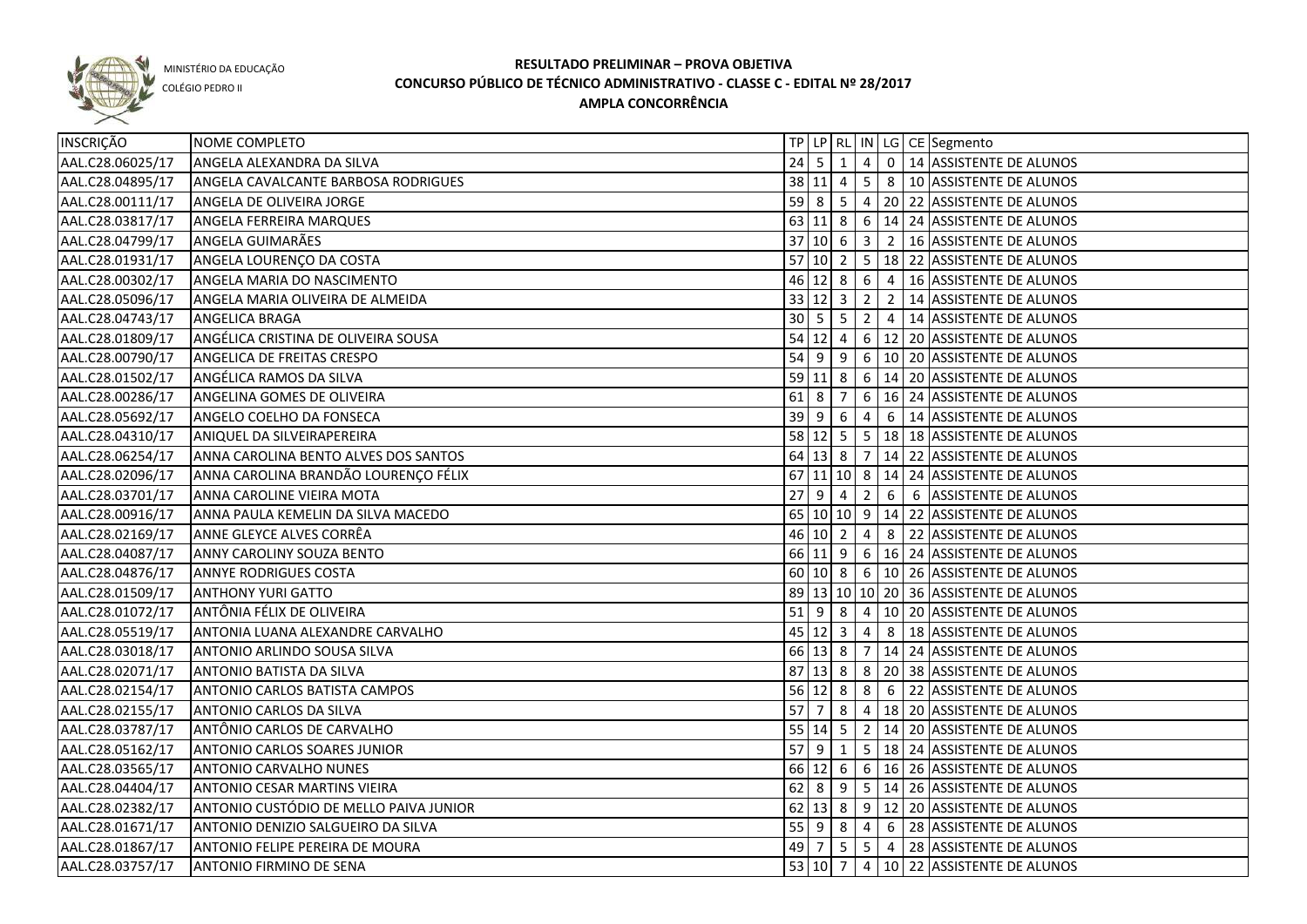MINISTÉRIO DA EDUCAÇÃO
COLÉGIO PEDRO II

# RESULTADO PRELIMINAR – PROVA OBJETIVA
## CONCURSO PÚBLICO DE TÉCNICO ADMINISTRATIVO - CLASSE C - EDITAL Nº 28/2017
### AMPLA CONCORRÊNCIA

| INSCRIÇÃO | NOME COMPLETO | TP | LP | RL | IN | LG | CE | Segmento |
|---|---|---|---|---|---|---|---|---|
| AAL.C28.06025/17 | ANGELA ALEXANDRA DA SILVA | 24 | 5 | 1 | 4 | 0 | 14 | ASSISTENTE DE ALUNOS |
| AAL.C28.04895/17 | ANGELA CAVALCANTE BARBOSA RODRIGUES | 38 | 11 | 4 | 5 | 8 | 10 | ASSISTENTE DE ALUNOS |
| AAL.C28.00111/17 | ANGELA DE OLIVEIRA JORGE | 59 | 8 | 5 | 4 | 20 | 22 | ASSISTENTE DE ALUNOS |
| AAL.C28.03817/17 | ANGELA FERREIRA MARQUES | 63 | 11 | 8 | 6 | 14 | 24 | ASSISTENTE DE ALUNOS |
| AAL.C28.04799/17 | ANGELA GUIMARÃES | 37 | 10 | 6 | 3 | 2 | 16 | ASSISTENTE DE ALUNOS |
| AAL.C28.01931/17 | ANGELA LOURENÇO DA COSTA | 57 | 10 | 2 | 5 | 18 | 22 | ASSISTENTE DE ALUNOS |
| AAL.C28.00302/17 | ANGELA MARIA DO NASCIMENTO | 46 | 12 | 8 | 6 | 4 | 16 | ASSISTENTE DE ALUNOS |
| AAL.C28.05096/17 | ANGELA MARIA OLIVEIRA DE ALMEIDA | 33 | 12 | 3 | 2 | 2 | 14 | ASSISTENTE DE ALUNOS |
| AAL.C28.04743/17 | ANGELICA BRAGA | 30 | 5 | 5 | 2 | 4 | 14 | ASSISTENTE DE ALUNOS |
| AAL.C28.01809/17 | ANGÉLICA CRISTINA DE OLIVEIRA SOUSA | 54 | 12 | 4 | 6 | 12 | 20 | ASSISTENTE DE ALUNOS |
| AAL.C28.00790/17 | ANGELICA DE FREITAS CRESPO | 54 | 9 | 9 | 6 | 10 | 20 | ASSISTENTE DE ALUNOS |
| AAL.C28.01502/17 | ANGÉLICA RAMOS DA SILVA | 59 | 11 | 8 | 6 | 14 | 20 | ASSISTENTE DE ALUNOS |
| AAL.C28.00286/17 | ANGELINA GOMES DE OLIVEIRA | 61 | 8 | 7 | 6 | 16 | 24 | ASSISTENTE DE ALUNOS |
| AAL.C28.05692/17 | ANGELO COELHO DA FONSECA | 39 | 9 | 6 | 4 | 6 | 14 | ASSISTENTE DE ALUNOS |
| AAL.C28.04310/17 | ANIQUEL DA SILVEIRAPEREIRA | 58 | 12 | 5 | 5 | 18 | 18 | ASSISTENTE DE ALUNOS |
| AAL.C28.06254/17 | ANNA CAROLINA BENTO ALVES DOS SANTOS | 64 | 13 | 8 | 7 | 14 | 22 | ASSISTENTE DE ALUNOS |
| AAL.C28.02096/17 | ANNA CAROLINA BRANDÃO LOURENÇO FÉLIX | 67 | 11 | 10 | 8 | 14 | 24 | ASSISTENTE DE ALUNOS |
| AAL.C28.03701/17 | ANNA CAROLINE VIEIRA MOTA | 27 | 9 | 4 | 2 | 6 | 6 | ASSISTENTE DE ALUNOS |
| AAL.C28.00916/17 | ANNA PAULA KEMELIN DA SILVA MACEDO | 65 | 10 | 10 | 9 | 14 | 22 | ASSISTENTE DE ALUNOS |
| AAL.C28.02169/17 | ANNE GLEYCE ALVES CORRÊA | 46 | 10 | 2 | 4 | 8 | 22 | ASSISTENTE DE ALUNOS |
| AAL.C28.04087/17 | ANNY CAROLINY SOUZA BENTO | 66 | 11 | 9 | 6 | 16 | 24 | ASSISTENTE DE ALUNOS |
| AAL.C28.04876/17 | ANNYE RODRIGUES COSTA | 60 | 10 | 8 | 6 | 10 | 26 | ASSISTENTE DE ALUNOS |
| AAL.C28.01509/17 | ANTHONY YURI GATTO | 89 | 13 | 10 | 10 | 20 | 36 | ASSISTENTE DE ALUNOS |
| AAL.C28.01072/17 | ANTÔNIA FÉLIX DE OLIVEIRA | 51 | 9 | 8 | 4 | 10 | 20 | ASSISTENTE DE ALUNOS |
| AAL.C28.05519/17 | ANTONIA LUANA ALEXANDRE CARVALHO | 45 | 12 | 3 | 4 | 8 | 18 | ASSISTENTE DE ALUNOS |
| AAL.C28.03018/17 | ANTONIO ARLINDO SOUSA SILVA | 66 | 13 | 8 | 7 | 14 | 24 | ASSISTENTE DE ALUNOS |
| AAL.C28.02071/17 | ANTONIO BATISTA DA SILVA | 87 | 13 | 8 | 8 | 20 | 38 | ASSISTENTE DE ALUNOS |
| AAL.C28.02154/17 | ANTONIO CARLOS BATISTA CAMPOS | 56 | 12 | 8 | 8 | 6 | 22 | ASSISTENTE DE ALUNOS |
| AAL.C28.02155/17 | ANTONIO CARLOS DA SILVA | 57 | 7 | 8 | 4 | 18 | 20 | ASSISTENTE DE ALUNOS |
| AAL.C28.03787/17 | ANTÔNIO CARLOS DE CARVALHO | 55 | 14 | 5 | 2 | 14 | 20 | ASSISTENTE DE ALUNOS |
| AAL.C28.05162/17 | ANTONIO CARLOS SOARES JUNIOR | 57 | 9 | 1 | 5 | 18 | 24 | ASSISTENTE DE ALUNOS |
| AAL.C28.03565/17 | ANTONIO CARVALHO NUNES | 66 | 12 | 6 | 6 | 16 | 26 | ASSISTENTE DE ALUNOS |
| AAL.C28.04404/17 | ANTONIO CESAR MARTINS VIEIRA | 62 | 8 | 9 | 5 | 14 | 26 | ASSISTENTE DE ALUNOS |
| AAL.C28.02382/17 | ANTONIO CUSTÓDIO DE MELLO PAIVA JUNIOR | 62 | 13 | 8 | 9 | 12 | 20 | ASSISTENTE DE ALUNOS |
| AAL.C28.01671/17 | ANTONIO DENIZIO SALGUEIRO DA SILVA | 55 | 9 | 8 | 4 | 6 | 28 | ASSISTENTE DE ALUNOS |
| AAL.C28.01867/17 | ANTONIO FELIPE PEREIRA DE MOURA | 49 | 7 | 5 | 5 | 4 | 28 | ASSISTENTE DE ALUNOS |
| AAL.C28.03757/17 | ANTONIO FIRMINO DE SENA | 53 | 10 | 7 | 4 | 10 | 22 | ASSISTENTE DE ALUNOS |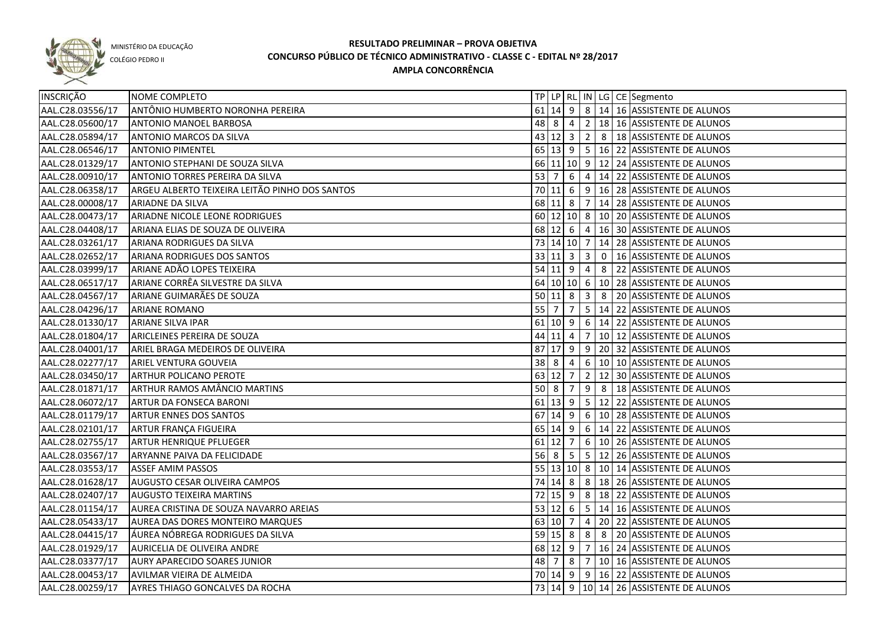MINISTÉRIO DA EDUCAÇÃO

COLÉGIO PEDRO II

**RESULTADO PRELIMINAR – PROVA OBJETIVA**
**CONCURSO PÚBLICO DE TÉCNICO ADMINISTRATIVO - CLASSE C - EDITAL Nº 28/2017**
**AMPLA CONCORRÊNCIA**

| INSCRIÇÃO | NOME COMPLETO | TP | LP | RL | IN | LG | CE | Segmento |
|---|---|---|---|---|---|---|---|---|
| AAL.C28.03556/17 | ANTÔNIO HUMBERTO NORONHA PEREIRA | 61 | 14 | 9 | 8 | 14 | 16 | ASSISTENTE DE ALUNOS |
| AAL.C28.05600/17 | ANTONIO MANOEL BARBOSA | 48 | 8 | 4 | 2 | 18 | 16 | ASSISTENTE DE ALUNOS |
| AAL.C28.05894/17 | ANTONIO MARCOS DA SILVA | 43 | 12 | 3 | 2 | 8 | 18 | ASSISTENTE DE ALUNOS |
| AAL.C28.06546/17 | ANTONIO PIMENTEL | 65 | 13 | 9 | 5 | 16 | 22 | ASSISTENTE DE ALUNOS |
| AAL.C28.01329/17 | ANTONIO STEPHANI DE SOUZA SILVA | 66 | 11 | 10 | 9 | 12 | 24 | ASSISTENTE DE ALUNOS |
| AAL.C28.00910/17 | ANTONIO TORRES PEREIRA DA SILVA | 53 | 7 | 6 | 4 | 14 | 22 | ASSISTENTE DE ALUNOS |
| AAL.C28.06358/17 | ARGEU ALBERTO TEIXEIRA LEITÃO PINHO DOS SANTOS | 70 | 11 | 6 | 9 | 16 | 28 | ASSISTENTE DE ALUNOS |
| AAL.C28.00008/17 | ARIADNE DA SILVA | 68 | 11 | 8 | 7 | 14 | 28 | ASSISTENTE DE ALUNOS |
| AAL.C28.00473/17 | ARIADNE NICOLE LEONE RODRIGUES | 60 | 12 | 10 | 8 | 10 | 20 | ASSISTENTE DE ALUNOS |
| AAL.C28.04408/17 | ARIANA ELIAS DE SOUZA DE OLIVEIRA | 68 | 12 | 6 | 4 | 16 | 30 | ASSISTENTE DE ALUNOS |
| AAL.C28.03261/17 | ARIANA RODRIGUES DA SILVA | 73 | 14 | 10 | 7 | 14 | 28 | ASSISTENTE DE ALUNOS |
| AAL.C28.02652/17 | ARIANA RODRIGUES DOS SANTOS | 33 | 11 | 3 | 3 | 0 | 16 | ASSISTENTE DE ALUNOS |
| AAL.C28.03999/17 | ARIANE ADÃO LOPES TEIXEIRA | 54 | 11 | 9 | 4 | 8 | 22 | ASSISTENTE DE ALUNOS |
| AAL.C28.06517/17 | ARIANE CORRÊA SILVESTRE DA SILVA | 64 | 10 | 10 | 6 | 10 | 28 | ASSISTENTE DE ALUNOS |
| AAL.C28.04567/17 | ARIANE GUIMARÃES DE SOUZA | 50 | 11 | 8 | 3 | 8 | 20 | ASSISTENTE DE ALUNOS |
| AAL.C28.04296/17 | ARIANE ROMANO | 55 | 7 | 7 | 5 | 14 | 22 | ASSISTENTE DE ALUNOS |
| AAL.C28.01330/17 | ARIANE SILVA IPAR | 61 | 10 | 9 | 6 | 14 | 22 | ASSISTENTE DE ALUNOS |
| AAL.C28.01804/17 | ARICLEINES PEREIRA DE SOUZA | 44 | 11 | 4 | 7 | 10 | 12 | ASSISTENTE DE ALUNOS |
| AAL.C28.04001/17 | ARIEL BRAGA MEDEIROS DE OLIVEIRA | 87 | 17 | 9 | 9 | 20 | 32 | ASSISTENTE DE ALUNOS |
| AAL.C28.02277/17 | ARIEL VENTURA GOUVEIA | 38 | 8 | 4 | 6 | 10 | 10 | ASSISTENTE DE ALUNOS |
| AAL.C28.03450/17 | ARTHUR POLICANO PEROTE | 63 | 12 | 7 | 2 | 12 | 30 | ASSISTENTE DE ALUNOS |
| AAL.C28.01871/17 | ARTHUR RAMOS AMÂNCIO MARTINS | 50 | 8 | 7 | 9 | 8 | 18 | ASSISTENTE DE ALUNOS |
| AAL.C28.06072/17 | ARTUR DA FONSECA BARONI | 61 | 13 | 9 | 5 | 12 | 22 | ASSISTENTE DE ALUNOS |
| AAL.C28.01179/17 | ARTUR ENNES DOS SANTOS | 67 | 14 | 9 | 6 | 10 | 28 | ASSISTENTE DE ALUNOS |
| AAL.C28.02101/17 | ARTUR FRANÇA FIGUEIRA | 65 | 14 | 9 | 6 | 14 | 22 | ASSISTENTE DE ALUNOS |
| AAL.C28.02755/17 | ARTUR HENRIQUE PFLUEGER | 61 | 12 | 7 | 6 | 10 | 26 | ASSISTENTE DE ALUNOS |
| AAL.C28.03567/17 | ARYANNE PAIVA DA FELICIDADE | 56 | 8 | 5 | 5 | 12 | 26 | ASSISTENTE DE ALUNOS |
| AAL.C28.03553/17 | ASSEF AMIM PASSOS | 55 | 13 | 10 | 8 | 10 | 14 | ASSISTENTE DE ALUNOS |
| AAL.C28.01628/17 | AUGUSTO CESAR OLIVEIRA CAMPOS | 74 | 14 | 8 | 8 | 18 | 26 | ASSISTENTE DE ALUNOS |
| AAL.C28.02407/17 | AUGUSTO TEIXEIRA MARTINS | 72 | 15 | 9 | 8 | 18 | 22 | ASSISTENTE DE ALUNOS |
| AAL.C28.01154/17 | AUREA CRISTINA DE SOUZA NAVARRO AREIAS | 53 | 12 | 6 | 5 | 14 | 16 | ASSISTENTE DE ALUNOS |
| AAL.C28.05433/17 | AUREA DAS DORES MONTEIRO MARQUES | 63 | 10 | 7 | 4 | 20 | 22 | ASSISTENTE DE ALUNOS |
| AAL.C28.04415/17 | ÁUREA NÓBREGA RODRIGUES DA SILVA | 59 | 15 | 8 | 8 | 8 | 20 | ASSISTENTE DE ALUNOS |
| AAL.C28.01929/17 | AURICELIA DE OLIVEIRA ANDRE | 68 | 12 | 9 | 7 | 16 | 24 | ASSISTENTE DE ALUNOS |
| AAL.C28.03377/17 | AURY APARECIDO SOARES JUNIOR | 48 | 7 | 8 | 7 | 10 | 16 | ASSISTENTE DE ALUNOS |
| AAL.C28.00453/17 | AVILMAR VIEIRA DE ALMEIDA | 70 | 14 | 9 | 9 | 16 | 22 | ASSISTENTE DE ALUNOS |
| AAL.C28.00259/17 | AYRES THIAGO GONCALVES DA ROCHA | 73 | 14 | 9 | 10 | 14 | 26 | ASSISTENTE DE ALUNOS |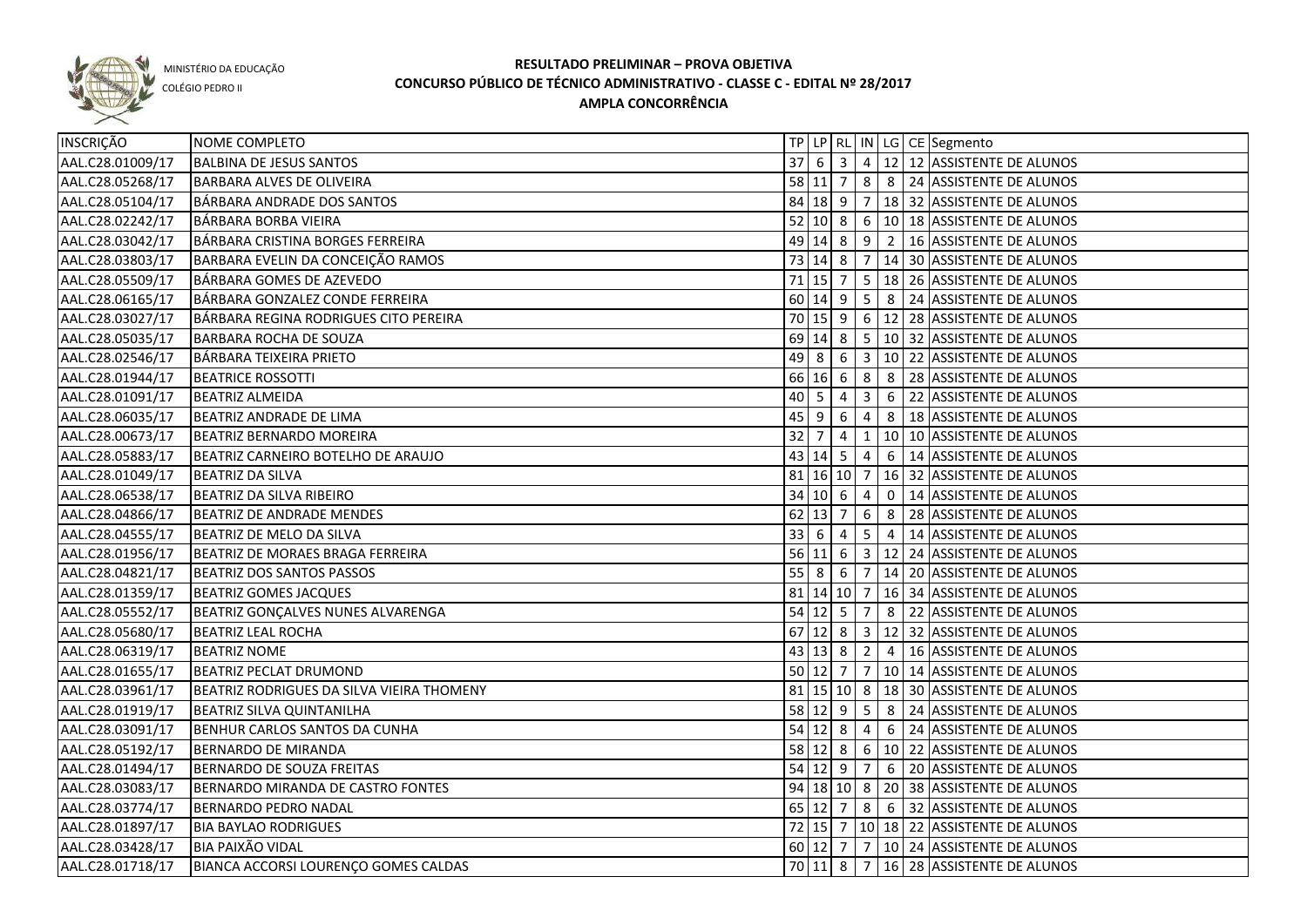MINISTÉRIO DA EDUCAÇÃO
COLÉGIO PEDRO II

# RESULTADO PRELIMINAR – PROVA OBJETIVA
## CONCURSO PÚBLICO DE TÉCNICO ADMINISTRATIVO - CLASSE C - EDITAL Nº 28/2017
### AMPLA CONCORRÊNCIA

| INSCRIÇÃO | NOME COMPLETO | TP | LP | RL | IN | LG | CE | Segmento |
|---|---|---|---|---|---|---|---|---|
| AAL.C28.01009/17 | BALBINA DE JESUS SANTOS | 37 | 6 | 3 | 4 | 12 | 12 | ASSISTENTE DE ALUNOS |
| AAL.C28.05268/17 | BARBARA ALVES DE OLIVEIRA | 58 | 11 | 7 | 8 | 8 | 24 | ASSISTENTE DE ALUNOS |
| AAL.C28.05104/17 | BÁRBARA ANDRADE DOS SANTOS | 84 | 18 | 9 | 7 | 18 | 32 | ASSISTENTE DE ALUNOS |
| AAL.C28.02242/17 | BÁRBARA BORBA VIEIRA | 52 | 10 | 8 | 6 | 10 | 18 | ASSISTENTE DE ALUNOS |
| AAL.C28.03042/17 | BÁRBARA CRISTINA BORGES FERREIRA | 49 | 14 | 8 | 9 | 2 | 16 | ASSISTENTE DE ALUNOS |
| AAL.C28.03803/17 | BARBARA EVELIN DA CONCEIÇÃO RAMOS | 73 | 14 | 8 | 7 | 14 | 30 | ASSISTENTE DE ALUNOS |
| AAL.C28.05509/17 | BÁRBARA GOMES DE AZEVEDO | 71 | 15 | 7 | 5 | 18 | 26 | ASSISTENTE DE ALUNOS |
| AAL.C28.06165/17 | BÁRBARA GONZALEZ CONDE FERREIRA | 60 | 14 | 9 | 5 | 8 | 24 | ASSISTENTE DE ALUNOS |
| AAL.C28.03027/17 | BÁRBARA REGINA RODRIGUES CITO PEREIRA | 70 | 15 | 9 | 6 | 12 | 28 | ASSISTENTE DE ALUNOS |
| AAL.C28.05035/17 | BARBARA ROCHA DE SOUZA | 69 | 14 | 8 | 5 | 10 | 32 | ASSISTENTE DE ALUNOS |
| AAL.C28.02546/17 | BÁRBARA TEIXEIRA PRIETO | 49 | 8 | 6 | 3 | 10 | 22 | ASSISTENTE DE ALUNOS |
| AAL.C28.01944/17 | BEATRICE ROSSOTTI | 66 | 16 | 6 | 8 | 8 | 28 | ASSISTENTE DE ALUNOS |
| AAL.C28.01091/17 | BEATRIZ ALMEIDA | 40 | 5 | 4 | 3 | 6 | 22 | ASSISTENTE DE ALUNOS |
| AAL.C28.06035/17 | BEATRIZ ANDRADE DE LIMA | 45 | 9 | 6 | 4 | 8 | 18 | ASSISTENTE DE ALUNOS |
| AAL.C28.00673/17 | BEATRIZ BERNARDO MOREIRA | 32 | 7 | 4 | 1 | 10 | 10 | ASSISTENTE DE ALUNOS |
| AAL.C28.05883/17 | BEATRIZ CARNEIRO BOTELHO DE ARAUJO | 43 | 14 | 5 | 4 | 6 | 14 | ASSISTENTE DE ALUNOS |
| AAL.C28.01049/17 | BEATRIZ DA SILVA | 81 | 16 | 10 | 7 | 16 | 32 | ASSISTENTE DE ALUNOS |
| AAL.C28.06538/17 | BEATRIZ DA SILVA RIBEIRO | 34 | 10 | 6 | 4 | 0 | 14 | ASSISTENTE DE ALUNOS |
| AAL.C28.04866/17 | BEATRIZ DE ANDRADE MENDES | 62 | 13 | 7 | 6 | 8 | 28 | ASSISTENTE DE ALUNOS |
| AAL.C28.04555/17 | BEATRIZ DE MELO DA SILVA | 33 | 6 | 4 | 5 | 4 | 14 | ASSISTENTE DE ALUNOS |
| AAL.C28.01956/17 | BEATRIZ DE MORAES BRAGA FERREIRA | 56 | 11 | 6 | 3 | 12 | 24 | ASSISTENTE DE ALUNOS |
| AAL.C28.04821/17 | BEATRIZ DOS SANTOS PASSOS | 55 | 8 | 6 | 7 | 14 | 20 | ASSISTENTE DE ALUNOS |
| AAL.C28.01359/17 | BEATRIZ GOMES JACQUES | 81 | 14 | 10 | 7 | 16 | 34 | ASSISTENTE DE ALUNOS |
| AAL.C28.05552/17 | BEATRIZ GONÇALVES NUNES ALVARENGA | 54 | 12 | 5 | 7 | 8 | 22 | ASSISTENTE DE ALUNOS |
| AAL.C28.05680/17 | BEATRIZ LEAL ROCHA | 67 | 12 | 8 | 3 | 12 | 32 | ASSISTENTE DE ALUNOS |
| AAL.C28.06319/17 | BEATRIZ NOME | 43 | 13 | 8 | 2 | 4 | 16 | ASSISTENTE DE ALUNOS |
| AAL.C28.01655/17 | BEATRIZ PECLAT DRUMOND | 50 | 12 | 7 | 7 | 10 | 14 | ASSISTENTE DE ALUNOS |
| AAL.C28.03961/17 | BEATRIZ RODRIGUES DA SILVA VIEIRA THOMENY | 81 | 15 | 10 | 8 | 18 | 30 | ASSISTENTE DE ALUNOS |
| AAL.C28.01919/17 | BEATRIZ SILVA QUINTANILHA | 58 | 12 | 9 | 5 | 8 | 24 | ASSISTENTE DE ALUNOS |
| AAL.C28.03091/17 | BENHUR CARLOS SANTOS DA CUNHA | 54 | 12 | 8 | 4 | 6 | 24 | ASSISTENTE DE ALUNOS |
| AAL.C28.05192/17 | BERNARDO DE MIRANDA | 58 | 12 | 8 | 6 | 10 | 22 | ASSISTENTE DE ALUNOS |
| AAL.C28.01494/17 | BERNARDO DE SOUZA FREITAS | 54 | 12 | 9 | 7 | 6 | 20 | ASSISTENTE DE ALUNOS |
| AAL.C28.03083/17 | BERNARDO MIRANDA DE CASTRO FONTES | 94 | 18 | 10 | 8 | 20 | 38 | ASSISTENTE DE ALUNOS |
| AAL.C28.03774/17 | BERNARDO PEDRO NADAL | 65 | 12 | 7 | 8 | 6 | 32 | ASSISTENTE DE ALUNOS |
| AAL.C28.01897/17 | BIA BAYLAO RODRIGUES | 72 | 15 | 7 | 10 | 18 | 22 | ASSISTENTE DE ALUNOS |
| AAL.C28.03428/17 | BIA PAIXÃO VIDAL | 60 | 12 | 7 | 7 | 10 | 24 | ASSISTENTE DE ALUNOS |
| AAL.C28.01718/17 | BIANCA ACCORSI LOURENÇO GOMES CALDAS | 70 | 11 | 8 | 7 | 16 | 28 | ASSISTENTE DE ALUNOS |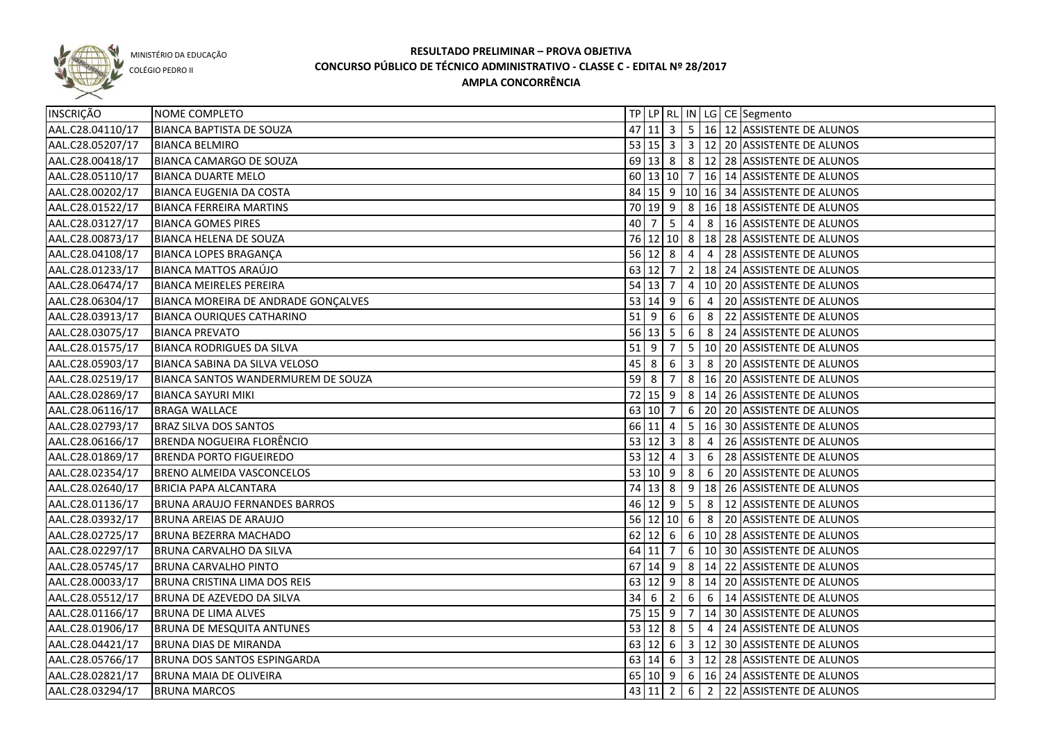MINISTÉRIO DA EDUCAÇÃO
COLÉGIO PEDRO II

# RESULTADO PRELIMINAR – PROVA OBJETIVA
## CONCURSO PÚBLICO DE TÉCNICO ADMINISTRATIVO - CLASSE C - EDITAL Nº 28/2017
### AMPLA CONCORRÊNCIA

| INSCRIÇÃO | NOME COMPLETO | TP | LP | RL | IN | LG | CE | Segmento |
|---|---|---|---|---|---|---|---|---|
| AAL.C28.04110/17 | BIANCA BAPTISTA DE SOUZA | 47 | 11 | 3 | 5 | 16 | 12 | ASSISTENTE DE ALUNOS |
| AAL.C28.05207/17 | BIANCA BELMIRO | 53 | 15 | 3 | 3 | 12 | 20 | ASSISTENTE DE ALUNOS |
| AAL.C28.00418/17 | BIANCA CAMARGO DE SOUZA | 69 | 13 | 8 | 8 | 12 | 28 | ASSISTENTE DE ALUNOS |
| AAL.C28.05110/17 | BIANCA DUARTE MELO | 60 | 13 | 10 | 7 | 16 | 14 | ASSISTENTE DE ALUNOS |
| AAL.C28.00202/17 | BIANCA EUGENIA DA COSTA | 84 | 15 | 9 | 10 | 16 | 34 | ASSISTENTE DE ALUNOS |
| AAL.C28.01522/17 | BIANCA FERREIRA MARTINS | 70 | 19 | 9 | 8 | 16 | 18 | ASSISTENTE DE ALUNOS |
| AAL.C28.03127/17 | BIANCA GOMES PIRES | 40 | 7 | 5 | 4 | 8 | 16 | ASSISTENTE DE ALUNOS |
| AAL.C28.00873/17 | BIANCA HELENA DE SOUZA | 76 | 12 | 10 | 8 | 18 | 28 | ASSISTENTE DE ALUNOS |
| AAL.C28.04108/17 | BIANCA LOPES BRAGANÇA | 56 | 12 | 8 | 4 | 4 | 28 | ASSISTENTE DE ALUNOS |
| AAL.C28.01233/17 | BIANCA MATTOS ARAÚJO | 63 | 12 | 7 | 2 | 18 | 24 | ASSISTENTE DE ALUNOS |
| AAL.C28.06474/17 | BIANCA MEIRELES PEREIRA | 54 | 13 | 7 | 4 | 10 | 20 | ASSISTENTE DE ALUNOS |
| AAL.C28.06304/17 | BIANCA MOREIRA DE ANDRADE GONÇALVES | 53 | 14 | 9 | 6 | 4 | 20 | ASSISTENTE DE ALUNOS |
| AAL.C28.03913/17 | BIANCA OURIQUES CATHARINO | 51 | 9 | 6 | 6 | 8 | 22 | ASSISTENTE DE ALUNOS |
| AAL.C28.03075/17 | BIANCA PREVATO | 56 | 13 | 5 | 6 | 8 | 24 | ASSISTENTE DE ALUNOS |
| AAL.C28.01575/17 | BIANCA RODRIGUES DA SILVA | 51 | 9 | 7 | 5 | 10 | 20 | ASSISTENTE DE ALUNOS |
| AAL.C28.05903/17 | BIANCA SABINA DA SILVA VELOSO | 45 | 8 | 6 | 3 | 8 | 20 | ASSISTENTE DE ALUNOS |
| AAL.C28.02519/17 | BIANCA SANTOS WANDERMUREM DE SOUZA | 59 | 8 | 7 | 8 | 16 | 20 | ASSISTENTE DE ALUNOS |
| AAL.C28.02869/17 | BIANCA SAYURI MIKI | 72 | 15 | 9 | 8 | 14 | 26 | ASSISTENTE DE ALUNOS |
| AAL.C28.06116/17 | BRAGA WALLACE | 63 | 10 | 7 | 6 | 20 | 20 | ASSISTENTE DE ALUNOS |
| AAL.C28.02793/17 | BRAZ SILVA DOS SANTOS | 66 | 11 | 4 | 5 | 16 | 30 | ASSISTENTE DE ALUNOS |
| AAL.C28.06166/17 | BRENDA NOGUEIRA FLORÊNCIO | 53 | 12 | 3 | 8 | 4 | 26 | ASSISTENTE DE ALUNOS |
| AAL.C28.01869/17 | BRENDA PORTO FIGUEIREDO | 53 | 12 | 4 | 3 | 6 | 28 | ASSISTENTE DE ALUNOS |
| AAL.C28.02354/17 | BRENO ALMEIDA VASCONCELOS | 53 | 10 | 9 | 8 | 6 | 20 | ASSISTENTE DE ALUNOS |
| AAL.C28.02640/17 | BRICIA PAPA ALCANTARA | 74 | 13 | 8 | 9 | 18 | 26 | ASSISTENTE DE ALUNOS |
| AAL.C28.01136/17 | BRUNA ARAUJO FERNANDES BARROS | 46 | 12 | 9 | 5 | 8 | 12 | ASSISTENTE DE ALUNOS |
| AAL.C28.03932/17 | BRUNA AREIAS DE ARAUJO | 56 | 12 | 10 | 6 | 8 | 20 | ASSISTENTE DE ALUNOS |
| AAL.C28.02725/17 | BRUNA BEZERRA MACHADO | 62 | 12 | 6 | 6 | 10 | 28 | ASSISTENTE DE ALUNOS |
| AAL.C28.02297/17 | BRUNA CARVALHO DA SILVA | 64 | 11 | 7 | 6 | 10 | 30 | ASSISTENTE DE ALUNOS |
| AAL.C28.05745/17 | BRUNA CARVALHO PINTO | 67 | 14 | 9 | 8 | 14 | 22 | ASSISTENTE DE ALUNOS |
| AAL.C28.00033/17 | BRUNA CRISTINA LIMA DOS REIS | 63 | 12 | 9 | 8 | 14 | 20 | ASSISTENTE DE ALUNOS |
| AAL.C28.05512/17 | BRUNA DE AZEVEDO DA SILVA | 34 | 6 | 2 | 6 | 6 | 14 | ASSISTENTE DE ALUNOS |
| AAL.C28.01166/17 | BRUNA DE LIMA ALVES | 75 | 15 | 9 | 7 | 14 | 30 | ASSISTENTE DE ALUNOS |
| AAL.C28.01906/17 | BRUNA DE MESQUITA ANTUNES | 53 | 12 | 8 | 5 | 4 | 24 | ASSISTENTE DE ALUNOS |
| AAL.C28.04421/17 | BRUNA DIAS DE MIRANDA | 63 | 12 | 6 | 3 | 12 | 30 | ASSISTENTE DE ALUNOS |
| AAL.C28.05766/17 | BRUNA DOS SANTOS ESPINGARDA | 63 | 14 | 6 | 3 | 12 | 28 | ASSISTENTE DE ALUNOS |
| AAL.C28.02821/17 | BRUNA MAIA DE OLIVEIRA | 65 | 10 | 9 | 6 | 16 | 24 | ASSISTENTE DE ALUNOS |
| AAL.C28.03294/17 | BRUNA MARCOS | 43 | 11 | 2 | 6 | 2 | 22 | ASSISTENTE DE ALUNOS |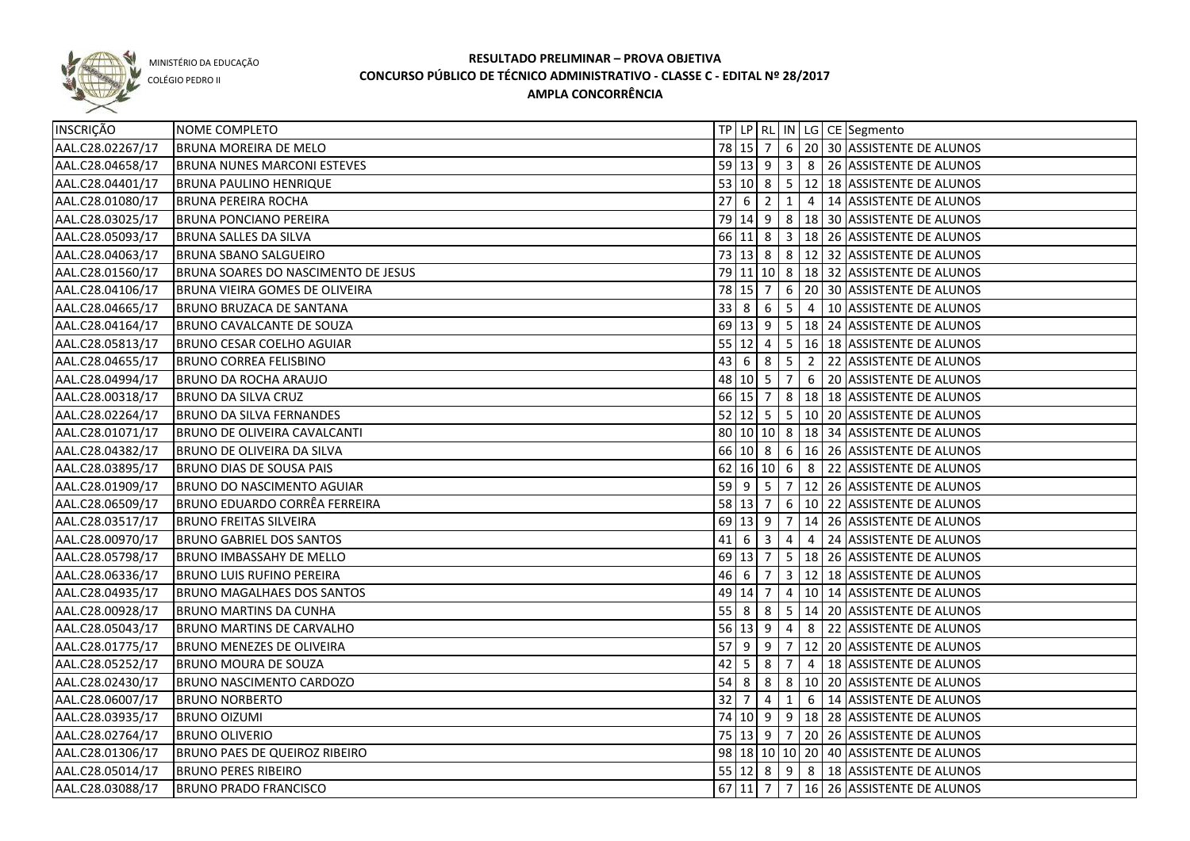MINISTÉRIO DA EDUCAÇÃO
COLÉGIO PEDRO II

# RESULTADO PRELIMINAR – PROVA OBJETIVA
## CONCURSO PÚBLICO DE TÉCNICO ADMINISTRATIVO - CLASSE C - EDITAL Nº 28/2017
### AMPLA CONCORRÊNCIA

| INSCRIÇÃO | NOME COMPLETO | TP | LP | RL | IN | LG | CE | Segmento |
|---|---|---|---|---|---|---|---|---|
| AAL.C28.02267/17 | BRUNA MOREIRA DE MELO | 78 | 15 | 7 | 6 | 20 | 30 | ASSISTENTE DE ALUNOS |
| AAL.C28.04658/17 | BRUNA NUNES MARCONI ESTEVES | 59 | 13 | 9 | 3 | 8 | 26 | ASSISTENTE DE ALUNOS |
| AAL.C28.04401/17 | BRUNA PAULINO HENRIQUE | 53 | 10 | 8 | 5 | 12 | 18 | ASSISTENTE DE ALUNOS |
| AAL.C28.01080/17 | BRUNA PEREIRA ROCHA | 27 | 6 | 2 | 1 | 4 | 14 | ASSISTENTE DE ALUNOS |
| AAL.C28.03025/17 | BRUNA PONCIANO PEREIRA | 79 | 14 | 9 | 8 | 18 | 30 | ASSISTENTE DE ALUNOS |
| AAL.C28.05093/17 | BRUNA SALLES DA SILVA | 66 | 11 | 8 | 3 | 18 | 26 | ASSISTENTE DE ALUNOS |
| AAL.C28.04063/17 | BRUNA SBANO SALGUEIRO | 73 | 13 | 8 | 8 | 12 | 32 | ASSISTENTE DE ALUNOS |
| AAL.C28.01560/17 | BRUNA SOARES DO NASCIMENTO DE JESUS | 79 | 11 | 10 | 8 | 18 | 32 | ASSISTENTE DE ALUNOS |
| AAL.C28.04106/17 | BRUNA VIEIRA GOMES DE OLIVEIRA | 78 | 15 | 7 | 6 | 20 | 30 | ASSISTENTE DE ALUNOS |
| AAL.C28.04665/17 | BRUNO BRUZACA DE SANTANA | 33 | 8 | 6 | 5 | 4 | 10 | ASSISTENTE DE ALUNOS |
| AAL.C28.04164/17 | BRUNO CAVALCANTE DE SOUZA | 69 | 13 | 9 | 5 | 18 | 24 | ASSISTENTE DE ALUNOS |
| AAL.C28.05813/17 | BRUNO CESAR COELHO AGUIAR | 55 | 12 | 4 | 5 | 16 | 18 | ASSISTENTE DE ALUNOS |
| AAL.C28.04655/17 | BRUNO CORREA FELISBINO | 43 | 6 | 8 | 5 | 2 | 22 | ASSISTENTE DE ALUNOS |
| AAL.C28.04994/17 | BRUNO DA ROCHA ARAUJO | 48 | 10 | 5 | 7 | 6 | 20 | ASSISTENTE DE ALUNOS |
| AAL.C28.00318/17 | BRUNO DA SILVA CRUZ | 66 | 15 | 7 | 8 | 18 | 18 | ASSISTENTE DE ALUNOS |
| AAL.C28.02264/17 | BRUNO DA SILVA FERNANDES | 52 | 12 | 5 | 5 | 10 | 20 | ASSISTENTE DE ALUNOS |
| AAL.C28.01071/17 | BRUNO DE OLIVEIRA CAVALCANTI | 80 | 10 | 10 | 8 | 18 | 34 | ASSISTENTE DE ALUNOS |
| AAL.C28.04382/17 | BRUNO DE OLIVEIRA DA SILVA | 66 | 10 | 8 | 6 | 16 | 26 | ASSISTENTE DE ALUNOS |
| AAL.C28.03895/17 | BRUNO DIAS DE SOUSA PAIS | 62 | 16 | 10 | 6 | 8 | 22 | ASSISTENTE DE ALUNOS |
| AAL.C28.01909/17 | BRUNO DO NASCIMENTO AGUIAR | 59 | 9 | 5 | 7 | 12 | 26 | ASSISTENTE DE ALUNOS |
| AAL.C28.06509/17 | BRUNO EDUARDO CORRÊA FERREIRA | 58 | 13 | 7 | 6 | 10 | 22 | ASSISTENTE DE ALUNOS |
| AAL.C28.03517/17 | BRUNO FREITAS SILVEIRA | 69 | 13 | 9 | 7 | 14 | 26 | ASSISTENTE DE ALUNOS |
| AAL.C28.00970/17 | BRUNO GABRIEL DOS SANTOS | 41 | 6 | 3 | 4 | 4 | 24 | ASSISTENTE DE ALUNOS |
| AAL.C28.05798/17 | BRUNO IMBASSAHY DE MELLO | 69 | 13 | 7 | 5 | 18 | 26 | ASSISTENTE DE ALUNOS |
| AAL.C28.06336/17 | BRUNO LUIS RUFINO PEREIRA | 46 | 6 | 7 | 3 | 12 | 18 | ASSISTENTE DE ALUNOS |
| AAL.C28.04935/17 | BRUNO MAGALHAES DOS SANTOS | 49 | 14 | 7 | 4 | 10 | 14 | ASSISTENTE DE ALUNOS |
| AAL.C28.00928/17 | BRUNO MARTINS DA CUNHA | 55 | 8 | 8 | 5 | 14 | 20 | ASSISTENTE DE ALUNOS |
| AAL.C28.05043/17 | BRUNO MARTINS DE CARVALHO | 56 | 13 | 9 | 4 | 8 | 22 | ASSISTENTE DE ALUNOS |
| AAL.C28.01775/17 | BRUNO MENEZES DE OLIVEIRA | 57 | 9 | 9 | 7 | 12 | 20 | ASSISTENTE DE ALUNOS |
| AAL.C28.05252/17 | BRUNO MOURA DE SOUZA | 42 | 5 | 8 | 7 | 4 | 18 | ASSISTENTE DE ALUNOS |
| AAL.C28.02430/17 | BRUNO NASCIMENTO CARDOZO | 54 | 8 | 8 | 8 | 10 | 20 | ASSISTENTE DE ALUNOS |
| AAL.C28.06007/17 | BRUNO NORBERTO | 32 | 7 | 4 | 1 | 6 | 14 | ASSISTENTE DE ALUNOS |
| AAL.C28.03935/17 | BRUNO OIZUMI | 74 | 10 | 9 | 9 | 18 | 28 | ASSISTENTE DE ALUNOS |
| AAL.C28.02764/17 | BRUNO OLIVERIO | 75 | 13 | 9 | 7 | 20 | 26 | ASSISTENTE DE ALUNOS |
| AAL.C28.01306/17 | BRUNO PAES DE QUEIROZ RIBEIRO | 98 | 18 | 10 | 10 | 20 | 40 | ASSISTENTE DE ALUNOS |
| AAL.C28.05014/17 | BRUNO PERES RIBEIRO | 55 | 12 | 8 | 9 | 8 | 18 | ASSISTENTE DE ALUNOS |
| AAL.C28.03088/17 | BRUNO PRADO FRANCISCO | 67 | 11 | 7 | 7 | 16 | 26 | ASSISTENTE DE ALUNOS |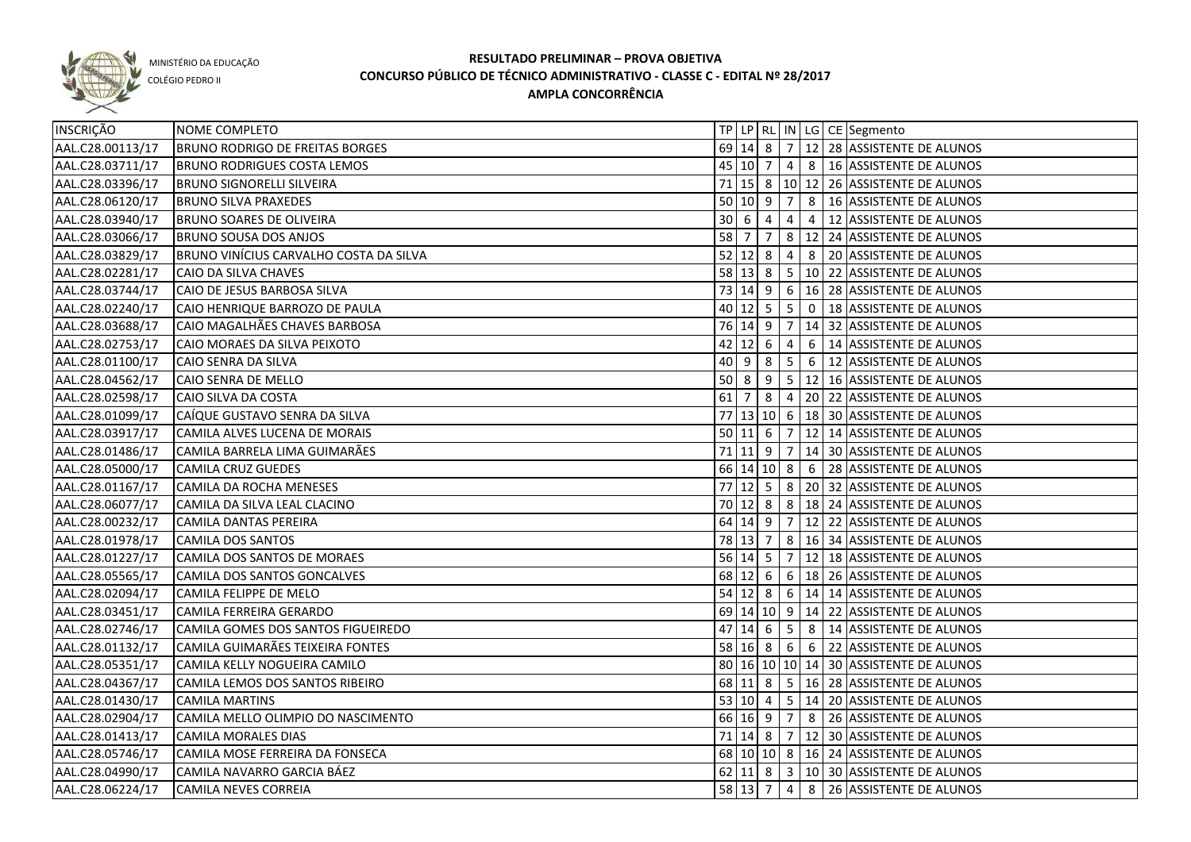MINISTÉRIO DA EDUCAÇÃO
COLÉGIO PEDRO II

# RESULTADO PRELIMINAR – PROVA OBJETIVA
## CONCURSO PÚBLICO DE TÉCNICO ADMINISTRATIVO - CLASSE C - EDITAL Nº 28/2017
### AMPLA CONCORRÊNCIA

| INSCRIÇÃO | NOME COMPLETO | TP | LP | RL | IN | LG | CE | Segmento |
|---|---|---|---|---|---|---|---|---|
| AAL.C28.00113/17 | BRUNO RODRIGO DE FREITAS BORGES | 69 | 14 | 8 | 7 | 12 | 28 | ASSISTENTE DE ALUNOS |
| AAL.C28.03711/17 | BRUNO RODRIGUES COSTA LEMOS | 45 | 10 | 7 | 4 | 8 | 16 | ASSISTENTE DE ALUNOS |
| AAL.C28.03396/17 | BRUNO SIGNORELLI SILVEIRA | 71 | 15 | 8 | 10 | 12 | 26 | ASSISTENTE DE ALUNOS |
| AAL.C28.06120/17 | BRUNO SILVA PRAXEDES | 50 | 10 | 9 | 7 | 8 | 16 | ASSISTENTE DE ALUNOS |
| AAL.C28.03940/17 | BRUNO SOARES DE OLIVEIRA | 30 | 6 | 4 | 4 | 4 | 12 | ASSISTENTE DE ALUNOS |
| AAL.C28.03066/17 | BRUNO SOUSA DOS ANJOS | 58 | 7 | 7 | 8 | 12 | 24 | ASSISTENTE DE ALUNOS |
| AAL.C28.03829/17 | BRUNO VINÍCIUS CARVALHO COSTA DA SILVA | 52 | 12 | 8 | 4 | 8 | 20 | ASSISTENTE DE ALUNOS |
| AAL.C28.02281/17 | CAIO DA SILVA CHAVES | 58 | 13 | 8 | 5 | 10 | 22 | ASSISTENTE DE ALUNOS |
| AAL.C28.03744/17 | CAIO DE JESUS BARBOSA SILVA | 73 | 14 | 9 | 6 | 16 | 28 | ASSISTENTE DE ALUNOS |
| AAL.C28.02240/17 | CAIO HENRIQUE BARROZO DE PAULA | 40 | 12 | 5 | 5 | 0 | 18 | ASSISTENTE DE ALUNOS |
| AAL.C28.03688/17 | CAIO MAGALHÃES CHAVES BARBOSA | 76 | 14 | 9 | 7 | 14 | 32 | ASSISTENTE DE ALUNOS |
| AAL.C28.02753/17 | CAIO MORAES DA SILVA PEIXOTO | 42 | 12 | 6 | 4 | 6 | 14 | ASSISTENTE DE ALUNOS |
| AAL.C28.01100/17 | CAIO SENRA DA SILVA | 40 | 9 | 8 | 5 | 6 | 12 | ASSISTENTE DE ALUNOS |
| AAL.C28.04562/17 | CAIO SENRA DE MELLO | 50 | 8 | 9 | 5 | 12 | 16 | ASSISTENTE DE ALUNOS |
| AAL.C28.02598/17 | CAIO SILVA DA COSTA | 61 | 7 | 8 | 4 | 20 | 22 | ASSISTENTE DE ALUNOS |
| AAL.C28.01099/17 | CAÍQUE GUSTAVO SENRA DA SILVA | 77 | 13 | 10 | 6 | 18 | 30 | ASSISTENTE DE ALUNOS |
| AAL.C28.03917/17 | CAMILA ALVES LUCENA DE MORAIS | 50 | 11 | 6 | 7 | 12 | 14 | ASSISTENTE DE ALUNOS |
| AAL.C28.01486/17 | CAMILA BARRELA LIMA GUIMARÃES | 71 | 11 | 9 | 7 | 14 | 30 | ASSISTENTE DE ALUNOS |
| AAL.C28.05000/17 | CAMILA CRUZ GUEDES | 66 | 14 | 10 | 8 | 6 | 28 | ASSISTENTE DE ALUNOS |
| AAL.C28.01167/17 | CAMILA DA ROCHA MENESES | 77 | 12 | 5 | 8 | 20 | 32 | ASSISTENTE DE ALUNOS |
| AAL.C28.06077/17 | CAMILA DA SILVA LEAL CLACINO | 70 | 12 | 8 | 8 | 18 | 24 | ASSISTENTE DE ALUNOS |
| AAL.C28.00232/17 | CAMILA DANTAS PEREIRA | 64 | 14 | 9 | 7 | 12 | 22 | ASSISTENTE DE ALUNOS |
| AAL.C28.01978/17 | CAMILA DOS SANTOS | 78 | 13 | 7 | 8 | 16 | 34 | ASSISTENTE DE ALUNOS |
| AAL.C28.01227/17 | CAMILA DOS SANTOS DE MORAES | 56 | 14 | 5 | 7 | 12 | 18 | ASSISTENTE DE ALUNOS |
| AAL.C28.05565/17 | CAMILA DOS SANTOS GONCALVES | 68 | 12 | 6 | 6 | 18 | 26 | ASSISTENTE DE ALUNOS |
| AAL.C28.02094/17 | CAMILA FELIPPE DE MELO | 54 | 12 | 8 | 6 | 14 | 14 | ASSISTENTE DE ALUNOS |
| AAL.C28.03451/17 | CAMILA FERREIRA GERARDO | 69 | 14 | 10 | 9 | 14 | 22 | ASSISTENTE DE ALUNOS |
| AAL.C28.02746/17 | CAMILA GOMES DOS SANTOS FIGUEIREDO | 47 | 14 | 6 | 5 | 8 | 14 | ASSISTENTE DE ALUNOS |
| AAL.C28.01132/17 | CAMILA GUIMARÃES TEIXEIRA FONTES | 58 | 16 | 8 | 6 | 6 | 22 | ASSISTENTE DE ALUNOS |
| AAL.C28.05351/17 | CAMILA KELLY NOGUEIRA CAMILO | 80 | 16 | 10 | 10 | 14 | 30 | ASSISTENTE DE ALUNOS |
| AAL.C28.04367/17 | CAMILA LEMOS DOS SANTOS RIBEIRO | 68 | 11 | 8 | 5 | 16 | 28 | ASSISTENTE DE ALUNOS |
| AAL.C28.01430/17 | CAMILA MARTINS | 53 | 10 | 4 | 5 | 14 | 20 | ASSISTENTE DE ALUNOS |
| AAL.C28.02904/17 | CAMILA MELLO OLIMPIO DO NASCIMENTO | 66 | 16 | 9 | 7 | 8 | 26 | ASSISTENTE DE ALUNOS |
| AAL.C28.01413/17 | CAMILA MORALES DIAS | 71 | 14 | 8 | 7 | 12 | 30 | ASSISTENTE DE ALUNOS |
| AAL.C28.05746/17 | CAMILA MOSE FERREIRA DA FONSECA | 68 | 10 | 10 | 8 | 16 | 24 | ASSISTENTE DE ALUNOS |
| AAL.C28.04990/17 | CAMILA NAVARRO GARCIA BÁEZ | 62 | 11 | 8 | 3 | 10 | 30 | ASSISTENTE DE ALUNOS |
| AAL.C28.06224/17 | CAMILA NEVES CORREIA | 58 | 13 | 7 | 4 | 8 | 26 | ASSISTENTE DE ALUNOS |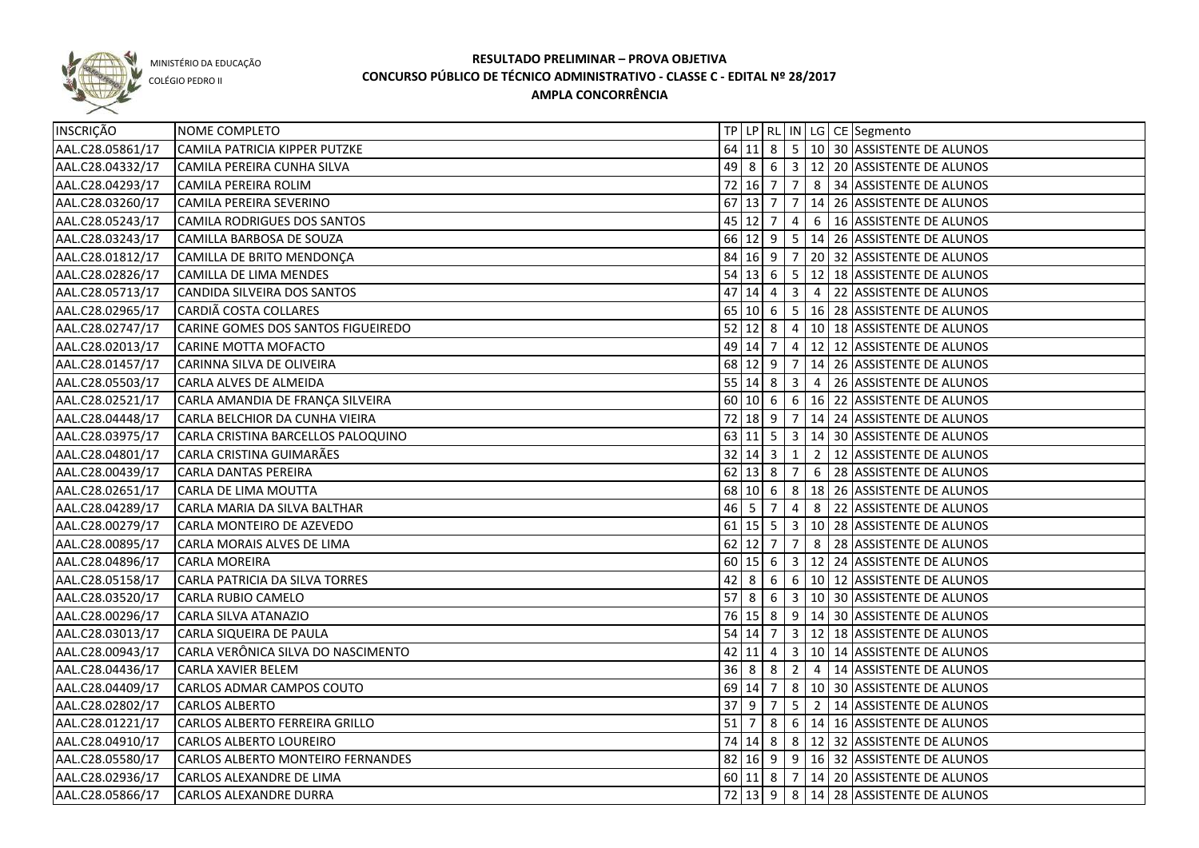MINISTÉRIO DA EDUCAÇÃO

COLÉGIO PEDRO II

# RESULTADO PRELIMINAR – PROVA OBJETIVA
## CONCURSO PÚBLICO DE TÉCNICO ADMINISTRATIVO - CLASSE C - EDITAL Nº 28/2017
## AMPLA CONCORRÊNCIA

| INSCRIÇÃO | NOME COMPLETO | TP | LP | RL | IN | LG | CE | Segmento |
|---|---|---|---|---|---|---|---|---|
| AAL.C28.05861/17 | CAMILA PATRICIA KIPPER PUTZKE | 64 | 11 | 8 | 5 | 10 | 30 | ASSISTENTE DE ALUNOS |
| AAL.C28.04332/17 | CAMILA PEREIRA CUNHA SILVA | 49 | 8 | 6 | 3 | 12 | 20 | ASSISTENTE DE ALUNOS |
| AAL.C28.04293/17 | CAMILA PEREIRA ROLIM | 72 | 16 | 7 | 7 | 8 | 34 | ASSISTENTE DE ALUNOS |
| AAL.C28.03260/17 | CAMILA PEREIRA SEVERINO | 67 | 13 | 7 | 7 | 14 | 26 | ASSISTENTE DE ALUNOS |
| AAL.C28.05243/17 | CAMILA RODRIGUES DOS SANTOS | 45 | 12 | 7 | 4 | 6 | 16 | ASSISTENTE DE ALUNOS |
| AAL.C28.03243/17 | CAMILLA BARBOSA DE SOUZA | 66 | 12 | 9 | 5 | 14 | 26 | ASSISTENTE DE ALUNOS |
| AAL.C28.01812/17 | CAMILLA DE BRITO MENDONÇA | 84 | 16 | 9 | 7 | 20 | 32 | ASSISTENTE DE ALUNOS |
| AAL.C28.02826/17 | CAMILLA DE LIMA MENDES | 54 | 13 | 6 | 5 | 12 | 18 | ASSISTENTE DE ALUNOS |
| AAL.C28.05713/17 | CANDIDA SILVEIRA DOS SANTOS | 47 | 14 | 4 | 3 | 4 | 22 | ASSISTENTE DE ALUNOS |
| AAL.C28.02965/17 | CARDIÃ COSTA COLLARES | 65 | 10 | 6 | 5 | 16 | 28 | ASSISTENTE DE ALUNOS |
| AAL.C28.02747/17 | CARINE GOMES DOS SANTOS FIGUEIREDO | 52 | 12 | 8 | 4 | 10 | 18 | ASSISTENTE DE ALUNOS |
| AAL.C28.02013/17 | CARINE MOTTA MOFACTO | 49 | 14 | 7 | 4 | 12 | 12 | ASSISTENTE DE ALUNOS |
| AAL.C28.01457/17 | CARINNA SILVA DE OLIVEIRA | 68 | 12 | 9 | 7 | 14 | 26 | ASSISTENTE DE ALUNOS |
| AAL.C28.05503/17 | CARLA ALVES DE ALMEIDA | 55 | 14 | 8 | 3 | 4 | 26 | ASSISTENTE DE ALUNOS |
| AAL.C28.02521/17 | CARLA AMANDIA DE FRANÇA SILVEIRA | 60 | 10 | 6 | 6 | 16 | 22 | ASSISTENTE DE ALUNOS |
| AAL.C28.04448/17 | CARLA BELCHIOR DA CUNHA VIEIRA | 72 | 18 | 9 | 7 | 14 | 24 | ASSISTENTE DE ALUNOS |
| AAL.C28.03975/17 | CARLA CRISTINA BARCELLOS PALOQUINO | 63 | 11 | 5 | 3 | 14 | 30 | ASSISTENTE DE ALUNOS |
| AAL.C28.04801/17 | CARLA CRISTINA GUIMARÃES | 32 | 14 | 3 | 1 | 2 | 12 | ASSISTENTE DE ALUNOS |
| AAL.C28.00439/17 | CARLA DANTAS PEREIRA | 62 | 13 | 8 | 7 | 6 | 28 | ASSISTENTE DE ALUNOS |
| AAL.C28.02651/17 | CARLA DE LIMA MOUTTA | 68 | 10 | 6 | 8 | 18 | 26 | ASSISTENTE DE ALUNOS |
| AAL.C28.04289/17 | CARLA MARIA DA SILVA BALTHAR | 46 | 5 | 7 | 4 | 8 | 22 | ASSISTENTE DE ALUNOS |
| AAL.C28.00279/17 | CARLA MONTEIRO DE AZEVEDO | 61 | 15 | 5 | 3 | 10 | 28 | ASSISTENTE DE ALUNOS |
| AAL.C28.00895/17 | CARLA MORAIS ALVES DE LIMA | 62 | 12 | 7 | 7 | 8 | 28 | ASSISTENTE DE ALUNOS |
| AAL.C28.04896/17 | CARLA MOREIRA | 60 | 15 | 6 | 3 | 12 | 24 | ASSISTENTE DE ALUNOS |
| AAL.C28.05158/17 | CARLA PATRICIA DA SILVA TORRES | 42 | 8 | 6 | 6 | 10 | 12 | ASSISTENTE DE ALUNOS |
| AAL.C28.03520/17 | CARLA RUBIO CAMELO | 57 | 8 | 6 | 3 | 10 | 30 | ASSISTENTE DE ALUNOS |
| AAL.C28.00296/17 | CARLA SILVA ATANAZIO | 76 | 15 | 8 | 9 | 14 | 30 | ASSISTENTE DE ALUNOS |
| AAL.C28.03013/17 | CARLA SIQUEIRA DE PAULA | 54 | 14 | 7 | 3 | 12 | 18 | ASSISTENTE DE ALUNOS |
| AAL.C28.00943/17 | CARLA VERÔNICA SILVA DO NASCIMENTO | 42 | 11 | 4 | 3 | 10 | 14 | ASSISTENTE DE ALUNOS |
| AAL.C28.04436/17 | CARLA XAVIER BELEM | 36 | 8 | 8 | 2 | 4 | 14 | ASSISTENTE DE ALUNOS |
| AAL.C28.04409/17 | CARLOS ADMAR CAMPOS COUTO | 69 | 14 | 7 | 8 | 10 | 30 | ASSISTENTE DE ALUNOS |
| AAL.C28.02802/17 | CARLOS ALBERTO | 37 | 9 | 7 | 5 | 2 | 14 | ASSISTENTE DE ALUNOS |
| AAL.C28.01221/17 | CARLOS ALBERTO FERREIRA GRILLO | 51 | 7 | 8 | 6 | 14 | 16 | ASSISTENTE DE ALUNOS |
| AAL.C28.04910/17 | CARLOS ALBERTO LOUREIRO | 74 | 14 | 8 | 8 | 12 | 32 | ASSISTENTE DE ALUNOS |
| AAL.C28.05580/17 | CARLOS ALBERTO MONTEIRO FERNANDES | 82 | 16 | 9 | 9 | 16 | 32 | ASSISTENTE DE ALUNOS |
| AAL.C28.02936/17 | CARLOS ALEXANDRE DE LIMA | 60 | 11 | 8 | 7 | 14 | 20 | ASSISTENTE DE ALUNOS |
| AAL.C28.05866/17 | CARLOS ALEXANDRE DURRA | 72 | 13 | 9 | 8 | 14 | 28 | ASSISTENTE DE ALUNOS |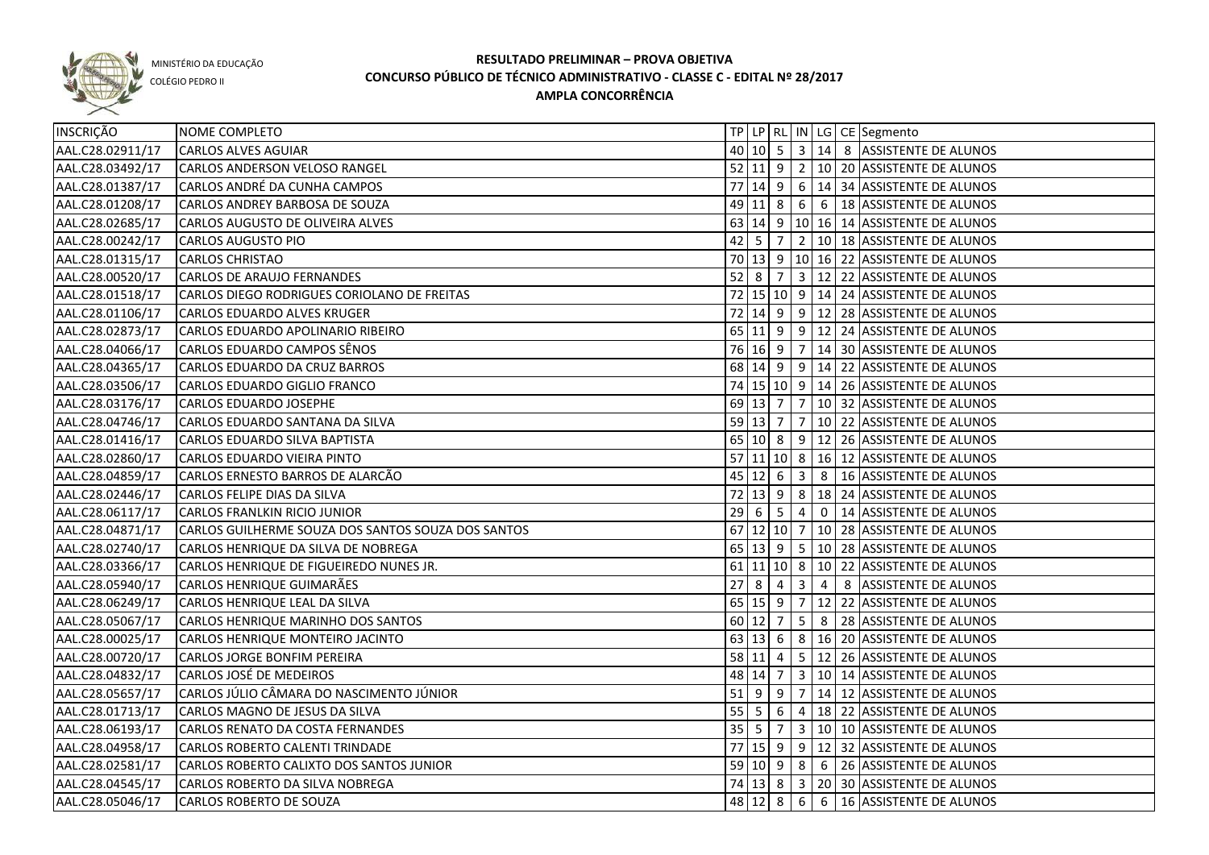MINISTÉRIO DA EDUCAÇÃO
COLÉGIO PEDRO II

# RESULTADO PRELIMINAR – PROVA OBJETIVA
## CONCURSO PÚBLICO DE TÉCNICO ADMINISTRATIVO - CLASSE C - EDITAL Nº 28/2017
### AMPLA CONCORRÊNCIA

| INSCRIÇÃO | NOME COMPLETO | TP | LP | RL | IN | LG | CE | Segmento |
|---|---|---|---|---|---|---|---|---|
| AAL.C28.02911/17 | CARLOS ALVES AGUIAR | 40 | 10 | 5 | 3 | 14 | 8 | ASSISTENTE DE ALUNOS |
| AAL.C28.03492/17 | CARLOS ANDERSON VELOSO RANGEL | 52 | 11 | 9 | 2 | 10 | 20 | ASSISTENTE DE ALUNOS |
| AAL.C28.01387/17 | CARLOS ANDRÉ DA CUNHA CAMPOS | 77 | 14 | 9 | 6 | 14 | 34 | ASSISTENTE DE ALUNOS |
| AAL.C28.01208/17 | CARLOS ANDREY BARBOSA DE SOUZA | 49 | 11 | 8 | 6 | 6 | 18 | ASSISTENTE DE ALUNOS |
| AAL.C28.02685/17 | CARLOS AUGUSTO DE OLIVEIRA ALVES | 63 | 14 | 9 | 10 | 16 | 14 | ASSISTENTE DE ALUNOS |
| AAL.C28.00242/17 | CARLOS AUGUSTO PIO | 42 | 5 | 7 | 2 | 10 | 18 | ASSISTENTE DE ALUNOS |
| AAL.C28.01315/17 | CARLOS CHRISTAO | 70 | 13 | 9 | 10 | 16 | 22 | ASSISTENTE DE ALUNOS |
| AAL.C28.00520/17 | CARLOS DE ARAUJO FERNANDES | 52 | 8 | 7 | 3 | 12 | 22 | ASSISTENTE DE ALUNOS |
| AAL.C28.01518/17 | CARLOS DIEGO RODRIGUES CORIOLANO DE FREITAS | 72 | 15 | 10 | 9 | 14 | 24 | ASSISTENTE DE ALUNOS |
| AAL.C28.01106/17 | CARLOS EDUARDO ALVES KRUGER | 72 | 14 | 9 | 9 | 12 | 28 | ASSISTENTE DE ALUNOS |
| AAL.C28.02873/17 | CARLOS EDUARDO APOLINARIO RIBEIRO | 65 | 11 | 9 | 9 | 12 | 24 | ASSISTENTE DE ALUNOS |
| AAL.C28.04066/17 | CARLOS EDUARDO CAMPOS SÊNOS | 76 | 16 | 9 | 7 | 14 | 30 | ASSISTENTE DE ALUNOS |
| AAL.C28.04365/17 | CARLOS EDUARDO DA CRUZ BARROS | 68 | 14 | 9 | 9 | 14 | 22 | ASSISTENTE DE ALUNOS |
| AAL.C28.03506/17 | CARLOS EDUARDO GIGLIO FRANCO | 74 | 15 | 10 | 9 | 14 | 26 | ASSISTENTE DE ALUNOS |
| AAL.C28.03176/17 | CARLOS EDUARDO JOSEPHE | 69 | 13 | 7 | 7 | 10 | 32 | ASSISTENTE DE ALUNOS |
| AAL.C28.04746/17 | CARLOS EDUARDO SANTANA DA SILVA | 59 | 13 | 7 | 7 | 10 | 22 | ASSISTENTE DE ALUNOS |
| AAL.C28.01416/17 | CARLOS EDUARDO SILVA BAPTISTA | 65 | 10 | 8 | 9 | 12 | 26 | ASSISTENTE DE ALUNOS |
| AAL.C28.02860/17 | CARLOS EDUARDO VIEIRA PINTO | 57 | 11 | 10 | 8 | 16 | 12 | ASSISTENTE DE ALUNOS |
| AAL.C28.04859/17 | CARLOS ERNESTO BARROS DE ALARCÃO | 45 | 12 | 6 | 3 | 8 | 16 | ASSISTENTE DE ALUNOS |
| AAL.C28.02446/17 | CARLOS FELIPE DIAS DA SILVA | 72 | 13 | 9 | 8 | 18 | 24 | ASSISTENTE DE ALUNOS |
| AAL.C28.06117/17 | CARLOS FRANLKIN RICIO JUNIOR | 29 | 6 | 5 | 4 | 0 | 14 | ASSISTENTE DE ALUNOS |
| AAL.C28.04871/17 | CARLOS GUILHERME SOUZA DOS SANTOS SOUZA DOS SANTOS | 67 | 12 | 10 | 7 | 10 | 28 | ASSISTENTE DE ALUNOS |
| AAL.C28.02740/17 | CARLOS HENRIQUE DA SILVA DE NOBREGA | 65 | 13 | 9 | 5 | 10 | 28 | ASSISTENTE DE ALUNOS |
| AAL.C28.03366/17 | CARLOS HENRIQUE DE FIGUEIREDO NUNES JR. | 61 | 11 | 10 | 8 | 10 | 22 | ASSISTENTE DE ALUNOS |
| AAL.C28.05940/17 | CARLOS HENRIQUE GUIMARÃES | 27 | 8 | 4 | 3 | 4 | 8 | ASSISTENTE DE ALUNOS |
| AAL.C28.06249/17 | CARLOS HENRIQUE LEAL DA SILVA | 65 | 15 | 9 | 7 | 12 | 22 | ASSISTENTE DE ALUNOS |
| AAL.C28.05067/17 | CARLOS HENRIQUE MARINHO DOS SANTOS | 60 | 12 | 7 | 5 | 8 | 28 | ASSISTENTE DE ALUNOS |
| AAL.C28.00025/17 | CARLOS HENRIQUE MONTEIRO JACINTO | 63 | 13 | 6 | 8 | 16 | 20 | ASSISTENTE DE ALUNOS |
| AAL.C28.00720/17 | CARLOS JORGE BONFIM PEREIRA | 58 | 11 | 4 | 5 | 12 | 26 | ASSISTENTE DE ALUNOS |
| AAL.C28.04832/17 | CARLOS JOSÉ DE MEDEIROS | 48 | 14 | 7 | 3 | 10 | 14 | ASSISTENTE DE ALUNOS |
| AAL.C28.05657/17 | CARLOS JÚLIO CÂMARA DO NASCIMENTO JÚNIOR | 51 | 9 | 9 | 7 | 14 | 12 | ASSISTENTE DE ALUNOS |
| AAL.C28.01713/17 | CARLOS MAGNO DE JESUS DA SILVA | 55 | 5 | 6 | 4 | 18 | 22 | ASSISTENTE DE ALUNOS |
| AAL.C28.06193/17 | CARLOS RENATO DA COSTA FERNANDES | 35 | 5 | 7 | 3 | 10 | 10 | ASSISTENTE DE ALUNOS |
| AAL.C28.04958/17 | CARLOS ROBERTO CALENTI TRINDADE | 77 | 15 | 9 | 9 | 12 | 32 | ASSISTENTE DE ALUNOS |
| AAL.C28.02581/17 | CARLOS ROBERTO CALIXTO DOS SANTOS JUNIOR | 59 | 10 | 9 | 8 | 6 | 26 | ASSISTENTE DE ALUNOS |
| AAL.C28.04545/17 | CARLOS ROBERTO DA SILVA NOBREGA | 74 | 13 | 8 | 3 | 20 | 30 | ASSISTENTE DE ALUNOS |
| AAL.C28.05046/17 | CARLOS ROBERTO DE SOUZA | 48 | 12 | 8 | 6 | 6 | 16 | ASSISTENTE DE ALUNOS |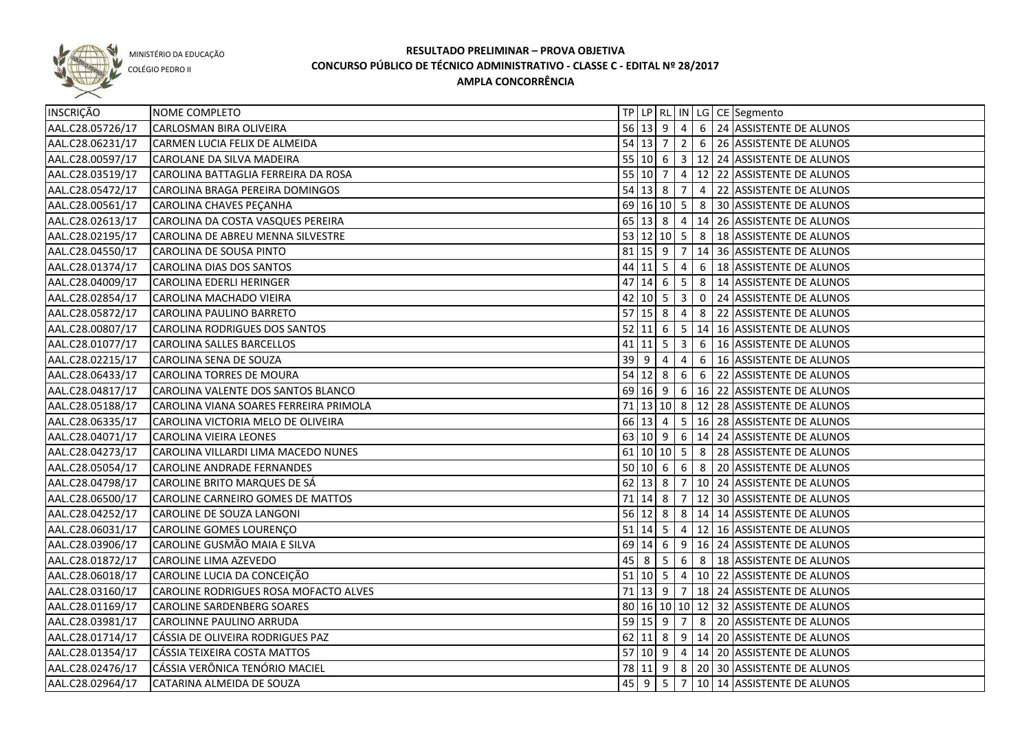MINISTÉRIO DA EDUCAÇÃO

COLÉGIO PEDRO II

# RESULTADO PRELIMINAR – PROVA OBJETIVA
## CONCURSO PÚBLICO DE TÉCNICO ADMINISTRATIVO - CLASSE C - EDITAL Nº 28/2017
## AMPLA CONCORRÊNCIA

| INSCRIÇÃO | NOME COMPLETO | TP | LP | RL | IN | LG | CE | Segmento |
|---|---|---|---|---|---|---|---|---|
| AAL.C28.05726/17 | CARLOSMAN BIRA OLIVEIRA | 56 | 13 | 9 | 4 | 6 | 24 | ASSISTENTE DE ALUNOS |
| AAL.C28.06231/17 | CARMEN LUCIA FELIX DE ALMEIDA | 54 | 13 | 7 | 2 | 6 | 26 | ASSISTENTE DE ALUNOS |
| AAL.C28.00597/17 | CAROLANE DA SILVA MADEIRA | 55 | 10 | 6 | 3 | 12 | 24 | ASSISTENTE DE ALUNOS |
| AAL.C28.03519/17 | CAROLINA BATTAGLIA FERREIRA DA ROSA | 55 | 10 | 7 | 4 | 12 | 22 | ASSISTENTE DE ALUNOS |
| AAL.C28.05472/17 | CAROLINA BRAGA PEREIRA DOMINGOS | 54 | 13 | 8 | 7 | 4 | 22 | ASSISTENTE DE ALUNOS |
| AAL.C28.00561/17 | CAROLINA CHAVES PEÇANHA | 69 | 16 | 10 | 5 | 8 | 30 | ASSISTENTE DE ALUNOS |
| AAL.C28.02613/17 | CAROLINA DA COSTA VASQUES PEREIRA | 65 | 13 | 8 | 4 | 14 | 26 | ASSISTENTE DE ALUNOS |
| AAL.C28.02195/17 | CAROLINA DE ABREU MENNA SILVESTRE | 53 | 12 | 10 | 5 | 8 | 18 | ASSISTENTE DE ALUNOS |
| AAL.C28.04550/17 | CAROLINA DE SOUSA PINTO | 81 | 15 | 9 | 7 | 14 | 36 | ASSISTENTE DE ALUNOS |
| AAL.C28.01374/17 | CAROLINA DIAS DOS SANTOS | 44 | 11 | 5 | 4 | 6 | 18 | ASSISTENTE DE ALUNOS |
| AAL.C28.04009/17 | CAROLINA EDERLI HERINGER | 47 | 14 | 6 | 5 | 8 | 14 | ASSISTENTE DE ALUNOS |
| AAL.C28.02854/17 | CAROLINA MACHADO VIEIRA | 42 | 10 | 5 | 3 | 0 | 24 | ASSISTENTE DE ALUNOS |
| AAL.C28.05872/17 | CAROLINA PAULINO BARRETO | 57 | 15 | 8 | 4 | 8 | 22 | ASSISTENTE DE ALUNOS |
| AAL.C28.00807/17 | CAROLINA RODRIGUES DOS SANTOS | 52 | 11 | 6 | 5 | 14 | 16 | ASSISTENTE DE ALUNOS |
| AAL.C28.01077/17 | CAROLINA SALLES BARCELLOS | 41 | 11 | 5 | 3 | 6 | 16 | ASSISTENTE DE ALUNOS |
| AAL.C28.02215/17 | CAROLINA SENA DE SOUZA | 39 | 9 | 4 | 4 | 6 | 16 | ASSISTENTE DE ALUNOS |
| AAL.C28.06433/17 | CAROLINA TORRES DE MOURA | 54 | 12 | 8 | 6 | 6 | 22 | ASSISTENTE DE ALUNOS |
| AAL.C28.04817/17 | CAROLINA VALENTE DOS SANTOS BLANCO | 69 | 16 | 9 | 6 | 16 | 22 | ASSISTENTE DE ALUNOS |
| AAL.C28.05188/17 | CAROLINA VIANA SOARES FERREIRA PRIMOLA | 71 | 13 | 10 | 8 | 12 | 28 | ASSISTENTE DE ALUNOS |
| AAL.C28.06335/17 | CAROLINA VICTORIA MELO DE OLIVEIRA | 66 | 13 | 4 | 5 | 16 | 28 | ASSISTENTE DE ALUNOS |
| AAL.C28.04071/17 | CAROLINA VIEIRA LEONES | 63 | 10 | 9 | 6 | 14 | 24 | ASSISTENTE DE ALUNOS |
| AAL.C28.04273/17 | CAROLINA VILLARDI LIMA MACEDO NUNES | 61 | 10 | 10 | 5 | 8 | 28 | ASSISTENTE DE ALUNOS |
| AAL.C28.05054/17 | CAROLINE ANDRADE FERNANDES | 50 | 10 | 6 | 6 | 8 | 20 | ASSISTENTE DE ALUNOS |
| AAL.C28.04798/17 | CAROLINE BRITO MARQUES DE SÁ | 62 | 13 | 8 | 7 | 10 | 24 | ASSISTENTE DE ALUNOS |
| AAL.C28.06500/17 | CAROLINE CARNEIRO GOMES DE MATTOS | 71 | 14 | 8 | 7 | 12 | 30 | ASSISTENTE DE ALUNOS |
| AAL.C28.04252/17 | CAROLINE DE SOUZA LANGONI | 56 | 12 | 8 | 8 | 14 | 14 | ASSISTENTE DE ALUNOS |
| AAL.C28.06031/17 | CAROLINE GOMES LOURENÇO | 51 | 14 | 5 | 4 | 12 | 16 | ASSISTENTE DE ALUNOS |
| AAL.C28.03906/17 | CAROLINE GUSMÃO MAIA E SILVA | 69 | 14 | 6 | 9 | 16 | 24 | ASSISTENTE DE ALUNOS |
| AAL.C28.01872/17 | CAROLINE LIMA AZEVEDO | 45 | 8 | 5 | 6 | 8 | 18 | ASSISTENTE DE ALUNOS |
| AAL.C28.06018/17 | CAROLINE LUCIA DA CONCEIÇÃO | 51 | 10 | 5 | 4 | 10 | 22 | ASSISTENTE DE ALUNOS |
| AAL.C28.03160/17 | CAROLINE RODRIGUES ROSA MOFACTO ALVES | 71 | 13 | 9 | 7 | 18 | 24 | ASSISTENTE DE ALUNOS |
| AAL.C28.01169/17 | CAROLINE SARDENBERG SOARES | 80 | 16 | 10 | 10 | 12 | 32 | ASSISTENTE DE ALUNOS |
| AAL.C28.03981/17 | CAROLINNE PAULINO ARRUDA | 59 | 15 | 9 | 7 | 8 | 20 | ASSISTENTE DE ALUNOS |
| AAL.C28.01714/17 | CÁSSIA DE OLIVEIRA RODRIGUES PAZ | 62 | 11 | 8 | 9 | 14 | 20 | ASSISTENTE DE ALUNOS |
| AAL.C28.01354/17 | CÁSSIA TEIXEIRA COSTA MATTOS | 57 | 10 | 9 | 4 | 14 | 20 | ASSISTENTE DE ALUNOS |
| AAL.C28.02476/17 | CÁSSIA VERÔNICA TENÓRIO MACIEL | 78 | 11 | 9 | 8 | 20 | 30 | ASSISTENTE DE ALUNOS |
| AAL.C28.02964/17 | CATARINA ALMEIDA DE SOUZA | 45 | 9 | 5 | 7 | 10 | 14 | ASSISTENTE DE ALUNOS |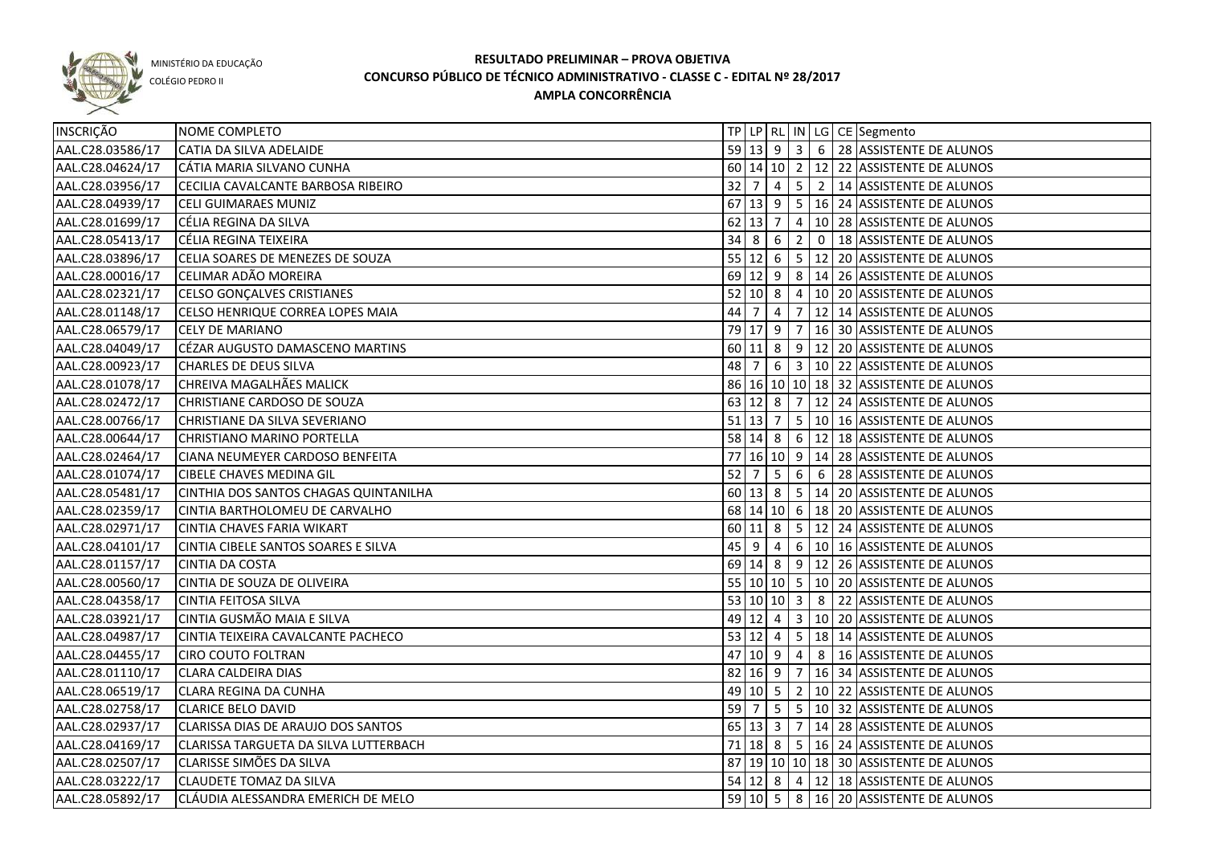MINISTÉRIO DA EDUCAÇÃO

COLÉGIO PEDRO II

# RESULTADO PRELIMINAR – PROVA OBJETIVA
## CONCURSO PÚBLICO DE TÉCNICO ADMINISTRATIVO - CLASSE C - EDITAL Nº 28/2017
### AMPLA CONCORRÊNCIA

| INSCRIÇÃO | NOME COMPLETO | TP | LP | RL | IN | LG | CE | Segmento |
|---|---|---|---|---|---|---|---|---|
| AAL.C28.03586/17 | CATIA DA SILVA ADELAIDE | 59 | 13 | 9 | 3 | 6 | 28 | ASSISTENTE DE ALUNOS |
| AAL.C28.04624/17 | CÁTIA MARIA SILVANO CUNHA | 60 | 14 | 10 | 2 | 12 | 22 | ASSISTENTE DE ALUNOS |
| AAL.C28.03956/17 | CECILIA CAVALCANTE BARBOSA RIBEIRO | 32 | 7 | 4 | 5 | 2 | 14 | ASSISTENTE DE ALUNOS |
| AAL.C28.04939/17 | CELI GUIMARAES MUNIZ | 67 | 13 | 9 | 5 | 16 | 24 | ASSISTENTE DE ALUNOS |
| AAL.C28.01699/17 | CÉLIA REGINA DA SILVA | 62 | 13 | 7 | 4 | 10 | 28 | ASSISTENTE DE ALUNOS |
| AAL.C28.05413/17 | CÉLIA REGINA TEIXEIRA | 34 | 8 | 6 | 2 | 0 | 18 | ASSISTENTE DE ALUNOS |
| AAL.C28.03896/17 | CELIA SOARES DE MENEZES DE SOUZA | 55 | 12 | 6 | 5 | 12 | 20 | ASSISTENTE DE ALUNOS |
| AAL.C28.00016/17 | CELIMAR ADÃO MOREIRA | 69 | 12 | 9 | 8 | 14 | 26 | ASSISTENTE DE ALUNOS |
| AAL.C28.02321/17 | CELSO GONÇALVES CRISTIANES | 52 | 10 | 8 | 4 | 10 | 20 | ASSISTENTE DE ALUNOS |
| AAL.C28.01148/17 | CELSO HENRIQUE CORREA LOPES MAIA | 44 | 7 | 4 | 7 | 12 | 14 | ASSISTENTE DE ALUNOS |
| AAL.C28.06579/17 | CELY DE MARIANO | 79 | 17 | 9 | 7 | 16 | 30 | ASSISTENTE DE ALUNOS |
| AAL.C28.04049/17 | CÉZAR AUGUSTO DAMASCENO MARTINS | 60 | 11 | 8 | 9 | 12 | 20 | ASSISTENTE DE ALUNOS |
| AAL.C28.00923/17 | CHARLES DE DEUS SILVA | 48 | 7 | 6 | 3 | 10 | 22 | ASSISTENTE DE ALUNOS |
| AAL.C28.01078/17 | CHREIVA MAGALHÃES MALICK | 86 | 16 | 10 | 10 | 18 | 32 | ASSISTENTE DE ALUNOS |
| AAL.C28.02472/17 | CHRISTIANE CARDOSO DE SOUZA | 63 | 12 | 8 | 7 | 12 | 24 | ASSISTENTE DE ALUNOS |
| AAL.C28.00766/17 | CHRISTIANE DA SILVA SEVERIANO | 51 | 13 | 7 | 5 | 10 | 16 | ASSISTENTE DE ALUNOS |
| AAL.C28.00644/17 | CHRISTIANO MARINO PORTELLA | 58 | 14 | 8 | 6 | 12 | 18 | ASSISTENTE DE ALUNOS |
| AAL.C28.02464/17 | CIANA NEUMEYER CARDOSO BENFEITA | 77 | 16 | 10 | 9 | 14 | 28 | ASSISTENTE DE ALUNOS |
| AAL.C28.01074/17 | CIBELE CHAVES MEDINA GIL | 52 | 7 | 5 | 6 | 6 | 28 | ASSISTENTE DE ALUNOS |
| AAL.C28.05481/17 | CINTHIA DOS SANTOS CHAGAS QUINTANILHA | 60 | 13 | 8 | 5 | 14 | 20 | ASSISTENTE DE ALUNOS |
| AAL.C28.02359/17 | CINTIA BARTHOLOMEU DE CARVALHO | 68 | 14 | 10 | 6 | 18 | 20 | ASSISTENTE DE ALUNOS |
| AAL.C28.02971/17 | CINTIA CHAVES FARIA WIKART | 60 | 11 | 8 | 5 | 12 | 24 | ASSISTENTE DE ALUNOS |
| AAL.C28.04101/17 | CINTIA CIBELE SANTOS SOARES E SILVA | 45 | 9 | 4 | 6 | 10 | 16 | ASSISTENTE DE ALUNOS |
| AAL.C28.01157/17 | CINTIA DA COSTA | 69 | 14 | 8 | 9 | 12 | 26 | ASSISTENTE DE ALUNOS |
| AAL.C28.00560/17 | CINTIA DE SOUZA DE OLIVEIRA | 55 | 10 | 10 | 5 | 10 | 20 | ASSISTENTE DE ALUNOS |
| AAL.C28.04358/17 | CINTIA FEITOSA SILVA | 53 | 10 | 10 | 3 | 8 | 22 | ASSISTENTE DE ALUNOS |
| AAL.C28.03921/17 | CINTIA GUSMÃO MAIA E SILVA | 49 | 12 | 4 | 3 | 10 | 20 | ASSISTENTE DE ALUNOS |
| AAL.C28.04987/17 | CINTIA TEIXEIRA CAVALCANTE PACHECO | 53 | 12 | 4 | 5 | 18 | 14 | ASSISTENTE DE ALUNOS |
| AAL.C28.04455/17 | CIRO COUTO FOLTRAN | 47 | 10 | 9 | 4 | 8 | 16 | ASSISTENTE DE ALUNOS |
| AAL.C28.01110/17 | CLARA CALDEIRA DIAS | 82 | 16 | 9 | 7 | 16 | 34 | ASSISTENTE DE ALUNOS |
| AAL.C28.06519/17 | CLARA REGINA DA CUNHA | 49 | 10 | 5 | 2 | 10 | 22 | ASSISTENTE DE ALUNOS |
| AAL.C28.02758/17 | CLARICE BELO DAVID | 59 | 7 | 5 | 5 | 10 | 32 | ASSISTENTE DE ALUNOS |
| AAL.C28.02937/17 | CLARISSA DIAS DE ARAUJO DOS SANTOS | 65 | 13 | 3 | 7 | 14 | 28 | ASSISTENTE DE ALUNOS |
| AAL.C28.04169/17 | CLARISSA TARGUETA DA SILVA LUTTERBACH | 71 | 18 | 8 | 5 | 16 | 24 | ASSISTENTE DE ALUNOS |
| AAL.C28.02507/17 | CLARISSE SIMÕES DA SILVA | 87 | 19 | 10 | 10 | 18 | 30 | ASSISTENTE DE ALUNOS |
| AAL.C28.03222/17 | CLAUDETE TOMAZ DA SILVA | 54 | 12 | 8 | 4 | 12 | 18 | ASSISTENTE DE ALUNOS |
| AAL.C28.05892/17 | CLÁUDIA ALESSANDRA EMERICH DE MELO | 59 | 10 | 5 | 8 | 16 | 20 | ASSISTENTE DE ALUNOS |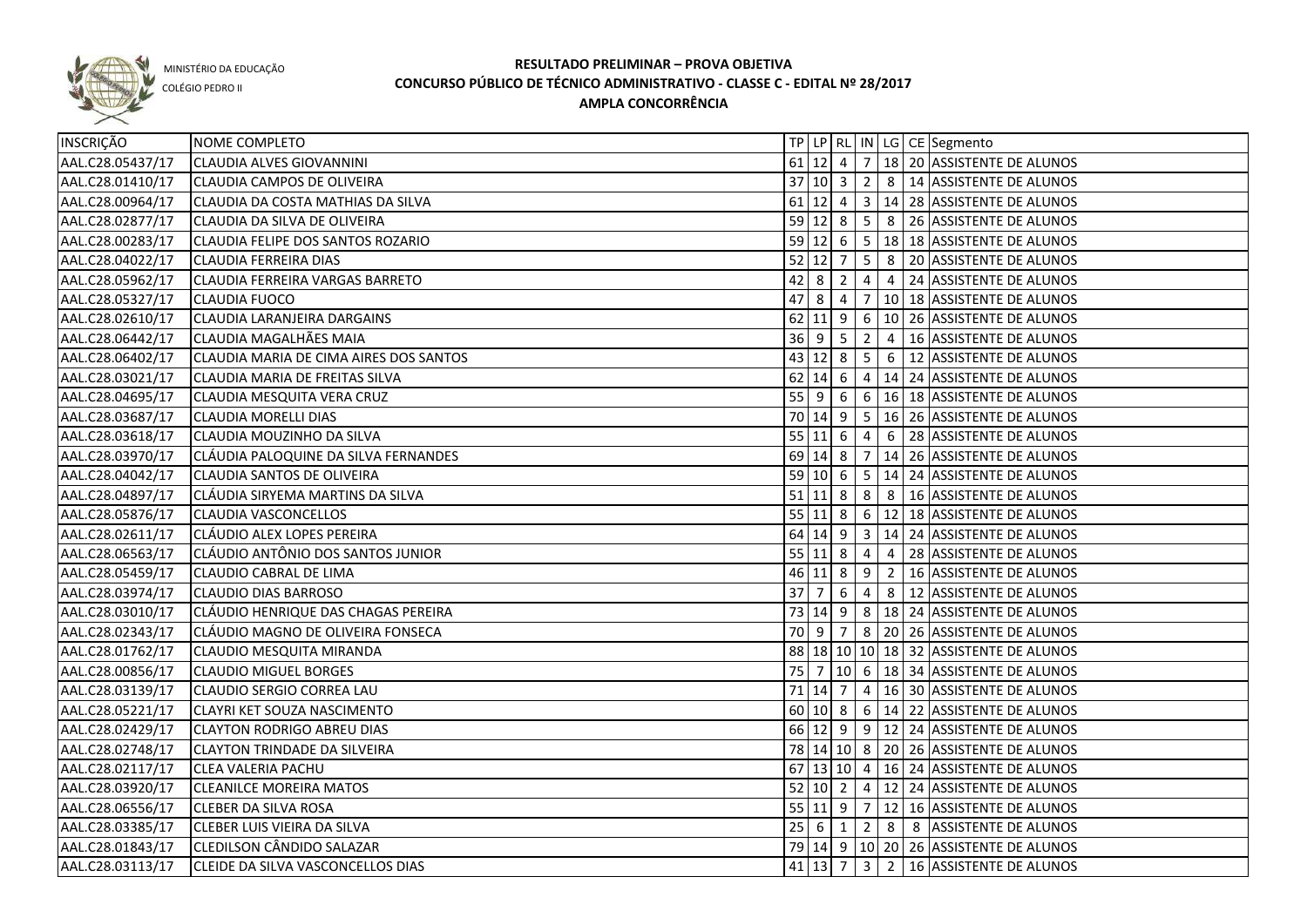MINISTÉRIO DA EDUCAÇÃO

COLÉGIO PEDRO II

# RESULTADO PRELIMINAR – PROVA OBJETIVA
## CONCURSO PÚBLICO DE TÉCNICO ADMINISTRATIVO - CLASSE C - EDITAL Nº 28/2017
## AMPLA CONCORRÊNCIA

| INSCRIÇÃO | NOME COMPLETO | TP | LP | RL | IN | LG | CE | Segmento |
|---|---|---|---|---|---|---|---|---|
| AAL.C28.05437/17 | CLAUDIA ALVES GIOVANNINI | 61 | 12 | 4 | 7 | 18 | 20 | ASSISTENTE DE ALUNOS |
| AAL.C28.01410/17 | CLAUDIA CAMPOS DE OLIVEIRA | 37 | 10 | 3 | 2 | 8 | 14 | ASSISTENTE DE ALUNOS |
| AAL.C28.00964/17 | CLAUDIA DA COSTA MATHIAS DA SILVA | 61 | 12 | 4 | 3 | 14 | 28 | ASSISTENTE DE ALUNOS |
| AAL.C28.02877/17 | CLAUDIA DA SILVA DE OLIVEIRA | 59 | 12 | 8 | 5 | 8 | 26 | ASSISTENTE DE ALUNOS |
| AAL.C28.00283/17 | CLAUDIA FELIPE DOS SANTOS ROZARIO | 59 | 12 | 6 | 5 | 18 | 18 | ASSISTENTE DE ALUNOS |
| AAL.C28.04022/17 | CLAUDIA FERREIRA DIAS | 52 | 12 | 7 | 5 | 8 | 20 | ASSISTENTE DE ALUNOS |
| AAL.C28.05962/17 | CLAUDIA FERREIRA VARGAS BARRETO | 42 | 8 | 2 | 4 | 4 | 24 | ASSISTENTE DE ALUNOS |
| AAL.C28.05327/17 | CLAUDIA FUOCO | 47 | 8 | 4 | 7 | 10 | 18 | ASSISTENTE DE ALUNOS |
| AAL.C28.02610/17 | CLAUDIA LARANJEIRA DARGAINS | 62 | 11 | 9 | 6 | 10 | 26 | ASSISTENTE DE ALUNOS |
| AAL.C28.06442/17 | CLAUDIA MAGALHÃES MAIA | 36 | 9 | 5 | 2 | 4 | 16 | ASSISTENTE DE ALUNOS |
| AAL.C28.06402/17 | CLAUDIA MARIA DE CIMA AIRES DOS SANTOS | 43 | 12 | 8 | 5 | 6 | 12 | ASSISTENTE DE ALUNOS |
| AAL.C28.03021/17 | CLAUDIA MARIA DE FREITAS SILVA | 62 | 14 | 6 | 4 | 14 | 24 | ASSISTENTE DE ALUNOS |
| AAL.C28.04695/17 | CLAUDIA MESQUITA VERA CRUZ | 55 | 9 | 6 | 6 | 16 | 18 | ASSISTENTE DE ALUNOS |
| AAL.C28.03687/17 | CLAUDIA MORELLI DIAS | 70 | 14 | 9 | 5 | 16 | 26 | ASSISTENTE DE ALUNOS |
| AAL.C28.03618/17 | CLAUDIA MOUZINHO DA SILVA | 55 | 11 | 6 | 4 | 6 | 28 | ASSISTENTE DE ALUNOS |
| AAL.C28.03970/17 | CLÁUDIA PALOQUINE DA SILVA FERNANDES | 69 | 14 | 8 | 7 | 14 | 26 | ASSISTENTE DE ALUNOS |
| AAL.C28.04042/17 | CLAUDIA SANTOS DE OLIVEIRA | 59 | 10 | 6 | 5 | 14 | 24 | ASSISTENTE DE ALUNOS |
| AAL.C28.04897/17 | CLÁUDIA SIRYEMA MARTINS DA SILVA | 51 | 11 | 8 | 8 | 8 | 16 | ASSISTENTE DE ALUNOS |
| AAL.C28.05876/17 | CLAUDIA VASCONCELLOS | 55 | 11 | 8 | 6 | 12 | 18 | ASSISTENTE DE ALUNOS |
| AAL.C28.02611/17 | CLÁUDIO ALEX LOPES PEREIRA | 64 | 14 | 9 | 3 | 14 | 24 | ASSISTENTE DE ALUNOS |
| AAL.C28.06563/17 | CLÁUDIO ANTÔNIO DOS SANTOS JUNIOR | 55 | 11 | 8 | 4 | 4 | 28 | ASSISTENTE DE ALUNOS |
| AAL.C28.05459/17 | CLAUDIO CABRAL DE LIMA | 46 | 11 | 8 | 9 | 2 | 16 | ASSISTENTE DE ALUNOS |
| AAL.C28.03974/17 | CLAUDIO DIAS BARROSO | 37 | 7 | 6 | 4 | 8 | 12 | ASSISTENTE DE ALUNOS |
| AAL.C28.03010/17 | CLÁUDIO HENRIQUE DAS CHAGAS PEREIRA | 73 | 14 | 9 | 8 | 18 | 24 | ASSISTENTE DE ALUNOS |
| AAL.C28.02343/17 | CLÁUDIO MAGNO DE OLIVEIRA FONSECA | 70 | 9 | 7 | 8 | 20 | 26 | ASSISTENTE DE ALUNOS |
| AAL.C28.01762/17 | CLAUDIO MESQUITA MIRANDA | 88 | 18 | 10 | 10 | 18 | 32 | ASSISTENTE DE ALUNOS |
| AAL.C28.00856/17 | CLAUDIO MIGUEL BORGES | 75 | 7 | 10 | 6 | 18 | 34 | ASSISTENTE DE ALUNOS |
| AAL.C28.03139/17 | CLAUDIO SERGIO CORREA LAU | 71 | 14 | 7 | 4 | 16 | 30 | ASSISTENTE DE ALUNOS |
| AAL.C28.05221/17 | CLAYRI KET SOUZA NASCIMENTO | 60 | 10 | 8 | 6 | 14 | 22 | ASSISTENTE DE ALUNOS |
| AAL.C28.02429/17 | CLAYTON RODRIGO ABREU DIAS | 66 | 12 | 9 | 9 | 12 | 24 | ASSISTENTE DE ALUNOS |
| AAL.C28.02748/17 | CLAYTON TRINDADE DA SILVEIRA | 78 | 14 | 10 | 8 | 20 | 26 | ASSISTENTE DE ALUNOS |
| AAL.C28.02117/17 | CLEA VALERIA PACHU | 67 | 13 | 10 | 4 | 16 | 24 | ASSISTENTE DE ALUNOS |
| AAL.C28.03920/17 | CLEANILCE MOREIRA MATOS | 52 | 10 | 2 | 4 | 12 | 24 | ASSISTENTE DE ALUNOS |
| AAL.C28.06556/17 | CLEBER DA SILVA ROSA | 55 | 11 | 9 | 7 | 12 | 16 | ASSISTENTE DE ALUNOS |
| AAL.C28.03385/17 | CLEBER LUIS VIEIRA DA SILVA | 25 | 6 | 1 | 2 | 8 | 8 | ASSISTENTE DE ALUNOS |
| AAL.C28.01843/17 | CLEDILSON CÂNDIDO SALAZAR | 79 | 14 | 9 | 10 | 20 | 26 | ASSISTENTE DE ALUNOS |
| AAL.C28.03113/17 | CLEIDE DA SILVA VASCONCELLOS DIAS | 41 | 13 | 7 | 3 | 2 | 16 | ASSISTENTE DE ALUNOS |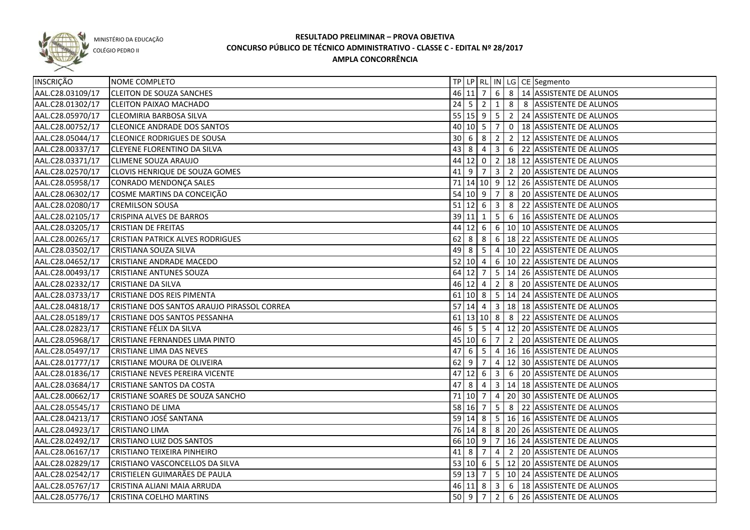MINISTÉRIO DA EDUCAÇÃO

COLÉGIO PEDRO II

# RESULTADO PRELIMINAR – PROVA OBJETIVA
## CONCURSO PÚBLICO DE TÉCNICO ADMINISTRATIVO - CLASSE C - EDITAL Nº 28/2017
### AMPLA CONCORRÊNCIA

| INSCRIÇÃO | NOME COMPLETO | TP | LP | RL | IN | LG | CE | Segmento |
|---|---|---|---|---|---|---|---|---|
| AAL.C28.03109/17 | CLEITON DE SOUZA SANCHES | 46 | 11 | 7 | 6 | 8 | 14 | ASSISTENTE DE ALUNOS |
| AAL.C28.01302/17 | CLEITON PAIXAO MACHADO | 24 | 5 | 2 | 1 | 8 | 8 | ASSISTENTE DE ALUNOS |
| AAL.C28.05970/17 | CLEOMIRIA BARBOSA SILVA | 55 | 15 | 9 | 5 | 2 | 24 | ASSISTENTE DE ALUNOS |
| AAL.C28.00752/17 | CLEONICE ANDRADE DOS SANTOS | 40 | 10 | 5 | 7 | 0 | 18 | ASSISTENTE DE ALUNOS |
| AAL.C28.05044/17 | CLEONICE RODRIGUES DE SOUSA | 30 | 6 | 8 | 2 | 2 | 12 | ASSISTENTE DE ALUNOS |
| AAL.C28.00337/17 | CLEYENE FLORENTINO DA SILVA | 43 | 8 | 4 | 3 | 6 | 22 | ASSISTENTE DE ALUNOS |
| AAL.C28.03371/17 | CLIMENE SOUZA ARAUJO | 44 | 12 | 0 | 2 | 18 | 12 | ASSISTENTE DE ALUNOS |
| AAL.C28.02570/17 | CLOVIS HENRIQUE DE SOUZA GOMES | 41 | 9 | 7 | 3 | 2 | 20 | ASSISTENTE DE ALUNOS |
| AAL.C28.05958/17 | CONRADO MENDONÇA SALES | 71 | 14 | 10 | 9 | 12 | 26 | ASSISTENTE DE ALUNOS |
| AAL.C28.06302/17 | COSME MARTINS DA CONCEIÇÃO | 54 | 10 | 9 | 7 | 8 | 20 | ASSISTENTE DE ALUNOS |
| AAL.C28.02080/17 | CREMILSON SOUSA | 51 | 12 | 6 | 3 | 8 | 22 | ASSISTENTE DE ALUNOS |
| AAL.C28.02105/17 | CRISPINA ALVES DE BARROS | 39 | 11 | 1 | 5 | 6 | 16 | ASSISTENTE DE ALUNOS |
| AAL.C28.03205/17 | CRISTIAN DE FREITAS | 44 | 12 | 6 | 6 | 10 | 10 | ASSISTENTE DE ALUNOS |
| AAL.C28.00265/17 | CRISTIAN PATRICK ALVES RODRIGUES | 62 | 8 | 8 | 6 | 18 | 22 | ASSISTENTE DE ALUNOS |
| AAL.C28.03502/17 | CRISTIANA SOUZA SILVA | 49 | 8 | 5 | 4 | 10 | 22 | ASSISTENTE DE ALUNOS |
| AAL.C28.04652/17 | CRISTIANE ANDRADE MACEDO | 52 | 10 | 4 | 6 | 10 | 22 | ASSISTENTE DE ALUNOS |
| AAL.C28.00493/17 | CRISTIANE ANTUNES SOUZA | 64 | 12 | 7 | 5 | 14 | 26 | ASSISTENTE DE ALUNOS |
| AAL.C28.02332/17 | CRISTIANE DA SILVA | 46 | 12 | 4 | 2 | 8 | 20 | ASSISTENTE DE ALUNOS |
| AAL.C28.03733/17 | CRISTIANE DOS REIS PIMENTA | 61 | 10 | 8 | 5 | 14 | 24 | ASSISTENTE DE ALUNOS |
| AAL.C28.04818/17 | CRISTIANE DOS SANTOS ARAUJO PIRASSOL CORREA | 57 | 14 | 4 | 3 | 18 | 18 | ASSISTENTE DE ALUNOS |
| AAL.C28.05189/17 | CRISTIANE DOS SANTOS PESSANHA | 61 | 13 | 10 | 8 | 8 | 22 | ASSISTENTE DE ALUNOS |
| AAL.C28.02823/17 | CRISTIANE FÉLIX DA SILVA | 46 | 5 | 5 | 4 | 12 | 20 | ASSISTENTE DE ALUNOS |
| AAL.C28.05968/17 | CRISTIANE FERNANDES LIMA PINTO | 45 | 10 | 6 | 7 | 2 | 20 | ASSISTENTE DE ALUNOS |
| AAL.C28.05497/17 | CRISTIANE LIMA DAS NEVES | 47 | 6 | 5 | 4 | 16 | 16 | ASSISTENTE DE ALUNOS |
| AAL.C28.01777/17 | CRISTIANE MOURA DE OLIVEIRA | 62 | 9 | 7 | 4 | 12 | 30 | ASSISTENTE DE ALUNOS |
| AAL.C28.01836/17 | CRISTIANE NEVES PEREIRA VICENTE | 47 | 12 | 6 | 3 | 6 | 20 | ASSISTENTE DE ALUNOS |
| AAL.C28.03684/17 | CRISTIANE SANTOS DA COSTA | 47 | 8 | 4 | 3 | 14 | 18 | ASSISTENTE DE ALUNOS |
| AAL.C28.00662/17 | CRISTIANE SOARES DE SOUZA SANCHO | 71 | 10 | 7 | 4 | 20 | 30 | ASSISTENTE DE ALUNOS |
| AAL.C28.05545/17 | CRISTIANO DE LIMA | 58 | 16 | 7 | 5 | 8 | 22 | ASSISTENTE DE ALUNOS |
| AAL.C28.04213/17 | CRISTIANO JOSÉ SANTANA | 59 | 14 | 8 | 5 | 16 | 16 | ASSISTENTE DE ALUNOS |
| AAL.C28.04923/17 | CRISTIANO LIMA | 76 | 14 | 8 | 8 | 20 | 26 | ASSISTENTE DE ALUNOS |
| AAL.C28.02492/17 | CRISTIANO LUIZ DOS SANTOS | 66 | 10 | 9 | 7 | 16 | 24 | ASSISTENTE DE ALUNOS |
| AAL.C28.06167/17 | CRISTIANO TEIXEIRA PINHEIRO | 41 | 8 | 7 | 4 | 2 | 20 | ASSISTENTE DE ALUNOS |
| AAL.C28.02829/17 | CRISTIANO VASCONCELLOS DA SILVA | 53 | 10 | 6 | 5 | 12 | 20 | ASSISTENTE DE ALUNOS |
| AAL.C28.02542/17 | CRISTIELEN GUIMARÃES DE PAULA | 59 | 13 | 7 | 5 | 10 | 24 | ASSISTENTE DE ALUNOS |
| AAL.C28.05767/17 | CRISTINA ALIANI MAIA ARRUDA | 46 | 11 | 8 | 3 | 6 | 18 | ASSISTENTE DE ALUNOS |
| AAL.C28.05776/17 | CRISTINA COELHO MARTINS | 50 | 9 | 7 | 2 | 6 | 26 | ASSISTENTE DE ALUNOS |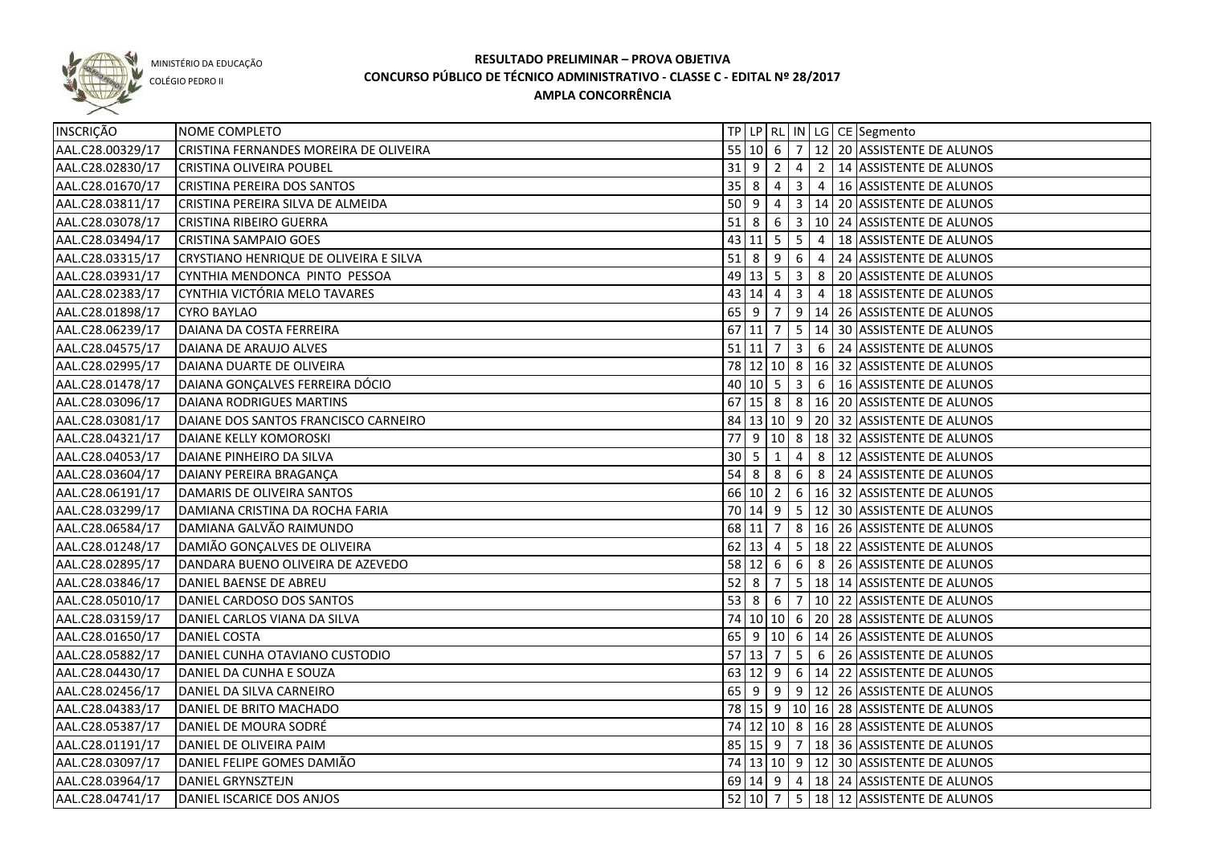MINISTÉRIO DA EDUCAÇÃO

COLÉGIO PEDRO II

# RESULTADO PRELIMINAR – PROVA OBJETIVA
## CONCURSO PÚBLICO DE TÉCNICO ADMINISTRATIVO - CLASSE C - EDITAL Nº 28/2017
## AMPLA CONCORRÊNCIA

| INSCRIÇÃO | NOME COMPLETO | TP | LP | RL | IN | LG | CE | Segmento |
|---|---|---|---|---|---|---|---|---|
| AAL.C28.00329/17 | CRISTINA FERNANDES MOREIRA DE OLIVEIRA | 55 | 10 | 6 | 7 | 12 | 20 | ASSISTENTE DE ALUNOS |
| AAL.C28.02830/17 | CRISTINA OLIVEIRA POUBEL | 31 | 9 | 2 | 4 | 2 | 14 | ASSISTENTE DE ALUNOS |
| AAL.C28.01670/17 | CRISTINA PEREIRA DOS SANTOS | 35 | 8 | 4 | 3 | 4 | 16 | ASSISTENTE DE ALUNOS |
| AAL.C28.03811/17 | CRISTINA PEREIRA SILVA DE ALMEIDA | 50 | 9 | 4 | 3 | 14 | 20 | ASSISTENTE DE ALUNOS |
| AAL.C28.03078/17 | CRISTINA RIBEIRO GUERRA | 51 | 8 | 6 | 3 | 10 | 24 | ASSISTENTE DE ALUNOS |
| AAL.C28.03494/17 | CRISTINA SAMPAIO GOES | 43 | 11 | 5 | 5 | 4 | 18 | ASSISTENTE DE ALUNOS |
| AAL.C28.03315/17 | CRYSTIANO HENRIQUE DE OLIVEIRA E SILVA | 51 | 8 | 9 | 6 | 4 | 24 | ASSISTENTE DE ALUNOS |
| AAL.C28.03931/17 | CYNTHIA MENDONCA PINTO PESSOA | 49 | 13 | 5 | 3 | 8 | 20 | ASSISTENTE DE ALUNOS |
| AAL.C28.02383/17 | CYNTHIA VICTÓRIA MELO TAVARES | 43 | 14 | 4 | 3 | 4 | 18 | ASSISTENTE DE ALUNOS |
| AAL.C28.01898/17 | CYRO BAYLAO | 65 | 9 | 7 | 9 | 14 | 26 | ASSISTENTE DE ALUNOS |
| AAL.C28.06239/17 | DAIANA DA COSTA FERREIRA | 67 | 11 | 7 | 5 | 14 | 30 | ASSISTENTE DE ALUNOS |
| AAL.C28.04575/17 | DAIANA DE ARAUJO ALVES | 51 | 11 | 7 | 3 | 6 | 24 | ASSISTENTE DE ALUNOS |
| AAL.C28.02995/17 | DAIANA DUARTE DE OLIVEIRA | 78 | 12 | 10 | 8 | 16 | 32 | ASSISTENTE DE ALUNOS |
| AAL.C28.01478/17 | DAIANA GONÇALVES FERREIRA DÓCIO | 40 | 10 | 5 | 3 | 6 | 16 | ASSISTENTE DE ALUNOS |
| AAL.C28.03096/17 | DAIANA RODRIGUES MARTINS | 67 | 15 | 8 | 8 | 16 | 20 | ASSISTENTE DE ALUNOS |
| AAL.C28.03081/17 | DAIANE DOS SANTOS FRANCISCO CARNEIRO | 84 | 13 | 10 | 9 | 20 | 32 | ASSISTENTE DE ALUNOS |
| AAL.C28.04321/17 | DAIANE KELLY KOMOROSKI | 77 | 9 | 10 | 8 | 18 | 32 | ASSISTENTE DE ALUNOS |
| AAL.C28.04053/17 | DAIANE PINHEIRO DA SILVA | 30 | 5 | 1 | 4 | 8 | 12 | ASSISTENTE DE ALUNOS |
| AAL.C28.03604/17 | DAIANY PEREIRA BRAGANÇA | 54 | 8 | 8 | 6 | 8 | 24 | ASSISTENTE DE ALUNOS |
| AAL.C28.06191/17 | DAMARIS DE OLIVEIRA SANTOS | 66 | 10 | 2 | 6 | 16 | 32 | ASSISTENTE DE ALUNOS |
| AAL.C28.03299/17 | DAMIANA CRISTINA DA ROCHA FARIA | 70 | 14 | 9 | 5 | 12 | 30 | ASSISTENTE DE ALUNOS |
| AAL.C28.06584/17 | DAMIANA GALVÃO RAIMUNDO | 68 | 11 | 7 | 8 | 16 | 26 | ASSISTENTE DE ALUNOS |
| AAL.C28.01248/17 | DAMIÃO GONÇALVES DE OLIVEIRA | 62 | 13 | 4 | 5 | 18 | 22 | ASSISTENTE DE ALUNOS |
| AAL.C28.02895/17 | DANDARA BUENO OLIVEIRA DE AZEVEDO | 58 | 12 | 6 | 6 | 8 | 26 | ASSISTENTE DE ALUNOS |
| AAL.C28.03846/17 | DANIEL BAENSE DE ABREU | 52 | 8 | 7 | 5 | 18 | 14 | ASSISTENTE DE ALUNOS |
| AAL.C28.05010/17 | DANIEL CARDOSO DOS SANTOS | 53 | 8 | 6 | 7 | 10 | 22 | ASSISTENTE DE ALUNOS |
| AAL.C28.03159/17 | DANIEL CARLOS VIANA DA SILVA | 74 | 10 | 10 | 6 | 20 | 28 | ASSISTENTE DE ALUNOS |
| AAL.C28.01650/17 | DANIEL COSTA | 65 | 9 | 10 | 6 | 14 | 26 | ASSISTENTE DE ALUNOS |
| AAL.C28.05882/17 | DANIEL CUNHA OTAVIANO CUSTODIO | 57 | 13 | 7 | 5 | 6 | 26 | ASSISTENTE DE ALUNOS |
| AAL.C28.04430/17 | DANIEL DA CUNHA E SOUZA | 63 | 12 | 9 | 6 | 14 | 22 | ASSISTENTE DE ALUNOS |
| AAL.C28.02456/17 | DANIEL DA SILVA CARNEIRO | 65 | 9 | 9 | 9 | 12 | 26 | ASSISTENTE DE ALUNOS |
| AAL.C28.04383/17 | DANIEL DE BRITO MACHADO | 78 | 15 | 9 | 10 | 16 | 28 | ASSISTENTE DE ALUNOS |
| AAL.C28.05387/17 | DANIEL DE MOURA SODRÉ | 74 | 12 | 10 | 8 | 16 | 28 | ASSISTENTE DE ALUNOS |
| AAL.C28.01191/17 | DANIEL DE OLIVEIRA PAIM | 85 | 15 | 9 | 7 | 18 | 36 | ASSISTENTE DE ALUNOS |
| AAL.C28.03097/17 | DANIEL FELIPE GOMES DAMIÃO | 74 | 13 | 10 | 9 | 12 | 30 | ASSISTENTE DE ALUNOS |
| AAL.C28.03964/17 | DANIEL GRYNSZTEJN | 69 | 14 | 9 | 4 | 18 | 24 | ASSISTENTE DE ALUNOS |
| AAL.C28.04741/17 | DANIEL ISCARICE DOS ANJOS | 52 | 10 | 7 | 5 | 18 | 12 | ASSISTENTE DE ALUNOS |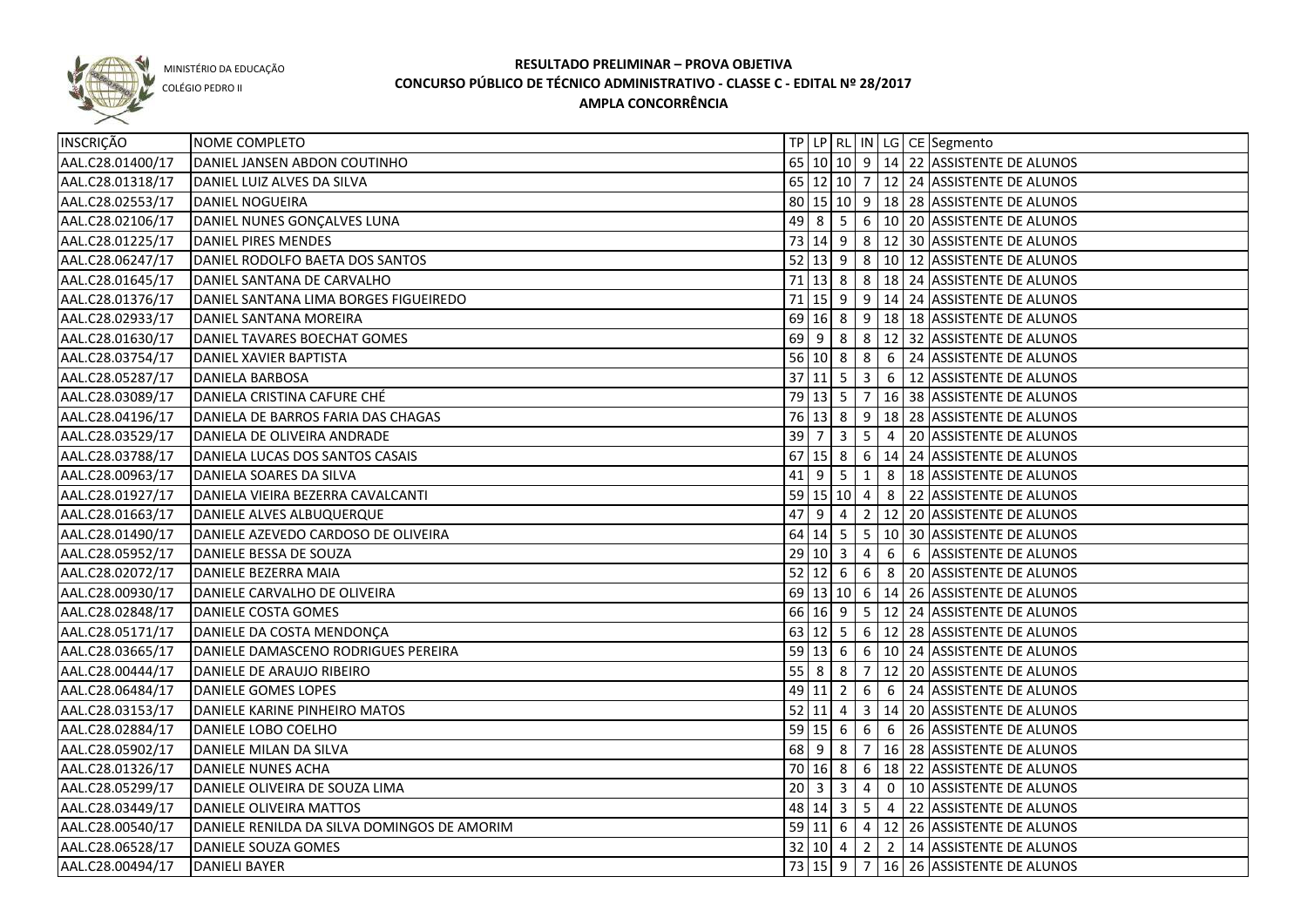MINISTÉRIO DA EDUCAÇÃO

COLÉGIO PEDRO II

# RESULTADO PRELIMINAR – PROVA OBJETIVA
## CONCURSO PÚBLICO DE TÉCNICO ADMINISTRATIVO - CLASSE C - EDITAL Nº 28/2017
## AMPLA CONCORRÊNCIA

| INSCRIÇÃO | NOME COMPLETO | TP | LP | RL | IN | LG | CE | Segmento |
|---|---|---|---|---|---|---|---|---|
| AAL.C28.01400/17 | DANIEL JANSEN ABDON COUTINHO | 65 | 10 | 10 | 9 | 14 | 22 | ASSISTENTE DE ALUNOS |
| AAL.C28.01318/17 | DANIEL LUIZ ALVES DA SILVA | 65 | 12 | 10 | 7 | 12 | 24 | ASSISTENTE DE ALUNOS |
| AAL.C28.02553/17 | DANIEL NOGUEIRA | 80 | 15 | 10 | 9 | 18 | 28 | ASSISTENTE DE ALUNOS |
| AAL.C28.02106/17 | DANIEL NUNES GONÇALVES LUNA | 49 | 8 | 5 | 6 | 10 | 20 | ASSISTENTE DE ALUNOS |
| AAL.C28.01225/17 | DANIEL PIRES MENDES | 73 | 14 | 9 | 8 | 12 | 30 | ASSISTENTE DE ALUNOS |
| AAL.C28.06247/17 | DANIEL RODOLFO BAETA DOS SANTOS | 52 | 13 | 9 | 8 | 10 | 12 | ASSISTENTE DE ALUNOS |
| AAL.C28.01645/17 | DANIEL SANTANA DE CARVALHO | 71 | 13 | 8 | 8 | 18 | 24 | ASSISTENTE DE ALUNOS |
| AAL.C28.01376/17 | DANIEL SANTANA LIMA BORGES FIGUEIREDO | 71 | 15 | 9 | 9 | 14 | 24 | ASSISTENTE DE ALUNOS |
| AAL.C28.02933/17 | DANIEL SANTANA MOREIRA | 69 | 16 | 8 | 9 | 18 | 18 | ASSISTENTE DE ALUNOS |
| AAL.C28.01630/17 | DANIEL TAVARES BOECHAT GOMES | 69 | 9 | 8 | 8 | 12 | 32 | ASSISTENTE DE ALUNOS |
| AAL.C28.03754/17 | DANIEL XAVIER BAPTISTA | 56 | 10 | 8 | 8 | 6 | 24 | ASSISTENTE DE ALUNOS |
| AAL.C28.05287/17 | DANIELA BARBOSA | 37 | 11 | 5 | 3 | 6 | 12 | ASSISTENTE DE ALUNOS |
| AAL.C28.03089/17 | DANIELA CRISTINA CAFURE CHÉ | 79 | 13 | 5 | 7 | 16 | 38 | ASSISTENTE DE ALUNOS |
| AAL.C28.04196/17 | DANIELA DE BARROS FARIA DAS CHAGAS | 76 | 13 | 8 | 9 | 18 | 28 | ASSISTENTE DE ALUNOS |
| AAL.C28.03529/17 | DANIELA DE OLIVEIRA ANDRADE | 39 | 7 | 3 | 5 | 4 | 20 | ASSISTENTE DE ALUNOS |
| AAL.C28.03788/17 | DANIELA LUCAS DOS SANTOS CASAIS | 67 | 15 | 8 | 6 | 14 | 24 | ASSISTENTE DE ALUNOS |
| AAL.C28.00963/17 | DANIELA SOARES DA SILVA | 41 | 9 | 5 | 1 | 8 | 18 | ASSISTENTE DE ALUNOS |
| AAL.C28.01927/17 | DANIELA VIEIRA BEZERRA CAVALCANTI | 59 | 15 | 10 | 4 | 8 | 22 | ASSISTENTE DE ALUNOS |
| AAL.C28.01663/17 | DANIELE ALVES ALBUQUERQUE | 47 | 9 | 4 | 2 | 12 | 20 | ASSISTENTE DE ALUNOS |
| AAL.C28.01490/17 | DANIELE AZEVEDO CARDOSO DE OLIVEIRA | 64 | 14 | 5 | 5 | 10 | 30 | ASSISTENTE DE ALUNOS |
| AAL.C28.05952/17 | DANIELE BESSA DE SOUZA | 29 | 10 | 3 | 4 | 6 | 6 | ASSISTENTE DE ALUNOS |
| AAL.C28.02072/17 | DANIELE BEZERRA MAIA | 52 | 12 | 6 | 6 | 8 | 20 | ASSISTENTE DE ALUNOS |
| AAL.C28.00930/17 | DANIELE CARVALHO DE OLIVEIRA | 69 | 13 | 10 | 6 | 14 | 26 | ASSISTENTE DE ALUNOS |
| AAL.C28.02848/17 | DANIELE COSTA GOMES | 66 | 16 | 9 | 5 | 12 | 24 | ASSISTENTE DE ALUNOS |
| AAL.C28.05171/17 | DANIELE DA COSTA MENDONÇA | 63 | 12 | 5 | 6 | 12 | 28 | ASSISTENTE DE ALUNOS |
| AAL.C28.03665/17 | DANIELE DAMASCENO RODRIGUES PEREIRA | 59 | 13 | 6 | 6 | 10 | 24 | ASSISTENTE DE ALUNOS |
| AAL.C28.00444/17 | DANIELE DE ARAUJO RIBEIRO | 55 | 8 | 8 | 7 | 12 | 20 | ASSISTENTE DE ALUNOS |
| AAL.C28.06484/17 | DANIELE GOMES LOPES | 49 | 11 | 2 | 6 | 6 | 24 | ASSISTENTE DE ALUNOS |
| AAL.C28.03153/17 | DANIELE KARINE PINHEIRO MATOS | 52 | 11 | 4 | 3 | 14 | 20 | ASSISTENTE DE ALUNOS |
| AAL.C28.02884/17 | DANIELE LOBO COELHO | 59 | 15 | 6 | 6 | 6 | 26 | ASSISTENTE DE ALUNOS |
| AAL.C28.05902/17 | DANIELE MILAN DA SILVA | 68 | 9 | 8 | 7 | 16 | 28 | ASSISTENTE DE ALUNOS |
| AAL.C28.01326/17 | DANIELE NUNES ACHA | 70 | 16 | 8 | 6 | 18 | 22 | ASSISTENTE DE ALUNOS |
| AAL.C28.05299/17 | DANIELE OLIVEIRA DE SOUZA LIMA | 20 | 3 | 3 | 4 | 0 | 10 | ASSISTENTE DE ALUNOS |
| AAL.C28.03449/17 | DANIELE OLIVEIRA MATTOS | 48 | 14 | 3 | 5 | 4 | 22 | ASSISTENTE DE ALUNOS |
| AAL.C28.00540/17 | DANIELE RENILDA DA SILVA DOMINGOS DE AMORIM | 59 | 11 | 6 | 4 | 12 | 26 | ASSISTENTE DE ALUNOS |
| AAL.C28.06528/17 | DANIELE SOUZA GOMES | 32 | 10 | 4 | 2 | 2 | 14 | ASSISTENTE DE ALUNOS |
| AAL.C28.00494/17 | DANIELI BAYER | 73 | 15 | 9 | 7 | 16 | 26 | ASSISTENTE DE ALUNOS |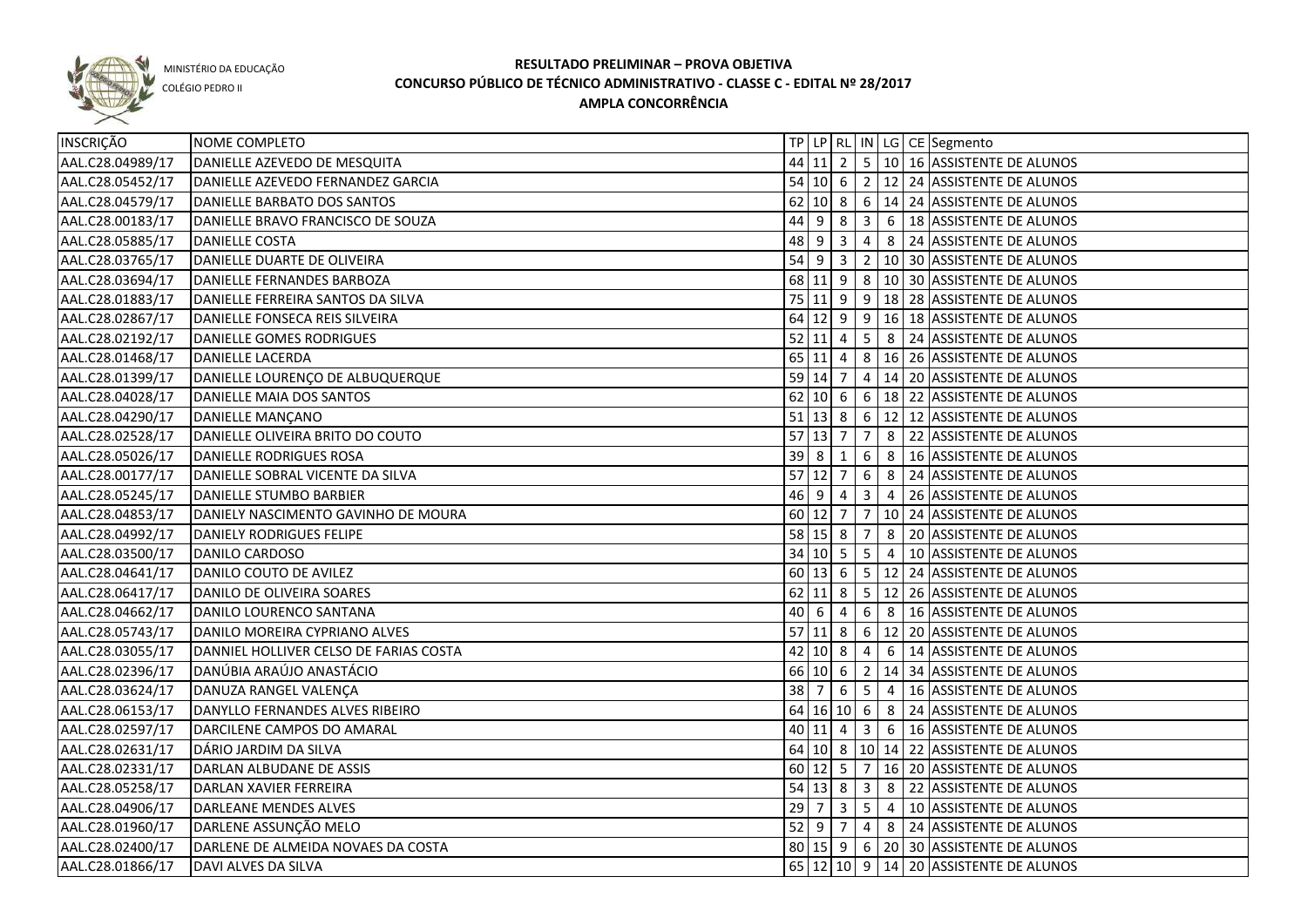MINISTÉRIO DA EDUCAÇÃO
COLÉGIO PEDRO II

# RESULTADO PRELIMINAR – PROVA OBJETIVA
## CONCURSO PÚBLICO DE TÉCNICO ADMINISTRATIVO - CLASSE C - EDITAL Nº 28/2017
## AMPLA CONCORRÊNCIA

| INSCRIÇÃO | NOME COMPLETO | TP | LP | RL | IN | LG | CE | Segmento |
|---|---|---|---|---|---|---|---|---|
| AAL.C28.04989/17 | DANIELLE AZEVEDO DE MESQUITA | 44 | 11 | 2 | 5 | 10 | 16 | ASSISTENTE DE ALUNOS |
| AAL.C28.05452/17 | DANIELLE AZEVEDO FERNANDEZ GARCIA | 54 | 10 | 6 | 2 | 12 | 24 | ASSISTENTE DE ALUNOS |
| AAL.C28.04579/17 | DANIELLE BARBATO DOS SANTOS | 62 | 10 | 8 | 6 | 14 | 24 | ASSISTENTE DE ALUNOS |
| AAL.C28.00183/17 | DANIELLE BRAVO FRANCISCO DE SOUZA | 44 | 9 | 8 | 3 | 6 | 18 | ASSISTENTE DE ALUNOS |
| AAL.C28.05885/17 | DANIELLE COSTA | 48 | 9 | 3 | 4 | 8 | 24 | ASSISTENTE DE ALUNOS |
| AAL.C28.03765/17 | DANIELLE DUARTE DE OLIVEIRA | 54 | 9 | 3 | 2 | 10 | 30 | ASSISTENTE DE ALUNOS |
| AAL.C28.03694/17 | DANIELLE FERNANDES BARBOZA | 68 | 11 | 9 | 8 | 10 | 30 | ASSISTENTE DE ALUNOS |
| AAL.C28.01883/17 | DANIELLE FERREIRA SANTOS DA SILVA | 75 | 11 | 9 | 9 | 18 | 28 | ASSISTENTE DE ALUNOS |
| AAL.C28.02867/17 | DANIELLE FONSECA REIS SILVEIRA | 64 | 12 | 9 | 9 | 16 | 18 | ASSISTENTE DE ALUNOS |
| AAL.C28.02192/17 | DANIELLE GOMES RODRIGUES | 52 | 11 | 4 | 5 | 8 | 24 | ASSISTENTE DE ALUNOS |
| AAL.C28.01468/17 | DANIELLE LACERDA | 65 | 11 | 4 | 8 | 16 | 26 | ASSISTENTE DE ALUNOS |
| AAL.C28.01399/17 | DANIELLE LOURENÇO DE ALBUQUERQUE | 59 | 14 | 7 | 4 | 14 | 20 | ASSISTENTE DE ALUNOS |
| AAL.C28.04028/17 | DANIELLE MAIA DOS SANTOS | 62 | 10 | 6 | 6 | 18 | 22 | ASSISTENTE DE ALUNOS |
| AAL.C28.04290/17 | DANIELLE MANÇANO | 51 | 13 | 8 | 6 | 12 | 12 | ASSISTENTE DE ALUNOS |
| AAL.C28.02528/17 | DANIELLE OLIVEIRA BRITO DO COUTO | 57 | 13 | 7 | 7 | 8 | 22 | ASSISTENTE DE ALUNOS |
| AAL.C28.05026/17 | DANIELLE RODRIGUES ROSA | 39 | 8 | 1 | 6 | 8 | 16 | ASSISTENTE DE ALUNOS |
| AAL.C28.00177/17 | DANIELLE SOBRAL VICENTE DA SILVA | 57 | 12 | 7 | 6 | 8 | 24 | ASSISTENTE DE ALUNOS |
| AAL.C28.05245/17 | DANIELLE STUMBO BARBIER | 46 | 9 | 4 | 3 | 4 | 26 | ASSISTENTE DE ALUNOS |
| AAL.C28.04853/17 | DANIELY NASCIMENTO GAVINHO DE MOURA | 60 | 12 | 7 | 7 | 10 | 24 | ASSISTENTE DE ALUNOS |
| AAL.C28.04992/17 | DANIELY RODRIGUES FELIPE | 58 | 15 | 8 | 7 | 8 | 20 | ASSISTENTE DE ALUNOS |
| AAL.C28.03500/17 | DANILO CARDOSO | 34 | 10 | 5 | 5 | 4 | 10 | ASSISTENTE DE ALUNOS |
| AAL.C28.04641/17 | DANILO COUTO DE AVILEZ | 60 | 13 | 6 | 5 | 12 | 24 | ASSISTENTE DE ALUNOS |
| AAL.C28.06417/17 | DANILO DE OLIVEIRA SOARES | 62 | 11 | 8 | 5 | 12 | 26 | ASSISTENTE DE ALUNOS |
| AAL.C28.04662/17 | DANILO LOURENCO SANTANA | 40 | 6 | 4 | 6 | 8 | 16 | ASSISTENTE DE ALUNOS |
| AAL.C28.05743/17 | DANILO MOREIRA CYPRIANO ALVES | 57 | 11 | 8 | 6 | 12 | 20 | ASSISTENTE DE ALUNOS |
| AAL.C28.03055/17 | DANNIEL HOLLIVER CELSO DE FARIAS COSTA | 42 | 10 | 8 | 4 | 6 | 14 | ASSISTENTE DE ALUNOS |
| AAL.C28.02396/17 | DANÚBIA ARAÚJO ANASTÁCIO | 66 | 10 | 6 | 2 | 14 | 34 | ASSISTENTE DE ALUNOS |
| AAL.C28.03624/17 | DANUZA RANGEL VALENÇA | 38 | 7 | 6 | 5 | 4 | 16 | ASSISTENTE DE ALUNOS |
| AAL.C28.06153/17 | DANYLLO FERNANDES ALVES RIBEIRO | 64 | 16 | 10 | 6 | 8 | 24 | ASSISTENTE DE ALUNOS |
| AAL.C28.02597/17 | DARCILENE CAMPOS DO AMARAL | 40 | 11 | 4 | 3 | 6 | 16 | ASSISTENTE DE ALUNOS |
| AAL.C28.02631/17 | DÁRIO JARDIM DA SILVA | 64 | 10 | 8 | 10 | 14 | 22 | ASSISTENTE DE ALUNOS |
| AAL.C28.02331/17 | DARLAN ALBUDANE DE ASSIS | 60 | 12 | 5 | 7 | 16 | 20 | ASSISTENTE DE ALUNOS |
| AAL.C28.05258/17 | DARLAN XAVIER FERREIRA | 54 | 13 | 8 | 3 | 8 | 22 | ASSISTENTE DE ALUNOS |
| AAL.C28.04906/17 | DARLEANE MENDES ALVES | 29 | 7 | 3 | 5 | 4 | 10 | ASSISTENTE DE ALUNOS |
| AAL.C28.01960/17 | DARLENE ASSUNÇÃO MELO | 52 | 9 | 7 | 4 | 8 | 24 | ASSISTENTE DE ALUNOS |
| AAL.C28.02400/17 | DARLENE DE ALMEIDA NOVAES DA COSTA | 80 | 15 | 9 | 6 | 20 | 30 | ASSISTENTE DE ALUNOS |
| AAL.C28.01866/17 | DAVI ALVES DA SILVA | 65 | 12 | 10 | 9 | 14 | 20 | ASSISTENTE DE ALUNOS |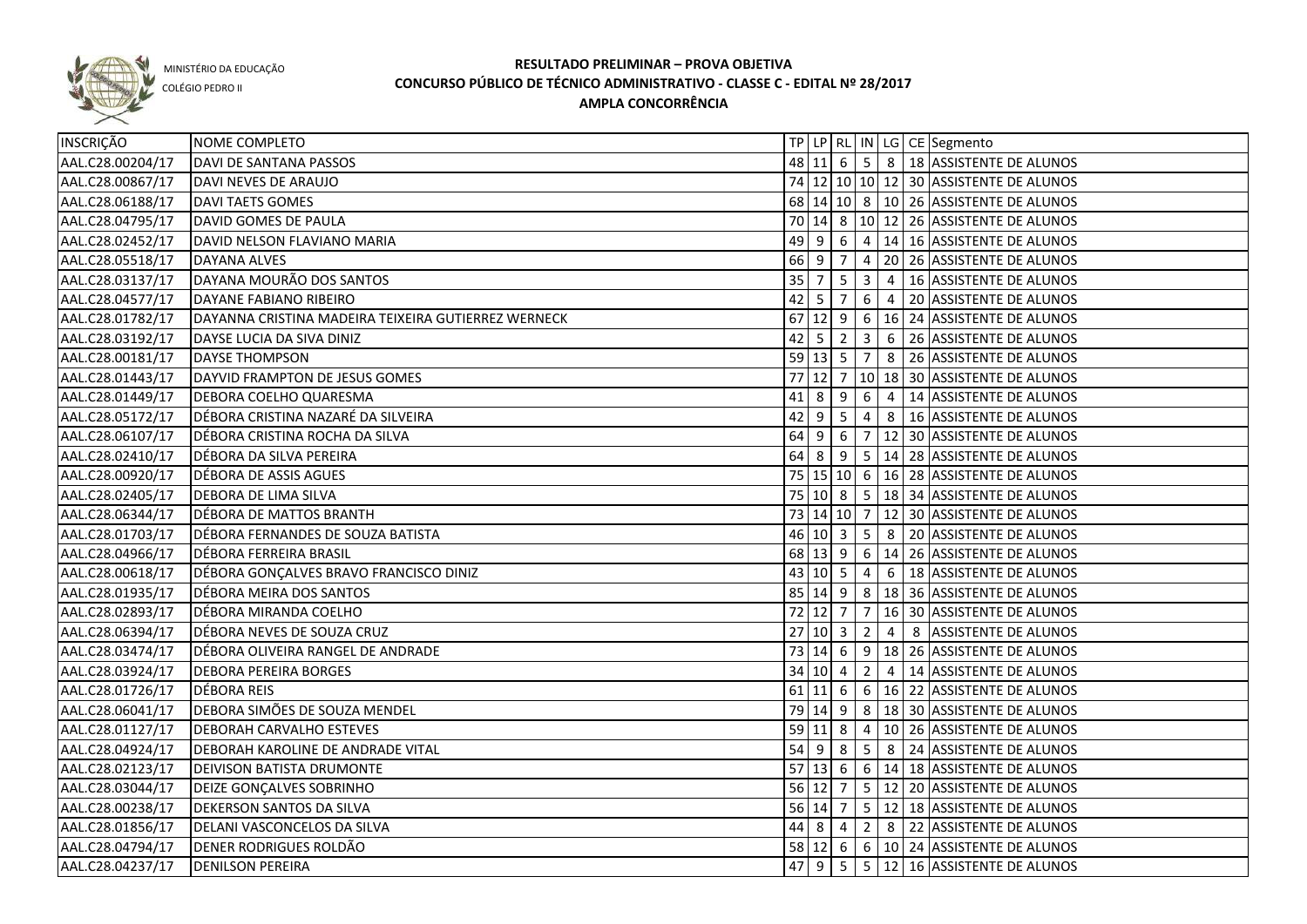MINISTÉRIO DA EDUCAÇÃO
COLÉGIO PEDRO II

# RESULTADO PRELIMINAR – PROVA OBJETIVA
## CONCURSO PÚBLICO DE TÉCNICO ADMINISTRATIVO - CLASSE C - EDITAL Nº 28/2017
## AMPLA CONCORRÊNCIA

| INSCRIÇÃO | NOME COMPLETO | TP | LP | RL | IN | LG | CE | Segmento |
|---|---|---|---|---|---|---|---|---|
| AAL.C28.00204/17 | DAVI DE SANTANA PASSOS | 48 | 11 | 6 | 5 | 8 | 18 | ASSISTENTE DE ALUNOS |
| AAL.C28.00867/17 | DAVI NEVES DE ARAUJO | 74 | 12 | 10 | 10 | 12 | 30 | ASSISTENTE DE ALUNOS |
| AAL.C28.06188/17 | DAVI TAETS GOMES | 68 | 14 | 10 | 8 | 10 | 26 | ASSISTENTE DE ALUNOS |
| AAL.C28.04795/17 | DAVID GOMES DE PAULA | 70 | 14 | 8 | 10 | 12 | 26 | ASSISTENTE DE ALUNOS |
| AAL.C28.02452/17 | DAVID NELSON FLAVIANO MARIA | 49 | 9 | 6 | 4 | 14 | 16 | ASSISTENTE DE ALUNOS |
| AAL.C28.05518/17 | DAYANA ALVES | 66 | 9 | 7 | 4 | 20 | 26 | ASSISTENTE DE ALUNOS |
| AAL.C28.03137/17 | DAYANA MOURÃO DOS SANTOS | 35 | 7 | 5 | 3 | 4 | 16 | ASSISTENTE DE ALUNOS |
| AAL.C28.04577/17 | DAYANE FABIANO RIBEIRO | 42 | 5 | 7 | 6 | 4 | 20 | ASSISTENTE DE ALUNOS |
| AAL.C28.01782/17 | DAYANNA CRISTINA MADEIRA TEIXEIRA GUTIERREZ WERNECK | 67 | 12 | 9 | 6 | 16 | 24 | ASSISTENTE DE ALUNOS |
| AAL.C28.03192/17 | DAYSE LUCIA DA SIVA DINIZ | 42 | 5 | 2 | 3 | 6 | 26 | ASSISTENTE DE ALUNOS |
| AAL.C28.00181/17 | DAYSE THOMPSON | 59 | 13 | 5 | 7 | 8 | 26 | ASSISTENTE DE ALUNOS |
| AAL.C28.01443/17 | DAYVID FRAMPTON DE JESUS GOMES | 77 | 12 | 7 | 10 | 18 | 30 | ASSISTENTE DE ALUNOS |
| AAL.C28.01449/17 | DEBORA COELHO QUARESMA | 41 | 8 | 9 | 6 | 4 | 14 | ASSISTENTE DE ALUNOS |
| AAL.C28.05172/17 | DÉBORA CRISTINA NAZARÉ DA SILVEIRA | 42 | 9 | 5 | 4 | 8 | 16 | ASSISTENTE DE ALUNOS |
| AAL.C28.06107/17 | DÉBORA CRISTINA ROCHA DA SILVA | 64 | 9 | 6 | 7 | 12 | 30 | ASSISTENTE DE ALUNOS |
| AAL.C28.02410/17 | DÉBORA DA SILVA PEREIRA | 64 | 8 | 9 | 5 | 14 | 28 | ASSISTENTE DE ALUNOS |
| AAL.C28.00920/17 | DÉBORA DE ASSIS AGUES | 75 | 15 | 10 | 6 | 16 | 28 | ASSISTENTE DE ALUNOS |
| AAL.C28.02405/17 | DEBORA DE LIMA SILVA | 75 | 10 | 8 | 5 | 18 | 34 | ASSISTENTE DE ALUNOS |
| AAL.C28.06344/17 | DÉBORA DE MATTOS BRANTH | 73 | 14 | 10 | 7 | 12 | 30 | ASSISTENTE DE ALUNOS |
| AAL.C28.01703/17 | DÉBORA FERNANDES DE SOUZA BATISTA | 46 | 10 | 3 | 5 | 8 | 20 | ASSISTENTE DE ALUNOS |
| AAL.C28.04966/17 | DÉBORA FERREIRA BRASIL | 68 | 13 | 9 | 6 | 14 | 26 | ASSISTENTE DE ALUNOS |
| AAL.C28.00618/17 | DÉBORA GONÇALVES BRAVO FRANCISCO DINIZ | 43 | 10 | 5 | 4 | 6 | 18 | ASSISTENTE DE ALUNOS |
| AAL.C28.01935/17 | DÉBORA MEIRA DOS SANTOS | 85 | 14 | 9 | 8 | 18 | 36 | ASSISTENTE DE ALUNOS |
| AAL.C28.02893/17 | DÉBORA MIRANDA COELHO | 72 | 12 | 7 | 7 | 16 | 30 | ASSISTENTE DE ALUNOS |
| AAL.C28.06394/17 | DÉBORA NEVES DE SOUZA CRUZ | 27 | 10 | 3 | 2 | 4 | 8 | ASSISTENTE DE ALUNOS |
| AAL.C28.03474/17 | DÉBORA OLIVEIRA RANGEL DE ANDRADE | 73 | 14 | 6 | 9 | 18 | 26 | ASSISTENTE DE ALUNOS |
| AAL.C28.03924/17 | DEBORA PEREIRA BORGES | 34 | 10 | 4 | 2 | 4 | 14 | ASSISTENTE DE ALUNOS |
| AAL.C28.01726/17 | DÉBORA REIS | 61 | 11 | 6 | 6 | 16 | 22 | ASSISTENTE DE ALUNOS |
| AAL.C28.06041/17 | DEBORA SIMÕES DE SOUZA MENDEL | 79 | 14 | 9 | 8 | 18 | 30 | ASSISTENTE DE ALUNOS |
| AAL.C28.01127/17 | DEBORAH CARVALHO ESTEVES | 59 | 11 | 8 | 4 | 10 | 26 | ASSISTENTE DE ALUNOS |
| AAL.C28.04924/17 | DEBORAH KAROLINE DE ANDRADE VITAL | 54 | 9 | 8 | 5 | 8 | 24 | ASSISTENTE DE ALUNOS |
| AAL.C28.02123/17 | DEIVISON BATISTA DRUMONTE | 57 | 13 | 6 | 6 | 14 | 18 | ASSISTENTE DE ALUNOS |
| AAL.C28.03044/17 | DEIZE GONÇALVES SOBRINHO | 56 | 12 | 7 | 5 | 12 | 20 | ASSISTENTE DE ALUNOS |
| AAL.C28.00238/17 | DEKERSON SANTOS DA SILVA | 56 | 14 | 7 | 5 | 12 | 18 | ASSISTENTE DE ALUNOS |
| AAL.C28.01856/17 | DELANI VASCONCELOS DA SILVA | 44 | 8 | 4 | 2 | 8 | 22 | ASSISTENTE DE ALUNOS |
| AAL.C28.04794/17 | DENER RODRIGUES ROLDÃO | 58 | 12 | 6 | 6 | 10 | 24 | ASSISTENTE DE ALUNOS |
| AAL.C28.04237/17 | DENILSON PEREIRA | 47 | 9 | 5 | 5 | 12 | 16 | ASSISTENTE DE ALUNOS |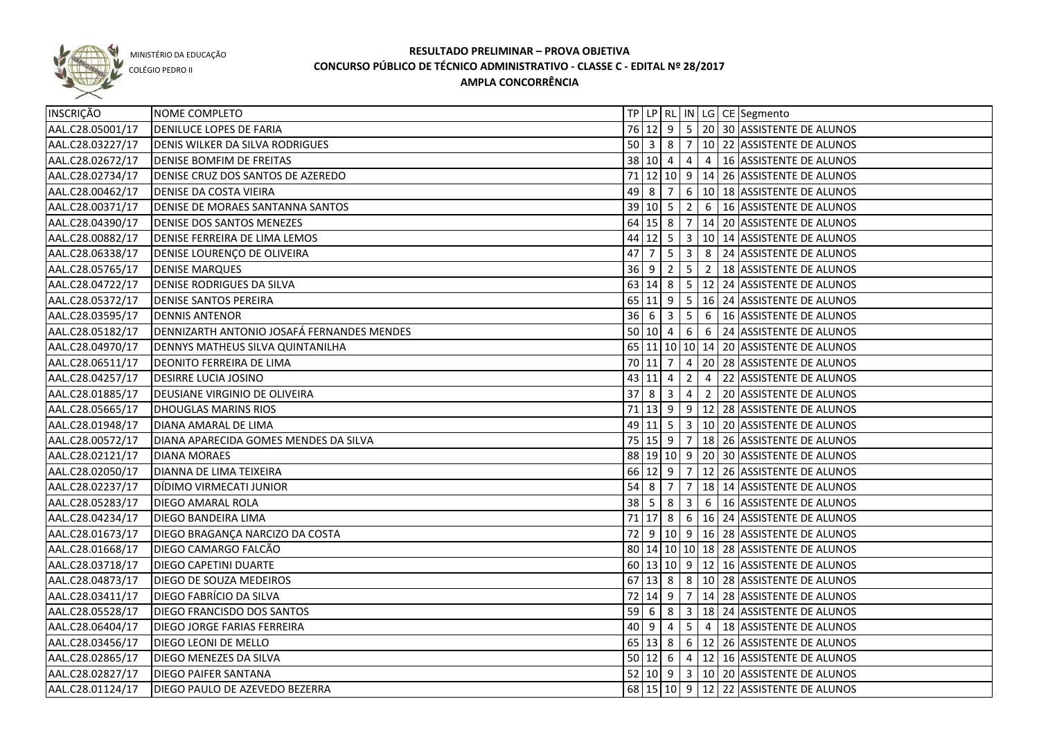MINISTÉRIO DA EDUCAÇÃO

COLÉGIO PEDRO II

# RESULTADO PRELIMINAR – PROVA OBJETIVA
## CONCURSO PÚBLICO DE TÉCNICO ADMINISTRATIVO - CLASSE C - EDITAL Nº 28/2017
### AMPLA CONCORRÊNCIA

| INSCRIÇÃO | NOME COMPLETO | TP | LP | RL | IN | LG | CE | Segmento |
|---|---|---|---|---|---|---|---|---|
| AAL.C28.05001/17 | DENILUCE LOPES DE FARIA | 76 | 12 | 9 | 5 | 20 | 30 | ASSISTENTE DE ALUNOS |
| AAL.C28.03227/17 | DENIS WILKER DA SILVA RODRIGUES | 50 | 3 | 8 | 7 | 10 | 22 | ASSISTENTE DE ALUNOS |
| AAL.C28.02672/17 | DENISE BOMFIM DE FREITAS | 38 | 10 | 4 | 4 | 4 | 16 | ASSISTENTE DE ALUNOS |
| AAL.C28.02734/17 | DENISE CRUZ DOS SANTOS DE AZEREDO | 71 | 12 | 10 | 9 | 14 | 26 | ASSISTENTE DE ALUNOS |
| AAL.C28.00462/17 | DENISE DA COSTA VIEIRA | 49 | 8 | 7 | 6 | 10 | 18 | ASSISTENTE DE ALUNOS |
| AAL.C28.00371/17 | DENISE DE MORAES SANTANNA SANTOS | 39 | 10 | 5 | 2 | 6 | 16 | ASSISTENTE DE ALUNOS |
| AAL.C28.04390/17 | DENISE DOS SANTOS MENEZES | 64 | 15 | 8 | 7 | 14 | 20 | ASSISTENTE DE ALUNOS |
| AAL.C28.00882/17 | DENISE FERREIRA DE LIMA LEMOS | 44 | 12 | 5 | 3 | 10 | 14 | ASSISTENTE DE ALUNOS |
| AAL.C28.06338/17 | DENISE LOURENÇO DE OLIVEIRA | 47 | 7 | 5 | 3 | 8 | 24 | ASSISTENTE DE ALUNOS |
| AAL.C28.05765/17 | DENISE MARQUES | 36 | 9 | 2 | 5 | 2 | 18 | ASSISTENTE DE ALUNOS |
| AAL.C28.04722/17 | DENISE RODRIGUES DA SILVA | 63 | 14 | 8 | 5 | 12 | 24 | ASSISTENTE DE ALUNOS |
| AAL.C28.05372/17 | DENISE SANTOS PEREIRA | 65 | 11 | 9 | 5 | 16 | 24 | ASSISTENTE DE ALUNOS |
| AAL.C28.03595/17 | DENNIS ANTENOR | 36 | 6 | 3 | 5 | 6 | 16 | ASSISTENTE DE ALUNOS |
| AAL.C28.05182/17 | DENNIZARTH ANTONIO JOSAFÁ FERNANDES MENDES | 50 | 10 | 4 | 6 | 6 | 24 | ASSISTENTE DE ALUNOS |
| AAL.C28.04970/17 | DENNYS MATHEUS SILVA QUINTANILHA | 65 | 11 | 10 | 10 | 14 | 20 | ASSISTENTE DE ALUNOS |
| AAL.C28.06511/17 | DEONITO FERREIRA DE LIMA | 70 | 11 | 7 | 4 | 20 | 28 | ASSISTENTE DE ALUNOS |
| AAL.C28.04257/17 | DESIRRE LUCIA JOSINO | 43 | 11 | 4 | 2 | 4 | 22 | ASSISTENTE DE ALUNOS |
| AAL.C28.01885/17 | DEUSIANE VIRGINIO DE OLIVEIRA | 37 | 8 | 3 | 4 | 2 | 20 | ASSISTENTE DE ALUNOS |
| AAL.C28.05665/17 | DHOUGLAS MARINS RIOS | 71 | 13 | 9 | 9 | 12 | 28 | ASSISTENTE DE ALUNOS |
| AAL.C28.01948/17 | DIANA AMARAL DE LIMA | 49 | 11 | 5 | 3 | 10 | 20 | ASSISTENTE DE ALUNOS |
| AAL.C28.00572/17 | DIANA APARECIDA GOMES MENDES DA SILVA | 75 | 15 | 9 | 7 | 18 | 26 | ASSISTENTE DE ALUNOS |
| AAL.C28.02121/17 | DIANA MORAES | 88 | 19 | 10 | 9 | 20 | 30 | ASSISTENTE DE ALUNOS |
| AAL.C28.02050/17 | DIANNA DE LIMA TEIXEIRA | 66 | 12 | 9 | 7 | 12 | 26 | ASSISTENTE DE ALUNOS |
| AAL.C28.02237/17 | DÍDIMO VIRMECATI JUNIOR | 54 | 8 | 7 | 7 | 18 | 14 | ASSISTENTE DE ALUNOS |
| AAL.C28.05283/17 | DIEGO AMARAL ROLA | 38 | 5 | 8 | 3 | 6 | 16 | ASSISTENTE DE ALUNOS |
| AAL.C28.04234/17 | DIEGO BANDEIRA LIMA | 71 | 17 | 8 | 6 | 16 | 24 | ASSISTENTE DE ALUNOS |
| AAL.C28.01673/17 | DIEGO BRAGANÇA NARCIZO DA COSTA | 72 | 9 | 10 | 9 | 16 | 28 | ASSISTENTE DE ALUNOS |
| AAL.C28.01668/17 | DIEGO CAMARGO FALCÃO | 80 | 14 | 10 | 10 | 18 | 28 | ASSISTENTE DE ALUNOS |
| AAL.C28.03718/17 | DIEGO CAPETINI DUARTE | 60 | 13 | 10 | 9 | 12 | 16 | ASSISTENTE DE ALUNOS |
| AAL.C28.04873/17 | DIEGO DE SOUZA MEDEIROS | 67 | 13 | 8 | 8 | 10 | 28 | ASSISTENTE DE ALUNOS |
| AAL.C28.03411/17 | DIEGO FABRÍCIO DA SILVA | 72 | 14 | 9 | 7 | 14 | 28 | ASSISTENTE DE ALUNOS |
| AAL.C28.05528/17 | DIEGO FRANCISDO DOS SANTOS | 59 | 6 | 8 | 3 | 18 | 24 | ASSISTENTE DE ALUNOS |
| AAL.C28.06404/17 | DIEGO JORGE FARIAS FERREIRA | 40 | 9 | 4 | 5 | 4 | 18 | ASSISTENTE DE ALUNOS |
| AAL.C28.03456/17 | DIEGO LEONI DE MELLO | 65 | 13 | 8 | 6 | 12 | 26 | ASSISTENTE DE ALUNOS |
| AAL.C28.02865/17 | DIEGO MENEZES DA SILVA | 50 | 12 | 6 | 4 | 12 | 16 | ASSISTENTE DE ALUNOS |
| AAL.C28.02827/17 | DIEGO PAIFER SANTANA | 52 | 10 | 9 | 3 | 10 | 20 | ASSISTENTE DE ALUNOS |
| AAL.C28.01124/17 | DIEGO PAULO DE AZEVEDO BEZERRA | 68 | 15 | 10 | 9 | 12 | 22 | ASSISTENTE DE ALUNOS |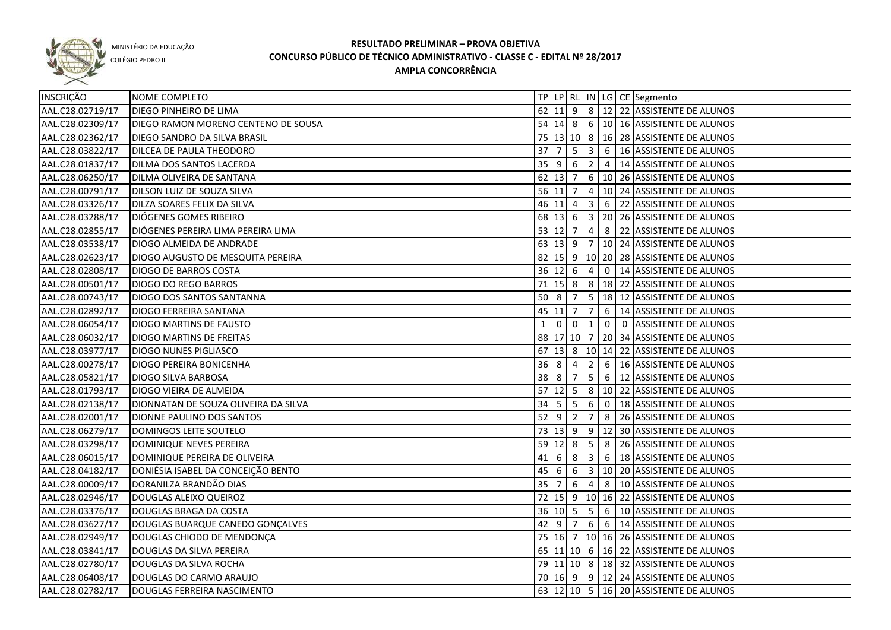MINISTÉRIO DA EDUCAÇÃO
COLÉGIO PEDRO II

# RESULTADO PRELIMINAR – PROVA OBJETIVA
## CONCURSO PÚBLICO DE TÉCNICO ADMINISTRATIVO - CLASSE C - EDITAL Nº 28/2017
### AMPLA CONCORRÊNCIA

| INSCRIÇÃO | NOME COMPLETO | TP | LP | RL | IN | LG | CE | Segmento |
|---|---|---|---|---|---|---|---|---|
| AAL.C28.02719/17 | DIEGO PINHEIRO DE LIMA | 62 | 11 | 9 | 8 | 12 | 22 | ASSISTENTE DE ALUNOS |
| AAL.C28.02309/17 | DIEGO RAMON MORENO CENTENO DE SOUSA | 54 | 14 | 8 | 6 | 10 | 16 | ASSISTENTE DE ALUNOS |
| AAL.C28.02362/17 | DIEGO SANDRO DA SILVA BRASIL | 75 | 13 | 10 | 8 | 16 | 28 | ASSISTENTE DE ALUNOS |
| AAL.C28.03822/17 | DILCEA DE PAULA THEODORO | 37 | 7 | 5 | 3 | 6 | 16 | ASSISTENTE DE ALUNOS |
| AAL.C28.01837/17 | DILMA DOS SANTOS LACERDA | 35 | 9 | 6 | 2 | 4 | 14 | ASSISTENTE DE ALUNOS |
| AAL.C28.06250/17 | DILMA OLIVEIRA DE SANTANA | 62 | 13 | 7 | 6 | 10 | 26 | ASSISTENTE DE ALUNOS |
| AAL.C28.00791/17 | DILSON LUIZ DE SOUZA SILVA | 56 | 11 | 7 | 4 | 10 | 24 | ASSISTENTE DE ALUNOS |
| AAL.C28.03326/17 | DILZA SOARES FELIX DA SILVA | 46 | 11 | 4 | 3 | 6 | 22 | ASSISTENTE DE ALUNOS |
| AAL.C28.03288/17 | DIÓGENES GOMES RIBEIRO | 68 | 13 | 6 | 3 | 20 | 26 | ASSISTENTE DE ALUNOS |
| AAL.C28.02855/17 | DIÓGENES PEREIRA LIMA PEREIRA LIMA | 53 | 12 | 7 | 4 | 8 | 22 | ASSISTENTE DE ALUNOS |
| AAL.C28.03538/17 | DIOGO ALMEIDA DE ANDRADE | 63 | 13 | 9 | 7 | 10 | 24 | ASSISTENTE DE ALUNOS |
| AAL.C28.02623/17 | DIOGO AUGUSTO DE MESQUITA PEREIRA | 82 | 15 | 9 | 10 | 20 | 28 | ASSISTENTE DE ALUNOS |
| AAL.C28.02808/17 | DIOGO DE BARROS COSTA | 36 | 12 | 6 | 4 | 0 | 14 | ASSISTENTE DE ALUNOS |
| AAL.C28.00501/17 | DIOGO DO REGO BARROS | 71 | 15 | 8 | 8 | 18 | 22 | ASSISTENTE DE ALUNOS |
| AAL.C28.00743/17 | DIOGO DOS SANTOS SANTANNA | 50 | 8 | 7 | 5 | 18 | 12 | ASSISTENTE DE ALUNOS |
| AAL.C28.02892/17 | DIOGO FERREIRA SANTANA | 45 | 11 | 7 | 7 | 6 | 14 | ASSISTENTE DE ALUNOS |
| AAL.C28.06054/17 | DIOGO MARTINS DE FAUSTO | 1 | 0 | 0 | 1 | 0 | 0 | ASSISTENTE DE ALUNOS |
| AAL.C28.06032/17 | DIOGO MARTINS DE FREITAS | 88 | 17 | 10 | 7 | 20 | 34 | ASSISTENTE DE ALUNOS |
| AAL.C28.03977/17 | DIOGO NUNES PIGLIASCO | 67 | 13 | 8 | 10 | 14 | 22 | ASSISTENTE DE ALUNOS |
| AAL.C28.00278/17 | DIOGO PEREIRA BONICENHA | 36 | 8 | 4 | 2 | 6 | 16 | ASSISTENTE DE ALUNOS |
| AAL.C28.05821/17 | DIOGO SILVA BARBOSA | 38 | 8 | 7 | 5 | 6 | 12 | ASSISTENTE DE ALUNOS |
| AAL.C28.01793/17 | DIOGO VIEIRA DE ALMEIDA | 57 | 12 | 5 | 8 | 10 | 22 | ASSISTENTE DE ALUNOS |
| AAL.C28.02138/17 | DIONNATAN DE SOUZA OLIVEIRA DA SILVA | 34 | 5 | 5 | 6 | 0 | 18 | ASSISTENTE DE ALUNOS |
| AAL.C28.02001/17 | DIONNE PAULINO DOS SANTOS | 52 | 9 | 2 | 7 | 8 | 26 | ASSISTENTE DE ALUNOS |
| AAL.C28.06279/17 | DOMINGOS LEITE SOUTELO | 73 | 13 | 9 | 9 | 12 | 30 | ASSISTENTE DE ALUNOS |
| AAL.C28.03298/17 | DOMINIQUE NEVES PEREIRA | 59 | 12 | 8 | 5 | 8 | 26 | ASSISTENTE DE ALUNOS |
| AAL.C28.06015/17 | DOMINIQUE PEREIRA DE OLIVEIRA | 41 | 6 | 8 | 3 | 6 | 18 | ASSISTENTE DE ALUNOS |
| AAL.C28.04182/17 | DONIÉSIA ISABEL DA CONCEIÇÃO BENTO | 45 | 6 | 6 | 3 | 10 | 20 | ASSISTENTE DE ALUNOS |
| AAL.C28.00009/17 | DORANILZA BRANDÃO DIAS | 35 | 7 | 6 | 4 | 8 | 10 | ASSISTENTE DE ALUNOS |
| AAL.C28.02946/17 | DOUGLAS ALEIXO QUEIROZ | 72 | 15 | 9 | 10 | 16 | 22 | ASSISTENTE DE ALUNOS |
| AAL.C28.03376/17 | DOUGLAS BRAGA DA COSTA | 36 | 10 | 5 | 5 | 6 | 10 | ASSISTENTE DE ALUNOS |
| AAL.C28.03627/17 | DOUGLAS BUARQUE CANEDO GONÇALVES | 42 | 9 | 7 | 6 | 6 | 14 | ASSISTENTE DE ALUNOS |
| AAL.C28.02949/17 | DOUGLAS CHIODO DE MENDONÇA | 75 | 16 | 7 | 10 | 16 | 26 | ASSISTENTE DE ALUNOS |
| AAL.C28.03841/17 | DOUGLAS DA SILVA PEREIRA | 65 | 11 | 10 | 6 | 16 | 22 | ASSISTENTE DE ALUNOS |
| AAL.C28.02780/17 | DOUGLAS DA SILVA ROCHA | 79 | 11 | 10 | 8 | 18 | 32 | ASSISTENTE DE ALUNOS |
| AAL.C28.06408/17 | DOUGLAS DO CARMO ARAUJO | 70 | 16 | 9 | 9 | 12 | 24 | ASSISTENTE DE ALUNOS |
| AAL.C28.02782/17 | DOUGLAS FERREIRA NASCIMENTO | 63 | 12 | 10 | 5 | 16 | 20 | ASSISTENTE DE ALUNOS |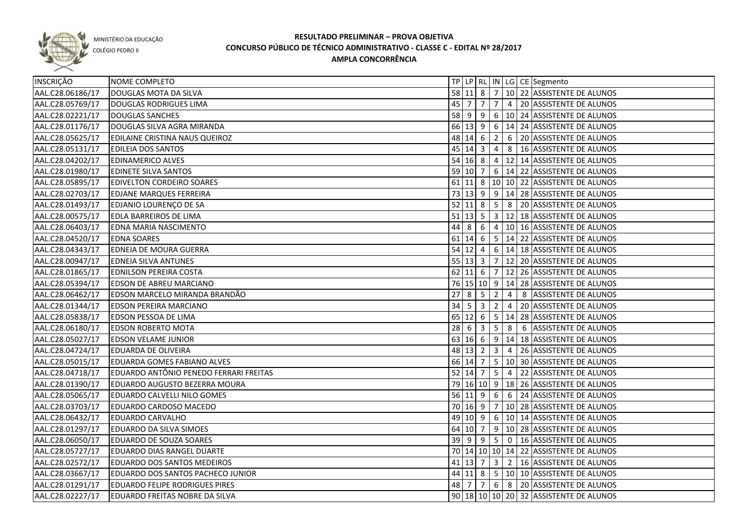MINISTÉRIO DA EDUCAÇÃO
COLÉGIO PEDRO II

# RESULTADO PRELIMINAR – PROVA OBJETIVA
## CONCURSO PÚBLICO DE TÉCNICO ADMINISTRATIVO - CLASSE C - EDITAL Nº 28/2017
### AMPLA CONCORRÊNCIA

| INSCRIÇÃO | NOME COMPLETO | TP | LP | RL | IN | LG | CE | Segmento |
|---|---|---|---|---|---|---|---|---|
| AAL.C28.06186/17 | DOUGLAS MOTA DA SILVA | 58 | 11 | 8 | 7 | 10 | 22 | ASSISTENTE DE ALUNOS |
| AAL.C28.05769/17 | DOUGLAS RODRIGUES LIMA | 45 | 7 | 7 | 7 | 4 | 20 | ASSISTENTE DE ALUNOS |
| AAL.C28.02221/17 | DOUGLAS SANCHES | 58 | 9 | 9 | 6 | 10 | 24 | ASSISTENTE DE ALUNOS |
| AAL.C28.01176/17 | DOUGLAS SILVA AGRA MIRANDA | 66 | 13 | 9 | 6 | 14 | 24 | ASSISTENTE DE ALUNOS |
| AAL.C28.05625/17 | EDILAINE CRISTINA NAUS QUEIROZ | 48 | 14 | 6 | 2 | 6 | 20 | ASSISTENTE DE ALUNOS |
| AAL.C28.05131/17 | EDILEIA DOS SANTOS | 45 | 14 | 3 | 4 | 8 | 16 | ASSISTENTE DE ALUNOS |
| AAL.C28.04202/17 | EDINAMERICO ALVES | 54 | 16 | 8 | 4 | 12 | 14 | ASSISTENTE DE ALUNOS |
| AAL.C28.01980/17 | EDINETE SILVA SANTOS | 59 | 10 | 7 | 6 | 14 | 22 | ASSISTENTE DE ALUNOS |
| AAL.C28.05895/17 | EDIVELTON CORDEIRO SOARES | 61 | 11 | 8 | 10 | 10 | 22 | ASSISTENTE DE ALUNOS |
| AAL.C28.02703/17 | EDJANE MARQUES FERREIRA | 73 | 13 | 9 | 9 | 14 | 28 | ASSISTENTE DE ALUNOS |
| AAL.C28.01493/17 | EDJANIO LOURENÇO DE SA | 52 | 11 | 8 | 5 | 8 | 20 | ASSISTENTE DE ALUNOS |
| AAL.C28.00575/17 | EDLA BARREIROS DE LIMA | 51 | 13 | 5 | 3 | 12 | 18 | ASSISTENTE DE ALUNOS |
| AAL.C28.06403/17 | EDNA MARIA NASCIMENTO | 44 | 8 | 6 | 4 | 10 | 16 | ASSISTENTE DE ALUNOS |
| AAL.C28.04520/17 | EDNA SOARES | 61 | 14 | 6 | 5 | 14 | 22 | ASSISTENTE DE ALUNOS |
| AAL.C28.04343/17 | EDNEIA DE MOURA GUERRA | 54 | 12 | 4 | 6 | 14 | 18 | ASSISTENTE DE ALUNOS |
| AAL.C28.00947/17 | EDNEIA SILVA ANTUNES | 55 | 13 | 3 | 7 | 12 | 20 | ASSISTENTE DE ALUNOS |
| AAL.C28.01865/17 | EDNILSON PEREIRA COSTA | 62 | 11 | 6 | 7 | 12 | 26 | ASSISTENTE DE ALUNOS |
| AAL.C28.05394/17 | EDSON DE ABREU MARCIANO | 76 | 15 | 10 | 9 | 14 | 28 | ASSISTENTE DE ALUNOS |
| AAL.C28.06462/17 | EDSON MARCELO MIRANDA BRANDÃO | 27 | 8 | 5 | 2 | 4 | 8 | ASSISTENTE DE ALUNOS |
| AAL.C28.01344/17 | EDSON PEREIRA MARCIANO | 34 | 5 | 3 | 2 | 4 | 20 | ASSISTENTE DE ALUNOS |
| AAL.C28.05838/17 | EDSON PESSOA DE LIMA | 65 | 12 | 6 | 5 | 14 | 28 | ASSISTENTE DE ALUNOS |
| AAL.C28.06180/17 | EDSON ROBERTO MOTA | 28 | 6 | 3 | 5 | 8 | 6 | ASSISTENTE DE ALUNOS |
| AAL.C28.05027/17 | EDSON VELAME JUNIOR | 63 | 16 | 6 | 9 | 14 | 18 | ASSISTENTE DE ALUNOS |
| AAL.C28.04724/17 | EDUARDA DE OLIVEIRA | 48 | 13 | 2 | 3 | 4 | 26 | ASSISTENTE DE ALUNOS |
| AAL.C28.05015/17 | EDUARDA GOMES FABIANO ALVES | 66 | 14 | 7 | 5 | 10 | 30 | ASSISTENTE DE ALUNOS |
| AAL.C28.04718/17 | EDUARDO ANTÔNIO PENEDO FERRARI FREITAS | 52 | 14 | 7 | 5 | 4 | 22 | ASSISTENTE DE ALUNOS |
| AAL.C28.01390/17 | EDUARDO AUGUSTO BEZERRA MOURA | 79 | 16 | 10 | 9 | 18 | 26 | ASSISTENTE DE ALUNOS |
| AAL.C28.05065/17 | EDUARDO CALVELLI NILO GOMES | 56 | 11 | 9 | 6 | 6 | 24 | ASSISTENTE DE ALUNOS |
| AAL.C28.03703/17 | EDUARDO CARDOSO MACEDO | 70 | 16 | 9 | 7 | 10 | 28 | ASSISTENTE DE ALUNOS |
| AAL.C28.06432/17 | EDUARDO CARVALHO | 49 | 10 | 9 | 6 | 10 | 14 | ASSISTENTE DE ALUNOS |
| AAL.C28.01297/17 | EDUARDO DA SILVA SIMOES | 64 | 10 | 7 | 9 | 10 | 28 | ASSISTENTE DE ALUNOS |
| AAL.C28.06050/17 | EDUARDO DE SOUZA SOARES | 39 | 9 | 9 | 5 | 0 | 16 | ASSISTENTE DE ALUNOS |
| AAL.C28.05727/17 | EDUARDO DIAS RANGEL DUARTE | 70 | 14 | 10 | 10 | 14 | 22 | ASSISTENTE DE ALUNOS |
| AAL.C28.02572/17 | EDUARDO DOS SANTOS MEDEIROS | 41 | 13 | 7 | 3 | 2 | 16 | ASSISTENTE DE ALUNOS |
| AAL.C28.03667/17 | EDUARDO DOS SANTOS PACHECO JUNIOR | 44 | 11 | 8 | 5 | 10 | 10 | ASSISTENTE DE ALUNOS |
| AAL.C28.01291/17 | EDUARDO FELIPE RODRIGUES PIRES | 48 | 7 | 7 | 6 | 8 | 20 | ASSISTENTE DE ALUNOS |
| AAL.C28.02227/17 | EDUARDO FREITAS NOBRE DA SILVA | 90 | 18 | 10 | 10 | 20 | 32 | ASSISTENTE DE ALUNOS |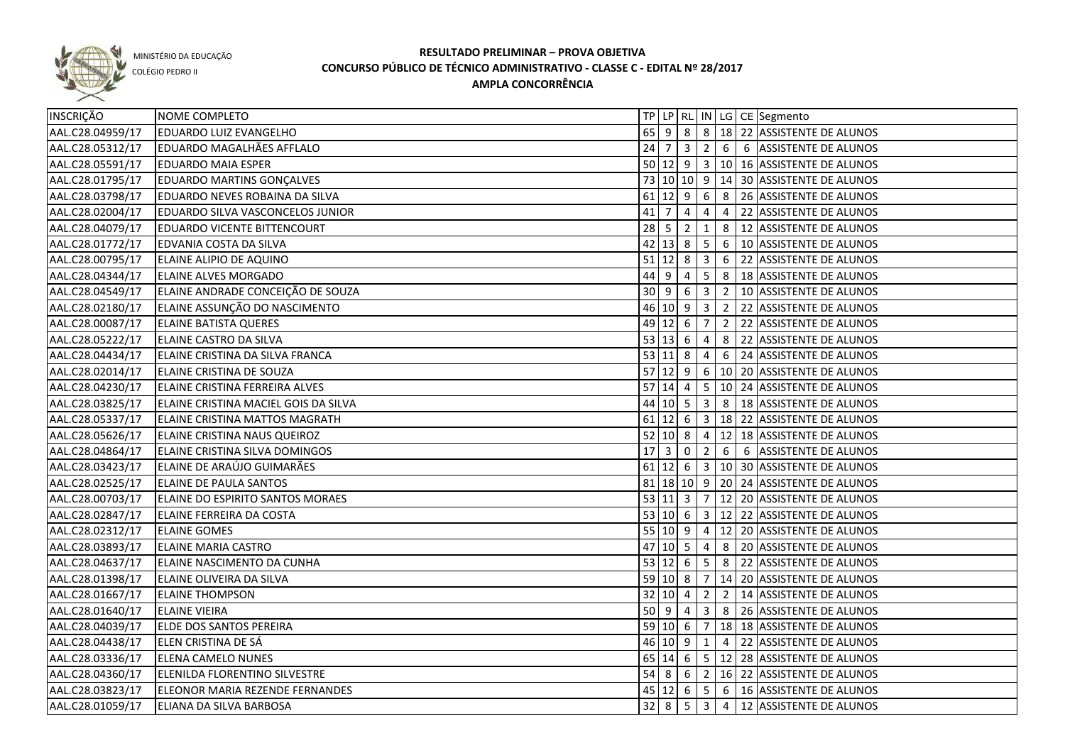MINISTÉRIO DA EDUCAÇÃO
COLÉGIO PEDRO II

# RESULTADO PRELIMINAR – PROVA OBJETIVA
## CONCURSO PÚBLICO DE TÉCNICO ADMINISTRATIVO - CLASSE C - EDITAL Nº 28/2017
### AMPLA CONCORRÊNCIA

| INSCRIÇÃO | NOME COMPLETO | TP | LP | RL | IN | LG | CE | Segmento |
|---|---|---|---|---|---|---|---|---|
| AAL.C28.04959/17 | EDUARDO LUIZ EVANGELHO | 65 | 9 | 8 | 8 | 18 | 22 | ASSISTENTE DE ALUNOS |
| AAL.C28.05312/17 | EDUARDO MAGALHÃES AFFLALO | 24 | 7 | 3 | 2 | 6 | 6 | ASSISTENTE DE ALUNOS |
| AAL.C28.05591/17 | EDUARDO MAIA ESPER | 50 | 12 | 9 | 3 | 10 | 16 | ASSISTENTE DE ALUNOS |
| AAL.C28.01795/17 | EDUARDO MARTINS GONÇALVES | 73 | 10 | 10 | 9 | 14 | 30 | ASSISTENTE DE ALUNOS |
| AAL.C28.03798/17 | EDUARDO NEVES ROBAINA DA SILVA | 61 | 12 | 9 | 6 | 8 | 26 | ASSISTENTE DE ALUNOS |
| AAL.C28.02004/17 | EDUARDO SILVA VASCONCELOS JUNIOR | 41 | 7 | 4 | 4 | 4 | 22 | ASSISTENTE DE ALUNOS |
| AAL.C28.04079/17 | EDUARDO VICENTE BITTENCOURT | 28 | 5 | 2 | 1 | 8 | 12 | ASSISTENTE DE ALUNOS |
| AAL.C28.01772/17 | EDVANIA COSTA DA SILVA | 42 | 13 | 8 | 5 | 6 | 10 | ASSISTENTE DE ALUNOS |
| AAL.C28.00795/17 | ELAINE ALIPIO DE AQUINO | 51 | 12 | 8 | 3 | 6 | 22 | ASSISTENTE DE ALUNOS |
| AAL.C28.04344/17 | ELAINE ALVES MORGADO | 44 | 9 | 4 | 5 | 8 | 18 | ASSISTENTE DE ALUNOS |
| AAL.C28.04549/17 | ELAINE ANDRADE CONCEIÇÃO DE SOUZA | 30 | 9 | 6 | 3 | 2 | 10 | ASSISTENTE DE ALUNOS |
| AAL.C28.02180/17 | ELAINE ASSUNÇÃO DO NASCIMENTO | 46 | 10 | 9 | 3 | 2 | 22 | ASSISTENTE DE ALUNOS |
| AAL.C28.00087/17 | ELAINE BATISTA QUERES | 49 | 12 | 6 | 7 | 2 | 22 | ASSISTENTE DE ALUNOS |
| AAL.C28.05222/17 | ELAINE CASTRO DA SILVA | 53 | 13 | 6 | 4 | 8 | 22 | ASSISTENTE DE ALUNOS |
| AAL.C28.04434/17 | ELAINE CRISTINA DA SILVA FRANCA | 53 | 11 | 8 | 4 | 6 | 24 | ASSISTENTE DE ALUNOS |
| AAL.C28.02014/17 | ELAINE CRISTINA DE SOUZA | 57 | 12 | 9 | 6 | 10 | 20 | ASSISTENTE DE ALUNOS |
| AAL.C28.04230/17 | ELAINE CRISTINA FERREIRA ALVES | 57 | 14 | 4 | 5 | 10 | 24 | ASSISTENTE DE ALUNOS |
| AAL.C28.03825/17 | ELAINE CRISTINA MACIEL GOIS DA SILVA | 44 | 10 | 5 | 3 | 8 | 18 | ASSISTENTE DE ALUNOS |
| AAL.C28.05337/17 | ELAINE CRISTINA MATTOS MAGRATH | 61 | 12 | 6 | 3 | 18 | 22 | ASSISTENTE DE ALUNOS |
| AAL.C28.05626/17 | ELAINE CRISTINA NAUS QUEIROZ | 52 | 10 | 8 | 4 | 12 | 18 | ASSISTENTE DE ALUNOS |
| AAL.C28.04864/17 | ELAINE CRISTINA SILVA DOMINGOS | 17 | 3 | 0 | 2 | 6 | 6 | ASSISTENTE DE ALUNOS |
| AAL.C28.03423/17 | ELAINE DE ARAÚJO GUIMARÃES | 61 | 12 | 6 | 3 | 10 | 30 | ASSISTENTE DE ALUNOS |
| AAL.C28.02525/17 | ELAINE DE PAULA SANTOS | 81 | 18 | 10 | 9 | 20 | 24 | ASSISTENTE DE ALUNOS |
| AAL.C28.00703/17 | ELAINE DO ESPIRITO SANTOS MORAES | 53 | 11 | 3 | 7 | 12 | 20 | ASSISTENTE DE ALUNOS |
| AAL.C28.02847/17 | ELAINE FERREIRA DA COSTA | 53 | 10 | 6 | 3 | 12 | 22 | ASSISTENTE DE ALUNOS |
| AAL.C28.02312/17 | ELAINE GOMES | 55 | 10 | 9 | 4 | 12 | 20 | ASSISTENTE DE ALUNOS |
| AAL.C28.03893/17 | ELAINE MARIA CASTRO | 47 | 10 | 5 | 4 | 8 | 20 | ASSISTENTE DE ALUNOS |
| AAL.C28.04637/17 | ELAINE NASCIMENTO DA CUNHA | 53 | 12 | 6 | 5 | 8 | 22 | ASSISTENTE DE ALUNOS |
| AAL.C28.01398/17 | ELAINE OLIVEIRA DA SILVA | 59 | 10 | 8 | 7 | 14 | 20 | ASSISTENTE DE ALUNOS |
| AAL.C28.01667/17 | ELAINE THOMPSON | 32 | 10 | 4 | 2 | 2 | 14 | ASSISTENTE DE ALUNOS |
| AAL.C28.01640/17 | ELAINE VIEIRA | 50 | 9 | 4 | 3 | 8 | 26 | ASSISTENTE DE ALUNOS |
| AAL.C28.04039/17 | ELDE DOS SANTOS PEREIRA | 59 | 10 | 6 | 7 | 18 | 18 | ASSISTENTE DE ALUNOS |
| AAL.C28.04438/17 | ELEN CRISTINA DE SÁ | 46 | 10 | 9 | 1 | 4 | 22 | ASSISTENTE DE ALUNOS |
| AAL.C28.03336/17 | ELENA CAMELO NUNES | 65 | 14 | 6 | 5 | 12 | 28 | ASSISTENTE DE ALUNOS |
| AAL.C28.04360/17 | ELENILDA FLORENTINO SILVESTRE | 54 | 8 | 6 | 2 | 16 | 22 | ASSISTENTE DE ALUNOS |
| AAL.C28.03823/17 | ELEONOR MARIA REZENDE FERNANDES | 45 | 12 | 6 | 5 | 6 | 16 | ASSISTENTE DE ALUNOS |
| AAL.C28.01059/17 | ELIANA DA SILVA BARBOSA | 32 | 8 | 5 | 3 | 4 | 12 | ASSISTENTE DE ALUNOS |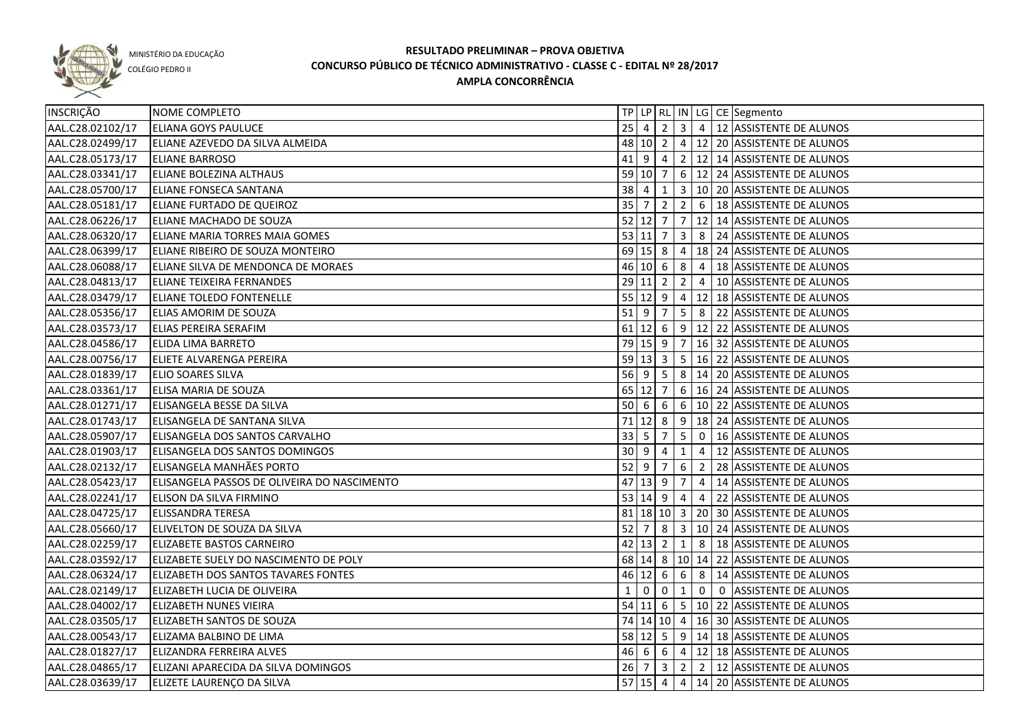MINISTÉRIO DA EDUCAÇÃO
COLÉGIO PEDRO II

# RESULTADO PRELIMINAR – PROVA OBJETIVA
## CONCURSO PÚBLICO DE TÉCNICO ADMINISTRATIVO - CLASSE C - EDITAL Nº 28/2017
## AMPLA CONCORRÊNCIA

| INSCRIÇÃO | NOME COMPLETO | TP | LP | RL | IN | LG | CE | Segmento |
|---|---|---|---|---|---|---|---|---|
| AAL.C28.02102/17 | ELIANA GOYS PAULUCE | 25 | 4 | 2 | 3 | 4 | 12 | ASSISTENTE DE ALUNOS |
| AAL.C28.02499/17 | ELIANE AZEVEDO DA SILVA ALMEIDA | 48 | 10 | 2 | 4 | 12 | 20 | ASSISTENTE DE ALUNOS |
| AAL.C28.05173/17 | ELIANE BARROSO | 41 | 9 | 4 | 2 | 12 | 14 | ASSISTENTE DE ALUNOS |
| AAL.C28.03341/17 | ELIANE BOLEZINA ALTHAUS | 59 | 10 | 7 | 6 | 12 | 24 | ASSISTENTE DE ALUNOS |
| AAL.C28.05700/17 | ELIANE FONSECA SANTANA | 38 | 4 | 1 | 3 | 10 | 20 | ASSISTENTE DE ALUNOS |
| AAL.C28.05181/17 | ELIANE FURTADO DE QUEIROZ | 35 | 7 | 2 | 2 | 6 | 18 | ASSISTENTE DE ALUNOS |
| AAL.C28.06226/17 | ELIANE MACHADO DE SOUZA | 52 | 12 | 7 | 7 | 12 | 14 | ASSISTENTE DE ALUNOS |
| AAL.C28.06320/17 | ELIANE MARIA TORRES MAIA GOMES | 53 | 11 | 7 | 3 | 8 | 24 | ASSISTENTE DE ALUNOS |
| AAL.C28.06399/17 | ELIANE RIBEIRO DE SOUZA MONTEIRO | 69 | 15 | 8 | 4 | 18 | 24 | ASSISTENTE DE ALUNOS |
| AAL.C28.06088/17 | ELIANE SILVA DE MENDONCA DE MORAES | 46 | 10 | 6 | 8 | 4 | 18 | ASSISTENTE DE ALUNOS |
| AAL.C28.04813/17 | ELIANE TEIXEIRA FERNANDES | 29 | 11 | 2 | 2 | 4 | 10 | ASSISTENTE DE ALUNOS |
| AAL.C28.03479/17 | ELIANE TOLEDO FONTENELLE | 55 | 12 | 9 | 4 | 12 | 18 | ASSISTENTE DE ALUNOS |
| AAL.C28.05356/17 | ELIAS AMORIM DE SOUZA | 51 | 9 | 7 | 5 | 8 | 22 | ASSISTENTE DE ALUNOS |
| AAL.C28.03573/17 | ELIAS PEREIRA SERAFIM | 61 | 12 | 6 | 9 | 12 | 22 | ASSISTENTE DE ALUNOS |
| AAL.C28.04586/17 | ELIDA LIMA BARRETO | 79 | 15 | 9 | 7 | 16 | 32 | ASSISTENTE DE ALUNOS |
| AAL.C28.00756/17 | ELIETE ALVARENGA PEREIRA | 59 | 13 | 3 | 5 | 16 | 22 | ASSISTENTE DE ALUNOS |
| AAL.C28.01839/17 | ELIO SOARES SILVA | 56 | 9 | 5 | 8 | 14 | 20 | ASSISTENTE DE ALUNOS |
| AAL.C28.03361/17 | ELISA MARIA DE SOUZA | 65 | 12 | 7 | 6 | 16 | 24 | ASSISTENTE DE ALUNOS |
| AAL.C28.01271/17 | ELISANGELA BESSE DA SILVA | 50 | 6 | 6 | 6 | 10 | 22 | ASSISTENTE DE ALUNOS |
| AAL.C28.01743/17 | ELISANGELA DE SANTANA SILVA | 71 | 12 | 8 | 9 | 18 | 24 | ASSISTENTE DE ALUNOS |
| AAL.C28.05907/17 | ELISANGELA DOS SANTOS CARVALHO | 33 | 5 | 7 | 5 | 0 | 16 | ASSISTENTE DE ALUNOS |
| AAL.C28.01903/17 | ELISANGELA DOS SANTOS DOMINGOS | 30 | 9 | 4 | 1 | 4 | 12 | ASSISTENTE DE ALUNOS |
| AAL.C28.02132/17 | ELISANGELA MANHÃES PORTO | 52 | 9 | 7 | 6 | 2 | 28 | ASSISTENTE DE ALUNOS |
| AAL.C28.05423/17 | ELISANGELA PASSOS DE OLIVEIRA DO NASCIMENTO | 47 | 13 | 9 | 7 | 4 | 14 | ASSISTENTE DE ALUNOS |
| AAL.C28.02241/17 | ELISON DA SILVA FIRMINO | 53 | 14 | 9 | 4 | 4 | 22 | ASSISTENTE DE ALUNOS |
| AAL.C28.04725/17 | ELISSANDRA TERESA | 81 | 18 | 10 | 3 | 20 | 30 | ASSISTENTE DE ALUNOS |
| AAL.C28.05660/17 | ELIVELTON DE SOUZA DA SILVA | 52 | 7 | 8 | 3 | 10 | 24 | ASSISTENTE DE ALUNOS |
| AAL.C28.02259/17 | ELIZABETE BASTOS CARNEIRO | 42 | 13 | 2 | 1 | 8 | 18 | ASSISTENTE DE ALUNOS |
| AAL.C28.03592/17 | ELIZABETE SUELY DO NASCIMENTO DE POLY | 68 | 14 | 8 | 10 | 14 | 22 | ASSISTENTE DE ALUNOS |
| AAL.C28.06324/17 | ELIZABETH DOS SANTOS TAVARES FONTES | 46 | 12 | 6 | 6 | 8 | 14 | ASSISTENTE DE ALUNOS |
| AAL.C28.02149/17 | ELIZABETH LUCIA DE OLIVEIRA | 1 | 0 | 0 | 1 | 0 | 0 | ASSISTENTE DE ALUNOS |
| AAL.C28.04002/17 | ELIZABETH NUNES VIEIRA | 54 | 11 | 6 | 5 | 10 | 22 | ASSISTENTE DE ALUNOS |
| AAL.C28.03505/17 | ELIZABETH SANTOS DE SOUZA | 74 | 14 | 10 | 4 | 16 | 30 | ASSISTENTE DE ALUNOS |
| AAL.C28.00543/17 | ELIZAMA BALBINO DE LIMA | 58 | 12 | 5 | 9 | 14 | 18 | ASSISTENTE DE ALUNOS |
| AAL.C28.01827/17 | ELIZANDRA FERREIRA ALVES | 46 | 6 | 6 | 4 | 12 | 18 | ASSISTENTE DE ALUNOS |
| AAL.C28.04865/17 | ELIZANI APARECIDA DA SILVA DOMINGOS | 26 | 7 | 3 | 2 | 2 | 12 | ASSISTENTE DE ALUNOS |
| AAL.C28.03639/17 | ELIZETE LAURENÇO DA SILVA | 57 | 15 | 4 | 4 | 14 | 20 | ASSISTENTE DE ALUNOS |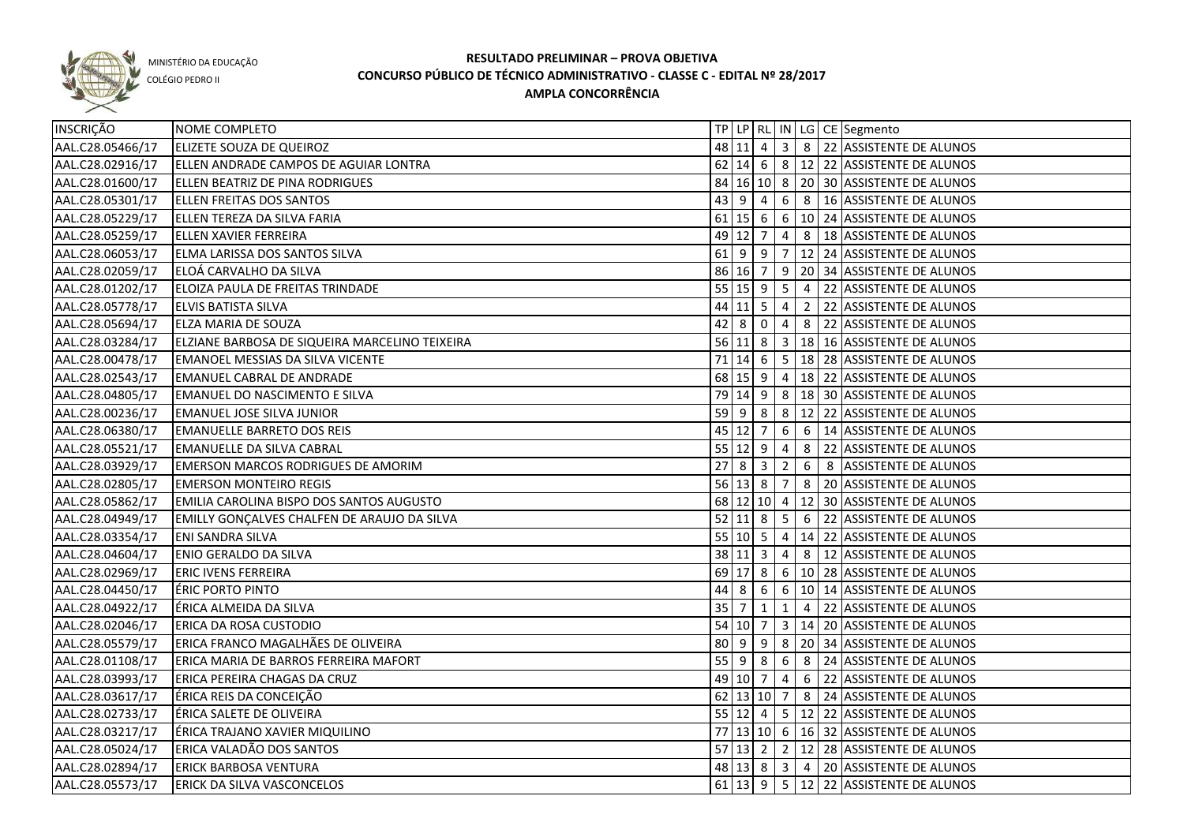MINISTÉRIO DA EDUCAÇÃO
COLÉGIO PEDRO II

**RESULTADO PRELIMINAR – PROVA OBJETIVA**
**CONCURSO PÚBLICO DE TÉCNICO ADMINISTRATIVO - CLASSE C - EDITAL Nº 28/2017**
**AMPLA CONCORRÊNCIA**

| INSCRIÇÃO | NOME COMPLETO | TP | LP | RL | IN | LG | CE | Segmento |
|---|---|---|---|---|---|---|---|---|
| AAL.C28.05466/17 | ELIZETE SOUZA DE QUEIROZ | 48 | 11 | 4 | 3 | 8 | 22 | ASSISTENTE DE ALUNOS |
| AAL.C28.02916/17 | ELLEN ANDRADE CAMPOS DE AGUIAR LONTRA | 62 | 14 | 6 | 8 | 12 | 22 | ASSISTENTE DE ALUNOS |
| AAL.C28.01600/17 | ELLEN BEATRIZ DE PINA RODRIGUES | 84 | 16 | 10 | 8 | 20 | 30 | ASSISTENTE DE ALUNOS |
| AAL.C28.05301/17 | ELLEN FREITAS DOS SANTOS | 43 | 9 | 4 | 6 | 8 | 16 | ASSISTENTE DE ALUNOS |
| AAL.C28.05229/17 | ELLEN TEREZA DA SILVA FARIA | 61 | 15 | 6 | 6 | 10 | 24 | ASSISTENTE DE ALUNOS |
| AAL.C28.05259/17 | ELLEN XAVIER FERREIRA | 49 | 12 | 7 | 4 | 8 | 18 | ASSISTENTE DE ALUNOS |
| AAL.C28.06053/17 | ELMA LARISSA DOS SANTOS SILVA | 61 | 9 | 9 | 7 | 12 | 24 | ASSISTENTE DE ALUNOS |
| AAL.C28.02059/17 | ELOÁ CARVALHO DA SILVA | 86 | 16 | 7 | 9 | 20 | 34 | ASSISTENTE DE ALUNOS |
| AAL.C28.01202/17 | ELOIZA PAULA DE FREITAS TRINDADE | 55 | 15 | 9 | 5 | 4 | 22 | ASSISTENTE DE ALUNOS |
| AAL.C28.05778/17 | ELVIS BATISTA SILVA | 44 | 11 | 5 | 4 | 2 | 22 | ASSISTENTE DE ALUNOS |
| AAL.C28.05694/17 | ELZA MARIA DE SOUZA | 42 | 8 | 0 | 4 | 8 | 22 | ASSISTENTE DE ALUNOS |
| AAL.C28.03284/17 | ELZIANE BARBOSA DE SIQUEIRA MARCELINO TEIXEIRA | 56 | 11 | 8 | 3 | 18 | 16 | ASSISTENTE DE ALUNOS |
| AAL.C28.00478/17 | EMANOEL MESSIAS DA SILVA VICENTE | 71 | 14 | 6 | 5 | 18 | 28 | ASSISTENTE DE ALUNOS |
| AAL.C28.02543/17 | EMANUEL CABRAL DE ANDRADE | 68 | 15 | 9 | 4 | 18 | 22 | ASSISTENTE DE ALUNOS |
| AAL.C28.04805/17 | EMANUEL DO NASCIMENTO E SILVA | 79 | 14 | 9 | 8 | 18 | 30 | ASSISTENTE DE ALUNOS |
| AAL.C28.00236/17 | EMANUEL JOSE SILVA JUNIOR | 59 | 9 | 8 | 8 | 12 | 22 | ASSISTENTE DE ALUNOS |
| AAL.C28.06380/17 | EMANUELLE BARRETO DOS REIS | 45 | 12 | 7 | 6 | 6 | 14 | ASSISTENTE DE ALUNOS |
| AAL.C28.05521/17 | EMANUELLE DA SILVA CABRAL | 55 | 12 | 9 | 4 | 8 | 22 | ASSISTENTE DE ALUNOS |
| AAL.C28.03929/17 | EMERSON MARCOS RODRIGUES DE AMORIM | 27 | 8 | 3 | 2 | 6 | 8 | ASSISTENTE DE ALUNOS |
| AAL.C28.02805/17 | EMERSON MONTEIRO REGIS | 56 | 13 | 8 | 7 | 8 | 20 | ASSISTENTE DE ALUNOS |
| AAL.C28.05862/17 | EMILIA CAROLINA BISPO DOS SANTOS AUGUSTO | 68 | 12 | 10 | 4 | 12 | 30 | ASSISTENTE DE ALUNOS |
| AAL.C28.04949/17 | EMILLY GONÇALVES CHALFEN DE ARAUJO DA SILVA | 52 | 11 | 8 | 5 | 6 | 22 | ASSISTENTE DE ALUNOS |
| AAL.C28.03354/17 | ENI SANDRA SILVA | 55 | 10 | 5 | 4 | 14 | 22 | ASSISTENTE DE ALUNOS |
| AAL.C28.04604/17 | ENIO GERALDO DA SILVA | 38 | 11 | 3 | 4 | 8 | 12 | ASSISTENTE DE ALUNOS |
| AAL.C28.02969/17 | ERIC IVENS FERREIRA | 69 | 17 | 8 | 6 | 10 | 28 | ASSISTENTE DE ALUNOS |
| AAL.C28.04450/17 | ÉRIC PORTO PINTO | 44 | 8 | 6 | 6 | 10 | 14 | ASSISTENTE DE ALUNOS |
| AAL.C28.04922/17 | ÉRICA ALMEIDA DA SILVA | 35 | 7 | 1 | 1 | 4 | 22 | ASSISTENTE DE ALUNOS |
| AAL.C28.02046/17 | ERICA DA ROSA CUSTODIO | 54 | 10 | 7 | 3 | 14 | 20 | ASSISTENTE DE ALUNOS |
| AAL.C28.05579/17 | ERICA FRANCO MAGALHÃES DE OLIVEIRA | 80 | 9 | 9 | 8 | 20 | 34 | ASSISTENTE DE ALUNOS |
| AAL.C28.01108/17 | ERICA MARIA DE BARROS FERREIRA MAFORT | 55 | 9 | 8 | 6 | 8 | 24 | ASSISTENTE DE ALUNOS |
| AAL.C28.03993/17 | ERICA PEREIRA CHAGAS DA CRUZ | 49 | 10 | 7 | 4 | 6 | 22 | ASSISTENTE DE ALUNOS |
| AAL.C28.03617/17 | ÉRICA REIS DA CONCEIÇÃO | 62 | 13 | 10 | 7 | 8 | 24 | ASSISTENTE DE ALUNOS |
| AAL.C28.02733/17 | ÉRICA SALETE DE OLIVEIRA | 55 | 12 | 4 | 5 | 12 | 22 | ASSISTENTE DE ALUNOS |
| AAL.C28.03217/17 | ÉRICA TRAJANO XAVIER MIQUILINO | 77 | 13 | 10 | 6 | 16 | 32 | ASSISTENTE DE ALUNOS |
| AAL.C28.05024/17 | ERICA VALADÃO DOS SANTOS | 57 | 13 | 2 | 2 | 12 | 28 | ASSISTENTE DE ALUNOS |
| AAL.C28.02894/17 | ERICK BARBOSA VENTURA | 48 | 13 | 8 | 3 | 4 | 20 | ASSISTENTE DE ALUNOS |
| AAL.C28.05573/17 | ERICK DA SILVA VASCONCELOS | 61 | 13 | 9 | 5 | 12 | 22 | ASSISTENTE DE ALUNOS |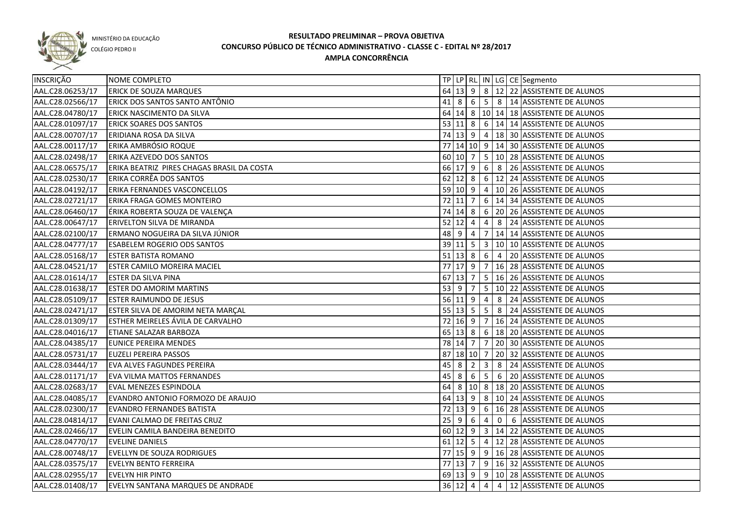MINISTÉRIO DA EDUCAÇÃO
COLÉGIO PEDRO II

# RESULTADO PRELIMINAR – PROVA OBJETIVA
## CONCURSO PÚBLICO DE TÉCNICO ADMINISTRATIVO - CLASSE C - EDITAL Nº 28/2017
### AMPLA CONCORRÊNCIA

| INSCRIÇÃO | NOME COMPLETO | TP | LP | RL | IN | LG | CE | Segmento |
|---|---|---|---|---|---|---|---|---|
| AAL.C28.06253/17 | ERICK DE SOUZA MARQUES | 64 | 13 | 9 | 8 | 12 | 22 | ASSISTENTE DE ALUNOS |
| AAL.C28.02566/17 | ERICK DOS SANTOS SANTO ANTÔNIO | 41 | 8 | 6 | 5 | 8 | 14 | ASSISTENTE DE ALUNOS |
| AAL.C28.04780/17 | ERICK NASCIMENTO DA SILVA | 64 | 14 | 8 | 10 | 14 | 18 | ASSISTENTE DE ALUNOS |
| AAL.C28.01097/17 | ERICK SOARES DOS SANTOS | 53 | 11 | 8 | 6 | 14 | 14 | ASSISTENTE DE ALUNOS |
| AAL.C28.00707/17 | ERIDIANA ROSA DA SILVA | 74 | 13 | 9 | 4 | 18 | 30 | ASSISTENTE DE ALUNOS |
| AAL.C28.00117/17 | ERIKA AMBRÓSIO ROQUE | 77 | 14 | 10 | 9 | 14 | 30 | ASSISTENTE DE ALUNOS |
| AAL.C28.02498/17 | ERIKA AZEVEDO DOS SANTOS | 60 | 10 | 7 | 5 | 10 | 28 | ASSISTENTE DE ALUNOS |
| AAL.C28.06575/17 | ERIKA BEATRIZ PIRES CHAGAS BRASIL DA COSTA | 66 | 17 | 9 | 6 | 8 | 26 | ASSISTENTE DE ALUNOS |
| AAL.C28.02530/17 | ERIKA CORRÊA DOS SANTOS | 62 | 12 | 8 | 6 | 12 | 24 | ASSISTENTE DE ALUNOS |
| AAL.C28.04192/17 | ERIKA FERNANDES VASCONCELLOS | 59 | 10 | 9 | 4 | 10 | 26 | ASSISTENTE DE ALUNOS |
| AAL.C28.02721/17 | ERIKA FRAGA GOMES MONTEIRO | 72 | 11 | 7 | 6 | 14 | 34 | ASSISTENTE DE ALUNOS |
| AAL.C28.06460/17 | ÉRIKA ROBERTA SOUZA DE VALENÇA | 74 | 14 | 8 | 6 | 20 | 26 | ASSISTENTE DE ALUNOS |
| AAL.C28.00647/17 | ERIVELTON SILVA DE MIRANDA | 52 | 12 | 4 | 4 | 8 | 24 | ASSISTENTE DE ALUNOS |
| AAL.C28.02100/17 | ERMANO NOGUEIRA DA SILVA JÚNIOR | 48 | 9 | 4 | 7 | 14 | 14 | ASSISTENTE DE ALUNOS |
| AAL.C28.04777/17 | ESABELEM ROGERIO ODS SANTOS | 39 | 11 | 5 | 3 | 10 | 10 | ASSISTENTE DE ALUNOS |
| AAL.C28.05168/17 | ESTER BATISTA ROMANO | 51 | 13 | 8 | 6 | 4 | 20 | ASSISTENTE DE ALUNOS |
| AAL.C28.04521/17 | ESTER CAMILO MOREIRA MACIEL | 77 | 17 | 9 | 7 | 16 | 28 | ASSISTENTE DE ALUNOS |
| AAL.C28.01614/17 | ESTER DA SILVA PINA | 67 | 13 | 7 | 5 | 16 | 26 | ASSISTENTE DE ALUNOS |
| AAL.C28.01638/17 | ESTER DO AMORIM MARTINS | 53 | 9 | 7 | 5 | 10 | 22 | ASSISTENTE DE ALUNOS |
| AAL.C28.05109/17 | ESTER RAIMUNDO DE JESUS | 56 | 11 | 9 | 4 | 8 | 24 | ASSISTENTE DE ALUNOS |
| AAL.C28.02471/17 | ESTER SILVA DE AMORIM NETA MARÇAL | 55 | 13 | 5 | 5 | 8 | 24 | ASSISTENTE DE ALUNOS |
| AAL.C28.01309/17 | ESTHER MEIRELES ÁVILA DE CARVALHO | 72 | 16 | 9 | 7 | 16 | 24 | ASSISTENTE DE ALUNOS |
| AAL.C28.04016/17 | ETIANE SALAZAR BARBOZA | 65 | 13 | 8 | 6 | 18 | 20 | ASSISTENTE DE ALUNOS |
| AAL.C28.04385/17 | EUNICE PEREIRA MENDES | 78 | 14 | 7 | 7 | 20 | 30 | ASSISTENTE DE ALUNOS |
| AAL.C28.05731/17 | EUZELI PEREIRA PASSOS | 87 | 18 | 10 | 7 | 20 | 32 | ASSISTENTE DE ALUNOS |
| AAL.C28.03444/17 | EVA ALVES FAGUNDES PEREIRA | 45 | 8 | 2 | 3 | 8 | 24 | ASSISTENTE DE ALUNOS |
| AAL.C28.01171/17 | EVA VILMA MATTOS FERNANDES | 45 | 8 | 6 | 5 | 6 | 20 | ASSISTENTE DE ALUNOS |
| AAL.C28.02683/17 | EVAL MENEZES ESPINDOLA | 64 | 8 | 10 | 8 | 18 | 20 | ASSISTENTE DE ALUNOS |
| AAL.C28.04085/17 | EVANDRO ANTONIO FORMOZO DE ARAUJO | 64 | 13 | 9 | 8 | 10 | 24 | ASSISTENTE DE ALUNOS |
| AAL.C28.02300/17 | EVANDRO FERNANDES BATISTA | 72 | 13 | 9 | 6 | 16 | 28 | ASSISTENTE DE ALUNOS |
| AAL.C28.04814/17 | EVANI CALMAO DE FREITAS CRUZ | 25 | 9 | 6 | 4 | 0 | 6 | ASSISTENTE DE ALUNOS |
| AAL.C28.02466/17 | EVELIN CAMILA BANDEIRA BENEDITO | 60 | 12 | 9 | 3 | 14 | 22 | ASSISTENTE DE ALUNOS |
| AAL.C28.04770/17 | EVELINE DANIELS | 61 | 12 | 5 | 4 | 12 | 28 | ASSISTENTE DE ALUNOS |
| AAL.C28.00748/17 | EVELLYN DE SOUZA RODRIGUES | 77 | 15 | 9 | 9 | 16 | 28 | ASSISTENTE DE ALUNOS |
| AAL.C28.03575/17 | EVELYN BENTO FERREIRA | 77 | 13 | 7 | 9 | 16 | 32 | ASSISTENTE DE ALUNOS |
| AAL.C28.02955/17 | EVELYN HIR PINTO | 69 | 13 | 9 | 9 | 10 | 28 | ASSISTENTE DE ALUNOS |
| AAL.C28.01408/17 | EVELYN SANTANA MARQUES DE ANDRADE | 36 | 12 | 4 | 4 | 4 | 12 | ASSISTENTE DE ALUNOS |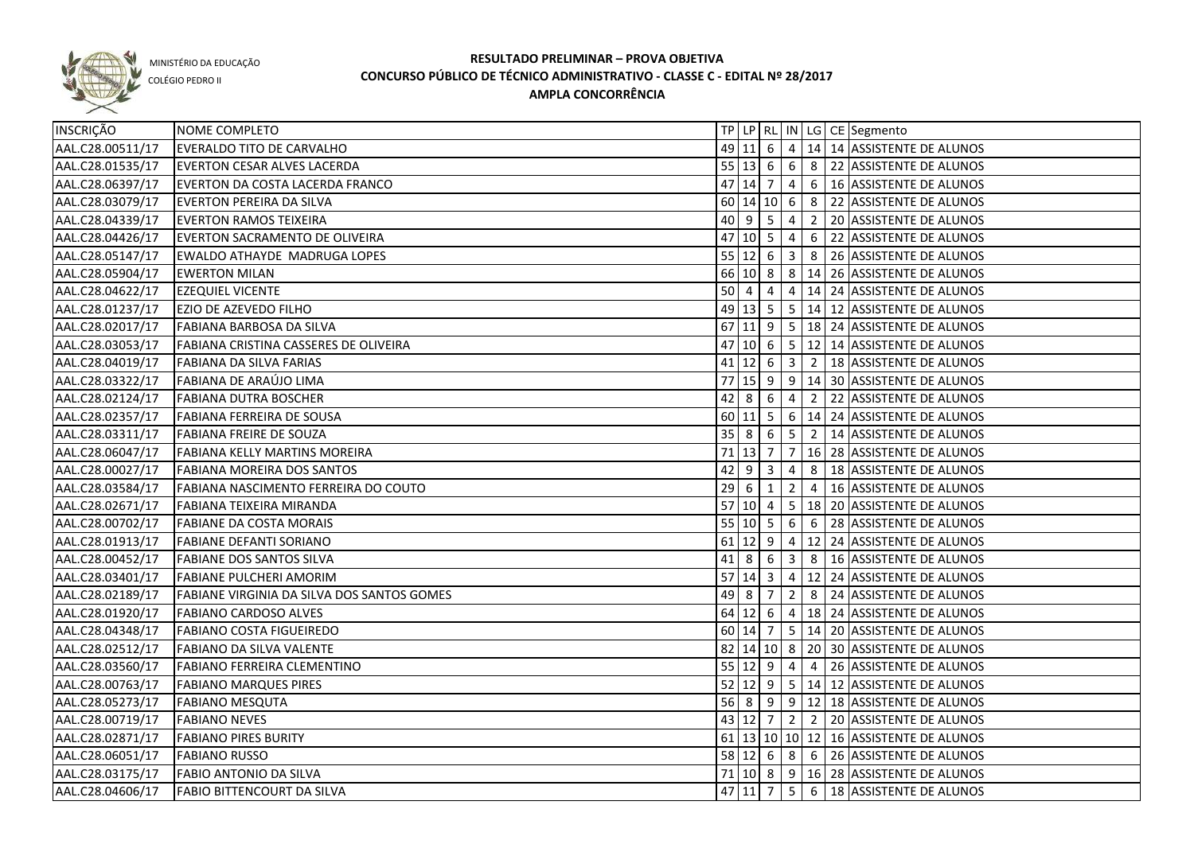MINISTÉRIO DA EDUCAÇÃO

COLÉGIO PEDRO II

# RESULTADO PRELIMINAR – PROVA OBJETIVA
## CONCURSO PÚBLICO DE TÉCNICO ADMINISTRATIVO - CLASSE C - EDITAL Nº 28/2017
### AMPLA CONCORRÊNCIA

| INSCRIÇÃO | NOME COMPLETO | TP | LP | RL | IN | LG | CE | Segmento |
|---|---|---|---|---|---|---|---|---|
| AAL.C28.00511/17 | EVERALDO TITO DE CARVALHO | 49 | 11 | 6 | 4 | 14 | 14 | ASSISTENTE DE ALUNOS |
| AAL.C28.01535/17 | EVERTON CESAR ALVES LACERDA | 55 | 13 | 6 | 6 | 8 | 22 | ASSISTENTE DE ALUNOS |
| AAL.C28.06397/17 | EVERTON DA COSTA LACERDA FRANCO | 47 | 14 | 7 | 4 | 6 | 16 | ASSISTENTE DE ALUNOS |
| AAL.C28.03079/17 | EVERTON PEREIRA DA SILVA | 60 | 14 | 10 | 6 | 8 | 22 | ASSISTENTE DE ALUNOS |
| AAL.C28.04339/17 | EVERTON RAMOS TEIXEIRA | 40 | 9 | 5 | 4 | 2 | 20 | ASSISTENTE DE ALUNOS |
| AAL.C28.04426/17 | EVERTON SACRAMENTO DE OLIVEIRA | 47 | 10 | 5 | 4 | 6 | 22 | ASSISTENTE DE ALUNOS |
| AAL.C28.05147/17 | EWALDO ATHAYDE MADRUGA LOPES | 55 | 12 | 6 | 3 | 8 | 26 | ASSISTENTE DE ALUNOS |
| AAL.C28.05904/17 | EWERTON MILAN | 66 | 10 | 8 | 8 | 14 | 26 | ASSISTENTE DE ALUNOS |
| AAL.C28.04622/17 | EZEQUIEL VICENTE | 50 | 4 | 4 | 4 | 14 | 24 | ASSISTENTE DE ALUNOS |
| AAL.C28.01237/17 | EZIO DE AZEVEDO FILHO | 49 | 13 | 5 | 5 | 14 | 12 | ASSISTENTE DE ALUNOS |
| AAL.C28.02017/17 | FABIANA BARBOSA DA SILVA | 67 | 11 | 9 | 5 | 18 | 24 | ASSISTENTE DE ALUNOS |
| AAL.C28.03053/17 | FABIANA CRISTINA CASSERES DE OLIVEIRA | 47 | 10 | 6 | 5 | 12 | 14 | ASSISTENTE DE ALUNOS |
| AAL.C28.04019/17 | FABIANA DA SILVA FARIAS | 41 | 12 | 6 | 3 | 2 | 18 | ASSISTENTE DE ALUNOS |
| AAL.C28.03322/17 | FABIANA DE ARAÚJO LIMA | 77 | 15 | 9 | 9 | 14 | 30 | ASSISTENTE DE ALUNOS |
| AAL.C28.02124/17 | FABIANA DUTRA BOSCHER | 42 | 8 | 6 | 4 | 2 | 22 | ASSISTENTE DE ALUNOS |
| AAL.C28.02357/17 | FABIANA FERREIRA DE SOUSA | 60 | 11 | 5 | 6 | 14 | 24 | ASSISTENTE DE ALUNOS |
| AAL.C28.03311/17 | FABIANA FREIRE DE SOUZA | 35 | 8 | 6 | 5 | 2 | 14 | ASSISTENTE DE ALUNOS |
| AAL.C28.06047/17 | FABIANA KELLY MARTINS MOREIRA | 71 | 13 | 7 | 7 | 16 | 28 | ASSISTENTE DE ALUNOS |
| AAL.C28.00027/17 | FABIANA MOREIRA DOS SANTOS | 42 | 9 | 3 | 4 | 8 | 18 | ASSISTENTE DE ALUNOS |
| AAL.C28.03584/17 | FABIANA NASCIMENTO FERREIRA DO COUTO | 29 | 6 | 1 | 2 | 4 | 16 | ASSISTENTE DE ALUNOS |
| AAL.C28.02671/17 | FABIANA TEIXEIRA MIRANDA | 57 | 10 | 4 | 5 | 18 | 20 | ASSISTENTE DE ALUNOS |
| AAL.C28.00702/17 | FABIANE DA COSTA MORAIS | 55 | 10 | 5 | 6 | 6 | 28 | ASSISTENTE DE ALUNOS |
| AAL.C28.01913/17 | FABIANE DEFANTI SORIANO | 61 | 12 | 9 | 4 | 12 | 24 | ASSISTENTE DE ALUNOS |
| AAL.C28.00452/17 | FABIANE DOS SANTOS SILVA | 41 | 8 | 6 | 3 | 8 | 16 | ASSISTENTE DE ALUNOS |
| AAL.C28.03401/17 | FABIANE PULCHERI AMORIM | 57 | 14 | 3 | 4 | 12 | 24 | ASSISTENTE DE ALUNOS |
| AAL.C28.02189/17 | FABIANE VIRGINIA DA SILVA DOS SANTOS GOMES | 49 | 8 | 7 | 2 | 8 | 24 | ASSISTENTE DE ALUNOS |
| AAL.C28.01920/17 | FABIANO CARDOSO ALVES | 64 | 12 | 6 | 4 | 18 | 24 | ASSISTENTE DE ALUNOS |
| AAL.C28.04348/17 | FABIANO COSTA FIGUEIREDO | 60 | 14 | 7 | 5 | 14 | 20 | ASSISTENTE DE ALUNOS |
| AAL.C28.02512/17 | FABIANO DA SILVA VALENTE | 82 | 14 | 10 | 8 | 20 | 30 | ASSISTENTE DE ALUNOS |
| AAL.C28.03560/17 | FABIANO FERREIRA CLEMENTINO | 55 | 12 | 9 | 4 | 4 | 26 | ASSISTENTE DE ALUNOS |
| AAL.C28.00763/17 | FABIANO MARQUES PIRES | 52 | 12 | 9 | 5 | 14 | 12 | ASSISTENTE DE ALUNOS |
| AAL.C28.05273/17 | FABIANO MESQUTA | 56 | 8 | 9 | 9 | 12 | 18 | ASSISTENTE DE ALUNOS |
| AAL.C28.00719/17 | FABIANO NEVES | 43 | 12 | 7 | 2 | 2 | 20 | ASSISTENTE DE ALUNOS |
| AAL.C28.02871/17 | FABIANO PIRES BURITY | 61 | 13 | 10 | 10 | 12 | 16 | ASSISTENTE DE ALUNOS |
| AAL.C28.06051/17 | FABIANO RUSSO | 58 | 12 | 6 | 8 | 6 | 26 | ASSISTENTE DE ALUNOS |
| AAL.C28.03175/17 | FABIO ANTONIO DA SILVA | 71 | 10 | 8 | 9 | 16 | 28 | ASSISTENTE DE ALUNOS |
| AAL.C28.04606/17 | FABIO BITTENCOURT DA SILVA | 47 | 11 | 7 | 5 | 6 | 18 | ASSISTENTE DE ALUNOS |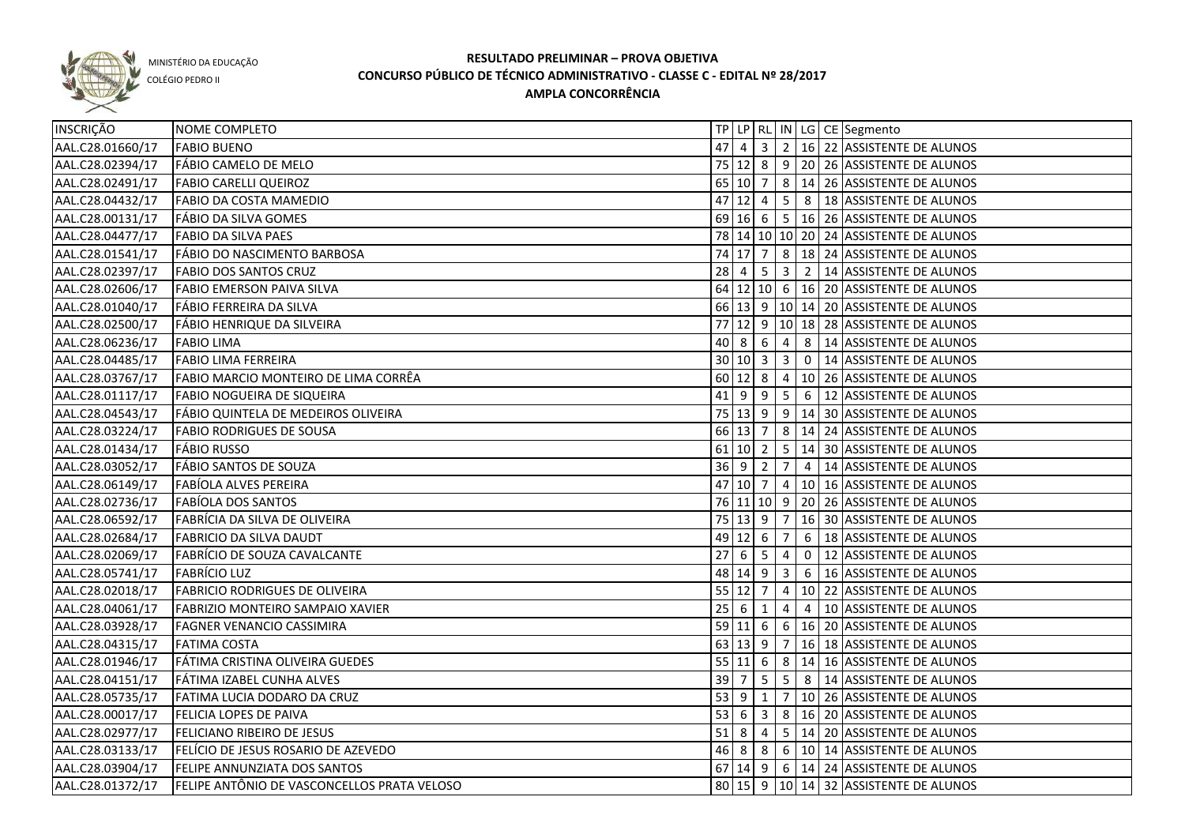MINISTÉRIO DA EDUCAÇÃO
COLÉGIO PEDRO II

# RESULTADO PRELIMINAR – PROVA OBJETIVA
## CONCURSO PÚBLICO DE TÉCNICO ADMINISTRATIVO - CLASSE C - EDITAL Nº 28/2017
### AMPLA CONCORRÊNCIA

| INSCRIÇÃO | NOME COMPLETO | TP | LP | RL | IN | LG | CE | Segmento |
|---|---|---|---|---|---|---|---|---|
| AAL.C28.01660/17 | FABIO BUENO | 47 | 4 | 3 | 2 | 16 | 22 | ASSISTENTE DE ALUNOS |
| AAL.C28.02394/17 | FÁBIO CAMELO DE MELO | 75 | 12 | 8 | 9 | 20 | 26 | ASSISTENTE DE ALUNOS |
| AAL.C28.02491/17 | FABIO CARELLI QUEIROZ | 65 | 10 | 7 | 8 | 14 | 26 | ASSISTENTE DE ALUNOS |
| AAL.C28.04432/17 | FABIO DA COSTA MAMEDIO | 47 | 12 | 4 | 5 | 8 | 18 | ASSISTENTE DE ALUNOS |
| AAL.C28.00131/17 | FÁBIO DA SILVA GOMES | 69 | 16 | 6 | 5 | 16 | 26 | ASSISTENTE DE ALUNOS |
| AAL.C28.04477/17 | FABIO DA SILVA PAES | 78 | 14 | 10 | 10 | 20 | 24 | ASSISTENTE DE ALUNOS |
| AAL.C28.01541/17 | FÁBIO DO NASCIMENTO BARBOSA | 74 | 17 | 7 | 8 | 18 | 24 | ASSISTENTE DE ALUNOS |
| AAL.C28.02397/17 | FABIO DOS SANTOS CRUZ | 28 | 4 | 5 | 3 | 2 | 14 | ASSISTENTE DE ALUNOS |
| AAL.C28.02606/17 | FABIO EMERSON PAIVA SILVA | 64 | 12 | 10 | 6 | 16 | 20 | ASSISTENTE DE ALUNOS |
| AAL.C28.01040/17 | FÁBIO FERREIRA DA SILVA | 66 | 13 | 9 | 10 | 14 | 20 | ASSISTENTE DE ALUNOS |
| AAL.C28.02500/17 | FÁBIO HENRIQUE DA SILVEIRA | 77 | 12 | 9 | 10 | 18 | 28 | ASSISTENTE DE ALUNOS |
| AAL.C28.06236/17 | FABIO LIMA | 40 | 8 | 6 | 4 | 8 | 14 | ASSISTENTE DE ALUNOS |
| AAL.C28.04485/17 | FABIO LIMA FERREIRA | 30 | 10 | 3 | 3 | 0 | 14 | ASSISTENTE DE ALUNOS |
| AAL.C28.03767/17 | FABIO MARCIO MONTEIRO DE LIMA CORRÊA | 60 | 12 | 8 | 4 | 10 | 26 | ASSISTENTE DE ALUNOS |
| AAL.C28.01117/17 | FABIO NOGUEIRA DE SIQUEIRA | 41 | 9 | 9 | 5 | 6 | 12 | ASSISTENTE DE ALUNOS |
| AAL.C28.04543/17 | FÁBIO QUINTELA DE MEDEIROS OLIVEIRA | 75 | 13 | 9 | 9 | 14 | 30 | ASSISTENTE DE ALUNOS |
| AAL.C28.03224/17 | FABIO RODRIGUES DE SOUSA | 66 | 13 | 7 | 8 | 14 | 24 | ASSISTENTE DE ALUNOS |
| AAL.C28.01434/17 | FÁBIO RUSSO | 61 | 10 | 2 | 5 | 14 | 30 | ASSISTENTE DE ALUNOS |
| AAL.C28.03052/17 | FÁBIO SANTOS DE SOUZA | 36 | 9 | 2 | 7 | 4 | 14 | ASSISTENTE DE ALUNOS |
| AAL.C28.06149/17 | FABÍOLA ALVES PEREIRA | 47 | 10 | 7 | 4 | 10 | 16 | ASSISTENTE DE ALUNOS |
| AAL.C28.02736/17 | FABÍOLA DOS SANTOS | 76 | 11 | 10 | 9 | 20 | 26 | ASSISTENTE DE ALUNOS |
| AAL.C28.06592/17 | FABRÍCIA DA SILVA DE OLIVEIRA | 75 | 13 | 9 | 7 | 16 | 30 | ASSISTENTE DE ALUNOS |
| AAL.C28.02684/17 | FABRICIO DA SILVA DAUDT | 49 | 12 | 6 | 7 | 6 | 18 | ASSISTENTE DE ALUNOS |
| AAL.C28.02069/17 | FABRÍCIO DE SOUZA CAVALCANTE | 27 | 6 | 5 | 4 | 0 | 12 | ASSISTENTE DE ALUNOS |
| AAL.C28.05741/17 | FABRÍCIO LUZ | 48 | 14 | 9 | 3 | 6 | 16 | ASSISTENTE DE ALUNOS |
| AAL.C28.02018/17 | FABRICIO RODRIGUES DE OLIVEIRA | 55 | 12 | 7 | 4 | 10 | 22 | ASSISTENTE DE ALUNOS |
| AAL.C28.04061/17 | FABRIZIO MONTEIRO SAMPAIO XAVIER | 25 | 6 | 1 | 4 | 4 | 10 | ASSISTENTE DE ALUNOS |
| AAL.C28.03928/17 | FAGNER VENANCIO CASSIMIRA | 59 | 11 | 6 | 6 | 16 | 20 | ASSISTENTE DE ALUNOS |
| AAL.C28.04315/17 | FATIMA COSTA | 63 | 13 | 9 | 7 | 16 | 18 | ASSISTENTE DE ALUNOS |
| AAL.C28.01946/17 | FÁTIMA CRISTINA OLIVEIRA GUEDES | 55 | 11 | 6 | 8 | 14 | 16 | ASSISTENTE DE ALUNOS |
| AAL.C28.04151/17 | FÁTIMA IZABEL CUNHA ALVES | 39 | 7 | 5 | 5 | 8 | 14 | ASSISTENTE DE ALUNOS |
| AAL.C28.05735/17 | FATIMA LUCIA DODARO DA CRUZ | 53 | 9 | 1 | 7 | 10 | 26 | ASSISTENTE DE ALUNOS |
| AAL.C28.00017/17 | FELICIA LOPES DE PAIVA | 53 | 6 | 3 | 8 | 16 | 20 | ASSISTENTE DE ALUNOS |
| AAL.C28.02977/17 | FELICIANO RIBEIRO DE JESUS | 51 | 8 | 4 | 5 | 14 | 20 | ASSISTENTE DE ALUNOS |
| AAL.C28.03133/17 | FELÍCIO DE JESUS ROSARIO DE AZEVEDO | 46 | 8 | 8 | 6 | 10 | 14 | ASSISTENTE DE ALUNOS |
| AAL.C28.03904/17 | FELIPE ANNUNZIATA DOS SANTOS | 67 | 14 | 9 | 6 | 14 | 24 | ASSISTENTE DE ALUNOS |
| AAL.C28.01372/17 | FELIPE ANTÔNIO DE VASCONCELLOS PRATA VELOSO | 80 | 15 | 9 | 10 | 14 | 32 | ASSISTENTE DE ALUNOS |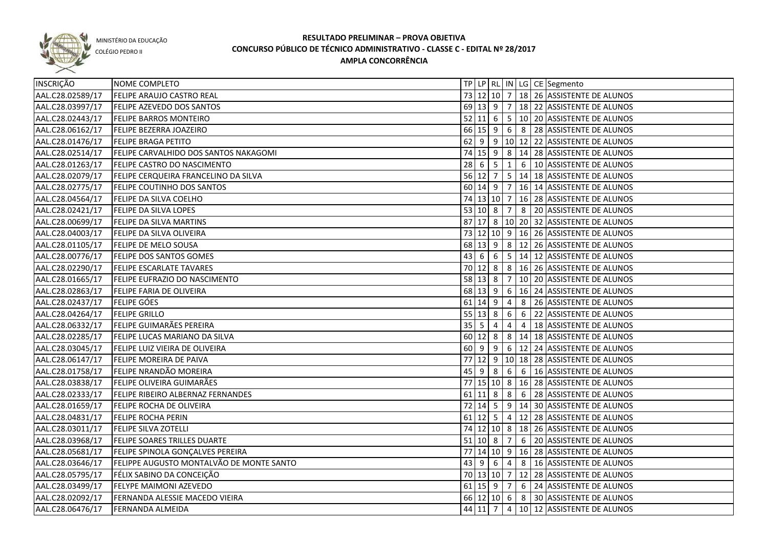MINISTÉRIO DA EDUCAÇÃO

COLÉGIO PEDRO II

# RESULTADO PRELIMINAR – PROVA OBJETIVA
## CONCURSO PÚBLICO DE TÉCNICO ADMINISTRATIVO - CLASSE C - EDITAL Nº 28/2017
### AMPLA CONCORRÊNCIA

| INSCRIÇÃO | NOME COMPLETO | TP | LP | RL | IN | LG | CE | Segmento |
|---|---|---|---|---|---|---|---|---|
| AAL.C28.02589/17 | FELIPE ARAUJO CASTRO REAL | 73 | 12 | 10 | 7 | 18 | 26 | ASSISTENTE DE ALUNOS |
| AAL.C28.03997/17 | FELIPE AZEVEDO DOS SANTOS | 69 | 13 | 9 | 7 | 18 | 22 | ASSISTENTE DE ALUNOS |
| AAL.C28.02443/17 | FELIPE BARROS MONTEIRO | 52 | 11 | 6 | 5 | 10 | 20 | ASSISTENTE DE ALUNOS |
| AAL.C28.06162/17 | FELIPE BEZERRA JOAZEIRO | 66 | 15 | 9 | 6 | 8 | 28 | ASSISTENTE DE ALUNOS |
| AAL.C28.01476/17 | FELIPE BRAGA PETITO | 62 | 9 | 9 | 10 | 12 | 22 | ASSISTENTE DE ALUNOS |
| AAL.C28.02514/17 | FELIPE CARVALHIDO DOS SANTOS NAKAGOMI | 74 | 15 | 9 | 8 | 14 | 28 | ASSISTENTE DE ALUNOS |
| AAL.C28.01263/17 | FELIPE CASTRO DO NASCIMENTO | 28 | 6 | 5 | 1 | 6 | 10 | ASSISTENTE DE ALUNOS |
| AAL.C28.02079/17 | FELIPE CERQUEIRA FRANCELINO DA SILVA | 56 | 12 | 7 | 5 | 14 | 18 | ASSISTENTE DE ALUNOS |
| AAL.C28.02775/17 | FELIPE COUTINHO DOS SANTOS | 60 | 14 | 9 | 7 | 16 | 14 | ASSISTENTE DE ALUNOS |
| AAL.C28.04564/17 | FELIPE DA SILVA COELHO | 74 | 13 | 10 | 7 | 16 | 28 | ASSISTENTE DE ALUNOS |
| AAL.C28.02421/17 | FELIPE DA SILVA LOPES | 53 | 10 | 8 | 7 | 8 | 20 | ASSISTENTE DE ALUNOS |
| AAL.C28.00699/17 | FELIPE DA SILVA MARTINS | 87 | 17 | 8 | 10 | 20 | 32 | ASSISTENTE DE ALUNOS |
| AAL.C28.04003/17 | FELIPE DA SILVA OLIVEIRA | 73 | 12 | 10 | 9 | 16 | 26 | ASSISTENTE DE ALUNOS |
| AAL.C28.01105/17 | FELIPE DE MELO SOUSA | 68 | 13 | 9 | 8 | 12 | 26 | ASSISTENTE DE ALUNOS |
| AAL.C28.00776/17 | FELIPE DOS SANTOS GOMES | 43 | 6 | 6 | 5 | 14 | 12 | ASSISTENTE DE ALUNOS |
| AAL.C28.02290/17 | FELIPE ESCARLATE TAVARES | 70 | 12 | 8 | 8 | 16 | 26 | ASSISTENTE DE ALUNOS |
| AAL.C28.01665/17 | FELIPE EUFRAZIO DO NASCIMENTO | 58 | 13 | 8 | 7 | 10 | 20 | ASSISTENTE DE ALUNOS |
| AAL.C28.02863/17 | FELIPE FARIA DE OLIVEIRA | 68 | 13 | 9 | 6 | 16 | 24 | ASSISTENTE DE ALUNOS |
| AAL.C28.02437/17 | FELIPE GÓES | 61 | 14 | 9 | 4 | 8 | 26 | ASSISTENTE DE ALUNOS |
| AAL.C28.04264/17 | FELIPE GRILLO | 55 | 13 | 8 | 6 | 6 | 22 | ASSISTENTE DE ALUNOS |
| AAL.C28.06332/17 | FELIPE GUIMARÃES PEREIRA | 35 | 5 | 4 | 4 | 4 | 18 | ASSISTENTE DE ALUNOS |
| AAL.C28.02285/17 | FELIPE LUCAS MARIANO DA SILVA | 60 | 12 | 8 | 8 | 14 | 18 | ASSISTENTE DE ALUNOS |
| AAL.C28.03045/17 | FELIPE LUIZ VIEIRA DE OLIVEIRA | 60 | 9 | 9 | 6 | 12 | 24 | ASSISTENTE DE ALUNOS |
| AAL.C28.06147/17 | FELIPE MOREIRA DE PAIVA | 77 | 12 | 9 | 10 | 18 | 28 | ASSISTENTE DE ALUNOS |
| AAL.C28.01758/17 | FELIPE NRANDÃO MOREIRA | 45 | 9 | 8 | 6 | 6 | 16 | ASSISTENTE DE ALUNOS |
| AAL.C28.03838/17 | FELIPE OLIVEIRA GUIMARÃES | 77 | 15 | 10 | 8 | 16 | 28 | ASSISTENTE DE ALUNOS |
| AAL.C28.02333/17 | FELIPE RIBEIRO ALBERNAZ FERNANDES | 61 | 11 | 8 | 8 | 6 | 28 | ASSISTENTE DE ALUNOS |
| AAL.C28.01659/17 | FELIPE ROCHA DE OLIVEIRA | 72 | 14 | 5 | 9 | 14 | 30 | ASSISTENTE DE ALUNOS |
| AAL.C28.04831/17 | FELIPE ROCHA PERIN | 61 | 12 | 5 | 4 | 12 | 28 | ASSISTENTE DE ALUNOS |
| AAL.C28.03011/17 | FELIPE SILVA ZOTELLI | 74 | 12 | 10 | 8 | 18 | 26 | ASSISTENTE DE ALUNOS |
| AAL.C28.03968/17 | FELIPE SOARES TRILLES DUARTE | 51 | 10 | 8 | 7 | 6 | 20 | ASSISTENTE DE ALUNOS |
| AAL.C28.05681/17 | FELIPE SPINOLA GONÇALVES PEREIRA | 77 | 14 | 10 | 9 | 16 | 28 | ASSISTENTE DE ALUNOS |
| AAL.C28.03646/17 | FELIPPE AUGUSTO MONTALVÃO DE MONTE SANTO | 43 | 9 | 6 | 4 | 8 | 16 | ASSISTENTE DE ALUNOS |
| AAL.C28.05795/17 | FÉLIX SABINO DA CONCEIÇÃO | 70 | 13 | 10 | 7 | 12 | 28 | ASSISTENTE DE ALUNOS |
| AAL.C28.03499/17 | FELYPE MAIMONI AZEVEDO | 61 | 15 | 9 | 7 | 6 | 24 | ASSISTENTE DE ALUNOS |
| AAL.C28.02092/17 | FERNANDA ALESSIE MACEDO VIEIRA | 66 | 12 | 10 | 6 | 8 | 30 | ASSISTENTE DE ALUNOS |
| AAL.C28.06476/17 | FERNANDA ALMEIDA | 44 | 11 | 7 | 4 | 10 | 12 | ASSISTENTE DE ALUNOS |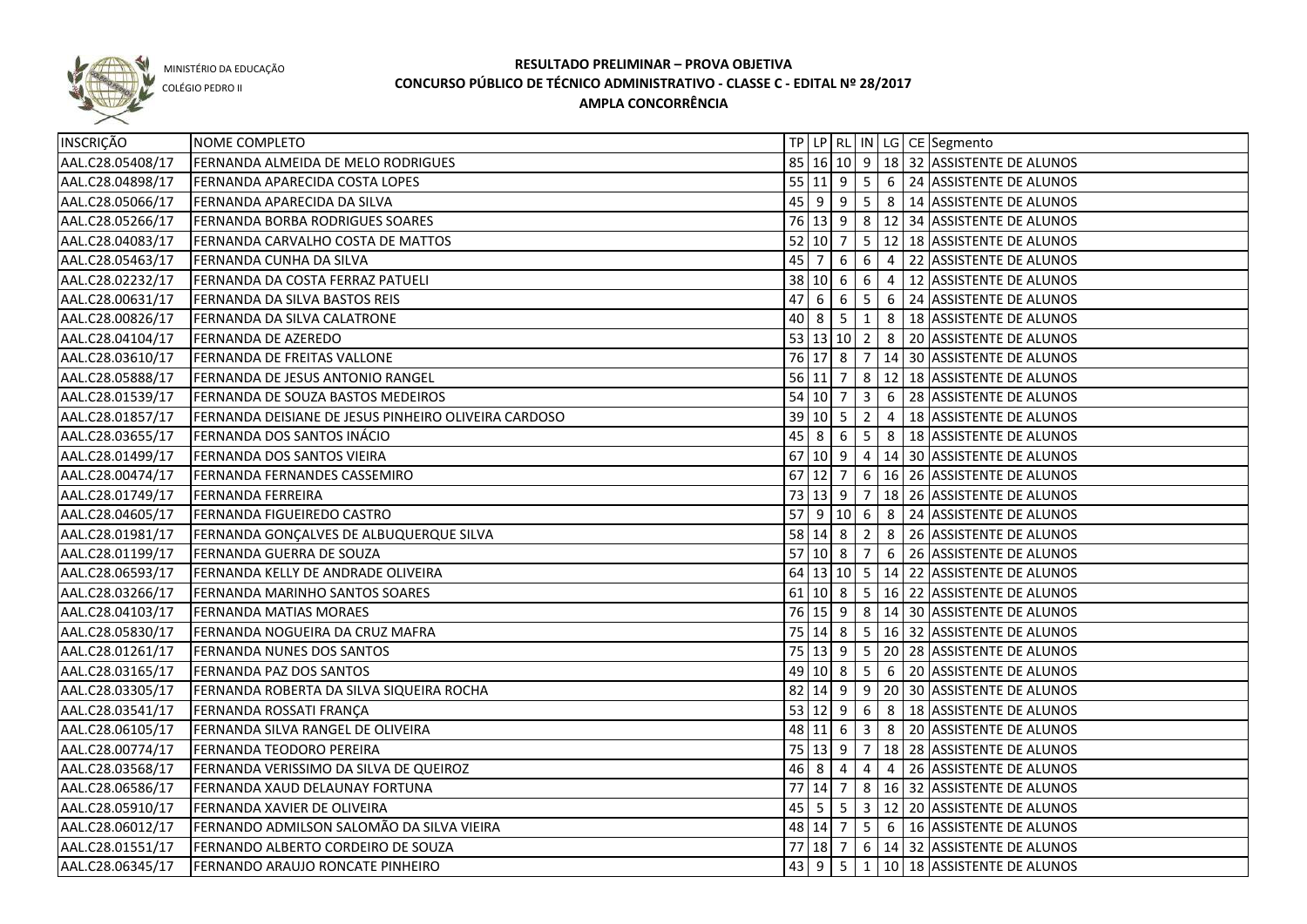MINISTÉRIO DA EDUCAÇÃO
COLÉGIO PEDRO II

# RESULTADO PRELIMINAR – PROVA OBJETIVA
## CONCURSO PÚBLICO DE TÉCNICO ADMINISTRATIVO - CLASSE C - EDITAL Nº 28/2017
### AMPLA CONCORRÊNCIA

| INSCRIÇÃO | NOME COMPLETO | TP | LP | RL | IN | LG | CE | Segmento |
|---|---|---|---|---|---|---|---|---|
| AAL.C28.05408/17 | FERNANDA ALMEIDA DE MELO RODRIGUES | 85 | 16 | 10 | 9 | 18 | 32 | ASSISTENTE DE ALUNOS |
| AAL.C28.04898/17 | FERNANDA APARECIDA COSTA LOPES | 55 | 11 | 9 | 5 | 6 | 24 | ASSISTENTE DE ALUNOS |
| AAL.C28.05066/17 | FERNANDA APARECIDA DA SILVA | 45 | 9 | 9 | 5 | 8 | 14 | ASSISTENTE DE ALUNOS |
| AAL.C28.05266/17 | FERNANDA BORBA RODRIGUES SOARES | 76 | 13 | 9 | 8 | 12 | 34 | ASSISTENTE DE ALUNOS |
| AAL.C28.04083/17 | FERNANDA CARVALHO COSTA DE MATTOS | 52 | 10 | 7 | 5 | 12 | 18 | ASSISTENTE DE ALUNOS |
| AAL.C28.05463/17 | FERNANDA CUNHA DA SILVA | 45 | 7 | 6 | 6 | 4 | 22 | ASSISTENTE DE ALUNOS |
| AAL.C28.02232/17 | FERNANDA DA COSTA FERRAZ PATUELI | 38 | 10 | 6 | 6 | 4 | 12 | ASSISTENTE DE ALUNOS |
| AAL.C28.00631/17 | FERNANDA DA SILVA BASTOS REIS | 47 | 6 | 6 | 5 | 6 | 24 | ASSISTENTE DE ALUNOS |
| AAL.C28.00826/17 | FERNANDA DA SILVA CALATRONE | 40 | 8 | 5 | 1 | 8 | 18 | ASSISTENTE DE ALUNOS |
| AAL.C28.04104/17 | FERNANDA DE AZEREDO | 53 | 13 | 10 | 2 | 8 | 20 | ASSISTENTE DE ALUNOS |
| AAL.C28.03610/17 | FERNANDA DE FREITAS VALLONE | 76 | 17 | 8 | 7 | 14 | 30 | ASSISTENTE DE ALUNOS |
| AAL.C28.05888/17 | FERNANDA DE JESUS ANTONIO RANGEL | 56 | 11 | 7 | 8 | 12 | 18 | ASSISTENTE DE ALUNOS |
| AAL.C28.01539/17 | FERNANDA DE SOUZA BASTOS MEDEIROS | 54 | 10 | 7 | 3 | 6 | 28 | ASSISTENTE DE ALUNOS |
| AAL.C28.01857/17 | FERNANDA DEISIANE DE JESUS PINHEIRO OLIVEIRA CARDOSO | 39 | 10 | 5 | 2 | 4 | 18 | ASSISTENTE DE ALUNOS |
| AAL.C28.03655/17 | FERNANDA DOS SANTOS INÁCIO | 45 | 8 | 6 | 5 | 8 | 18 | ASSISTENTE DE ALUNOS |
| AAL.C28.01499/17 | FERNANDA DOS SANTOS VIEIRA | 67 | 10 | 9 | 4 | 14 | 30 | ASSISTENTE DE ALUNOS |
| AAL.C28.00474/17 | FERNANDA FERNANDES CASSEMIRO | 67 | 12 | 7 | 6 | 16 | 26 | ASSISTENTE DE ALUNOS |
| AAL.C28.01749/17 | FERNANDA FERREIRA | 73 | 13 | 9 | 7 | 18 | 26 | ASSISTENTE DE ALUNOS |
| AAL.C28.04605/17 | FERNANDA FIGUEIREDO CASTRO | 57 | 9 | 10 | 6 | 8 | 24 | ASSISTENTE DE ALUNOS |
| AAL.C28.01981/17 | FERNANDA GONÇALVES DE ALBUQUERQUE SILVA | 58 | 14 | 8 | 2 | 8 | 26 | ASSISTENTE DE ALUNOS |
| AAL.C28.01199/17 | FERNANDA GUERRA DE SOUZA | 57 | 10 | 8 | 7 | 6 | 26 | ASSISTENTE DE ALUNOS |
| AAL.C28.06593/17 | FERNANDA KELLY DE ANDRADE OLIVEIRA | 64 | 13 | 10 | 5 | 14 | 22 | ASSISTENTE DE ALUNOS |
| AAL.C28.03266/17 | FERNANDA MARINHO SANTOS SOARES | 61 | 10 | 8 | 5 | 16 | 22 | ASSISTENTE DE ALUNOS |
| AAL.C28.04103/17 | FERNANDA MATIAS MORAES | 76 | 15 | 9 | 8 | 14 | 30 | ASSISTENTE DE ALUNOS |
| AAL.C28.05830/17 | FERNANDA NOGUEIRA DA CRUZ MAFRA | 75 | 14 | 8 | 5 | 16 | 32 | ASSISTENTE DE ALUNOS |
| AAL.C28.01261/17 | FERNANDA NUNES DOS SANTOS | 75 | 13 | 9 | 5 | 20 | 28 | ASSISTENTE DE ALUNOS |
| AAL.C28.03165/17 | FERNANDA PAZ DOS SANTOS | 49 | 10 | 8 | 5 | 6 | 20 | ASSISTENTE DE ALUNOS |
| AAL.C28.03305/17 | FERNANDA ROBERTA DA SILVA SIQUEIRA ROCHA | 82 | 14 | 9 | 9 | 20 | 30 | ASSISTENTE DE ALUNOS |
| AAL.C28.03541/17 | FERNANDA ROSSATI FRANÇA | 53 | 12 | 9 | 6 | 8 | 18 | ASSISTENTE DE ALUNOS |
| AAL.C28.06105/17 | FERNANDA SILVA RANGEL DE OLIVEIRA | 48 | 11 | 6 | 3 | 8 | 20 | ASSISTENTE DE ALUNOS |
| AAL.C28.00774/17 | FERNANDA TEODORO PEREIRA | 75 | 13 | 9 | 7 | 18 | 28 | ASSISTENTE DE ALUNOS |
| AAL.C28.03568/17 | FERNANDA VERISSIMO DA SILVA DE QUEIROZ | 46 | 8 | 4 | 4 | 4 | 26 | ASSISTENTE DE ALUNOS |
| AAL.C28.06586/17 | FERNANDA XAUD DELAUNAY FORTUNA | 77 | 14 | 7 | 8 | 16 | 32 | ASSISTENTE DE ALUNOS |
| AAL.C28.05910/17 | FERNANDA XAVIER DE OLIVEIRA | 45 | 5 | 5 | 3 | 12 | 20 | ASSISTENTE DE ALUNOS |
| AAL.C28.06012/17 | FERNANDO ADMILSON SALOMÃO DA SILVA VIEIRA | 48 | 14 | 7 | 5 | 6 | 16 | ASSISTENTE DE ALUNOS |
| AAL.C28.01551/17 | FERNANDO ALBERTO CORDEIRO DE SOUZA | 77 | 18 | 7 | 6 | 14 | 32 | ASSISTENTE DE ALUNOS |
| AAL.C28.06345/17 | FERNANDO ARAUJO RONCATE PINHEIRO | 43 | 9 | 5 | 1 | 10 | 18 | ASSISTENTE DE ALUNOS |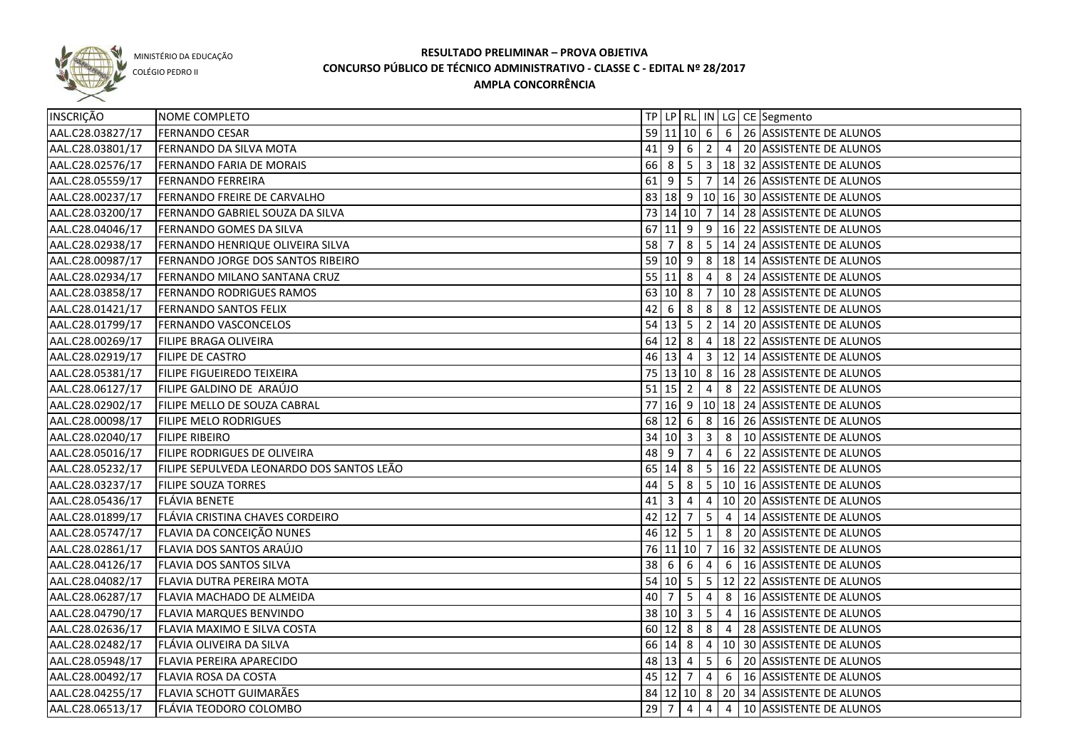MINISTÉRIO DA EDUCAÇÃO
COLÉGIO PEDRO II

# RESULTADO PRELIMINAR – PROVA OBJETIVA
## CONCURSO PÚBLICO DE TÉCNICO ADMINISTRATIVO - CLASSE C - EDITAL Nº 28/2017
### AMPLA CONCORRÊNCIA

| INSCRIÇÃO | NOME COMPLETO | TP | LP | RL | IN | LG | CE | Segmento |
|---|---|---|---|---|---|---|---|---|
| AAL.C28.03827/17 | FERNANDO CESAR | 59 | 11 | 10 | 6 | 6 | 26 | ASSISTENTE DE ALUNOS |
| AAL.C28.03801/17 | FERNANDO DA SILVA MOTA | 41 | 9 | 6 | 2 | 4 | 20 | ASSISTENTE DE ALUNOS |
| AAL.C28.02576/17 | FERNANDO FARIA DE MORAIS | 66 | 8 | 5 | 3 | 18 | 32 | ASSISTENTE DE ALUNOS |
| AAL.C28.05559/17 | FERNANDO FERREIRA | 61 | 9 | 5 | 7 | 14 | 26 | ASSISTENTE DE ALUNOS |
| AAL.C28.00237/17 | FERNANDO FREIRE DE CARVALHO | 83 | 18 | 9 | 10 | 16 | 30 | ASSISTENTE DE ALUNOS |
| AAL.C28.03200/17 | FERNANDO GABRIEL SOUZA DA SILVA | 73 | 14 | 10 | 7 | 14 | 28 | ASSISTENTE DE ALUNOS |
| AAL.C28.04046/17 | FERNANDO GOMES DA SILVA | 67 | 11 | 9 | 9 | 16 | 22 | ASSISTENTE DE ALUNOS |
| AAL.C28.02938/17 | FERNANDO HENRIQUE OLIVEIRA SILVA | 58 | 7 | 8 | 5 | 14 | 24 | ASSISTENTE DE ALUNOS |
| AAL.C28.00987/17 | FERNANDO JORGE DOS SANTOS RIBEIRO | 59 | 10 | 9 | 8 | 18 | 14 | ASSISTENTE DE ALUNOS |
| AAL.C28.02934/17 | FERNANDO MILANO SANTANA CRUZ | 55 | 11 | 8 | 4 | 8 | 24 | ASSISTENTE DE ALUNOS |
| AAL.C28.03858/17 | FERNANDO RODRIGUES RAMOS | 63 | 10 | 8 | 7 | 10 | 28 | ASSISTENTE DE ALUNOS |
| AAL.C28.01421/17 | FERNANDO SANTOS FELIX | 42 | 6 | 8 | 8 | 8 | 12 | ASSISTENTE DE ALUNOS |
| AAL.C28.01799/17 | FERNANDO VASCONCELOS | 54 | 13 | 5 | 2 | 14 | 20 | ASSISTENTE DE ALUNOS |
| AAL.C28.00269/17 | FILIPE BRAGA OLIVEIRA | 64 | 12 | 8 | 4 | 18 | 22 | ASSISTENTE DE ALUNOS |
| AAL.C28.02919/17 | FILIPE DE CASTRO | 46 | 13 | 4 | 3 | 12 | 14 | ASSISTENTE DE ALUNOS |
| AAL.C28.05381/17 | FILIPE FIGUEIREDO TEIXEIRA | 75 | 13 | 10 | 8 | 16 | 28 | ASSISTENTE DE ALUNOS |
| AAL.C28.06127/17 | FILIPE GALDINO DE ARAÚJO | 51 | 15 | 2 | 4 | 8 | 22 | ASSISTENTE DE ALUNOS |
| AAL.C28.02902/17 | FILIPE MELLO DE SOUZA CABRAL | 77 | 16 | 9 | 10 | 18 | 24 | ASSISTENTE DE ALUNOS |
| AAL.C28.00098/17 | FILIPE MELO RODRIGUES | 68 | 12 | 6 | 8 | 16 | 26 | ASSISTENTE DE ALUNOS |
| AAL.C28.02040/17 | FILIPE RIBEIRO | 34 | 10 | 3 | 3 | 8 | 10 | ASSISTENTE DE ALUNOS |
| AAL.C28.05016/17 | FILIPE RODRIGUES DE OLIVEIRA | 48 | 9 | 7 | 4 | 6 | 22 | ASSISTENTE DE ALUNOS |
| AAL.C28.05232/17 | FILIPE SEPULVEDA LEONARDO DOS SANTOS LEÃO | 65 | 14 | 8 | 5 | 16 | 22 | ASSISTENTE DE ALUNOS |
| AAL.C28.03237/17 | FILIPE SOUZA TORRES | 44 | 5 | 8 | 5 | 10 | 16 | ASSISTENTE DE ALUNOS |
| AAL.C28.05436/17 | FLÁVIA BENETE | 41 | 3 | 4 | 4 | 10 | 20 | ASSISTENTE DE ALUNOS |
| AAL.C28.01899/17 | FLÁVIA CRISTINA CHAVES CORDEIRO | 42 | 12 | 7 | 5 | 4 | 14 | ASSISTENTE DE ALUNOS |
| AAL.C28.05747/17 | FLAVIA DA CONCEIÇÃO NUNES | 46 | 12 | 5 | 1 | 8 | 20 | ASSISTENTE DE ALUNOS |
| AAL.C28.02861/17 | FLAVIA DOS SANTOS ARAÚJO | 76 | 11 | 10 | 7 | 16 | 32 | ASSISTENTE DE ALUNOS |
| AAL.C28.04126/17 | FLAVIA DOS SANTOS SILVA | 38 | 6 | 6 | 4 | 6 | 16 | ASSISTENTE DE ALUNOS |
| AAL.C28.04082/17 | FLAVIA DUTRA PEREIRA MOTA | 54 | 10 | 5 | 5 | 12 | 22 | ASSISTENTE DE ALUNOS |
| AAL.C28.06287/17 | FLAVIA MACHADO DE ALMEIDA | 40 | 7 | 5 | 4 | 8 | 16 | ASSISTENTE DE ALUNOS |
| AAL.C28.04790/17 | FLAVIA MARQUES BENVINDO | 38 | 10 | 3 | 5 | 4 | 16 | ASSISTENTE DE ALUNOS |
| AAL.C28.02636/17 | FLAVIA MAXIMO E SILVA COSTA | 60 | 12 | 8 | 8 | 4 | 28 | ASSISTENTE DE ALUNOS |
| AAL.C28.02482/17 | FLÁVIA OLIVEIRA DA SILVA | 66 | 14 | 8 | 4 | 10 | 30 | ASSISTENTE DE ALUNOS |
| AAL.C28.05948/17 | FLAVIA PEREIRA APARECIDO | 48 | 13 | 4 | 5 | 6 | 20 | ASSISTENTE DE ALUNOS |
| AAL.C28.00492/17 | FLAVIA ROSA DA COSTA | 45 | 12 | 7 | 4 | 6 | 16 | ASSISTENTE DE ALUNOS |
| AAL.C28.04255/17 | FLAVIA SCHOTT GUIMARÃES | 84 | 12 | 10 | 8 | 20 | 34 | ASSISTENTE DE ALUNOS |
| AAL.C28.06513/17 | FLÁVIA TEODORO COLOMBO | 29 | 7 | 4 | 4 | 4 | 10 | ASSISTENTE DE ALUNOS |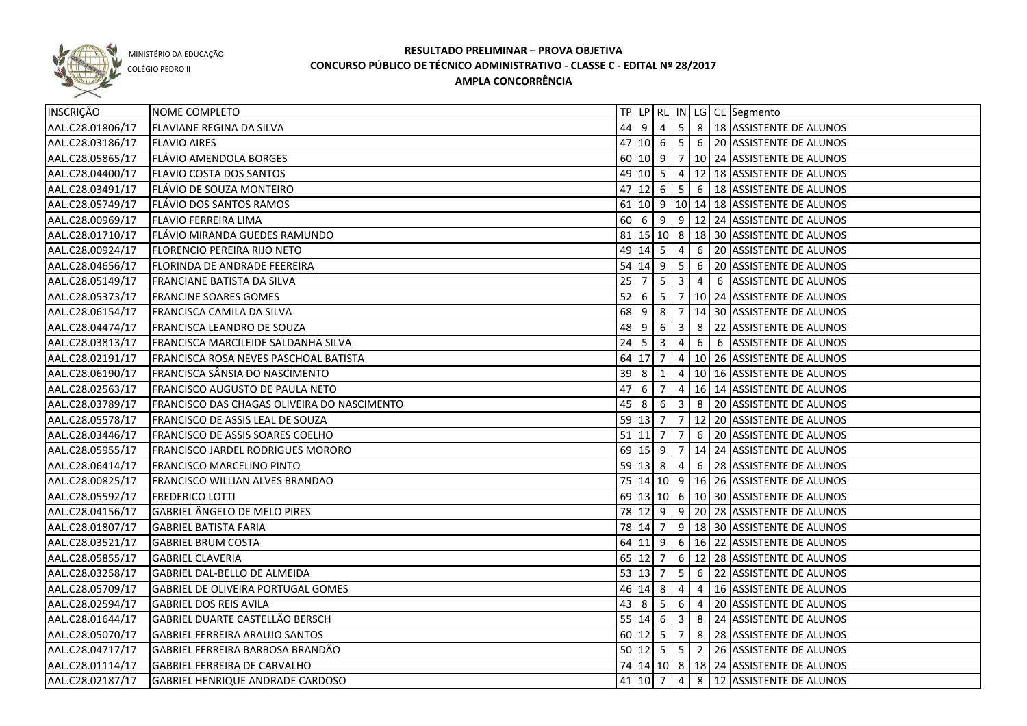MINISTÉRIO DA EDUCAÇÃO

COLÉGIO PEDRO II

# RESULTADO PRELIMINAR – PROVA OBJETIVA
## CONCURSO PÚBLICO DE TÉCNICO ADMINISTRATIVO - CLASSE C - EDITAL Nº 28/2017
### AMPLA CONCORRÊNCIA

| INSCRIÇÃO | NOME COMPLETO | TP | LP | RL | IN | LG | CE | Segmento |
|---|---|---|---|---|---|---|---|---|
| AAL.C28.01806/17 | FLAVIANE REGINA DA SILVA | 44 | 9 | 4 | 5 | 8 | 18 | ASSISTENTE DE ALUNOS |
| AAL.C28.03186/17 | FLAVIO AIRES | 47 | 10 | 6 | 5 | 6 | 20 | ASSISTENTE DE ALUNOS |
| AAL.C28.05865/17 | FLÁVIO AMENDOLA BORGES | 60 | 10 | 9 | 7 | 10 | 24 | ASSISTENTE DE ALUNOS |
| AAL.C28.04400/17 | FLAVIO COSTA DOS SANTOS | 49 | 10 | 5 | 4 | 12 | 18 | ASSISTENTE DE ALUNOS |
| AAL.C28.03491/17 | FLÁVIO DE SOUZA MONTEIRO | 47 | 12 | 6 | 5 | 6 | 18 | ASSISTENTE DE ALUNOS |
| AAL.C28.05749/17 | FLÁVIO DOS SANTOS RAMOS | 61 | 10 | 9 | 10 | 14 | 18 | ASSISTENTE DE ALUNOS |
| AAL.C28.00969/17 | FLAVIO FERREIRA LIMA | 60 | 6 | 9 | 9 | 12 | 24 | ASSISTENTE DE ALUNOS |
| AAL.C28.01710/17 | FLÁVIO MIRANDA GUEDES RAMUNDO | 81 | 15 | 10 | 8 | 18 | 30 | ASSISTENTE DE ALUNOS |
| AAL.C28.00924/17 | FLORENCIO PEREIRA RIJO NETO | 49 | 14 | 5 | 4 | 6 | 20 | ASSISTENTE DE ALUNOS |
| AAL.C28.04656/17 | FLORINDA DE ANDRADE FEEREIRA | 54 | 14 | 9 | 5 | 6 | 20 | ASSISTENTE DE ALUNOS |
| AAL.C28.05149/17 | FRANCIANE BATISTA DA SILVA | 25 | 7 | 5 | 3 | 4 | 6 | ASSISTENTE DE ALUNOS |
| AAL.C28.05373/17 | FRANCINE SOARES GOMES | 52 | 6 | 5 | 7 | 10 | 24 | ASSISTENTE DE ALUNOS |
| AAL.C28.06154/17 | FRANCISCA CAMILA DA SILVA | 68 | 9 | 8 | 7 | 14 | 30 | ASSISTENTE DE ALUNOS |
| AAL.C28.04474/17 | FRANCISCA LEANDRO DE SOUZA | 48 | 9 | 6 | 3 | 8 | 22 | ASSISTENTE DE ALUNOS |
| AAL.C28.03813/17 | FRANCISCA MARCILEIDE SALDANHA SILVA | 24 | 5 | 3 | 4 | 6 | 6 | ASSISTENTE DE ALUNOS |
| AAL.C28.02191/17 | FRANCISCA ROSA NEVES PASCHOAL BATISTA | 64 | 17 | 7 | 4 | 10 | 26 | ASSISTENTE DE ALUNOS |
| AAL.C28.06190/17 | FRANCISCA SÂNSIA DO NASCIMENTO | 39 | 8 | 1 | 4 | 10 | 16 | ASSISTENTE DE ALUNOS |
| AAL.C28.02563/17 | FRANCISCO AUGUSTO DE PAULA NETO | 47 | 6 | 7 | 4 | 16 | 14 | ASSISTENTE DE ALUNOS |
| AAL.C28.03789/17 | FRANCISCO DAS CHAGAS OLIVEIRA DO NASCIMENTO | 45 | 8 | 6 | 3 | 8 | 20 | ASSISTENTE DE ALUNOS |
| AAL.C28.05578/17 | FRANCISCO DE ASSIS LEAL DE SOUZA | 59 | 13 | 7 | 7 | 12 | 20 | ASSISTENTE DE ALUNOS |
| AAL.C28.03446/17 | FRANCISCO DE ASSIS SOARES COELHO | 51 | 11 | 7 | 7 | 6 | 20 | ASSISTENTE DE ALUNOS |
| AAL.C28.05955/17 | FRANCISCO JARDEL RODRIGUES MORORO | 69 | 15 | 9 | 7 | 14 | 24 | ASSISTENTE DE ALUNOS |
| AAL.C28.06414/17 | FRANCISCO MARCELINO PINTO | 59 | 13 | 8 | 4 | 6 | 28 | ASSISTENTE DE ALUNOS |
| AAL.C28.00825/17 | FRANCISCO WILLIAN ALVES BRANDAO | 75 | 14 | 10 | 9 | 16 | 26 | ASSISTENTE DE ALUNOS |
| AAL.C28.05592/17 | FREDERICO LOTTI | 69 | 13 | 10 | 6 | 10 | 30 | ASSISTENTE DE ALUNOS |
| AAL.C28.04156/17 | GABRIEL ÂNGELO DE MELO PIRES | 78 | 12 | 9 | 9 | 20 | 28 | ASSISTENTE DE ALUNOS |
| AAL.C28.01807/17 | GABRIEL BATISTA FARIA | 78 | 14 | 7 | 9 | 18 | 30 | ASSISTENTE DE ALUNOS |
| AAL.C28.03521/17 | GABRIEL BRUM COSTA | 64 | 11 | 9 | 6 | 16 | 22 | ASSISTENTE DE ALUNOS |
| AAL.C28.05855/17 | GABRIEL CLAVERIA | 65 | 12 | 7 | 6 | 12 | 28 | ASSISTENTE DE ALUNOS |
| AAL.C28.03258/17 | GABRIEL DAL-BELLO DE ALMEIDA | 53 | 13 | 7 | 5 | 6 | 22 | ASSISTENTE DE ALUNOS |
| AAL.C28.05709/17 | GABRIEL DE OLIVEIRA PORTUGAL GOMES | 46 | 14 | 8 | 4 | 4 | 16 | ASSISTENTE DE ALUNOS |
| AAL.C28.02594/17 | GABRIEL DOS REIS AVILA | 43 | 8 | 5 | 6 | 4 | 20 | ASSISTENTE DE ALUNOS |
| AAL.C28.01644/17 | GABRIEL DUARTE CASTELLÃO BERSCH | 55 | 14 | 6 | 3 | 8 | 24 | ASSISTENTE DE ALUNOS |
| AAL.C28.05070/17 | GABRIEL FERREIRA ARAUJO SANTOS | 60 | 12 | 5 | 7 | 8 | 28 | ASSISTENTE DE ALUNOS |
| AAL.C28.04717/17 | GABRIEL FERREIRA BARBOSA BRANDÃO | 50 | 12 | 5 | 5 | 2 | 26 | ASSISTENTE DE ALUNOS |
| AAL.C28.01114/17 | GABRIEL FERREIRA DE CARVALHO | 74 | 14 | 10 | 8 | 18 | 24 | ASSISTENTE DE ALUNOS |
| AAL.C28.02187/17 | GABRIEL HENRIQUE ANDRADE CARDOSO | 41 | 10 | 7 | 4 | 8 | 12 | ASSISTENTE DE ALUNOS |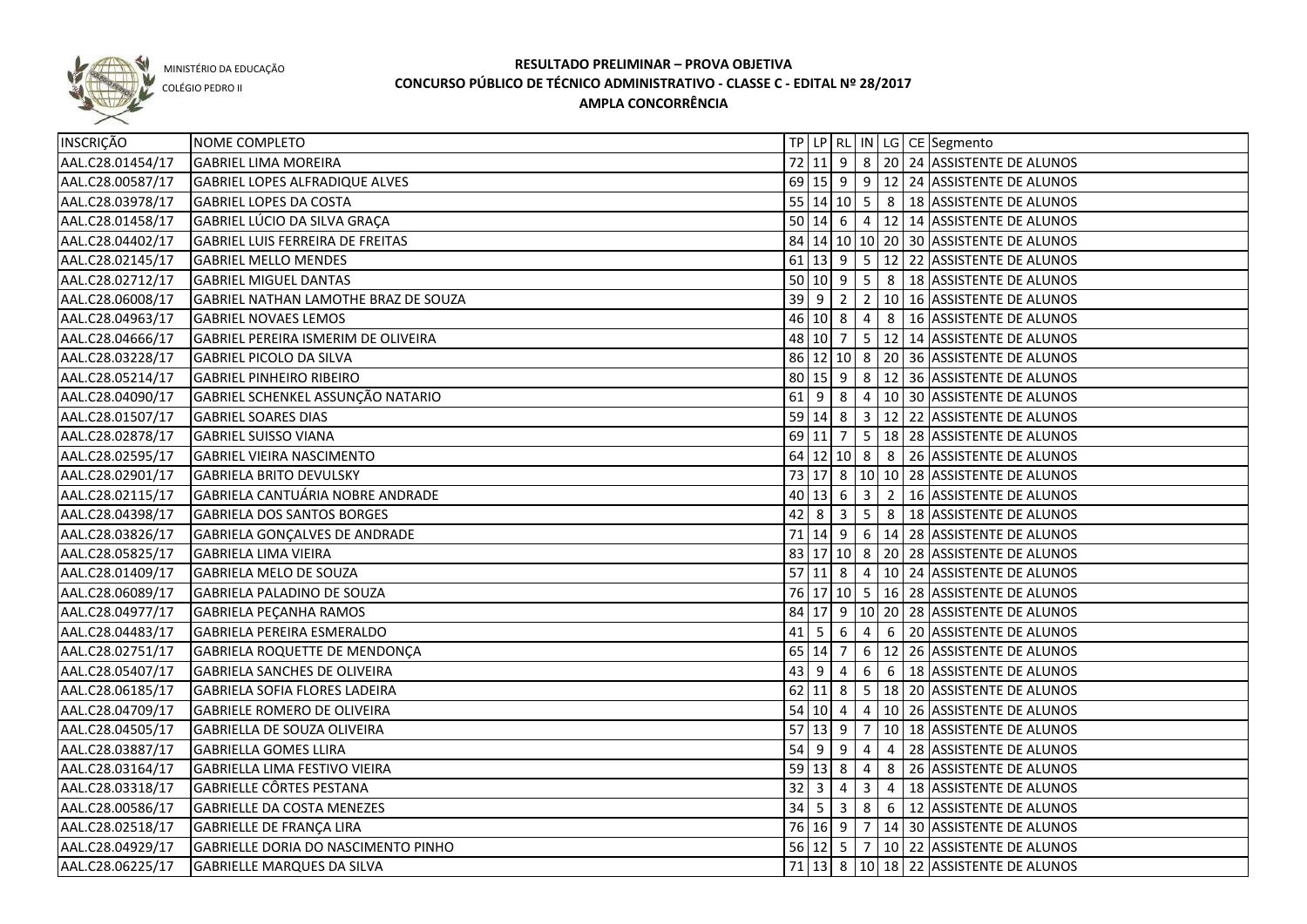MINISTÉRIO DA EDUCAÇÃO

COLÉGIO PEDRO II

# RESULTADO PRELIMINAR – PROVA OBJETIVA
## CONCURSO PÚBLICO DE TÉCNICO ADMINISTRATIVO - CLASSE C - EDITAL Nº 28/2017
### AMPLA CONCORRÊNCIA

| INSCRIÇÃO | NOME COMPLETO | TP | LP | RL | IN | LG | CE | Segmento |
|---|---|---|---|---|---|---|---|---|
| AAL.C28.01454/17 | GABRIEL LIMA MOREIRA | 72 | 11 | 9 | 8 | 20 | 24 | ASSISTENTE DE ALUNOS |
| AAL.C28.00587/17 | GABRIEL LOPES ALFRADIQUE ALVES | 69 | 15 | 9 | 9 | 12 | 24 | ASSISTENTE DE ALUNOS |
| AAL.C28.03978/17 | GABRIEL LOPES DA COSTA | 55 | 14 | 10 | 5 | 8 | 18 | ASSISTENTE DE ALUNOS |
| AAL.C28.01458/17 | GABRIEL LÚCIO DA SILVA GRAÇA | 50 | 14 | 6 | 4 | 12 | 14 | ASSISTENTE DE ALUNOS |
| AAL.C28.04402/17 | GABRIEL LUIS FERREIRA DE FREITAS | 84 | 14 | 10 | 10 | 20 | 30 | ASSISTENTE DE ALUNOS |
| AAL.C28.02145/17 | GABRIEL MELLO MENDES | 61 | 13 | 9 | 5 | 12 | 22 | ASSISTENTE DE ALUNOS |
| AAL.C28.02712/17 | GABRIEL MIGUEL DANTAS | 50 | 10 | 9 | 5 | 8 | 18 | ASSISTENTE DE ALUNOS |
| AAL.C28.06008/17 | GABRIEL NATHAN LAMOTHE BRAZ DE SOUZA | 39 | 9 | 2 | 2 | 10 | 16 | ASSISTENTE DE ALUNOS |
| AAL.C28.04963/17 | GABRIEL NOVAES LEMOS | 46 | 10 | 8 | 4 | 8 | 16 | ASSISTENTE DE ALUNOS |
| AAL.C28.04666/17 | GABRIEL PEREIRA ISMERIM DE OLIVEIRA | 48 | 10 | 7 | 5 | 12 | 14 | ASSISTENTE DE ALUNOS |
| AAL.C28.03228/17 | GABRIEL PICOLO DA SILVA | 86 | 12 | 10 | 8 | 20 | 36 | ASSISTENTE DE ALUNOS |
| AAL.C28.05214/17 | GABRIEL PINHEIRO RIBEIRO | 80 | 15 | 9 | 8 | 12 | 36 | ASSISTENTE DE ALUNOS |
| AAL.C28.04090/17 | GABRIEL SCHENKEL ASSUNÇÃO NATARIO | 61 | 9 | 8 | 4 | 10 | 30 | ASSISTENTE DE ALUNOS |
| AAL.C28.01507/17 | GABRIEL SOARES DIAS | 59 | 14 | 8 | 3 | 12 | 22 | ASSISTENTE DE ALUNOS |
| AAL.C28.02878/17 | GABRIEL SUISSO VIANA | 69 | 11 | 7 | 5 | 18 | 28 | ASSISTENTE DE ALUNOS |
| AAL.C28.02595/17 | GABRIEL VIEIRA NASCIMENTO | 64 | 12 | 10 | 8 | 8 | 26 | ASSISTENTE DE ALUNOS |
| AAL.C28.02901/17 | GABRIELA BRITO DEVULSKY | 73 | 17 | 8 | 10 | 10 | 28 | ASSISTENTE DE ALUNOS |
| AAL.C28.02115/17 | GABRIELA CANTUÁRIA NOBRE ANDRADE | 40 | 13 | 6 | 3 | 2 | 16 | ASSISTENTE DE ALUNOS |
| AAL.C28.04398/17 | GABRIELA DOS SANTOS BORGES | 42 | 8 | 3 | 5 | 8 | 18 | ASSISTENTE DE ALUNOS |
| AAL.C28.03826/17 | GABRIELA GONÇALVES DE ANDRADE | 71 | 14 | 9 | 6 | 14 | 28 | ASSISTENTE DE ALUNOS |
| AAL.C28.05825/17 | GABRIELA LIMA VIEIRA | 83 | 17 | 10 | 8 | 20 | 28 | ASSISTENTE DE ALUNOS |
| AAL.C28.01409/17 | GABRIELA MELO DE SOUZA | 57 | 11 | 8 | 4 | 10 | 24 | ASSISTENTE DE ALUNOS |
| AAL.C28.06089/17 | GABRIELA PALADINO DE SOUZA | 76 | 17 | 10 | 5 | 16 | 28 | ASSISTENTE DE ALUNOS |
| AAL.C28.04977/17 | GABRIELA PEÇANHA RAMOS | 84 | 17 | 9 | 10 | 20 | 28 | ASSISTENTE DE ALUNOS |
| AAL.C28.04483/17 | GABRIELA PEREIRA ESMERALDO | 41 | 5 | 6 | 4 | 6 | 20 | ASSISTENTE DE ALUNOS |
| AAL.C28.02751/17 | GABRIELA ROQUETTE DE MENDONÇA | 65 | 14 | 7 | 6 | 12 | 26 | ASSISTENTE DE ALUNOS |
| AAL.C28.05407/17 | GABRIELA SANCHES DE OLIVEIRA | 43 | 9 | 4 | 6 | 6 | 18 | ASSISTENTE DE ALUNOS |
| AAL.C28.06185/17 | GABRIELA SOFIA FLORES LADEIRA | 62 | 11 | 8 | 5 | 18 | 20 | ASSISTENTE DE ALUNOS |
| AAL.C28.04709/17 | GABRIELE ROMERO DE OLIVEIRA | 54 | 10 | 4 | 4 | 10 | 26 | ASSISTENTE DE ALUNOS |
| AAL.C28.04505/17 | GABRIELLA DE SOUZA OLIVEIRA | 57 | 13 | 9 | 7 | 10 | 18 | ASSISTENTE DE ALUNOS |
| AAL.C28.03887/17 | GABRIELLA GOMES LLIRA | 54 | 9 | 9 | 4 | 4 | 28 | ASSISTENTE DE ALUNOS |
| AAL.C28.03164/17 | GABRIELLA LIMA FESTIVO VIEIRA | 59 | 13 | 8 | 4 | 8 | 26 | ASSISTENTE DE ALUNOS |
| AAL.C28.03318/17 | GABRIELLE CÔRTES PESTANA | 32 | 3 | 4 | 3 | 4 | 18 | ASSISTENTE DE ALUNOS |
| AAL.C28.00586/17 | GABRIELLE DA COSTA MENEZES | 34 | 5 | 3 | 8 | 6 | 12 | ASSISTENTE DE ALUNOS |
| AAL.C28.02518/17 | GABRIELLE DE FRANÇA LIRA | 76 | 16 | 9 | 7 | 14 | 30 | ASSISTENTE DE ALUNOS |
| AAL.C28.04929/17 | GABRIELLE DORIA DO NASCIMENTO PINHO | 56 | 12 | 5 | 7 | 10 | 22 | ASSISTENTE DE ALUNOS |
| AAL.C28.06225/17 | GABRIELLE MARQUES DA SILVA | 71 | 13 | 8 | 10 | 18 | 22 | ASSISTENTE DE ALUNOS |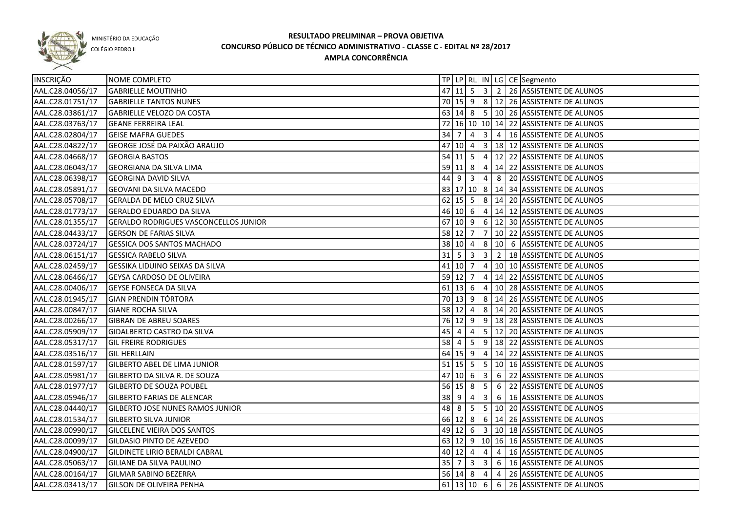MINISTÉRIO DA EDUCAÇÃO
COLÉGIO PEDRO II

# RESULTADO PRELIMINAR – PROVA OBJETIVA
## CONCURSO PÚBLICO DE TÉCNICO ADMINISTRATIVO - CLASSE C - EDITAL Nº 28/2017
## AMPLA CONCORRÊNCIA

| INSCRIÇÃO | NOME COMPLETO | TP | LP | RL | IN | LG | CE | Segmento |
|---|---|---|---|---|---|---|---|---|
| AAL.C28.04056/17 | GABRIELLE MOUTINHO | 47 | 11 | 5 | 3 | 2 | 26 | ASSISTENTE DE ALUNOS |
| AAL.C28.01751/17 | GABRIELLE TANTOS NUNES | 70 | 15 | 9 | 8 | 12 | 26 | ASSISTENTE DE ALUNOS |
| AAL.C28.03861/17 | GABRIELLE VELOZO DA COSTA | 63 | 14 | 8 | 5 | 10 | 26 | ASSISTENTE DE ALUNOS |
| AAL.C28.03763/17 | GEANE FERREIRA LEAL | 72 | 16 | 10 | 10 | 14 | 22 | ASSISTENTE DE ALUNOS |
| AAL.C28.02804/17 | GEISE MAFRA GUEDES | 34 | 7 | 4 | 3 | 4 | 16 | ASSISTENTE DE ALUNOS |
| AAL.C28.04822/17 | GEORGE JOSÉ DA PAIXÃO ARAUJO | 47 | 10 | 4 | 3 | 18 | 12 | ASSISTENTE DE ALUNOS |
| AAL.C28.04668/17 | GEORGIA BASTOS | 54 | 11 | 5 | 4 | 12 | 22 | ASSISTENTE DE ALUNOS |
| AAL.C28.06043/17 | GEORGIANA DA SILVA LIMA | 59 | 11 | 8 | 4 | 14 | 22 | ASSISTENTE DE ALUNOS |
| AAL.C28.06398/17 | GEORGINA DAVID SILVA | 44 | 9 | 3 | 4 | 8 | 20 | ASSISTENTE DE ALUNOS |
| AAL.C28.05891/17 | GEOVANI DA SILVA MACEDO | 83 | 17 | 10 | 8 | 14 | 34 | ASSISTENTE DE ALUNOS |
| AAL.C28.05708/17 | GERALDA DE MELO CRUZ SILVA | 62 | 15 | 5 | 8 | 14 | 20 | ASSISTENTE DE ALUNOS |
| AAL.C28.01773/17 | GERALDO EDUARDO DA SILVA | 46 | 10 | 6 | 4 | 14 | 12 | ASSISTENTE DE ALUNOS |
| AAL.C28.01355/17 | GERALDO RODRIGUES VASCONCELLOS JUNIOR | 67 | 10 | 9 | 6 | 12 | 30 | ASSISTENTE DE ALUNOS |
| AAL.C28.04433/17 | GERSON DE FARIAS SILVA | 58 | 12 | 7 | 7 | 10 | 22 | ASSISTENTE DE ALUNOS |
| AAL.C28.03724/17 | GESSICA DOS SANTOS MACHADO | 38 | 10 | 4 | 8 | 10 | 6 | ASSISTENTE DE ALUNOS |
| AAL.C28.06151/17 | GESSICA RABELO SILVA | 31 | 5 | 3 | 3 | 2 | 18 | ASSISTENTE DE ALUNOS |
| AAL.C28.02459/17 | GESSIKA LIDUINO SEIXAS DA SILVA | 41 | 10 | 7 | 4 | 10 | 10 | ASSISTENTE DE ALUNOS |
| AAL.C28.06466/17 | GEYSA CARDOSO DE OLIVEIRA | 59 | 12 | 7 | 4 | 14 | 22 | ASSISTENTE DE ALUNOS |
| AAL.C28.00406/17 | GEYSE FONSECA DA SILVA | 61 | 13 | 6 | 4 | 10 | 28 | ASSISTENTE DE ALUNOS |
| AAL.C28.01945/17 | GIAN PRENDIN TÓRTORA | 70 | 13 | 9 | 8 | 14 | 26 | ASSISTENTE DE ALUNOS |
| AAL.C28.00847/17 | GIANE ROCHA SILVA | 58 | 12 | 4 | 8 | 14 | 20 | ASSISTENTE DE ALUNOS |
| AAL.C28.00266/17 | GIBRAN DE ABREU SOARES | 76 | 12 | 9 | 9 | 18 | 28 | ASSISTENTE DE ALUNOS |
| AAL.C28.05909/17 | GIDALBERTO CASTRO DA SILVA | 45 | 4 | 4 | 5 | 12 | 20 | ASSISTENTE DE ALUNOS |
| AAL.C28.05317/17 | GIL FREIRE RODRIGUES | 58 | 4 | 5 | 9 | 18 | 22 | ASSISTENTE DE ALUNOS |
| AAL.C28.03516/17 | GIL HERLLAIN | 64 | 15 | 9 | 4 | 14 | 22 | ASSISTENTE DE ALUNOS |
| AAL.C28.01597/17 | GILBERTO ABEL DE LIMA JUNIOR | 51 | 15 | 5 | 5 | 10 | 16 | ASSISTENTE DE ALUNOS |
| AAL.C28.05981/17 | GILBERTO DA SILVA R. DE SOUZA | 47 | 10 | 6 | 3 | 6 | 22 | ASSISTENTE DE ALUNOS |
| AAL.C28.01977/17 | GILBERTO DE SOUZA POUBEL | 56 | 15 | 8 | 5 | 6 | 22 | ASSISTENTE DE ALUNOS |
| AAL.C28.05946/17 | GILBERTO FARIAS DE ALENCAR | 38 | 9 | 4 | 3 | 6 | 16 | ASSISTENTE DE ALUNOS |
| AAL.C28.04440/17 | GILBERTO JOSE NUNES RAMOS JUNIOR | 48 | 8 | 5 | 5 | 10 | 20 | ASSISTENTE DE ALUNOS |
| AAL.C28.01534/17 | GILBERTO SILVA JUNIOR | 66 | 12 | 8 | 6 | 14 | 26 | ASSISTENTE DE ALUNOS |
| AAL.C28.00990/17 | GILCELENE VIEIRA DOS SANTOS | 49 | 12 | 6 | 3 | 10 | 18 | ASSISTENTE DE ALUNOS |
| AAL.C28.00099/17 | GILDASIO PINTO DE AZEVEDO | 63 | 12 | 9 | 10 | 16 | 16 | ASSISTENTE DE ALUNOS |
| AAL.C28.04900/17 | GILDINETE LIRIO BERALDI CABRAL | 40 | 12 | 4 | 4 | 4 | 16 | ASSISTENTE DE ALUNOS |
| AAL.C28.05063/17 | GILIANE DA SILVA PAULINO | 35 | 7 | 3 | 3 | 6 | 16 | ASSISTENTE DE ALUNOS |
| AAL.C28.00164/17 | GILMAR SABINO BEZERRA | 56 | 14 | 8 | 4 | 4 | 26 | ASSISTENTE DE ALUNOS |
| AAL.C28.03413/17 | GILSON DE OLIVEIRA PENHA | 61 | 13 | 10 | 6 | 6 | 26 | ASSISTENTE DE ALUNOS |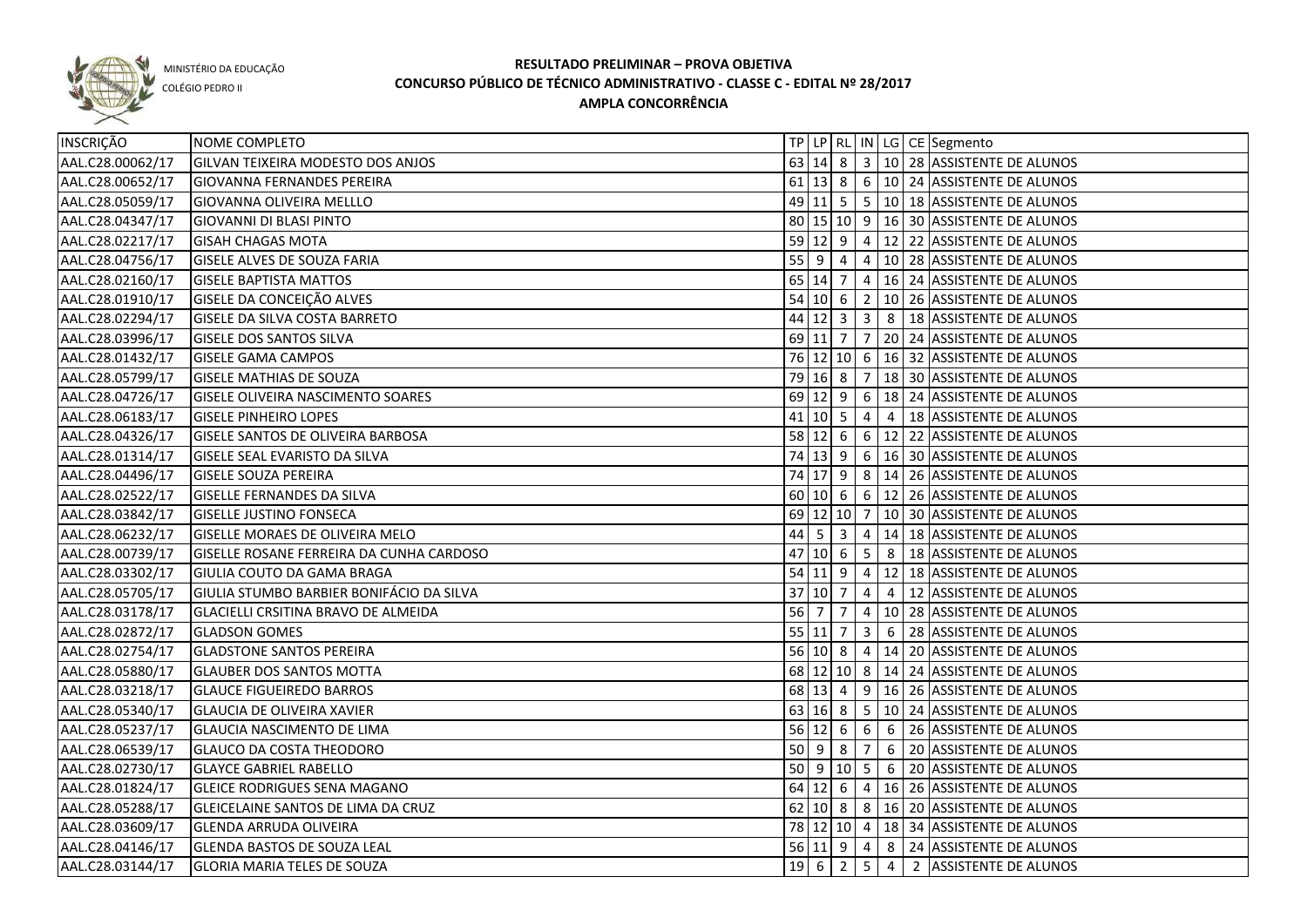MINISTÉRIO DA EDUCAÇÃO

COLÉGIO PEDRO II

# RESULTADO PRELIMINAR – PROVA OBJETIVA
## CONCURSO PÚBLICO DE TÉCNICO ADMINISTRATIVO - CLASSE C - EDITAL Nº 28/2017
### AMPLA CONCORRÊNCIA

| INSCRIÇÃO | NOME COMPLETO | TP | LP | RL | IN | LG | CE | Segmento |
|---|---|---|---|---|---|---|---|---|
| AAL.C28.00062/17 | GILVAN TEIXEIRA MODESTO DOS ANJOS | 63 | 14 | 8 | 3 | 10 | 28 | ASSISTENTE DE ALUNOS |
| AAL.C28.00652/17 | GIOVANNA FERNANDES PEREIRA | 61 | 13 | 8 | 6 | 10 | 24 | ASSISTENTE DE ALUNOS |
| AAL.C28.05059/17 | GIOVANNA OLIVEIRA MELLLO | 49 | 11 | 5 | 5 | 10 | 18 | ASSISTENTE DE ALUNOS |
| AAL.C28.04347/17 | GIOVANNI DI BLASI PINTO | 80 | 15 | 10 | 9 | 16 | 30 | ASSISTENTE DE ALUNOS |
| AAL.C28.02217/17 | GISAH CHAGAS MOTA | 59 | 12 | 9 | 4 | 12 | 22 | ASSISTENTE DE ALUNOS |
| AAL.C28.04756/17 | GISELE ALVES DE SOUZA FARIA | 55 | 9 | 4 | 4 | 10 | 28 | ASSISTENTE DE ALUNOS |
| AAL.C28.02160/17 | GISELE BAPTISTA MATTOS | 65 | 14 | 7 | 4 | 16 | 24 | ASSISTENTE DE ALUNOS |
| AAL.C28.01910/17 | GISELE DA CONCEIÇÃO ALVES | 54 | 10 | 6 | 2 | 10 | 26 | ASSISTENTE DE ALUNOS |
| AAL.C28.02294/17 | GISELE DA SILVA COSTA BARRETO | 44 | 12 | 3 | 3 | 8 | 18 | ASSISTENTE DE ALUNOS |
| AAL.C28.03996/17 | GISELE DOS SANTOS SILVA | 69 | 11 | 7 | 7 | 20 | 24 | ASSISTENTE DE ALUNOS |
| AAL.C28.01432/17 | GISELE GAMA CAMPOS | 76 | 12 | 10 | 6 | 16 | 32 | ASSISTENTE DE ALUNOS |
| AAL.C28.05799/17 | GISELE MATHIAS DE SOUZA | 79 | 16 | 8 | 7 | 18 | 30 | ASSISTENTE DE ALUNOS |
| AAL.C28.04726/17 | GISELE OLIVEIRA NASCIMENTO SOARES | 69 | 12 | 9 | 6 | 18 | 24 | ASSISTENTE DE ALUNOS |
| AAL.C28.06183/17 | GISELE PINHEIRO LOPES | 41 | 10 | 5 | 4 | 4 | 18 | ASSISTENTE DE ALUNOS |
| AAL.C28.04326/17 | GISELE SANTOS DE OLIVEIRA BARBOSA | 58 | 12 | 6 | 6 | 12 | 22 | ASSISTENTE DE ALUNOS |
| AAL.C28.01314/17 | GISELE SEAL EVARISTO DA SILVA | 74 | 13 | 9 | 6 | 16 | 30 | ASSISTENTE DE ALUNOS |
| AAL.C28.04496/17 | GISELE SOUZA PEREIRA | 74 | 17 | 9 | 8 | 14 | 26 | ASSISTENTE DE ALUNOS |
| AAL.C28.02522/17 | GISELLE FERNANDES DA SILVA | 60 | 10 | 6 | 6 | 12 | 26 | ASSISTENTE DE ALUNOS |
| AAL.C28.03842/17 | GISELLE JUSTINO FONSECA | 69 | 12 | 10 | 7 | 10 | 30 | ASSISTENTE DE ALUNOS |
| AAL.C28.06232/17 | GISELLE MORAES DE OLIVEIRA MELO | 44 | 5 | 3 | 4 | 14 | 18 | ASSISTENTE DE ALUNOS |
| AAL.C28.00739/17 | GISELLE ROSANE FERREIRA DA CUNHA CARDOSO | 47 | 10 | 6 | 5 | 8 | 18 | ASSISTENTE DE ALUNOS |
| AAL.C28.03302/17 | GIULIA COUTO DA GAMA BRAGA | 54 | 11 | 9 | 4 | 12 | 18 | ASSISTENTE DE ALUNOS |
| AAL.C28.05705/17 | GIULIA STUMBO BARBIER BONIFÁCIO DA SILVA | 37 | 10 | 7 | 4 | 4 | 12 | ASSISTENTE DE ALUNOS |
| AAL.C28.03178/17 | GLACIELLI CRSITINA BRAVO DE ALMEIDA | 56 | 7 | 7 | 4 | 10 | 28 | ASSISTENTE DE ALUNOS |
| AAL.C28.02872/17 | GLADSON GOMES | 55 | 11 | 7 | 3 | 6 | 28 | ASSISTENTE DE ALUNOS |
| AAL.C28.02754/17 | GLADSTONE SANTOS PEREIRA | 56 | 10 | 8 | 4 | 14 | 20 | ASSISTENTE DE ALUNOS |
| AAL.C28.05880/17 | GLAUBER DOS SANTOS MOTTA | 68 | 12 | 10 | 8 | 14 | 24 | ASSISTENTE DE ALUNOS |
| AAL.C28.03218/17 | GLAUCE FIGUEIREDO BARROS | 68 | 13 | 4 | 9 | 16 | 26 | ASSISTENTE DE ALUNOS |
| AAL.C28.05340/17 | GLAUCIA DE OLIVEIRA XAVIER | 63 | 16 | 8 | 5 | 10 | 24 | ASSISTENTE DE ALUNOS |
| AAL.C28.05237/17 | GLAUCIA NASCIMENTO DE LIMA | 56 | 12 | 6 | 6 | 6 | 26 | ASSISTENTE DE ALUNOS |
| AAL.C28.06539/17 | GLAUCO DA COSTA THEODORO | 50 | 9 | 8 | 7 | 6 | 20 | ASSISTENTE DE ALUNOS |
| AAL.C28.02730/17 | GLAYCE GABRIEL RABELLO | 50 | 9 | 10 | 5 | 6 | 20 | ASSISTENTE DE ALUNOS |
| AAL.C28.01824/17 | GLEICE RODRIGUES SENA MAGANO | 64 | 12 | 6 | 4 | 16 | 26 | ASSISTENTE DE ALUNOS |
| AAL.C28.05288/17 | GLEICELAINE SANTOS DE LIMA DA CRUZ | 62 | 10 | 8 | 8 | 16 | 20 | ASSISTENTE DE ALUNOS |
| AAL.C28.03609/17 | GLENDA ARRUDA OLIVEIRA | 78 | 12 | 10 | 4 | 18 | 34 | ASSISTENTE DE ALUNOS |
| AAL.C28.04146/17 | GLENDA BASTOS DE SOUZA LEAL | 56 | 11 | 9 | 4 | 8 | 24 | ASSISTENTE DE ALUNOS |
| AAL.C28.03144/17 | GLORIA MARIA TELES DE SOUZA | 19 | 6 | 2 | 5 | 4 | 2 | ASSISTENTE DE ALUNOS |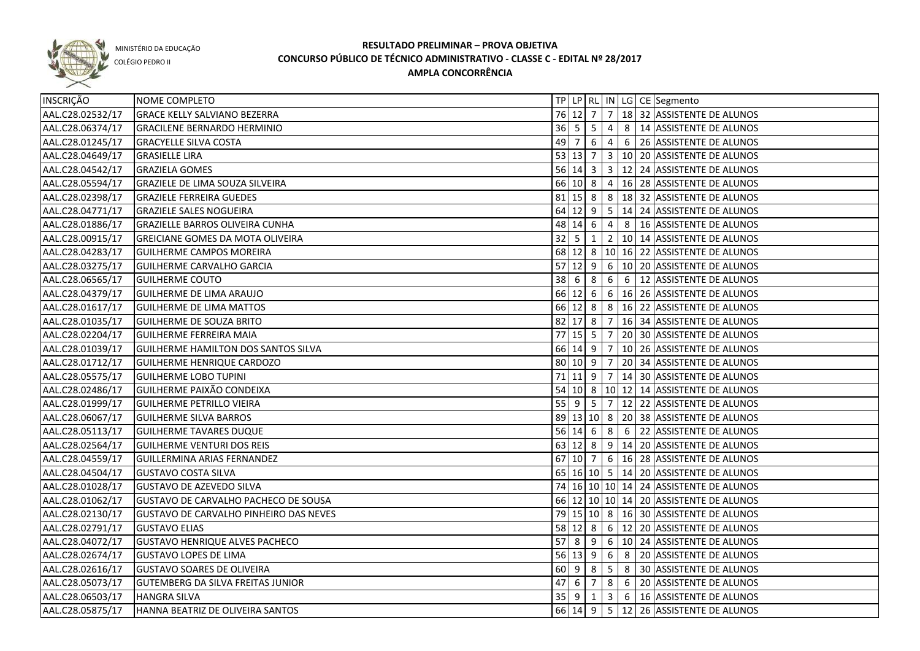MINISTÉRIO DA EDUCAÇÃO

COLÉGIO PEDRO II

# RESULTADO PRELIMINAR – PROVA OBJETIVA
## CONCURSO PÚBLICO DE TÉCNICO ADMINISTRATIVO - CLASSE C - EDITAL Nº 28/2017
### AMPLA CONCORRÊNCIA

| INSCRIÇÃO | NOME COMPLETO | TP | LP | RL | IN | LG | CE | Segmento |
|---|---|---|---|---|---|---|---|---|
| AAL.C28.02532/17 | GRACE KELLY SALVIANO BEZERRA | 76 | 12 | 7 | 7 | 18 | 32 | ASSISTENTE DE ALUNOS |
| AAL.C28.06374/17 | GRACILENE BERNARDO HERMINIO | 36 | 5 | 5 | 4 | 8 | 14 | ASSISTENTE DE ALUNOS |
| AAL.C28.01245/17 | GRACYELLE SILVA COSTA | 49 | 7 | 6 | 4 | 6 | 26 | ASSISTENTE DE ALUNOS |
| AAL.C28.04649/17 | GRASIELLE LIRA | 53 | 13 | 7 | 3 | 10 | 20 | ASSISTENTE DE ALUNOS |
| AAL.C28.04542/17 | GRAZIELA GOMES | 56 | 14 | 3 | 3 | 12 | 24 | ASSISTENTE DE ALUNOS |
| AAL.C28.05594/17 | GRAZIELE DE LIMA SOUZA SILVEIRA | 66 | 10 | 8 | 4 | 16 | 28 | ASSISTENTE DE ALUNOS |
| AAL.C28.02398/17 | GRAZIELE FERREIRA GUEDES | 81 | 15 | 8 | 8 | 18 | 32 | ASSISTENTE DE ALUNOS |
| AAL.C28.04771/17 | GRAZIELE SALES NOGUEIRA | 64 | 12 | 9 | 5 | 14 | 24 | ASSISTENTE DE ALUNOS |
| AAL.C28.01886/17 | GRAZIELLE BARROS OLIVEIRA CUNHA | 48 | 14 | 6 | 4 | 8 | 16 | ASSISTENTE DE ALUNOS |
| AAL.C28.00915/17 | GREICIANE GOMES DA MOTA OLIVEIRA | 32 | 5 | 1 | 2 | 10 | 14 | ASSISTENTE DE ALUNOS |
| AAL.C28.04283/17 | GUILHERME CAMPOS MOREIRA | 68 | 12 | 8 | 10 | 16 | 22 | ASSISTENTE DE ALUNOS |
| AAL.C28.03275/17 | GUILHERME CARVALHO GARCIA | 57 | 12 | 9 | 6 | 10 | 20 | ASSISTENTE DE ALUNOS |
| AAL.C28.06565/17 | GUILHERME COUTO | 38 | 6 | 8 | 6 | 6 | 12 | ASSISTENTE DE ALUNOS |
| AAL.C28.04379/17 | GUILHERME DE LIMA ARAUJO | 66 | 12 | 6 | 6 | 16 | 26 | ASSISTENTE DE ALUNOS |
| AAL.C28.01617/17 | GUILHERME DE LIMA MATTOS | 66 | 12 | 8 | 8 | 16 | 22 | ASSISTENTE DE ALUNOS |
| AAL.C28.01035/17 | GUILHERME DE SOUZA BRITO | 82 | 17 | 8 | 7 | 16 | 34 | ASSISTENTE DE ALUNOS |
| AAL.C28.02204/17 | GUILHERME FERREIRA MAIA | 77 | 15 | 5 | 7 | 20 | 30 | ASSISTENTE DE ALUNOS |
| AAL.C28.01039/17 | GUILHERME HAMILTON DOS SANTOS SILVA | 66 | 14 | 9 | 7 | 10 | 26 | ASSISTENTE DE ALUNOS |
| AAL.C28.01712/17 | GUILHERME HENRIQUE CARDOZO | 80 | 10 | 9 | 7 | 20 | 34 | ASSISTENTE DE ALUNOS |
| AAL.C28.05575/17 | GUILHERME LOBO TUPINI | 71 | 11 | 9 | 7 | 14 | 30 | ASSISTENTE DE ALUNOS |
| AAL.C28.02486/17 | GUILHERME PAIXÃO CONDEIXA | 54 | 10 | 8 | 10 | 12 | 14 | ASSISTENTE DE ALUNOS |
| AAL.C28.01999/17 | GUILHERME PETRILLO VIEIRA | 55 | 9 | 5 | 7 | 12 | 22 | ASSISTENTE DE ALUNOS |
| AAL.C28.06067/17 | GUILHERME SILVA BARROS | 89 | 13 | 10 | 8 | 20 | 38 | ASSISTENTE DE ALUNOS |
| AAL.C28.05113/17 | GUILHERME TAVARES DUQUE | 56 | 14 | 6 | 8 | 6 | 22 | ASSISTENTE DE ALUNOS |
| AAL.C28.02564/17 | GUILHERME VENTURI DOS REIS | 63 | 12 | 8 | 9 | 14 | 20 | ASSISTENTE DE ALUNOS |
| AAL.C28.04559/17 | GUILLERMINA ARIAS FERNANDEZ | 67 | 10 | 7 | 6 | 16 | 28 | ASSISTENTE DE ALUNOS |
| AAL.C28.04504/17 | GUSTAVO COSTA SILVA | 65 | 16 | 10 | 5 | 14 | 20 | ASSISTENTE DE ALUNOS |
| AAL.C28.01028/17 | GUSTAVO DE AZEVEDO SILVA | 74 | 16 | 10 | 10 | 14 | 24 | ASSISTENTE DE ALUNOS |
| AAL.C28.01062/17 | GUSTAVO DE CARVALHO PACHECO DE SOUSA | 66 | 12 | 10 | 10 | 14 | 20 | ASSISTENTE DE ALUNOS |
| AAL.C28.02130/17 | GUSTAVO DE CARVALHO PINHEIRO DAS NEVES | 79 | 15 | 10 | 8 | 16 | 30 | ASSISTENTE DE ALUNOS |
| AAL.C28.02791/17 | GUSTAVO ELIAS | 58 | 12 | 8 | 6 | 12 | 20 | ASSISTENTE DE ALUNOS |
| AAL.C28.04072/17 | GUSTAVO HENRIQUE ALVES PACHECO | 57 | 8 | 9 | 6 | 10 | 24 | ASSISTENTE DE ALUNOS |
| AAL.C28.02674/17 | GUSTAVO LOPES DE LIMA | 56 | 13 | 9 | 6 | 8 | 20 | ASSISTENTE DE ALUNOS |
| AAL.C28.02616/17 | GUSTAVO SOARES DE OLIVEIRA | 60 | 9 | 8 | 5 | 8 | 30 | ASSISTENTE DE ALUNOS |
| AAL.C28.05073/17 | GUTEMBERG DA SILVA FREITAS JUNIOR | 47 | 6 | 7 | 8 | 6 | 20 | ASSISTENTE DE ALUNOS |
| AAL.C28.06503/17 | HANGRA SILVA | 35 | 9 | 1 | 3 | 6 | 16 | ASSISTENTE DE ALUNOS |
| AAL.C28.05875/17 | HANNA BEATRIZ DE OLIVEIRA SANTOS | 66 | 14 | 9 | 5 | 12 | 26 | ASSISTENTE DE ALUNOS |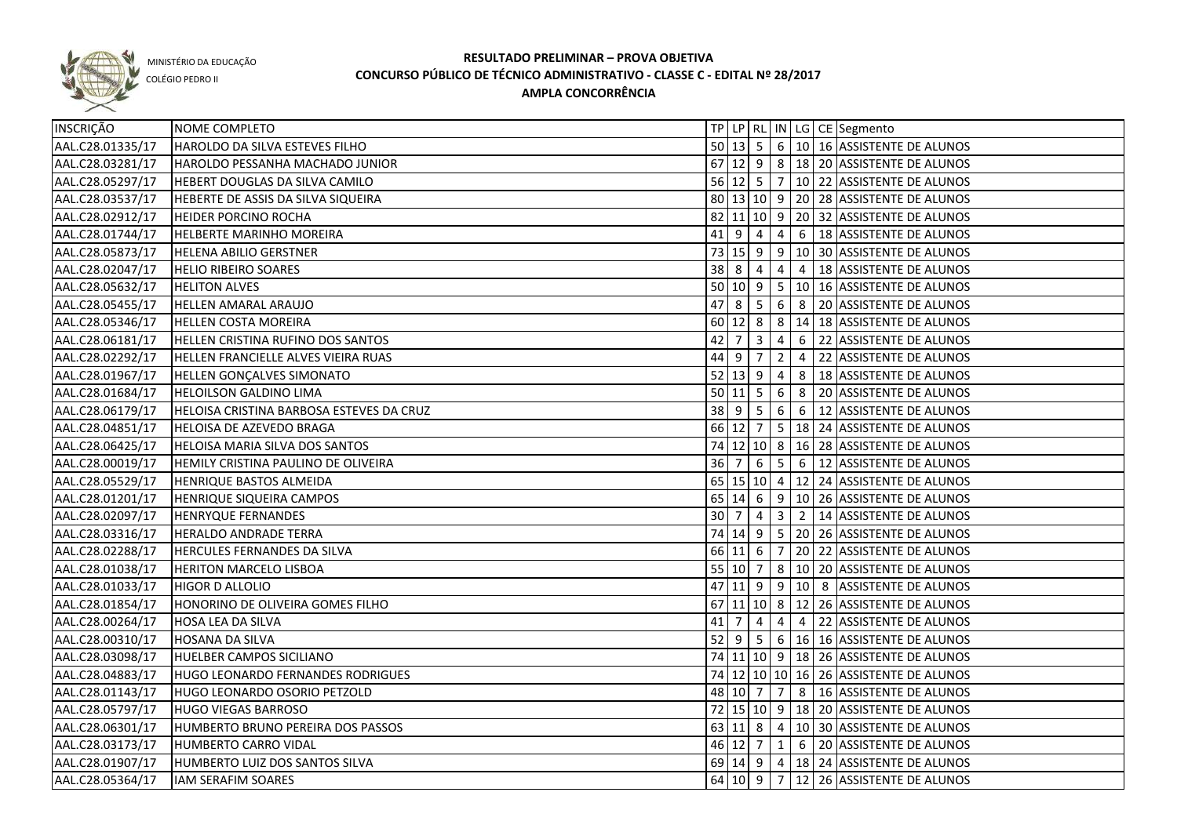MINISTÉRIO DA EDUCAÇÃO
COLÉGIO PEDRO II

# RESULTADO PRELIMINAR – PROVA OBJETIVA
## CONCURSO PÚBLICO DE TÉCNICO ADMINISTRATIVO - CLASSE C - EDITAL Nº 28/2017
## AMPLA CONCORRÊNCIA

| INSCRIÇÃO | NOME COMPLETO | TP | LP | RL | IN | LG | CE | Segmento |
|---|---|---|---|---|---|---|---|---|
| AAL.C28.01335/17 | HAROLDO DA SILVA ESTEVES FILHO | 50 | 13 | 5 | 6 | 10 | 16 | ASSISTENTE DE ALUNOS |
| AAL.C28.03281/17 | HAROLDO PESSANHA MACHADO JUNIOR | 67 | 12 | 9 | 8 | 18 | 20 | ASSISTENTE DE ALUNOS |
| AAL.C28.05297/17 | HEBERT DOUGLAS DA SILVA CAMILO | 56 | 12 | 5 | 7 | 10 | 22 | ASSISTENTE DE ALUNOS |
| AAL.C28.03537/17 | HEBERTE DE ASSIS DA SILVA SIQUEIRA | 80 | 13 | 10 | 9 | 20 | 28 | ASSISTENTE DE ALUNOS |
| AAL.C28.02912/17 | HEIDER PORCINO ROCHA | 82 | 11 | 10 | 9 | 20 | 32 | ASSISTENTE DE ALUNOS |
| AAL.C28.01744/17 | HELBERTE MARINHO MOREIRA | 41 | 9 | 4 | 4 | 6 | 18 | ASSISTENTE DE ALUNOS |
| AAL.C28.05873/17 | HELENA ABILIO GERSTNER | 73 | 15 | 9 | 9 | 10 | 30 | ASSISTENTE DE ALUNOS |
| AAL.C28.02047/17 | HELIO RIBEIRO SOARES | 38 | 8 | 4 | 4 | 4 | 18 | ASSISTENTE DE ALUNOS |
| AAL.C28.05632/17 | HELITON ALVES | 50 | 10 | 9 | 5 | 10 | 16 | ASSISTENTE DE ALUNOS |
| AAL.C28.05455/17 | HELLEN AMARAL ARAUJO | 47 | 8 | 5 | 6 | 8 | 20 | ASSISTENTE DE ALUNOS |
| AAL.C28.05346/17 | HELLEN COSTA MOREIRA | 60 | 12 | 8 | 8 | 14 | 18 | ASSISTENTE DE ALUNOS |
| AAL.C28.06181/17 | HELLEN CRISTINA RUFINO DOS SANTOS | 42 | 7 | 3 | 4 | 6 | 22 | ASSISTENTE DE ALUNOS |
| AAL.C28.02292/17 | HELLEN FRANCIELLE ALVES VIEIRA RUAS | 44 | 9 | 7 | 2 | 4 | 22 | ASSISTENTE DE ALUNOS |
| AAL.C28.01967/17 | HELLEN GONÇALVES SIMONATO | 52 | 13 | 9 | 4 | 8 | 18 | ASSISTENTE DE ALUNOS |
| AAL.C28.01684/17 | HELOILSON GALDINO LIMA | 50 | 11 | 5 | 6 | 8 | 20 | ASSISTENTE DE ALUNOS |
| AAL.C28.06179/17 | HELOISA CRISTINA BARBOSA ESTEVES DA CRUZ | 38 | 9 | 5 | 6 | 6 | 12 | ASSISTENTE DE ALUNOS |
| AAL.C28.04851/17 | HELOISA DE AZEVEDO BRAGA | 66 | 12 | 7 | 5 | 18 | 24 | ASSISTENTE DE ALUNOS |
| AAL.C28.06425/17 | HELOISA MARIA SILVA DOS SANTOS | 74 | 12 | 10 | 8 | 16 | 28 | ASSISTENTE DE ALUNOS |
| AAL.C28.00019/17 | HEMILY CRISTINA PAULINO DE OLIVEIRA | 36 | 7 | 6 | 5 | 6 | 12 | ASSISTENTE DE ALUNOS |
| AAL.C28.05529/17 | HENRIQUE BASTOS ALMEIDA | 65 | 15 | 10 | 4 | 12 | 24 | ASSISTENTE DE ALUNOS |
| AAL.C28.01201/17 | HENRIQUE SIQUEIRA CAMPOS | 65 | 14 | 6 | 9 | 10 | 26 | ASSISTENTE DE ALUNOS |
| AAL.C28.02097/17 | HENRYQUE FERNANDES | 30 | 7 | 4 | 3 | 2 | 14 | ASSISTENTE DE ALUNOS |
| AAL.C28.03316/17 | HERALDO ANDRADE TERRA | 74 | 14 | 9 | 5 | 20 | 26 | ASSISTENTE DE ALUNOS |
| AAL.C28.02288/17 | HERCULES FERNANDES DA SILVA | 66 | 11 | 6 | 7 | 20 | 22 | ASSISTENTE DE ALUNOS |
| AAL.C28.01038/17 | HERITON MARCELO LISBOA | 55 | 10 | 7 | 8 | 10 | 20 | ASSISTENTE DE ALUNOS |
| AAL.C28.01033/17 | HIGOR D ALLOLIO | 47 | 11 | 9 | 9 | 10 | 8 | ASSISTENTE DE ALUNOS |
| AAL.C28.01854/17 | HONORINO DE OLIVEIRA GOMES FILHO | 67 | 11 | 10 | 8 | 12 | 26 | ASSISTENTE DE ALUNOS |
| AAL.C28.00264/17 | HOSA LEA DA SILVA | 41 | 7 | 4 | 4 | 4 | 22 | ASSISTENTE DE ALUNOS |
| AAL.C28.00310/17 | HOSANA DA SILVA | 52 | 9 | 5 | 6 | 16 | 16 | ASSISTENTE DE ALUNOS |
| AAL.C28.03098/17 | HUELBER CAMPOS SICILIANO | 74 | 11 | 10 | 9 | 18 | 26 | ASSISTENTE DE ALUNOS |
| AAL.C28.04883/17 | HUGO LEONARDO FERNANDES RODRIGUES | 74 | 12 | 10 | 10 | 16 | 26 | ASSISTENTE DE ALUNOS |
| AAL.C28.01143/17 | HUGO LEONARDO OSORIO PETZOLD | 48 | 10 | 7 | 7 | 8 | 16 | ASSISTENTE DE ALUNOS |
| AAL.C28.05797/17 | HUGO VIEGAS BARROSO | 72 | 15 | 10 | 9 | 18 | 20 | ASSISTENTE DE ALUNOS |
| AAL.C28.06301/17 | HUMBERTO BRUNO PEREIRA DOS PASSOS | 63 | 11 | 8 | 4 | 10 | 30 | ASSISTENTE DE ALUNOS |
| AAL.C28.03173/17 | HUMBERTO CARRO VIDAL | 46 | 12 | 7 | 1 | 6 | 20 | ASSISTENTE DE ALUNOS |
| AAL.C28.01907/17 | HUMBERTO LUIZ DOS SANTOS SILVA | 69 | 14 | 9 | 4 | 18 | 24 | ASSISTENTE DE ALUNOS |
| AAL.C28.05364/17 | IAM SERAFIM SOARES | 64 | 10 | 9 | 7 | 12 | 26 | ASSISTENTE DE ALUNOS |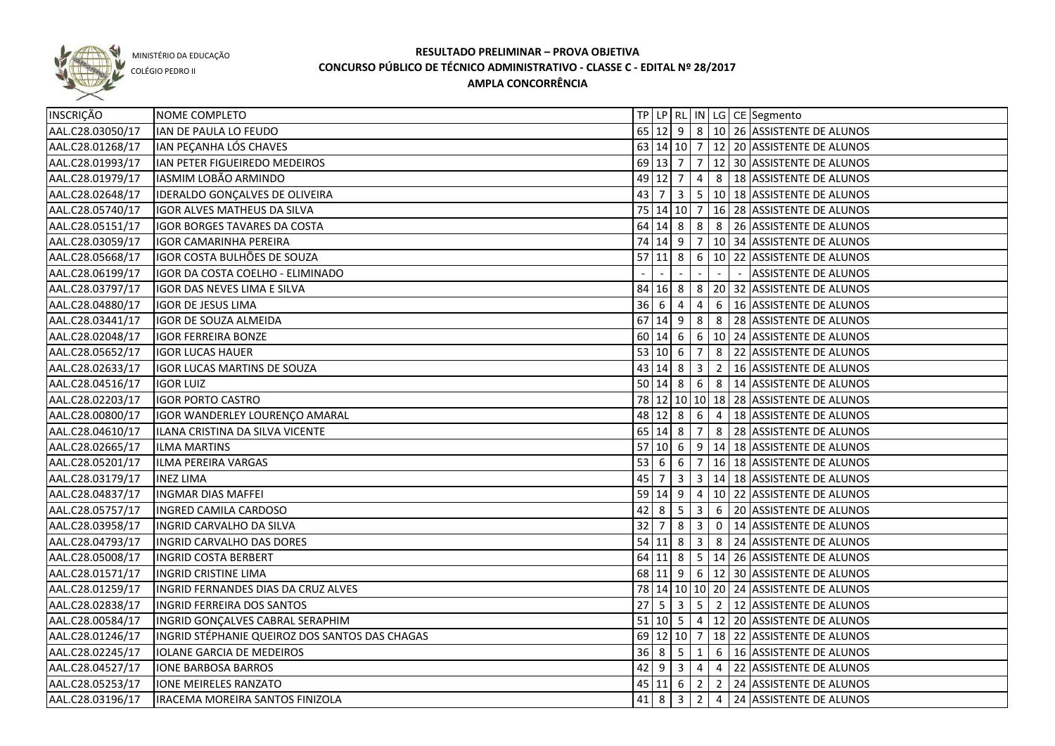MINISTÉRIO DA EDUCAÇÃO

COLÉGIO PEDRO II

# RESULTADO PRELIMINAR – PROVA OBJETIVA
## CONCURSO PÚBLICO DE TÉCNICO ADMINISTRATIVO - CLASSE C - EDITAL Nº 28/2017
### AMPLA CONCORRÊNCIA

| INSCRIÇÃO | NOME COMPLETO | TP | LP | RL | IN | LG | CE | Segmento |
|---|---|---|---|---|---|---|---|---|
| AAL.C28.03050/17 | IAN DE PAULA LO FEUDO | 65 | 12 | 9 | 8 | 10 | 26 | ASSISTENTE DE ALUNOS |
| AAL.C28.01268/17 | IAN PEÇANHA LÓS CHAVES | 63 | 14 | 10 | 7 | 12 | 20 | ASSISTENTE DE ALUNOS |
| AAL.C28.01993/17 | IAN PETER FIGUEIREDO MEDEIROS | 69 | 13 | 7 | 7 | 12 | 30 | ASSISTENTE DE ALUNOS |
| AAL.C28.01979/17 | IASMIM LOBÃO ARMINDO | 49 | 12 | 7 | 4 | 8 | 18 | ASSISTENTE DE ALUNOS |
| AAL.C28.02648/17 | IDERALDO GONÇALVES DE OLIVEIRA | 43 | 7 | 3 | 5 | 10 | 18 | ASSISTENTE DE ALUNOS |
| AAL.C28.05740/17 | IGOR ALVES MATHEUS DA SILVA | 75 | 14 | 10 | 7 | 16 | 28 | ASSISTENTE DE ALUNOS |
| AAL.C28.05151/17 | IGOR BORGES TAVARES DA COSTA | 64 | 14 | 8 | 8 | 8 | 26 | ASSISTENTE DE ALUNOS |
| AAL.C28.03059/17 | IGOR CAMARINHA PEREIRA | 74 | 14 | 9 | 7 | 10 | 34 | ASSISTENTE DE ALUNOS |
| AAL.C28.05668/17 | IGOR COSTA BULHÕES DE SOUZA | 57 | 11 | 8 | 6 | 10 | 22 | ASSISTENTE DE ALUNOS |
| AAL.C28.06199/17 | IGOR DA COSTA COELHO - ELIMINADO | - | - | - | - | - | - | ASSISTENTE DE ALUNOS |
| AAL.C28.03797/17 | IGOR DAS NEVES LIMA E SILVA | 84 | 16 | 8 | 8 | 20 | 32 | ASSISTENTE DE ALUNOS |
| AAL.C28.04880/17 | IGOR DE JESUS LIMA | 36 | 6 | 4 | 4 | 6 | 16 | ASSISTENTE DE ALUNOS |
| AAL.C28.03441/17 | IGOR DE SOUZA ALMEIDA | 67 | 14 | 9 | 8 | 8 | 28 | ASSISTENTE DE ALUNOS |
| AAL.C28.02048/17 | IGOR FERREIRA BONZE | 60 | 14 | 6 | 6 | 10 | 24 | ASSISTENTE DE ALUNOS |
| AAL.C28.05652/17 | IGOR LUCAS HAUER | 53 | 10 | 6 | 7 | 8 | 22 | ASSISTENTE DE ALUNOS |
| AAL.C28.02633/17 | IGOR LUCAS MARTINS DE SOUZA | 43 | 14 | 8 | 3 | 2 | 16 | ASSISTENTE DE ALUNOS |
| AAL.C28.04516/17 | IGOR LUIZ | 50 | 14 | 8 | 6 | 8 | 14 | ASSISTENTE DE ALUNOS |
| AAL.C28.02203/17 | IGOR PORTO CASTRO | 78 | 12 | 10 | 10 | 18 | 28 | ASSISTENTE DE ALUNOS |
| AAL.C28.00800/17 | IGOR WANDERLEY LOURENÇO AMARAL | 48 | 12 | 8 | 6 | 4 | 18 | ASSISTENTE DE ALUNOS |
| AAL.C28.04610/17 | ILANA CRISTINA DA SILVA VICENTE | 65 | 14 | 8 | 7 | 8 | 28 | ASSISTENTE DE ALUNOS |
| AAL.C28.02665/17 | ILMA MARTINS | 57 | 10 | 6 | 9 | 14 | 18 | ASSISTENTE DE ALUNOS |
| AAL.C28.05201/17 | ILMA PEREIRA VARGAS | 53 | 6 | 6 | 7 | 16 | 18 | ASSISTENTE DE ALUNOS |
| AAL.C28.03179/17 | INEZ LIMA | 45 | 7 | 3 | 3 | 14 | 18 | ASSISTENTE DE ALUNOS |
| AAL.C28.04837/17 | INGMAR DIAS MAFFEI | 59 | 14 | 9 | 4 | 10 | 22 | ASSISTENTE DE ALUNOS |
| AAL.C28.05757/17 | INGRED CAMILA CARDOSO | 42 | 8 | 5 | 3 | 6 | 20 | ASSISTENTE DE ALUNOS |
| AAL.C28.03958/17 | INGRID CARVALHO DA SILVA | 32 | 7 | 8 | 3 | 0 | 14 | ASSISTENTE DE ALUNOS |
| AAL.C28.04793/17 | INGRID CARVALHO DAS DORES | 54 | 11 | 8 | 3 | 8 | 24 | ASSISTENTE DE ALUNOS |
| AAL.C28.05008/17 | INGRID COSTA BERBERT | 64 | 11 | 8 | 5 | 14 | 26 | ASSISTENTE DE ALUNOS |
| AAL.C28.01571/17 | INGRID CRISTINE LIMA | 68 | 11 | 9 | 6 | 12 | 30 | ASSISTENTE DE ALUNOS |
| AAL.C28.01259/17 | INGRID FERNANDES DIAS DA CRUZ ALVES | 78 | 14 | 10 | 10 | 20 | 24 | ASSISTENTE DE ALUNOS |
| AAL.C28.02838/17 | INGRID FERREIRA DOS SANTOS | 27 | 5 | 3 | 5 | 2 | 12 | ASSISTENTE DE ALUNOS |
| AAL.C28.00584/17 | INGRID GONÇALVES CABRAL SERAPHIM | 51 | 10 | 5 | 4 | 12 | 20 | ASSISTENTE DE ALUNOS |
| AAL.C28.01246/17 | INGRID STÉPHANIE QUEIROZ DOS SANTOS DAS CHAGAS | 69 | 12 | 10 | 7 | 18 | 22 | ASSISTENTE DE ALUNOS |
| AAL.C28.02245/17 | IOLANE GARCIA DE MEDEIROS | 36 | 8 | 5 | 1 | 6 | 16 | ASSISTENTE DE ALUNOS |
| AAL.C28.04527/17 | IONE BARBOSA BARROS | 42 | 9 | 3 | 4 | 4 | 22 | ASSISTENTE DE ALUNOS |
| AAL.C28.05253/17 | IONE MEIRELES RANZATO | 45 | 11 | 6 | 2 | 2 | 24 | ASSISTENTE DE ALUNOS |
| AAL.C28.03196/17 | IRACEMA MOREIRA SANTOS FINIZOLA | 41 | 8 | 3 | 2 | 4 | 24 | ASSISTENTE DE ALUNOS |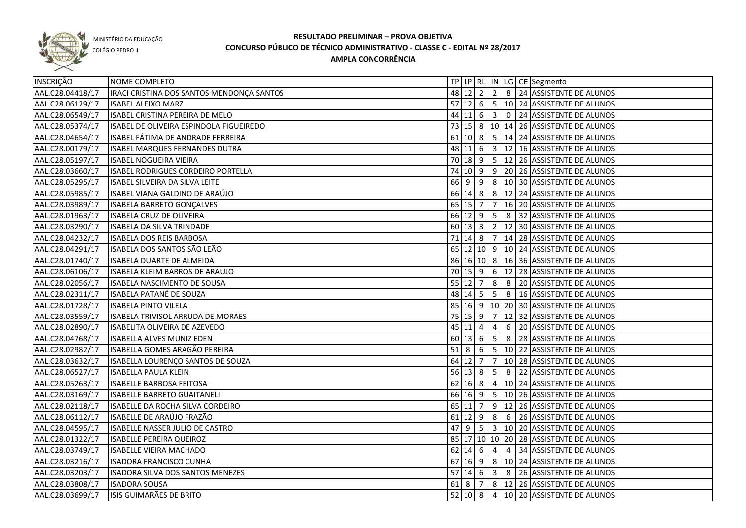MINISTÉRIO DA EDUCAÇÃO

COLÉGIO PEDRO II

# RESULTADO PRELIMINAR – PROVA OBJETIVA
## CONCURSO PÚBLICO DE TÉCNICO ADMINISTRATIVO - CLASSE C - EDITAL Nº 28/2017
### AMPLA CONCORRÊNCIA

| INSCRIÇÃO | NOME COMPLETO | TP | LP | RL | IN | LG | CE | Segmento |
|---|---|---|---|---|---|---|---|---|
| AAL.C28.04418/17 | IRACI CRISTINA DOS SANTOS MENDONÇA SANTOS | 48 | 12 | 2 | 2 | 8 | 24 | ASSISTENTE DE ALUNOS |
| AAL.C28.06129/17 | ISABEL ALEIXO MARZ | 57 | 12 | 6 | 5 | 10 | 24 | ASSISTENTE DE ALUNOS |
| AAL.C28.06549/17 | ISABEL CRISTINA PEREIRA DE MELO | 44 | 11 | 6 | 3 | 0 | 24 | ASSISTENTE DE ALUNOS |
| AAL.C28.05374/17 | ISABEL DE OLIVEIRA ESPINDOLA FIGUEIREDO | 73 | 15 | 8 | 10 | 14 | 26 | ASSISTENTE DE ALUNOS |
| AAL.C28.04654/17 | ISABEL FÁTIMA DE ANDRADE FERREIRA | 61 | 10 | 8 | 5 | 14 | 24 | ASSISTENTE DE ALUNOS |
| AAL.C28.00179/17 | ISABEL MARQUES FERNANDES DUTRA | 48 | 11 | 6 | 3 | 12 | 16 | ASSISTENTE DE ALUNOS |
| AAL.C28.05197/17 | ISABEL NOGUEIRA VIEIRA | 70 | 18 | 9 | 5 | 12 | 26 | ASSISTENTE DE ALUNOS |
| AAL.C28.03660/17 | ISABEL RODRIGUES CORDEIRO PORTELLA | 74 | 10 | 9 | 9 | 20 | 26 | ASSISTENTE DE ALUNOS |
| AAL.C28.05295/17 | ISABEL SILVEIRA DA SILVA LEITE | 66 | 9 | 9 | 8 | 10 | 30 | ASSISTENTE DE ALUNOS |
| AAL.C28.05985/17 | ISABEL VIANA GALDINO DE ARAÚJO | 66 | 14 | 8 | 8 | 12 | 24 | ASSISTENTE DE ALUNOS |
| AAL.C28.03989/17 | ISABELA BARRETO GONÇALVES | 65 | 15 | 7 | 7 | 16 | 20 | ASSISTENTE DE ALUNOS |
| AAL.C28.01963/17 | ISABELA CRUZ DE OLIVEIRA | 66 | 12 | 9 | 5 | 8 | 32 | ASSISTENTE DE ALUNOS |
| AAL.C28.03290/17 | ISABELA DA SILVA TRINDADE | 60 | 13 | 3 | 2 | 12 | 30 | ASSISTENTE DE ALUNOS |
| AAL.C28.04232/17 | ISABELA DOS REIS BARBOSA | 71 | 14 | 8 | 7 | 14 | 28 | ASSISTENTE DE ALUNOS |
| AAL.C28.04291/17 | ISABELA DOS SANTOS SÃO LEÃO | 65 | 12 | 10 | 9 | 10 | 24 | ASSISTENTE DE ALUNOS |
| AAL.C28.01740/17 | ISABELA DUARTE DE ALMEIDA | 86 | 16 | 10 | 8 | 16 | 36 | ASSISTENTE DE ALUNOS |
| AAL.C28.06106/17 | ISABELA KLEIM BARROS DE ARAUJO | 70 | 15 | 9 | 6 | 12 | 28 | ASSISTENTE DE ALUNOS |
| AAL.C28.02056/17 | ISABELA NASCIMENTO DE SOUSA | 55 | 12 | 7 | 8 | 8 | 20 | ASSISTENTE DE ALUNOS |
| AAL.C28.02311/17 | ISABELA PATANÉ DE SOUZA | 48 | 14 | 5 | 5 | 8 | 16 | ASSISTENTE DE ALUNOS |
| AAL.C28.01728/17 | ISABELA PINTO VILELA | 85 | 16 | 9 | 10 | 20 | 30 | ASSISTENTE DE ALUNOS |
| AAL.C28.03559/17 | ISABELA TRIVISOL ARRUDA DE MORAES | 75 | 15 | 9 | 7 | 12 | 32 | ASSISTENTE DE ALUNOS |
| AAL.C28.02890/17 | ISABELITA OLIVEIRA DE AZEVEDO | 45 | 11 | 4 | 4 | 6 | 20 | ASSISTENTE DE ALUNOS |
| AAL.C28.04768/17 | ISABELLA ALVES MUNIZ EDEN | 60 | 13 | 6 | 5 | 8 | 28 | ASSISTENTE DE ALUNOS |
| AAL.C28.02982/17 | ISABELLA GOMES ARAGÃO PEREIRA | 51 | 8 | 6 | 5 | 10 | 22 | ASSISTENTE DE ALUNOS |
| AAL.C28.03632/17 | ISABELLA LOURENÇO SANTOS DE SOUZA | 64 | 12 | 7 | 7 | 10 | 28 | ASSISTENTE DE ALUNOS |
| AAL.C28.06527/17 | ISABELLA PAULA KLEIN | 56 | 13 | 8 | 5 | 8 | 22 | ASSISTENTE DE ALUNOS |
| AAL.C28.05263/17 | ISABELLE BARBOSA FEITOSA | 62 | 16 | 8 | 4 | 10 | 24 | ASSISTENTE DE ALUNOS |
| AAL.C28.03169/17 | ISABELLE BARRETO GUAITANELI | 66 | 16 | 9 | 5 | 10 | 26 | ASSISTENTE DE ALUNOS |
| AAL.C28.02118/17 | ISABELLE DA ROCHA SILVA CORDEIRO | 65 | 11 | 7 | 9 | 12 | 26 | ASSISTENTE DE ALUNOS |
| AAL.C28.06112/17 | ISABELLE DE ARAÚJO FRAZÃO | 61 | 12 | 9 | 8 | 6 | 26 | ASSISTENTE DE ALUNOS |
| AAL.C28.04595/17 | ISABELLE NASSER JULIO DE CASTRO | 47 | 9 | 5 | 3 | 10 | 20 | ASSISTENTE DE ALUNOS |
| AAL.C28.01322/17 | ISABELLE PEREIRA QUEIROZ | 85 | 17 | 10 | 10 | 20 | 28 | ASSISTENTE DE ALUNOS |
| AAL.C28.03749/17 | ISABELLE VIEIRA MACHADO | 62 | 14 | 6 | 4 | 4 | 34 | ASSISTENTE DE ALUNOS |
| AAL.C28.03216/17 | ISADORA FRANCISCO CUNHA | 67 | 16 | 9 | 8 | 10 | 24 | ASSISTENTE DE ALUNOS |
| AAL.C28.03203/17 | ISADORA SILVA DOS SANTOS MENEZES | 57 | 14 | 6 | 3 | 8 | 26 | ASSISTENTE DE ALUNOS |
| AAL.C28.03808/17 | ISADORA SOUSA | 61 | 8 | 7 | 8 | 12 | 26 | ASSISTENTE DE ALUNOS |
| AAL.C28.03699/17 | ISIS GUIMARÃES DE BRITO | 52 | 10 | 8 | 4 | 10 | 20 | ASSISTENTE DE ALUNOS |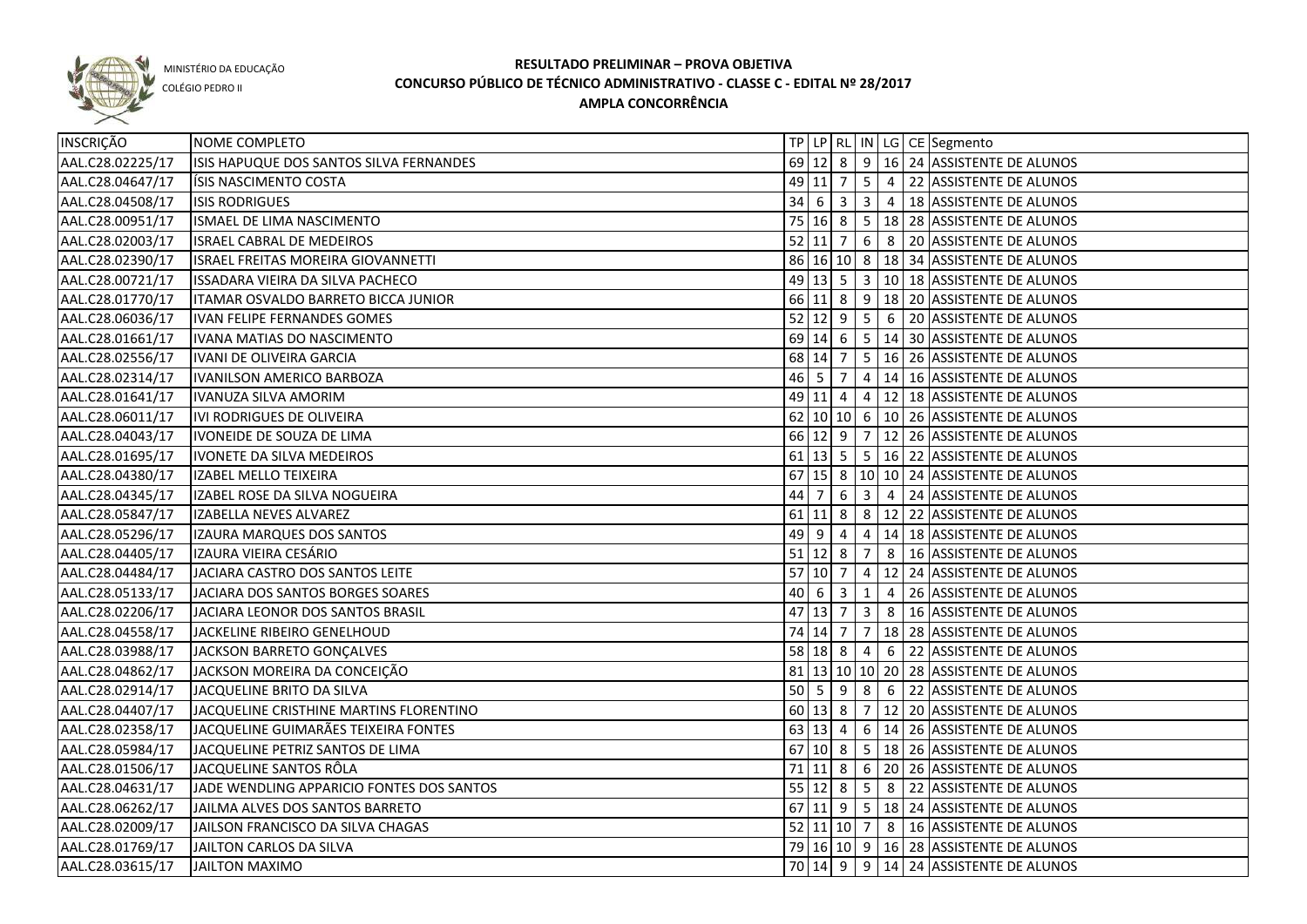MINISTÉRIO DA EDUCAÇÃO

COLÉGIO PEDRO II

**RESULTADO PRELIMINAR – PROVA OBJETIVA**
**CONCURSO PÚBLICO DE TÉCNICO ADMINISTRATIVO - CLASSE C - EDITAL Nº 28/2017**
**AMPLA CONCORRÊNCIA**

| INSCRIÇÃO | NOME COMPLETO | TP | LP | RL | IN | LG | CE | Segmento |
|---|---|---|---|---|---|---|---|---|
| AAL.C28.02225/17 | ISIS HAPUQUE DOS SANTOS SILVA FERNANDES | 69 | 12 | 8 | 9 | 16 | 24 | ASSISTENTE DE ALUNOS |
| AAL.C28.04647/17 | ÍSIS NASCIMENTO COSTA | 49 | 11 | 7 | 5 | 4 | 22 | ASSISTENTE DE ALUNOS |
| AAL.C28.04508/17 | ISIS RODRIGUES | 34 | 6 | 3 | 3 | 4 | 18 | ASSISTENTE DE ALUNOS |
| AAL.C28.00951/17 | ISMAEL DE LIMA NASCIMENTO | 75 | 16 | 8 | 5 | 18 | 28 | ASSISTENTE DE ALUNOS |
| AAL.C28.02003/17 | ISRAEL CABRAL DE MEDEIROS | 52 | 11 | 7 | 6 | 8 | 20 | ASSISTENTE DE ALUNOS |
| AAL.C28.02390/17 | ISRAEL FREITAS MOREIRA GIOVANNETTI | 86 | 16 | 10 | 8 | 18 | 34 | ASSISTENTE DE ALUNOS |
| AAL.C28.00721/17 | ISSADARA VIEIRA DA SILVA PACHECO | 49 | 13 | 5 | 3 | 10 | 18 | ASSISTENTE DE ALUNOS |
| AAL.C28.01770/17 | ITAMAR OSVALDO BARRETO BICCA JUNIOR | 66 | 11 | 8 | 9 | 18 | 20 | ASSISTENTE DE ALUNOS |
| AAL.C28.06036/17 | IVAN FELIPE FERNANDES GOMES | 52 | 12 | 9 | 5 | 6 | 20 | ASSISTENTE DE ALUNOS |
| AAL.C28.01661/17 | IVANA MATIAS DO NASCIMENTO | 69 | 14 | 6 | 5 | 14 | 30 | ASSISTENTE DE ALUNOS |
| AAL.C28.02556/17 | IVANI DE OLIVEIRA GARCIA | 68 | 14 | 7 | 5 | 16 | 26 | ASSISTENTE DE ALUNOS |
| AAL.C28.02314/17 | IVANILSON AMERICO BARBOZA | 46 | 5 | 7 | 4 | 14 | 16 | ASSISTENTE DE ALUNOS |
| AAL.C28.01641/17 | IVANUZA SILVA AMORIM | 49 | 11 | 4 | 4 | 12 | 18 | ASSISTENTE DE ALUNOS |
| AAL.C28.06011/17 | IVI RODRIGUES DE OLIVEIRA | 62 | 10 | 10 | 6 | 10 | 26 | ASSISTENTE DE ALUNOS |
| AAL.C28.04043/17 | IVONEIDE DE SOUZA DE LIMA | 66 | 12 | 9 | 7 | 12 | 26 | ASSISTENTE DE ALUNOS |
| AAL.C28.01695/17 | IVONETE DA SILVA MEDEIROS | 61 | 13 | 5 | 5 | 16 | 22 | ASSISTENTE DE ALUNOS |
| AAL.C28.04380/17 | IZABEL MELLO TEIXEIRA | 67 | 15 | 8 | 10 | 10 | 24 | ASSISTENTE DE ALUNOS |
| AAL.C28.04345/17 | IZABEL ROSE DA SILVA NOGUEIRA | 44 | 7 | 6 | 3 | 4 | 24 | ASSISTENTE DE ALUNOS |
| AAL.C28.05847/17 | IZABELLA NEVES ALVAREZ | 61 | 11 | 8 | 8 | 12 | 22 | ASSISTENTE DE ALUNOS |
| AAL.C28.05296/17 | IZAURA MARQUES DOS SANTOS | 49 | 9 | 4 | 4 | 14 | 18 | ASSISTENTE DE ALUNOS |
| AAL.C28.04405/17 | IZAURA VIEIRA CESÁRIO | 51 | 12 | 8 | 7 | 8 | 16 | ASSISTENTE DE ALUNOS |
| AAL.C28.04484/17 | JACIARA CASTRO DOS SANTOS LEITE | 57 | 10 | 7 | 4 | 12 | 24 | ASSISTENTE DE ALUNOS |
| AAL.C28.05133/17 | JACIARA DOS SANTOS BORGES SOARES | 40 | 6 | 3 | 1 | 4 | 26 | ASSISTENTE DE ALUNOS |
| AAL.C28.02206/17 | JACIARA LEONOR DOS SANTOS BRASIL | 47 | 13 | 7 | 3 | 8 | 16 | ASSISTENTE DE ALUNOS |
| AAL.C28.04558/17 | JACKELINE RIBEIRO GENELHOUD | 74 | 14 | 7 | 7 | 18 | 28 | ASSISTENTE DE ALUNOS |
| AAL.C28.03988/17 | JACKSON BARRETO GONÇALVES | 58 | 18 | 8 | 4 | 6 | 22 | ASSISTENTE DE ALUNOS |
| AAL.C28.04862/17 | JACKSON MOREIRA DA CONCEIÇÃO | 81 | 13 | 10 | 10 | 20 | 28 | ASSISTENTE DE ALUNOS |
| AAL.C28.02914/17 | JACQUELINE BRITO DA SILVA | 50 | 5 | 9 | 8 | 6 | 22 | ASSISTENTE DE ALUNOS |
| AAL.C28.04407/17 | JACQUELINE CRISTHINE MARTINS FLORENTINO | 60 | 13 | 8 | 7 | 12 | 20 | ASSISTENTE DE ALUNOS |
| AAL.C28.02358/17 | JACQUELINE GUIMARÃES TEIXEIRA FONTES | 63 | 13 | 4 | 6 | 14 | 26 | ASSISTENTE DE ALUNOS |
| AAL.C28.05984/17 | JACQUELINE PETRIZ SANTOS DE LIMA | 67 | 10 | 8 | 5 | 18 | 26 | ASSISTENTE DE ALUNOS |
| AAL.C28.01506/17 | JACQUELINE SANTOS RÔLA | 71 | 11 | 8 | 6 | 20 | 26 | ASSISTENTE DE ALUNOS |
| AAL.C28.04631/17 | JADE WENDLING APPARICIO FONTES DOS SANTOS | 55 | 12 | 8 | 5 | 8 | 22 | ASSISTENTE DE ALUNOS |
| AAL.C28.06262/17 | JAILMA ALVES DOS SANTOS BARRETO | 67 | 11 | 9 | 5 | 18 | 24 | ASSISTENTE DE ALUNOS |
| AAL.C28.02009/17 | JAILSON FRANCISCO DA SILVA CHAGAS | 52 | 11 | 10 | 7 | 8 | 16 | ASSISTENTE DE ALUNOS |
| AAL.C28.01769/17 | JAILTON CARLOS DA SILVA | 79 | 16 | 10 | 9 | 16 | 28 | ASSISTENTE DE ALUNOS |
| AAL.C28.03615/17 | JAILTON MAXIMO | 70 | 14 | 9 | 9 | 14 | 24 | ASSISTENTE DE ALUNOS |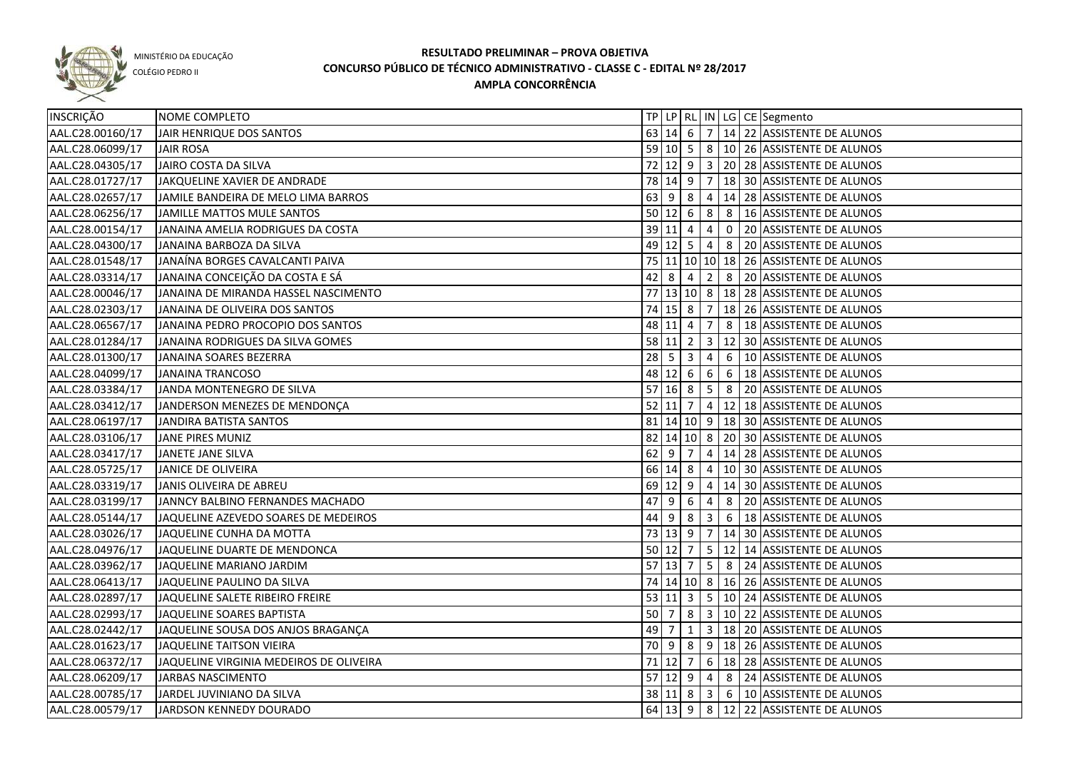MINISTÉRIO DA EDUCAÇÃO
COLÉGIO PEDRO II

# RESULTADO PRELIMINAR – PROVA OBJETIVA
## CONCURSO PÚBLICO DE TÉCNICO ADMINISTRATIVO - CLASSE C - EDITAL Nº 28/2017
### AMPLA CONCORRÊNCIA

| INSCRIÇÃO | NOME COMPLETO | TP | LP | RL | IN | LG | CE | Segmento |
|---|---|---|---|---|---|---|---|---|
| AAL.C28.00160/17 | JAIR HENRIQUE DOS SANTOS | 63 | 14 | 6 | 7 | 14 | 22 | ASSISTENTE DE ALUNOS |
| AAL.C28.06099/17 | JAIR ROSA | 59 | 10 | 5 | 8 | 10 | 26 | ASSISTENTE DE ALUNOS |
| AAL.C28.04305/17 | JAIRO COSTA DA SILVA | 72 | 12 | 9 | 3 | 20 | 28 | ASSISTENTE DE ALUNOS |
| AAL.C28.01727/17 | JAKQUELINE XAVIER DE ANDRADE | 78 | 14 | 9 | 7 | 18 | 30 | ASSISTENTE DE ALUNOS |
| AAL.C28.02657/17 | JAMILE BANDEIRA DE MELO LIMA BARROS | 63 | 9 | 8 | 4 | 14 | 28 | ASSISTENTE DE ALUNOS |
| AAL.C28.06256/17 | JAMILLE MATTOS MULE SANTOS | 50 | 12 | 6 | 8 | 8 | 16 | ASSISTENTE DE ALUNOS |
| AAL.C28.00154/17 | JANAINA AMELIA RODRIGUES DA COSTA | 39 | 11 | 4 | 4 | 0 | 20 | ASSISTENTE DE ALUNOS |
| AAL.C28.04300/17 | JANAINA BARBOZA DA SILVA | 49 | 12 | 5 | 4 | 8 | 20 | ASSISTENTE DE ALUNOS |
| AAL.C28.01548/17 | JANAÍNA BORGES CAVALCANTI PAIVA | 75 | 11 | 10 | 10 | 18 | 26 | ASSISTENTE DE ALUNOS |
| AAL.C28.03314/17 | JANAINA CONCEIÇÃO DA COSTA E SÁ | 42 | 8 | 4 | 2 | 8 | 20 | ASSISTENTE DE ALUNOS |
| AAL.C28.00046/17 | JANAINA DE MIRANDA HASSEL NASCIMENTO | 77 | 13 | 10 | 8 | 18 | 28 | ASSISTENTE DE ALUNOS |
| AAL.C28.02303/17 | JANAINA DE OLIVEIRA DOS SANTOS | 74 | 15 | 8 | 7 | 18 | 26 | ASSISTENTE DE ALUNOS |
| AAL.C28.06567/17 | JANAINA PEDRO PROCOPIO DOS SANTOS | 48 | 11 | 4 | 7 | 8 | 18 | ASSISTENTE DE ALUNOS |
| AAL.C28.01284/17 | JANAINA RODRIGUES DA SILVA GOMES | 58 | 11 | 2 | 3 | 12 | 30 | ASSISTENTE DE ALUNOS |
| AAL.C28.01300/17 | JANAINA SOARES BEZERRA | 28 | 5 | 3 | 4 | 6 | 10 | ASSISTENTE DE ALUNOS |
| AAL.C28.04099/17 | JANAINA TRANCOSO | 48 | 12 | 6 | 6 | 6 | 18 | ASSISTENTE DE ALUNOS |
| AAL.C28.03384/17 | JANDA MONTENEGRO DE SILVA | 57 | 16 | 8 | 5 | 8 | 20 | ASSISTENTE DE ALUNOS |
| AAL.C28.03412/17 | JANDERSON MENEZES DE MENDONÇA | 52 | 11 | 7 | 4 | 12 | 18 | ASSISTENTE DE ALUNOS |
| AAL.C28.06197/17 | JANDIRA BATISTA SANTOS | 81 | 14 | 10 | 9 | 18 | 30 | ASSISTENTE DE ALUNOS |
| AAL.C28.03106/17 | JANE PIRES MUNIZ | 82 | 14 | 10 | 8 | 20 | 30 | ASSISTENTE DE ALUNOS |
| AAL.C28.03417/17 | JANETE JANE SILVA | 62 | 9 | 7 | 4 | 14 | 28 | ASSISTENTE DE ALUNOS |
| AAL.C28.05725/17 | JANICE DE OLIVEIRA | 66 | 14 | 8 | 4 | 10 | 30 | ASSISTENTE DE ALUNOS |
| AAL.C28.03319/17 | JANIS OLIVEIRA DE ABREU | 69 | 12 | 9 | 4 | 14 | 30 | ASSISTENTE DE ALUNOS |
| AAL.C28.03199/17 | JANNCY BALBINO FERNANDES MACHADO | 47 | 9 | 6 | 4 | 8 | 20 | ASSISTENTE DE ALUNOS |
| AAL.C28.05144/17 | JAQUELINE AZEVEDO SOARES DE MEDEIROS | 44 | 9 | 8 | 3 | 6 | 18 | ASSISTENTE DE ALUNOS |
| AAL.C28.03026/17 | JAQUELINE CUNHA DA MOTTA | 73 | 13 | 9 | 7 | 14 | 30 | ASSISTENTE DE ALUNOS |
| AAL.C28.04976/17 | JAQUELINE DUARTE DE MENDONCA | 50 | 12 | 7 | 5 | 12 | 14 | ASSISTENTE DE ALUNOS |
| AAL.C28.03962/17 | JAQUELINE MARIANO JARDIM | 57 | 13 | 7 | 5 | 8 | 24 | ASSISTENTE DE ALUNOS |
| AAL.C28.06413/17 | JAQUELINE PAULINO DA SILVA | 74 | 14 | 10 | 8 | 16 | 26 | ASSISTENTE DE ALUNOS |
| AAL.C28.02897/17 | JAQUELINE SALETE RIBEIRO FREIRE | 53 | 11 | 3 | 5 | 10 | 24 | ASSISTENTE DE ALUNOS |
| AAL.C28.02993/17 | JAQUELINE SOARES BAPTISTA | 50 | 7 | 8 | 3 | 10 | 22 | ASSISTENTE DE ALUNOS |
| AAL.C28.02442/17 | JAQUELINE SOUSA DOS ANJOS BRAGANÇA | 49 | 7 | 1 | 3 | 18 | 20 | ASSISTENTE DE ALUNOS |
| AAL.C28.01623/17 | JAQUELINE TAITSON VIEIRA | 70 | 9 | 8 | 9 | 18 | 26 | ASSISTENTE DE ALUNOS |
| AAL.C28.06372/17 | JAQUELINE VIRGINIA MEDEIROS DE OLIVEIRA | 71 | 12 | 7 | 6 | 18 | 28 | ASSISTENTE DE ALUNOS |
| AAL.C28.06209/17 | JARBAS NASCIMENTO | 57 | 12 | 9 | 4 | 8 | 24 | ASSISTENTE DE ALUNOS |
| AAL.C28.00785/17 | JARDEL JUVINIANO DA SILVA | 38 | 11 | 8 | 3 | 6 | 10 | ASSISTENTE DE ALUNOS |
| AAL.C28.00579/17 | JARDSON KENNEDY DOURADO | 64 | 13 | 9 | 8 | 12 | 22 | ASSISTENTE DE ALUNOS |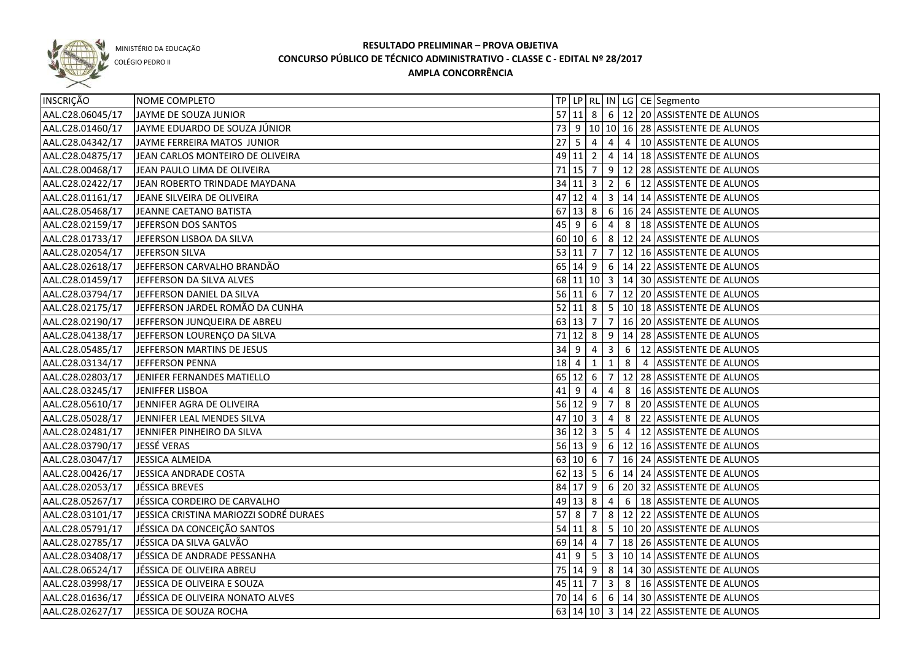MINISTÉRIO DA EDUCAÇÃO

COLÉGIO PEDRO II

# RESULTADO PRELIMINAR – PROVA OBJETIVA
## CONCURSO PÚBLICO DE TÉCNICO ADMINISTRATIVO - CLASSE C - EDITAL Nº 28/2017
### AMPLA CONCORRÊNCIA

| INSCRIÇÃO | NOME COMPLETO | TP | LP | RL | IN | LG | CE | Segmento |
|---|---|---|---|---|---|---|---|---|
| AAL.C28.06045/17 | JAYME DE SOUZA JUNIOR | 57 | 11 | 8 | 6 | 12 | 20 | ASSISTENTE DE ALUNOS |
| AAL.C28.01460/17 | JAYME EDUARDO DE SOUZA JÚNIOR | 73 | 9 | 10 | 10 | 16 | 28 | ASSISTENTE DE ALUNOS |
| AAL.C28.04342/17 | JAYME FERREIRA MATOS JUNIOR | 27 | 5 | 4 | 4 | 4 | 10 | ASSISTENTE DE ALUNOS |
| AAL.C28.04875/17 | JEAN CARLOS MONTEIRO DE OLIVEIRA | 49 | 11 | 2 | 4 | 14 | 18 | ASSISTENTE DE ALUNOS |
| AAL.C28.00468/17 | JEAN PAULO LIMA DE OLIVEIRA | 71 | 15 | 7 | 9 | 12 | 28 | ASSISTENTE DE ALUNOS |
| AAL.C28.02422/17 | JEAN ROBERTO TRINDADE MAYDANA | 34 | 11 | 3 | 2 | 6 | 12 | ASSISTENTE DE ALUNOS |
| AAL.C28.01161/17 | JEANE SILVEIRA DE OLIVEIRA | 47 | 12 | 4 | 3 | 14 | 14 | ASSISTENTE DE ALUNOS |
| AAL.C28.05468/17 | JEANNE CAETANO BATISTA | 67 | 13 | 8 | 6 | 16 | 24 | ASSISTENTE DE ALUNOS |
| AAL.C28.02159/17 | JEFERSON DOS SANTOS | 45 | 9 | 6 | 4 | 8 | 18 | ASSISTENTE DE ALUNOS |
| AAL.C28.01733/17 | JEFERSON LISBOA DA SILVA | 60 | 10 | 6 | 8 | 12 | 24 | ASSISTENTE DE ALUNOS |
| AAL.C28.02054/17 | JEFERSON SILVA | 53 | 11 | 7 | 7 | 12 | 16 | ASSISTENTE DE ALUNOS |
| AAL.C28.02618/17 | JEFFERSON CARVALHO BRANDÃO | 65 | 14 | 9 | 6 | 14 | 22 | ASSISTENTE DE ALUNOS |
| AAL.C28.01459/17 | JEFFERSON DA SILVA ALVES | 68 | 11 | 10 | 3 | 14 | 30 | ASSISTENTE DE ALUNOS |
| AAL.C28.03794/17 | JEFFERSON DANIEL DA SILVA | 56 | 11 | 6 | 7 | 12 | 20 | ASSISTENTE DE ALUNOS |
| AAL.C28.02175/17 | JEFFERSON JARDEL ROMÃO DA CUNHA | 52 | 11 | 8 | 5 | 10 | 18 | ASSISTENTE DE ALUNOS |
| AAL.C28.02190/17 | JEFFERSON JUNQUEIRA DE ABREU | 63 | 13 | 7 | 7 | 16 | 20 | ASSISTENTE DE ALUNOS |
| AAL.C28.04138/17 | JEFFERSON LOURENÇO DA SILVA | 71 | 12 | 8 | 9 | 14 | 28 | ASSISTENTE DE ALUNOS |
| AAL.C28.05485/17 | JEFFERSON MARTINS DE JESUS | 34 | 9 | 4 | 3 | 6 | 12 | ASSISTENTE DE ALUNOS |
| AAL.C28.03134/17 | JEFFERSON PENNA | 18 | 4 | 1 | 1 | 8 | 4 | ASSISTENTE DE ALUNOS |
| AAL.C28.02803/17 | JENIFER FERNANDES MATIELLO | 65 | 12 | 6 | 7 | 12 | 28 | ASSISTENTE DE ALUNOS |
| AAL.C28.03245/17 | JENIFFER LISBOA | 41 | 9 | 4 | 4 | 8 | 16 | ASSISTENTE DE ALUNOS |
| AAL.C28.05610/17 | JENNIFER AGRA DE OLIVEIRA | 56 | 12 | 9 | 7 | 8 | 20 | ASSISTENTE DE ALUNOS |
| AAL.C28.05028/17 | JENNIFER LEAL MENDES SILVA | 47 | 10 | 3 | 4 | 8 | 22 | ASSISTENTE DE ALUNOS |
| AAL.C28.02481/17 | JENNIFER PINHEIRO DA SILVA | 36 | 12 | 3 | 5 | 4 | 12 | ASSISTENTE DE ALUNOS |
| AAL.C28.03790/17 | JESSÉ VERAS | 56 | 13 | 9 | 6 | 12 | 16 | ASSISTENTE DE ALUNOS |
| AAL.C28.03047/17 | JESSICA ALMEIDA | 63 | 10 | 6 | 7 | 16 | 24 | ASSISTENTE DE ALUNOS |
| AAL.C28.00426/17 | JESSICA ANDRADE COSTA | 62 | 13 | 5 | 6 | 14 | 24 | ASSISTENTE DE ALUNOS |
| AAL.C28.02053/17 | JÉSSICA BREVES | 84 | 17 | 9 | 6 | 20 | 32 | ASSISTENTE DE ALUNOS |
| AAL.C28.05267/17 | JÉSSICA CORDEIRO DE CARVALHO | 49 | 13 | 8 | 4 | 6 | 18 | ASSISTENTE DE ALUNOS |
| AAL.C28.03101/17 | JESSICA CRISTINA MARIOZZI SODRÉ DURAES | 57 | 8 | 7 | 8 | 12 | 22 | ASSISTENTE DE ALUNOS |
| AAL.C28.05791/17 | JÉSSICA DA CONCEIÇÃO SANTOS | 54 | 11 | 8 | 5 | 10 | 20 | ASSISTENTE DE ALUNOS |
| AAL.C28.02785/17 | JÉSSICA DA SILVA GALVÃO | 69 | 14 | 4 | 7 | 18 | 26 | ASSISTENTE DE ALUNOS |
| AAL.C28.03408/17 | JÉSSICA DE ANDRADE PESSANHA | 41 | 9 | 5 | 3 | 10 | 14 | ASSISTENTE DE ALUNOS |
| AAL.C28.06524/17 | JÉSSICA DE OLIVEIRA ABREU | 75 | 14 | 9 | 8 | 14 | 30 | ASSISTENTE DE ALUNOS |
| AAL.C28.03998/17 | JESSICA DE OLIVEIRA E SOUZA | 45 | 11 | 7 | 3 | 8 | 16 | ASSISTENTE DE ALUNOS |
| AAL.C28.01636/17 | JÉSSICA DE OLIVEIRA NONATO ALVES | 70 | 14 | 6 | 6 | 14 | 30 | ASSISTENTE DE ALUNOS |
| AAL.C28.02627/17 | JESSICA DE SOUZA ROCHA | 63 | 14 | 10 | 3 | 14 | 22 | ASSISTENTE DE ALUNOS |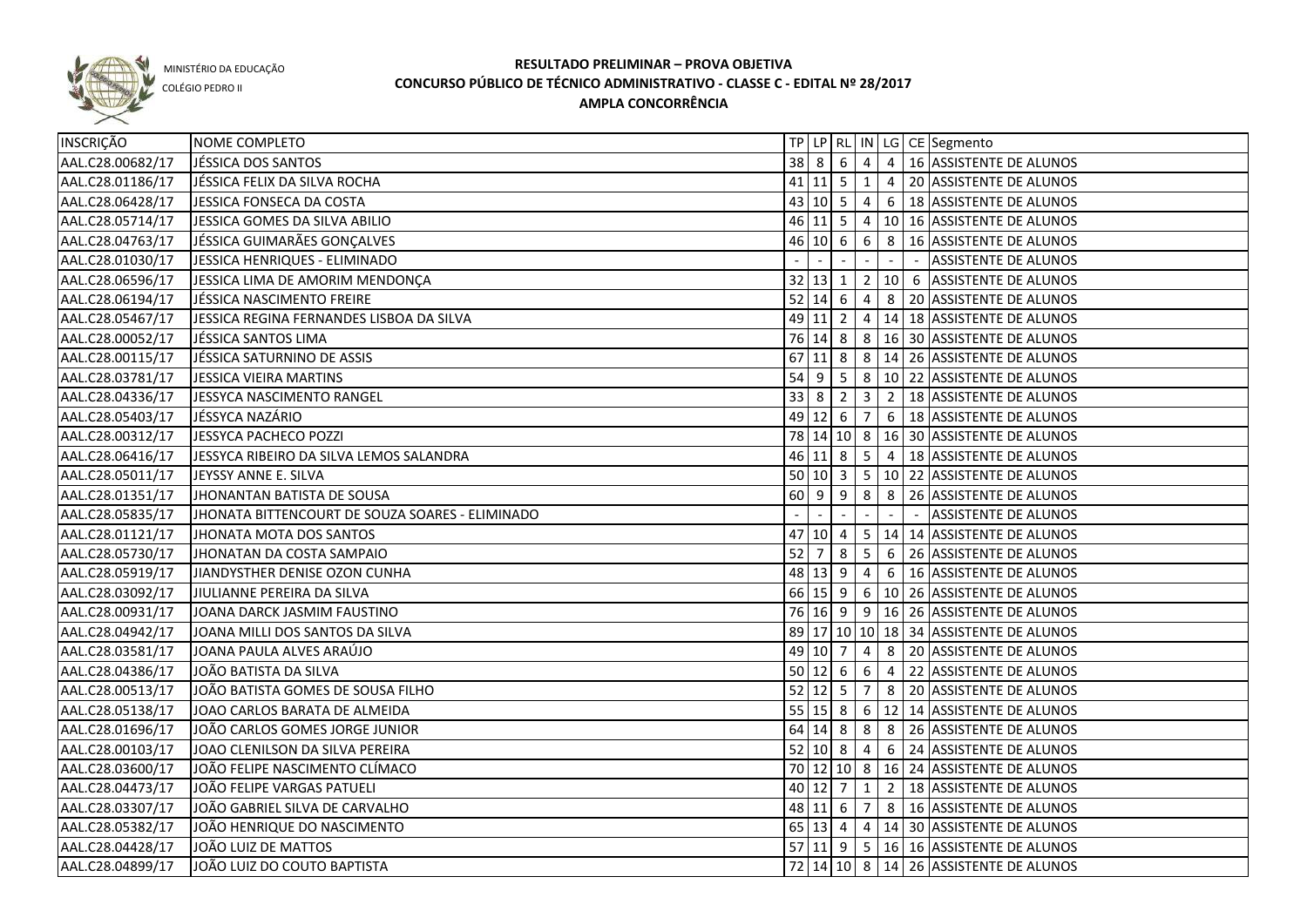MINISTÉRIO DA EDUCAÇÃO
COLÉGIO PEDRO II

# RESULTADO PRELIMINAR – PROVA OBJETIVA
## CONCURSO PÚBLICO DE TÉCNICO ADMINISTRATIVO - CLASSE C - EDITAL Nº 28/2017
## AMPLA CONCORRÊNCIA

| INSCRIÇÃO | NOME COMPLETO | TP | LP | RL | IN | LG | CE | Segmento |
|---|---|---|---|---|---|---|---|---|
| AAL.C28.00682/17 | JÉSSICA DOS SANTOS | 38 | 8 | 6 | 4 | 4 | 16 | ASSISTENTE DE ALUNOS |
| AAL.C28.01186/17 | JÉSSICA FELIX DA SILVA ROCHA | 41 | 11 | 5 | 1 | 4 | 20 | ASSISTENTE DE ALUNOS |
| AAL.C28.06428/17 | JESSICA FONSECA DA COSTA | 43 | 10 | 5 | 4 | 6 | 18 | ASSISTENTE DE ALUNOS |
| AAL.C28.05714/17 | JESSICA GOMES DA SILVA ABILIO | 46 | 11 | 5 | 4 | 10 | 16 | ASSISTENTE DE ALUNOS |
| AAL.C28.04763/17 | JÉSSICA GUIMARÃES GONÇALVES | 46 | 10 | 6 | 6 | 8 | 16 | ASSISTENTE DE ALUNOS |
| AAL.C28.01030/17 | JESSICA HENRIQUES - ELIMINADO | - | - | - | - | - | - | ASSISTENTE DE ALUNOS |
| AAL.C28.06596/17 | JESSICA LIMA DE AMORIM MENDONÇA | 32 | 13 | 1 | 2 | 10 | 6 | ASSISTENTE DE ALUNOS |
| AAL.C28.06194/17 | JÉSSICA NASCIMENTO FREIRE | 52 | 14 | 6 | 4 | 8 | 20 | ASSISTENTE DE ALUNOS |
| AAL.C28.05467/17 | JESSICA REGINA FERNANDES LISBOA DA SILVA | 49 | 11 | 2 | 4 | 14 | 18 | ASSISTENTE DE ALUNOS |
| AAL.C28.00052/17 | JÉSSICA SANTOS LIMA | 76 | 14 | 8 | 8 | 16 | 30 | ASSISTENTE DE ALUNOS |
| AAL.C28.00115/17 | JÉSSICA SATURNINO DE ASSIS | 67 | 11 | 8 | 8 | 14 | 26 | ASSISTENTE DE ALUNOS |
| AAL.C28.03781/17 | JESSICA VIEIRA MARTINS | 54 | 9 | 5 | 8 | 10 | 22 | ASSISTENTE DE ALUNOS |
| AAL.C28.04336/17 | JESSYCA NASCIMENTO RANGEL | 33 | 8 | 2 | 3 | 2 | 18 | ASSISTENTE DE ALUNOS |
| AAL.C28.05403/17 | JÉSSYCA NAZÁRIO | 49 | 12 | 6 | 7 | 6 | 18 | ASSISTENTE DE ALUNOS |
| AAL.C28.00312/17 | JESSYCA PACHECO POZZI | 78 | 14 | 10 | 8 | 16 | 30 | ASSISTENTE DE ALUNOS |
| AAL.C28.06416/17 | JESSYCA RIBEIRO DA SILVA LEMOS SALANDRA | 46 | 11 | 8 | 5 | 4 | 18 | ASSISTENTE DE ALUNOS |
| AAL.C28.05011/17 | JEYSSY ANNE E. SILVA | 50 | 10 | 3 | 5 | 10 | 22 | ASSISTENTE DE ALUNOS |
| AAL.C28.01351/17 | JHONANTAN BATISTA DE SOUSA | 60 | 9 | 9 | 8 | 8 | 26 | ASSISTENTE DE ALUNOS |
| AAL.C28.05835/17 | JHONATA BITTENCOURT DE SOUZA SOARES - ELIMINADO | - | - | - | - | - | - | ASSISTENTE DE ALUNOS |
| AAL.C28.01121/17 | JHONATA MOTA DOS SANTOS | 47 | 10 | 4 | 5 | 14 | 14 | ASSISTENTE DE ALUNOS |
| AAL.C28.05730/17 | JHONATAN DA COSTA SAMPAIO | 52 | 7 | 8 | 5 | 6 | 26 | ASSISTENTE DE ALUNOS |
| AAL.C28.05919/17 | JIANDYSTHER DENISE OZON CUNHA | 48 | 13 | 9 | 4 | 6 | 16 | ASSISTENTE DE ALUNOS |
| AAL.C28.03092/17 | JIULIANNE PEREIRA DA SILVA | 66 | 15 | 9 | 6 | 10 | 26 | ASSISTENTE DE ALUNOS |
| AAL.C28.00931/17 | JOANA DARCK JASMIM FAUSTINO | 76 | 16 | 9 | 9 | 16 | 26 | ASSISTENTE DE ALUNOS |
| AAL.C28.04942/17 | JOANA MILLI DOS SANTOS DA SILVA | 89 | 17 | 10 | 10 | 18 | 34 | ASSISTENTE DE ALUNOS |
| AAL.C28.03581/17 | JOANA PAULA ALVES ARAÚJO | 49 | 10 | 7 | 4 | 8 | 20 | ASSISTENTE DE ALUNOS |
| AAL.C28.04386/17 | JOÃO BATISTA DA SILVA | 50 | 12 | 6 | 6 | 4 | 22 | ASSISTENTE DE ALUNOS |
| AAL.C28.00513/17 | JOÃO BATISTA GOMES DE SOUSA FILHO | 52 | 12 | 5 | 7 | 8 | 20 | ASSISTENTE DE ALUNOS |
| AAL.C28.05138/17 | JOAO CARLOS BARATA DE ALMEIDA | 55 | 15 | 8 | 6 | 12 | 14 | ASSISTENTE DE ALUNOS |
| AAL.C28.01696/17 | JOÃO CARLOS GOMES JORGE JUNIOR | 64 | 14 | 8 | 8 | 8 | 26 | ASSISTENTE DE ALUNOS |
| AAL.C28.00103/17 | JOAO CLENILSON DA SILVA PEREIRA | 52 | 10 | 8 | 4 | 6 | 24 | ASSISTENTE DE ALUNOS |
| AAL.C28.03600/17 | JOÃO FELIPE NASCIMENTO CLÍMACO | 70 | 12 | 10 | 8 | 16 | 24 | ASSISTENTE DE ALUNOS |
| AAL.C28.04473/17 | JOÃO FELIPE VARGAS PATUELI | 40 | 12 | 7 | 1 | 2 | 18 | ASSISTENTE DE ALUNOS |
| AAL.C28.03307/17 | JOÃO GABRIEL SILVA DE CARVALHO | 48 | 11 | 6 | 7 | 8 | 16 | ASSISTENTE DE ALUNOS |
| AAL.C28.05382/17 | JOÃO HENRIQUE DO NASCIMENTO | 65 | 13 | 4 | 4 | 14 | 30 | ASSISTENTE DE ALUNOS |
| AAL.C28.04428/17 | JOÃO LUIZ DE MATTOS | 57 | 11 | 9 | 5 | 16 | 16 | ASSISTENTE DE ALUNOS |
| AAL.C28.04899/17 | JOÃO LUIZ DO COUTO BAPTISTA | 72 | 14 | 10 | 8 | 14 | 26 | ASSISTENTE DE ALUNOS |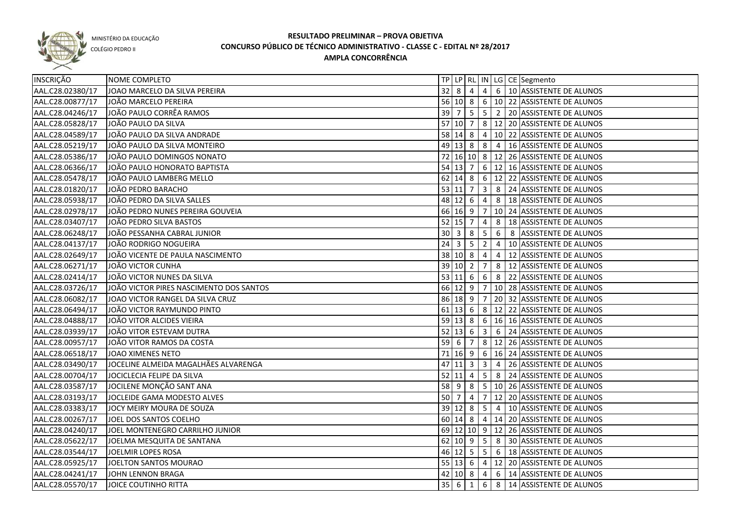MINISTÉRIO DA EDUCAÇÃO
COLÉGIO PEDRO II

# RESULTADO PRELIMINAR – PROVA OBJETIVA
## CONCURSO PÚBLICO DE TÉCNICO ADMINISTRATIVO - CLASSE C - EDITAL Nº 28/2017
### AMPLA CONCORRÊNCIA

| INSCRIÇÃO | NOME COMPLETO | TP | LP | RL | IN | LG | CE | Segmento |
|---|---|---|---|---|---|---|---|---|
| AAL.C28.02380/17 | JOAO MARCELO DA SILVA PEREIRA | 32 | 8 | 4 | 4 | 6 | 10 | ASSISTENTE DE ALUNOS |
| AAL.C28.00877/17 | JOÃO MARCELO PEREIRA | 56 | 10 | 8 | 6 | 10 | 22 | ASSISTENTE DE ALUNOS |
| AAL.C28.04246/17 | JOÃO PAULO CORRÊA RAMOS | 39 | 7 | 5 | 5 | 2 | 20 | ASSISTENTE DE ALUNOS |
| AAL.C28.05828/17 | JOÃO PAULO DA SILVA | 57 | 10 | 7 | 8 | 12 | 20 | ASSISTENTE DE ALUNOS |
| AAL.C28.04589/17 | JOÃO PAULO DA SILVA ANDRADE | 58 | 14 | 8 | 4 | 10 | 22 | ASSISTENTE DE ALUNOS |
| AAL.C28.05219/17 | JOÃO PAULO DA SILVA MONTEIRO | 49 | 13 | 8 | 8 | 4 | 16 | ASSISTENTE DE ALUNOS |
| AAL.C28.05386/17 | JOÃO PAULO DOMINGOS NONATO | 72 | 16 | 10 | 8 | 12 | 26 | ASSISTENTE DE ALUNOS |
| AAL.C28.06366/17 | JOÃO PAULO HONORATO BAPTISTA | 54 | 13 | 7 | 6 | 12 | 16 | ASSISTENTE DE ALUNOS |
| AAL.C28.05478/17 | JOÃO PAULO LAMBERG MELLO | 62 | 14 | 8 | 6 | 12 | 22 | ASSISTENTE DE ALUNOS |
| AAL.C28.01820/17 | JOÃO PEDRO BARACHO | 53 | 11 | 7 | 3 | 8 | 24 | ASSISTENTE DE ALUNOS |
| AAL.C28.05938/17 | JOÃO PEDRO DA SILVA SALLES | 48 | 12 | 6 | 4 | 8 | 18 | ASSISTENTE DE ALUNOS |
| AAL.C28.02978/17 | JOÃO PEDRO NUNES PEREIRA GOUVEIA | 66 | 16 | 9 | 7 | 10 | 24 | ASSISTENTE DE ALUNOS |
| AAL.C28.03407/17 | JOÃO PEDRO SILVA BASTOS | 52 | 15 | 7 | 4 | 8 | 18 | ASSISTENTE DE ALUNOS |
| AAL.C28.06248/17 | JOÃO PESSANHA CABRAL JUNIOR | 30 | 3 | 8 | 5 | 6 | 8 | ASSISTENTE DE ALUNOS |
| AAL.C28.04137/17 | JOÃO RODRIGO NOGUEIRA | 24 | 3 | 5 | 2 | 4 | 10 | ASSISTENTE DE ALUNOS |
| AAL.C28.02649/17 | JOÃO VICENTE DE PAULA NASCIMENTO | 38 | 10 | 8 | 4 | 4 | 12 | ASSISTENTE DE ALUNOS |
| AAL.C28.06271/17 | JOÃO VICTOR CUNHA | 39 | 10 | 2 | 7 | 8 | 12 | ASSISTENTE DE ALUNOS |
| AAL.C28.02414/17 | JOÃO VICTOR NUNES DA SILVA | 53 | 11 | 6 | 6 | 8 | 22 | ASSISTENTE DE ALUNOS |
| AAL.C28.03726/17 | JOÃO VICTOR PIRES NASCIMENTO DOS SANTOS | 66 | 12 | 9 | 7 | 10 | 28 | ASSISTENTE DE ALUNOS |
| AAL.C28.06082/17 | JOAO VICTOR RANGEL DA SILVA CRUZ | 86 | 18 | 9 | 7 | 20 | 32 | ASSISTENTE DE ALUNOS |
| AAL.C28.06494/17 | JOÃO VICTOR RAYMUNDO PINTO | 61 | 13 | 6 | 8 | 12 | 22 | ASSISTENTE DE ALUNOS |
| AAL.C28.04888/17 | JOÃO VITOR ALCIDES VIEIRA | 59 | 13 | 8 | 6 | 16 | 16 | ASSISTENTE DE ALUNOS |
| AAL.C28.03939/17 | JOÃO VITOR ESTEVAM DUTRA | 52 | 13 | 6 | 3 | 6 | 24 | ASSISTENTE DE ALUNOS |
| AAL.C28.00957/17 | JOÃO VITOR RAMOS DA COSTA | 59 | 6 | 7 | 8 | 12 | 26 | ASSISTENTE DE ALUNOS |
| AAL.C28.06518/17 | JOAO XIMENES NETO | 71 | 16 | 9 | 6 | 16 | 24 | ASSISTENTE DE ALUNOS |
| AAL.C28.03490/17 | JOCELINE ALMEIDA MAGALHÃES ALVARENGA | 47 | 11 | 3 | 3 | 4 | 26 | ASSISTENTE DE ALUNOS |
| AAL.C28.00704/17 | JOCICLECIA FELIPE DA SILVA | 52 | 11 | 4 | 5 | 8 | 24 | ASSISTENTE DE ALUNOS |
| AAL.C28.03587/17 | JOCILENE MONÇÃO SANT ANA | 58 | 9 | 8 | 5 | 10 | 26 | ASSISTENTE DE ALUNOS |
| AAL.C28.03193/17 | JOCLEIDE GAMA MODESTO ALVES | 50 | 7 | 4 | 7 | 12 | 20 | ASSISTENTE DE ALUNOS |
| AAL.C28.03383/17 | JOCY MEIRY MOURA DE SOUZA | 39 | 12 | 8 | 5 | 4 | 10 | ASSISTENTE DE ALUNOS |
| AAL.C28.00267/17 | JOEL DOS SANTOS COELHO | 60 | 14 | 8 | 4 | 14 | 20 | ASSISTENTE DE ALUNOS |
| AAL.C28.04240/17 | JOEL MONTENEGRO CARRILHO JUNIOR | 69 | 12 | 10 | 9 | 12 | 26 | ASSISTENTE DE ALUNOS |
| AAL.C28.05622/17 | JOELMA MESQUITA DE SANTANA | 62 | 10 | 9 | 5 | 8 | 30 | ASSISTENTE DE ALUNOS |
| AAL.C28.03544/17 | JOELMIR LOPES ROSA | 46 | 12 | 5 | 5 | 6 | 18 | ASSISTENTE DE ALUNOS |
| AAL.C28.05925/17 | JOELTON SANTOS MOURAO | 55 | 13 | 6 | 4 | 12 | 20 | ASSISTENTE DE ALUNOS |
| AAL.C28.04241/17 | JOHN LENNON BRAGA | 42 | 10 | 8 | 4 | 6 | 14 | ASSISTENTE DE ALUNOS |
| AAL.C28.05570/17 | JOICE COUTINHO RITTA | 35 | 6 | 1 | 6 | 8 | 14 | ASSISTENTE DE ALUNOS |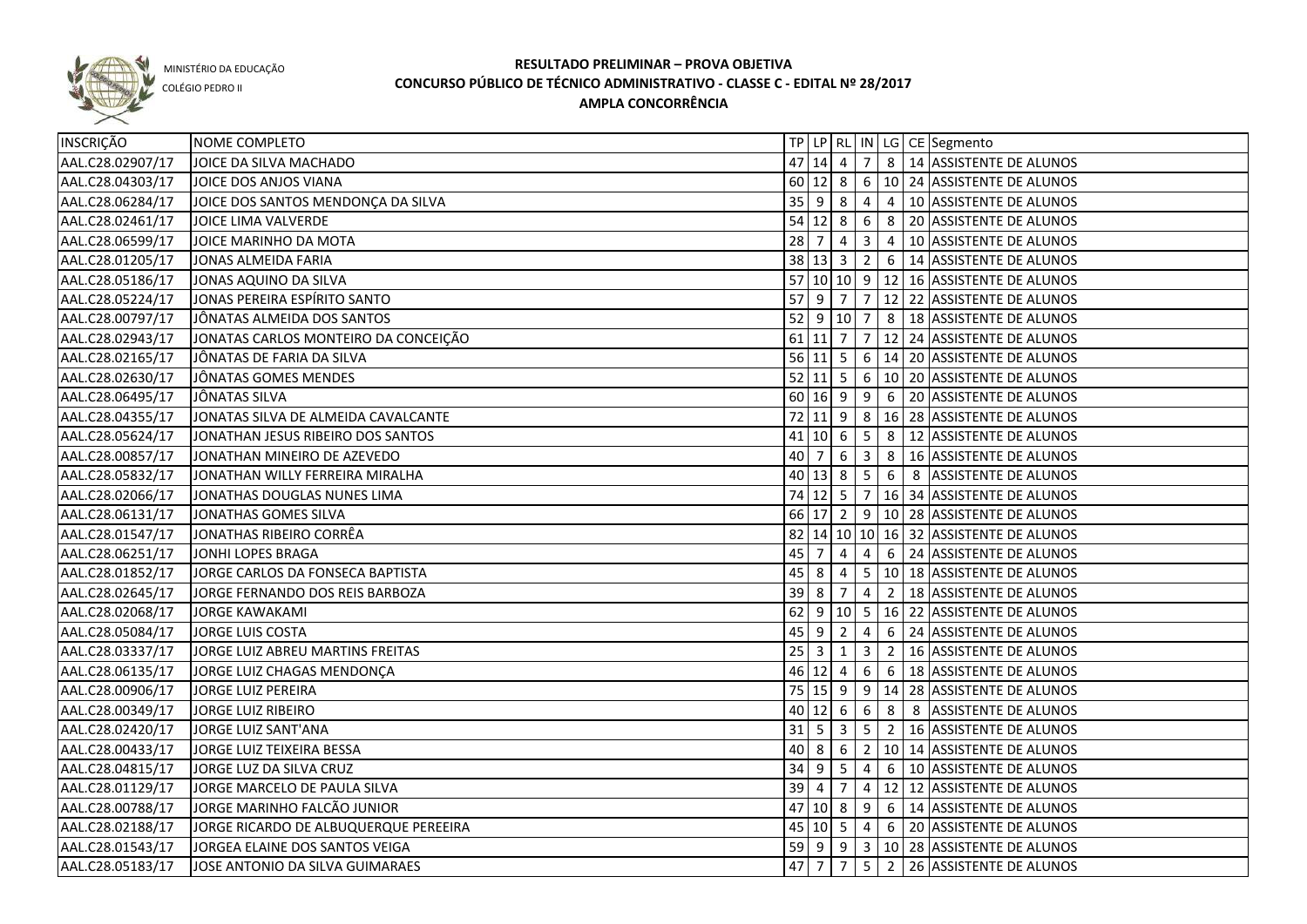MINISTÉRIO DA EDUCAÇÃO

COLÉGIO PEDRO II

# RESULTADO PRELIMINAR – PROVA OBJETIVA
## CONCURSO PÚBLICO DE TÉCNICO ADMINISTRATIVO - CLASSE C - EDITAL Nº 28/2017
### AMPLA CONCORRÊNCIA

| INSCRIÇÃO | NOME COMPLETO | TP | LP | RL | IN | LG | CE | Segmento |
|---|---|---|---|---|---|---|---|---|
| AAL.C28.02907/17 | JOICE DA SILVA MACHADO | 47 | 14 | 4 | 7 | 8 | 14 | ASSISTENTE DE ALUNOS |
| AAL.C28.04303/17 | JOICE DOS ANJOS VIANA | 60 | 12 | 8 | 6 | 10 | 24 | ASSISTENTE DE ALUNOS |
| AAL.C28.06284/17 | JOICE DOS SANTOS MENDONÇA DA SILVA | 35 | 9 | 8 | 4 | 4 | 10 | ASSISTENTE DE ALUNOS |
| AAL.C28.02461/17 | JOICE LIMA VALVERDE | 54 | 12 | 8 | 6 | 8 | 20 | ASSISTENTE DE ALUNOS |
| AAL.C28.06599/17 | JOICE MARINHO DA MOTA | 28 | 7 | 4 | 3 | 4 | 10 | ASSISTENTE DE ALUNOS |
| AAL.C28.01205/17 | JONAS ALMEIDA FARIA | 38 | 13 | 3 | 2 | 6 | 14 | ASSISTENTE DE ALUNOS |
| AAL.C28.05186/17 | JONAS AQUINO DA SILVA | 57 | 10 | 10 | 9 | 12 | 16 | ASSISTENTE DE ALUNOS |
| AAL.C28.05224/17 | JONAS PEREIRA ESPÍRITO SANTO | 57 | 9 | 7 | 7 | 12 | 22 | ASSISTENTE DE ALUNOS |
| AAL.C28.00797/17 | JÔNATAS ALMEIDA DOS SANTOS | 52 | 9 | 10 | 7 | 8 | 18 | ASSISTENTE DE ALUNOS |
| AAL.C28.02943/17 | JONATAS CARLOS MONTEIRO DA CONCEIÇÃO | 61 | 11 | 7 | 7 | 12 | 24 | ASSISTENTE DE ALUNOS |
| AAL.C28.02165/17 | JÔNATAS DE FARIA DA SILVA | 56 | 11 | 5 | 6 | 14 | 20 | ASSISTENTE DE ALUNOS |
| AAL.C28.02630/17 | JÔNATAS GOMES MENDES | 52 | 11 | 5 | 6 | 10 | 20 | ASSISTENTE DE ALUNOS |
| AAL.C28.06495/17 | JÔNATAS SILVA | 60 | 16 | 9 | 9 | 6 | 20 | ASSISTENTE DE ALUNOS |
| AAL.C28.04355/17 | JONATAS SILVA DE ALMEIDA CAVALCANTE | 72 | 11 | 9 | 8 | 16 | 28 | ASSISTENTE DE ALUNOS |
| AAL.C28.05624/17 | JONATHAN JESUS RIBEIRO DOS SANTOS | 41 | 10 | 6 | 5 | 8 | 12 | ASSISTENTE DE ALUNOS |
| AAL.C28.00857/17 | JONATHAN MINEIRO DE AZEVEDO | 40 | 7 | 6 | 3 | 8 | 16 | ASSISTENTE DE ALUNOS |
| AAL.C28.05832/17 | JONATHAN WILLY FERREIRA MIRALHA | 40 | 13 | 8 | 5 | 6 | 8 | ASSISTENTE DE ALUNOS |
| AAL.C28.02066/17 | JONATHAS DOUGLAS NUNES LIMA | 74 | 12 | 5 | 7 | 16 | 34 | ASSISTENTE DE ALUNOS |
| AAL.C28.06131/17 | JONATHAS GOMES SILVA | 66 | 17 | 2 | 9 | 10 | 28 | ASSISTENTE DE ALUNOS |
| AAL.C28.01547/17 | JONATHAS RIBEIRO CORRÊA | 82 | 14 | 10 | 10 | 16 | 32 | ASSISTENTE DE ALUNOS |
| AAL.C28.06251/17 | JONHI LOPES BRAGA | 45 | 7 | 4 | 4 | 6 | 24 | ASSISTENTE DE ALUNOS |
| AAL.C28.01852/17 | JORGE CARLOS DA FONSECA BAPTISTA | 45 | 8 | 4 | 5 | 10 | 18 | ASSISTENTE DE ALUNOS |
| AAL.C28.02645/17 | JORGE FERNANDO DOS REIS BARBOZA | 39 | 8 | 7 | 4 | 2 | 18 | ASSISTENTE DE ALUNOS |
| AAL.C28.02068/17 | JORGE KAWAKAMI | 62 | 9 | 10 | 5 | 16 | 22 | ASSISTENTE DE ALUNOS |
| AAL.C28.05084/17 | JORGE LUIS COSTA | 45 | 9 | 2 | 4 | 6 | 24 | ASSISTENTE DE ALUNOS |
| AAL.C28.03337/17 | JORGE LUIZ ABREU MARTINS FREITAS | 25 | 3 | 1 | 3 | 2 | 16 | ASSISTENTE DE ALUNOS |
| AAL.C28.06135/17 | JORGE LUIZ CHAGAS MENDONÇA | 46 | 12 | 4 | 6 | 6 | 18 | ASSISTENTE DE ALUNOS |
| AAL.C28.00906/17 | JORGE LUIZ PEREIRA | 75 | 15 | 9 | 9 | 14 | 28 | ASSISTENTE DE ALUNOS |
| AAL.C28.00349/17 | JORGE LUIZ RIBEIRO | 40 | 12 | 6 | 6 | 8 | 8 | ASSISTENTE DE ALUNOS |
| AAL.C28.02420/17 | JORGE LUIZ SANT'ANA | 31 | 5 | 3 | 5 | 2 | 16 | ASSISTENTE DE ALUNOS |
| AAL.C28.00433/17 | JORGE LUIZ TEIXEIRA BESSA | 40 | 8 | 6 | 2 | 10 | 14 | ASSISTENTE DE ALUNOS |
| AAL.C28.04815/17 | JORGE LUZ DA SILVA CRUZ | 34 | 9 | 5 | 4 | 6 | 10 | ASSISTENTE DE ALUNOS |
| AAL.C28.01129/17 | JORGE MARCELO DE PAULA SILVA | 39 | 4 | 7 | 4 | 12 | 12 | ASSISTENTE DE ALUNOS |
| AAL.C28.00788/17 | JORGE MARINHO FALCÃO JUNIOR | 47 | 10 | 8 | 9 | 6 | 14 | ASSISTENTE DE ALUNOS |
| AAL.C28.02188/17 | JORGE RICARDO DE ALBUQUERQUE PEREEIRA | 45 | 10 | 5 | 4 | 6 | 20 | ASSISTENTE DE ALUNOS |
| AAL.C28.01543/17 | JORGEA ELAINE DOS SANTOS VEIGA | 59 | 9 | 9 | 3 | 10 | 28 | ASSISTENTE DE ALUNOS |
| AAL.C28.05183/17 | JOSE ANTONIO DA SILVA GUIMARAES | 47 | 7 | 7 | 5 | 2 | 26 | ASSISTENTE DE ALUNOS |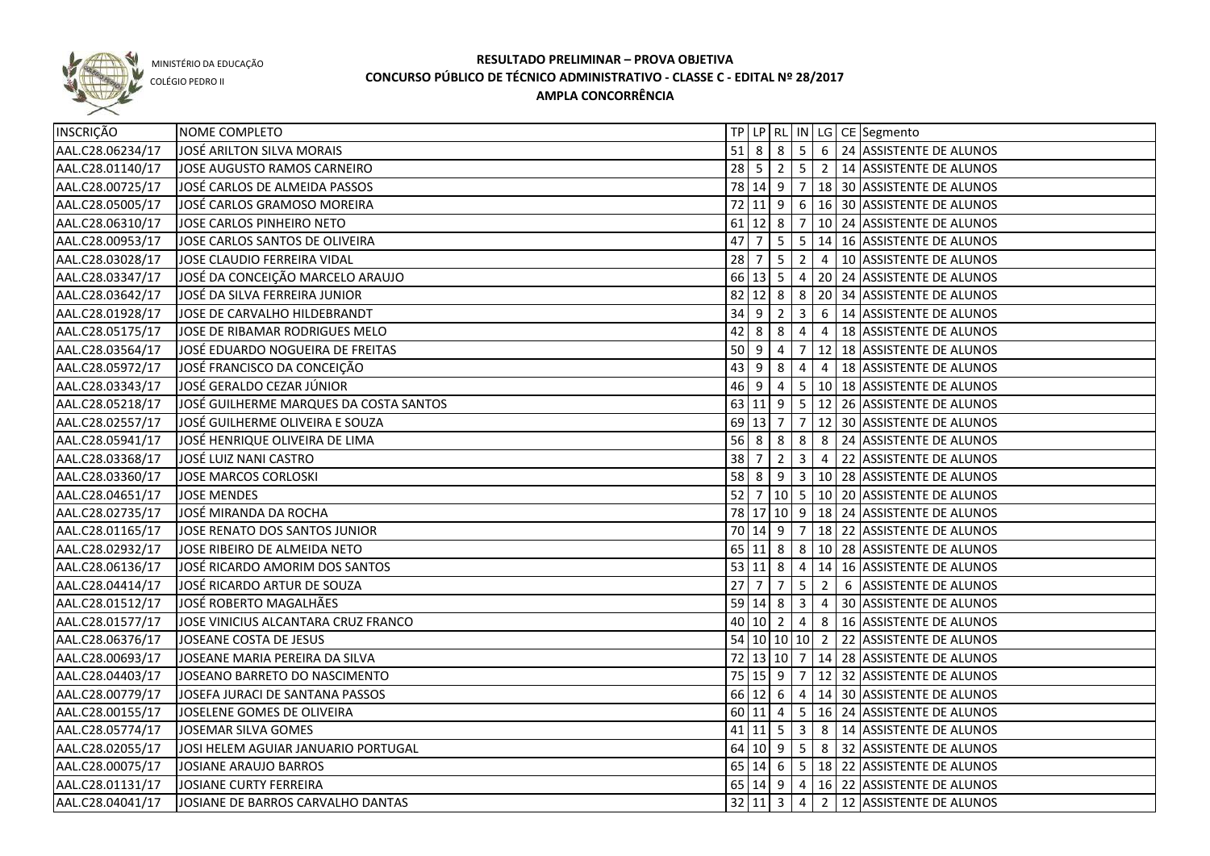MINISTÉRIO DA EDUCAÇÃO
COLÉGIO PEDRO II

# RESULTADO PRELIMINAR – PROVA OBJETIVA
## CONCURSO PÚBLICO DE TÉCNICO ADMINISTRATIVO - CLASSE C - EDITAL Nº 28/2017
### AMPLA CONCORRÊNCIA

| INSCRIÇÃO | NOME COMPLETO | TP | LP | RL | IN | LG | CE | Segmento |
|---|---|---|---|---|---|---|---|---|
| AAL.C28.06234/17 | JOSÉ ARILTON SILVA MORAIS | 51 | 8 | 8 | 5 | 6 | 24 | ASSISTENTE DE ALUNOS |
| AAL.C28.01140/17 | JOSE AUGUSTO RAMOS CARNEIRO | 28 | 5 | 2 | 5 | 2 | 14 | ASSISTENTE DE ALUNOS |
| AAL.C28.00725/17 | JOSÉ CARLOS DE ALMEIDA PASSOS | 78 | 14 | 9 | 7 | 18 | 30 | ASSISTENTE DE ALUNOS |
| AAL.C28.05005/17 | JOSÉ CARLOS GRAMOSO MOREIRA | 72 | 11 | 9 | 6 | 16 | 30 | ASSISTENTE DE ALUNOS |
| AAL.C28.06310/17 | JOSE CARLOS PINHEIRO NETO | 61 | 12 | 8 | 7 | 10 | 24 | ASSISTENTE DE ALUNOS |
| AAL.C28.00953/17 | JOSE CARLOS SANTOS DE OLIVEIRA | 47 | 7 | 5 | 5 | 14 | 16 | ASSISTENTE DE ALUNOS |
| AAL.C28.03028/17 | JOSE CLAUDIO FERREIRA VIDAL | 28 | 7 | 5 | 2 | 4 | 10 | ASSISTENTE DE ALUNOS |
| AAL.C28.03347/17 | JOSÉ DA CONCEIÇÃO MARCELO ARAUJO | 66 | 13 | 5 | 4 | 20 | 24 | ASSISTENTE DE ALUNOS |
| AAL.C28.03642/17 | JOSÉ DA SILVA FERREIRA JUNIOR | 82 | 12 | 8 | 8 | 20 | 34 | ASSISTENTE DE ALUNOS |
| AAL.C28.01928/17 | JOSE DE CARVALHO HILDEBRANDT | 34 | 9 | 2 | 3 | 6 | 14 | ASSISTENTE DE ALUNOS |
| AAL.C28.05175/17 | JOSE DE RIBAMAR RODRIGUES MELO | 42 | 8 | 8 | 4 | 4 | 18 | ASSISTENTE DE ALUNOS |
| AAL.C28.03564/17 | JOSÉ EDUARDO NOGUEIRA DE FREITAS | 50 | 9 | 4 | 7 | 12 | 18 | ASSISTENTE DE ALUNOS |
| AAL.C28.05972/17 | JOSÉ FRANCISCO DA CONCEIÇÃO | 43 | 9 | 8 | 4 | 4 | 18 | ASSISTENTE DE ALUNOS |
| AAL.C28.03343/17 | JOSÉ GERALDO CEZAR JÚNIOR | 46 | 9 | 4 | 5 | 10 | 18 | ASSISTENTE DE ALUNOS |
| AAL.C28.05218/17 | JOSÉ GUILHERME MARQUES DA COSTA SANTOS | 63 | 11 | 9 | 5 | 12 | 26 | ASSISTENTE DE ALUNOS |
| AAL.C28.02557/17 | JOSÉ GUILHERME OLIVEIRA E SOUZA | 69 | 13 | 7 | 7 | 12 | 30 | ASSISTENTE DE ALUNOS |
| AAL.C28.05941/17 | JOSÉ HENRIQUE OLIVEIRA DE LIMA | 56 | 8 | 8 | 8 | 8 | 24 | ASSISTENTE DE ALUNOS |
| AAL.C28.03368/17 | JOSÉ LUIZ NANI CASTRO | 38 | 7 | 2 | 3 | 4 | 22 | ASSISTENTE DE ALUNOS |
| AAL.C28.03360/17 | JOSE MARCOS CORLOSKI | 58 | 8 | 9 | 3 | 10 | 28 | ASSISTENTE DE ALUNOS |
| AAL.C28.04651/17 | JOSE MENDES | 52 | 7 | 10 | 5 | 10 | 20 | ASSISTENTE DE ALUNOS |
| AAL.C28.02735/17 | JOSÉ MIRANDA DA ROCHA | 78 | 17 | 10 | 9 | 18 | 24 | ASSISTENTE DE ALUNOS |
| AAL.C28.01165/17 | JOSE RENATO DOS SANTOS JUNIOR | 70 | 14 | 9 | 7 | 18 | 22 | ASSISTENTE DE ALUNOS |
| AAL.C28.02932/17 | JOSE RIBEIRO DE ALMEIDA NETO | 65 | 11 | 8 | 8 | 10 | 28 | ASSISTENTE DE ALUNOS |
| AAL.C28.06136/17 | JOSÉ RICARDO AMORIM DOS SANTOS | 53 | 11 | 8 | 4 | 14 | 16 | ASSISTENTE DE ALUNOS |
| AAL.C28.04414/17 | JOSÉ RICARDO ARTUR DE SOUZA | 27 | 7 | 7 | 5 | 2 | 6 | ASSISTENTE DE ALUNOS |
| AAL.C28.01512/17 | JOSÉ ROBERTO MAGALHÃES | 59 | 14 | 8 | 3 | 4 | 30 | ASSISTENTE DE ALUNOS |
| AAL.C28.01577/17 | JOSE VINICIUS ALCANTARA CRUZ FRANCO | 40 | 10 | 2 | 4 | 8 | 16 | ASSISTENTE DE ALUNOS |
| AAL.C28.06376/17 | JOSEANE COSTA DE JESUS | 54 | 10 | 10 | 10 | 2 | 22 | ASSISTENTE DE ALUNOS |
| AAL.C28.00693/17 | JOSEANE MARIA PEREIRA DA SILVA | 72 | 13 | 10 | 7 | 14 | 28 | ASSISTENTE DE ALUNOS |
| AAL.C28.04403/17 | JOSEANO BARRETO DO NASCIMENTO | 75 | 15 | 9 | 7 | 12 | 32 | ASSISTENTE DE ALUNOS |
| AAL.C28.00779/17 | JOSEFA JURACI DE SANTANA PASSOS | 66 | 12 | 6 | 4 | 14 | 30 | ASSISTENTE DE ALUNOS |
| AAL.C28.00155/17 | JOSELENE GOMES DE OLIVEIRA | 60 | 11 | 4 | 5 | 16 | 24 | ASSISTENTE DE ALUNOS |
| AAL.C28.05774/17 | JOSEMAR SILVA GOMES | 41 | 11 | 5 | 3 | 8 | 14 | ASSISTENTE DE ALUNOS |
| AAL.C28.02055/17 | JOSI HELEM AGUIAR JANUARIO PORTUGAL | 64 | 10 | 9 | 5 | 8 | 32 | ASSISTENTE DE ALUNOS |
| AAL.C28.00075/17 | JOSIANE ARAUJO BARROS | 65 | 14 | 6 | 5 | 18 | 22 | ASSISTENTE DE ALUNOS |
| AAL.C28.01131/17 | JOSIANE CURTY FERREIRA | 65 | 14 | 9 | 4 | 16 | 22 | ASSISTENTE DE ALUNOS |
| AAL.C28.04041/17 | JOSIANE DE BARROS CARVALHO DANTAS | 32 | 11 | 3 | 4 | 2 | 12 | ASSISTENTE DE ALUNOS |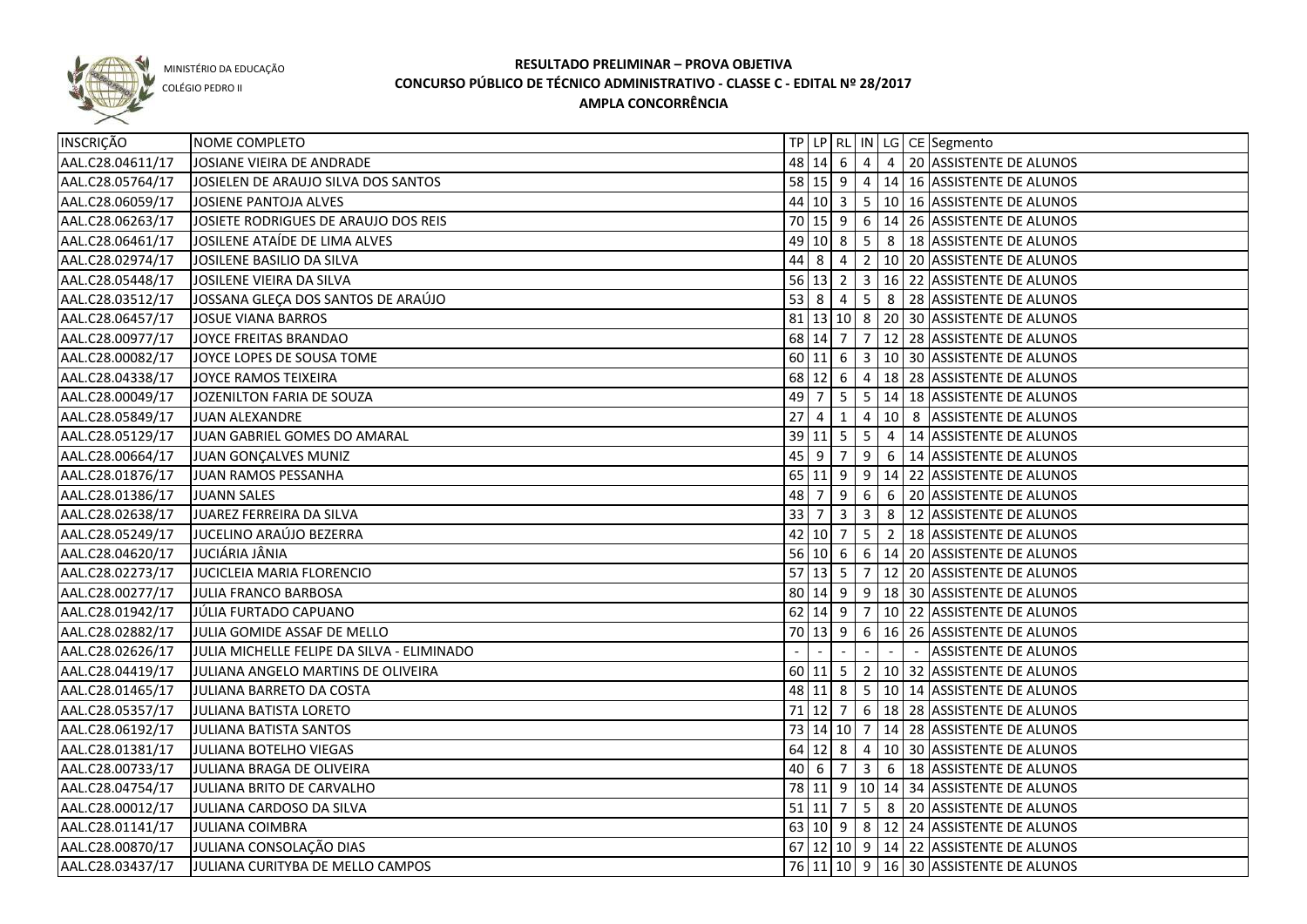MINISTÉRIO DA EDUCAÇÃO

COLÉGIO PEDRO II

# RESULTADO PRELIMINAR – PROVA OBJETIVA
## CONCURSO PÚBLICO DE TÉCNICO ADMINISTRATIVO - CLASSE C - EDITAL Nº 28/2017
## AMPLA CONCORRÊNCIA

| INSCRIÇÃO | NOME COMPLETO | TP | LP | RL | IN | LG | CE | Segmento |
|---|---|---|---|---|---|---|---|---|
| AAL.C28.04611/17 | JOSIANE VIEIRA DE ANDRADE | 48 | 14 | 6 | 4 | 4 | 20 | ASSISTENTE DE ALUNOS |
| AAL.C28.05764/17 | JOSIELEN DE ARAUJO SILVA DOS SANTOS | 58 | 15 | 9 | 4 | 14 | 16 | ASSISTENTE DE ALUNOS |
| AAL.C28.06059/17 | JOSIENE PANTOJA ALVES | 44 | 10 | 3 | 5 | 10 | 16 | ASSISTENTE DE ALUNOS |
| AAL.C28.06263/17 | JOSIETE RODRIGUES DE ARAUJO DOS REIS | 70 | 15 | 9 | 6 | 14 | 26 | ASSISTENTE DE ALUNOS |
| AAL.C28.06461/17 | JOSILENE ATAÍDE DE LIMA ALVES | 49 | 10 | 8 | 5 | 8 | 18 | ASSISTENTE DE ALUNOS |
| AAL.C28.02974/17 | JOSILENE BASILIO DA SILVA | 44 | 8 | 4 | 2 | 10 | 20 | ASSISTENTE DE ALUNOS |
| AAL.C28.05448/17 | JOSILENE VIEIRA DA SILVA | 56 | 13 | 2 | 3 | 16 | 22 | ASSISTENTE DE ALUNOS |
| AAL.C28.03512/17 | JOSSANA GLEÇA DOS SANTOS DE ARAÚJO | 53 | 8 | 4 | 5 | 8 | 28 | ASSISTENTE DE ALUNOS |
| AAL.C28.06457/17 | JOSUE VIANA BARROS | 81 | 13 | 10 | 8 | 20 | 30 | ASSISTENTE DE ALUNOS |
| AAL.C28.00977/17 | JOYCE FREITAS BRANDAO | 68 | 14 | 7 | 7 | 12 | 28 | ASSISTENTE DE ALUNOS |
| AAL.C28.00082/17 | JOYCE LOPES DE SOUSA TOME | 60 | 11 | 6 | 3 | 10 | 30 | ASSISTENTE DE ALUNOS |
| AAL.C28.04338/17 | JOYCE RAMOS TEIXEIRA | 68 | 12 | 6 | 4 | 18 | 28 | ASSISTENTE DE ALUNOS |
| AAL.C28.00049/17 | JOZENILTON FARIA DE SOUZA | 49 | 7 | 5 | 5 | 14 | 18 | ASSISTENTE DE ALUNOS |
| AAL.C28.05849/17 | JUAN ALEXANDRE | 27 | 4 | 1 | 4 | 10 | 8 | ASSISTENTE DE ALUNOS |
| AAL.C28.05129/17 | JUAN GABRIEL GOMES DO AMARAL | 39 | 11 | 5 | 5 | 4 | 14 | ASSISTENTE DE ALUNOS |
| AAL.C28.00664/17 | JUAN GONÇALVES MUNIZ | 45 | 9 | 7 | 9 | 6 | 14 | ASSISTENTE DE ALUNOS |
| AAL.C28.01876/17 | JUAN RAMOS PESSANHA | 65 | 11 | 9 | 9 | 14 | 22 | ASSISTENTE DE ALUNOS |
| AAL.C28.01386/17 | JUANN SALES | 48 | 7 | 9 | 6 | 6 | 20 | ASSISTENTE DE ALUNOS |
| AAL.C28.02638/17 | JUAREZ FERREIRA DA SILVA | 33 | 7 | 3 | 3 | 8 | 12 | ASSISTENTE DE ALUNOS |
| AAL.C28.05249/17 | JUCELINO ARAÚJO BEZERRA | 42 | 10 | 7 | 5 | 2 | 18 | ASSISTENTE DE ALUNOS |
| AAL.C28.04620/17 | JUCIÁRIA JÂNIA | 56 | 10 | 6 | 6 | 14 | 20 | ASSISTENTE DE ALUNOS |
| AAL.C28.02273/17 | JUCICLEIA MARIA FLORENCIO | 57 | 13 | 5 | 7 | 12 | 20 | ASSISTENTE DE ALUNOS |
| AAL.C28.00277/17 | JULIA FRANCO BARBOSA | 80 | 14 | 9 | 9 | 18 | 30 | ASSISTENTE DE ALUNOS |
| AAL.C28.01942/17 | JÚLIA FURTADO CAPUANO | 62 | 14 | 9 | 7 | 10 | 22 | ASSISTENTE DE ALUNOS |
| AAL.C28.02882/17 | JULIA GOMIDE ASSAF DE MELLO | 70 | 13 | 9 | 6 | 16 | 26 | ASSISTENTE DE ALUNOS |
| AAL.C28.02626/17 | JULIA MICHELLE FELIPE DA SILVA - ELIMINADO | - | - | - | - | - | - | ASSISTENTE DE ALUNOS |
| AAL.C28.04419/17 | JULIANA ANGELO MARTINS DE OLIVEIRA | 60 | 11 | 5 | 2 | 10 | 32 | ASSISTENTE DE ALUNOS |
| AAL.C28.01465/17 | JULIANA BARRETO DA COSTA | 48 | 11 | 8 | 5 | 10 | 14 | ASSISTENTE DE ALUNOS |
| AAL.C28.05357/17 | JULIANA BATISTA LORETO | 71 | 12 | 7 | 6 | 18 | 28 | ASSISTENTE DE ALUNOS |
| AAL.C28.06192/17 | JULIANA BATISTA SANTOS | 73 | 14 | 10 | 7 | 14 | 28 | ASSISTENTE DE ALUNOS |
| AAL.C28.01381/17 | JULIANA BOTELHO VIEGAS | 64 | 12 | 8 | 4 | 10 | 30 | ASSISTENTE DE ALUNOS |
| AAL.C28.00733/17 | JULIANA BRAGA DE OLIVEIRA | 40 | 6 | 7 | 3 | 6 | 18 | ASSISTENTE DE ALUNOS |
| AAL.C28.04754/17 | JULIANA BRITO DE CARVALHO | 78 | 11 | 9 | 10 | 14 | 34 | ASSISTENTE DE ALUNOS |
| AAL.C28.00012/17 | JULIANA CARDOSO DA SILVA | 51 | 11 | 7 | 5 | 8 | 20 | ASSISTENTE DE ALUNOS |
| AAL.C28.01141/17 | JULIANA COIMBRA | 63 | 10 | 9 | 8 | 12 | 24 | ASSISTENTE DE ALUNOS |
| AAL.C28.00870/17 | JULIANA CONSOLAÇÃO DIAS | 67 | 12 | 10 | 9 | 14 | 22 | ASSISTENTE DE ALUNOS |
| AAL.C28.03437/17 | JULIANA CURITYBA DE MELLO CAMPOS | 76 | 11 | 10 | 9 | 16 | 30 | ASSISTENTE DE ALUNOS |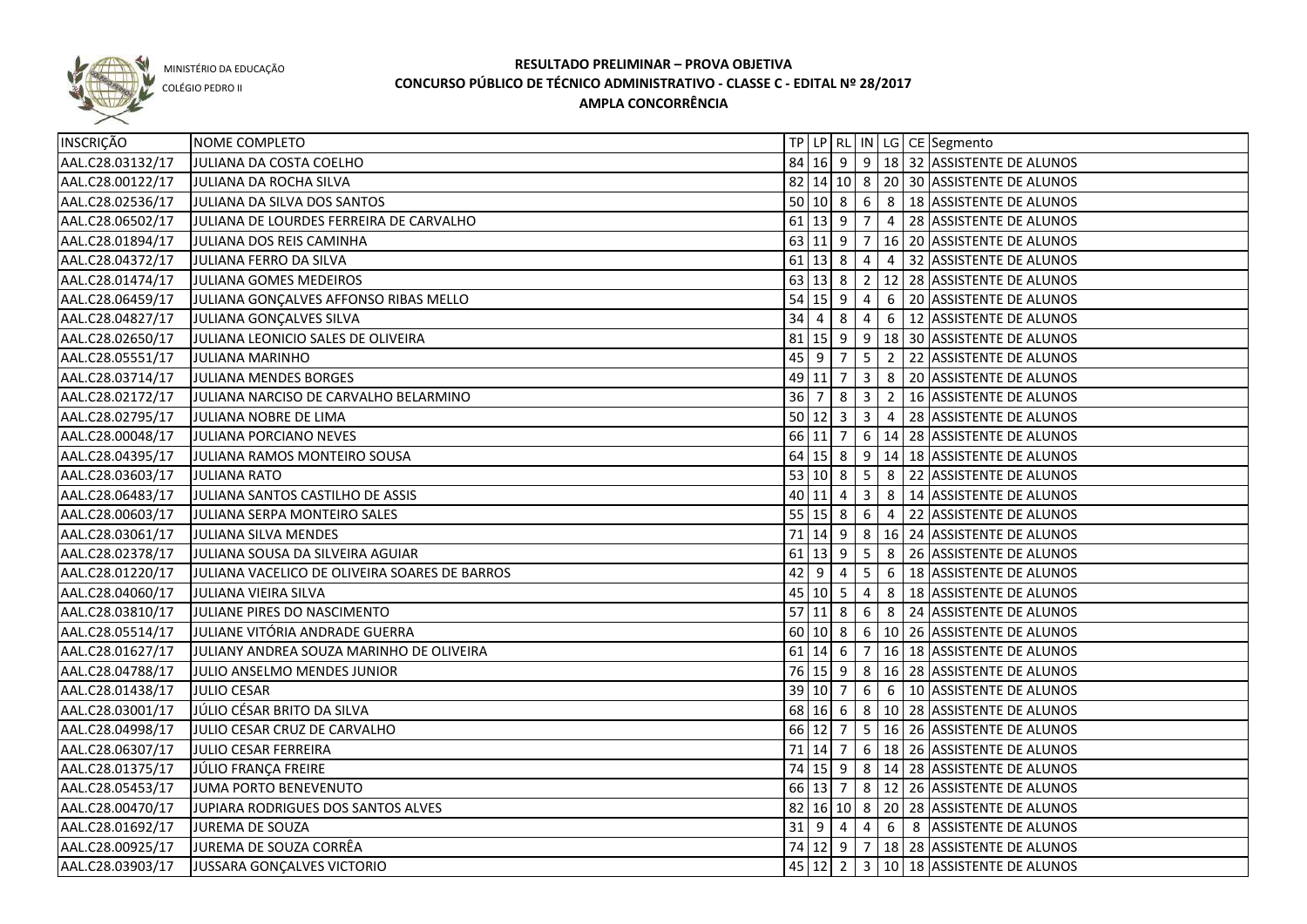MINISTÉRIO DA EDUCAÇÃO

COLÉGIO PEDRO II

# RESULTADO PRELIMINAR – PROVA OBJETIVA

## CONCURSO PÚBLICO DE TÉCNICO ADMINISTRATIVO - CLASSE C - EDITAL Nº 28/2017

## AMPLA CONCORRÊNCIA

| INSCRIÇÃO | NOME COMPLETO | TP | LP | RL | IN | LG | CE | Segmento |
|---|---|---|---|---|---|---|---|---|
| AAL.C28.03132/17 | JULIANA DA COSTA COELHO | 84 | 16 | 9 | 9 | 18 | 32 | ASSISTENTE DE ALUNOS |
| AAL.C28.00122/17 | JULIANA DA ROCHA SILVA | 82 | 14 | 10 | 8 | 20 | 30 | ASSISTENTE DE ALUNOS |
| AAL.C28.02536/17 | JULIANA DA SILVA DOS SANTOS | 50 | 10 | 8 | 6 | 8 | 18 | ASSISTENTE DE ALUNOS |
| AAL.C28.06502/17 | JULIANA DE LOURDES FERREIRA DE CARVALHO | 61 | 13 | 9 | 7 | 4 | 28 | ASSISTENTE DE ALUNOS |
| AAL.C28.01894/17 | JULIANA DOS REIS CAMINHA | 63 | 11 | 9 | 7 | 16 | 20 | ASSISTENTE DE ALUNOS |
| AAL.C28.04372/17 | JULIANA FERRO DA SILVA | 61 | 13 | 8 | 4 | 4 | 32 | ASSISTENTE DE ALUNOS |
| AAL.C28.01474/17 | JULIANA GOMES MEDEIROS | 63 | 13 | 8 | 2 | 12 | 28 | ASSISTENTE DE ALUNOS |
| AAL.C28.06459/17 | JULIANA GONÇALVES AFFONSO RIBAS MELLO | 54 | 15 | 9 | 4 | 6 | 20 | ASSISTENTE DE ALUNOS |
| AAL.C28.04827/17 | JULIANA GONÇALVES SILVA | 34 | 4 | 8 | 4 | 6 | 12 | ASSISTENTE DE ALUNOS |
| AAL.C28.02650/17 | JULIANA LEONICIO SALES DE OLIVEIRA | 81 | 15 | 9 | 9 | 18 | 30 | ASSISTENTE DE ALUNOS |
| AAL.C28.05551/17 | JULIANA MARINHO | 45 | 9 | 7 | 5 | 2 | 22 | ASSISTENTE DE ALUNOS |
| AAL.C28.03714/17 | JULIANA MENDES BORGES | 49 | 11 | 7 | 3 | 8 | 20 | ASSISTENTE DE ALUNOS |
| AAL.C28.02172/17 | JULIANA NARCISO DE CARVALHO BELARMINO | 36 | 7 | 8 | 3 | 2 | 16 | ASSISTENTE DE ALUNOS |
| AAL.C28.02795/17 | JULIANA NOBRE DE LIMA | 50 | 12 | 3 | 3 | 4 | 28 | ASSISTENTE DE ALUNOS |
| AAL.C28.00048/17 | JULIANA PORCIANO NEVES | 66 | 11 | 7 | 6 | 14 | 28 | ASSISTENTE DE ALUNOS |
| AAL.C28.04395/17 | JULIANA RAMOS MONTEIRO SOUSA | 64 | 15 | 8 | 9 | 14 | 18 | ASSISTENTE DE ALUNOS |
| AAL.C28.03603/17 | JULIANA RATO | 53 | 10 | 8 | 5 | 8 | 22 | ASSISTENTE DE ALUNOS |
| AAL.C28.06483/17 | JULIANA SANTOS CASTILHO DE ASSIS | 40 | 11 | 4 | 3 | 8 | 14 | ASSISTENTE DE ALUNOS |
| AAL.C28.00603/17 | JULIANA SERPA MONTEIRO SALES | 55 | 15 | 8 | 6 | 4 | 22 | ASSISTENTE DE ALUNOS |
| AAL.C28.03061/17 | JULIANA SILVA MENDES | 71 | 14 | 9 | 8 | 16 | 24 | ASSISTENTE DE ALUNOS |
| AAL.C28.02378/17 | JULIANA SOUSA DA SILVEIRA AGUIAR | 61 | 13 | 9 | 5 | 8 | 26 | ASSISTENTE DE ALUNOS |
| AAL.C28.01220/17 | JULIANA VACELICO DE OLIVEIRA SOARES DE BARROS | 42 | 9 | 4 | 5 | 6 | 18 | ASSISTENTE DE ALUNOS |
| AAL.C28.04060/17 | JULIANA VIEIRA SILVA | 45 | 10 | 5 | 4 | 8 | 18 | ASSISTENTE DE ALUNOS |
| AAL.C28.03810/17 | JULIANE PIRES DO NASCIMENTO | 57 | 11 | 8 | 6 | 8 | 24 | ASSISTENTE DE ALUNOS |
| AAL.C28.05514/17 | JULIANE VITÓRIA ANDRADE GUERRA | 60 | 10 | 8 | 6 | 10 | 26 | ASSISTENTE DE ALUNOS |
| AAL.C28.01627/17 | JULIANY ANDREA SOUZA MARINHO DE OLIVEIRA | 61 | 14 | 6 | 7 | 16 | 18 | ASSISTENTE DE ALUNOS |
| AAL.C28.04788/17 | JULIO ANSELMO MENDES JUNIOR | 76 | 15 | 9 | 8 | 16 | 28 | ASSISTENTE DE ALUNOS |
| AAL.C28.01438/17 | JULIO CESAR | 39 | 10 | 7 | 6 | 6 | 10 | ASSISTENTE DE ALUNOS |
| AAL.C28.03001/17 | JÚLIO CÉSAR BRITO DA SILVA | 68 | 16 | 6 | 8 | 10 | 28 | ASSISTENTE DE ALUNOS |
| AAL.C28.04998/17 | JULIO CESAR CRUZ DE CARVALHO | 66 | 12 | 7 | 5 | 16 | 26 | ASSISTENTE DE ALUNOS |
| AAL.C28.06307/17 | JULIO CESAR FERREIRA | 71 | 14 | 7 | 6 | 18 | 26 | ASSISTENTE DE ALUNOS |
| AAL.C28.01375/17 | JÚLIO FRANÇA FREIRE | 74 | 15 | 9 | 8 | 14 | 28 | ASSISTENTE DE ALUNOS |
| AAL.C28.05453/17 | JUMA PORTO BENEVENUTO | 66 | 13 | 7 | 8 | 12 | 26 | ASSISTENTE DE ALUNOS |
| AAL.C28.00470/17 | JUPIARA RODRIGUES DOS SANTOS ALVES | 82 | 16 | 10 | 8 | 20 | 28 | ASSISTENTE DE ALUNOS |
| AAL.C28.01692/17 | JUREMA DE SOUZA | 31 | 9 | 4 | 4 | 6 | 8 | ASSISTENTE DE ALUNOS |
| AAL.C28.00925/17 | JUREMA DE SOUZA CORRÊA | 74 | 12 | 9 | 7 | 18 | 28 | ASSISTENTE DE ALUNOS |
| AAL.C28.03903/17 | JUSSARA GONÇALVES VICTORIO | 45 | 12 | 2 | 3 | 10 | 18 | ASSISTENTE DE ALUNOS |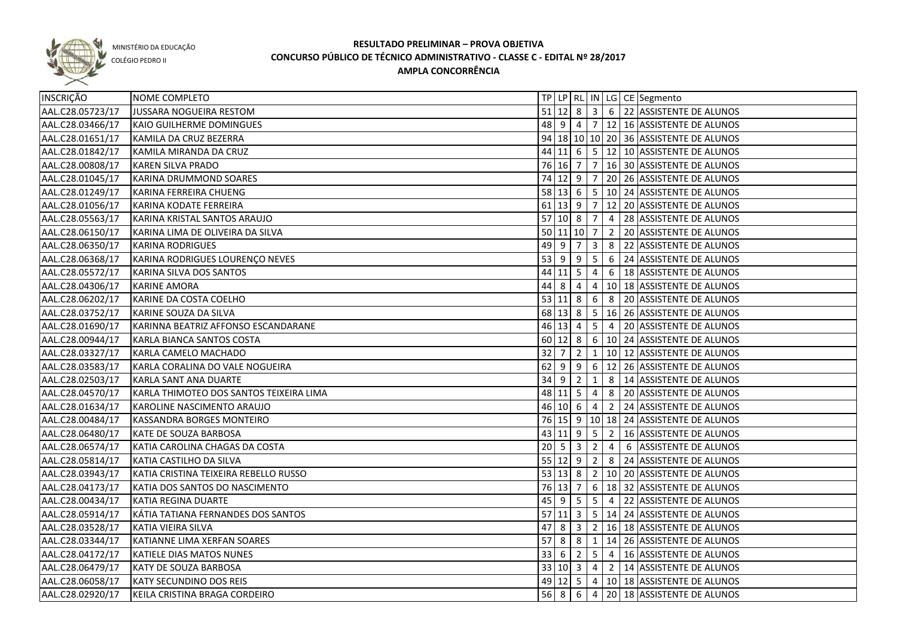MINISTÉRIO DA EDUCAÇÃO
COLÉGIO PEDRO II

# RESULTADO PRELIMINAR – PROVA OBJETIVA
## CONCURSO PÚBLICO DE TÉCNICO ADMINISTRATIVO - CLASSE C - EDITAL Nº 28/2017
### AMPLA CONCORRÊNCIA

| INSCRIÇÃO | NOME COMPLETO | TP | LP | RL | IN | LG | CE | Segmento |
|---|---|---|---|---|---|---|---|---|
| AAL.C28.05723/17 | JUSSARA NOGUEIRA RESTOM | 51 | 12 | 8 | 3 | 6 | 22 | ASSISTENTE DE ALUNOS |
| AAL.C28.03466/17 | KAIO GUILHERME DOMINGUES | 48 | 9 | 4 | 7 | 12 | 16 | ASSISTENTE DE ALUNOS |
| AAL.C28.01651/17 | KAMILA DA CRUZ BEZERRA | 94 | 18 | 10 | 10 | 20 | 36 | ASSISTENTE DE ALUNOS |
| AAL.C28.01842/17 | KAMILA MIRANDA DA CRUZ | 44 | 11 | 6 | 5 | 12 | 10 | ASSISTENTE DE ALUNOS |
| AAL.C28.00808/17 | KAREN SILVA PRADO | 76 | 16 | 7 | 7 | 16 | 30 | ASSISTENTE DE ALUNOS |
| AAL.C28.01045/17 | KARINA DRUMMOND SOARES | 74 | 12 | 9 | 7 | 20 | 26 | ASSISTENTE DE ALUNOS |
| AAL.C28.01249/17 | KARINA FERREIRA CHUENG | 58 | 13 | 6 | 5 | 10 | 24 | ASSISTENTE DE ALUNOS |
| AAL.C28.01056/17 | KARINA KODATE FERREIRA | 61 | 13 | 9 | 7 | 12 | 20 | ASSISTENTE DE ALUNOS |
| AAL.C28.05563/17 | KARINA KRISTAL SANTOS ARAUJO | 57 | 10 | 8 | 7 | 4 | 28 | ASSISTENTE DE ALUNOS |
| AAL.C28.06150/17 | KARINA LIMA DE OLIVEIRA DA SILVA | 50 | 11 | 10 | 7 | 2 | 20 | ASSISTENTE DE ALUNOS |
| AAL.C28.06350/17 | KARINA RODRIGUES | 49 | 9 | 7 | 3 | 8 | 22 | ASSISTENTE DE ALUNOS |
| AAL.C28.06368/17 | KARINA RODRIGUES LOURENÇO NEVES | 53 | 9 | 9 | 5 | 6 | 24 | ASSISTENTE DE ALUNOS |
| AAL.C28.05572/17 | KARINA SILVA DOS SANTOS | 44 | 11 | 5 | 4 | 6 | 18 | ASSISTENTE DE ALUNOS |
| AAL.C28.04306/17 | KARINE AMORA | 44 | 8 | 4 | 4 | 10 | 18 | ASSISTENTE DE ALUNOS |
| AAL.C28.06202/17 | KARINE DA COSTA COELHO | 53 | 11 | 8 | 6 | 8 | 20 | ASSISTENTE DE ALUNOS |
| AAL.C28.03752/17 | KARINE SOUZA DA SILVA | 68 | 13 | 8 | 5 | 16 | 26 | ASSISTENTE DE ALUNOS |
| AAL.C28.01690/17 | KARINNA BEATRIZ AFFONSO ESCANDARANE | 46 | 13 | 4 | 5 | 4 | 20 | ASSISTENTE DE ALUNOS |
| AAL.C28.00944/17 | KARLA BIANCA SANTOS COSTA | 60 | 12 | 8 | 6 | 10 | 24 | ASSISTENTE DE ALUNOS |
| AAL.C28.03327/17 | KARLA CAMELO MACHADO | 32 | 7 | 2 | 1 | 10 | 12 | ASSISTENTE DE ALUNOS |
| AAL.C28.03583/17 | KARLA CORALINA DO VALE NOGUEIRA | 62 | 9 | 9 | 6 | 12 | 26 | ASSISTENTE DE ALUNOS |
| AAL.C28.02503/17 | KARLA SANT ANA DUARTE | 34 | 9 | 2 | 1 | 8 | 14 | ASSISTENTE DE ALUNOS |
| AAL.C28.04570/17 | KARLA THIMOTEO DOS SANTOS TEIXEIRA LIMA | 48 | 11 | 5 | 4 | 8 | 20 | ASSISTENTE DE ALUNOS |
| AAL.C28.01634/17 | KAROLINE NASCIMENTO ARAUJO | 46 | 10 | 6 | 4 | 2 | 24 | ASSISTENTE DE ALUNOS |
| AAL.C28.00484/17 | KASSANDRA BORGES MONTEIRO | 76 | 15 | 9 | 10 | 18 | 24 | ASSISTENTE DE ALUNOS |
| AAL.C28.06480/17 | KATE DE SOUZA BARBOSA | 43 | 11 | 9 | 5 | 2 | 16 | ASSISTENTE DE ALUNOS |
| AAL.C28.06574/17 | KATIA CAROLINA CHAGAS DA COSTA | 20 | 5 | 3 | 2 | 4 | 6 | ASSISTENTE DE ALUNOS |
| AAL.C28.05814/17 | KATIA CASTILHO DA SILVA | 55 | 12 | 9 | 2 | 8 | 24 | ASSISTENTE DE ALUNOS |
| AAL.C28.03943/17 | KATIA CRISTINA TEIXEIRA REBELLO RUSSO | 53 | 13 | 8 | 2 | 10 | 20 | ASSISTENTE DE ALUNOS |
| AAL.C28.04173/17 | KATIA DOS SANTOS DO NASCIMENTO | 76 | 13 | 7 | 6 | 18 | 32 | ASSISTENTE DE ALUNOS |
| AAL.C28.00434/17 | KATIA REGINA DUARTE | 45 | 9 | 5 | 5 | 4 | 22 | ASSISTENTE DE ALUNOS |
| AAL.C28.05914/17 | KÁTIA TATIANA FERNANDES DOS SANTOS | 57 | 11 | 3 | 5 | 14 | 24 | ASSISTENTE DE ALUNOS |
| AAL.C28.03528/17 | KATIA VIEIRA SILVA | 47 | 8 | 3 | 2 | 16 | 18 | ASSISTENTE DE ALUNOS |
| AAL.C28.03344/17 | KATIANNE LIMA XERFAN SOARES | 57 | 8 | 8 | 1 | 14 | 26 | ASSISTENTE DE ALUNOS |
| AAL.C28.04172/17 | KATIELE DIAS MATOS NUNES | 33 | 6 | 2 | 5 | 4 | 16 | ASSISTENTE DE ALUNOS |
| AAL.C28.06479/17 | KATY DE SOUZA BARBOSA | 33 | 10 | 3 | 4 | 2 | 14 | ASSISTENTE DE ALUNOS |
| AAL.C28.06058/17 | KATY SECUNDINO DOS REIS | 49 | 12 | 5 | 4 | 10 | 18 | ASSISTENTE DE ALUNOS |
| AAL.C28.02920/17 | KEILA CRISTINA BRAGA CORDEIRO | 56 | 8 | 6 | 4 | 20 | 18 | ASSISTENTE DE ALUNOS |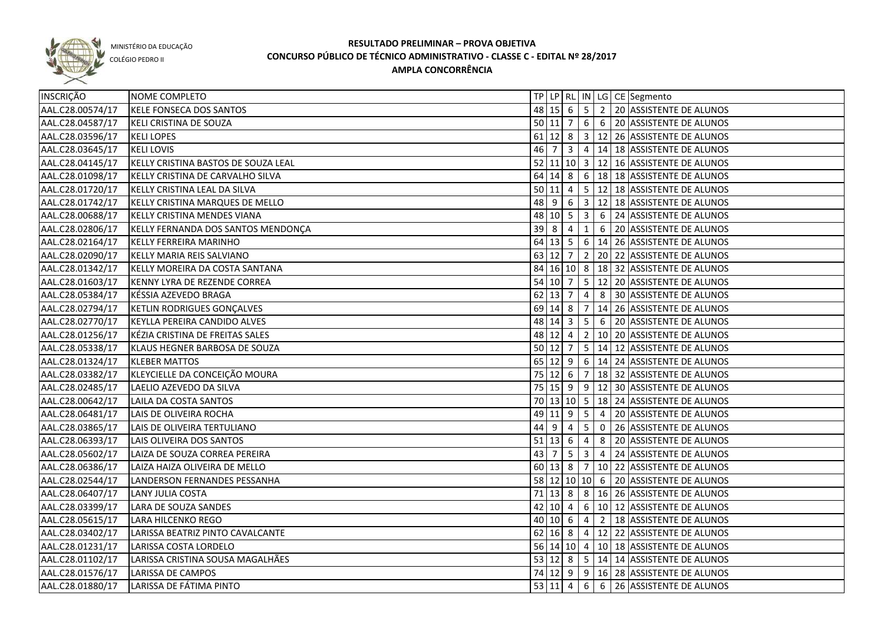MINISTÉRIO DA EDUCAÇÃO

COLÉGIO PEDRO II

# RESULTADO PRELIMINAR – PROVA OBJETIVA
## CONCURSO PÚBLICO DE TÉCNICO ADMINISTRATIVO - CLASSE C - EDITAL Nº 28/2017
### AMPLA CONCORRÊNCIA

| INSCRIÇÃO | NOME COMPLETO | TP | LP | RL | IN | LG | CE | Segmento |
|---|---|---|---|---|---|---|---|---|
| AAL.C28.00574/17 | KELE FONSECA DOS SANTOS | 48 | 15 | 6 | 5 | 2 | 20 | ASSISTENTE DE ALUNOS |
| AAL.C28.04587/17 | KELI CRISTINA DE SOUZA | 50 | 11 | 7 | 6 | 6 | 20 | ASSISTENTE DE ALUNOS |
| AAL.C28.03596/17 | KELI LOPES | 61 | 12 | 8 | 3 | 12 | 26 | ASSISTENTE DE ALUNOS |
| AAL.C28.03645/17 | KELI LOVIS | 46 | 7 | 3 | 4 | 14 | 18 | ASSISTENTE DE ALUNOS |
| AAL.C28.04145/17 | KELLY CRISTINA BASTOS DE SOUZA LEAL | 52 | 11 | 10 | 3 | 12 | 16 | ASSISTENTE DE ALUNOS |
| AAL.C28.01098/17 | KELLY CRISTINA DE CARVALHO SILVA | 64 | 14 | 8 | 6 | 18 | 18 | ASSISTENTE DE ALUNOS |
| AAL.C28.01720/17 | KELLY CRISTINA LEAL DA SILVA | 50 | 11 | 4 | 5 | 12 | 18 | ASSISTENTE DE ALUNOS |
| AAL.C28.01742/17 | KELLY CRISTINA MARQUES DE MELLO | 48 | 9 | 6 | 3 | 12 | 18 | ASSISTENTE DE ALUNOS |
| AAL.C28.00688/17 | KELLY CRISTINA MENDES VIANA | 48 | 10 | 5 | 3 | 6 | 24 | ASSISTENTE DE ALUNOS |
| AAL.C28.02806/17 | KELLY FERNANDA DOS SANTOS MENDONÇA | 39 | 8 | 4 | 1 | 6 | 20 | ASSISTENTE DE ALUNOS |
| AAL.C28.02164/17 | KELLY FERREIRA MARINHO | 64 | 13 | 5 | 6 | 14 | 26 | ASSISTENTE DE ALUNOS |
| AAL.C28.02090/17 | KELLY MARIA REIS SALVIANO | 63 | 12 | 7 | 2 | 20 | 22 | ASSISTENTE DE ALUNOS |
| AAL.C28.01342/17 | KELLY MOREIRA DA COSTA SANTANA | 84 | 16 | 10 | 8 | 18 | 32 | ASSISTENTE DE ALUNOS |
| AAL.C28.01603/17 | KENNY LYRA DE REZENDE CORREA | 54 | 10 | 7 | 5 | 12 | 20 | ASSISTENTE DE ALUNOS |
| AAL.C28.05384/17 | KÉSSIA AZEVEDO BRAGA | 62 | 13 | 7 | 4 | 8 | 30 | ASSISTENTE DE ALUNOS |
| AAL.C28.02794/17 | KETLIN RODRIGUES GONÇALVES | 69 | 14 | 8 | 7 | 14 | 26 | ASSISTENTE DE ALUNOS |
| AAL.C28.02770/17 | KEYLLA PEREIRA CANDIDO ALVES | 48 | 14 | 3 | 5 | 6 | 20 | ASSISTENTE DE ALUNOS |
| AAL.C28.01256/17 | KÉZIA CRISTINA DE FREITAS SALES | 48 | 12 | 4 | 2 | 10 | 20 | ASSISTENTE DE ALUNOS |
| AAL.C28.05338/17 | KLAUS HEGNER BARBOSA DE SOUZA | 50 | 12 | 7 | 5 | 14 | 12 | ASSISTENTE DE ALUNOS |
| AAL.C28.01324/17 | KLEBER MATTOS | 65 | 12 | 9 | 6 | 14 | 24 | ASSISTENTE DE ALUNOS |
| AAL.C28.03382/17 | KLEYCIELLE DA CONCEIÇÃO MOURA | 75 | 12 | 6 | 7 | 18 | 32 | ASSISTENTE DE ALUNOS |
| AAL.C28.02485/17 | LAELIO AZEVEDO DA SILVA | 75 | 15 | 9 | 9 | 12 | 30 | ASSISTENTE DE ALUNOS |
| AAL.C28.00642/17 | LAILA DA COSTA SANTOS | 70 | 13 | 10 | 5 | 18 | 24 | ASSISTENTE DE ALUNOS |
| AAL.C28.06481/17 | LAIS DE OLIVEIRA ROCHA | 49 | 11 | 9 | 5 | 4 | 20 | ASSISTENTE DE ALUNOS |
| AAL.C28.03865/17 | LAIS DE OLIVEIRA TERTULIANO | 44 | 9 | 4 | 5 | 0 | 26 | ASSISTENTE DE ALUNOS |
| AAL.C28.06393/17 | LAIS OLIVEIRA DOS SANTOS | 51 | 13 | 6 | 4 | 8 | 20 | ASSISTENTE DE ALUNOS |
| AAL.C28.05602/17 | LAIZA DE SOUZA CORREA PEREIRA | 43 | 7 | 5 | 3 | 4 | 24 | ASSISTENTE DE ALUNOS |
| AAL.C28.06386/17 | LAIZA HAIZA OLIVEIRA DE MELLO | 60 | 13 | 8 | 7 | 10 | 22 | ASSISTENTE DE ALUNOS |
| AAL.C28.02544/17 | LANDERSON FERNANDES PESSANHA | 58 | 12 | 10 | 10 | 6 | 20 | ASSISTENTE DE ALUNOS |
| AAL.C28.06407/17 | LANY JULIA COSTA | 71 | 13 | 8 | 8 | 16 | 26 | ASSISTENTE DE ALUNOS |
| AAL.C28.03399/17 | LARA DE SOUZA SANDES | 42 | 10 | 4 | 6 | 10 | 12 | ASSISTENTE DE ALUNOS |
| AAL.C28.05615/17 | LARA HILCENKO REGO | 40 | 10 | 6 | 4 | 2 | 18 | ASSISTENTE DE ALUNOS |
| AAL.C28.03402/17 | LARISSA BEATRIZ PINTO CAVALCANTE | 62 | 16 | 8 | 4 | 12 | 22 | ASSISTENTE DE ALUNOS |
| AAL.C28.01231/17 | LARISSA COSTA LORDELO | 56 | 14 | 10 | 4 | 10 | 18 | ASSISTENTE DE ALUNOS |
| AAL.C28.01102/17 | LARISSA CRISTINA SOUSA MAGALHÃES | 53 | 12 | 8 | 5 | 14 | 14 | ASSISTENTE DE ALUNOS |
| AAL.C28.01576/17 | LARISSA DE CAMPOS | 74 | 12 | 9 | 9 | 16 | 28 | ASSISTENTE DE ALUNOS |
| AAL.C28.01880/17 | LARISSA DE FÁTIMA PINTO | 53 | 11 | 4 | 6 | 6 | 26 | ASSISTENTE DE ALUNOS |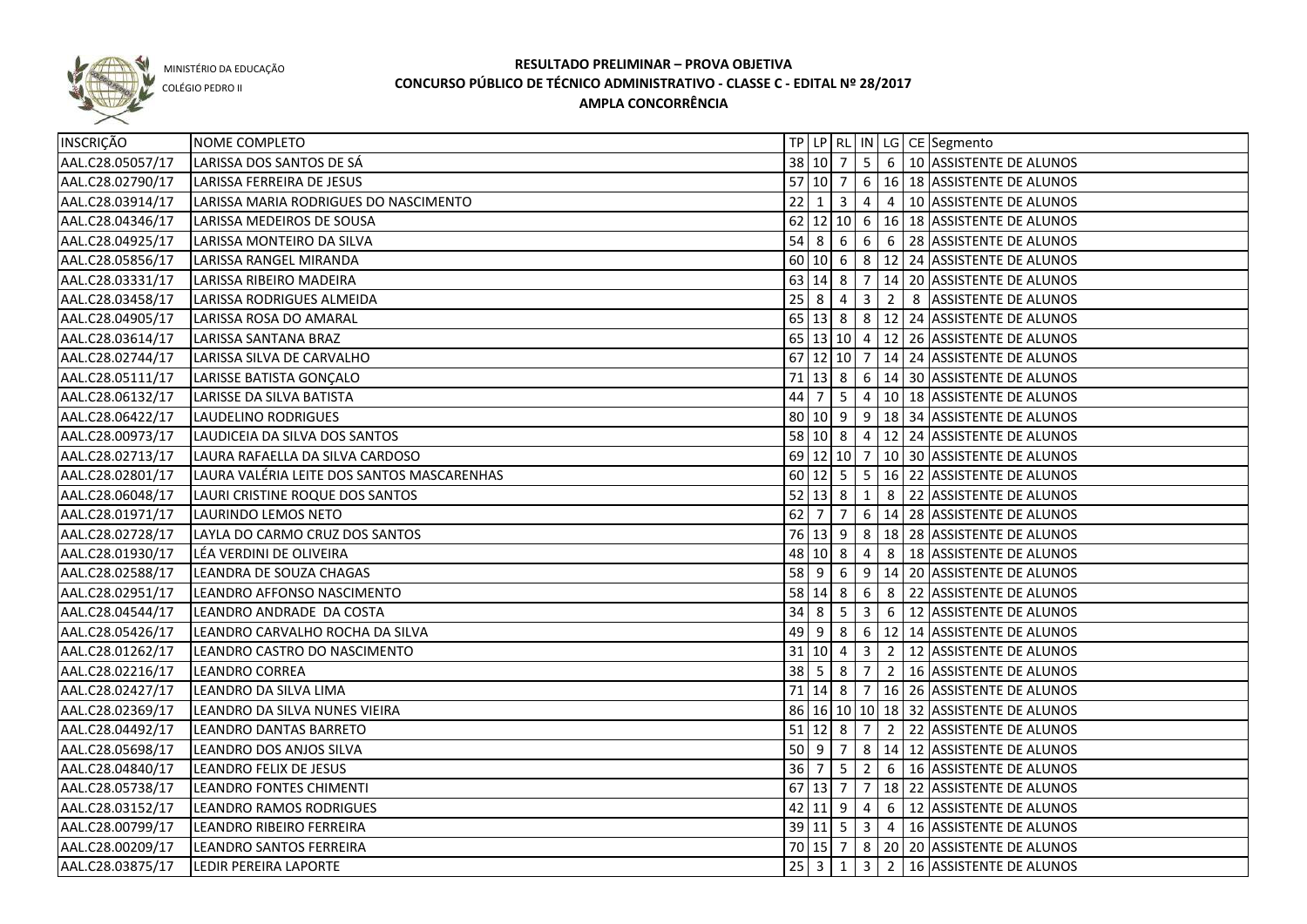MINISTÉRIO DA EDUCAÇÃO
COLÉGIO PEDRO II

**RESULTADO PRELIMINAR – PROVA OBJETIVA**
**CONCURSO PÚBLICO DE TÉCNICO ADMINISTRATIVO - CLASSE C - EDITAL Nº 28/2017**
**AMPLA CONCORRÊNCIA**

| INSCRIÇÃO | NOME COMPLETO | TP | LP | RL | IN | LG | CE | Segmento |
|---|---|---|---|---|---|---|---|---|
| AAL.C28.05057/17 | LARISSA DOS SANTOS DE SÁ | 38 | 10 | 7 | 5 | 6 | 10 | ASSISTENTE DE ALUNOS |
| AAL.C28.02790/17 | LARISSA FERREIRA DE JESUS | 57 | 10 | 7 | 6 | 16 | 18 | ASSISTENTE DE ALUNOS |
| AAL.C28.03914/17 | LARISSA MARIA RODRIGUES DO NASCIMENTO | 22 | 1 | 3 | 4 | 4 | 10 | ASSISTENTE DE ALUNOS |
| AAL.C28.04346/17 | LARISSA MEDEIROS DE SOUSA | 62 | 12 | 10 | 6 | 16 | 18 | ASSISTENTE DE ALUNOS |
| AAL.C28.04925/17 | LARISSA MONTEIRO DA SILVA | 54 | 8 | 6 | 6 | 6 | 28 | ASSISTENTE DE ALUNOS |
| AAL.C28.05856/17 | LARISSA RANGEL MIRANDA | 60 | 10 | 6 | 8 | 12 | 24 | ASSISTENTE DE ALUNOS |
| AAL.C28.03331/17 | LARISSA RIBEIRO MADEIRA | 63 | 14 | 8 | 7 | 14 | 20 | ASSISTENTE DE ALUNOS |
| AAL.C28.03458/17 | LARISSA RODRIGUES ALMEIDA | 25 | 8 | 4 | 3 | 2 | 8 | ASSISTENTE DE ALUNOS |
| AAL.C28.04905/17 | LARISSA ROSA DO AMARAL | 65 | 13 | 8 | 8 | 12 | 24 | ASSISTENTE DE ALUNOS |
| AAL.C28.03614/17 | LARISSA SANTANA BRAZ | 65 | 13 | 10 | 4 | 12 | 26 | ASSISTENTE DE ALUNOS |
| AAL.C28.02744/17 | LARISSA SILVA DE CARVALHO | 67 | 12 | 10 | 7 | 14 | 24 | ASSISTENTE DE ALUNOS |
| AAL.C28.05111/17 | LARISSE BATISTA GONÇALO | 71 | 13 | 8 | 6 | 14 | 30 | ASSISTENTE DE ALUNOS |
| AAL.C28.06132/17 | LARISSE DA SILVA BATISTA | 44 | 7 | 5 | 4 | 10 | 18 | ASSISTENTE DE ALUNOS |
| AAL.C28.06422/17 | LAUDELINO RODRIGUES | 80 | 10 | 9 | 9 | 18 | 34 | ASSISTENTE DE ALUNOS |
| AAL.C28.00973/17 | LAUDICEIA DA SILVA DOS SANTOS | 58 | 10 | 8 | 4 | 12 | 24 | ASSISTENTE DE ALUNOS |
| AAL.C28.02713/17 | LAURA RAFAELLA DA SILVA CARDOSO | 69 | 12 | 10 | 7 | 10 | 30 | ASSISTENTE DE ALUNOS |
| AAL.C28.02801/17 | LAURA VALÉRIA LEITE DOS SANTOS MASCARENHAS | 60 | 12 | 5 | 5 | 16 | 22 | ASSISTENTE DE ALUNOS |
| AAL.C28.06048/17 | LAURI CRISTINE ROQUE DOS SANTOS | 52 | 13 | 8 | 1 | 8 | 22 | ASSISTENTE DE ALUNOS |
| AAL.C28.01971/17 | LAURINDO LEMOS NETO | 62 | 7 | 7 | 6 | 14 | 28 | ASSISTENTE DE ALUNOS |
| AAL.C28.02728/17 | LAYLA DO CARMO CRUZ DOS SANTOS | 76 | 13 | 9 | 8 | 18 | 28 | ASSISTENTE DE ALUNOS |
| AAL.C28.01930/17 | LÉA VERDINI DE OLIVEIRA | 48 | 10 | 8 | 4 | 8 | 18 | ASSISTENTE DE ALUNOS |
| AAL.C28.02588/17 | LEANDRA DE SOUZA CHAGAS | 58 | 9 | 6 | 9 | 14 | 20 | ASSISTENTE DE ALUNOS |
| AAL.C28.02951/17 | LEANDRO AFFONSO NASCIMENTO | 58 | 14 | 8 | 6 | 8 | 22 | ASSISTENTE DE ALUNOS |
| AAL.C28.04544/17 | LEANDRO ANDRADE DA COSTA | 34 | 8 | 5 | 3 | 6 | 12 | ASSISTENTE DE ALUNOS |
| AAL.C28.05426/17 | LEANDRO CARVALHO ROCHA DA SILVA | 49 | 9 | 8 | 6 | 12 | 14 | ASSISTENTE DE ALUNOS |
| AAL.C28.01262/17 | LEANDRO CASTRO DO NASCIMENTO | 31 | 10 | 4 | 3 | 2 | 12 | ASSISTENTE DE ALUNOS |
| AAL.C28.02216/17 | LEANDRO CORREA | 38 | 5 | 8 | 7 | 2 | 16 | ASSISTENTE DE ALUNOS |
| AAL.C28.02427/17 | LEANDRO DA SILVA LIMA | 71 | 14 | 8 | 7 | 16 | 26 | ASSISTENTE DE ALUNOS |
| AAL.C28.02369/17 | LEANDRO DA SILVA NUNES VIEIRA | 86 | 16 | 10 | 10 | 18 | 32 | ASSISTENTE DE ALUNOS |
| AAL.C28.04492/17 | LEANDRO DANTAS BARRETO | 51 | 12 | 8 | 7 | 2 | 22 | ASSISTENTE DE ALUNOS |
| AAL.C28.05698/17 | LEANDRO DOS ANJOS SILVA | 50 | 9 | 7 | 8 | 14 | 12 | ASSISTENTE DE ALUNOS |
| AAL.C28.04840/17 | LEANDRO FELIX DE JESUS | 36 | 7 | 5 | 2 | 6 | 16 | ASSISTENTE DE ALUNOS |
| AAL.C28.05738/17 | LEANDRO FONTES CHIMENTI | 67 | 13 | 7 | 7 | 18 | 22 | ASSISTENTE DE ALUNOS |
| AAL.C28.03152/17 | LEANDRO RAMOS RODRIGUES | 42 | 11 | 9 | 4 | 6 | 12 | ASSISTENTE DE ALUNOS |
| AAL.C28.00799/17 | LEANDRO RIBEIRO FERREIRA | 39 | 11 | 5 | 3 | 4 | 16 | ASSISTENTE DE ALUNOS |
| AAL.C28.00209/17 | LEANDRO SANTOS FERREIRA | 70 | 15 | 7 | 8 | 20 | 20 | ASSISTENTE DE ALUNOS |
| AAL.C28.03875/17 | LEDIR PEREIRA LAPORTE | 25 | 3 | 1 | 3 | 2 | 16 | ASSISTENTE DE ALUNOS |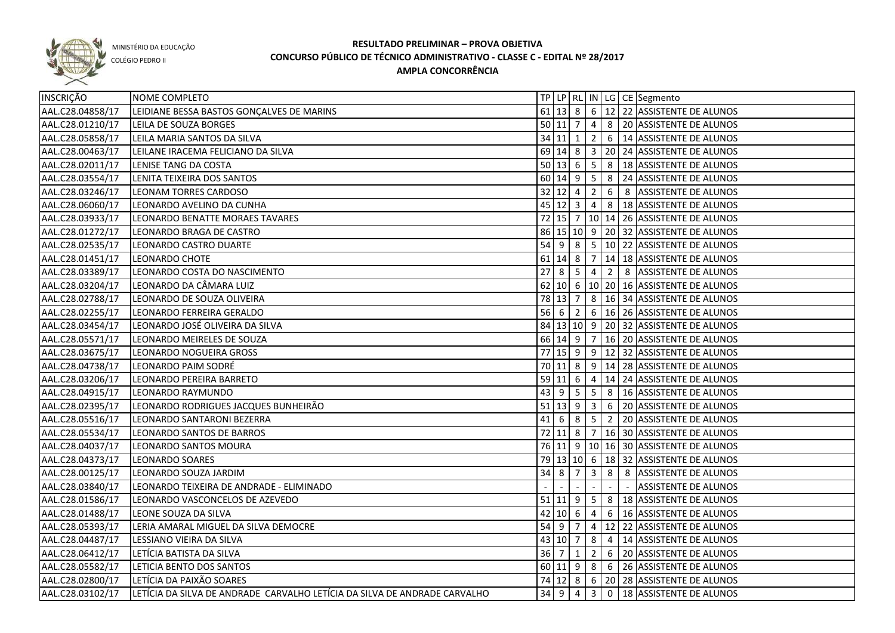MINISTÉRIO DA EDUCAÇÃO

COLÉGIO PEDRO II

# RESULTADO PRELIMINAR – PROVA OBJETIVA
## CONCURSO PÚBLICO DE TÉCNICO ADMINISTRATIVO - CLASSE C - EDITAL Nº 28/2017
## AMPLA CONCORRÊNCIA

| INSCRIÇÃO | NOME COMPLETO | TP | LP | RL | IN | LG | CE | Segmento |
|---|---|---|---|---|---|---|---|---|
| AAL.C28.04858/17 | LEIDIANE BESSA BASTOS GONÇALVES DE MARINS | 61 | 13 | 8 | 6 | 12 | 22 | ASSISTENTE DE ALUNOS |
| AAL.C28.01210/17 | LEILA DE SOUZA BORGES | 50 | 11 | 7 | 4 | 8 | 20 | ASSISTENTE DE ALUNOS |
| AAL.C28.05858/17 | LEILA MARIA SANTOS DA SILVA | 34 | 11 | 1 | 2 | 6 | 14 | ASSISTENTE DE ALUNOS |
| AAL.C28.00463/17 | LEILANE IRACEMA FELICIANO DA SILVA | 69 | 14 | 8 | 3 | 20 | 24 | ASSISTENTE DE ALUNOS |
| AAL.C28.02011/17 | LENISE TANG DA COSTA | 50 | 13 | 6 | 5 | 8 | 18 | ASSISTENTE DE ALUNOS |
| AAL.C28.03554/17 | LENITA TEIXEIRA DOS SANTOS | 60 | 14 | 9 | 5 | 8 | 24 | ASSISTENTE DE ALUNOS |
| AAL.C28.03246/17 | LEONAM TORRES CARDOSO | 32 | 12 | 4 | 2 | 6 | 8 | ASSISTENTE DE ALUNOS |
| AAL.C28.06060/17 | LEONARDO AVELINO DA CUNHA | 45 | 12 | 3 | 4 | 8 | 18 | ASSISTENTE DE ALUNOS |
| AAL.C28.03933/17 | LEONARDO BENATTE MORAES TAVARES | 72 | 15 | 7 | 10 | 14 | 26 | ASSISTENTE DE ALUNOS |
| AAL.C28.01272/17 | LEONARDO BRAGA DE CASTRO | 86 | 15 | 10 | 9 | 20 | 32 | ASSISTENTE DE ALUNOS |
| AAL.C28.02535/17 | LEONARDO CASTRO DUARTE | 54 | 9 | 8 | 5 | 10 | 22 | ASSISTENTE DE ALUNOS |
| AAL.C28.01451/17 | LEONARDO CHOTE | 61 | 14 | 8 | 7 | 14 | 18 | ASSISTENTE DE ALUNOS |
| AAL.C28.03389/17 | LEONARDO COSTA DO NASCIMENTO | 27 | 8 | 5 | 4 | 2 | 8 | ASSISTENTE DE ALUNOS |
| AAL.C28.03204/17 | LEONARDO DA CÂMARA LUIZ | 62 | 10 | 6 | 10 | 20 | 16 | ASSISTENTE DE ALUNOS |
| AAL.C28.02788/17 | LEONARDO DE SOUZA OLIVEIRA | 78 | 13 | 7 | 8 | 16 | 34 | ASSISTENTE DE ALUNOS |
| AAL.C28.02255/17 | LEONARDO FERREIRA GERALDO | 56 | 6 | 2 | 6 | 16 | 26 | ASSISTENTE DE ALUNOS |
| AAL.C28.03454/17 | LEONARDO JOSÉ OLIVEIRA DA SILVA | 84 | 13 | 10 | 9 | 20 | 32 | ASSISTENTE DE ALUNOS |
| AAL.C28.05571/17 | LEONARDO MEIRELES DE SOUZA | 66 | 14 | 9 | 7 | 16 | 20 | ASSISTENTE DE ALUNOS |
| AAL.C28.03675/17 | LEONARDO NOGUEIRA GROSS | 77 | 15 | 9 | 9 | 12 | 32 | ASSISTENTE DE ALUNOS |
| AAL.C28.04738/17 | LEONARDO PAIM SODRÉ | 70 | 11 | 8 | 9 | 14 | 28 | ASSISTENTE DE ALUNOS |
| AAL.C28.03206/17 | LEONARDO PEREIRA BARRETO | 59 | 11 | 6 | 4 | 14 | 24 | ASSISTENTE DE ALUNOS |
| AAL.C28.04915/17 | LEONARDO RAYMUNDO | 43 | 9 | 5 | 5 | 8 | 16 | ASSISTENTE DE ALUNOS |
| AAL.C28.02395/17 | LEONARDO RODRIGUES JACQUES BUNHEIRÃO | 51 | 13 | 9 | 3 | 6 | 20 | ASSISTENTE DE ALUNOS |
| AAL.C28.05516/17 | LEONARDO SANTARONI BEZERRA | 41 | 6 | 8 | 5 | 2 | 20 | ASSISTENTE DE ALUNOS |
| AAL.C28.05534/17 | LEONARDO SANTOS DE BARROS | 72 | 11 | 8 | 7 | 16 | 30 | ASSISTENTE DE ALUNOS |
| AAL.C28.04037/17 | LEONARDO SANTOS MOURA | 76 | 11 | 9 | 10 | 16 | 30 | ASSISTENTE DE ALUNOS |
| AAL.C28.04373/17 | LEONARDO SOARES | 79 | 13 | 10 | 6 | 18 | 32 | ASSISTENTE DE ALUNOS |
| AAL.C28.00125/17 | LEONARDO SOUZA JARDIM | 34 | 8 | 7 | 3 | 8 | 8 | ASSISTENTE DE ALUNOS |
| AAL.C28.03840/17 | LEONARDO TEIXEIRA DE ANDRADE - ELIMINADO | - | - | - | - | - | - | ASSISTENTE DE ALUNOS |
| AAL.C28.01586/17 | LEONARDO VASCONCELOS DE AZEVEDO | 51 | 11 | 9 | 5 | 8 | 18 | ASSISTENTE DE ALUNOS |
| AAL.C28.01488/17 | LEONE SOUZA DA SILVA | 42 | 10 | 6 | 4 | 6 | 16 | ASSISTENTE DE ALUNOS |
| AAL.C28.05393/17 | LERIA AMARAL MIGUEL DA SILVA DEMOCRE | 54 | 9 | 7 | 4 | 12 | 22 | ASSISTENTE DE ALUNOS |
| AAL.C28.04487/17 | LESSIANO VIEIRA DA SILVA | 43 | 10 | 7 | 8 | 4 | 14 | ASSISTENTE DE ALUNOS |
| AAL.C28.06412/17 | LETÍCIA BATISTA DA SILVA | 36 | 7 | 1 | 2 | 6 | 20 | ASSISTENTE DE ALUNOS |
| AAL.C28.05582/17 | LETICIA BENTO DOS SANTOS | 60 | 11 | 9 | 8 | 6 | 26 | ASSISTENTE DE ALUNOS |
| AAL.C28.02800/17 | LETÍCIA DA PAIXÃO SOARES | 74 | 12 | 8 | 6 | 20 | 28 | ASSISTENTE DE ALUNOS |
| AAL.C28.03102/17 | LETÍCIA DA SILVA DE ANDRADE CARVALHO LETÍCIA DA SILVA DE ANDRADE CARVALHO | 34 | 9 | 4 | 3 | 0 | 18 | ASSISTENTE DE ALUNOS |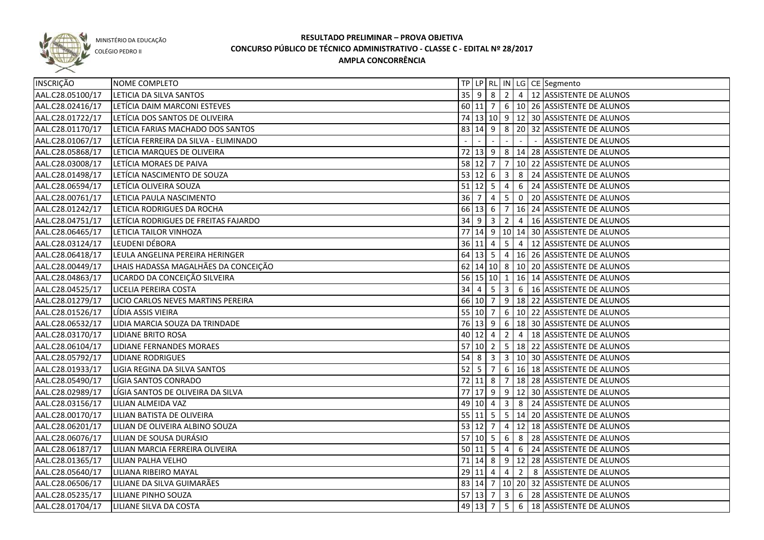MINISTÉRIO DA EDUCAÇÃO
COLÉGIO PEDRO II

# RESULTADO PRELIMINAR – PROVA OBJETIVA
## CONCURSO PÚBLICO DE TÉCNICO ADMINISTRATIVO - CLASSE C - EDITAL Nº 28/2017
## AMPLA CONCORRÊNCIA

| INSCRIÇÃO | NOME COMPLETO | TP | LP | RL | IN | LG | CE | Segmento |
|---|---|---|---|---|---|---|---|---|
| AAL.C28.05100/17 | LETICIA DA SILVA SANTOS | 35 | 9 | 8 | 2 | 4 | 12 | ASSISTENTE DE ALUNOS |
| AAL.C28.02416/17 | LETÍCIA DAIM MARCONI ESTEVES | 60 | 11 | 7 | 6 | 10 | 26 | ASSISTENTE DE ALUNOS |
| AAL.C28.01722/17 | LETÍCIA DOS SANTOS DE OLIVEIRA | 74 | 13 | 10 | 9 | 12 | 30 | ASSISTENTE DE ALUNOS |
| AAL.C28.01170/17 | LETICIA FARIAS MACHADO DOS SANTOS | 83 | 14 | 9 | 8 | 20 | 32 | ASSISTENTE DE ALUNOS |
| AAL.C28.01067/17 | LETÍCIA FERREIRA DA SILVA - ELIMINADO | - | - | - | - | - | - | ASSISTENTE DE ALUNOS |
| AAL.C28.05868/17 | LETICIA MARQUES DE OLIVEIRA | 72 | 13 | 9 | 8 | 14 | 28 | ASSISTENTE DE ALUNOS |
| AAL.C28.03008/17 | LETÍCIA MORAES DE PAIVA | 58 | 12 | 7 | 7 | 10 | 22 | ASSISTENTE DE ALUNOS |
| AAL.C28.01498/17 | LETÍCIA NASCIMENTO DE SOUZA | 53 | 12 | 6 | 3 | 8 | 24 | ASSISTENTE DE ALUNOS |
| AAL.C28.06594/17 | LETÍCIA OLIVEIRA SOUZA | 51 | 12 | 5 | 4 | 6 | 24 | ASSISTENTE DE ALUNOS |
| AAL.C28.00761/17 | LETICIA PAULA NASCIMENTO | 36 | 7 | 4 | 5 | 0 | 20 | ASSISTENTE DE ALUNOS |
| AAL.C28.01242/17 | LETICIA RODRIGUES DA ROCHA | 66 | 13 | 6 | 7 | 16 | 24 | ASSISTENTE DE ALUNOS |
| AAL.C28.04751/17 | LETÍCIA RODRIGUES DE FREITAS FAJARDO | 34 | 9 | 3 | 2 | 4 | 16 | ASSISTENTE DE ALUNOS |
| AAL.C28.06465/17 | LETICIA TAILOR VINHOZA | 77 | 14 | 9 | 10 | 14 | 30 | ASSISTENTE DE ALUNOS |
| AAL.C28.03124/17 | LEUDENI DÉBORA | 36 | 11 | 4 | 5 | 4 | 12 | ASSISTENTE DE ALUNOS |
| AAL.C28.06418/17 | LEULA ANGELINA PEREIRA HERINGER | 64 | 13 | 5 | 4 | 16 | 26 | ASSISTENTE DE ALUNOS |
| AAL.C28.00449/17 | LHAIS HADASSA MAGALHÃES DA CONCEIÇÃO | 62 | 14 | 10 | 8 | 10 | 20 | ASSISTENTE DE ALUNOS |
| AAL.C28.04863/17 | LICARDO DA CONCEIÇÃO SILVEIRA | 56 | 15 | 10 | 1 | 16 | 14 | ASSISTENTE DE ALUNOS |
| AAL.C28.04525/17 | LICELIA PEREIRA COSTA | 34 | 4 | 5 | 3 | 6 | 16 | ASSISTENTE DE ALUNOS |
| AAL.C28.01279/17 | LICIO CARLOS NEVES MARTINS PEREIRA | 66 | 10 | 7 | 9 | 18 | 22 | ASSISTENTE DE ALUNOS |
| AAL.C28.01526/17 | LÍDIA ASSIS VIEIRA | 55 | 10 | 7 | 6 | 10 | 22 | ASSISTENTE DE ALUNOS |
| AAL.C28.06532/17 | LIDIA MARCIA SOUZA DA TRINDADE | 76 | 13 | 9 | 6 | 18 | 30 | ASSISTENTE DE ALUNOS |
| AAL.C28.03170/17 | LIDIANE BRITO ROSA | 40 | 12 | 4 | 2 | 4 | 18 | ASSISTENTE DE ALUNOS |
| AAL.C28.06104/17 | LIDIANE FERNANDES MORAES | 57 | 10 | 2 | 5 | 18 | 22 | ASSISTENTE DE ALUNOS |
| AAL.C28.05792/17 | LIDIANE RODRIGUES | 54 | 8 | 3 | 3 | 10 | 30 | ASSISTENTE DE ALUNOS |
| AAL.C28.01933/17 | LIGIA REGINA DA SILVA SANTOS | 52 | 5 | 7 | 6 | 16 | 18 | ASSISTENTE DE ALUNOS |
| AAL.C28.05490/17 | LÍGIA SANTOS CONRADO | 72 | 11 | 8 | 7 | 18 | 28 | ASSISTENTE DE ALUNOS |
| AAL.C28.02989/17 | LÍGIA SANTOS DE OLIVEIRA DA SILVA | 77 | 17 | 9 | 9 | 12 | 30 | ASSISTENTE DE ALUNOS |
| AAL.C28.03156/17 | LILIAN ALMEIDA VAZ | 49 | 10 | 4 | 3 | 8 | 24 | ASSISTENTE DE ALUNOS |
| AAL.C28.00170/17 | LILIAN BATISTA DE OLIVEIRA | 55 | 11 | 5 | 5 | 14 | 20 | ASSISTENTE DE ALUNOS |
| AAL.C28.06201/17 | LILIAN DE OLIVEIRA ALBINO SOUZA | 53 | 12 | 7 | 4 | 12 | 18 | ASSISTENTE DE ALUNOS |
| AAL.C28.06076/17 | LILIAN DE SOUSA DURÁSIO | 57 | 10 | 5 | 6 | 8 | 28 | ASSISTENTE DE ALUNOS |
| AAL.C28.06187/17 | LILIAN MARCIA FERREIRA OLIVEIRA | 50 | 11 | 5 | 4 | 6 | 24 | ASSISTENTE DE ALUNOS |
| AAL.C28.01365/17 | LILIAN PALHA VELHO | 71 | 14 | 8 | 9 | 12 | 28 | ASSISTENTE DE ALUNOS |
| AAL.C28.05640/17 | LILIANA RIBEIRO MAYAL | 29 | 11 | 4 | 4 | 2 | 8 | ASSISTENTE DE ALUNOS |
| AAL.C28.06506/17 | LILIANE DA SILVA GUIMARÃES | 83 | 14 | 7 | 10 | 20 | 32 | ASSISTENTE DE ALUNOS |
| AAL.C28.05235/17 | LILIANE PINHO SOUZA | 57 | 13 | 7 | 3 | 6 | 28 | ASSISTENTE DE ALUNOS |
| AAL.C28.01704/17 | LILIANE SILVA DA COSTA | 49 | 13 | 7 | 5 | 6 | 18 | ASSISTENTE DE ALUNOS |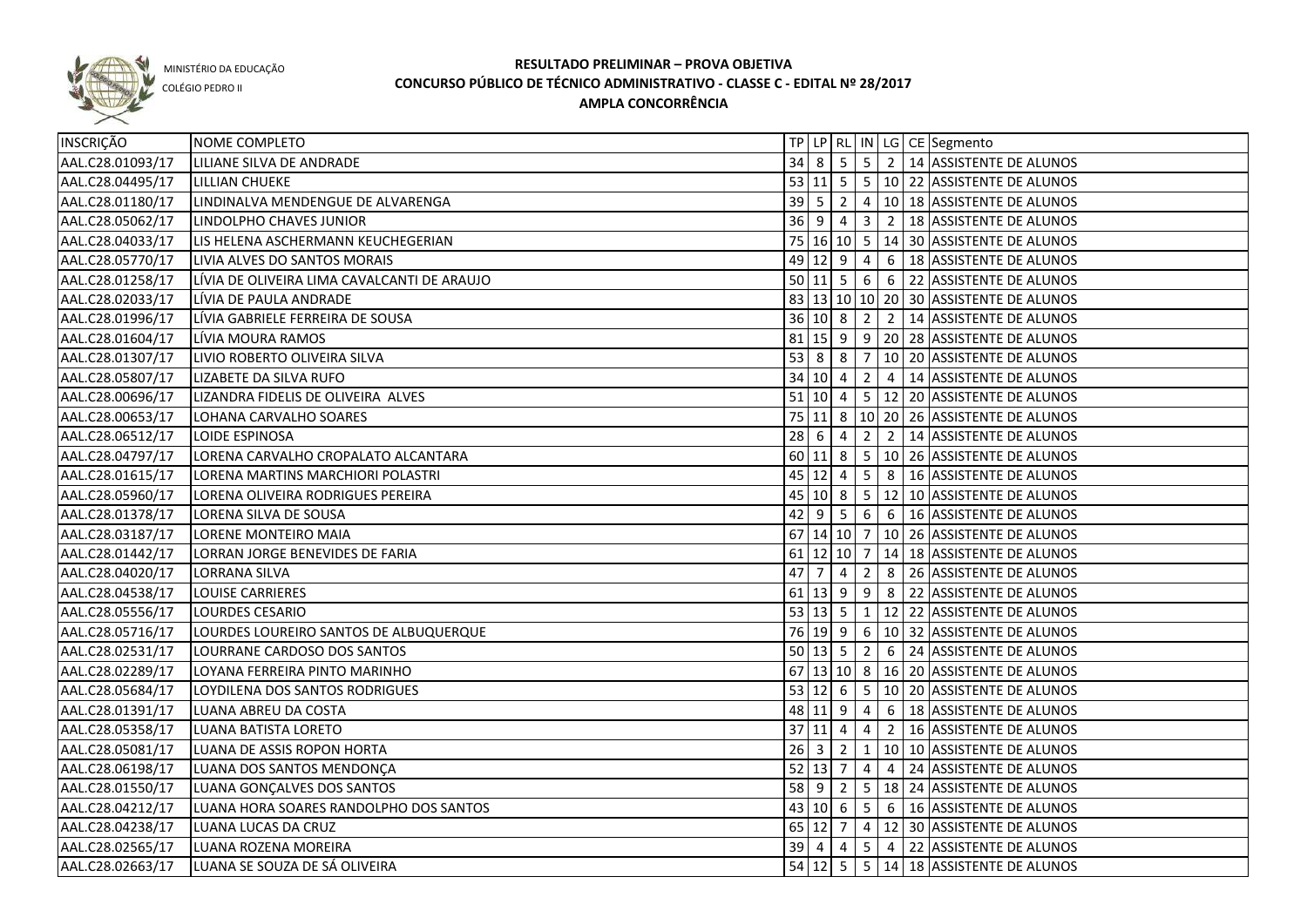MINISTÉRIO DA EDUCAÇÃO

COLÉGIO PEDRO II

# RESULTADO PRELIMINAR – PROVA OBJETIVA
## CONCURSO PÚBLICO DE TÉCNICO ADMINISTRATIVO - CLASSE C - EDITAL Nº 28/2017
### AMPLA CONCORRÊNCIA

| INSCRIÇÃO | NOME COMPLETO | TP | LP | RL | IN | LG | CE | Segmento |
|---|---|---|---|---|---|---|---|---|
| AAL.C28.01093/17 | LILIANE SILVA DE ANDRADE | 34 | 8 | 5 | 5 | 2 | 14 | ASSISTENTE DE ALUNOS |
| AAL.C28.04495/17 | LILLIAN CHUEKE | 53 | 11 | 5 | 5 | 10 | 22 | ASSISTENTE DE ALUNOS |
| AAL.C28.01180/17 | LINDINALVA MENDENGUE DE ALVARENGA | 39 | 5 | 2 | 4 | 10 | 18 | ASSISTENTE DE ALUNOS |
| AAL.C28.05062/17 | LINDOLPHO CHAVES JUNIOR | 36 | 9 | 4 | 3 | 2 | 18 | ASSISTENTE DE ALUNOS |
| AAL.C28.04033/17 | LIS HELENA ASCHERMANN KEUCHEGERIAN | 75 | 16 | 10 | 5 | 14 | 30 | ASSISTENTE DE ALUNOS |
| AAL.C28.05770/17 | LIVIA ALVES DO SANTOS MORAIS | 49 | 12 | 9 | 4 | 6 | 18 | ASSISTENTE DE ALUNOS |
| AAL.C28.01258/17 | LÍVIA DE OLIVEIRA LIMA CAVALCANTI DE ARAUJO | 50 | 11 | 5 | 6 | 6 | 22 | ASSISTENTE DE ALUNOS |
| AAL.C28.02033/17 | LÍVIA DE PAULA ANDRADE | 83 | 13 | 10 | 10 | 20 | 30 | ASSISTENTE DE ALUNOS |
| AAL.C28.01996/17 | LÍVIA GABRIELE FERREIRA DE SOUSA | 36 | 10 | 8 | 2 | 2 | 14 | ASSISTENTE DE ALUNOS |
| AAL.C28.01604/17 | LÍVIA MOURA RAMOS | 81 | 15 | 9 | 9 | 20 | 28 | ASSISTENTE DE ALUNOS |
| AAL.C28.01307/17 | LIVIO ROBERTO OLIVEIRA SILVA | 53 | 8 | 8 | 7 | 10 | 20 | ASSISTENTE DE ALUNOS |
| AAL.C28.05807/17 | LIZABETE DA SILVA RUFO | 34 | 10 | 4 | 2 | 4 | 14 | ASSISTENTE DE ALUNOS |
| AAL.C28.00696/17 | LIZANDRA FIDELIS DE OLIVEIRA ALVES | 51 | 10 | 4 | 5 | 12 | 20 | ASSISTENTE DE ALUNOS |
| AAL.C28.00653/17 | LOHANA CARVALHO SOARES | 75 | 11 | 8 | 10 | 20 | 26 | ASSISTENTE DE ALUNOS |
| AAL.C28.06512/17 | LOIDE ESPINOSA | 28 | 6 | 4 | 2 | 2 | 14 | ASSISTENTE DE ALUNOS |
| AAL.C28.04797/17 | LORENA CARVALHO CROPALATO ALCANTARA | 60 | 11 | 8 | 5 | 10 | 26 | ASSISTENTE DE ALUNOS |
| AAL.C28.01615/17 | LORENA MARTINS MARCHIORI POLASTRI | 45 | 12 | 4 | 5 | 8 | 16 | ASSISTENTE DE ALUNOS |
| AAL.C28.05960/17 | LORENA OLIVEIRA RODRIGUES PEREIRA | 45 | 10 | 8 | 5 | 12 | 10 | ASSISTENTE DE ALUNOS |
| AAL.C28.01378/17 | LORENA SILVA DE SOUSA | 42 | 9 | 5 | 6 | 6 | 16 | ASSISTENTE DE ALUNOS |
| AAL.C28.03187/17 | LORENE MONTEIRO MAIA | 67 | 14 | 10 | 7 | 10 | 26 | ASSISTENTE DE ALUNOS |
| AAL.C28.01442/17 | LORRAN JORGE BENEVIDES DE FARIA | 61 | 12 | 10 | 7 | 14 | 18 | ASSISTENTE DE ALUNOS |
| AAL.C28.04020/17 | LORRANA SILVA | 47 | 7 | 4 | 2 | 8 | 26 | ASSISTENTE DE ALUNOS |
| AAL.C28.04538/17 | LOUISE CARRIERES | 61 | 13 | 9 | 9 | 8 | 22 | ASSISTENTE DE ALUNOS |
| AAL.C28.05556/17 | LOURDES CESARIO | 53 | 13 | 5 | 1 | 12 | 22 | ASSISTENTE DE ALUNOS |
| AAL.C28.05716/17 | LOURDES LOUREIRO SANTOS DE ALBUQUERQUE | 76 | 19 | 9 | 6 | 10 | 32 | ASSISTENTE DE ALUNOS |
| AAL.C28.02531/17 | LOURRANE CARDOSO DOS SANTOS | 50 | 13 | 5 | 2 | 6 | 24 | ASSISTENTE DE ALUNOS |
| AAL.C28.02289/17 | LOYANA FERREIRA PINTO MARINHO | 67 | 13 | 10 | 8 | 16 | 20 | ASSISTENTE DE ALUNOS |
| AAL.C28.05684/17 | LOYDILENA DOS SANTOS RODRIGUES | 53 | 12 | 6 | 5 | 10 | 20 | ASSISTENTE DE ALUNOS |
| AAL.C28.01391/17 | LUANA ABREU DA COSTA | 48 | 11 | 9 | 4 | 6 | 18 | ASSISTENTE DE ALUNOS |
| AAL.C28.05358/17 | LUANA BATISTA LORETO | 37 | 11 | 4 | 4 | 2 | 16 | ASSISTENTE DE ALUNOS |
| AAL.C28.05081/17 | LUANA DE ASSIS ROPON HORTA | 26 | 3 | 2 | 1 | 10 | 10 | ASSISTENTE DE ALUNOS |
| AAL.C28.06198/17 | LUANA DOS SANTOS MENDONÇA | 52 | 13 | 7 | 4 | 4 | 24 | ASSISTENTE DE ALUNOS |
| AAL.C28.01550/17 | LUANA GONÇALVES DOS SANTOS | 58 | 9 | 2 | 5 | 18 | 24 | ASSISTENTE DE ALUNOS |
| AAL.C28.04212/17 | LUANA HORA SOARES RANDOLPHO DOS SANTOS | 43 | 10 | 6 | 5 | 6 | 16 | ASSISTENTE DE ALUNOS |
| AAL.C28.04238/17 | LUANA LUCAS DA CRUZ | 65 | 12 | 7 | 4 | 12 | 30 | ASSISTENTE DE ALUNOS |
| AAL.C28.02565/17 | LUANA ROZENA MOREIRA | 39 | 4 | 4 | 5 | 4 | 22 | ASSISTENTE DE ALUNOS |
| AAL.C28.02663/17 | LUANA SE SOUZA DE SÁ OLIVEIRA | 54 | 12 | 5 | 5 | 14 | 18 | ASSISTENTE DE ALUNOS |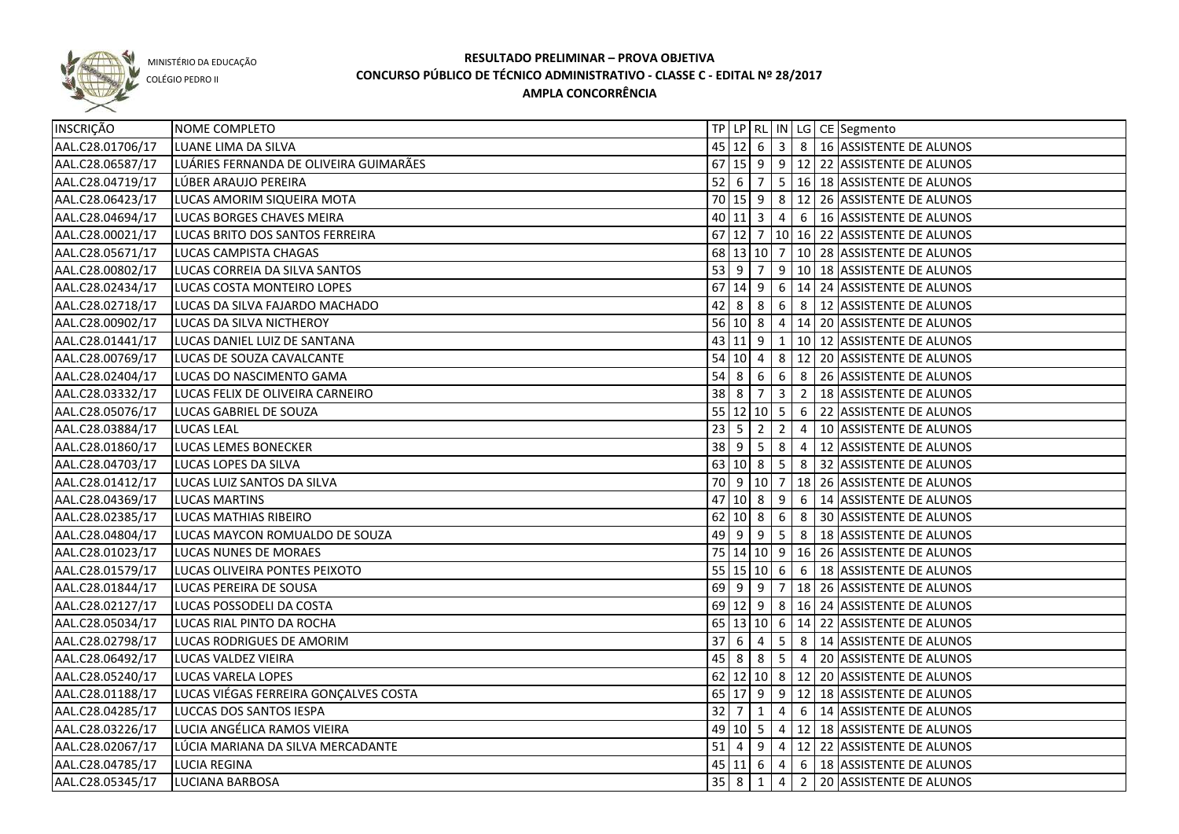MINISTÉRIO DA EDUCAÇÃO
COLÉGIO PEDRO II

# RESULTADO PRELIMINAR – PROVA OBJETIVA
## CONCURSO PÚBLICO DE TÉCNICO ADMINISTRATIVO - CLASSE C - EDITAL Nº 28/2017
### AMPLA CONCORRÊNCIA

| INSCRIÇÃO | NOME COMPLETO | TP | LP | RL | IN | LG | CE | Segmento |
|---|---|---|---|---|---|---|---|---|
| AAL.C28.01706/17 | LUANE LIMA DA SILVA | 45 | 12 | 6 | 3 | 8 | 16 | ASSISTENTE DE ALUNOS |
| AAL.C28.06587/17 | LUÁRIES FERNANDA DE OLIVEIRA GUIMARÃES | 67 | 15 | 9 | 9 | 12 | 22 | ASSISTENTE DE ALUNOS |
| AAL.C28.04719/17 | LÚBER ARAUJO PEREIRA | 52 | 6 | 7 | 5 | 16 | 18 | ASSISTENTE DE ALUNOS |
| AAL.C28.06423/17 | LUCAS AMORIM SIQUEIRA MOTA | 70 | 15 | 9 | 8 | 12 | 26 | ASSISTENTE DE ALUNOS |
| AAL.C28.04694/17 | LUCAS BORGES CHAVES MEIRA | 40 | 11 | 3 | 4 | 6 | 16 | ASSISTENTE DE ALUNOS |
| AAL.C28.00021/17 | LUCAS BRITO DOS SANTOS FERREIRA | 67 | 12 | 7 | 10 | 16 | 22 | ASSISTENTE DE ALUNOS |
| AAL.C28.05671/17 | LUCAS CAMPISTA CHAGAS | 68 | 13 | 10 | 7 | 10 | 28 | ASSISTENTE DE ALUNOS |
| AAL.C28.00802/17 | LUCAS CORREIA DA SILVA SANTOS | 53 | 9 | 7 | 9 | 10 | 18 | ASSISTENTE DE ALUNOS |
| AAL.C28.02434/17 | LUCAS COSTA MONTEIRO LOPES | 67 | 14 | 9 | 6 | 14 | 24 | ASSISTENTE DE ALUNOS |
| AAL.C28.02718/17 | LUCAS DA SILVA FAJARDO MACHADO | 42 | 8 | 8 | 6 | 8 | 12 | ASSISTENTE DE ALUNOS |
| AAL.C28.00902/17 | LUCAS DA SILVA NICTHEROY | 56 | 10 | 8 | 4 | 14 | 20 | ASSISTENTE DE ALUNOS |
| AAL.C28.01441/17 | LUCAS DANIEL LUIZ DE SANTANA | 43 | 11 | 9 | 1 | 10 | 12 | ASSISTENTE DE ALUNOS |
| AAL.C28.00769/17 | LUCAS DE SOUZA CAVALCANTE | 54 | 10 | 4 | 8 | 12 | 20 | ASSISTENTE DE ALUNOS |
| AAL.C28.02404/17 | LUCAS DO NASCIMENTO GAMA | 54 | 8 | 6 | 6 | 8 | 26 | ASSISTENTE DE ALUNOS |
| AAL.C28.03332/17 | LUCAS FELIX DE OLIVEIRA CARNEIRO | 38 | 8 | 7 | 3 | 2 | 18 | ASSISTENTE DE ALUNOS |
| AAL.C28.05076/17 | LUCAS GABRIEL DE SOUZA | 55 | 12 | 10 | 5 | 6 | 22 | ASSISTENTE DE ALUNOS |
| AAL.C28.03884/17 | LUCAS LEAL | 23 | 5 | 2 | 2 | 4 | 10 | ASSISTENTE DE ALUNOS |
| AAL.C28.01860/17 | LUCAS LEMES BONECKER | 38 | 9 | 5 | 8 | 4 | 12 | ASSISTENTE DE ALUNOS |
| AAL.C28.04703/17 | LUCAS LOPES DA SILVA | 63 | 10 | 8 | 5 | 8 | 32 | ASSISTENTE DE ALUNOS |
| AAL.C28.01412/17 | LUCAS LUIZ SANTOS DA SILVA | 70 | 9 | 10 | 7 | 18 | 26 | ASSISTENTE DE ALUNOS |
| AAL.C28.04369/17 | LUCAS MARTINS | 47 | 10 | 8 | 9 | 6 | 14 | ASSISTENTE DE ALUNOS |
| AAL.C28.02385/17 | LUCAS MATHIAS RIBEIRO | 62 | 10 | 8 | 6 | 8 | 30 | ASSISTENTE DE ALUNOS |
| AAL.C28.04804/17 | LUCAS MAYCON ROMUALDO DE SOUZA | 49 | 9 | 9 | 5 | 8 | 18 | ASSISTENTE DE ALUNOS |
| AAL.C28.01023/17 | LUCAS NUNES DE MORAES | 75 | 14 | 10 | 9 | 16 | 26 | ASSISTENTE DE ALUNOS |
| AAL.C28.01579/17 | LUCAS OLIVEIRA PONTES PEIXOTO | 55 | 15 | 10 | 6 | 6 | 18 | ASSISTENTE DE ALUNOS |
| AAL.C28.01844/17 | LUCAS PEREIRA DE SOUSA | 69 | 9 | 9 | 7 | 18 | 26 | ASSISTENTE DE ALUNOS |
| AAL.C28.02127/17 | LUCAS POSSODELI DA COSTA | 69 | 12 | 9 | 8 | 16 | 24 | ASSISTENTE DE ALUNOS |
| AAL.C28.05034/17 | LUCAS RIAL PINTO DA ROCHA | 65 | 13 | 10 | 6 | 14 | 22 | ASSISTENTE DE ALUNOS |
| AAL.C28.02798/17 | LUCAS RODRIGUES DE AMORIM | 37 | 6 | 4 | 5 | 8 | 14 | ASSISTENTE DE ALUNOS |
| AAL.C28.06492/17 | LUCAS VALDEZ VIEIRA | 45 | 8 | 8 | 5 | 4 | 20 | ASSISTENTE DE ALUNOS |
| AAL.C28.05240/17 | LUCAS VARELA LOPES | 62 | 12 | 10 | 8 | 12 | 20 | ASSISTENTE DE ALUNOS |
| AAL.C28.01188/17 | LUCAS VIÉGAS FERREIRA GONÇALVES COSTA | 65 | 17 | 9 | 9 | 12 | 18 | ASSISTENTE DE ALUNOS |
| AAL.C28.04285/17 | LUCCAS DOS SANTOS IESPA | 32 | 7 | 1 | 4 | 6 | 14 | ASSISTENTE DE ALUNOS |
| AAL.C28.03226/17 | LUCIA ANGÉLICA RAMOS VIEIRA | 49 | 10 | 5 | 4 | 12 | 18 | ASSISTENTE DE ALUNOS |
| AAL.C28.02067/17 | LÚCIA MARIANA DA SILVA MERCADANTE | 51 | 4 | 9 | 4 | 12 | 22 | ASSISTENTE DE ALUNOS |
| AAL.C28.04785/17 | LUCIA REGINA | 45 | 11 | 6 | 4 | 6 | 18 | ASSISTENTE DE ALUNOS |
| AAL.C28.05345/17 | LUCIANA BARBOSA | 35 | 8 | 1 | 4 | 2 | 20 | ASSISTENTE DE ALUNOS |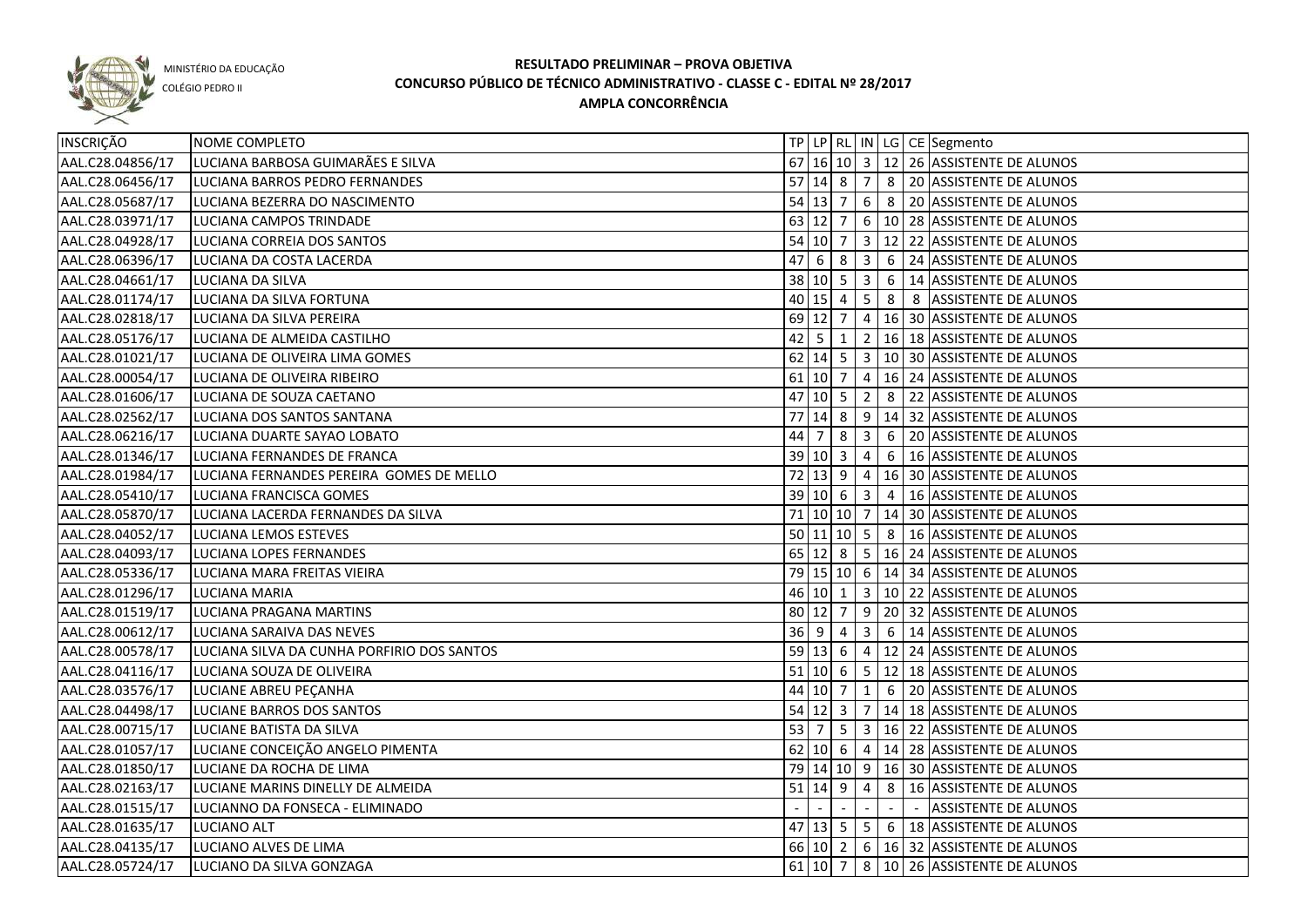MINISTÉRIO DA EDUCAÇÃO
COLÉGIO PEDRO II

# RESULTADO PRELIMINAR – PROVA OBJETIVA
## CONCURSO PÚBLICO DE TÉCNICO ADMINISTRATIVO - CLASSE C - EDITAL Nº 28/2017
### AMPLA CONCORRÊNCIA

| INSCRIÇÃO | NOME COMPLETO | TP | LP | RL | IN | LG | CE | Segmento |
|---|---|---|---|---|---|---|---|---|
| AAL.C28.04856/17 | LUCIANA BARBOSA GUIMARÃES E SILVA | 67 | 16 | 10 | 3 | 12 | 26 | ASSISTENTE DE ALUNOS |
| AAL.C28.06456/17 | LUCIANA BARROS PEDRO FERNANDES | 57 | 14 | 8 | 7 | 8 | 20 | ASSISTENTE DE ALUNOS |
| AAL.C28.05687/17 | LUCIANA BEZERRA DO NASCIMENTO | 54 | 13 | 7 | 6 | 8 | 20 | ASSISTENTE DE ALUNOS |
| AAL.C28.03971/17 | LUCIANA CAMPOS TRINDADE | 63 | 12 | 7 | 6 | 10 | 28 | ASSISTENTE DE ALUNOS |
| AAL.C28.04928/17 | LUCIANA CORREIA DOS SANTOS | 54 | 10 | 7 | 3 | 12 | 22 | ASSISTENTE DE ALUNOS |
| AAL.C28.06396/17 | LUCIANA DA COSTA LACERDA | 47 | 6 | 8 | 3 | 6 | 24 | ASSISTENTE DE ALUNOS |
| AAL.C28.04661/17 | LUCIANA DA SILVA | 38 | 10 | 5 | 3 | 6 | 14 | ASSISTENTE DE ALUNOS |
| AAL.C28.01174/17 | LUCIANA DA SILVA FORTUNA | 40 | 15 | 4 | 5 | 8 | 8 | ASSISTENTE DE ALUNOS |
| AAL.C28.02818/17 | LUCIANA DA SILVA PEREIRA | 69 | 12 | 7 | 4 | 16 | 30 | ASSISTENTE DE ALUNOS |
| AAL.C28.05176/17 | LUCIANA DE ALMEIDA CASTILHO | 42 | 5 | 1 | 2 | 16 | 18 | ASSISTENTE DE ALUNOS |
| AAL.C28.01021/17 | LUCIANA DE OLIVEIRA LIMA GOMES | 62 | 14 | 5 | 3 | 10 | 30 | ASSISTENTE DE ALUNOS |
| AAL.C28.00054/17 | LUCIANA DE OLIVEIRA RIBEIRO | 61 | 10 | 7 | 4 | 16 | 24 | ASSISTENTE DE ALUNOS |
| AAL.C28.01606/17 | LUCIANA DE SOUZA CAETANO | 47 | 10 | 5 | 2 | 8 | 22 | ASSISTENTE DE ALUNOS |
| AAL.C28.02562/17 | LUCIANA DOS SANTOS SANTANA | 77 | 14 | 8 | 9 | 14 | 32 | ASSISTENTE DE ALUNOS |
| AAL.C28.06216/17 | LUCIANA DUARTE SAYAO LOBATO | 44 | 7 | 8 | 3 | 6 | 20 | ASSISTENTE DE ALUNOS |
| AAL.C28.01346/17 | LUCIANA FERNANDES DE FRANCA | 39 | 10 | 3 | 4 | 6 | 16 | ASSISTENTE DE ALUNOS |
| AAL.C28.01984/17 | LUCIANA FERNANDES PEREIRA GOMES DE MELLO | 72 | 13 | 9 | 4 | 16 | 30 | ASSISTENTE DE ALUNOS |
| AAL.C28.05410/17 | LUCIANA FRANCISCA GOMES | 39 | 10 | 6 | 3 | 4 | 16 | ASSISTENTE DE ALUNOS |
| AAL.C28.05870/17 | LUCIANA LACERDA FERNANDES DA SILVA | 71 | 10 | 10 | 7 | 14 | 30 | ASSISTENTE DE ALUNOS |
| AAL.C28.04052/17 | LUCIANA LEMOS ESTEVES | 50 | 11 | 10 | 5 | 8 | 16 | ASSISTENTE DE ALUNOS |
| AAL.C28.04093/17 | LUCIANA LOPES FERNANDES | 65 | 12 | 8 | 5 | 16 | 24 | ASSISTENTE DE ALUNOS |
| AAL.C28.05336/17 | LUCIANA MARA FREITAS VIEIRA | 79 | 15 | 10 | 6 | 14 | 34 | ASSISTENTE DE ALUNOS |
| AAL.C28.01296/17 | LUCIANA MARIA | 46 | 10 | 1 | 3 | 10 | 22 | ASSISTENTE DE ALUNOS |
| AAL.C28.01519/17 | LUCIANA PRAGANA MARTINS | 80 | 12 | 7 | 9 | 20 | 32 | ASSISTENTE DE ALUNOS |
| AAL.C28.00612/17 | LUCIANA SARAIVA DAS NEVES | 36 | 9 | 4 | 3 | 6 | 14 | ASSISTENTE DE ALUNOS |
| AAL.C28.00578/17 | LUCIANA SILVA DA CUNHA PORFIRIO DOS SANTOS | 59 | 13 | 6 | 4 | 12 | 24 | ASSISTENTE DE ALUNOS |
| AAL.C28.04116/17 | LUCIANA SOUZA DE OLIVEIRA | 51 | 10 | 6 | 5 | 12 | 18 | ASSISTENTE DE ALUNOS |
| AAL.C28.03576/17 | LUCIANE ABREU PEÇANHA | 44 | 10 | 7 | 1 | 6 | 20 | ASSISTENTE DE ALUNOS |
| AAL.C28.04498/17 | LUCIANE BARROS DOS SANTOS | 54 | 12 | 3 | 7 | 14 | 18 | ASSISTENTE DE ALUNOS |
| AAL.C28.00715/17 | LUCIANE BATISTA DA SILVA | 53 | 7 | 5 | 3 | 16 | 22 | ASSISTENTE DE ALUNOS |
| AAL.C28.01057/17 | LUCIANE CONCEIÇÃO ANGELO PIMENTA | 62 | 10 | 6 | 4 | 14 | 28 | ASSISTENTE DE ALUNOS |
| AAL.C28.01850/17 | LUCIANE DA ROCHA DE LIMA | 79 | 14 | 10 | 9 | 16 | 30 | ASSISTENTE DE ALUNOS |
| AAL.C28.02163/17 | LUCIANE MARINS DINELLY DE ALMEIDA | 51 | 14 | 9 | 4 | 8 | 16 | ASSISTENTE DE ALUNOS |
| AAL.C28.01515/17 | LUCIANNO DA FONSECA - ELIMINADO | - | - | - | - | - | - | ASSISTENTE DE ALUNOS |
| AAL.C28.01635/17 | LUCIANO ALT | 47 | 13 | 5 | 5 | 6 | 18 | ASSISTENTE DE ALUNOS |
| AAL.C28.04135/17 | LUCIANO ALVES DE LIMA | 66 | 10 | 2 | 6 | 16 | 32 | ASSISTENTE DE ALUNOS |
| AAL.C28.05724/17 | LUCIANO DA SILVA GONZAGA | 61 | 10 | 7 | 8 | 10 | 26 | ASSISTENTE DE ALUNOS |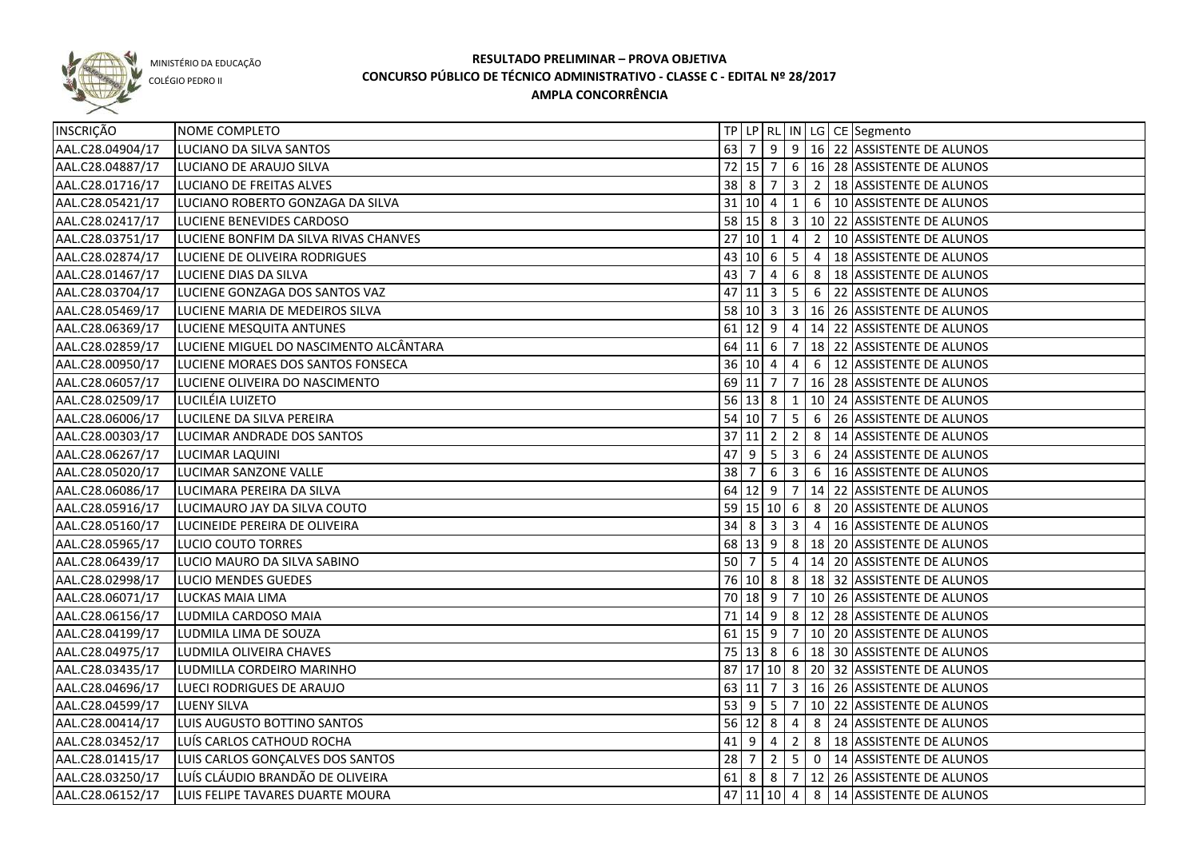MINISTÉRIO DA EDUCAÇÃO

COLÉGIO PEDRO II

# RESULTADO PRELIMINAR – PROVA OBJETIVA
## CONCURSO PÚBLICO DE TÉCNICO ADMINISTRATIVO - CLASSE C - EDITAL Nº 28/2017
### AMPLA CONCORRÊNCIA

| INSCRIÇÃO | NOME COMPLETO | TP | LP | RL | IN | LG | CE | Segmento |
|---|---|---|---|---|---|---|---|---|
| AAL.C28.04904/17 | LUCIANO DA SILVA SANTOS | 63 | 7 | 9 | 9 | 16 | 22 | ASSISTENTE DE ALUNOS |
| AAL.C28.04887/17 | LUCIANO DE ARAUJO SILVA | 72 | 15 | 7 | 6 | 16 | 28 | ASSISTENTE DE ALUNOS |
| AAL.C28.01716/17 | LUCIANO DE FREITAS ALVES | 38 | 8 | 7 | 3 | 2 | 18 | ASSISTENTE DE ALUNOS |
| AAL.C28.05421/17 | LUCIANO ROBERTO GONZAGA DA SILVA | 31 | 10 | 4 | 1 | 6 | 10 | ASSISTENTE DE ALUNOS |
| AAL.C28.02417/17 | LUCIENE BENEVIDES CARDOSO | 58 | 15 | 8 | 3 | 10 | 22 | ASSISTENTE DE ALUNOS |
| AAL.C28.03751/17 | LUCIENE BONFIM DA SILVA RIVAS CHANVES | 27 | 10 | 1 | 4 | 2 | 10 | ASSISTENTE DE ALUNOS |
| AAL.C28.02874/17 | LUCIENE DE OLIVEIRA RODRIGUES | 43 | 10 | 6 | 5 | 4 | 18 | ASSISTENTE DE ALUNOS |
| AAL.C28.01467/17 | LUCIENE DIAS DA SILVA | 43 | 7 | 4 | 6 | 8 | 18 | ASSISTENTE DE ALUNOS |
| AAL.C28.03704/17 | LUCIENE GONZAGA DOS SANTOS VAZ | 47 | 11 | 3 | 5 | 6 | 22 | ASSISTENTE DE ALUNOS |
| AAL.C28.05469/17 | LUCIENE MARIA DE MEDEIROS SILVA | 58 | 10 | 3 | 3 | 16 | 26 | ASSISTENTE DE ALUNOS |
| AAL.C28.06369/17 | LUCIENE MESQUITA ANTUNES | 61 | 12 | 9 | 4 | 14 | 22 | ASSISTENTE DE ALUNOS |
| AAL.C28.02859/17 | LUCIENE MIGUEL DO NASCIMENTO ALCÂNTARA | 64 | 11 | 6 | 7 | 18 | 22 | ASSISTENTE DE ALUNOS |
| AAL.C28.00950/17 | LUCIENE MORAES DOS SANTOS FONSECA | 36 | 10 | 4 | 4 | 6 | 12 | ASSISTENTE DE ALUNOS |
| AAL.C28.06057/17 | LUCIENE OLIVEIRA DO NASCIMENTO | 69 | 11 | 7 | 7 | 16 | 28 | ASSISTENTE DE ALUNOS |
| AAL.C28.02509/17 | LUCILÉIA LUIZETO | 56 | 13 | 8 | 1 | 10 | 24 | ASSISTENTE DE ALUNOS |
| AAL.C28.06006/17 | LUCILENE DA SILVA PEREIRA | 54 | 10 | 7 | 5 | 6 | 26 | ASSISTENTE DE ALUNOS |
| AAL.C28.00303/17 | LUCIMAR ANDRADE DOS SANTOS | 37 | 11 | 2 | 2 | 8 | 14 | ASSISTENTE DE ALUNOS |
| AAL.C28.06267/17 | LUCIMAR LAQUINI | 47 | 9 | 5 | 3 | 6 | 24 | ASSISTENTE DE ALUNOS |
| AAL.C28.05020/17 | LUCIMAR SANZONE VALLE | 38 | 7 | 6 | 3 | 6 | 16 | ASSISTENTE DE ALUNOS |
| AAL.C28.06086/17 | LUCIMARA PEREIRA DA SILVA | 64 | 12 | 9 | 7 | 14 | 22 | ASSISTENTE DE ALUNOS |
| AAL.C28.05916/17 | LUCIMAURO JAY DA SILVA COUTO | 59 | 15 | 10 | 6 | 8 | 20 | ASSISTENTE DE ALUNOS |
| AAL.C28.05160/17 | LUCINEIDE PEREIRA DE OLIVEIRA | 34 | 8 | 3 | 3 | 4 | 16 | ASSISTENTE DE ALUNOS |
| AAL.C28.05965/17 | LUCIO COUTO TORRES | 68 | 13 | 9 | 8 | 18 | 20 | ASSISTENTE DE ALUNOS |
| AAL.C28.06439/17 | LUCIO MAURO DA SILVA SABINO | 50 | 7 | 5 | 4 | 14 | 20 | ASSISTENTE DE ALUNOS |
| AAL.C28.02998/17 | LUCIO MENDES GUEDES | 76 | 10 | 8 | 8 | 18 | 32 | ASSISTENTE DE ALUNOS |
| AAL.C28.06071/17 | LUCKAS MAIA LIMA | 70 | 18 | 9 | 7 | 10 | 26 | ASSISTENTE DE ALUNOS |
| AAL.C28.06156/17 | LUDMILA CARDOSO MAIA | 71 | 14 | 9 | 8 | 12 | 28 | ASSISTENTE DE ALUNOS |
| AAL.C28.04199/17 | LUDMILA LIMA DE SOUZA | 61 | 15 | 9 | 7 | 10 | 20 | ASSISTENTE DE ALUNOS |
| AAL.C28.04975/17 | LUDMILA OLIVEIRA CHAVES | 75 | 13 | 8 | 6 | 18 | 30 | ASSISTENTE DE ALUNOS |
| AAL.C28.03435/17 | LUDMILLA CORDEIRO MARINHO | 87 | 17 | 10 | 8 | 20 | 32 | ASSISTENTE DE ALUNOS |
| AAL.C28.04696/17 | LUECI RODRIGUES DE ARAUJO | 63 | 11 | 7 | 3 | 16 | 26 | ASSISTENTE DE ALUNOS |
| AAL.C28.04599/17 | LUENY SILVA | 53 | 9 | 5 | 7 | 10 | 22 | ASSISTENTE DE ALUNOS |
| AAL.C28.00414/17 | LUIS AUGUSTO BOTTINO SANTOS | 56 | 12 | 8 | 4 | 8 | 24 | ASSISTENTE DE ALUNOS |
| AAL.C28.03452/17 | LUÍS CARLOS CATHOUD ROCHA | 41 | 9 | 4 | 2 | 8 | 18 | ASSISTENTE DE ALUNOS |
| AAL.C28.01415/17 | LUIS CARLOS GONÇALVES DOS SANTOS | 28 | 7 | 2 | 5 | 0 | 14 | ASSISTENTE DE ALUNOS |
| AAL.C28.03250/17 | LUÍS CLÁUDIO BRANDÃO DE OLIVEIRA | 61 | 8 | 8 | 7 | 12 | 26 | ASSISTENTE DE ALUNOS |
| AAL.C28.06152/17 | LUIS FELIPE TAVARES DUARTE MOURA | 47 | 11 | 10 | 4 | 8 | 14 | ASSISTENTE DE ALUNOS |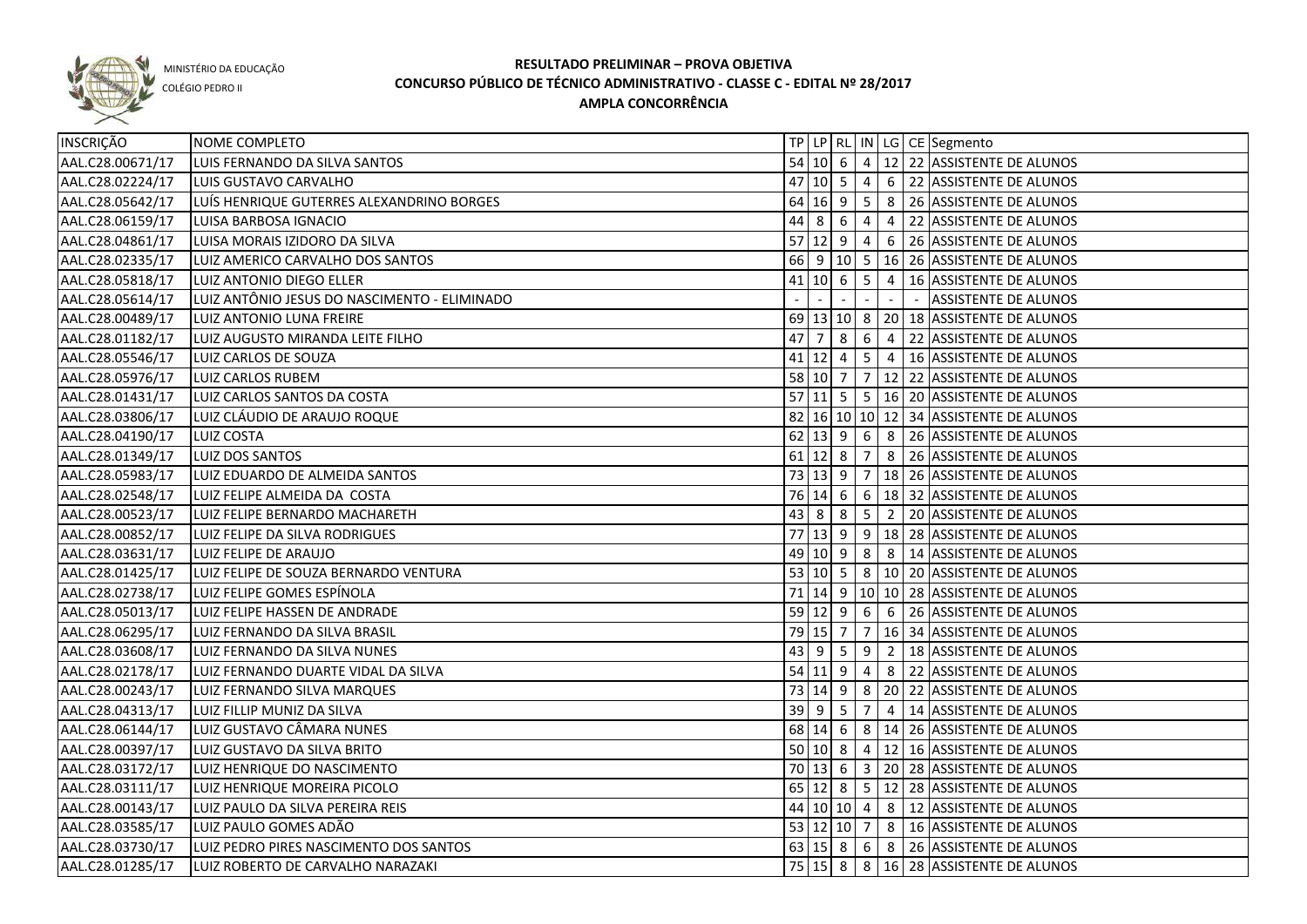MINISTÉRIO DA EDUCAÇÃO

COLÉGIO PEDRO II

# RESULTADO PRELIMINAR – PROVA OBJETIVA
## CONCURSO PÚBLICO DE TÉCNICO ADMINISTRATIVO - CLASSE C - EDITAL Nº 28/2017
## AMPLA CONCORRÊNCIA

| INSCRIÇÃO | NOME COMPLETO | TP | LP | RL | IN | LG | CE | Segmento |
|---|---|---|---|---|---|---|---|---|
| AAL.C28.00671/17 | LUIS FERNANDO DA SILVA SANTOS | 54 | 10 | 6 | 4 | 12 | 22 | ASSISTENTE DE ALUNOS |
| AAL.C28.02224/17 | LUIS GUSTAVO CARVALHO | 47 | 10 | 5 | 4 | 6 | 22 | ASSISTENTE DE ALUNOS |
| AAL.C28.05642/17 | LUÍS HENRIQUE GUTERRES ALEXANDRINO BORGES | 64 | 16 | 9 | 5 | 8 | 26 | ASSISTENTE DE ALUNOS |
| AAL.C28.06159/17 | LUISA BARBOSA IGNACIO | 44 | 8 | 6 | 4 | 4 | 22 | ASSISTENTE DE ALUNOS |
| AAL.C28.04861/17 | LUISA MORAIS IZIDORO DA SILVA | 57 | 12 | 9 | 4 | 6 | 26 | ASSISTENTE DE ALUNOS |
| AAL.C28.02335/17 | LUIZ AMERICO CARVALHO DOS SANTOS | 66 | 9 | 10 | 5 | 16 | 26 | ASSISTENTE DE ALUNOS |
| AAL.C28.05818/17 | LUIZ ANTONIO DIEGO ELLER | 41 | 10 | 6 | 5 | 4 | 16 | ASSISTENTE DE ALUNOS |
| AAL.C28.05614/17 | LUIZ ANTÔNIO JESUS DO NASCIMENTO - ELIMINADO | - | - | - | - | - | - | ASSISTENTE DE ALUNOS |
| AAL.C28.00489/17 | LUIZ ANTONIO LUNA FREIRE | 69 | 13 | 10 | 8 | 20 | 18 | ASSISTENTE DE ALUNOS |
| AAL.C28.01182/17 | LUIZ AUGUSTO MIRANDA LEITE FILHO | 47 | 7 | 8 | 6 | 4 | 22 | ASSISTENTE DE ALUNOS |
| AAL.C28.05546/17 | LUIZ CARLOS DE SOUZA | 41 | 12 | 4 | 5 | 4 | 16 | ASSISTENTE DE ALUNOS |
| AAL.C28.05976/17 | LUIZ CARLOS RUBEM | 58 | 10 | 7 | 7 | 12 | 22 | ASSISTENTE DE ALUNOS |
| AAL.C28.01431/17 | LUIZ CARLOS SANTOS DA COSTA | 57 | 11 | 5 | 5 | 16 | 20 | ASSISTENTE DE ALUNOS |
| AAL.C28.03806/17 | LUIZ CLÁUDIO DE ARAUJO ROQUE | 82 | 16 | 10 | 10 | 12 | 34 | ASSISTENTE DE ALUNOS |
| AAL.C28.04190/17 | LUIZ COSTA | 62 | 13 | 9 | 6 | 8 | 26 | ASSISTENTE DE ALUNOS |
| AAL.C28.01349/17 | LUIZ DOS SANTOS | 61 | 12 | 8 | 7 | 8 | 26 | ASSISTENTE DE ALUNOS |
| AAL.C28.05983/17 | LUIZ EDUARDO DE ALMEIDA SANTOS | 73 | 13 | 9 | 7 | 18 | 26 | ASSISTENTE DE ALUNOS |
| AAL.C28.02548/17 | LUIZ FELIPE ALMEIDA DA COSTA | 76 | 14 | 6 | 6 | 18 | 32 | ASSISTENTE DE ALUNOS |
| AAL.C28.00523/17 | LUIZ FELIPE BERNARDO MACHARETH | 43 | 8 | 8 | 5 | 2 | 20 | ASSISTENTE DE ALUNOS |
| AAL.C28.00852/17 | LUIZ FELIPE DA SILVA RODRIGUES | 77 | 13 | 9 | 9 | 18 | 28 | ASSISTENTE DE ALUNOS |
| AAL.C28.03631/17 | LUIZ FELIPE DE ARAUJO | 49 | 10 | 9 | 8 | 8 | 14 | ASSISTENTE DE ALUNOS |
| AAL.C28.01425/17 | LUIZ FELIPE DE SOUZA BERNARDO VENTURA | 53 | 10 | 5 | 8 | 10 | 20 | ASSISTENTE DE ALUNOS |
| AAL.C28.02738/17 | LUIZ FELIPE GOMES ESPÍNOLA | 71 | 14 | 9 | 10 | 10 | 28 | ASSISTENTE DE ALUNOS |
| AAL.C28.05013/17 | LUIZ FELIPE HASSEN DE ANDRADE | 59 | 12 | 9 | 6 | 6 | 26 | ASSISTENTE DE ALUNOS |
| AAL.C28.06295/17 | LUIZ FERNANDO DA SILVA BRASIL | 79 | 15 | 7 | 7 | 16 | 34 | ASSISTENTE DE ALUNOS |
| AAL.C28.03608/17 | LUIZ FERNANDO DA SILVA NUNES | 43 | 9 | 5 | 9 | 2 | 18 | ASSISTENTE DE ALUNOS |
| AAL.C28.02178/17 | LUIZ FERNANDO DUARTE VIDAL DA SILVA | 54 | 11 | 9 | 4 | 8 | 22 | ASSISTENTE DE ALUNOS |
| AAL.C28.00243/17 | LUIZ FERNANDO SILVA MARQUES | 73 | 14 | 9 | 8 | 20 | 22 | ASSISTENTE DE ALUNOS |
| AAL.C28.04313/17 | LUIZ FILLIP MUNIZ DA SILVA | 39 | 9 | 5 | 7 | 4 | 14 | ASSISTENTE DE ALUNOS |
| AAL.C28.06144/17 | LUIZ GUSTAVO CÂMARA NUNES | 68 | 14 | 6 | 8 | 14 | 26 | ASSISTENTE DE ALUNOS |
| AAL.C28.00397/17 | LUIZ GUSTAVO DA SILVA BRITO | 50 | 10 | 8 | 4 | 12 | 16 | ASSISTENTE DE ALUNOS |
| AAL.C28.03172/17 | LUIZ HENRIQUE DO NASCIMENTO | 70 | 13 | 6 | 3 | 20 | 28 | ASSISTENTE DE ALUNOS |
| AAL.C28.03111/17 | LUIZ HENRIQUE MOREIRA PICOLO | 65 | 12 | 8 | 5 | 12 | 28 | ASSISTENTE DE ALUNOS |
| AAL.C28.00143/17 | LUIZ PAULO DA SILVA PEREIRA REIS | 44 | 10 | 10 | 4 | 8 | 12 | ASSISTENTE DE ALUNOS |
| AAL.C28.03585/17 | LUIZ PAULO GOMES ADÃO | 53 | 12 | 10 | 7 | 8 | 16 | ASSISTENTE DE ALUNOS |
| AAL.C28.03730/17 | LUIZ PEDRO PIRES NASCIMENTO DOS SANTOS | 63 | 15 | 8 | 6 | 8 | 26 | ASSISTENTE DE ALUNOS |
| AAL.C28.01285/17 | LUIZ ROBERTO DE CARVALHO NARAZAKI | 75 | 15 | 8 | 8 | 16 | 28 | ASSISTENTE DE ALUNOS |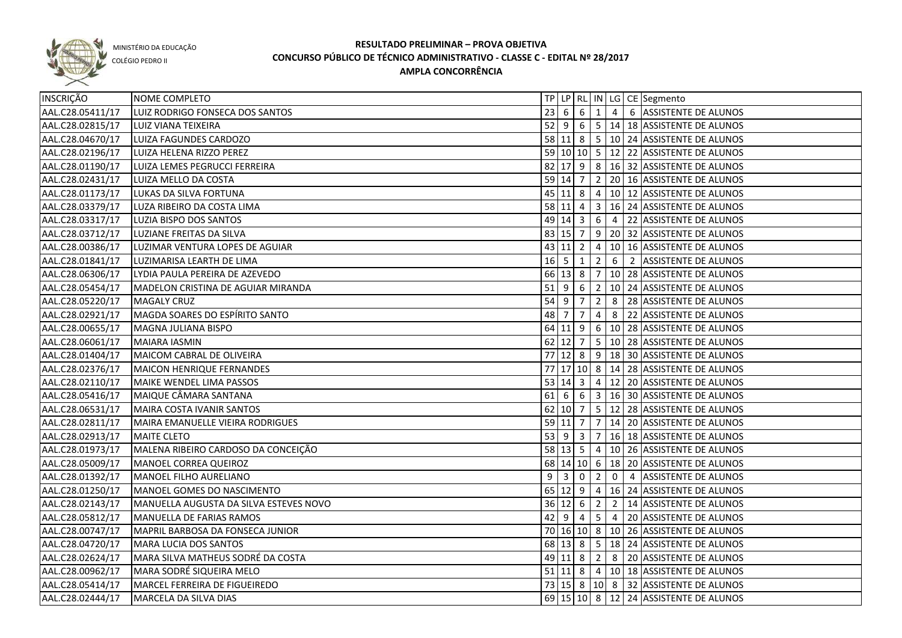MINISTÉRIO DA EDUCAÇÃO

COLÉGIO PEDRO II

# RESULTADO PRELIMINAR – PROVA OBJETIVA
## CONCURSO PÚBLICO DE TÉCNICO ADMINISTRATIVO - CLASSE C - EDITAL Nº 28/2017
### AMPLA CONCORRÊNCIA

| INSCRIÇÃO | NOME COMPLETO | TP | LP | RL | IN | LG | CE | Segmento |
|---|---|---|---|---|---|---|---|---|
| AAL.C28.05411/17 | LUIZ RODRIGO FONSECA DOS SANTOS | 23 | 6 | 6 | 1 | 4 | 6 | ASSISTENTE DE ALUNOS |
| AAL.C28.02815/17 | LUIZ VIANA TEIXEIRA | 52 | 9 | 6 | 5 | 14 | 18 | ASSISTENTE DE ALUNOS |
| AAL.C28.04670/17 | LUIZA FAGUNDES CARDOZO | 58 | 11 | 8 | 5 | 10 | 24 | ASSISTENTE DE ALUNOS |
| AAL.C28.02196/17 | LUIZA HELENA RIZZO PEREZ | 59 | 10 | 10 | 5 | 12 | 22 | ASSISTENTE DE ALUNOS |
| AAL.C28.01190/17 | LUIZA LEMES PEGRUCCI FERREIRA | 82 | 17 | 9 | 8 | 16 | 32 | ASSISTENTE DE ALUNOS |
| AAL.C28.02431/17 | LUIZA MELLO DA COSTA | 59 | 14 | 7 | 2 | 20 | 16 | ASSISTENTE DE ALUNOS |
| AAL.C28.01173/17 | LUKAS DA SILVA FORTUNA | 45 | 11 | 8 | 4 | 10 | 12 | ASSISTENTE DE ALUNOS |
| AAL.C28.03379/17 | LUZA RIBEIRO DA COSTA LIMA | 58 | 11 | 4 | 3 | 16 | 24 | ASSISTENTE DE ALUNOS |
| AAL.C28.03317/17 | LUZIA BISPO DOS SANTOS | 49 | 14 | 3 | 6 | 4 | 22 | ASSISTENTE DE ALUNOS |
| AAL.C28.03712/17 | LUZIANE FREITAS DA SILVA | 83 | 15 | 7 | 9 | 20 | 32 | ASSISTENTE DE ALUNOS |
| AAL.C28.00386/17 | LUZIMAR VENTURA LOPES DE AGUIAR | 43 | 11 | 2 | 4 | 10 | 16 | ASSISTENTE DE ALUNOS |
| AAL.C28.01841/17 | LUZIMARISA LEARTH DE LIMA | 16 | 5 | 1 | 2 | 6 | 2 | ASSISTENTE DE ALUNOS |
| AAL.C28.06306/17 | LYDIA PAULA PEREIRA DE AZEVEDO | 66 | 13 | 8 | 7 | 10 | 28 | ASSISTENTE DE ALUNOS |
| AAL.C28.05454/17 | MADELON CRISTINA DE AGUIAR MIRANDA | 51 | 9 | 6 | 2 | 10 | 24 | ASSISTENTE DE ALUNOS |
| AAL.C28.05220/17 | MAGALY CRUZ | 54 | 9 | 7 | 2 | 8 | 28 | ASSISTENTE DE ALUNOS |
| AAL.C28.02921/17 | MAGDA SOARES DO ESPÍRITO SANTO | 48 | 7 | 7 | 4 | 8 | 22 | ASSISTENTE DE ALUNOS |
| AAL.C28.00655/17 | MAGNA JULIANA BISPO | 64 | 11 | 9 | 6 | 10 | 28 | ASSISTENTE DE ALUNOS |
| AAL.C28.06061/17 | MAIARA IASMIN | 62 | 12 | 7 | 5 | 10 | 28 | ASSISTENTE DE ALUNOS |
| AAL.C28.01404/17 | MAICOM CABRAL DE OLIVEIRA | 77 | 12 | 8 | 9 | 18 | 30 | ASSISTENTE DE ALUNOS |
| AAL.C28.02376/17 | MAICON HENRIQUE FERNANDES | 77 | 17 | 10 | 8 | 14 | 28 | ASSISTENTE DE ALUNOS |
| AAL.C28.02110/17 | MAIKE WENDEL LIMA PASSOS | 53 | 14 | 3 | 4 | 12 | 20 | ASSISTENTE DE ALUNOS |
| AAL.C28.05416/17 | MAIQUE CÂMARA SANTANA | 61 | 6 | 6 | 3 | 16 | 30 | ASSISTENTE DE ALUNOS |
| AAL.C28.06531/17 | MAIRA COSTA IVANIR SANTOS | 62 | 10 | 7 | 5 | 12 | 28 | ASSISTENTE DE ALUNOS |
| AAL.C28.02811/17 | MAIRA EMANUELLE VIEIRA RODRIGUES | 59 | 11 | 7 | 7 | 14 | 20 | ASSISTENTE DE ALUNOS |
| AAL.C28.02913/17 | MAITE CLETO | 53 | 9 | 3 | 7 | 16 | 18 | ASSISTENTE DE ALUNOS |
| AAL.C28.01973/17 | MALENA RIBEIRO CARDOSO DA CONCEIÇÃO | 58 | 13 | 5 | 4 | 10 | 26 | ASSISTENTE DE ALUNOS |
| AAL.C28.05009/17 | MANOEL CORREA QUEIROZ | 68 | 14 | 10 | 6 | 18 | 20 | ASSISTENTE DE ALUNOS |
| AAL.C28.01392/17 | MANOEL FILHO AURELIANO | 9 | 3 | 0 | 2 | 0 | 4 | ASSISTENTE DE ALUNOS |
| AAL.C28.01250/17 | MANOEL GOMES DO NASCIMENTO | 65 | 12 | 9 | 4 | 16 | 24 | ASSISTENTE DE ALUNOS |
| AAL.C28.02143/17 | MANUELLA AUGUSTA DA SILVA ESTEVES NOVO | 36 | 12 | 6 | 2 | 2 | 14 | ASSISTENTE DE ALUNOS |
| AAL.C28.05812/17 | MANUELLA DE FARIAS RAMOS | 42 | 9 | 4 | 5 | 4 | 20 | ASSISTENTE DE ALUNOS |
| AAL.C28.00747/17 | MAPRIL BARBOSA DA FONSECA JUNIOR | 70 | 16 | 10 | 8 | 10 | 26 | ASSISTENTE DE ALUNOS |
| AAL.C28.04720/17 | MARA LUCIA DOS SANTOS | 68 | 13 | 8 | 5 | 18 | 24 | ASSISTENTE DE ALUNOS |
| AAL.C28.02624/17 | MARA SILVA MATHEUS SODRÉ DA COSTA | 49 | 11 | 8 | 2 | 8 | 20 | ASSISTENTE DE ALUNOS |
| AAL.C28.00962/17 | MARA SODRÉ SIQUEIRA MELO | 51 | 11 | 8 | 4 | 10 | 18 | ASSISTENTE DE ALUNOS |
| AAL.C28.05414/17 | MARCEL FERREIRA DE FIGUEIREDO | 73 | 15 | 8 | 10 | 8 | 32 | ASSISTENTE DE ALUNOS |
| AAL.C28.02444/17 | MARCELA DA SILVA DIAS | 69 | 15 | 10 | 8 | 12 | 24 | ASSISTENTE DE ALUNOS |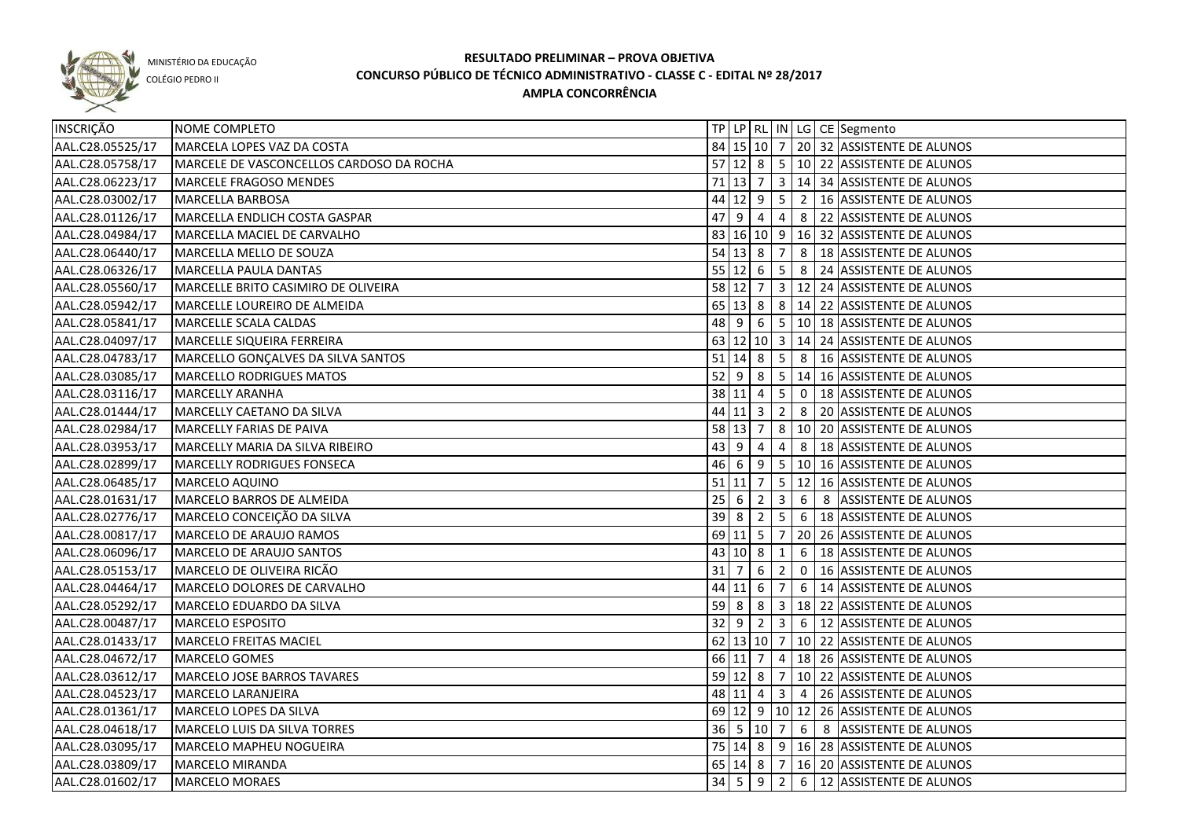MINISTÉRIO DA EDUCAÇÃO

COLÉGIO PEDRO II

# RESULTADO PRELIMINAR – PROVA OBJETIVA
## CONCURSO PÚBLICO DE TÉCNICO ADMINISTRATIVO - CLASSE C - EDITAL Nº 28/2017
### AMPLA CONCORRÊNCIA

| INSCRIÇÃO | NOME COMPLETO | TP | LP | RL | IN | LG | CE | Segmento |
|---|---|---|---|---|---|---|---|---|
| AAL.C28.05525/17 | MARCELA LOPES VAZ DA COSTA | 84 | 15 | 10 | 7 | 20 | 32 | ASSISTENTE DE ALUNOS |
| AAL.C28.05758/17 | MARCELE DE VASCONCELLOS CARDOSO DA ROCHA | 57 | 12 | 8 | 5 | 10 | 22 | ASSISTENTE DE ALUNOS |
| AAL.C28.06223/17 | MARCELE FRAGOSO MENDES | 71 | 13 | 7 | 3 | 14 | 34 | ASSISTENTE DE ALUNOS |
| AAL.C28.03002/17 | MARCELLA BARBOSA | 44 | 12 | 9 | 5 | 2 | 16 | ASSISTENTE DE ALUNOS |
| AAL.C28.01126/17 | MARCELLA ENDLICH COSTA GASPAR | 47 | 9 | 4 | 4 | 8 | 22 | ASSISTENTE DE ALUNOS |
| AAL.C28.04984/17 | MARCELLA MACIEL DE CARVALHO | 83 | 16 | 10 | 9 | 16 | 32 | ASSISTENTE DE ALUNOS |
| AAL.C28.06440/17 | MARCELLA MELLO DE SOUZA | 54 | 13 | 8 | 7 | 8 | 18 | ASSISTENTE DE ALUNOS |
| AAL.C28.06326/17 | MARCELLA PAULA DANTAS | 55 | 12 | 6 | 5 | 8 | 24 | ASSISTENTE DE ALUNOS |
| AAL.C28.05560/17 | MARCELLE BRITO CASIMIRO DE OLIVEIRA | 58 | 12 | 7 | 3 | 12 | 24 | ASSISTENTE DE ALUNOS |
| AAL.C28.05942/17 | MARCELLE LOUREIRO DE ALMEIDA | 65 | 13 | 8 | 8 | 14 | 22 | ASSISTENTE DE ALUNOS |
| AAL.C28.05841/17 | MARCELLE SCALA CALDAS | 48 | 9 | 6 | 5 | 10 | 18 | ASSISTENTE DE ALUNOS |
| AAL.C28.04097/17 | MARCELLE SIQUEIRA FERREIRA | 63 | 12 | 10 | 3 | 14 | 24 | ASSISTENTE DE ALUNOS |
| AAL.C28.04783/17 | MARCELLO GONÇALVES DA SILVA SANTOS | 51 | 14 | 8 | 5 | 8 | 16 | ASSISTENTE DE ALUNOS |
| AAL.C28.03085/17 | MARCELLO RODRIGUES MATOS | 52 | 9 | 8 | 5 | 14 | 16 | ASSISTENTE DE ALUNOS |
| AAL.C28.03116/17 | MARCELLY ARANHA | 38 | 11 | 4 | 5 | 0 | 18 | ASSISTENTE DE ALUNOS |
| AAL.C28.01444/17 | MARCELLY CAETANO DA SILVA | 44 | 11 | 3 | 2 | 8 | 20 | ASSISTENTE DE ALUNOS |
| AAL.C28.02984/17 | MARCELLY FARIAS DE PAIVA | 58 | 13 | 7 | 8 | 10 | 20 | ASSISTENTE DE ALUNOS |
| AAL.C28.03953/17 | MARCELLY MARIA DA SILVA RIBEIRO | 43 | 9 | 4 | 4 | 8 | 18 | ASSISTENTE DE ALUNOS |
| AAL.C28.02899/17 | MARCELLY RODRIGUES FONSECA | 46 | 6 | 9 | 5 | 10 | 16 | ASSISTENTE DE ALUNOS |
| AAL.C28.06485/17 | MARCELO AQUINO | 51 | 11 | 7 | 5 | 12 | 16 | ASSISTENTE DE ALUNOS |
| AAL.C28.01631/17 | MARCELO BARROS DE ALMEIDA | 25 | 6 | 2 | 3 | 6 | 8 | ASSISTENTE DE ALUNOS |
| AAL.C28.02776/17 | MARCELO CONCEIÇÃO DA SILVA | 39 | 8 | 2 | 5 | 6 | 18 | ASSISTENTE DE ALUNOS |
| AAL.C28.00817/17 | MARCELO DE ARAUJO RAMOS | 69 | 11 | 5 | 7 | 20 | 26 | ASSISTENTE DE ALUNOS |
| AAL.C28.06096/17 | MARCELO DE ARAUJO SANTOS | 43 | 10 | 8 | 1 | 6 | 18 | ASSISTENTE DE ALUNOS |
| AAL.C28.05153/17 | MARCELO DE OLIVEIRA RICÃO | 31 | 7 | 6 | 2 | 0 | 16 | ASSISTENTE DE ALUNOS |
| AAL.C28.04464/17 | MARCELO DOLORES DE CARVALHO | 44 | 11 | 6 | 7 | 6 | 14 | ASSISTENTE DE ALUNOS |
| AAL.C28.05292/17 | MARCELO EDUARDO DA SILVA | 59 | 8 | 8 | 3 | 18 | 22 | ASSISTENTE DE ALUNOS |
| AAL.C28.00487/17 | MARCELO ESPOSITO | 32 | 9 | 2 | 3 | 6 | 12 | ASSISTENTE DE ALUNOS |
| AAL.C28.01433/17 | MARCELO FREITAS MACIEL | 62 | 13 | 10 | 7 | 10 | 22 | ASSISTENTE DE ALUNOS |
| AAL.C28.04672/17 | MARCELO GOMES | 66 | 11 | 7 | 4 | 18 | 26 | ASSISTENTE DE ALUNOS |
| AAL.C28.03612/17 | MARCELO JOSE BARROS TAVARES | 59 | 12 | 8 | 7 | 10 | 22 | ASSISTENTE DE ALUNOS |
| AAL.C28.04523/17 | MARCELO LARANJEIRA | 48 | 11 | 4 | 3 | 4 | 26 | ASSISTENTE DE ALUNOS |
| AAL.C28.01361/17 | MARCELO LOPES DA SILVA | 69 | 12 | 9 | 10 | 12 | 26 | ASSISTENTE DE ALUNOS |
| AAL.C28.04618/17 | MARCELO LUIS DA SILVA TORRES | 36 | 5 | 10 | 7 | 6 | 8 | ASSISTENTE DE ALUNOS |
| AAL.C28.03095/17 | MARCELO MAPHEU NOGUEIRA | 75 | 14 | 8 | 9 | 16 | 28 | ASSISTENTE DE ALUNOS |
| AAL.C28.03809/17 | MARCELO MIRANDA | 65 | 14 | 8 | 7 | 16 | 20 | ASSISTENTE DE ALUNOS |
| AAL.C28.01602/17 | MARCELO MORAES | 34 | 5 | 9 | 2 | 6 | 12 | ASSISTENTE DE ALUNOS |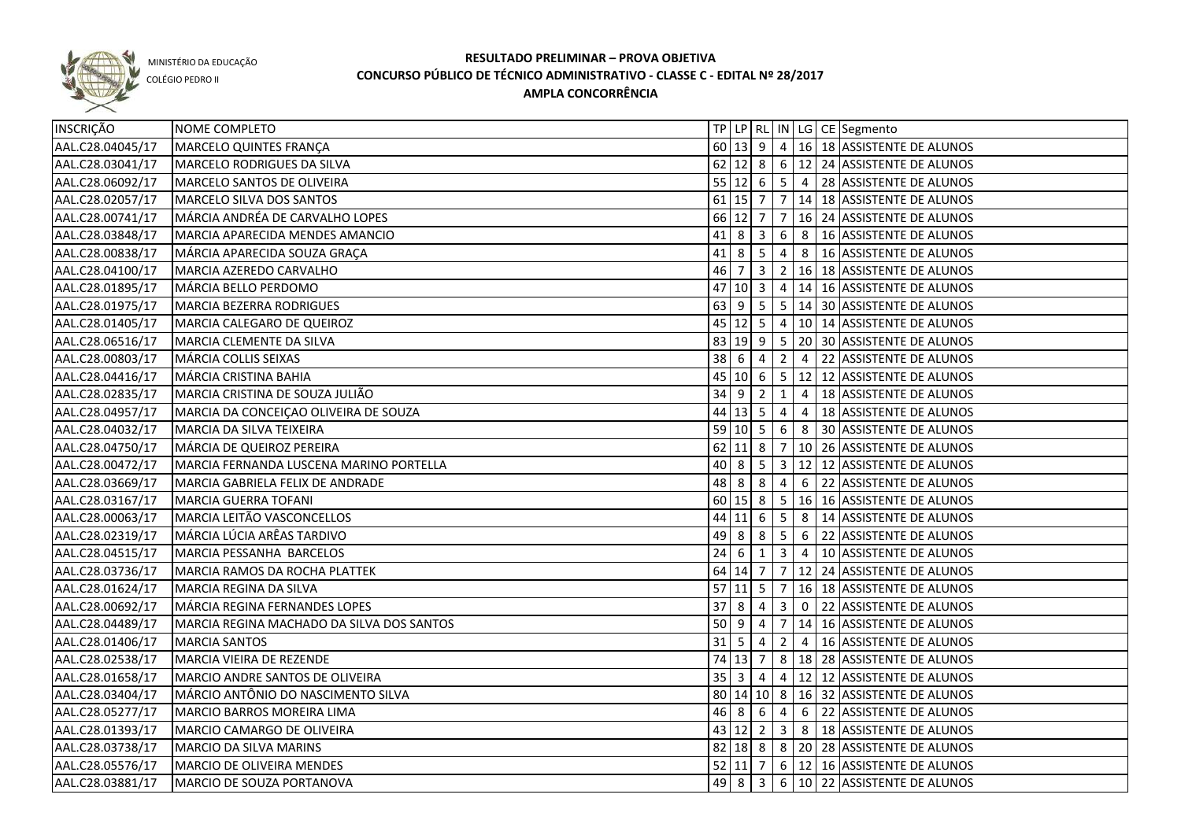MINISTÉRIO DA EDUCAÇÃO

COLÉGIO PEDRO II

# RESULTADO PRELIMINAR – PROVA OBJETIVA
## CONCURSO PÚBLICO DE TÉCNICO ADMINISTRATIVO - CLASSE C - EDITAL Nº 28/2017
### AMPLA CONCORRÊNCIA

| INSCRIÇÃO | NOME COMPLETO | TP | LP | RL | IN | LG | CE | Segmento |
|---|---|---|---|---|---|---|---|---|
| AAL.C28.04045/17 | MARCELO QUINTES FRANÇA | 60 | 13 | 9 | 4 | 16 | 18 | ASSISTENTE DE ALUNOS |
| AAL.C28.03041/17 | MARCELO RODRIGUES DA SILVA | 62 | 12 | 8 | 6 | 12 | 24 | ASSISTENTE DE ALUNOS |
| AAL.C28.06092/17 | MARCELO SANTOS DE OLIVEIRA | 55 | 12 | 6 | 5 | 4 | 28 | ASSISTENTE DE ALUNOS |
| AAL.C28.02057/17 | MARCELO SILVA DOS SANTOS | 61 | 15 | 7 | 7 | 14 | 18 | ASSISTENTE DE ALUNOS |
| AAL.C28.00741/17 | MÁRCIA ANDRÉA DE CARVALHO LOPES | 66 | 12 | 7 | 7 | 16 | 24 | ASSISTENTE DE ALUNOS |
| AAL.C28.03848/17 | MARCIA APARECIDA MENDES AMANCIO | 41 | 8 | 3 | 6 | 8 | 16 | ASSISTENTE DE ALUNOS |
| AAL.C28.00838/17 | MÁRCIA APARECIDA SOUZA GRAÇA | 41 | 8 | 5 | 4 | 8 | 16 | ASSISTENTE DE ALUNOS |
| AAL.C28.04100/17 | MARCIA AZEREDO CARVALHO | 46 | 7 | 3 | 2 | 16 | 18 | ASSISTENTE DE ALUNOS |
| AAL.C28.01895/17 | MÁRCIA BELLO PERDOMO | 47 | 10 | 3 | 4 | 14 | 16 | ASSISTENTE DE ALUNOS |
| AAL.C28.01975/17 | MARCIA BEZERRA RODRIGUES | 63 | 9 | 5 | 5 | 14 | 30 | ASSISTENTE DE ALUNOS |
| AAL.C28.01405/17 | MARCIA CALEGARO DE QUEIROZ | 45 | 12 | 5 | 4 | 10 | 14 | ASSISTENTE DE ALUNOS |
| AAL.C28.06516/17 | MARCIA CLEMENTE DA SILVA | 83 | 19 | 9 | 5 | 20 | 30 | ASSISTENTE DE ALUNOS |
| AAL.C28.00803/17 | MÁRCIA COLLIS SEIXAS | 38 | 6 | 4 | 2 | 4 | 22 | ASSISTENTE DE ALUNOS |
| AAL.C28.04416/17 | MÁRCIA CRISTINA BAHIA | 45 | 10 | 6 | 5 | 12 | 12 | ASSISTENTE DE ALUNOS |
| AAL.C28.02835/17 | MARCIA CRISTINA DE SOUZA JULIÃO | 34 | 9 | 2 | 1 | 4 | 18 | ASSISTENTE DE ALUNOS |
| AAL.C28.04957/17 | MARCIA DA CONCEIÇAO OLIVEIRA DE SOUZA | 44 | 13 | 5 | 4 | 4 | 18 | ASSISTENTE DE ALUNOS |
| AAL.C28.04032/17 | MARCIA DA SILVA TEIXEIRA | 59 | 10 | 5 | 6 | 8 | 30 | ASSISTENTE DE ALUNOS |
| AAL.C28.04750/17 | MÁRCIA DE QUEIROZ PEREIRA | 62 | 11 | 8 | 7 | 10 | 26 | ASSISTENTE DE ALUNOS |
| AAL.C28.00472/17 | MARCIA FERNANDA LUSCENA MARINO PORTELLA | 40 | 8 | 5 | 3 | 12 | 12 | ASSISTENTE DE ALUNOS |
| AAL.C28.03669/17 | MARCIA GABRIELA FELIX DE ANDRADE | 48 | 8 | 8 | 4 | 6 | 22 | ASSISTENTE DE ALUNOS |
| AAL.C28.03167/17 | MARCIA GUERRA TOFANI | 60 | 15 | 8 | 5 | 16 | 16 | ASSISTENTE DE ALUNOS |
| AAL.C28.00063/17 | MARCIA LEITÃO VASCONCELLOS | 44 | 11 | 6 | 5 | 8 | 14 | ASSISTENTE DE ALUNOS |
| AAL.C28.02319/17 | MÁRCIA LÚCIA ARÊAS TARDIVO | 49 | 8 | 8 | 5 | 6 | 22 | ASSISTENTE DE ALUNOS |
| AAL.C28.04515/17 | MARCIA PESSANHA BARCELOS | 24 | 6 | 1 | 3 | 4 | 10 | ASSISTENTE DE ALUNOS |
| AAL.C28.03736/17 | MARCIA RAMOS DA ROCHA PLATTEK | 64 | 14 | 7 | 7 | 12 | 24 | ASSISTENTE DE ALUNOS |
| AAL.C28.01624/17 | MARCIA REGINA DA SILVA | 57 | 11 | 5 | 7 | 16 | 18 | ASSISTENTE DE ALUNOS |
| AAL.C28.00692/17 | MÁRCIA REGINA FERNANDES LOPES | 37 | 8 | 4 | 3 | 0 | 22 | ASSISTENTE DE ALUNOS |
| AAL.C28.04489/17 | MARCIA REGINA MACHADO DA SILVA DOS SANTOS | 50 | 9 | 4 | 7 | 14 | 16 | ASSISTENTE DE ALUNOS |
| AAL.C28.01406/17 | MARCIA SANTOS | 31 | 5 | 4 | 2 | 4 | 16 | ASSISTENTE DE ALUNOS |
| AAL.C28.02538/17 | MARCIA VIEIRA DE REZENDE | 74 | 13 | 7 | 8 | 18 | 28 | ASSISTENTE DE ALUNOS |
| AAL.C28.01658/17 | MARCIO ANDRE SANTOS DE OLIVEIRA | 35 | 3 | 4 | 4 | 12 | 12 | ASSISTENTE DE ALUNOS |
| AAL.C28.03404/17 | MÁRCIO ANTÔNIO DO NASCIMENTO SILVA | 80 | 14 | 10 | 8 | 16 | 32 | ASSISTENTE DE ALUNOS |
| AAL.C28.05277/17 | MARCIO BARROS MOREIRA LIMA | 46 | 8 | 6 | 4 | 6 | 22 | ASSISTENTE DE ALUNOS |
| AAL.C28.01393/17 | MARCIO CAMARGO DE OLIVEIRA | 43 | 12 | 2 | 3 | 8 | 18 | ASSISTENTE DE ALUNOS |
| AAL.C28.03738/17 | MARCIO DA SILVA MARINS | 82 | 18 | 8 | 8 | 20 | 28 | ASSISTENTE DE ALUNOS |
| AAL.C28.05576/17 | MARCIO DE OLIVEIRA MENDES | 52 | 11 | 7 | 6 | 12 | 16 | ASSISTENTE DE ALUNOS |
| AAL.C28.03881/17 | MARCIO DE SOUZA PORTANOVA | 49 | 8 | 3 | 6 | 10 | 22 | ASSISTENTE DE ALUNOS |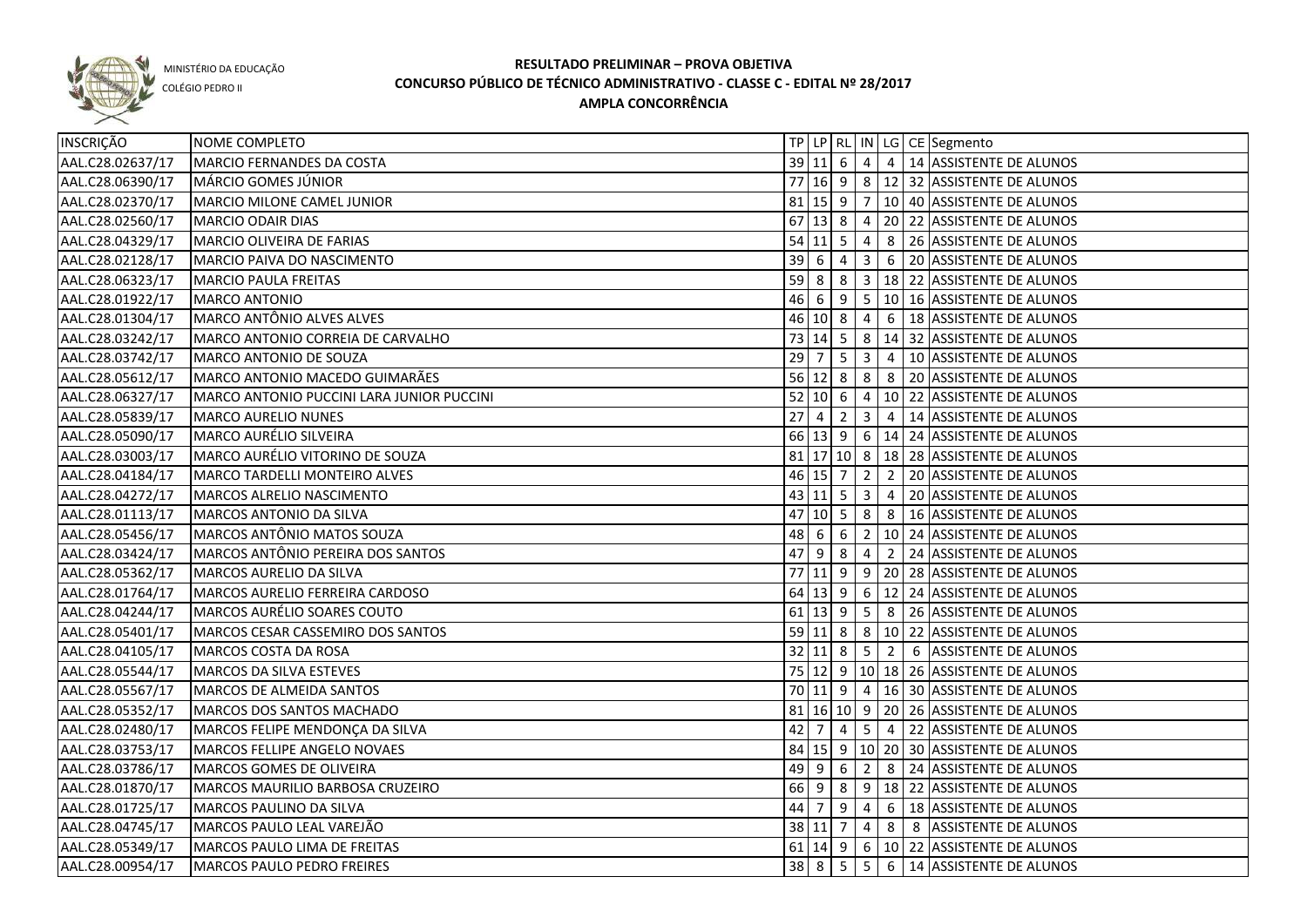MINISTÉRIO DA EDUCAÇÃO

COLÉGIO PEDRO II

# RESULTADO PRELIMINAR – PROVA OBJETIVA
## CONCURSO PÚBLICO DE TÉCNICO ADMINISTRATIVO - CLASSE C - EDITAL Nº 28/2017
## AMPLA CONCORRÊNCIA

| INSCRIÇÃO | NOME COMPLETO | TP | LP | RL | IN | LG | CE | Segmento |
|---|---|---|---|---|---|---|---|---|
| AAL.C28.02637/17 | MARCIO FERNANDES DA COSTA | 39 | 11 | 6 | 4 | 4 | 14 | ASSISTENTE DE ALUNOS |
| AAL.C28.06390/17 | MÁRCIO GOMES JÚNIOR | 77 | 16 | 9 | 8 | 12 | 32 | ASSISTENTE DE ALUNOS |
| AAL.C28.02370/17 | MARCIO MILONE CAMEL JUNIOR | 81 | 15 | 9 | 7 | 10 | 40 | ASSISTENTE DE ALUNOS |
| AAL.C28.02560/17 | MARCIO ODAIR DIAS | 67 | 13 | 8 | 4 | 20 | 22 | ASSISTENTE DE ALUNOS |
| AAL.C28.04329/17 | MARCIO OLIVEIRA DE FARIAS | 54 | 11 | 5 | 4 | 8 | 26 | ASSISTENTE DE ALUNOS |
| AAL.C28.02128/17 | MARCIO PAIVA DO NASCIMENTO | 39 | 6 | 4 | 3 | 6 | 20 | ASSISTENTE DE ALUNOS |
| AAL.C28.06323/17 | MARCIO PAULA FREITAS | 59 | 8 | 8 | 3 | 18 | 22 | ASSISTENTE DE ALUNOS |
| AAL.C28.01922/17 | MARCO ANTONIO | 46 | 6 | 9 | 5 | 10 | 16 | ASSISTENTE DE ALUNOS |
| AAL.C28.01304/17 | MARCO ANTÔNIO ALVES ALVES | 46 | 10 | 8 | 4 | 6 | 18 | ASSISTENTE DE ALUNOS |
| AAL.C28.03242/17 | MARCO ANTONIO CORREIA DE CARVALHO | 73 | 14 | 5 | 8 | 14 | 32 | ASSISTENTE DE ALUNOS |
| AAL.C28.03742/17 | MARCO ANTONIO DE SOUZA | 29 | 7 | 5 | 3 | 4 | 10 | ASSISTENTE DE ALUNOS |
| AAL.C28.05612/17 | MARCO ANTONIO MACEDO GUIMARÃES | 56 | 12 | 8 | 8 | 8 | 20 | ASSISTENTE DE ALUNOS |
| AAL.C28.06327/17 | MARCO ANTONIO PUCCINI LARA JUNIOR PUCCINI | 52 | 10 | 6 | 4 | 10 | 22 | ASSISTENTE DE ALUNOS |
| AAL.C28.05839/17 | MARCO AURELIO NUNES | 27 | 4 | 2 | 3 | 4 | 14 | ASSISTENTE DE ALUNOS |
| AAL.C28.05090/17 | MARCO AURÉLIO SILVEIRA | 66 | 13 | 9 | 6 | 14 | 24 | ASSISTENTE DE ALUNOS |
| AAL.C28.03003/17 | MARCO AURÉLIO VITORINO DE SOUZA | 81 | 17 | 10 | 8 | 18 | 28 | ASSISTENTE DE ALUNOS |
| AAL.C28.04184/17 | MARCO TARDELLI MONTEIRO ALVES | 46 | 15 | 7 | 2 | 2 | 20 | ASSISTENTE DE ALUNOS |
| AAL.C28.04272/17 | MARCOS ALRELIO NASCIMENTO | 43 | 11 | 5 | 3 | 4 | 20 | ASSISTENTE DE ALUNOS |
| AAL.C28.01113/17 | MARCOS ANTONIO DA SILVA | 47 | 10 | 5 | 8 | 8 | 16 | ASSISTENTE DE ALUNOS |
| AAL.C28.05456/17 | MARCOS ANTÔNIO MATOS SOUZA | 48 | 6 | 6 | 2 | 10 | 24 | ASSISTENTE DE ALUNOS |
| AAL.C28.03424/17 | MARCOS ANTÔNIO PEREIRA DOS SANTOS | 47 | 9 | 8 | 4 | 2 | 24 | ASSISTENTE DE ALUNOS |
| AAL.C28.05362/17 | MARCOS AURELIO DA SILVA | 77 | 11 | 9 | 9 | 20 | 28 | ASSISTENTE DE ALUNOS |
| AAL.C28.01764/17 | MARCOS AURELIO FERREIRA CARDOSO | 64 | 13 | 9 | 6 | 12 | 24 | ASSISTENTE DE ALUNOS |
| AAL.C28.04244/17 | MARCOS AURÉLIO SOARES COUTO | 61 | 13 | 9 | 5 | 8 | 26 | ASSISTENTE DE ALUNOS |
| AAL.C28.05401/17 | MARCOS CESAR CASSEMIRO DOS SANTOS | 59 | 11 | 8 | 8 | 10 | 22 | ASSISTENTE DE ALUNOS |
| AAL.C28.04105/17 | MARCOS COSTA DA ROSA | 32 | 11 | 8 | 5 | 2 | 6 | ASSISTENTE DE ALUNOS |
| AAL.C28.05544/17 | MARCOS DA SILVA ESTEVES | 75 | 12 | 9 | 10 | 18 | 26 | ASSISTENTE DE ALUNOS |
| AAL.C28.05567/17 | MARCOS DE ALMEIDA SANTOS | 70 | 11 | 9 | 4 | 16 | 30 | ASSISTENTE DE ALUNOS |
| AAL.C28.05352/17 | MARCOS DOS SANTOS MACHADO | 81 | 16 | 10 | 9 | 20 | 26 | ASSISTENTE DE ALUNOS |
| AAL.C28.02480/17 | MARCOS FELIPE MENDONÇA DA SILVA | 42 | 7 | 4 | 5 | 4 | 22 | ASSISTENTE DE ALUNOS |
| AAL.C28.03753/17 | MARCOS FELLIPE ANGELO NOVAES | 84 | 15 | 9 | 10 | 20 | 30 | ASSISTENTE DE ALUNOS |
| AAL.C28.03786/17 | MARCOS GOMES DE OLIVEIRA | 49 | 9 | 6 | 2 | 8 | 24 | ASSISTENTE DE ALUNOS |
| AAL.C28.01870/17 | MARCOS MAURILIO BARBOSA CRUZEIRO | 66 | 9 | 8 | 9 | 18 | 22 | ASSISTENTE DE ALUNOS |
| AAL.C28.01725/17 | MARCOS PAULINO DA SILVA | 44 | 7 | 9 | 4 | 6 | 18 | ASSISTENTE DE ALUNOS |
| AAL.C28.04745/17 | MARCOS PAULO LEAL VAREJÃO | 38 | 11 | 7 | 4 | 8 | 8 | ASSISTENTE DE ALUNOS |
| AAL.C28.05349/17 | MARCOS PAULO LIMA DE FREITAS | 61 | 14 | 9 | 6 | 10 | 22 | ASSISTENTE DE ALUNOS |
| AAL.C28.00954/17 | MARCOS PAULO PEDRO FREIRES | 38 | 8 | 5 | 5 | 6 | 14 | ASSISTENTE DE ALUNOS |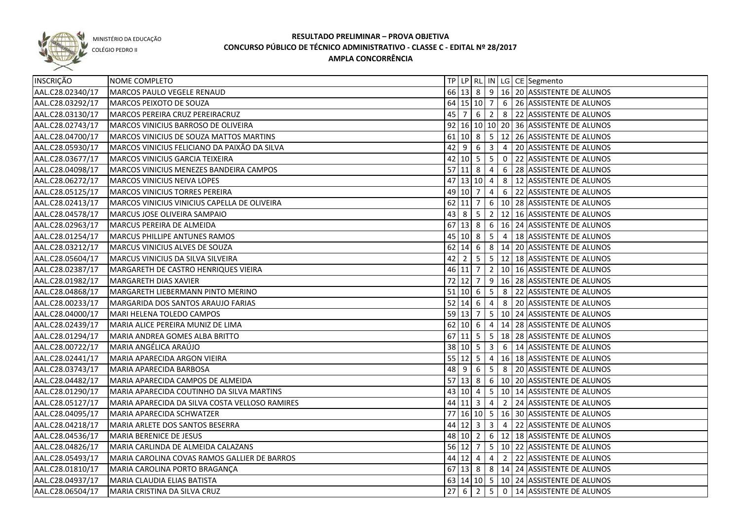MINISTÉRIO DA EDUCAÇÃO

COLÉGIO PEDRO II

# RESULTADO PRELIMINAR – PROVA OBJETIVA
## CONCURSO PÚBLICO DE TÉCNICO ADMINISTRATIVO - CLASSE C - EDITAL Nº 28/2017
## AMPLA CONCORRÊNCIA

| INSCRIÇÃO | NOME COMPLETO | TP | LP | RL | IN | LG | CE | Segmento |
|---|---|---|---|---|---|---|---|---|
| AAL.C28.02340/17 | MARCOS PAULO VEGELE RENAUD | 66 | 13 | 8 | 9 | 16 | 20 | ASSISTENTE DE ALUNOS |
| AAL.C28.03292/17 | MARCOS PEIXOTO DE SOUZA | 64 | 15 | 10 | 7 | 6 | 26 | ASSISTENTE DE ALUNOS |
| AAL.C28.03130/17 | MARCOS PEREIRA CRUZ PEREIRACRUZ | 45 | 7 | 6 | 2 | 8 | 22 | ASSISTENTE DE ALUNOS |
| AAL.C28.02743/17 | MARCOS VINICIUS BARROSO DE OLIVEIRA | 92 | 16 | 10 | 10 | 20 | 36 | ASSISTENTE DE ALUNOS |
| AAL.C28.04700/17 | MARCOS VINICIUS DE SOUZA MATTOS MARTINS | 61 | 10 | 8 | 5 | 12 | 26 | ASSISTENTE DE ALUNOS |
| AAL.C28.05930/17 | MARCOS VINICIUS FELICIANO DA PAIXÃO DA SILVA | 42 | 9 | 6 | 3 | 4 | 20 | ASSISTENTE DE ALUNOS |
| AAL.C28.03677/17 | MARCOS VINICIUS GARCIA TEIXEIRA | 42 | 10 | 5 | 5 | 0 | 22 | ASSISTENTE DE ALUNOS |
| AAL.C28.04098/17 | MARCOS VINICIUS MENEZES BANDEIRA CAMPOS | 57 | 11 | 8 | 4 | 6 | 28 | ASSISTENTE DE ALUNOS |
| AAL.C28.06272/17 | MARCOS VINICIUS NEIVA LOPES | 47 | 13 | 10 | 4 | 8 | 12 | ASSISTENTE DE ALUNOS |
| AAL.C28.05125/17 | MARCOS VINICIUS TORRES PEREIRA | 49 | 10 | 7 | 4 | 6 | 22 | ASSISTENTE DE ALUNOS |
| AAL.C28.02413/17 | MARCOS VINICIUS VINICIUS CAPELLA DE OLIVEIRA | 62 | 11 | 7 | 6 | 10 | 28 | ASSISTENTE DE ALUNOS |
| AAL.C28.04578/17 | MARCUS JOSE OLIVEIRA SAMPAIO | 43 | 8 | 5 | 2 | 12 | 16 | ASSISTENTE DE ALUNOS |
| AAL.C28.02963/17 | MARCUS PEREIRA DE ALMEIDA | 67 | 13 | 8 | 6 | 16 | 24 | ASSISTENTE DE ALUNOS |
| AAL.C28.01254/17 | MARCUS PHILLIPE ANTUNES RAMOS | 45 | 10 | 8 | 5 | 4 | 18 | ASSISTENTE DE ALUNOS |
| AAL.C28.03212/17 | MARCUS VINICIUS ALVES DE SOUZA | 62 | 14 | 6 | 8 | 14 | 20 | ASSISTENTE DE ALUNOS |
| AAL.C28.05604/17 | MARCUS VINICIUS DA SILVA SILVEIRA | 42 | 2 | 5 | 5 | 12 | 18 | ASSISTENTE DE ALUNOS |
| AAL.C28.02387/17 | MARGARETH DE CASTRO HENRIQUES VIEIRA | 46 | 11 | 7 | 2 | 10 | 16 | ASSISTENTE DE ALUNOS |
| AAL.C28.01982/17 | MARGARETH DIAS XAVIER | 72 | 12 | 7 | 9 | 16 | 28 | ASSISTENTE DE ALUNOS |
| AAL.C28.04868/17 | MARGARETH LIEBERMANN PINTO MERINO | 51 | 10 | 6 | 5 | 8 | 22 | ASSISTENTE DE ALUNOS |
| AAL.C28.00233/17 | MARGARIDA DOS SANTOS ARAUJO FARIAS | 52 | 14 | 6 | 4 | 8 | 20 | ASSISTENTE DE ALUNOS |
| AAL.C28.04000/17 | MARI HELENA TOLEDO CAMPOS | 59 | 13 | 7 | 5 | 10 | 24 | ASSISTENTE DE ALUNOS |
| AAL.C28.02439/17 | MARIA ALICE PEREIRA MUNIZ DE LIMA | 62 | 10 | 6 | 4 | 14 | 28 | ASSISTENTE DE ALUNOS |
| AAL.C28.01294/17 | MARIA ANDREA GOMES ALBA BRITTO | 67 | 11 | 5 | 5 | 18 | 28 | ASSISTENTE DE ALUNOS |
| AAL.C28.00722/17 | MARIA ANGÉLICA ARAÚJO | 38 | 10 | 5 | 3 | 6 | 14 | ASSISTENTE DE ALUNOS |
| AAL.C28.02441/17 | MARIA APARECIDA ARGON VIEIRA | 55 | 12 | 5 | 4 | 16 | 18 | ASSISTENTE DE ALUNOS |
| AAL.C28.03743/17 | MARIA APARECIDA BARBOSA | 48 | 9 | 6 | 5 | 8 | 20 | ASSISTENTE DE ALUNOS |
| AAL.C28.04482/17 | MARIA APARECIDA CAMPOS DE ALMEIDA | 57 | 13 | 8 | 6 | 10 | 20 | ASSISTENTE DE ALUNOS |
| AAL.C28.01290/17 | MARIA APARECIDA COUTINHO DA SILVA MARTINS | 43 | 10 | 4 | 5 | 10 | 14 | ASSISTENTE DE ALUNOS |
| AAL.C28.05127/17 | MARIA APARECIDA DA SILVA COSTA VELLOSO RAMIRES | 44 | 11 | 3 | 4 | 2 | 24 | ASSISTENTE DE ALUNOS |
| AAL.C28.04095/17 | MARIA APARECIDA SCHWATZER | 77 | 16 | 10 | 5 | 16 | 30 | ASSISTENTE DE ALUNOS |
| AAL.C28.04218/17 | MARIA ARLETE DOS SANTOS BESERRA | 44 | 12 | 3 | 3 | 4 | 22 | ASSISTENTE DE ALUNOS |
| AAL.C28.04536/17 | MARIA BERENICE DE JESUS | 48 | 10 | 2 | 6 | 12 | 18 | ASSISTENTE DE ALUNOS |
| AAL.C28.04826/17 | MARIA CARLINDA DE ALMEIDA CALAZANS | 56 | 12 | 7 | 5 | 10 | 22 | ASSISTENTE DE ALUNOS |
| AAL.C28.05493/17 | MARIA CAROLINA COVAS RAMOS GALLIER DE BARROS | 44 | 12 | 4 | 4 | 2 | 22 | ASSISTENTE DE ALUNOS |
| AAL.C28.01810/17 | MARIA CAROLINA PORTO BRAGANÇA | 67 | 13 | 8 | 8 | 14 | 24 | ASSISTENTE DE ALUNOS |
| AAL.C28.04937/17 | MARIA CLAUDIA ELIAS BATISTA | 63 | 14 | 10 | 5 | 10 | 24 | ASSISTENTE DE ALUNOS |
| AAL.C28.06504/17 | MARIA CRISTINA DA SILVA CRUZ | 27 | 6 | 2 | 5 | 0 | 14 | ASSISTENTE DE ALUNOS |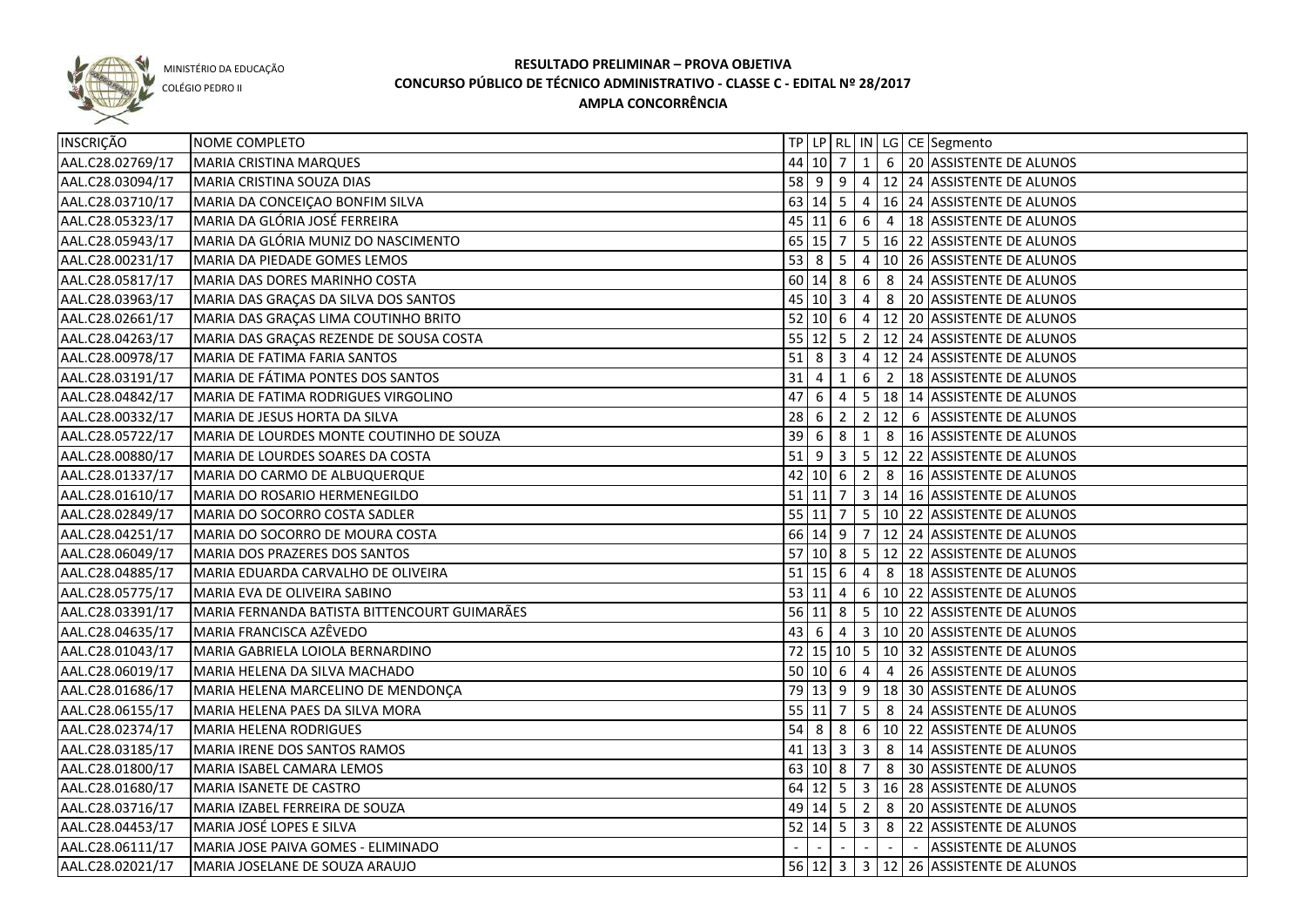MINISTÉRIO DA EDUCAÇÃO
COLÉGIO PEDRO II

# RESULTADO PRELIMINAR – PROVA OBJETIVA
## CONCURSO PÚBLICO DE TÉCNICO ADMINISTRATIVO - CLASSE C - EDITAL Nº 28/2017
### AMPLA CONCORRÊNCIA

| INSCRIÇÃO | NOME COMPLETO | TP | LP | RL | IN | LG | CE | Segmento |
|---|---|---|---|---|---|---|---|---|
| AAL.C28.02769/17 | MARIA CRISTINA MARQUES | 44 | 10 | 7 | 1 | 6 | 20 | ASSISTENTE DE ALUNOS |
| AAL.C28.03094/17 | MARIA CRISTINA SOUZA DIAS | 58 | 9 | 9 | 4 | 12 | 24 | ASSISTENTE DE ALUNOS |
| AAL.C28.03710/17 | MARIA DA CONCEIÇAO BONFIM SILVA | 63 | 14 | 5 | 4 | 16 | 24 | ASSISTENTE DE ALUNOS |
| AAL.C28.05323/17 | MARIA DA GLÓRIA JOSÉ FERREIRA | 45 | 11 | 6 | 6 | 4 | 18 | ASSISTENTE DE ALUNOS |
| AAL.C28.05943/17 | MARIA DA GLÓRIA MUNIZ DO NASCIMENTO | 65 | 15 | 7 | 5 | 16 | 22 | ASSISTENTE DE ALUNOS |
| AAL.C28.00231/17 | MARIA DA PIEDADE GOMES LEMOS | 53 | 8 | 5 | 4 | 10 | 26 | ASSISTENTE DE ALUNOS |
| AAL.C28.05817/17 | MARIA DAS DORES MARINHO COSTA | 60 | 14 | 8 | 6 | 8 | 24 | ASSISTENTE DE ALUNOS |
| AAL.C28.03963/17 | MARIA DAS GRAÇAS DA SILVA DOS SANTOS | 45 | 10 | 3 | 4 | 8 | 20 | ASSISTENTE DE ALUNOS |
| AAL.C28.02661/17 | MARIA DAS GRAÇAS LIMA COUTINHO BRITO | 52 | 10 | 6 | 4 | 12 | 20 | ASSISTENTE DE ALUNOS |
| AAL.C28.04263/17 | MARIA DAS GRAÇAS REZENDE DE SOUSA COSTA | 55 | 12 | 5 | 2 | 12 | 24 | ASSISTENTE DE ALUNOS |
| AAL.C28.00978/17 | MARIA DE FATIMA FARIA SANTOS | 51 | 8 | 3 | 4 | 12 | 24 | ASSISTENTE DE ALUNOS |
| AAL.C28.03191/17 | MARIA DE FÁTIMA PONTES DOS SANTOS | 31 | 4 | 1 | 6 | 2 | 18 | ASSISTENTE DE ALUNOS |
| AAL.C28.04842/17 | MARIA DE FATIMA RODRIGUES VIRGOLINO | 47 | 6 | 4 | 5 | 18 | 14 | ASSISTENTE DE ALUNOS |
| AAL.C28.00332/17 | MARIA DE JESUS HORTA DA SILVA | 28 | 6 | 2 | 2 | 12 | 6 | ASSISTENTE DE ALUNOS |
| AAL.C28.05722/17 | MARIA DE LOURDES MONTE COUTINHO DE SOUZA | 39 | 6 | 8 | 1 | 8 | 16 | ASSISTENTE DE ALUNOS |
| AAL.C28.00880/17 | MARIA DE LOURDES SOARES DA COSTA | 51 | 9 | 3 | 5 | 12 | 22 | ASSISTENTE DE ALUNOS |
| AAL.C28.01337/17 | MARIA DO CARMO DE ALBUQUERQUE | 42 | 10 | 6 | 2 | 8 | 16 | ASSISTENTE DE ALUNOS |
| AAL.C28.01610/17 | MARIA DO ROSARIO HERMENEGILDO | 51 | 11 | 7 | 3 | 14 | 16 | ASSISTENTE DE ALUNOS |
| AAL.C28.02849/17 | MARIA DO SOCORRO COSTA SADLER | 55 | 11 | 7 | 5 | 10 | 22 | ASSISTENTE DE ALUNOS |
| AAL.C28.04251/17 | MARIA DO SOCORRO DE MOURA COSTA | 66 | 14 | 9 | 7 | 12 | 24 | ASSISTENTE DE ALUNOS |
| AAL.C28.06049/17 | MARIA DOS PRAZERES DOS SANTOS | 57 | 10 | 8 | 5 | 12 | 22 | ASSISTENTE DE ALUNOS |
| AAL.C28.04885/17 | MARIA EDUARDA CARVALHO DE OLIVEIRA | 51 | 15 | 6 | 4 | 8 | 18 | ASSISTENTE DE ALUNOS |
| AAL.C28.05775/17 | MARIA EVA DE OLIVEIRA SABINO | 53 | 11 | 4 | 6 | 10 | 22 | ASSISTENTE DE ALUNOS |
| AAL.C28.03391/17 | MARIA FERNANDA BATISTA BITTENCOURT GUIMARÃES | 56 | 11 | 8 | 5 | 10 | 22 | ASSISTENTE DE ALUNOS |
| AAL.C28.04635/17 | MARIA FRANCISCA AZÊVEDO | 43 | 6 | 4 | 3 | 10 | 20 | ASSISTENTE DE ALUNOS |
| AAL.C28.01043/17 | MARIA GABRIELA LOIOLA BERNARDINO | 72 | 15 | 10 | 5 | 10 | 32 | ASSISTENTE DE ALUNOS |
| AAL.C28.06019/17 | MARIA HELENA DA SILVA MACHADO | 50 | 10 | 6 | 4 | 4 | 26 | ASSISTENTE DE ALUNOS |
| AAL.C28.01686/17 | MARIA HELENA MARCELINO DE MENDONÇA | 79 | 13 | 9 | 9 | 18 | 30 | ASSISTENTE DE ALUNOS |
| AAL.C28.06155/17 | MARIA HELENA PAES DA SILVA MORA | 55 | 11 | 7 | 5 | 8 | 24 | ASSISTENTE DE ALUNOS |
| AAL.C28.02374/17 | MARIA HELENA RODRIGUES | 54 | 8 | 8 | 6 | 10 | 22 | ASSISTENTE DE ALUNOS |
| AAL.C28.03185/17 | MARIA IRENE DOS SANTOS RAMOS | 41 | 13 | 3 | 3 | 8 | 14 | ASSISTENTE DE ALUNOS |
| AAL.C28.01800/17 | MARIA ISABEL CAMARA LEMOS | 63 | 10 | 8 | 7 | 8 | 30 | ASSISTENTE DE ALUNOS |
| AAL.C28.01680/17 | MARIA ISANETE DE CASTRO | 64 | 12 | 5 | 3 | 16 | 28 | ASSISTENTE DE ALUNOS |
| AAL.C28.03716/17 | MARIA IZABEL FERREIRA DE SOUZA | 49 | 14 | 5 | 2 | 8 | 20 | ASSISTENTE DE ALUNOS |
| AAL.C28.04453/17 | MARIA JOSÉ LOPES E SILVA | 52 | 14 | 5 | 3 | 8 | 22 | ASSISTENTE DE ALUNOS |
| AAL.C28.06111/17 | MARIA JOSE PAIVA GOMES - ELIMINADO | - | - | - | - | - | - | ASSISTENTE DE ALUNOS |
| AAL.C28.02021/17 | MARIA JOSELANE DE SOUZA ARAUJO | 56 | 12 | 3 | 3 | 12 | 26 | ASSISTENTE DE ALUNOS |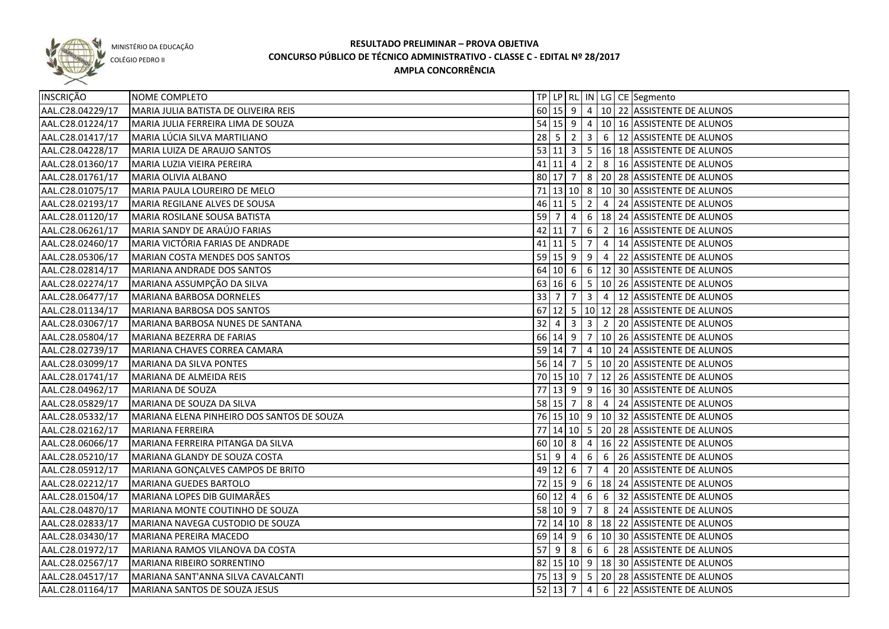MINISTÉRIO DA EDUCAÇÃO

COLÉGIO PEDRO II

**RESULTADO PRELIMINAR – PROVA OBJETIVA**
**CONCURSO PÚBLICO DE TÉCNICO ADMINISTRATIVO - CLASSE C - EDITAL Nº 28/2017**
**AMPLA CONCORRÊNCIA**

| INSCRIÇÃO | NOME COMPLETO | TP | LP | RL | IN | LG | CE | Segmento |
|---|---|---|---|---|---|---|---|---|
| AAL.C28.04229/17 | MARIA JULIA BATISTA DE OLIVEIRA REIS | 60 | 15 | 9 | 4 | 10 | 22 | ASSISTENTE DE ALUNOS |
| AAL.C28.01224/17 | MARIA JULIA FERREIRA LIMA DE SOUZA | 54 | 15 | 9 | 4 | 10 | 16 | ASSISTENTE DE ALUNOS |
| AAL.C28.01417/17 | MARIA LÚCIA SILVA MARTILIANO | 28 | 5 | 2 | 3 | 6 | 12 | ASSISTENTE DE ALUNOS |
| AAL.C28.04228/17 | MARIA LUIZA DE ARAUJO SANTOS | 53 | 11 | 3 | 5 | 16 | 18 | ASSISTENTE DE ALUNOS |
| AAL.C28.01360/17 | MARIA LUZIA VIEIRA PEREIRA | 41 | 11 | 4 | 2 | 8 | 16 | ASSISTENTE DE ALUNOS |
| AAL.C28.01761/17 | MARIA OLIVIA ALBANO | 80 | 17 | 7 | 8 | 20 | 28 | ASSISTENTE DE ALUNOS |
| AAL.C28.01075/17 | MARIA PAULA LOUREIRO DE MELO | 71 | 13 | 10 | 8 | 10 | 30 | ASSISTENTE DE ALUNOS |
| AAL.C28.02193/17 | MARIA REGILANE ALVES DE SOUSA | 46 | 11 | 5 | 2 | 4 | 24 | ASSISTENTE DE ALUNOS |
| AAL.C28.01120/17 | MARIA ROSILANE SOUSA BATISTA | 59 | 7 | 4 | 6 | 18 | 24 | ASSISTENTE DE ALUNOS |
| AAL.C28.06261/17 | MARIA SANDY DE ARAÚJO FARIAS | 42 | 11 | 7 | 6 | 2 | 16 | ASSISTENTE DE ALUNOS |
| AAL.C28.02460/17 | MARIA VICTÓRIA FARIAS DE ANDRADE | 41 | 11 | 5 | 7 | 4 | 14 | ASSISTENTE DE ALUNOS |
| AAL.C28.05306/17 | MARIAN COSTA MENDES DOS SANTOS | 59 | 15 | 9 | 9 | 4 | 22 | ASSISTENTE DE ALUNOS |
| AAL.C28.02814/17 | MARIANA ANDRADE DOS SANTOS | 64 | 10 | 6 | 6 | 12 | 30 | ASSISTENTE DE ALUNOS |
| AAL.C28.02274/17 | MARIANA ASSUMPÇÃO DA SILVA | 63 | 16 | 6 | 5 | 10 | 26 | ASSISTENTE DE ALUNOS |
| AAL.C28.06477/17 | MARIANA BARBOSA DORNELES | 33 | 7 | 7 | 3 | 4 | 12 | ASSISTENTE DE ALUNOS |
| AAL.C28.01134/17 | MARIANA BARBOSA DOS SANTOS | 67 | 12 | 5 | 10 | 12 | 28 | ASSISTENTE DE ALUNOS |
| AAL.C28.03067/17 | MARIANA BARBOSA NUNES DE SANTANA | 32 | 4 | 3 | 3 | 2 | 20 | ASSISTENTE DE ALUNOS |
| AAL.C28.05804/17 | MARIANA BEZERRA DE FARIAS | 66 | 14 | 9 | 7 | 10 | 26 | ASSISTENTE DE ALUNOS |
| AAL.C28.02739/17 | MARIANA CHAVES CORREA CAMARA | 59 | 14 | 7 | 4 | 10 | 24 | ASSISTENTE DE ALUNOS |
| AAL.C28.03099/17 | MARIANA DA SILVA PONTES | 56 | 14 | 7 | 5 | 10 | 20 | ASSISTENTE DE ALUNOS |
| AAL.C28.01741/17 | MARIANA DE ALMEIDA REIS | 70 | 15 | 10 | 7 | 12 | 26 | ASSISTENTE DE ALUNOS |
| AAL.C28.04962/17 | MARIANA DE SOUZA | 77 | 13 | 9 | 9 | 16 | 30 | ASSISTENTE DE ALUNOS |
| AAL.C28.05829/17 | MARIANA DE SOUZA DA SILVA | 58 | 15 | 7 | 8 | 4 | 24 | ASSISTENTE DE ALUNOS |
| AAL.C28.05332/17 | MARIANA ELENA PINHEIRO DOS SANTOS DE SOUZA | 76 | 15 | 10 | 9 | 10 | 32 | ASSISTENTE DE ALUNOS |
| AAL.C28.02162/17 | MARIANA FERREIRA | 77 | 14 | 10 | 5 | 20 | 28 | ASSISTENTE DE ALUNOS |
| AAL.C28.06066/17 | MARIANA FERREIRA PITANGA DA SILVA | 60 | 10 | 8 | 4 | 16 | 22 | ASSISTENTE DE ALUNOS |
| AAL.C28.05210/17 | MARIANA GLANDY DE SOUZA COSTA | 51 | 9 | 4 | 6 | 6 | 26 | ASSISTENTE DE ALUNOS |
| AAL.C28.05912/17 | MARIANA GONÇALVES CAMPOS DE BRITO | 49 | 12 | 6 | 7 | 4 | 20 | ASSISTENTE DE ALUNOS |
| AAL.C28.02212/17 | MARIANA GUEDES BARTOLO | 72 | 15 | 9 | 6 | 18 | 24 | ASSISTENTE DE ALUNOS |
| AAL.C28.01504/17 | MARIANA LOPES DIB GUIMARÃES | 60 | 12 | 4 | 6 | 6 | 32 | ASSISTENTE DE ALUNOS |
| AAL.C28.04870/17 | MARIANA MONTE COUTINHO DE SOUZA | 58 | 10 | 9 | 7 | 8 | 24 | ASSISTENTE DE ALUNOS |
| AAL.C28.02833/17 | MARIANA NAVEGA CUSTODIO DE SOUZA | 72 | 14 | 10 | 8 | 18 | 22 | ASSISTENTE DE ALUNOS |
| AAL.C28.03430/17 | MARIANA PEREIRA MACEDO | 69 | 14 | 9 | 6 | 10 | 30 | ASSISTENTE DE ALUNOS |
| AAL.C28.01972/17 | MARIANA RAMOS VILANOVA DA COSTA | 57 | 9 | 8 | 6 | 6 | 28 | ASSISTENTE DE ALUNOS |
| AAL.C28.02567/17 | MARIANA RIBEIRO SORRENTINO | 82 | 15 | 10 | 9 | 18 | 30 | ASSISTENTE DE ALUNOS |
| AAL.C28.04517/17 | MARIANA SANT'ANNA SILVA CAVALCANTI | 75 | 13 | 9 | 5 | 20 | 28 | ASSISTENTE DE ALUNOS |
| AAL.C28.01164/17 | MARIANA SANTOS DE SOUZA JESUS | 52 | 13 | 7 | 4 | 6 | 22 | ASSISTENTE DE ALUNOS |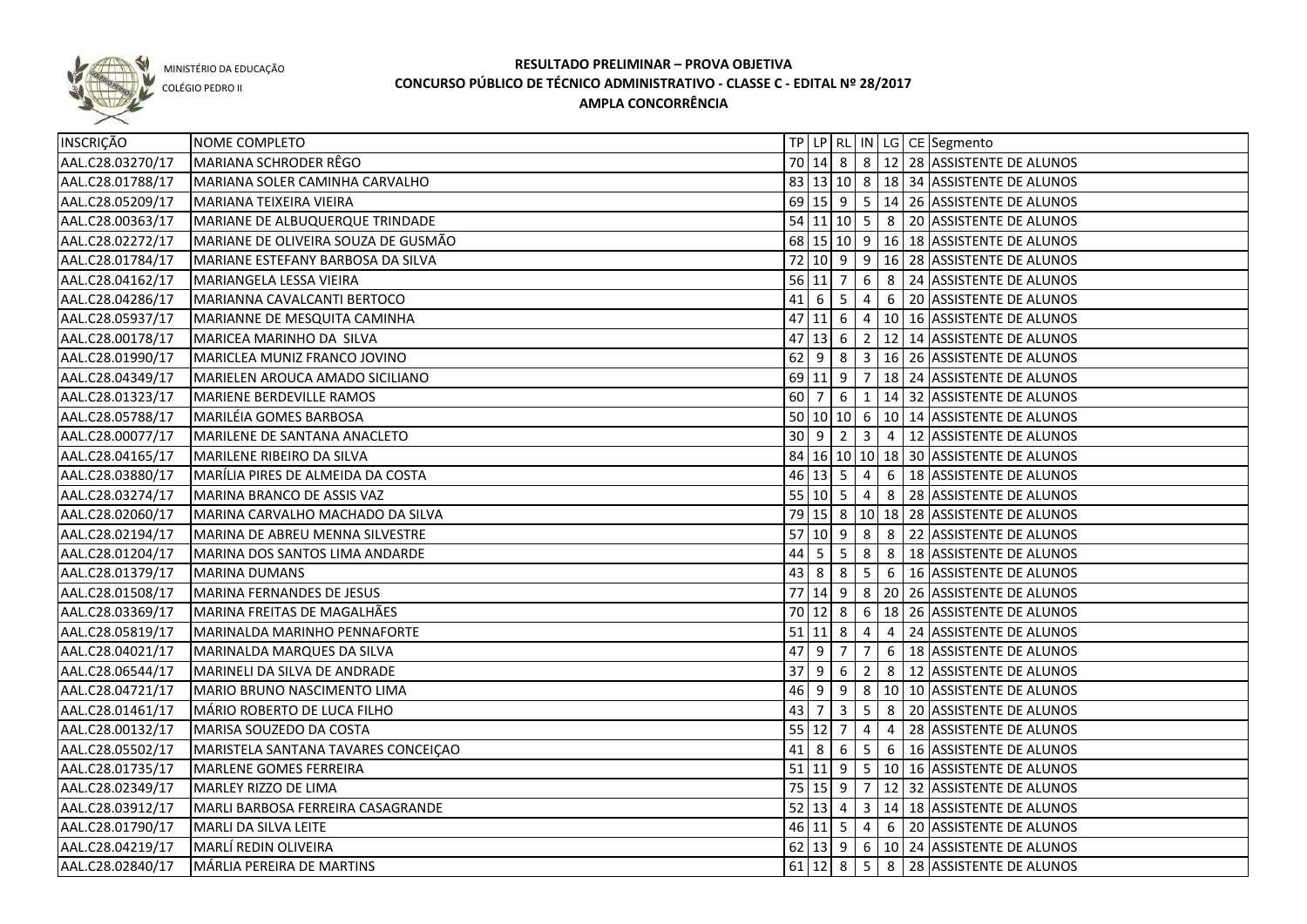MINISTÉRIO DA EDUCAÇÃO
COLÉGIO PEDRO II

# RESULTADO PRELIMINAR – PROVA OBJETIVA
## CONCURSO PÚBLICO DE TÉCNICO ADMINISTRATIVO - CLASSE C - EDITAL Nº 28/2017
### AMPLA CONCORRÊNCIA

| INSCRIÇÃO | NOME COMPLETO | TP | LP | RL | IN | LG | CE | Segmento |
|---|---|---|---|---|---|---|---|---|
| AAL.C28.03270/17 | MARIANA SCHRODER RÊGO | 70 | 14 | 8 | 8 | 12 | 28 | ASSISTENTE DE ALUNOS |
| AAL.C28.01788/17 | MARIANA SOLER CAMINHA CARVALHO | 83 | 13 | 10 | 8 | 18 | 34 | ASSISTENTE DE ALUNOS |
| AAL.C28.05209/17 | MARIANA TEIXEIRA VIEIRA | 69 | 15 | 9 | 5 | 14 | 26 | ASSISTENTE DE ALUNOS |
| AAL.C28.00363/17 | MARIANE DE ALBUQUERQUE TRINDADE | 54 | 11 | 10 | 5 | 8 | 20 | ASSISTENTE DE ALUNOS |
| AAL.C28.02272/17 | MARIANE DE OLIVEIRA SOUZA DE GUSMÃO | 68 | 15 | 10 | 9 | 16 | 18 | ASSISTENTE DE ALUNOS |
| AAL.C28.01784/17 | MARIANE ESTEFANY BARBOSA DA SILVA | 72 | 10 | 9 | 9 | 16 | 28 | ASSISTENTE DE ALUNOS |
| AAL.C28.04162/17 | MARIANGELA LESSA VIEIRA | 56 | 11 | 7 | 6 | 8 | 24 | ASSISTENTE DE ALUNOS |
| AAL.C28.04286/17 | MARIANNA CAVALCANTI BERTOCO | 41 | 6 | 5 | 4 | 6 | 20 | ASSISTENTE DE ALUNOS |
| AAL.C28.05937/17 | MARIANNE DE MESQUITA CAMINHA | 47 | 11 | 6 | 4 | 10 | 16 | ASSISTENTE DE ALUNOS |
| AAL.C28.00178/17 | MARICEA MARINHO DA SILVA | 47 | 13 | 6 | 2 | 12 | 14 | ASSISTENTE DE ALUNOS |
| AAL.C28.01990/17 | MARICLEA MUNIZ FRANCO JOVINO | 62 | 9 | 8 | 3 | 16 | 26 | ASSISTENTE DE ALUNOS |
| AAL.C28.04349/17 | MARIELEN AROUCA AMADO SICILIANO | 69 | 11 | 9 | 7 | 18 | 24 | ASSISTENTE DE ALUNOS |
| AAL.C28.01323/17 | MARIENE BERDEVILLE RAMOS | 60 | 7 | 6 | 1 | 14 | 32 | ASSISTENTE DE ALUNOS |
| AAL.C28.05788/17 | MARILÉIA GOMES BARBOSA | 50 | 10 | 10 | 6 | 10 | 14 | ASSISTENTE DE ALUNOS |
| AAL.C28.00077/17 | MARILENE DE SANTANA ANACLETO | 30 | 9 | 2 | 3 | 4 | 12 | ASSISTENTE DE ALUNOS |
| AAL.C28.04165/17 | MARILENE RIBEIRO DA SILVA | 84 | 16 | 10 | 10 | 18 | 30 | ASSISTENTE DE ALUNOS |
| AAL.C28.03880/17 | MARÍLIA PIRES DE ALMEIDA DA COSTA | 46 | 13 | 5 | 4 | 6 | 18 | ASSISTENTE DE ALUNOS |
| AAL.C28.03274/17 | MARINA BRANCO DE ASSIS VAZ | 55 | 10 | 5 | 4 | 8 | 28 | ASSISTENTE DE ALUNOS |
| AAL.C28.02060/17 | MARINA CARVALHO MACHADO DA SILVA | 79 | 15 | 8 | 10 | 18 | 28 | ASSISTENTE DE ALUNOS |
| AAL.C28.02194/17 | MARINA DE ABREU MENNA SILVESTRE | 57 | 10 | 9 | 8 | 8 | 22 | ASSISTENTE DE ALUNOS |
| AAL.C28.01204/17 | MARINA DOS SANTOS LIMA ANDARDE | 44 | 5 | 5 | 8 | 8 | 18 | ASSISTENTE DE ALUNOS |
| AAL.C28.01379/17 | MARINA DUMANS | 43 | 8 | 8 | 5 | 6 | 16 | ASSISTENTE DE ALUNOS |
| AAL.C28.01508/17 | MARINA FERNANDES DE JESUS | 77 | 14 | 9 | 8 | 20 | 26 | ASSISTENTE DE ALUNOS |
| AAL.C28.03369/17 | MARINA FREITAS DE MAGALHÃES | 70 | 12 | 8 | 6 | 18 | 26 | ASSISTENTE DE ALUNOS |
| AAL.C28.05819/17 | MARINALDA MARINHO PENNAFORTE | 51 | 11 | 8 | 4 | 4 | 24 | ASSISTENTE DE ALUNOS |
| AAL.C28.04021/17 | MARINALDA MARQUES DA SILVA | 47 | 9 | 7 | 7 | 6 | 18 | ASSISTENTE DE ALUNOS |
| AAL.C28.06544/17 | MARINELI DA SILVA DE ANDRADE | 37 | 9 | 6 | 2 | 8 | 12 | ASSISTENTE DE ALUNOS |
| AAL.C28.04721/17 | MARIO BRUNO NASCIMENTO LIMA | 46 | 9 | 9 | 8 | 10 | 10 | ASSISTENTE DE ALUNOS |
| AAL.C28.01461/17 | MÁRIO ROBERTO DE LUCA FILHO | 43 | 7 | 3 | 5 | 8 | 20 | ASSISTENTE DE ALUNOS |
| AAL.C28.00132/17 | MARISA SOUZEDO DA COSTA | 55 | 12 | 7 | 4 | 4 | 28 | ASSISTENTE DE ALUNOS |
| AAL.C28.05502/17 | MARISTELA SANTANA TAVARES CONCEIÇAO | 41 | 8 | 6 | 5 | 6 | 16 | ASSISTENTE DE ALUNOS |
| AAL.C28.01735/17 | MARLENE GOMES FERREIRA | 51 | 11 | 9 | 5 | 10 | 16 | ASSISTENTE DE ALUNOS |
| AAL.C28.02349/17 | MARLEY RIZZO DE LIMA | 75 | 15 | 9 | 7 | 12 | 32 | ASSISTENTE DE ALUNOS |
| AAL.C28.03912/17 | MARLI BARBOSA FERREIRA CASAGRANDE | 52 | 13 | 4 | 3 | 14 | 18 | ASSISTENTE DE ALUNOS |
| AAL.C28.01790/17 | MARLI DA SILVA LEITE | 46 | 11 | 5 | 4 | 6 | 20 | ASSISTENTE DE ALUNOS |
| AAL.C28.04219/17 | MARLÍ REDIN OLIVEIRA | 62 | 13 | 9 | 6 | 10 | 24 | ASSISTENTE DE ALUNOS |
| AAL.C28.02840/17 | MÁRLIA PEREIRA DE MARTINS | 61 | 12 | 8 | 5 | 8 | 28 | ASSISTENTE DE ALUNOS |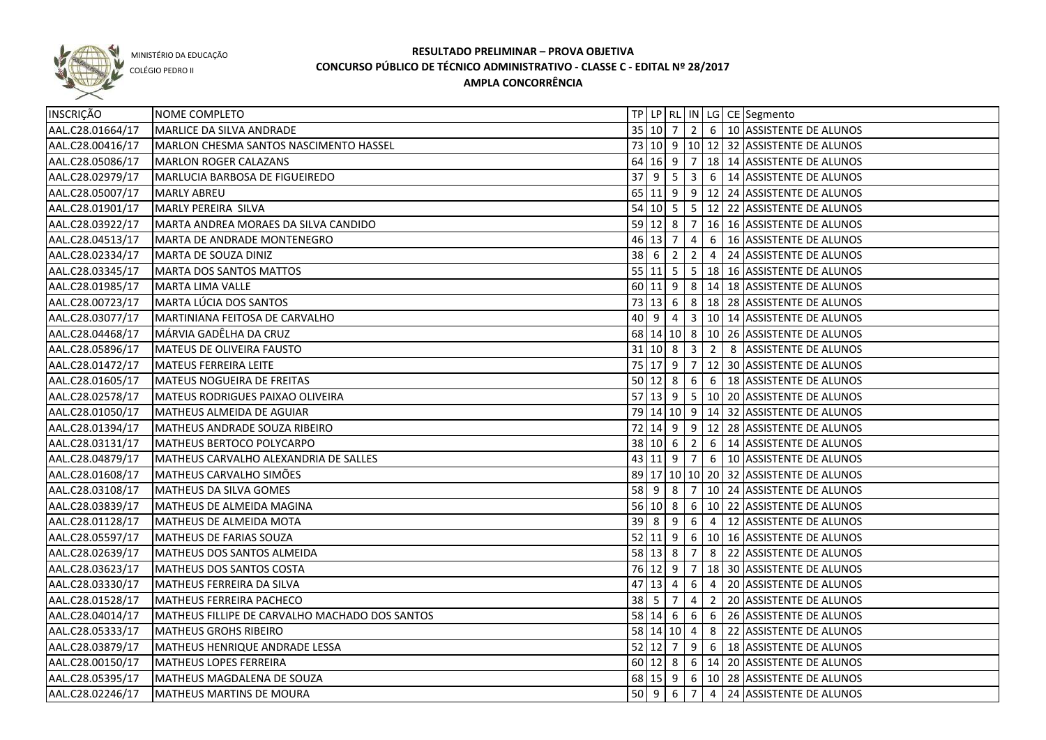MINISTÉRIO DA EDUCAÇÃO

COLÉGIO PEDRO II

# RESULTADO PRELIMINAR – PROVA OBJETIVA
## CONCURSO PÚBLICO DE TÉCNICO ADMINISTRATIVO - CLASSE C - EDITAL Nº 28/2017
## AMPLA CONCORRÊNCIA

| INSCRIÇÃO | NOME COMPLETO | TP | LP | RL | IN | LG | CE | Segmento |
|---|---|---|---|---|---|---|---|---|
| AAL.C28.01664/17 | MARLICE DA SILVA ANDRADE | 35 | 10 | 7 | 2 | 6 | 10 | ASSISTENTE DE ALUNOS |
| AAL.C28.00416/17 | MARLON CHESMA SANTOS NASCIMENTO HASSEL | 73 | 10 | 9 | 10 | 12 | 32 | ASSISTENTE DE ALUNOS |
| AAL.C28.05086/17 | MARLON ROGER CALAZANS | 64 | 16 | 9 | 7 | 18 | 14 | ASSISTENTE DE ALUNOS |
| AAL.C28.02979/17 | MARLUCIA BARBOSA DE FIGUEIREDO | 37 | 9 | 5 | 3 | 6 | 14 | ASSISTENTE DE ALUNOS |
| AAL.C28.05007/17 | MARLY ABREU | 65 | 11 | 9 | 9 | 12 | 24 | ASSISTENTE DE ALUNOS |
| AAL.C28.01901/17 | MARLY PEREIRA SILVA | 54 | 10 | 5 | 5 | 12 | 22 | ASSISTENTE DE ALUNOS |
| AAL.C28.03922/17 | MARTA ANDREA MORAES DA SILVA CANDIDO | 59 | 12 | 8 | 7 | 16 | 16 | ASSISTENTE DE ALUNOS |
| AAL.C28.04513/17 | MARTA DE ANDRADE MONTENEGRO | 46 | 13 | 7 | 4 | 6 | 16 | ASSISTENTE DE ALUNOS |
| AAL.C28.02334/17 | MARTA DE SOUZA DINIZ | 38 | 6 | 2 | 2 | 4 | 24 | ASSISTENTE DE ALUNOS |
| AAL.C28.03345/17 | MARTA DOS SANTOS MATTOS | 55 | 11 | 5 | 5 | 18 | 16 | ASSISTENTE DE ALUNOS |
| AAL.C28.01985/17 | MARTA LIMA VALLE | 60 | 11 | 9 | 8 | 14 | 18 | ASSISTENTE DE ALUNOS |
| AAL.C28.00723/17 | MARTA LÚCIA DOS SANTOS | 73 | 13 | 6 | 8 | 18 | 28 | ASSISTENTE DE ALUNOS |
| AAL.C28.03077/17 | MARTINIANA FEITOSA DE CARVALHO | 40 | 9 | 4 | 3 | 10 | 14 | ASSISTENTE DE ALUNOS |
| AAL.C28.04468/17 | MÁRVIA GADÊLHA DA CRUZ | 68 | 14 | 10 | 8 | 10 | 26 | ASSISTENTE DE ALUNOS |
| AAL.C28.05896/17 | MATEUS DE OLIVEIRA FAUSTO | 31 | 10 | 8 | 3 | 2 | 8 | ASSISTENTE DE ALUNOS |
| AAL.C28.01472/17 | MATEUS FERREIRA LEITE | 75 | 17 | 9 | 7 | 12 | 30 | ASSISTENTE DE ALUNOS |
| AAL.C28.01605/17 | MATEUS NOGUEIRA DE FREITAS | 50 | 12 | 8 | 6 | 6 | 18 | ASSISTENTE DE ALUNOS |
| AAL.C28.02578/17 | MATEUS RODRIGUES PAIXAO OLIVEIRA | 57 | 13 | 9 | 5 | 10 | 20 | ASSISTENTE DE ALUNOS |
| AAL.C28.01050/17 | MATHEUS ALMEIDA DE AGUIAR | 79 | 14 | 10 | 9 | 14 | 32 | ASSISTENTE DE ALUNOS |
| AAL.C28.01394/17 | MATHEUS ANDRADE SOUZA RIBEIRO | 72 | 14 | 9 | 9 | 12 | 28 | ASSISTENTE DE ALUNOS |
| AAL.C28.03131/17 | MATHEUS BERTOCO POLYCARPO | 38 | 10 | 6 | 2 | 6 | 14 | ASSISTENTE DE ALUNOS |
| AAL.C28.04879/17 | MATHEUS CARVALHO ALEXANDRIA DE SALLES | 43 | 11 | 9 | 7 | 6 | 10 | ASSISTENTE DE ALUNOS |
| AAL.C28.01608/17 | MATHEUS CARVALHO SIMÕES | 89 | 17 | 10 | 10 | 20 | 32 | ASSISTENTE DE ALUNOS |
| AAL.C28.03108/17 | MATHEUS DA SILVA GOMES | 58 | 9 | 8 | 7 | 10 | 24 | ASSISTENTE DE ALUNOS |
| AAL.C28.03839/17 | MATHEUS DE ALMEIDA MAGINA | 56 | 10 | 8 | 6 | 10 | 22 | ASSISTENTE DE ALUNOS |
| AAL.C28.01128/17 | MATHEUS DE ALMEIDA MOTA | 39 | 8 | 9 | 6 | 4 | 12 | ASSISTENTE DE ALUNOS |
| AAL.C28.05597/17 | MATHEUS DE FARIAS SOUZA | 52 | 11 | 9 | 6 | 10 | 16 | ASSISTENTE DE ALUNOS |
| AAL.C28.02639/17 | MATHEUS DOS SANTOS ALMEIDA | 58 | 13 | 8 | 7 | 8 | 22 | ASSISTENTE DE ALUNOS |
| AAL.C28.03623/17 | MATHEUS DOS SANTOS COSTA | 76 | 12 | 9 | 7 | 18 | 30 | ASSISTENTE DE ALUNOS |
| AAL.C28.03330/17 | MATHEUS FERREIRA DA SILVA | 47 | 13 | 4 | 6 | 4 | 20 | ASSISTENTE DE ALUNOS |
| AAL.C28.01528/17 | MATHEUS FERREIRA PACHECO | 38 | 5 | 7 | 4 | 2 | 20 | ASSISTENTE DE ALUNOS |
| AAL.C28.04014/17 | MATHEUS FILLIPE DE CARVALHO MACHADO DOS SANTOS | 58 | 14 | 6 | 6 | 6 | 26 | ASSISTENTE DE ALUNOS |
| AAL.C28.05333/17 | MATHEUS GROHS RIBEIRO | 58 | 14 | 10 | 4 | 8 | 22 | ASSISTENTE DE ALUNOS |
| AAL.C28.03879/17 | MATHEUS HENRIQUE ANDRADE LESSA | 52 | 12 | 7 | 9 | 6 | 18 | ASSISTENTE DE ALUNOS |
| AAL.C28.00150/17 | MATHEUS LOPES FERREIRA | 60 | 12 | 8 | 6 | 14 | 20 | ASSISTENTE DE ALUNOS |
| AAL.C28.05395/17 | MATHEUS MAGDALENA DE SOUZA | 68 | 15 | 9 | 6 | 10 | 28 | ASSISTENTE DE ALUNOS |
| AAL.C28.02246/17 | MATHEUS MARTINS DE MOURA | 50 | 9 | 6 | 7 | 4 | 24 | ASSISTENTE DE ALUNOS |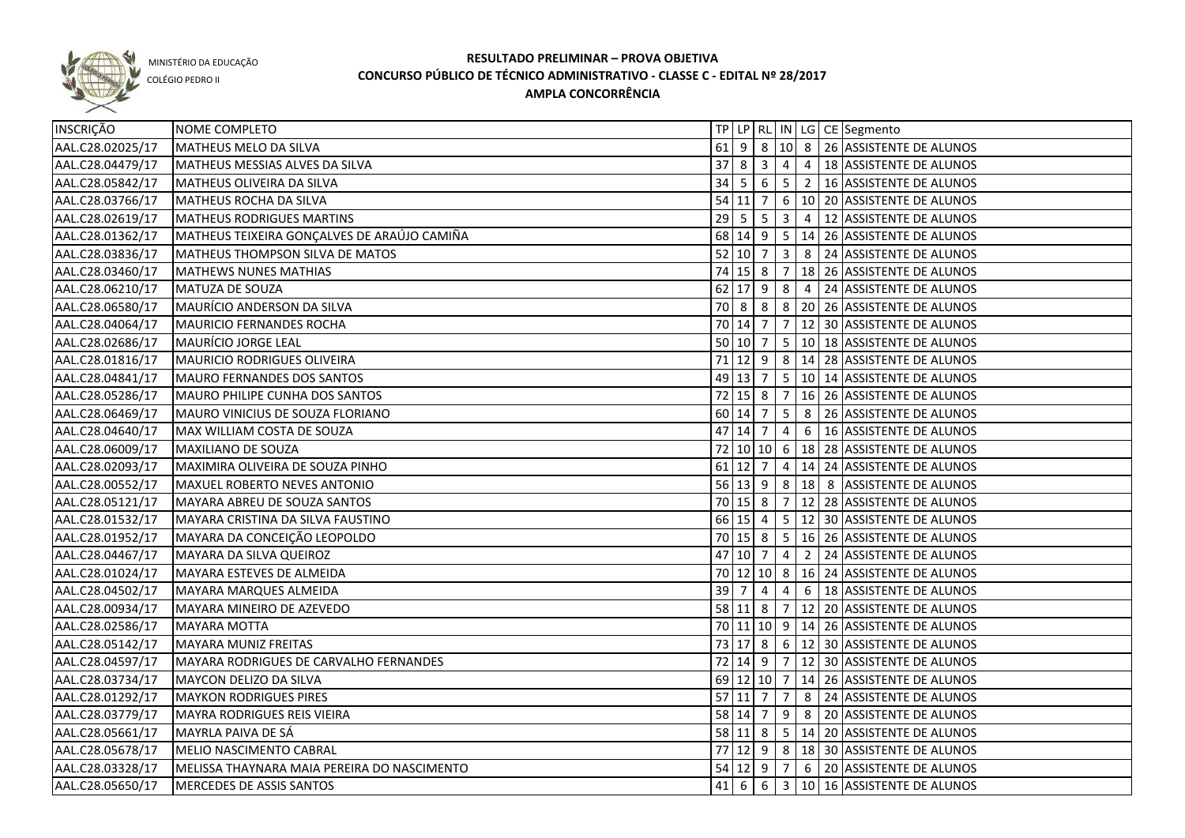MINISTÉRIO DA EDUCAÇÃO
COLÉGIO PEDRO II

# RESULTADO PRELIMINAR – PROVA OBJETIVA
## CONCURSO PÚBLICO DE TÉCNICO ADMINISTRATIVO - CLASSE C - EDITAL Nº 28/2017
### AMPLA CONCORRÊNCIA

| INSCRIÇÃO | NOME COMPLETO | TP | LP | RL | IN | LG | CE | Segmento |
|---|---|---|---|---|---|---|---|---|
| AAL.C28.02025/17 | MATHEUS MELO DA SILVA | 61 | 9 | 8 | 10 | 8 | 26 | ASSISTENTE DE ALUNOS |
| AAL.C28.04479/17 | MATHEUS MESSIAS ALVES DA SILVA | 37 | 8 | 3 | 4 | 4 | 18 | ASSISTENTE DE ALUNOS |
| AAL.C28.05842/17 | MATHEUS OLIVEIRA DA SILVA | 34 | 5 | 6 | 5 | 2 | 16 | ASSISTENTE DE ALUNOS |
| AAL.C28.03766/17 | MATHEUS ROCHA DA SILVA | 54 | 11 | 7 | 6 | 10 | 20 | ASSISTENTE DE ALUNOS |
| AAL.C28.02619/17 | MATHEUS RODRIGUES MARTINS | 29 | 5 | 5 | 3 | 4 | 12 | ASSISTENTE DE ALUNOS |
| AAL.C28.01362/17 | MATHEUS TEIXEIRA GONÇALVES DE ARAÚJO CAMIÑA | 68 | 14 | 9 | 5 | 14 | 26 | ASSISTENTE DE ALUNOS |
| AAL.C28.03836/17 | MATHEUS THOMPSON SILVA DE MATOS | 52 | 10 | 7 | 3 | 8 | 24 | ASSISTENTE DE ALUNOS |
| AAL.C28.03460/17 | MATHEWS NUNES MATHIAS | 74 | 15 | 8 | 7 | 18 | 26 | ASSISTENTE DE ALUNOS |
| AAL.C28.06210/17 | MATUZA DE SOUZA | 62 | 17 | 9 | 8 | 4 | 24 | ASSISTENTE DE ALUNOS |
| AAL.C28.06580/17 | MAURÍCIO ANDERSON DA SILVA | 70 | 8 | 8 | 8 | 20 | 26 | ASSISTENTE DE ALUNOS |
| AAL.C28.04064/17 | MAURICIO FERNANDES ROCHA | 70 | 14 | 7 | 7 | 12 | 30 | ASSISTENTE DE ALUNOS |
| AAL.C28.02686/17 | MAURÍCIO JORGE LEAL | 50 | 10 | 7 | 5 | 10 | 18 | ASSISTENTE DE ALUNOS |
| AAL.C28.01816/17 | MAURICIO RODRIGUES OLIVEIRA | 71 | 12 | 9 | 8 | 14 | 28 | ASSISTENTE DE ALUNOS |
| AAL.C28.04841/17 | MAURO FERNANDES DOS SANTOS | 49 | 13 | 7 | 5 | 10 | 14 | ASSISTENTE DE ALUNOS |
| AAL.C28.05286/17 | MAURO PHILIPE CUNHA DOS SANTOS | 72 | 15 | 8 | 7 | 16 | 26 | ASSISTENTE DE ALUNOS |
| AAL.C28.06469/17 | MAURO VINICIUS DE SOUZA FLORIANO | 60 | 14 | 7 | 5 | 8 | 26 | ASSISTENTE DE ALUNOS |
| AAL.C28.04640/17 | MAX WILLIAM COSTA DE SOUZA | 47 | 14 | 7 | 4 | 6 | 16 | ASSISTENTE DE ALUNOS |
| AAL.C28.06009/17 | MAXILIANO DE SOUZA | 72 | 10 | 10 | 6 | 18 | 28 | ASSISTENTE DE ALUNOS |
| AAL.C28.02093/17 | MAXIMIRA OLIVEIRA DE SOUZA PINHO | 61 | 12 | 7 | 4 | 14 | 24 | ASSISTENTE DE ALUNOS |
| AAL.C28.00552/17 | MAXUEL ROBERTO NEVES ANTONIO | 56 | 13 | 9 | 8 | 18 | 8 | ASSISTENTE DE ALUNOS |
| AAL.C28.05121/17 | MAYARA ABREU DE SOUZA SANTOS | 70 | 15 | 8 | 7 | 12 | 28 | ASSISTENTE DE ALUNOS |
| AAL.C28.01532/17 | MAYARA CRISTINA DA SILVA FAUSTINO | 66 | 15 | 4 | 5 | 12 | 30 | ASSISTENTE DE ALUNOS |
| AAL.C28.01952/17 | MAYARA DA CONCEIÇÃO LEOPOLDO | 70 | 15 | 8 | 5 | 16 | 26 | ASSISTENTE DE ALUNOS |
| AAL.C28.04467/17 | MAYARA DA SILVA QUEIROZ | 47 | 10 | 7 | 4 | 2 | 24 | ASSISTENTE DE ALUNOS |
| AAL.C28.01024/17 | MAYARA ESTEVES DE ALMEIDA | 70 | 12 | 10 | 8 | 16 | 24 | ASSISTENTE DE ALUNOS |
| AAL.C28.04502/17 | MAYARA MARQUES ALMEIDA | 39 | 7 | 4 | 4 | 6 | 18 | ASSISTENTE DE ALUNOS |
| AAL.C28.00934/17 | MAYARA MINEIRO DE AZEVEDO | 58 | 11 | 8 | 7 | 12 | 20 | ASSISTENTE DE ALUNOS |
| AAL.C28.02586/17 | MAYARA MOTTA | 70 | 11 | 10 | 9 | 14 | 26 | ASSISTENTE DE ALUNOS |
| AAL.C28.05142/17 | MAYARA MUNIZ FREITAS | 73 | 17 | 8 | 6 | 12 | 30 | ASSISTENTE DE ALUNOS |
| AAL.C28.04597/17 | MAYARA RODRIGUES DE CARVALHO FERNANDES | 72 | 14 | 9 | 7 | 12 | 30 | ASSISTENTE DE ALUNOS |
| AAL.C28.03734/17 | MAYCON DELIZO DA SILVA | 69 | 12 | 10 | 7 | 14 | 26 | ASSISTENTE DE ALUNOS |
| AAL.C28.01292/17 | MAYKON RODRIGUES PIRES | 57 | 11 | 7 | 7 | 8 | 24 | ASSISTENTE DE ALUNOS |
| AAL.C28.03779/17 | MAYRA RODRIGUES REIS VIEIRA | 58 | 14 | 7 | 9 | 8 | 20 | ASSISTENTE DE ALUNOS |
| AAL.C28.05661/17 | MAYRLA PAIVA DE SÁ | 58 | 11 | 8 | 5 | 14 | 20 | ASSISTENTE DE ALUNOS |
| AAL.C28.05678/17 | MELIO NASCIMENTO CABRAL | 77 | 12 | 9 | 8 | 18 | 30 | ASSISTENTE DE ALUNOS |
| AAL.C28.03328/17 | MELISSA THAYNARA MAIA PEREIRA DO NASCIMENTO | 54 | 12 | 9 | 7 | 6 | 20 | ASSISTENTE DE ALUNOS |
| AAL.C28.05650/17 | MERCEDES DE ASSIS SANTOS | 41 | 6 | 6 | 3 | 10 | 16 | ASSISTENTE DE ALUNOS |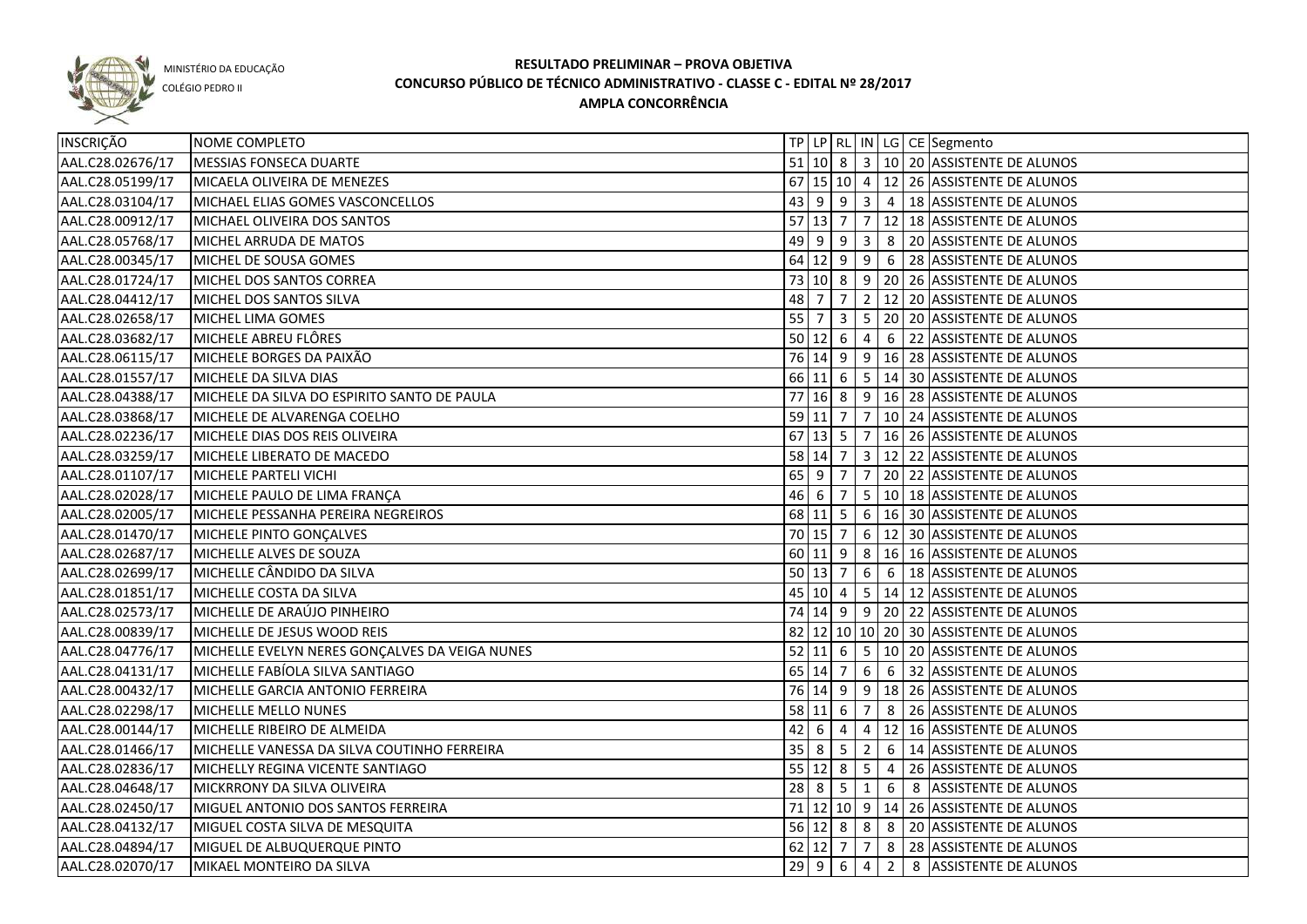MINISTÉRIO DA EDUCAÇÃO
COLÉGIO PEDRO II

# RESULTADO PRELIMINAR – PROVA OBJETIVA
## CONCURSO PÚBLICO DE TÉCNICO ADMINISTRATIVO - CLASSE C - EDITAL Nº 28/2017
## AMPLA CONCORRÊNCIA

| INSCRIÇÃO | NOME COMPLETO | TP | LP | RL | IN | LG | CE | Segmento |
|---|---|---|---|---|---|---|---|---|
| AAL.C28.02676/17 | MESSIAS FONSECA DUARTE | 51 | 10 | 8 | 3 | 10 | 20 | ASSISTENTE DE ALUNOS |
| AAL.C28.05199/17 | MICAELA OLIVEIRA DE MENEZES | 67 | 15 | 10 | 4 | 12 | 26 | ASSISTENTE DE ALUNOS |
| AAL.C28.03104/17 | MICHAEL ELIAS GOMES VASCONCELLOS | 43 | 9 | 9 | 3 | 4 | 18 | ASSISTENTE DE ALUNOS |
| AAL.C28.00912/17 | MICHAEL OLIVEIRA DOS SANTOS | 57 | 13 | 7 | 7 | 12 | 18 | ASSISTENTE DE ALUNOS |
| AAL.C28.05768/17 | MICHEL ARRUDA DE MATOS | 49 | 9 | 9 | 3 | 8 | 20 | ASSISTENTE DE ALUNOS |
| AAL.C28.00345/17 | MICHEL DE SOUSA GOMES | 64 | 12 | 9 | 9 | 6 | 28 | ASSISTENTE DE ALUNOS |
| AAL.C28.01724/17 | MICHEL DOS SANTOS CORREA | 73 | 10 | 8 | 9 | 20 | 26 | ASSISTENTE DE ALUNOS |
| AAL.C28.04412/17 | MICHEL DOS SANTOS SILVA | 48 | 7 | 7 | 2 | 12 | 20 | ASSISTENTE DE ALUNOS |
| AAL.C28.02658/17 | MICHEL LIMA GOMES | 55 | 7 | 3 | 5 | 20 | 20 | ASSISTENTE DE ALUNOS |
| AAL.C28.03682/17 | MICHELE ABREU FLÔRES | 50 | 12 | 6 | 4 | 6 | 22 | ASSISTENTE DE ALUNOS |
| AAL.C28.06115/17 | MICHELE BORGES DA PAIXÃO | 76 | 14 | 9 | 9 | 16 | 28 | ASSISTENTE DE ALUNOS |
| AAL.C28.01557/17 | MICHELE DA SILVA DIAS | 66 | 11 | 6 | 5 | 14 | 30 | ASSISTENTE DE ALUNOS |
| AAL.C28.04388/17 | MICHELE DA SILVA DO ESPIRITO SANTO DE PAULA | 77 | 16 | 8 | 9 | 16 | 28 | ASSISTENTE DE ALUNOS |
| AAL.C28.03868/17 | MICHELE DE ALVARENGA COELHO | 59 | 11 | 7 | 7 | 10 | 24 | ASSISTENTE DE ALUNOS |
| AAL.C28.02236/17 | MICHELE DIAS DOS REIS OLIVEIRA | 67 | 13 | 5 | 7 | 16 | 26 | ASSISTENTE DE ALUNOS |
| AAL.C28.03259/17 | MICHELE LIBERATO DE MACEDO | 58 | 14 | 7 | 3 | 12 | 22 | ASSISTENTE DE ALUNOS |
| AAL.C28.01107/17 | MICHELE PARTELI VICHI | 65 | 9 | 7 | 7 | 20 | 22 | ASSISTENTE DE ALUNOS |
| AAL.C28.02028/17 | MICHELE PAULO DE LIMA FRANÇA | 46 | 6 | 7 | 5 | 10 | 18 | ASSISTENTE DE ALUNOS |
| AAL.C28.02005/17 | MICHELE PESSANHA PEREIRA NEGREIROS | 68 | 11 | 5 | 6 | 16 | 30 | ASSISTENTE DE ALUNOS |
| AAL.C28.01470/17 | MICHELE PINTO GONÇALVES | 70 | 15 | 7 | 6 | 12 | 30 | ASSISTENTE DE ALUNOS |
| AAL.C28.02687/17 | MICHELLE ALVES DE SOUZA | 60 | 11 | 9 | 8 | 16 | 16 | ASSISTENTE DE ALUNOS |
| AAL.C28.02699/17 | MICHELLE CÂNDIDO DA SILVA | 50 | 13 | 7 | 6 | 6 | 18 | ASSISTENTE DE ALUNOS |
| AAL.C28.01851/17 | MICHELLE COSTA DA SILVA | 45 | 10 | 4 | 5 | 14 | 12 | ASSISTENTE DE ALUNOS |
| AAL.C28.02573/17 | MICHELLE DE ARAÚJO PINHEIRO | 74 | 14 | 9 | 9 | 20 | 22 | ASSISTENTE DE ALUNOS |
| AAL.C28.00839/17 | MICHELLE DE JESUS WOOD REIS | 82 | 12 | 10 | 10 | 20 | 30 | ASSISTENTE DE ALUNOS |
| AAL.C28.04776/17 | MICHELLE EVELYN NERES GONÇALVES DA VEIGA NUNES | 52 | 11 | 6 | 5 | 10 | 20 | ASSISTENTE DE ALUNOS |
| AAL.C28.04131/17 | MICHELLE FABÍOLA SILVA SANTIAGO | 65 | 14 | 7 | 6 | 6 | 32 | ASSISTENTE DE ALUNOS |
| AAL.C28.00432/17 | MICHELLE GARCIA ANTONIO FERREIRA | 76 | 14 | 9 | 9 | 18 | 26 | ASSISTENTE DE ALUNOS |
| AAL.C28.02298/17 | MICHELLE MELLO NUNES | 58 | 11 | 6 | 7 | 8 | 26 | ASSISTENTE DE ALUNOS |
| AAL.C28.00144/17 | MICHELLE RIBEIRO DE ALMEIDA | 42 | 6 | 4 | 4 | 12 | 16 | ASSISTENTE DE ALUNOS |
| AAL.C28.01466/17 | MICHELLE VANESSA DA SILVA COUTINHO FERREIRA | 35 | 8 | 5 | 2 | 6 | 14 | ASSISTENTE DE ALUNOS |
| AAL.C28.02836/17 | MICHELLY REGINA VICENTE SANTIAGO | 55 | 12 | 8 | 5 | 4 | 26 | ASSISTENTE DE ALUNOS |
| AAL.C28.04648/17 | MICKRRONY DA SILVA OLIVEIRA | 28 | 8 | 5 | 1 | 6 | 8 | ASSISTENTE DE ALUNOS |
| AAL.C28.02450/17 | MIGUEL ANTONIO DOS SANTOS FERREIRA | 71 | 12 | 10 | 9 | 14 | 26 | ASSISTENTE DE ALUNOS |
| AAL.C28.04132/17 | MIGUEL COSTA SILVA DE MESQUITA | 56 | 12 | 8 | 8 | 8 | 20 | ASSISTENTE DE ALUNOS |
| AAL.C28.04894/17 | MIGUEL DE ALBUQUERQUE PINTO | 62 | 12 | 7 | 7 | 8 | 28 | ASSISTENTE DE ALUNOS |
| AAL.C28.02070/17 | MIKAEL MONTEIRO DA SILVA | 29 | 9 | 6 | 4 | 2 | 8 | ASSISTENTE DE ALUNOS |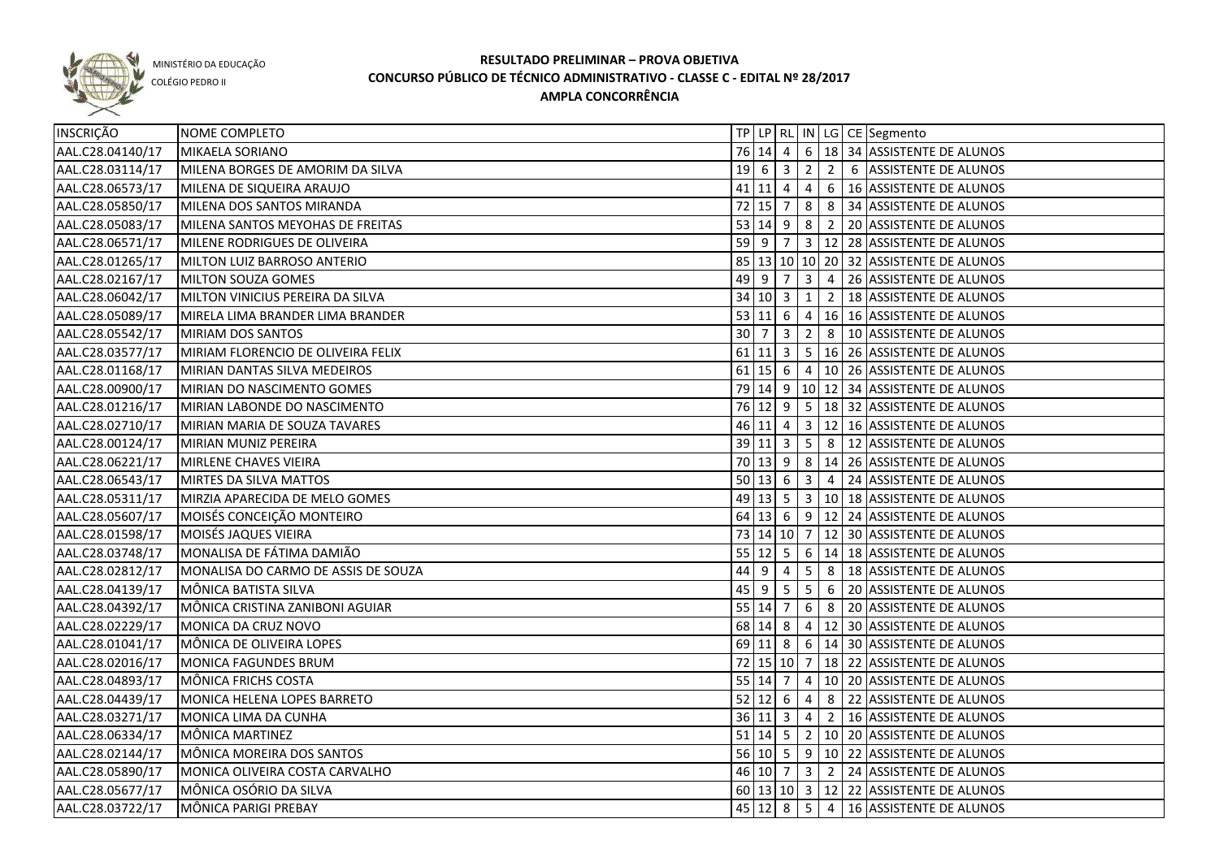MINISTÉRIO DA EDUCAÇÃO

COLÉGIO PEDRO II

# RESULTADO PRELIMINAR – PROVA OBJETIVA
## CONCURSO PÚBLICO DE TÉCNICO ADMINISTRATIVO - CLASSE C - EDITAL Nº 28/2017
### AMPLA CONCORRÊNCIA

| INSCRIÇÃO | NOME COMPLETO | TP | LP | RL | IN | LG | CE | Segmento |
|---|---|---|---|---|---|---|---|---|
| AAL.C28.04140/17 | MIKAELA SORIANO | 76 | 14 | 4 | 6 | 18 | 34 | ASSISTENTE DE ALUNOS |
| AAL.C28.03114/17 | MILENA BORGES DE AMORIM DA SILVA | 19 | 6 | 3 | 2 | 2 | 6 | ASSISTENTE DE ALUNOS |
| AAL.C28.06573/17 | MILENA DE SIQUEIRA ARAUJO | 41 | 11 | 4 | 4 | 6 | 16 | ASSISTENTE DE ALUNOS |
| AAL.C28.05850/17 | MILENA DOS SANTOS MIRANDA | 72 | 15 | 7 | 8 | 8 | 34 | ASSISTENTE DE ALUNOS |
| AAL.C28.05083/17 | MILENA SANTOS MEYOHAS DE FREITAS | 53 | 14 | 9 | 8 | 2 | 20 | ASSISTENTE DE ALUNOS |
| AAL.C28.06571/17 | MILENE RODRIGUES DE OLIVEIRA | 59 | 9 | 7 | 3 | 12 | 28 | ASSISTENTE DE ALUNOS |
| AAL.C28.01265/17 | MILTON LUIZ BARROSO ANTERIO | 85 | 13 | 10 | 10 | 20 | 32 | ASSISTENTE DE ALUNOS |
| AAL.C28.02167/17 | MILTON SOUZA GOMES | 49 | 9 | 7 | 3 | 4 | 26 | ASSISTENTE DE ALUNOS |
| AAL.C28.06042/17 | MILTON VINICIUS PEREIRA DA SILVA | 34 | 10 | 3 | 1 | 2 | 18 | ASSISTENTE DE ALUNOS |
| AAL.C28.05089/17 | MIRELA LIMA BRANDER LIMA BRANDER | 53 | 11 | 6 | 4 | 16 | 16 | ASSISTENTE DE ALUNOS |
| AAL.C28.05542/17 | MIRIAM DOS SANTOS | 30 | 7 | 3 | 2 | 8 | 10 | ASSISTENTE DE ALUNOS |
| AAL.C28.03577/17 | MIRIAM FLORENCIO DE OLIVEIRA FELIX | 61 | 11 | 3 | 5 | 16 | 26 | ASSISTENTE DE ALUNOS |
| AAL.C28.01168/17 | MIRIAN DANTAS SILVA MEDEIROS | 61 | 15 | 6 | 4 | 10 | 26 | ASSISTENTE DE ALUNOS |
| AAL.C28.00900/17 | MIRIAN DO NASCIMENTO GOMES | 79 | 14 | 9 | 10 | 12 | 34 | ASSISTENTE DE ALUNOS |
| AAL.C28.01216/17 | MIRIAN LABONDE DO NASCIMENTO | 76 | 12 | 9 | 5 | 18 | 32 | ASSISTENTE DE ALUNOS |
| AAL.C28.02710/17 | MIRIAN MARIA DE SOUZA TAVARES | 46 | 11 | 4 | 3 | 12 | 16 | ASSISTENTE DE ALUNOS |
| AAL.C28.00124/17 | MIRIAN MUNIZ PEREIRA | 39 | 11 | 3 | 5 | 8 | 12 | ASSISTENTE DE ALUNOS |
| AAL.C28.06221/17 | MIRLENE CHAVES VIEIRA | 70 | 13 | 9 | 8 | 14 | 26 | ASSISTENTE DE ALUNOS |
| AAL.C28.06543/17 | MIRTES DA SILVA MATTOS | 50 | 13 | 6 | 3 | 4 | 24 | ASSISTENTE DE ALUNOS |
| AAL.C28.05311/17 | MIRZIA APARECIDA DE MELO GOMES | 49 | 13 | 5 | 3 | 10 | 18 | ASSISTENTE DE ALUNOS |
| AAL.C28.05607/17 | MOISÉS CONCEIÇÃO MONTEIRO | 64 | 13 | 6 | 9 | 12 | 24 | ASSISTENTE DE ALUNOS |
| AAL.C28.01598/17 | MOISÉS JAQUES VIEIRA | 73 | 14 | 10 | 7 | 12 | 30 | ASSISTENTE DE ALUNOS |
| AAL.C28.03748/17 | MONALISA DE FÁTIMA DAMIÃO | 55 | 12 | 5 | 6 | 14 | 18 | ASSISTENTE DE ALUNOS |
| AAL.C28.02812/17 | MONALISA DO CARMO DE ASSIS DE SOUZA | 44 | 9 | 4 | 5 | 8 | 18 | ASSISTENTE DE ALUNOS |
| AAL.C28.04139/17 | MÔNICA BATISTA SILVA | 45 | 9 | 5 | 5 | 6 | 20 | ASSISTENTE DE ALUNOS |
| AAL.C28.04392/17 | MÔNICA CRISTINA ZANIBONI AGUIAR | 55 | 14 | 7 | 6 | 8 | 20 | ASSISTENTE DE ALUNOS |
| AAL.C28.02229/17 | MONICA DA CRUZ NOVO | 68 | 14 | 8 | 4 | 12 | 30 | ASSISTENTE DE ALUNOS |
| AAL.C28.01041/17 | MÔNICA DE OLIVEIRA LOPES | 69 | 11 | 8 | 6 | 14 | 30 | ASSISTENTE DE ALUNOS |
| AAL.C28.02016/17 | MONICA FAGUNDES BRUM | 72 | 15 | 10 | 7 | 18 | 22 | ASSISTENTE DE ALUNOS |
| AAL.C28.04893/17 | MÔNICA FRICHS COSTA | 55 | 14 | 7 | 4 | 10 | 20 | ASSISTENTE DE ALUNOS |
| AAL.C28.04439/17 | MONICA HELENA LOPES BARRETO | 52 | 12 | 6 | 4 | 8 | 22 | ASSISTENTE DE ALUNOS |
| AAL.C28.03271/17 | MONICA LIMA DA CUNHA | 36 | 11 | 3 | 4 | 2 | 16 | ASSISTENTE DE ALUNOS |
| AAL.C28.06334/17 | MÔNICA MARTINEZ | 51 | 14 | 5 | 2 | 10 | 20 | ASSISTENTE DE ALUNOS |
| AAL.C28.02144/17 | MÔNICA MOREIRA DOS SANTOS | 56 | 10 | 5 | 9 | 10 | 22 | ASSISTENTE DE ALUNOS |
| AAL.C28.05890/17 | MONICA OLIVEIRA COSTA CARVALHO | 46 | 10 | 7 | 3 | 2 | 24 | ASSISTENTE DE ALUNOS |
| AAL.C28.05677/17 | MÔNICA OSÓRIO DA SILVA | 60 | 13 | 10 | 3 | 12 | 22 | ASSISTENTE DE ALUNOS |
| AAL.C28.03722/17 | MÔNICA PARIGI PREBAY | 45 | 12 | 8 | 5 | 4 | 16 | ASSISTENTE DE ALUNOS |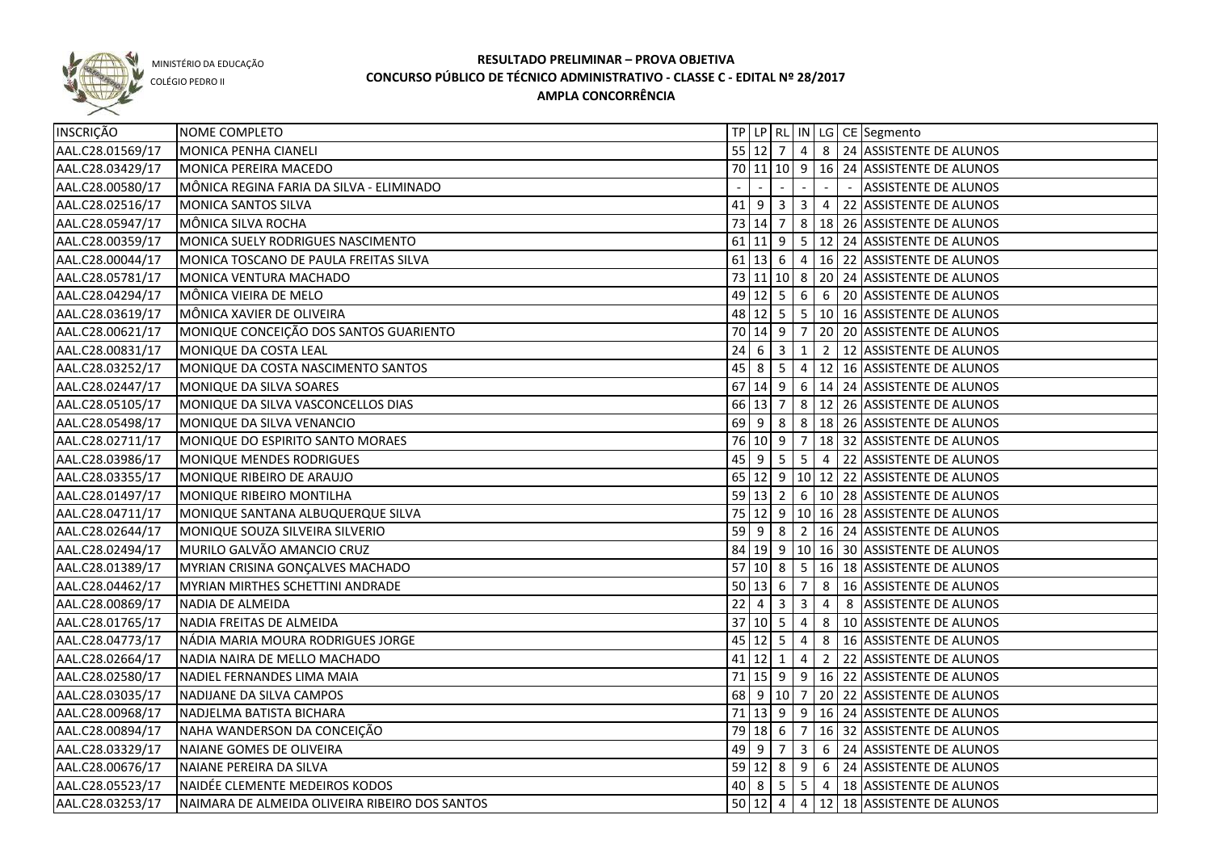MINISTÉRIO DA EDUCAÇÃO
COLÉGIO PEDRO II

# RESULTADO PRELIMINAR – PROVA OBJETIVA
## CONCURSO PÚBLICO DE TÉCNICO ADMINISTRATIVO - CLASSE C - EDITAL Nº 28/2017
### AMPLA CONCORRÊNCIA

| INSCRIÇÃO | NOME COMPLETO | TP | LP | RL | IN | LG | CE | Segmento |
|---|---|---|---|---|---|---|---|---|
| AAL.C28.01569/17 | MONICA PENHA CIANELI | 55 | 12 | 7 | 4 | 8 | 24 | ASSISTENTE DE ALUNOS |
| AAL.C28.03429/17 | MONICA PEREIRA MACEDO | 70 | 11 | 10 | 9 | 16 | 24 | ASSISTENTE DE ALUNOS |
| AAL.C28.00580/17 | MÔNICA REGINA FARIA DA SILVA - ELIMINADO | - | - | - | - | - | - | ASSISTENTE DE ALUNOS |
| AAL.C28.02516/17 | MONICA SANTOS SILVA | 41 | 9 | 3 | 3 | 4 | 22 | ASSISTENTE DE ALUNOS |
| AAL.C28.05947/17 | MÔNICA SILVA ROCHA | 73 | 14 | 7 | 8 | 18 | 26 | ASSISTENTE DE ALUNOS |
| AAL.C28.00359/17 | MONICA SUELY RODRIGUES NASCIMENTO | 61 | 11 | 9 | 5 | 12 | 24 | ASSISTENTE DE ALUNOS |
| AAL.C28.00044/17 | MONICA TOSCANO DE PAULA FREITAS SILVA | 61 | 13 | 6 | 4 | 16 | 22 | ASSISTENTE DE ALUNOS |
| AAL.C28.05781/17 | MONICA VENTURA MACHADO | 73 | 11 | 10 | 8 | 20 | 24 | ASSISTENTE DE ALUNOS |
| AAL.C28.04294/17 | MÔNICA VIEIRA DE MELO | 49 | 12 | 5 | 6 | 6 | 20 | ASSISTENTE DE ALUNOS |
| AAL.C28.03619/17 | MÔNICA XAVIER DE OLIVEIRA | 48 | 12 | 5 | 5 | 10 | 16 | ASSISTENTE DE ALUNOS |
| AAL.C28.00621/17 | MONIQUE CONCEIÇÃO DOS SANTOS GUARIENTO | 70 | 14 | 9 | 7 | 20 | 20 | ASSISTENTE DE ALUNOS |
| AAL.C28.00831/17 | MONIQUE DA COSTA LEAL | 24 | 6 | 3 | 1 | 2 | 12 | ASSISTENTE DE ALUNOS |
| AAL.C28.03252/17 | MONIQUE DA COSTA NASCIMENTO SANTOS | 45 | 8 | 5 | 4 | 12 | 16 | ASSISTENTE DE ALUNOS |
| AAL.C28.02447/17 | MONIQUE DA SILVA SOARES | 67 | 14 | 9 | 6 | 14 | 24 | ASSISTENTE DE ALUNOS |
| AAL.C28.05105/17 | MONIQUE DA SILVA VASCONCELLOS DIAS | 66 | 13 | 7 | 8 | 12 | 26 | ASSISTENTE DE ALUNOS |
| AAL.C28.05498/17 | MONIQUE DA SILVA VENANCIO | 69 | 9 | 8 | 8 | 18 | 26 | ASSISTENTE DE ALUNOS |
| AAL.C28.02711/17 | MONIQUE DO ESPIRITO SANTO MORAES | 76 | 10 | 9 | 7 | 18 | 32 | ASSISTENTE DE ALUNOS |
| AAL.C28.03986/17 | MONIQUE MENDES RODRIGUES | 45 | 9 | 5 | 5 | 4 | 22 | ASSISTENTE DE ALUNOS |
| AAL.C28.03355/17 | MONIQUE RIBEIRO DE ARAUJO | 65 | 12 | 9 | 10 | 12 | 22 | ASSISTENTE DE ALUNOS |
| AAL.C28.01497/17 | MONIQUE RIBEIRO MONTILHA | 59 | 13 | 2 | 6 | 10 | 28 | ASSISTENTE DE ALUNOS |
| AAL.C28.04711/17 | MONIQUE SANTANA ALBUQUERQUE SILVA | 75 | 12 | 9 | 10 | 16 | 28 | ASSISTENTE DE ALUNOS |
| AAL.C28.02644/17 | MONIQUE SOUZA SILVEIRA SILVERIO | 59 | 9 | 8 | 2 | 16 | 24 | ASSISTENTE DE ALUNOS |
| AAL.C28.02494/17 | MURILO GALVÃO AMANCIO CRUZ | 84 | 19 | 9 | 10 | 16 | 30 | ASSISTENTE DE ALUNOS |
| AAL.C28.01389/17 | MYRIAN CRISINA GONÇALVES MACHADO | 57 | 10 | 8 | 5 | 16 | 18 | ASSISTENTE DE ALUNOS |
| AAL.C28.04462/17 | MYRIAN MIRTHES SCHETTINI ANDRADE | 50 | 13 | 6 | 7 | 8 | 16 | ASSISTENTE DE ALUNOS |
| AAL.C28.00869/17 | NADIA DE ALMEIDA | 22 | 4 | 3 | 3 | 4 | 8 | ASSISTENTE DE ALUNOS |
| AAL.C28.01765/17 | NADIA FREITAS DE ALMEIDA | 37 | 10 | 5 | 4 | 8 | 10 | ASSISTENTE DE ALUNOS |
| AAL.C28.04773/17 | NÁDIA MARIA MOURA RODRIGUES JORGE | 45 | 12 | 5 | 4 | 8 | 16 | ASSISTENTE DE ALUNOS |
| AAL.C28.02664/17 | NADIA NAIRA DE MELLO MACHADO | 41 | 12 | 1 | 4 | 2 | 22 | ASSISTENTE DE ALUNOS |
| AAL.C28.02580/17 | NADIEL FERNANDES LIMA MAIA | 71 | 15 | 9 | 9 | 16 | 22 | ASSISTENTE DE ALUNOS |
| AAL.C28.03035/17 | NADIJANE DA SILVA CAMPOS | 68 | 9 | 10 | 7 | 20 | 22 | ASSISTENTE DE ALUNOS |
| AAL.C28.00968/17 | NADJELMA BATISTA BICHARA | 71 | 13 | 9 | 9 | 16 | 24 | ASSISTENTE DE ALUNOS |
| AAL.C28.00894/17 | NAHA WANDERSON DA CONCEIÇÃO | 79 | 18 | 6 | 7 | 16 | 32 | ASSISTENTE DE ALUNOS |
| AAL.C28.03329/17 | NAIANE GOMES DE OLIVEIRA | 49 | 9 | 7 | 3 | 6 | 24 | ASSISTENTE DE ALUNOS |
| AAL.C28.00676/17 | NAIANE PEREIRA DA SILVA | 59 | 12 | 8 | 9 | 6 | 24 | ASSISTENTE DE ALUNOS |
| AAL.C28.05523/17 | NAIDÉE CLEMENTE MEDEIROS KODOS | 40 | 8 | 5 | 5 | 4 | 18 | ASSISTENTE DE ALUNOS |
| AAL.C28.03253/17 | NAIMARA DE ALMEIDA OLIVEIRA RIBEIRO DOS SANTOS | 50 | 12 | 4 | 4 | 12 | 18 | ASSISTENTE DE ALUNOS |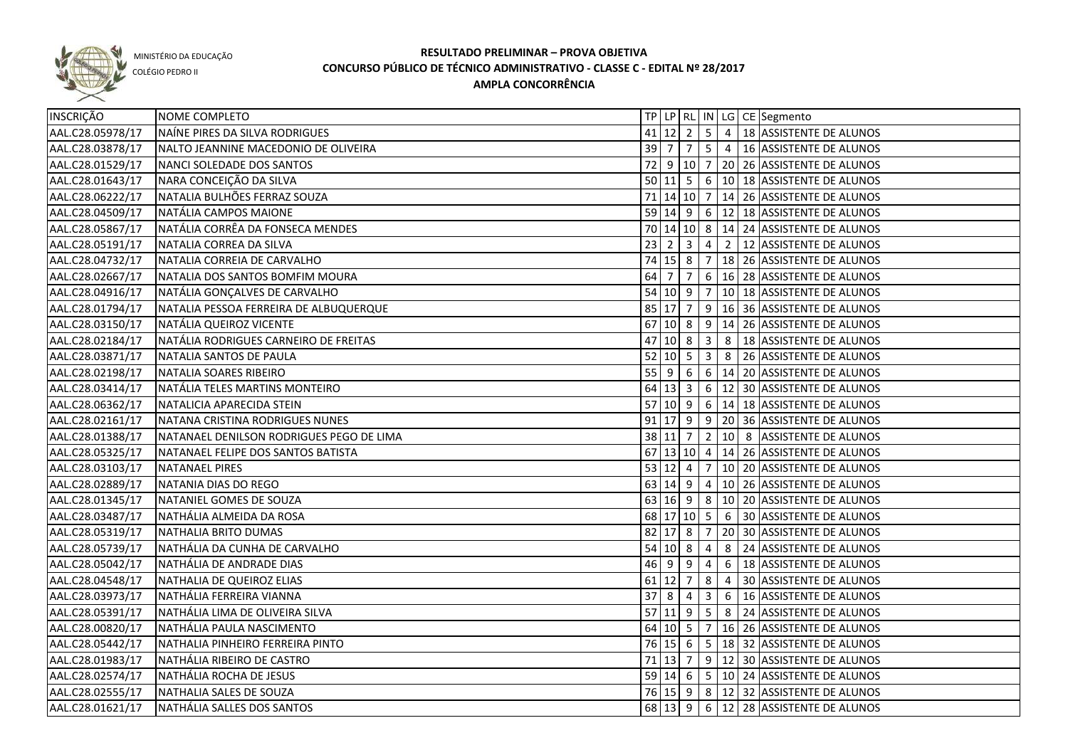MINISTÉRIO DA EDUCAÇÃO

COLÉGIO PEDRO II

# RESULTADO PRELIMINAR – PROVA OBJETIVA
## CONCURSO PÚBLICO DE TÉCNICO ADMINISTRATIVO - CLASSE C - EDITAL Nº 28/2017
### AMPLA CONCORRÊNCIA

| INSCRIÇÃO | NOME COMPLETO | TP | LP | RL | IN | LG | CE | Segmento |
|---|---|---|---|---|---|---|---|---|
| AAL.C28.05978/17 | NAÍNE PIRES DA SILVA RODRIGUES | 41 | 12 | 2 | 5 | 4 | 18 | ASSISTENTE DE ALUNOS |
| AAL.C28.03878/17 | NALTO JEANNINE MACEDONIO DE OLIVEIRA | 39 | 7 | 7 | 5 | 4 | 16 | ASSISTENTE DE ALUNOS |
| AAL.C28.01529/17 | NANCI SOLEDADE DOS SANTOS | 72 | 9 | 10 | 7 | 20 | 26 | ASSISTENTE DE ALUNOS |
| AAL.C28.01643/17 | NARA CONCEIÇÃO DA SILVA | 50 | 11 | 5 | 6 | 10 | 18 | ASSISTENTE DE ALUNOS |
| AAL.C28.06222/17 | NATALIA BULHÕES FERRAZ SOUZA | 71 | 14 | 10 | 7 | 14 | 26 | ASSISTENTE DE ALUNOS |
| AAL.C28.04509/17 | NATÁLIA CAMPOS MAIONE | 59 | 14 | 9 | 6 | 12 | 18 | ASSISTENTE DE ALUNOS |
| AAL.C28.05867/17 | NATÁLIA CORRÊA DA FONSECA MENDES | 70 | 14 | 10 | 8 | 14 | 24 | ASSISTENTE DE ALUNOS |
| AAL.C28.05191/17 | NATALIA CORREA DA SILVA | 23 | 2 | 3 | 4 | 2 | 12 | ASSISTENTE DE ALUNOS |
| AAL.C28.04732/17 | NATALIA CORREIA DE CARVALHO | 74 | 15 | 8 | 7 | 18 | 26 | ASSISTENTE DE ALUNOS |
| AAL.C28.02667/17 | NATALIA DOS SANTOS BOMFIM MOURA | 64 | 7 | 7 | 6 | 16 | 28 | ASSISTENTE DE ALUNOS |
| AAL.C28.04916/17 | NATÁLIA GONÇALVES DE CARVALHO | 54 | 10 | 9 | 7 | 10 | 18 | ASSISTENTE DE ALUNOS |
| AAL.C28.01794/17 | NATALIA PESSOA FERREIRA DE ALBUQUERQUE | 85 | 17 | 7 | 9 | 16 | 36 | ASSISTENTE DE ALUNOS |
| AAL.C28.03150/17 | NATÁLIA QUEIROZ VICENTE | 67 | 10 | 8 | 9 | 14 | 26 | ASSISTENTE DE ALUNOS |
| AAL.C28.02184/17 | NATÁLIA RODRIGUES CARNEIRO DE FREITAS | 47 | 10 | 8 | 3 | 8 | 18 | ASSISTENTE DE ALUNOS |
| AAL.C28.03871/17 | NATALIA SANTOS DE PAULA | 52 | 10 | 5 | 3 | 8 | 26 | ASSISTENTE DE ALUNOS |
| AAL.C28.02198/17 | NATALIA SOARES RIBEIRO | 55 | 9 | 6 | 6 | 14 | 20 | ASSISTENTE DE ALUNOS |
| AAL.C28.03414/17 | NATÁLIA TELES MARTINS MONTEIRO | 64 | 13 | 3 | 6 | 12 | 30 | ASSISTENTE DE ALUNOS |
| AAL.C28.06362/17 | NATALICIA APARECIDA STEIN | 57 | 10 | 9 | 6 | 14 | 18 | ASSISTENTE DE ALUNOS |
| AAL.C28.02161/17 | NATANA CRISTINA RODRIGUES NUNES | 91 | 17 | 9 | 9 | 20 | 36 | ASSISTENTE DE ALUNOS |
| AAL.C28.01388/17 | NATANAEL DENILSON RODRIGUES PEGO DE LIMA | 38 | 11 | 7 | 2 | 10 | 8 | ASSISTENTE DE ALUNOS |
| AAL.C28.05325/17 | NATANAEL FELIPE DOS SANTOS BATISTA | 67 | 13 | 10 | 4 | 14 | 26 | ASSISTENTE DE ALUNOS |
| AAL.C28.03103/17 | NATANAEL PIRES | 53 | 12 | 4 | 7 | 10 | 20 | ASSISTENTE DE ALUNOS |
| AAL.C28.02889/17 | NATANIA DIAS DO REGO | 63 | 14 | 9 | 4 | 10 | 26 | ASSISTENTE DE ALUNOS |
| AAL.C28.01345/17 | NATANIEL GOMES DE SOUZA | 63 | 16 | 9 | 8 | 10 | 20 | ASSISTENTE DE ALUNOS |
| AAL.C28.03487/17 | NATHÁLIA ALMEIDA DA ROSA | 68 | 17 | 10 | 5 | 6 | 30 | ASSISTENTE DE ALUNOS |
| AAL.C28.05319/17 | NATHALIA BRITO DUMAS | 82 | 17 | 8 | 7 | 20 | 30 | ASSISTENTE DE ALUNOS |
| AAL.C28.05739/17 | NATHÁLIA DA CUNHA DE CARVALHO | 54 | 10 | 8 | 4 | 8 | 24 | ASSISTENTE DE ALUNOS |
| AAL.C28.05042/17 | NATHÁLIA DE ANDRADE DIAS | 46 | 9 | 9 | 4 | 6 | 18 | ASSISTENTE DE ALUNOS |
| AAL.C28.04548/17 | NATHALIA DE QUEIROZ ELIAS | 61 | 12 | 7 | 8 | 4 | 30 | ASSISTENTE DE ALUNOS |
| AAL.C28.03973/17 | NATHÁLIA FERREIRA VIANNA | 37 | 8 | 4 | 3 | 6 | 16 | ASSISTENTE DE ALUNOS |
| AAL.C28.05391/17 | NATHÁLIA LIMA DE OLIVEIRA SILVA | 57 | 11 | 9 | 5 | 8 | 24 | ASSISTENTE DE ALUNOS |
| AAL.C28.00820/17 | NATHÁLIA PAULA NASCIMENTO | 64 | 10 | 5 | 7 | 16 | 26 | ASSISTENTE DE ALUNOS |
| AAL.C28.05442/17 | NATHALIA PINHEIRO FERREIRA PINTO | 76 | 15 | 6 | 5 | 18 | 32 | ASSISTENTE DE ALUNOS |
| AAL.C28.01983/17 | NATHÁLIA RIBEIRO DE CASTRO | 71 | 13 | 7 | 9 | 12 | 30 | ASSISTENTE DE ALUNOS |
| AAL.C28.02574/17 | NATHÁLIA ROCHA DE JESUS | 59 | 14 | 6 | 5 | 10 | 24 | ASSISTENTE DE ALUNOS |
| AAL.C28.02555/17 | NATHALIA SALES DE SOUZA | 76 | 15 | 9 | 8 | 12 | 32 | ASSISTENTE DE ALUNOS |
| AAL.C28.01621/17 | NATHÁLIA SALLES DOS SANTOS | 68 | 13 | 9 | 6 | 12 | 28 | ASSISTENTE DE ALUNOS |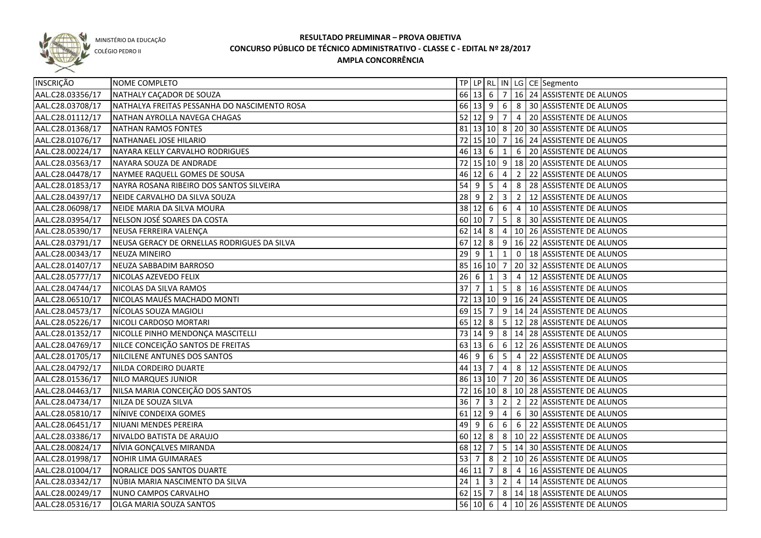MINISTÉRIO DA EDUCAÇÃO

COLÉGIO PEDRO II

# RESULTADO PRELIMINAR – PROVA OBJETIVA
## CONCURSO PÚBLICO DE TÉCNICO ADMINISTRATIVO - CLASSE C - EDITAL Nº 28/2017
## AMPLA CONCORRÊNCIA

| INSCRIÇÃO | NOME COMPLETO | TP | LP | RL | IN | LG | CE | Segmento |
|---|---|---|---|---|---|---|---|---|
| AAL.C28.03356/17 | NATHALY CAÇADOR DE SOUZA | 66 | 13 | 6 | 7 | 16 | 24 | ASSISTENTE DE ALUNOS |
| AAL.C28.03708/17 | NATHALYA FREITAS PESSANHA DO NASCIMENTO ROSA | 66 | 13 | 9 | 6 | 8 | 30 | ASSISTENTE DE ALUNOS |
| AAL.C28.01112/17 | NATHAN AYROLLA NAVEGA CHAGAS | 52 | 12 | 9 | 7 | 4 | 20 | ASSISTENTE DE ALUNOS |
| AAL.C28.01368/17 | NATHAN RAMOS FONTES | 81 | 13 | 10 | 8 | 20 | 30 | ASSISTENTE DE ALUNOS |
| AAL.C28.01076/17 | NATHANAEL JOSE HILARIO | 72 | 15 | 10 | 7 | 16 | 24 | ASSISTENTE DE ALUNOS |
| AAL.C28.00224/17 | NAYARA KELLY CARVALHO RODRIGUES | 46 | 13 | 6 | 1 | 6 | 20 | ASSISTENTE DE ALUNOS |
| AAL.C28.03563/17 | NAYARA SOUZA DE ANDRADE | 72 | 15 | 10 | 9 | 18 | 20 | ASSISTENTE DE ALUNOS |
| AAL.C28.04478/17 | NAYMEE RAQUELL GOMES DE SOUSA | 46 | 12 | 6 | 4 | 2 | 22 | ASSISTENTE DE ALUNOS |
| AAL.C28.01853/17 | NAYRA ROSANA RIBEIRO DOS SANTOS SILVEIRA | 54 | 9 | 5 | 4 | 8 | 28 | ASSISTENTE DE ALUNOS |
| AAL.C28.04397/17 | NEIDE CARVALHO DA SILVA SOUZA | 28 | 9 | 2 | 3 | 2 | 12 | ASSISTENTE DE ALUNOS |
| AAL.C28.06098/17 | NEIDE MARIA DA SILVA MOURA | 38 | 12 | 6 | 6 | 4 | 10 | ASSISTENTE DE ALUNOS |
| AAL.C28.03954/17 | NELSON JOSÉ SOARES DA COSTA | 60 | 10 | 7 | 5 | 8 | 30 | ASSISTENTE DE ALUNOS |
| AAL.C28.05390/17 | NEUSA FERREIRA VALENÇA | 62 | 14 | 8 | 4 | 10 | 26 | ASSISTENTE DE ALUNOS |
| AAL.C28.03791/17 | NEUSA GERACY DE ORNELLAS RODRIGUES DA SILVA | 67 | 12 | 8 | 9 | 16 | 22 | ASSISTENTE DE ALUNOS |
| AAL.C28.00343/17 | NEUZA MINEIRO | 29 | 9 | 1 | 1 | 0 | 18 | ASSISTENTE DE ALUNOS |
| AAL.C28.01407/17 | NEUZA SABBADIM BARROSO | 85 | 16 | 10 | 7 | 20 | 32 | ASSISTENTE DE ALUNOS |
| AAL.C28.05777/17 | NICOLAS AZEVEDO FELIX | 26 | 6 | 1 | 3 | 4 | 12 | ASSISTENTE DE ALUNOS |
| AAL.C28.04744/17 | NICOLAS DA SILVA RAMOS | 37 | 7 | 1 | 5 | 8 | 16 | ASSISTENTE DE ALUNOS |
| AAL.C28.06510/17 | NICOLAS MAUÉS MACHADO MONTI | 72 | 13 | 10 | 9 | 16 | 24 | ASSISTENTE DE ALUNOS |
| AAL.C28.04573/17 | NÍCOLAS SOUZA MAGIOLI | 69 | 15 | 7 | 9 | 14 | 24 | ASSISTENTE DE ALUNOS |
| AAL.C28.05226/17 | NICOLI CARDOSO MORTARI | 65 | 12 | 8 | 5 | 12 | 28 | ASSISTENTE DE ALUNOS |
| AAL.C28.01352/17 | NICOLLE PINHO MENDONÇA MASCITELLI | 73 | 14 | 9 | 8 | 14 | 28 | ASSISTENTE DE ALUNOS |
| AAL.C28.04769/17 | NILCE CONCEIÇÃO SANTOS DE FREITAS | 63 | 13 | 6 | 6 | 12 | 26 | ASSISTENTE DE ALUNOS |
| AAL.C28.01705/17 | NILCILENE ANTUNES DOS SANTOS | 46 | 9 | 6 | 5 | 4 | 22 | ASSISTENTE DE ALUNOS |
| AAL.C28.04792/17 | NILDA CORDEIRO DUARTE | 44 | 13 | 7 | 4 | 8 | 12 | ASSISTENTE DE ALUNOS |
| AAL.C28.01536/17 | NILO MARQUES JUNIOR | 86 | 13 | 10 | 7 | 20 | 36 | ASSISTENTE DE ALUNOS |
| AAL.C28.04463/17 | NILSA MARIA CONCEIÇÃO DOS SANTOS | 72 | 16 | 10 | 8 | 10 | 28 | ASSISTENTE DE ALUNOS |
| AAL.C28.04734/17 | NILZA DE SOUZA SILVA | 36 | 7 | 3 | 2 | 2 | 22 | ASSISTENTE DE ALUNOS |
| AAL.C28.05810/17 | NÍNIVE CONDEIXA GOMES | 61 | 12 | 9 | 4 | 6 | 30 | ASSISTENTE DE ALUNOS |
| AAL.C28.06451/17 | NIUANI MENDES PEREIRA | 49 | 9 | 6 | 6 | 6 | 22 | ASSISTENTE DE ALUNOS |
| AAL.C28.03386/17 | NIVALDO BATISTA DE ARAUJO | 60 | 12 | 8 | 8 | 10 | 22 | ASSISTENTE DE ALUNOS |
| AAL.C28.00824/17 | NÍVIA GONÇALVES MIRANDA | 68 | 12 | 7 | 5 | 14 | 30 | ASSISTENTE DE ALUNOS |
| AAL.C28.01998/17 | NOHIR LIMA GUIMARAES | 53 | 7 | 8 | 2 | 10 | 26 | ASSISTENTE DE ALUNOS |
| AAL.C28.01004/17 | NORALICE DOS SANTOS DUARTE | 46 | 11 | 7 | 8 | 4 | 16 | ASSISTENTE DE ALUNOS |
| AAL.C28.03342/17 | NÚBIA MARIA NASCIMENTO DA SILVA | 24 | 1 | 3 | 2 | 4 | 14 | ASSISTENTE DE ALUNOS |
| AAL.C28.00249/17 | NUNO CAMPOS CARVALHO | 62 | 15 | 7 | 8 | 14 | 18 | ASSISTENTE DE ALUNOS |
| AAL.C28.05316/17 | OLGA MARIA SOUZA SANTOS | 56 | 10 | 6 | 4 | 10 | 26 | ASSISTENTE DE ALUNOS |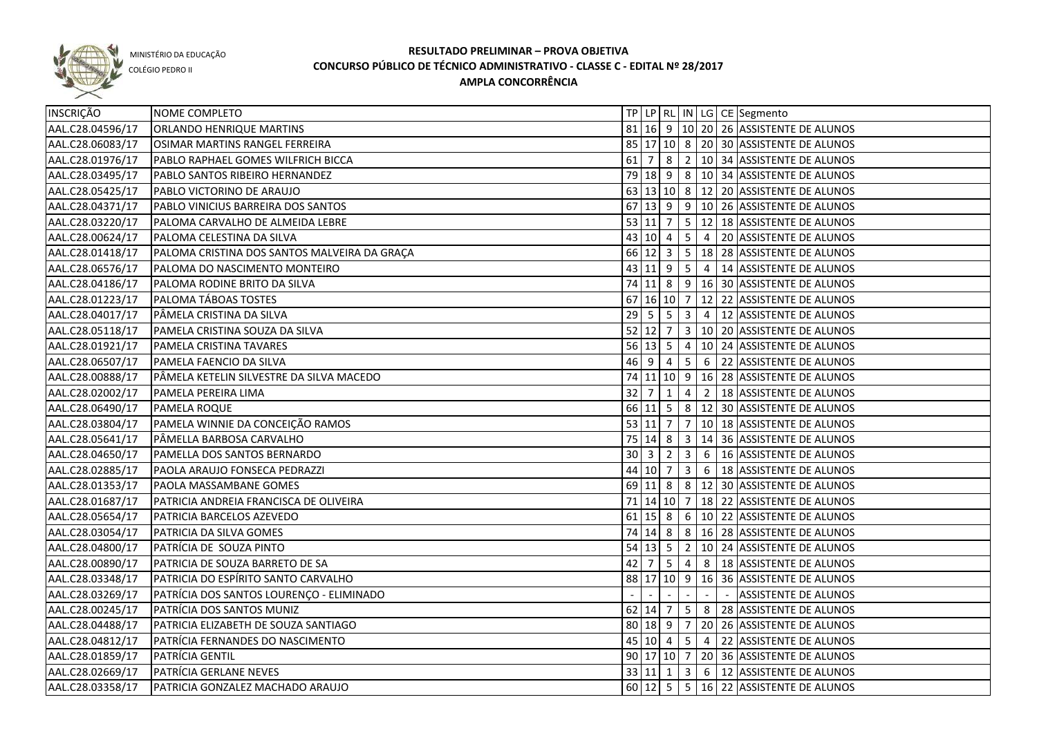MINISTÉRIO DA EDUCAÇÃO
COLÉGIO PEDRO II

# RESULTADO PRELIMINAR – PROVA OBJETIVA
## CONCURSO PÚBLICO DE TÉCNICO ADMINISTRATIVO - CLASSE C - EDITAL Nº 28/2017
### AMPLA CONCORRÊNCIA

| INSCRIÇÃO | NOME COMPLETO | TP | LP | RL | IN | LG | CE | Segmento |
|---|---|---|---|---|---|---|---|---|
| AAL.C28.04596/17 | ORLANDO HENRIQUE MARTINS | 81 | 16 | 9 | 10 | 20 | 26 | ASSISTENTE DE ALUNOS |
| AAL.C28.06083/17 | OSIMAR MARTINS RANGEL FERREIRA | 85 | 17 | 10 | 8 | 20 | 30 | ASSISTENTE DE ALUNOS |
| AAL.C28.01976/17 | PABLO RAPHAEL GOMES WILFRICH BICCA | 61 | 7 | 8 | 2 | 10 | 34 | ASSISTENTE DE ALUNOS |
| AAL.C28.03495/17 | PABLO SANTOS RIBEIRO HERNANDEZ | 79 | 18 | 9 | 8 | 10 | 34 | ASSISTENTE DE ALUNOS |
| AAL.C28.05425/17 | PABLO VICTORINO DE ARAUJO | 63 | 13 | 10 | 8 | 12 | 20 | ASSISTENTE DE ALUNOS |
| AAL.C28.04371/17 | PABLO VINICIUS BARREIRA DOS SANTOS | 67 | 13 | 9 | 9 | 10 | 26 | ASSISTENTE DE ALUNOS |
| AAL.C28.03220/17 | PALOMA CARVALHO DE ALMEIDA LEBRE | 53 | 11 | 7 | 5 | 12 | 18 | ASSISTENTE DE ALUNOS |
| AAL.C28.00624/17 | PALOMA CELESTINA DA SILVA | 43 | 10 | 4 | 5 | 4 | 20 | ASSISTENTE DE ALUNOS |
| AAL.C28.01418/17 | PALOMA CRISTINA DOS SANTOS MALVEIRA DA GRAÇA | 66 | 12 | 3 | 5 | 18 | 28 | ASSISTENTE DE ALUNOS |
| AAL.C28.06576/17 | PALOMA DO NASCIMENTO MONTEIRO | 43 | 11 | 9 | 5 | 4 | 14 | ASSISTENTE DE ALUNOS |
| AAL.C28.04186/17 | PALOMA RODINE BRITO DA SILVA | 74 | 11 | 8 | 9 | 16 | 30 | ASSISTENTE DE ALUNOS |
| AAL.C28.01223/17 | PALOMA TÁBOAS TOSTES | 67 | 16 | 10 | 7 | 12 | 22 | ASSISTENTE DE ALUNOS |
| AAL.C28.04017/17 | PÂMELA CRISTINA DA SILVA | 29 | 5 | 5 | 3 | 4 | 12 | ASSISTENTE DE ALUNOS |
| AAL.C28.05118/17 | PAMELA CRISTINA SOUZA DA SILVA | 52 | 12 | 7 | 3 | 10 | 20 | ASSISTENTE DE ALUNOS |
| AAL.C28.01921/17 | PAMELA CRISTINA TAVARES | 56 | 13 | 5 | 4 | 10 | 24 | ASSISTENTE DE ALUNOS |
| AAL.C28.06507/17 | PAMELA FAENCIO DA SILVA | 46 | 9 | 4 | 5 | 6 | 22 | ASSISTENTE DE ALUNOS |
| AAL.C28.00888/17 | PÂMELA KETELIN SILVESTRE DA SILVA MACEDO | 74 | 11 | 10 | 9 | 16 | 28 | ASSISTENTE DE ALUNOS |
| AAL.C28.02002/17 | PAMELA PEREIRA LIMA | 32 | 7 | 1 | 4 | 2 | 18 | ASSISTENTE DE ALUNOS |
| AAL.C28.06490/17 | PAMELA ROQUE | 66 | 11 | 5 | 8 | 12 | 30 | ASSISTENTE DE ALUNOS |
| AAL.C28.03804/17 | PAMELA WINNIE DA CONCEIÇÃO RAMOS | 53 | 11 | 7 | 7 | 10 | 18 | ASSISTENTE DE ALUNOS |
| AAL.C28.05641/17 | PÂMELLA BARBOSA CARVALHO | 75 | 14 | 8 | 3 | 14 | 36 | ASSISTENTE DE ALUNOS |
| AAL.C28.04650/17 | PAMELLA DOS SANTOS BERNARDO | 30 | 3 | 2 | 3 | 6 | 16 | ASSISTENTE DE ALUNOS |
| AAL.C28.02885/17 | PAOLA ARAUJO FONSECA PEDRAZZI | 44 | 10 | 7 | 3 | 6 | 18 | ASSISTENTE DE ALUNOS |
| AAL.C28.01353/17 | PAOLA MASSAMBANE GOMES | 69 | 11 | 8 | 8 | 12 | 30 | ASSISTENTE DE ALUNOS |
| AAL.C28.01687/17 | PATRICIA ANDREIA FRANCISCA DE OLIVEIRA | 71 | 14 | 10 | 7 | 18 | 22 | ASSISTENTE DE ALUNOS |
| AAL.C28.05654/17 | PATRICIA BARCELOS AZEVEDO | 61 | 15 | 8 | 6 | 10 | 22 | ASSISTENTE DE ALUNOS |
| AAL.C28.03054/17 | PATRICIA DA SILVA GOMES | 74 | 14 | 8 | 8 | 16 | 28 | ASSISTENTE DE ALUNOS |
| AAL.C28.04800/17 | PATRÍCIA DE SOUZA PINTO | 54 | 13 | 5 | 2 | 10 | 24 | ASSISTENTE DE ALUNOS |
| AAL.C28.00890/17 | PATRICIA DE SOUZA BARRETO DE SA | 42 | 7 | 5 | 4 | 8 | 18 | ASSISTENTE DE ALUNOS |
| AAL.C28.03348/17 | PATRICIA DO ESPÍRITO SANTO CARVALHO | 88 | 17 | 10 | 9 | 16 | 36 | ASSISTENTE DE ALUNOS |
| AAL.C28.03269/17 | PATRÍCIA DOS SANTOS LOURENÇO - ELIMINADO | - | - | - | - | - | - | ASSISTENTE DE ALUNOS |
| AAL.C28.00245/17 | PATRÍCIA DOS SANTOS MUNIZ | 62 | 14 | 7 | 5 | 8 | 28 | ASSISTENTE DE ALUNOS |
| AAL.C28.04488/17 | PATRICIA ELIZABETH DE SOUZA SANTIAGO | 80 | 18 | 9 | 7 | 20 | 26 | ASSISTENTE DE ALUNOS |
| AAL.C28.04812/17 | PATRÍCIA FERNANDES DO NASCIMENTO | 45 | 10 | 4 | 5 | 4 | 22 | ASSISTENTE DE ALUNOS |
| AAL.C28.01859/17 | PATRÍCIA GENTIL | 90 | 17 | 10 | 7 | 20 | 36 | ASSISTENTE DE ALUNOS |
| AAL.C28.02669/17 | PATRÍCIA GERLANE NEVES | 33 | 11 | 1 | 3 | 6 | 12 | ASSISTENTE DE ALUNOS |
| AAL.C28.03358/17 | PATRICIA GONZALEZ MACHADO ARAUJO | 60 | 12 | 5 | 5 | 16 | 22 | ASSISTENTE DE ALUNOS |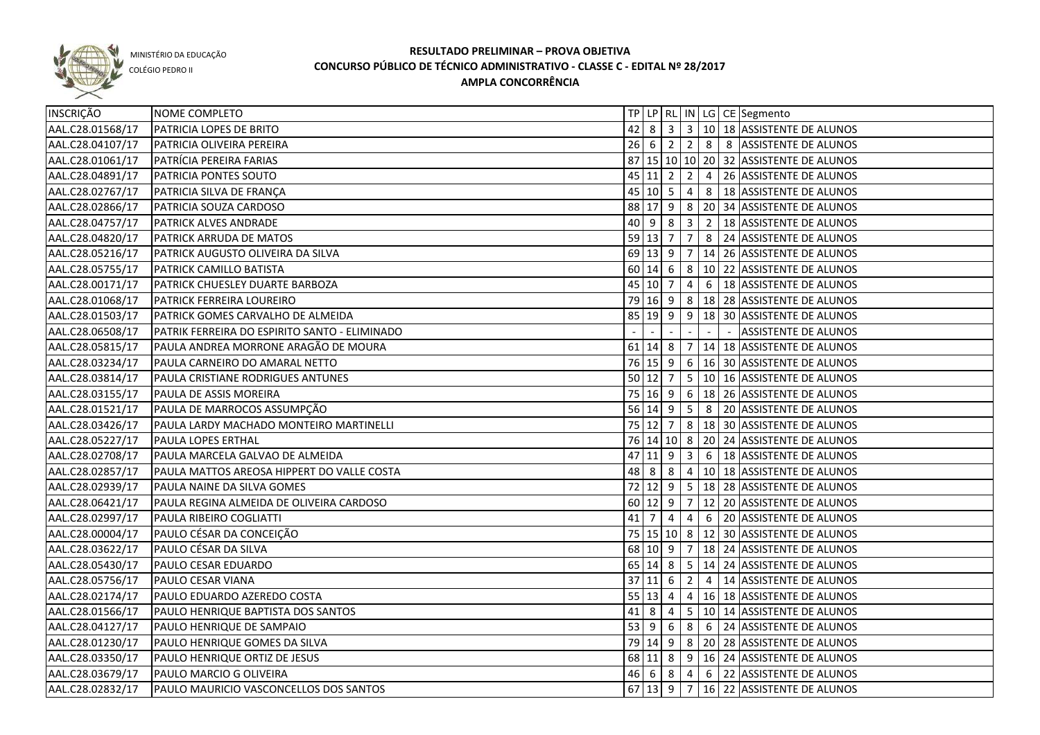MINISTÉRIO DA EDUCAÇÃO

COLÉGIO PEDRO II

# RESULTADO PRELIMINAR – PROVA OBJETIVA
## CONCURSO PÚBLICO DE TÉCNICO ADMINISTRATIVO - CLASSE C - EDITAL Nº 28/2017
## AMPLA CONCORRÊNCIA

| INSCRIÇÃO | NOME COMPLETO | TP | LP | RL | IN | LG | CE | Segmento |
|---|---|---|---|---|---|---|---|---|
| AAL.C28.01568/17 | PATRICIA LOPES DE BRITO | 42 | 8 | 3 | 3 | 10 | 18 | ASSISTENTE DE ALUNOS |
| AAL.C28.04107/17 | PATRICIA OLIVEIRA PEREIRA | 26 | 6 | 2 | 2 | 8 | 8 | ASSISTENTE DE ALUNOS |
| AAL.C28.01061/17 | PATRÍCIA PEREIRA FARIAS | 87 | 15 | 10 | 10 | 20 | 32 | ASSISTENTE DE ALUNOS |
| AAL.C28.04891/17 | PATRICIA PONTES SOUTO | 45 | 11 | 2 | 2 | 4 | 26 | ASSISTENTE DE ALUNOS |
| AAL.C28.02767/17 | PATRICIA SILVA DE FRANÇA | 45 | 10 | 5 | 4 | 8 | 18 | ASSISTENTE DE ALUNOS |
| AAL.C28.02866/17 | PATRICIA SOUZA CARDOSO | 88 | 17 | 9 | 8 | 20 | 34 | ASSISTENTE DE ALUNOS |
| AAL.C28.04757/17 | PATRICK ALVES ANDRADE | 40 | 9 | 8 | 3 | 2 | 18 | ASSISTENTE DE ALUNOS |
| AAL.C28.04820/17 | PATRICK ARRUDA DE MATOS | 59 | 13 | 7 | 7 | 8 | 24 | ASSISTENTE DE ALUNOS |
| AAL.C28.05216/17 | PATRICK AUGUSTO OLIVEIRA DA SILVA | 69 | 13 | 9 | 7 | 14 | 26 | ASSISTENTE DE ALUNOS |
| AAL.C28.05755/17 | PATRICK CAMILLO BATISTA | 60 | 14 | 6 | 8 | 10 | 22 | ASSISTENTE DE ALUNOS |
| AAL.C28.00171/17 | PATRICK CHUESLEY DUARTE BARBOZA | 45 | 10 | 7 | 4 | 6 | 18 | ASSISTENTE DE ALUNOS |
| AAL.C28.01068/17 | PATRICK FERREIRA LOUREIRO | 79 | 16 | 9 | 8 | 18 | 28 | ASSISTENTE DE ALUNOS |
| AAL.C28.01503/17 | PATRICK GOMES CARVALHO DE ALMEIDA | 85 | 19 | 9 | 9 | 18 | 30 | ASSISTENTE DE ALUNOS |
| AAL.C28.06508/17 | PATRIK FERREIRA DO ESPIRITO SANTO - ELIMINADO | - | - | - | - | - | - | ASSISTENTE DE ALUNOS |
| AAL.C28.05815/17 | PAULA ANDREA MORRONE ARAGÃO DE MOURA | 61 | 14 | 8 | 7 | 14 | 18 | ASSISTENTE DE ALUNOS |
| AAL.C28.03234/17 | PAULA CARNEIRO DO AMARAL NETTO | 76 | 15 | 9 | 6 | 16 | 30 | ASSISTENTE DE ALUNOS |
| AAL.C28.03814/17 | PAULA CRISTIANE RODRIGUES ANTUNES | 50 | 12 | 7 | 5 | 10 | 16 | ASSISTENTE DE ALUNOS |
| AAL.C28.03155/17 | PAULA DE ASSIS MOREIRA | 75 | 16 | 9 | 6 | 18 | 26 | ASSISTENTE DE ALUNOS |
| AAL.C28.01521/17 | PAULA DE MARROCOS ASSUMPÇÃO | 56 | 14 | 9 | 5 | 8 | 20 | ASSISTENTE DE ALUNOS |
| AAL.C28.03426/17 | PAULA LARDY MACHADO MONTEIRO MARTINELLI | 75 | 12 | 7 | 8 | 18 | 30 | ASSISTENTE DE ALUNOS |
| AAL.C28.05227/17 | PAULA LOPES ERTHAL | 76 | 14 | 10 | 8 | 20 | 24 | ASSISTENTE DE ALUNOS |
| AAL.C28.02708/17 | PAULA MARCELA GALVAO DE ALMEIDA | 47 | 11 | 9 | 3 | 6 | 18 | ASSISTENTE DE ALUNOS |
| AAL.C28.02857/17 | PAULA MATTOS AREOSA HIPPERT DO VALLE COSTA | 48 | 8 | 8 | 4 | 10 | 18 | ASSISTENTE DE ALUNOS |
| AAL.C28.02939/17 | PAULA NAINE DA SILVA GOMES | 72 | 12 | 9 | 5 | 18 | 28 | ASSISTENTE DE ALUNOS |
| AAL.C28.06421/17 | PAULA REGINA ALMEIDA DE OLIVEIRA CARDOSO | 60 | 12 | 9 | 7 | 12 | 20 | ASSISTENTE DE ALUNOS |
| AAL.C28.02997/17 | PAULA RIBEIRO COGLIATTI | 41 | 7 | 4 | 4 | 6 | 20 | ASSISTENTE DE ALUNOS |
| AAL.C28.00004/17 | PAULO CÉSAR DA CONCEIÇÃO | 75 | 15 | 10 | 8 | 12 | 30 | ASSISTENTE DE ALUNOS |
| AAL.C28.03622/17 | PAULO CÉSAR DA SILVA | 68 | 10 | 9 | 7 | 18 | 24 | ASSISTENTE DE ALUNOS |
| AAL.C28.05430/17 | PAULO CESAR EDUARDO | 65 | 14 | 8 | 5 | 14 | 24 | ASSISTENTE DE ALUNOS |
| AAL.C28.05756/17 | PAULO CESAR VIANA | 37 | 11 | 6 | 2 | 4 | 14 | ASSISTENTE DE ALUNOS |
| AAL.C28.02174/17 | PAULO EDUARDO AZEREDO COSTA | 55 | 13 | 4 | 4 | 16 | 18 | ASSISTENTE DE ALUNOS |
| AAL.C28.01566/17 | PAULO HENRIQUE BAPTISTA DOS SANTOS | 41 | 8 | 4 | 5 | 10 | 14 | ASSISTENTE DE ALUNOS |
| AAL.C28.04127/17 | PAULO HENRIQUE DE SAMPAIO | 53 | 9 | 6 | 8 | 6 | 24 | ASSISTENTE DE ALUNOS |
| AAL.C28.01230/17 | PAULO HENRIQUE GOMES DA SILVA | 79 | 14 | 9 | 8 | 20 | 28 | ASSISTENTE DE ALUNOS |
| AAL.C28.03350/17 | PAULO HENRIQUE ORTIZ DE JESUS | 68 | 11 | 8 | 9 | 16 | 24 | ASSISTENTE DE ALUNOS |
| AAL.C28.03679/17 | PAULO MARCIO G OLIVEIRA | 46 | 6 | 8 | 4 | 6 | 22 | ASSISTENTE DE ALUNOS |
| AAL.C28.02832/17 | PAULO MAURICIO VASCONCELLOS DOS SANTOS | 67 | 13 | 9 | 7 | 16 | 22 | ASSISTENTE DE ALUNOS |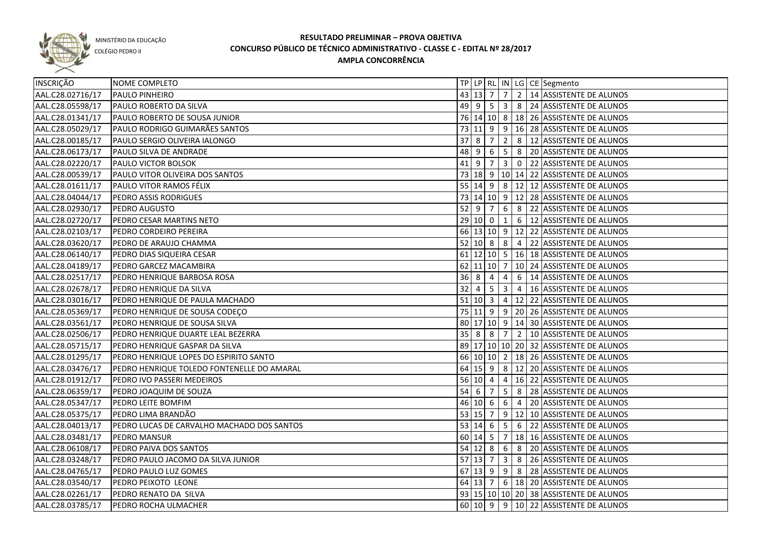MINISTÉRIO DA EDUCAÇÃO

COLÉGIO PEDRO II

# RESULTADO PRELIMINAR – PROVA OBJETIVA
## CONCURSO PÚBLICO DE TÉCNICO ADMINISTRATIVO - CLASSE C - EDITAL Nº 28/2017
### AMPLA CONCORRÊNCIA

| INSCRIÇÃO | NOME COMPLETO | TP | LP | RL | IN | LG | CE | Segmento |
|---|---|---|---|---|---|---|---|---|
| AAL.C28.02716/17 | PAULO PINHEIRO | 43 | 13 | 7 | 7 | 2 | 14 | ASSISTENTE DE ALUNOS |
| AAL.C28.05598/17 | PAULO ROBERTO DA SILVA | 49 | 9 | 5 | 3 | 8 | 24 | ASSISTENTE DE ALUNOS |
| AAL.C28.01341/17 | PAULO ROBERTO DE SOUSA JUNIOR | 76 | 14 | 10 | 8 | 18 | 26 | ASSISTENTE DE ALUNOS |
| AAL.C28.05029/17 | PAULO RODRIGO GUIMARÃES SANTOS | 73 | 11 | 9 | 9 | 16 | 28 | ASSISTENTE DE ALUNOS |
| AAL.C28.00185/17 | PAULO SERGIO OLIVEIRA IALONGO | 37 | 8 | 7 | 2 | 8 | 12 | ASSISTENTE DE ALUNOS |
| AAL.C28.06173/17 | PAULO SILVA DE ANDRADE | 48 | 9 | 6 | 5 | 8 | 20 | ASSISTENTE DE ALUNOS |
| AAL.C28.02220/17 | PAULO VICTOR BOLSOK | 41 | 9 | 7 | 3 | 0 | 22 | ASSISTENTE DE ALUNOS |
| AAL.C28.00539/17 | PAULO VITOR OLIVEIRA DOS SANTOS | 73 | 18 | 9 | 10 | 14 | 22 | ASSISTENTE DE ALUNOS |
| AAL.C28.01611/17 | PAULO VITOR RAMOS FÉLIX | 55 | 14 | 9 | 8 | 12 | 12 | ASSISTENTE DE ALUNOS |
| AAL.C28.04044/17 | PEDRO ASSIS RODRIGUES | 73 | 14 | 10 | 9 | 12 | 28 | ASSISTENTE DE ALUNOS |
| AAL.C28.02930/17 | PEDRO AUGUSTO | 52 | 9 | 7 | 6 | 8 | 22 | ASSISTENTE DE ALUNOS |
| AAL.C28.02720/17 | PEDRO CESAR MARTINS NETO | 29 | 10 | 0 | 1 | 6 | 12 | ASSISTENTE DE ALUNOS |
| AAL.C28.02103/17 | PEDRO CORDEIRO PEREIRA | 66 | 13 | 10 | 9 | 12 | 22 | ASSISTENTE DE ALUNOS |
| AAL.C28.03620/17 | PEDRO DE ARAUJO CHAMMA | 52 | 10 | 8 | 8 | 4 | 22 | ASSISTENTE DE ALUNOS |
| AAL.C28.06140/17 | PEDRO DIAS SIQUEIRA CESAR | 61 | 12 | 10 | 5 | 16 | 18 | ASSISTENTE DE ALUNOS |
| AAL.C28.04189/17 | PEDRO GARCEZ MACAMBIRA | 62 | 11 | 10 | 7 | 10 | 24 | ASSISTENTE DE ALUNOS |
| AAL.C28.02517/17 | PEDRO HENRIQUE BARBOSA ROSA | 36 | 8 | 4 | 4 | 6 | 14 | ASSISTENTE DE ALUNOS |
| AAL.C28.02678/17 | PEDRO HENRIQUE DA SILVA | 32 | 4 | 5 | 3 | 4 | 16 | ASSISTENTE DE ALUNOS |
| AAL.C28.03016/17 | PEDRO HENRIQUE DE PAULA MACHADO | 51 | 10 | 3 | 4 | 12 | 22 | ASSISTENTE DE ALUNOS |
| AAL.C28.05369/17 | PEDRO HENRIQUE DE SOUSA CODEÇO | 75 | 11 | 9 | 9 | 20 | 26 | ASSISTENTE DE ALUNOS |
| AAL.C28.03561/17 | PEDRO HENRIQUE DE SOUSA SILVA | 80 | 17 | 10 | 9 | 14 | 30 | ASSISTENTE DE ALUNOS |
| AAL.C28.02506/17 | PEDRO HENRIQUE DUARTE LEAL BEZERRA | 35 | 8 | 8 | 7 | 2 | 10 | ASSISTENTE DE ALUNOS |
| AAL.C28.05715/17 | PEDRO HENRIQUE GASPAR DA SILVA | 89 | 17 | 10 | 10 | 20 | 32 | ASSISTENTE DE ALUNOS |
| AAL.C28.01295/17 | PEDRO HENRIQUE LOPES DO ESPIRITO SANTO | 66 | 10 | 10 | 2 | 18 | 26 | ASSISTENTE DE ALUNOS |
| AAL.C28.03476/17 | PEDRO HENRIQUE TOLEDO FONTENELLE DO AMARAL | 64 | 15 | 9 | 8 | 12 | 20 | ASSISTENTE DE ALUNOS |
| AAL.C28.01912/17 | PEDRO IVO PASSERI MEDEIROS | 56 | 10 | 4 | 4 | 16 | 22 | ASSISTENTE DE ALUNOS |
| AAL.C28.06359/17 | PEDRO JOAQUIM DE SOUZA | 54 | 6 | 7 | 5 | 8 | 28 | ASSISTENTE DE ALUNOS |
| AAL.C28.05347/17 | PEDRO LEITE BOMFIM | 46 | 10 | 6 | 6 | 4 | 20 | ASSISTENTE DE ALUNOS |
| AAL.C28.05375/17 | PEDRO LIMA BRANDÃO | 53 | 15 | 7 | 9 | 12 | 10 | ASSISTENTE DE ALUNOS |
| AAL.C28.04013/17 | PEDRO LUCAS DE CARVALHO MACHADO DOS SANTOS | 53 | 14 | 6 | 5 | 6 | 22 | ASSISTENTE DE ALUNOS |
| AAL.C28.03481/17 | PEDRO MANSUR | 60 | 14 | 5 | 7 | 18 | 16 | ASSISTENTE DE ALUNOS |
| AAL.C28.06108/17 | PEDRO PAIVA DOS SANTOS | 54 | 12 | 8 | 6 | 8 | 20 | ASSISTENTE DE ALUNOS |
| AAL.C28.03248/17 | PEDRO PAULO JACOMO DA SILVA JUNIOR | 57 | 13 | 7 | 3 | 8 | 26 | ASSISTENTE DE ALUNOS |
| AAL.C28.04765/17 | PEDRO PAULO LUZ GOMES | 67 | 13 | 9 | 9 | 8 | 28 | ASSISTENTE DE ALUNOS |
| AAL.C28.03540/17 | PEDRO PEIXOTO LEONE | 64 | 13 | 7 | 6 | 18 | 20 | ASSISTENTE DE ALUNOS |
| AAL.C28.02261/17 | PEDRO RENATO DA SILVA | 93 | 15 | 10 | 10 | 20 | 38 | ASSISTENTE DE ALUNOS |
| AAL.C28.03785/17 | PEDRO ROCHA ULMACHER | 60 | 10 | 9 | 9 | 10 | 22 | ASSISTENTE DE ALUNOS |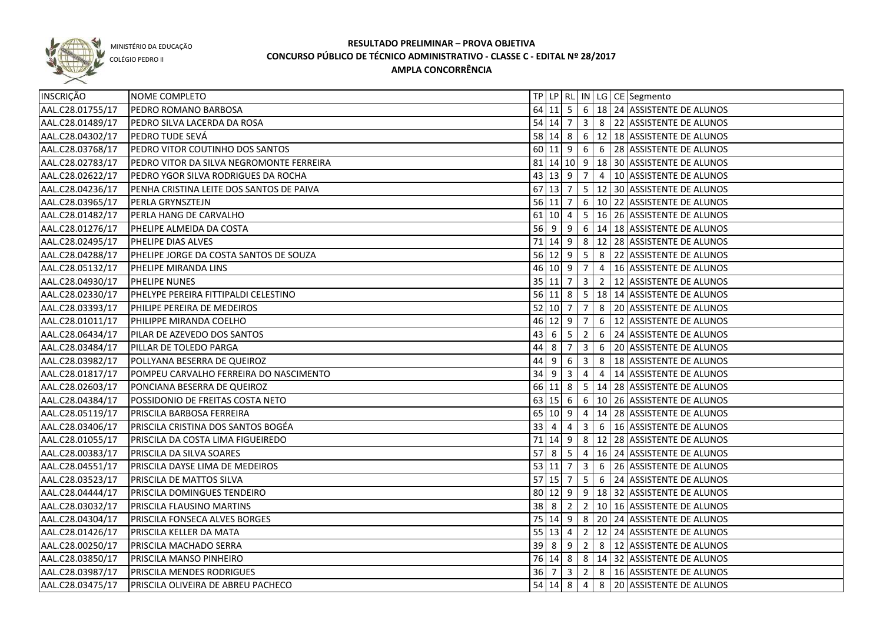MINISTÉRIO DA EDUCAÇÃO
COLÉGIO PEDRO II

# RESULTADO PRELIMINAR – PROVA OBJETIVA
## CONCURSO PÚBLICO DE TÉCNICO ADMINISTRATIVO - CLASSE C - EDITAL Nº 28/2017
## AMPLA CONCORRÊNCIA

| INSCRIÇÃO | NOME COMPLETO | TP | LP | RL | IN | LG | CE | Segmento |
|---|---|---|---|---|---|---|---|---|
| AAL.C28.01755/17 | PEDRO ROMANO BARBOSA | 64 | 11 | 5 | 6 | 18 | 24 | ASSISTENTE DE ALUNOS |
| AAL.C28.01489/17 | PEDRO SILVA LACERDA DA ROSA | 54 | 14 | 7 | 3 | 8 | 22 | ASSISTENTE DE ALUNOS |
| AAL.C28.04302/17 | PEDRO TUDE SEVÁ | 58 | 14 | 8 | 6 | 12 | 18 | ASSISTENTE DE ALUNOS |
| AAL.C28.03768/17 | PEDRO VITOR COUTINHO DOS SANTOS | 60 | 11 | 9 | 6 | 6 | 28 | ASSISTENTE DE ALUNOS |
| AAL.C28.02783/17 | PEDRO VITOR DA SILVA NEGROMONTE FERREIRA | 81 | 14 | 10 | 9 | 18 | 30 | ASSISTENTE DE ALUNOS |
| AAL.C28.02622/17 | PEDRO YGOR SILVA RODRIGUES DA ROCHA | 43 | 13 | 9 | 7 | 4 | 10 | ASSISTENTE DE ALUNOS |
| AAL.C28.04236/17 | PENHA CRISTINA LEITE DOS SANTOS DE PAIVA | 67 | 13 | 7 | 5 | 12 | 30 | ASSISTENTE DE ALUNOS |
| AAL.C28.03965/17 | PERLA GRYNSZTEJN | 56 | 11 | 7 | 6 | 10 | 22 | ASSISTENTE DE ALUNOS |
| AAL.C28.01482/17 | PERLA HANG DE CARVALHO | 61 | 10 | 4 | 5 | 16 | 26 | ASSISTENTE DE ALUNOS |
| AAL.C28.01276/17 | PHELIPE ALMEIDA DA COSTA | 56 | 9 | 9 | 6 | 14 | 18 | ASSISTENTE DE ALUNOS |
| AAL.C28.02495/17 | PHELIPE DIAS ALVES | 71 | 14 | 9 | 8 | 12 | 28 | ASSISTENTE DE ALUNOS |
| AAL.C28.04288/17 | PHELIPE JORGE DA COSTA SANTOS DE SOUZA | 56 | 12 | 9 | 5 | 8 | 22 | ASSISTENTE DE ALUNOS |
| AAL.C28.05132/17 | PHELIPE MIRANDA LINS | 46 | 10 | 9 | 7 | 4 | 16 | ASSISTENTE DE ALUNOS |
| AAL.C28.04930/17 | PHELIPE NUNES | 35 | 11 | 7 | 3 | 2 | 12 | ASSISTENTE DE ALUNOS |
| AAL.C28.02330/17 | PHELYPE PEREIRA FITTIPALDI CELESTINO | 56 | 11 | 8 | 5 | 18 | 14 | ASSISTENTE DE ALUNOS |
| AAL.C28.03393/17 | PHILIPE PEREIRA DE MEDEIROS | 52 | 10 | 7 | 7 | 8 | 20 | ASSISTENTE DE ALUNOS |
| AAL.C28.01011/17 | PHILIPPE MIRANDA COELHO | 46 | 12 | 9 | 7 | 6 | 12 | ASSISTENTE DE ALUNOS |
| AAL.C28.06434/17 | PILAR DE AZEVEDO DOS SANTOS | 43 | 6 | 5 | 2 | 6 | 24 | ASSISTENTE DE ALUNOS |
| AAL.C28.03484/17 | PILLAR DE TOLEDO PARGA | 44 | 8 | 7 | 3 | 6 | 20 | ASSISTENTE DE ALUNOS |
| AAL.C28.03982/17 | POLLYANA BESERRA DE QUEIROZ | 44 | 9 | 6 | 3 | 8 | 18 | ASSISTENTE DE ALUNOS |
| AAL.C28.01817/17 | POMPEU CARVALHO FERREIRA DO NASCIMENTO | 34 | 9 | 3 | 4 | 4 | 14 | ASSISTENTE DE ALUNOS |
| AAL.C28.02603/17 | PONCIANA BESERRA DE QUEIROZ | 66 | 11 | 8 | 5 | 14 | 28 | ASSISTENTE DE ALUNOS |
| AAL.C28.04384/17 | POSSIDONIO DE FREITAS COSTA NETO | 63 | 15 | 6 | 6 | 10 | 26 | ASSISTENTE DE ALUNOS |
| AAL.C28.05119/17 | PRISCILA BARBOSA FERREIRA | 65 | 10 | 9 | 4 | 14 | 28 | ASSISTENTE DE ALUNOS |
| AAL.C28.03406/17 | PRISCILA CRISTINA DOS SANTOS BOGÉA | 33 | 4 | 4 | 3 | 6 | 16 | ASSISTENTE DE ALUNOS |
| AAL.C28.01055/17 | PRISCILA DA COSTA LIMA FIGUEIREDO | 71 | 14 | 9 | 8 | 12 | 28 | ASSISTENTE DE ALUNOS |
| AAL.C28.00383/17 | PRISCILA DA SILVA SOARES | 57 | 8 | 5 | 4 | 16 | 24 | ASSISTENTE DE ALUNOS |
| AAL.C28.04551/17 | PRISCILA DAYSE LIMA DE MEDEIROS | 53 | 11 | 7 | 3 | 6 | 26 | ASSISTENTE DE ALUNOS |
| AAL.C28.03523/17 | PRISCILA DE MATTOS SILVA | 57 | 15 | 7 | 5 | 6 | 24 | ASSISTENTE DE ALUNOS |
| AAL.C28.04444/17 | PRISCILA DOMINGUES TENDEIRO | 80 | 12 | 9 | 9 | 18 | 32 | ASSISTENTE DE ALUNOS |
| AAL.C28.03032/17 | PRISCILA FLAUSINO MARTINS | 38 | 8 | 2 | 2 | 10 | 16 | ASSISTENTE DE ALUNOS |
| AAL.C28.04304/17 | PRISCILA FONSECA ALVES BORGES | 75 | 14 | 9 | 8 | 20 | 24 | ASSISTENTE DE ALUNOS |
| AAL.C28.01426/17 | PRISCILA KELLER DA MATA | 55 | 13 | 4 | 2 | 12 | 24 | ASSISTENTE DE ALUNOS |
| AAL.C28.00250/17 | PRISCILA MACHADO SERRA | 39 | 8 | 9 | 2 | 8 | 12 | ASSISTENTE DE ALUNOS |
| AAL.C28.03850/17 | PRISCILA MANSO PINHEIRO | 76 | 14 | 8 | 8 | 14 | 32 | ASSISTENTE DE ALUNOS |
| AAL.C28.03987/17 | PRISCILA MENDES RODRIGUES | 36 | 7 | 3 | 2 | 8 | 16 | ASSISTENTE DE ALUNOS |
| AAL.C28.03475/17 | PRISCILA OLIVEIRA DE ABREU PACHECO | 54 | 14 | 8 | 4 | 8 | 20 | ASSISTENTE DE ALUNOS |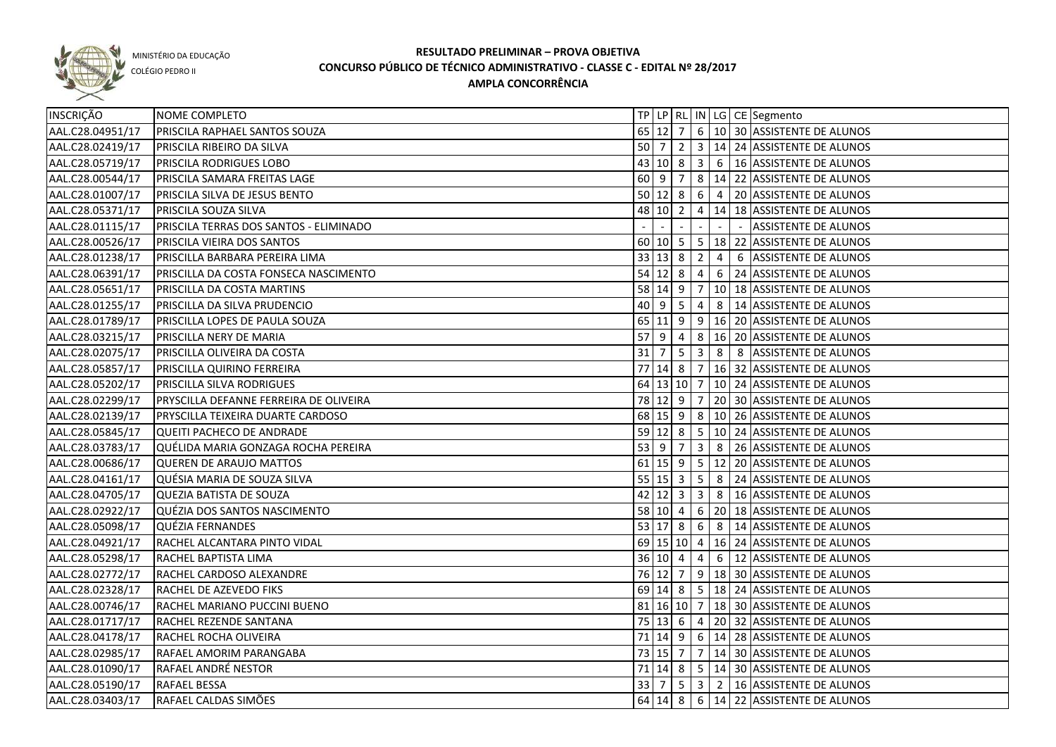MINISTÉRIO DA EDUCAÇÃO

COLÉGIO PEDRO II

# RESULTADO PRELIMINAR – PROVA OBJETIVA
## CONCURSO PÚBLICO DE TÉCNICO ADMINISTRATIVO - CLASSE C - EDITAL Nº 28/2017
### AMPLA CONCORRÊNCIA

| INSCRIÇÃO | NOME COMPLETO | TP | LP | RL | IN | LG | CE | Segmento |
|---|---|---|---|---|---|---|---|---|
| AAL.C28.04951/17 | PRISCILA RAPHAEL SANTOS SOUZA | 65 | 12 | 7 | 6 | 10 | 30 | ASSISTENTE DE ALUNOS |
| AAL.C28.02419/17 | PRISCILA RIBEIRO DA SILVA | 50 | 7 | 2 | 3 | 14 | 24 | ASSISTENTE DE ALUNOS |
| AAL.C28.05719/17 | PRISCILA RODRIGUES LOBO | 43 | 10 | 8 | 3 | 6 | 16 | ASSISTENTE DE ALUNOS |
| AAL.C28.00544/17 | PRISCILA SAMARA FREITAS LAGE | 60 | 9 | 7 | 8 | 14 | 22 | ASSISTENTE DE ALUNOS |
| AAL.C28.01007/17 | PRISCILA SILVA DE JESUS BENTO | 50 | 12 | 8 | 6 | 4 | 20 | ASSISTENTE DE ALUNOS |
| AAL.C28.05371/17 | PRISCILA SOUZA SILVA | 48 | 10 | 2 | 4 | 14 | 18 | ASSISTENTE DE ALUNOS |
| AAL.C28.01115/17 | PRISCILA TERRAS DOS SANTOS - ELIMINADO | - | - | - | - | - | - | ASSISTENTE DE ALUNOS |
| AAL.C28.00526/17 | PRISCILA VIEIRA DOS SANTOS | 60 | 10 | 5 | 5 | 18 | 22 | ASSISTENTE DE ALUNOS |
| AAL.C28.01238/17 | PRISCILLA BARBARA PEREIRA LIMA | 33 | 13 | 8 | 2 | 4 | 6 | ASSISTENTE DE ALUNOS |
| AAL.C28.06391/17 | PRISCILLA DA COSTA FONSECA NASCIMENTO | 54 | 12 | 8 | 4 | 6 | 24 | ASSISTENTE DE ALUNOS |
| AAL.C28.05651/17 | PRISCILLA DA COSTA MARTINS | 58 | 14 | 9 | 7 | 10 | 18 | ASSISTENTE DE ALUNOS |
| AAL.C28.01255/17 | PRISCILLA DA SILVA PRUDENCIO | 40 | 9 | 5 | 4 | 8 | 14 | ASSISTENTE DE ALUNOS |
| AAL.C28.01789/17 | PRISCILLA LOPES DE PAULA SOUZA | 65 | 11 | 9 | 9 | 16 | 20 | ASSISTENTE DE ALUNOS |
| AAL.C28.03215/17 | PRISCILLA NERY DE MARIA | 57 | 9 | 4 | 8 | 16 | 20 | ASSISTENTE DE ALUNOS |
| AAL.C28.02075/17 | PRISCILLA OLIVEIRA DA COSTA | 31 | 7 | 5 | 3 | 8 | 8 | ASSISTENTE DE ALUNOS |
| AAL.C28.05857/17 | PRISCILLA QUIRINO FERREIRA | 77 | 14 | 8 | 7 | 16 | 32 | ASSISTENTE DE ALUNOS |
| AAL.C28.05202/17 | PRISCILLA SILVA RODRIGUES | 64 | 13 | 10 | 7 | 10 | 24 | ASSISTENTE DE ALUNOS |
| AAL.C28.02299/17 | PRYSCILLA DEFANNE FERREIRA DE OLIVEIRA | 78 | 12 | 9 | 7 | 20 | 30 | ASSISTENTE DE ALUNOS |
| AAL.C28.02139/17 | PRYSCILLA TEIXEIRA DUARTE CARDOSO | 68 | 15 | 9 | 8 | 10 | 26 | ASSISTENTE DE ALUNOS |
| AAL.C28.05845/17 | QUEITI PACHECO DE ANDRADE | 59 | 12 | 8 | 5 | 10 | 24 | ASSISTENTE DE ALUNOS |
| AAL.C28.03783/17 | QUÉLIDA MARIA GONZAGA ROCHA PEREIRA | 53 | 9 | 7 | 3 | 8 | 26 | ASSISTENTE DE ALUNOS |
| AAL.C28.00686/17 | QUEREN DE ARAUJO MATTOS | 61 | 15 | 9 | 5 | 12 | 20 | ASSISTENTE DE ALUNOS |
| AAL.C28.04161/17 | QUÉSIA MARIA DE SOUZA SILVA | 55 | 15 | 3 | 5 | 8 | 24 | ASSISTENTE DE ALUNOS |
| AAL.C28.04705/17 | QUEZIA BATISTA DE SOUZA | 42 | 12 | 3 | 3 | 8 | 16 | ASSISTENTE DE ALUNOS |
| AAL.C28.02922/17 | QUÉZIA DOS SANTOS NASCIMENTO | 58 | 10 | 4 | 6 | 20 | 18 | ASSISTENTE DE ALUNOS |
| AAL.C28.05098/17 | QUÉZIA FERNANDES | 53 | 17 | 8 | 6 | 8 | 14 | ASSISTENTE DE ALUNOS |
| AAL.C28.04921/17 | RACHEL ALCANTARA PINTO VIDAL | 69 | 15 | 10 | 4 | 16 | 24 | ASSISTENTE DE ALUNOS |
| AAL.C28.05298/17 | RACHEL BAPTISTA LIMA | 36 | 10 | 4 | 4 | 6 | 12 | ASSISTENTE DE ALUNOS |
| AAL.C28.02772/17 | RACHEL CARDOSO ALEXANDRE | 76 | 12 | 7 | 9 | 18 | 30 | ASSISTENTE DE ALUNOS |
| AAL.C28.02328/17 | RACHEL DE AZEVEDO FIKS | 69 | 14 | 8 | 5 | 18 | 24 | ASSISTENTE DE ALUNOS |
| AAL.C28.00746/17 | RACHEL MARIANO PUCCINI BUENO | 81 | 16 | 10 | 7 | 18 | 30 | ASSISTENTE DE ALUNOS |
| AAL.C28.01717/17 | RACHEL REZENDE SANTANA | 75 | 13 | 6 | 4 | 20 | 32 | ASSISTENTE DE ALUNOS |
| AAL.C28.04178/17 | RACHEL ROCHA OLIVEIRA | 71 | 14 | 9 | 6 | 14 | 28 | ASSISTENTE DE ALUNOS |
| AAL.C28.02985/17 | RAFAEL AMORIM PARANGABA | 73 | 15 | 7 | 7 | 14 | 30 | ASSISTENTE DE ALUNOS |
| AAL.C28.01090/17 | RAFAEL ANDRÉ NESTOR | 71 | 14 | 8 | 5 | 14 | 30 | ASSISTENTE DE ALUNOS |
| AAL.C28.05190/17 | RAFAEL BESSA | 33 | 7 | 5 | 3 | 2 | 16 | ASSISTENTE DE ALUNOS |
| AAL.C28.03403/17 | RAFAEL CALDAS SIMÕES | 64 | 14 | 8 | 6 | 14 | 22 | ASSISTENTE DE ALUNOS |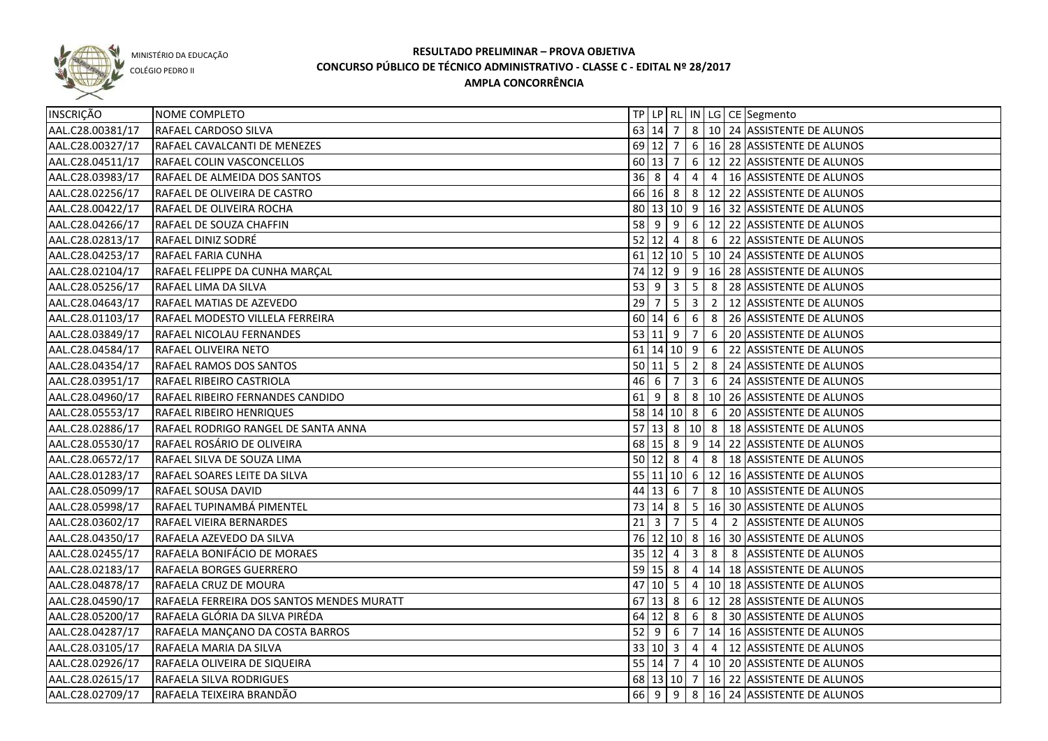MINISTÉRIO DA EDUCAÇÃO

COLÉGIO PEDRO II

# RESULTADO PRELIMINAR – PROVA OBJETIVA
## CONCURSO PÚBLICO DE TÉCNICO ADMINISTRATIVO - CLASSE C - EDITAL Nº 28/2017
### AMPLA CONCORRÊNCIA

| INSCRIÇÃO | NOME COMPLETO | TP | LP | RL | IN | LG | CE | Segmento |
|---|---|---|---|---|---|---|---|---|
| AAL.C28.00381/17 | RAFAEL CARDOSO SILVA | 63 | 14 | 7 | 8 | 10 | 24 | ASSISTENTE DE ALUNOS |
| AAL.C28.00327/17 | RAFAEL CAVALCANTI DE MENEZES | 69 | 12 | 7 | 6 | 16 | 28 | ASSISTENTE DE ALUNOS |
| AAL.C28.04511/17 | RAFAEL COLIN VASCONCELLOS | 60 | 13 | 7 | 6 | 12 | 22 | ASSISTENTE DE ALUNOS |
| AAL.C28.03983/17 | RAFAEL DE ALMEIDA DOS SANTOS | 36 | 8 | 4 | 4 | 4 | 16 | ASSISTENTE DE ALUNOS |
| AAL.C28.02256/17 | RAFAEL DE OLIVEIRA DE CASTRO | 66 | 16 | 8 | 8 | 12 | 22 | ASSISTENTE DE ALUNOS |
| AAL.C28.00422/17 | RAFAEL DE OLIVEIRA ROCHA | 80 | 13 | 10 | 9 | 16 | 32 | ASSISTENTE DE ALUNOS |
| AAL.C28.04266/17 | RAFAEL DE SOUZA CHAFFIN | 58 | 9 | 9 | 6 | 12 | 22 | ASSISTENTE DE ALUNOS |
| AAL.C28.02813/17 | RAFAEL DINIZ SODRÉ | 52 | 12 | 4 | 8 | 6 | 22 | ASSISTENTE DE ALUNOS |
| AAL.C28.04253/17 | RAFAEL FARIA CUNHA | 61 | 12 | 10 | 5 | 10 | 24 | ASSISTENTE DE ALUNOS |
| AAL.C28.02104/17 | RAFAEL FELIPPE DA CUNHA MARÇAL | 74 | 12 | 9 | 9 | 16 | 28 | ASSISTENTE DE ALUNOS |
| AAL.C28.05256/17 | RAFAEL LIMA DA SILVA | 53 | 9 | 3 | 5 | 8 | 28 | ASSISTENTE DE ALUNOS |
| AAL.C28.04643/17 | RAFAEL MATIAS DE AZEVEDO | 29 | 7 | 5 | 3 | 2 | 12 | ASSISTENTE DE ALUNOS |
| AAL.C28.01103/17 | RAFAEL MODESTO VILLELA FERREIRA | 60 | 14 | 6 | 6 | 8 | 26 | ASSISTENTE DE ALUNOS |
| AAL.C28.03849/17 | RAFAEL NICOLAU FERNANDES | 53 | 11 | 9 | 7 | 6 | 20 | ASSISTENTE DE ALUNOS |
| AAL.C28.04584/17 | RAFAEL OLIVEIRA NETO | 61 | 14 | 10 | 9 | 6 | 22 | ASSISTENTE DE ALUNOS |
| AAL.C28.04354/17 | RAFAEL RAMOS DOS SANTOS | 50 | 11 | 5 | 2 | 8 | 24 | ASSISTENTE DE ALUNOS |
| AAL.C28.03951/17 | RAFAEL RIBEIRO CASTRIOLA | 46 | 6 | 7 | 3 | 6 | 24 | ASSISTENTE DE ALUNOS |
| AAL.C28.04960/17 | RAFAEL RIBEIRO FERNANDES CANDIDO | 61 | 9 | 8 | 8 | 10 | 26 | ASSISTENTE DE ALUNOS |
| AAL.C28.05553/17 | RAFAEL RIBEIRO HENRIQUES | 58 | 14 | 10 | 8 | 6 | 20 | ASSISTENTE DE ALUNOS |
| AAL.C28.02886/17 | RAFAEL RODRIGO RANGEL DE SANTA ANNA | 57 | 13 | 8 | 10 | 8 | 18 | ASSISTENTE DE ALUNOS |
| AAL.C28.05530/17 | RAFAEL ROSÁRIO DE OLIVEIRA | 68 | 15 | 8 | 9 | 14 | 22 | ASSISTENTE DE ALUNOS |
| AAL.C28.06572/17 | RAFAEL SILVA DE SOUZA LIMA | 50 | 12 | 8 | 4 | 8 | 18 | ASSISTENTE DE ALUNOS |
| AAL.C28.01283/17 | RAFAEL SOARES LEITE DA SILVA | 55 | 11 | 10 | 6 | 12 | 16 | ASSISTENTE DE ALUNOS |
| AAL.C28.05099/17 | RAFAEL SOUSA DAVID | 44 | 13 | 6 | 7 | 8 | 10 | ASSISTENTE DE ALUNOS |
| AAL.C28.05998/17 | RAFAEL TUPINAMBÁ PIMENTEL | 73 | 14 | 8 | 5 | 16 | 30 | ASSISTENTE DE ALUNOS |
| AAL.C28.03602/17 | RAFAEL VIEIRA BERNARDES | 21 | 3 | 7 | 5 | 4 | 2 | ASSISTENTE DE ALUNOS |
| AAL.C28.04350/17 | RAFAELA AZEVEDO DA SILVA | 76 | 12 | 10 | 8 | 16 | 30 | ASSISTENTE DE ALUNOS |
| AAL.C28.02455/17 | RAFAELA BONIFÁCIO DE MORAES | 35 | 12 | 4 | 3 | 8 | 8 | ASSISTENTE DE ALUNOS |
| AAL.C28.02183/17 | RAFAELA BORGES GUERRERO | 59 | 15 | 8 | 4 | 14 | 18 | ASSISTENTE DE ALUNOS |
| AAL.C28.04878/17 | RAFAELA CRUZ DE MOURA | 47 | 10 | 5 | 4 | 10 | 18 | ASSISTENTE DE ALUNOS |
| AAL.C28.04590/17 | RAFAELA FERREIRA DOS SANTOS MENDES MURATT | 67 | 13 | 8 | 6 | 12 | 28 | ASSISTENTE DE ALUNOS |
| AAL.C28.05200/17 | RAFAELA GLÓRIA DA SILVA PIRÉDA | 64 | 12 | 8 | 6 | 8 | 30 | ASSISTENTE DE ALUNOS |
| AAL.C28.04287/17 | RAFAELA MANÇANO DA COSTA BARROS | 52 | 9 | 6 | 7 | 14 | 16 | ASSISTENTE DE ALUNOS |
| AAL.C28.03105/17 | RAFAELA MARIA DA SILVA | 33 | 10 | 3 | 4 | 4 | 12 | ASSISTENTE DE ALUNOS |
| AAL.C28.02926/17 | RAFAELA OLIVEIRA DE SIQUEIRA | 55 | 14 | 7 | 4 | 10 | 20 | ASSISTENTE DE ALUNOS |
| AAL.C28.02615/17 | RAFAELA SILVA RODRIGUES | 68 | 13 | 10 | 7 | 16 | 22 | ASSISTENTE DE ALUNOS |
| AAL.C28.02709/17 | RAFAELA TEIXEIRA BRANDÃO | 66 | 9 | 9 | 8 | 16 | 24 | ASSISTENTE DE ALUNOS |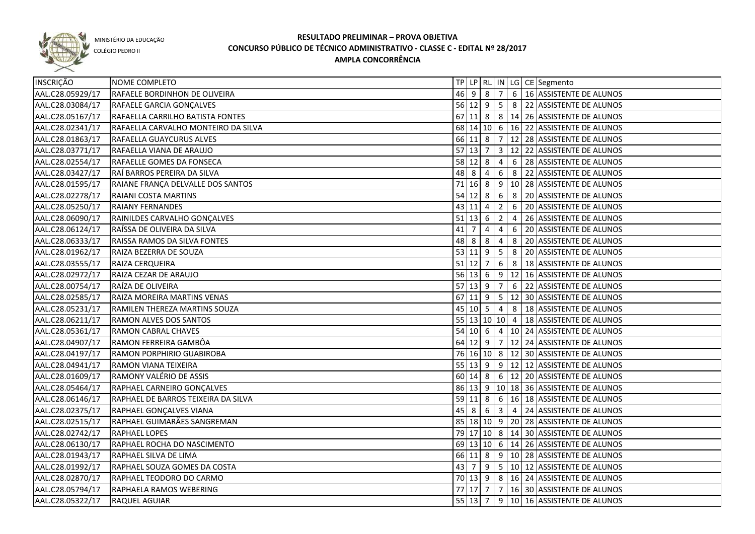MINISTÉRIO DA EDUCAÇÃO

COLÉGIO PEDRO II

# RESULTADO PRELIMINAR – PROVA OBJETIVA
## CONCURSO PÚBLICO DE TÉCNICO ADMINISTRATIVO - CLASSE C - EDITAL Nº 28/2017
### AMPLA CONCORRÊNCIA

| INSCRIÇÃO | NOME COMPLETO | TP | LP | RL | IN | LG | CE | Segmento |
|---|---|---|---|---|---|---|---|---|
| AAL.C28.05929/17 | RAFAELE BORDINHON DE OLIVEIRA | 46 | 9 | 8 | 7 | 6 | 16 | ASSISTENTE DE ALUNOS |
| AAL.C28.03084/17 | RAFAELE GARCIA GONÇALVES | 56 | 12 | 9 | 5 | 8 | 22 | ASSISTENTE DE ALUNOS |
| AAL.C28.05167/17 | RAFAELLA CARRILHO BATISTA FONTES | 67 | 11 | 8 | 8 | 14 | 26 | ASSISTENTE DE ALUNOS |
| AAL.C28.02341/17 | RAFAELLA CARVALHO MONTEIRO DA SILVA | 68 | 14 | 10 | 6 | 16 | 22 | ASSISTENTE DE ALUNOS |
| AAL.C28.01863/17 | RAFAELLA GUAYCURUS ALVES | 66 | 11 | 8 | 7 | 12 | 28 | ASSISTENTE DE ALUNOS |
| AAL.C28.03771/17 | RAFAELLA VIANA DE ARAUJO | 57 | 13 | 7 | 3 | 12 | 22 | ASSISTENTE DE ALUNOS |
| AAL.C28.02554/17 | RAFAELLE GOMES DA FONSECA | 58 | 12 | 8 | 4 | 6 | 28 | ASSISTENTE DE ALUNOS |
| AAL.C28.03427/17 | RAÍ BARROS PEREIRA DA SILVA | 48 | 8 | 4 | 6 | 8 | 22 | ASSISTENTE DE ALUNOS |
| AAL.C28.01595/17 | RAIANE FRANÇA DELVALLE DOS SANTOS | 71 | 16 | 8 | 9 | 10 | 28 | ASSISTENTE DE ALUNOS |
| AAL.C28.02278/17 | RAIANI COSTA MARTINS | 54 | 12 | 8 | 6 | 8 | 20 | ASSISTENTE DE ALUNOS |
| AAL.C28.05250/17 | RAIANY FERNANDES | 43 | 11 | 4 | 2 | 6 | 20 | ASSISTENTE DE ALUNOS |
| AAL.C28.06090/17 | RAINILDES CARVALHO GONÇALVES | 51 | 13 | 6 | 2 | 4 | 26 | ASSISTENTE DE ALUNOS |
| AAL.C28.06124/17 | RAÍSSA DE OLIVEIRA DA SILVA | 41 | 7 | 4 | 4 | 6 | 20 | ASSISTENTE DE ALUNOS |
| AAL.C28.06333/17 | RAISSA RAMOS DA SILVA FONTES | 48 | 8 | 8 | 4 | 8 | 20 | ASSISTENTE DE ALUNOS |
| AAL.C28.01962/17 | RAIZA BEZERRA DE SOUZA | 53 | 11 | 9 | 5 | 8 | 20 | ASSISTENTE DE ALUNOS |
| AAL.C28.03555/17 | RAIZA CERQUEIRA | 51 | 12 | 7 | 6 | 8 | 18 | ASSISTENTE DE ALUNOS |
| AAL.C28.02972/17 | RAIZA CEZAR DE ARAUJO | 56 | 13 | 6 | 9 | 12 | 16 | ASSISTENTE DE ALUNOS |
| AAL.C28.00754/17 | RAÍZA DE OLIVEIRA | 57 | 13 | 9 | 7 | 6 | 22 | ASSISTENTE DE ALUNOS |
| AAL.C28.02585/17 | RAIZA MOREIRA MARTINS VENAS | 67 | 11 | 9 | 5 | 12 | 30 | ASSISTENTE DE ALUNOS |
| AAL.C28.05231/17 | RAMILEN THEREZA MARTINS SOUZA | 45 | 10 | 5 | 4 | 8 | 18 | ASSISTENTE DE ALUNOS |
| AAL.C28.06211/17 | RAMON ALVES DOS SANTOS | 55 | 13 | 10 | 10 | 4 | 18 | ASSISTENTE DE ALUNOS |
| AAL.C28.05361/17 | RAMON CABRAL CHAVES | 54 | 10 | 6 | 4 | 10 | 24 | ASSISTENTE DE ALUNOS |
| AAL.C28.04907/17 | RAMON FERREIRA GAMBÔA | 64 | 12 | 9 | 7 | 12 | 24 | ASSISTENTE DE ALUNOS |
| AAL.C28.04197/17 | RAMON PORPHIRIO GUABIROBA | 76 | 16 | 10 | 8 | 12 | 30 | ASSISTENTE DE ALUNOS |
| AAL.C28.04941/17 | RAMON VIANA TEIXEIRA | 55 | 13 | 9 | 9 | 12 | 12 | ASSISTENTE DE ALUNOS |
| AAL.C28.01609/17 | RAMONY VALÉRIO DE ASSIS | 60 | 14 | 8 | 6 | 12 | 20 | ASSISTENTE DE ALUNOS |
| AAL.C28.05464/17 | RAPHAEL CARNEIRO GONÇALVES | 86 | 13 | 9 | 10 | 18 | 36 | ASSISTENTE DE ALUNOS |
| AAL.C28.06146/17 | RAPHAEL DE BARROS TEIXEIRA DA SILVA | 59 | 11 | 8 | 6 | 16 | 18 | ASSISTENTE DE ALUNOS |
| AAL.C28.02375/17 | RAPHAEL GONÇALVES VIANA | 45 | 8 | 6 | 3 | 4 | 24 | ASSISTENTE DE ALUNOS |
| AAL.C28.02515/17 | RAPHAEL GUIMARÃES SANGREMAN | 85 | 18 | 10 | 9 | 20 | 28 | ASSISTENTE DE ALUNOS |
| AAL.C28.02742/17 | RAPHAEL LOPES | 79 | 17 | 10 | 8 | 14 | 30 | ASSISTENTE DE ALUNOS |
| AAL.C28.06130/17 | RAPHAEL ROCHA DO NASCIMENTO | 69 | 13 | 10 | 6 | 14 | 26 | ASSISTENTE DE ALUNOS |
| AAL.C28.01943/17 | RAPHAEL SILVA DE LIMA | 66 | 11 | 8 | 9 | 10 | 28 | ASSISTENTE DE ALUNOS |
| AAL.C28.01992/17 | RAPHAEL SOUZA GOMES DA COSTA | 43 | 7 | 9 | 5 | 10 | 12 | ASSISTENTE DE ALUNOS |
| AAL.C28.02870/17 | RAPHAEL TEODORO DO CARMO | 70 | 13 | 9 | 8 | 16 | 24 | ASSISTENTE DE ALUNOS |
| AAL.C28.05794/17 | RAPHAELA RAMOS WEBERING | 77 | 17 | 7 | 7 | 16 | 30 | ASSISTENTE DE ALUNOS |
| AAL.C28.05322/17 | RAQUEL AGUIAR | 55 | 13 | 7 | 9 | 10 | 16 | ASSISTENTE DE ALUNOS |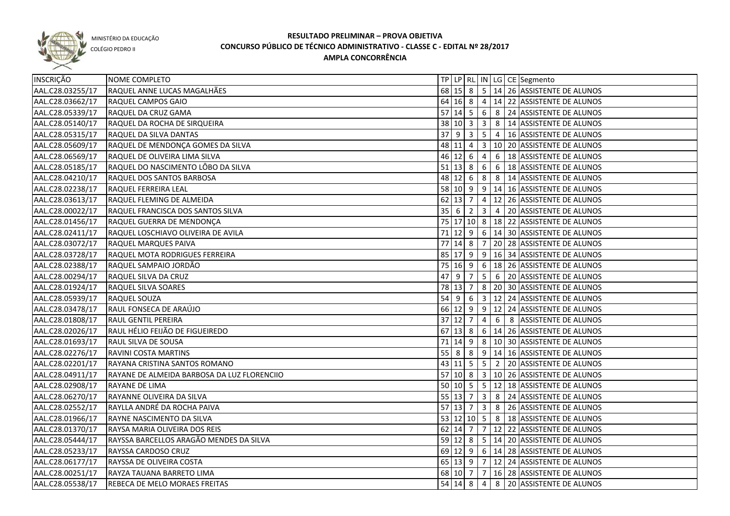MINISTÉRIO DA EDUCAÇÃO

COLÉGIO PEDRO II

# RESULTADO PRELIMINAR – PROVA OBJETIVA
## CONCURSO PÚBLICO DE TÉCNICO ADMINISTRATIVO - CLASSE C - EDITAL Nº 28/2017
### AMPLA CONCORRÊNCIA

| INSCRIÇÃO | NOME COMPLETO | TP | LP | RL | IN | LG | CE | Segmento |
|---|---|---|---|---|---|---|---|---|
| AAL.C28.03255/17 | RAQUEL ANNE LUCAS MAGALHÃES | 68 | 15 | 8 | 5 | 14 | 26 | ASSISTENTE DE ALUNOS |
| AAL.C28.03662/17 | RAQUEL CAMPOS GAIO | 64 | 16 | 8 | 4 | 14 | 22 | ASSISTENTE DE ALUNOS |
| AAL.C28.05339/17 | RAQUEL DA CRUZ GAMA | 57 | 14 | 5 | 6 | 8 | 24 | ASSISTENTE DE ALUNOS |
| AAL.C28.05140/17 | RAQUEL DA ROCHA DE SIRQUEIRA | 38 | 10 | 3 | 3 | 8 | 14 | ASSISTENTE DE ALUNOS |
| AAL.C28.05315/17 | RAQUEL DA SILVA DANTAS | 37 | 9 | 3 | 5 | 4 | 16 | ASSISTENTE DE ALUNOS |
| AAL.C28.05609/17 | RAQUEL DE MENDONÇA GOMES DA SILVA | 48 | 11 | 4 | 3 | 10 | 20 | ASSISTENTE DE ALUNOS |
| AAL.C28.06569/17 | RAQUEL DE OLIVEIRA LIMA SILVA | 46 | 12 | 6 | 4 | 6 | 18 | ASSISTENTE DE ALUNOS |
| AAL.C28.05185/17 | RAQUEL DO NASCIMENTO LÔBO DA SILVA | 51 | 13 | 8 | 6 | 6 | 18 | ASSISTENTE DE ALUNOS |
| AAL.C28.04210/17 | RAQUEL DOS SANTOS BARBOSA | 48 | 12 | 6 | 8 | 8 | 14 | ASSISTENTE DE ALUNOS |
| AAL.C28.02238/17 | RAQUEL FERREIRA LEAL | 58 | 10 | 9 | 9 | 14 | 16 | ASSISTENTE DE ALUNOS |
| AAL.C28.03613/17 | RAQUEL FLEMING DE ALMEIDA | 62 | 13 | 7 | 4 | 12 | 26 | ASSISTENTE DE ALUNOS |
| AAL.C28.00022/17 | RAQUEL FRANCISCA DOS SANTOS SILVA | 35 | 6 | 2 | 3 | 4 | 20 | ASSISTENTE DE ALUNOS |
| AAL.C28.01456/17 | RAQUEL GUERRA DE MENDONÇA | 75 | 17 | 10 | 8 | 18 | 22 | ASSISTENTE DE ALUNOS |
| AAL.C28.02411/17 | RAQUEL LOSCHIAVO OLIVEIRA DE AVILA | 71 | 12 | 9 | 6 | 14 | 30 | ASSISTENTE DE ALUNOS |
| AAL.C28.03072/17 | RAQUEL MARQUES PAIVA | 77 | 14 | 8 | 7 | 20 | 28 | ASSISTENTE DE ALUNOS |
| AAL.C28.03728/17 | RAQUEL MOTA RODRIGUES FERREIRA | 85 | 17 | 9 | 9 | 16 | 34 | ASSISTENTE DE ALUNOS |
| AAL.C28.02388/17 | RAQUEL SAMPAIO JORDÃO | 75 | 16 | 9 | 6 | 18 | 26 | ASSISTENTE DE ALUNOS |
| AAL.C28.00294/17 | RAQUEL SILVA DA CRUZ | 47 | 9 | 7 | 5 | 6 | 20 | ASSISTENTE DE ALUNOS |
| AAL.C28.01924/17 | RAQUEL SILVA SOARES | 78 | 13 | 7 | 8 | 20 | 30 | ASSISTENTE DE ALUNOS |
| AAL.C28.05939/17 | RAQUEL SOUZA | 54 | 9 | 6 | 3 | 12 | 24 | ASSISTENTE DE ALUNOS |
| AAL.C28.03478/17 | RAUL FONSECA DE ARAÚJO | 66 | 12 | 9 | 9 | 12 | 24 | ASSISTENTE DE ALUNOS |
| AAL.C28.01808/17 | RAUL GENTIL PEREIRA | 37 | 12 | 7 | 4 | 6 | 8 | ASSISTENTE DE ALUNOS |
| AAL.C28.02026/17 | RAUL HÉLIO FEIJÃO DE FIGUEIREDO | 67 | 13 | 8 | 6 | 14 | 26 | ASSISTENTE DE ALUNOS |
| AAL.C28.01693/17 | RAUL SILVA DE SOUSA | 71 | 14 | 9 | 8 | 10 | 30 | ASSISTENTE DE ALUNOS |
| AAL.C28.02276/17 | RAVINI COSTA MARTINS | 55 | 8 | 8 | 9 | 14 | 16 | ASSISTENTE DE ALUNOS |
| AAL.C28.02201/17 | RAYANA CRISTINA SANTOS ROMANO | 43 | 11 | 5 | 5 | 2 | 20 | ASSISTENTE DE ALUNOS |
| AAL.C28.04911/17 | RAYANE DE ALMEIDA BARBOSA DA LUZ FLORENCIIO | 57 | 10 | 8 | 3 | 10 | 26 | ASSISTENTE DE ALUNOS |
| AAL.C28.02908/17 | RAYANE DE LIMA | 50 | 10 | 5 | 5 | 12 | 18 | ASSISTENTE DE ALUNOS |
| AAL.C28.06270/17 | RAYANNE OLIVEIRA DA SILVA | 55 | 13 | 7 | 3 | 8 | 24 | ASSISTENTE DE ALUNOS |
| AAL.C28.02552/17 | RAYLLA ANDRÉ DA ROCHA PAIVA | 57 | 13 | 7 | 3 | 8 | 26 | ASSISTENTE DE ALUNOS |
| AAL.C28.01966/17 | RAYNE NASCIMENTO DA SILVA | 53 | 12 | 10 | 5 | 8 | 18 | ASSISTENTE DE ALUNOS |
| AAL.C28.01370/17 | RAYSA MARIA OLIVEIRA DOS REIS | 62 | 14 | 7 | 7 | 12 | 22 | ASSISTENTE DE ALUNOS |
| AAL.C28.05444/17 | RAYSSA BARCELLOS ARAGÃO MENDES DA SILVA | 59 | 12 | 8 | 5 | 14 | 20 | ASSISTENTE DE ALUNOS |
| AAL.C28.05233/17 | RAYSSA CARDOSO CRUZ | 69 | 12 | 9 | 6 | 14 | 28 | ASSISTENTE DE ALUNOS |
| AAL.C28.06177/17 | RAYSSA DE OLIVEIRA COSTA | 65 | 13 | 9 | 7 | 12 | 24 | ASSISTENTE DE ALUNOS |
| AAL.C28.00251/17 | RAYZA TAUANA BARRETO LIMA | 68 | 10 | 7 | 7 | 16 | 28 | ASSISTENTE DE ALUNOS |
| AAL.C28.05538/17 | REBECA DE MELO MORAES FREITAS | 54 | 14 | 8 | 4 | 8 | 20 | ASSISTENTE DE ALUNOS |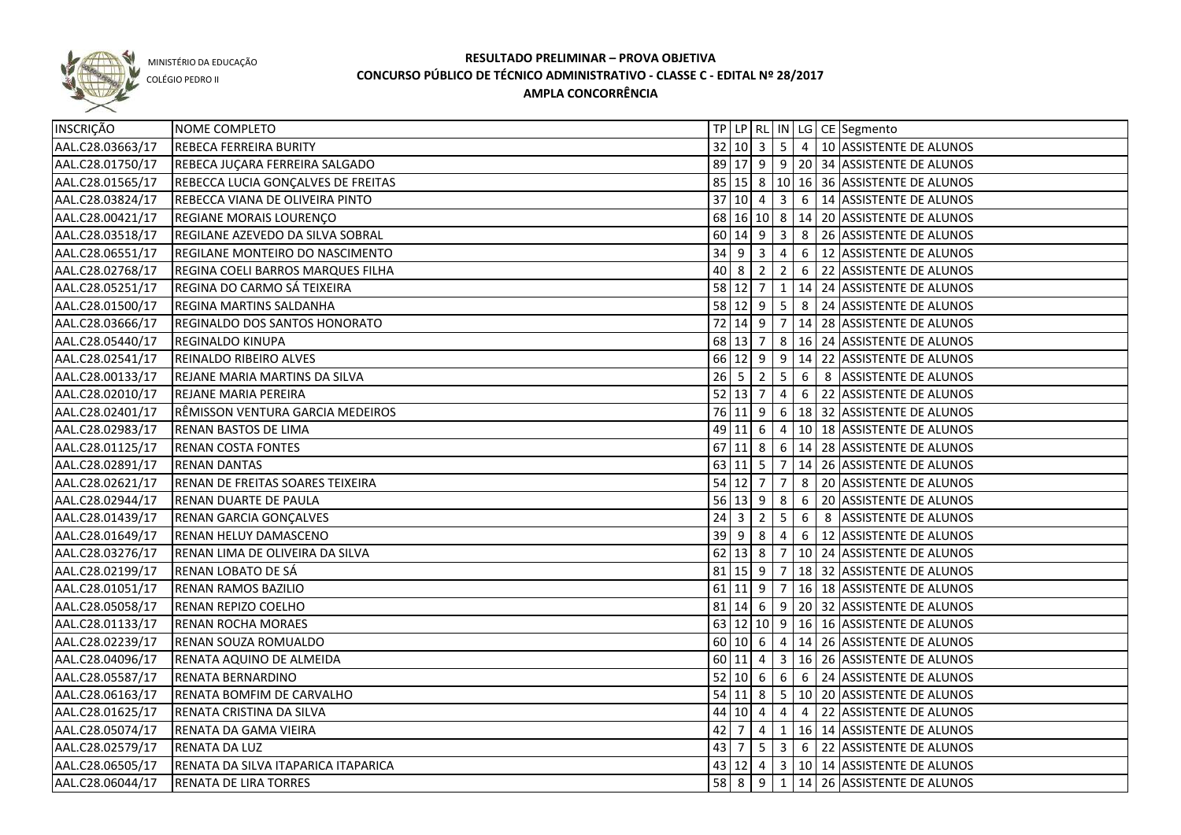MINISTÉRIO DA EDUCAÇÃO

COLÉGIO PEDRO II

# RESULTADO PRELIMINAR – PROVA OBJETIVA
## CONCURSO PÚBLICO DE TÉCNICO ADMINISTRATIVO - CLASSE C - EDITAL Nº 28/2017
## AMPLA CONCORRÊNCIA

| INSCRIÇÃO | NOME COMPLETO | TP | LP | RL | IN | LG | CE | Segmento |
|---|---|---|---|---|---|---|---|---|
| AAL.C28.03663/17 | REBECA FERREIRA BURITY | 32 | 10 | 3 | 5 | 4 | 10 | ASSISTENTE DE ALUNOS |
| AAL.C28.01750/17 | REBECA JUÇARA FERREIRA SALGADO | 89 | 17 | 9 | 9 | 20 | 34 | ASSISTENTE DE ALUNOS |
| AAL.C28.01565/17 | REBECCA LUCIA GONÇALVES DE FREITAS | 85 | 15 | 8 | 10 | 16 | 36 | ASSISTENTE DE ALUNOS |
| AAL.C28.03824/17 | REBECCA VIANA DE OLIVEIRA PINTO | 37 | 10 | 4 | 3 | 6 | 14 | ASSISTENTE DE ALUNOS |
| AAL.C28.00421/17 | REGIANE MORAIS LOURENÇO | 68 | 16 | 10 | 8 | 14 | 20 | ASSISTENTE DE ALUNOS |
| AAL.C28.03518/17 | REGILANE AZEVEDO DA SILVA SOBRAL | 60 | 14 | 9 | 3 | 8 | 26 | ASSISTENTE DE ALUNOS |
| AAL.C28.06551/17 | REGILANE MONTEIRO DO NASCIMENTO | 34 | 9 | 3 | 4 | 6 | 12 | ASSISTENTE DE ALUNOS |
| AAL.C28.02768/17 | REGINA COELI BARROS MARQUES FILHA | 40 | 8 | 2 | 2 | 6 | 22 | ASSISTENTE DE ALUNOS |
| AAL.C28.05251/17 | REGINA DO CARMO SÁ TEIXEIRA | 58 | 12 | 7 | 1 | 14 | 24 | ASSISTENTE DE ALUNOS |
| AAL.C28.01500/17 | REGINA MARTINS SALDANHA | 58 | 12 | 9 | 5 | 8 | 24 | ASSISTENTE DE ALUNOS |
| AAL.C28.03666/17 | REGINALDO DOS SANTOS HONORATO | 72 | 14 | 9 | 7 | 14 | 28 | ASSISTENTE DE ALUNOS |
| AAL.C28.05440/17 | REGINALDO KINUPA | 68 | 13 | 7 | 8 | 16 | 24 | ASSISTENTE DE ALUNOS |
| AAL.C28.02541/17 | REINALDO RIBEIRO ALVES | 66 | 12 | 9 | 9 | 14 | 22 | ASSISTENTE DE ALUNOS |
| AAL.C28.00133/17 | REJANE MARIA MARTINS DA SILVA | 26 | 5 | 2 | 5 | 6 | 8 | ASSISTENTE DE ALUNOS |
| AAL.C28.02010/17 | REJANE MARIA PEREIRA | 52 | 13 | 7 | 4 | 6 | 22 | ASSISTENTE DE ALUNOS |
| AAL.C28.02401/17 | RÊMISSON VENTURA GARCIA MEDEIROS | 76 | 11 | 9 | 6 | 18 | 32 | ASSISTENTE DE ALUNOS |
| AAL.C28.02983/17 | RENAN BASTOS DE LIMA | 49 | 11 | 6 | 4 | 10 | 18 | ASSISTENTE DE ALUNOS |
| AAL.C28.01125/17 | RENAN COSTA FONTES | 67 | 11 | 8 | 6 | 14 | 28 | ASSISTENTE DE ALUNOS |
| AAL.C28.02891/17 | RENAN DANTAS | 63 | 11 | 5 | 7 | 14 | 26 | ASSISTENTE DE ALUNOS |
| AAL.C28.02621/17 | RENAN DE FREITAS SOARES TEIXEIRA | 54 | 12 | 7 | 7 | 8 | 20 | ASSISTENTE DE ALUNOS |
| AAL.C28.02944/17 | RENAN DUARTE DE PAULA | 56 | 13 | 9 | 8 | 6 | 20 | ASSISTENTE DE ALUNOS |
| AAL.C28.01439/17 | RENAN GARCIA GONÇALVES | 24 | 3 | 2 | 5 | 6 | 8 | ASSISTENTE DE ALUNOS |
| AAL.C28.01649/17 | RENAN HELUY DAMASCENO | 39 | 9 | 8 | 4 | 6 | 12 | ASSISTENTE DE ALUNOS |
| AAL.C28.03276/17 | RENAN LIMA DE OLIVEIRA DA SILVA | 62 | 13 | 8 | 7 | 10 | 24 | ASSISTENTE DE ALUNOS |
| AAL.C28.02199/17 | RENAN LOBATO DE SÁ | 81 | 15 | 9 | 7 | 18 | 32 | ASSISTENTE DE ALUNOS |
| AAL.C28.01051/17 | RENAN RAMOS BAZILIO | 61 | 11 | 9 | 7 | 16 | 18 | ASSISTENTE DE ALUNOS |
| AAL.C28.05058/17 | RENAN REPIZO COELHO | 81 | 14 | 6 | 9 | 20 | 32 | ASSISTENTE DE ALUNOS |
| AAL.C28.01133/17 | RENAN ROCHA MORAES | 63 | 12 | 10 | 9 | 16 | 16 | ASSISTENTE DE ALUNOS |
| AAL.C28.02239/17 | RENAN SOUZA ROMUALDO | 60 | 10 | 6 | 4 | 14 | 26 | ASSISTENTE DE ALUNOS |
| AAL.C28.04096/17 | RENATA AQUINO DE ALMEIDA | 60 | 11 | 4 | 3 | 16 | 26 | ASSISTENTE DE ALUNOS |
| AAL.C28.05587/17 | RENATA BERNARDINO | 52 | 10 | 6 | 6 | 6 | 24 | ASSISTENTE DE ALUNOS |
| AAL.C28.06163/17 | RENATA BOMFIM DE CARVALHO | 54 | 11 | 8 | 5 | 10 | 20 | ASSISTENTE DE ALUNOS |
| AAL.C28.01625/17 | RENATA CRISTINA DA SILVA | 44 | 10 | 4 | 4 | 4 | 22 | ASSISTENTE DE ALUNOS |
| AAL.C28.05074/17 | RENATA DA GAMA VIEIRA | 42 | 7 | 4 | 1 | 16 | 14 | ASSISTENTE DE ALUNOS |
| AAL.C28.02579/17 | RENATA DA LUZ | 43 | 7 | 5 | 3 | 6 | 22 | ASSISTENTE DE ALUNOS |
| AAL.C28.06505/17 | RENATA DA SILVA ITAPARICA ITAPARICA | 43 | 12 | 4 | 3 | 10 | 14 | ASSISTENTE DE ALUNOS |
| AAL.C28.06044/17 | RENATA DE LIRA TORRES | 58 | 8 | 9 | 1 | 14 | 26 | ASSISTENTE DE ALUNOS |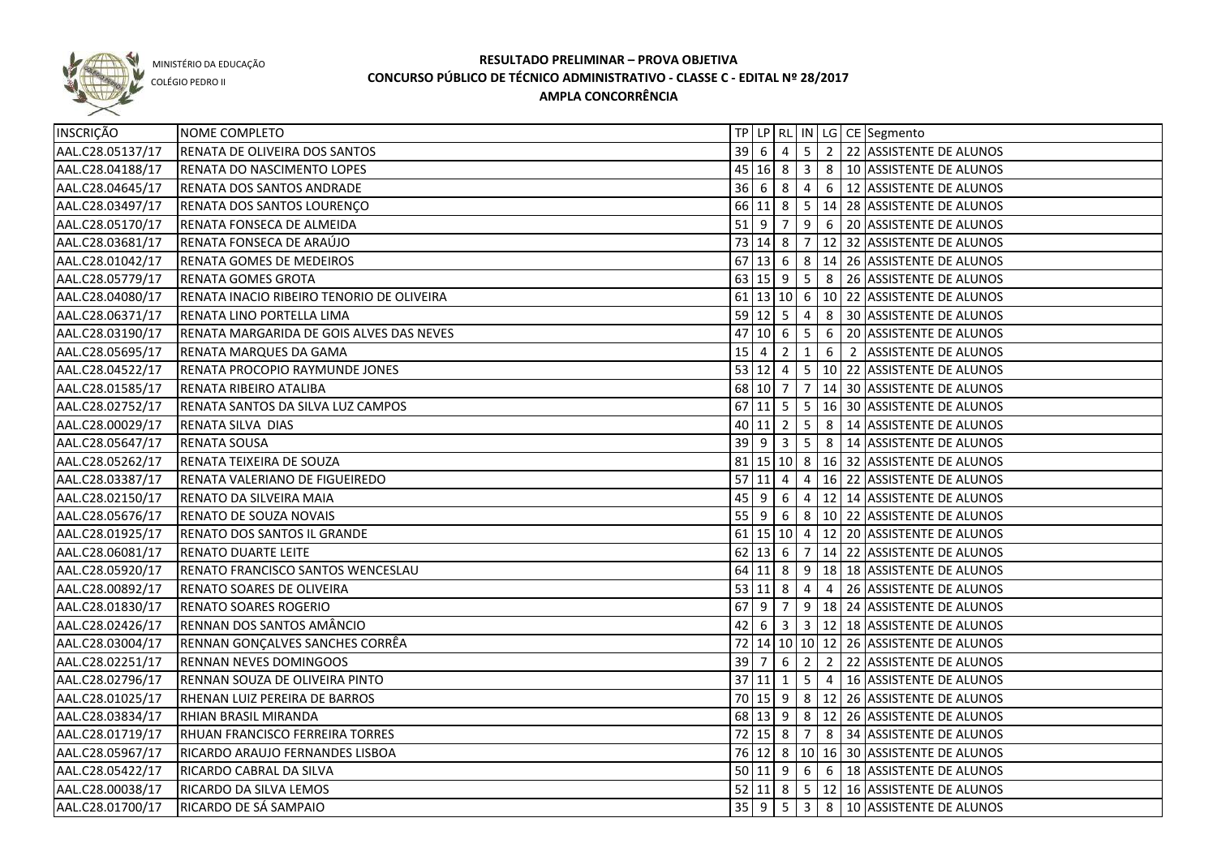MINISTÉRIO DA EDUCAÇÃO
COLÉGIO PEDRO II

# RESULTADO PRELIMINAR – PROVA OBJETIVA
## CONCURSO PÚBLICO DE TÉCNICO ADMINISTRATIVO - CLASSE C - EDITAL Nº 28/2017
## AMPLA CONCORRÊNCIA

| INSCRIÇÃO | NOME COMPLETO | TP | LP | RL | IN | LG | CE | Segmento |
|---|---|---|---|---|---|---|---|---|
| AAL.C28.05137/17 | RENATA DE OLIVEIRA DOS SANTOS | 39 | 6 | 4 | 5 | 2 | 22 | ASSISTENTE DE ALUNOS |
| AAL.C28.04188/17 | RENATA DO NASCIMENTO LOPES | 45 | 16 | 8 | 3 | 8 | 10 | ASSISTENTE DE ALUNOS |
| AAL.C28.04645/17 | RENATA DOS SANTOS ANDRADE | 36 | 6 | 8 | 4 | 6 | 12 | ASSISTENTE DE ALUNOS |
| AAL.C28.03497/17 | RENATA DOS SANTOS LOURENÇO | 66 | 11 | 8 | 5 | 14 | 28 | ASSISTENTE DE ALUNOS |
| AAL.C28.05170/17 | RENATA FONSECA DE ALMEIDA | 51 | 9 | 7 | 9 | 6 | 20 | ASSISTENTE DE ALUNOS |
| AAL.C28.03681/17 | RENATA FONSECA DE ARAÚJO | 73 | 14 | 8 | 7 | 12 | 32 | ASSISTENTE DE ALUNOS |
| AAL.C28.01042/17 | RENATA GOMES DE MEDEIROS | 67 | 13 | 6 | 8 | 14 | 26 | ASSISTENTE DE ALUNOS |
| AAL.C28.05779/17 | RENATA GOMES GROTA | 63 | 15 | 9 | 5 | 8 | 26 | ASSISTENTE DE ALUNOS |
| AAL.C28.04080/17 | RENATA INACIO RIBEIRO TENORIO DE OLIVEIRA | 61 | 13 | 10 | 6 | 10 | 22 | ASSISTENTE DE ALUNOS |
| AAL.C28.06371/17 | RENATA LINO PORTELLA LIMA | 59 | 12 | 5 | 4 | 8 | 30 | ASSISTENTE DE ALUNOS |
| AAL.C28.03190/17 | RENATA MARGARIDA DE GOIS ALVES DAS NEVES | 47 | 10 | 6 | 5 | 6 | 20 | ASSISTENTE DE ALUNOS |
| AAL.C28.05695/17 | RENATA MARQUES DA GAMA | 15 | 4 | 2 | 1 | 6 | 2 | ASSISTENTE DE ALUNOS |
| AAL.C28.04522/17 | RENATA PROCOPIO RAYMUNDE JONES | 53 | 12 | 4 | 5 | 10 | 22 | ASSISTENTE DE ALUNOS |
| AAL.C28.01585/17 | RENATA RIBEIRO ATALIBA | 68 | 10 | 7 | 7 | 14 | 30 | ASSISTENTE DE ALUNOS |
| AAL.C28.02752/17 | RENATA SANTOS DA SILVA LUZ CAMPOS | 67 | 11 | 5 | 5 | 16 | 30 | ASSISTENTE DE ALUNOS |
| AAL.C28.00029/17 | RENATA SILVA DIAS | 40 | 11 | 2 | 5 | 8 | 14 | ASSISTENTE DE ALUNOS |
| AAL.C28.05647/17 | RENATA SOUSA | 39 | 9 | 3 | 5 | 8 | 14 | ASSISTENTE DE ALUNOS |
| AAL.C28.05262/17 | RENATA TEIXEIRA DE SOUZA | 81 | 15 | 10 | 8 | 16 | 32 | ASSISTENTE DE ALUNOS |
| AAL.C28.03387/17 | RENATA VALERIANO DE FIGUEIREDO | 57 | 11 | 4 | 4 | 16 | 22 | ASSISTENTE DE ALUNOS |
| AAL.C28.02150/17 | RENATO DA SILVEIRA MAIA | 45 | 9 | 6 | 4 | 12 | 14 | ASSISTENTE DE ALUNOS |
| AAL.C28.05676/17 | RENATO DE SOUZA NOVAIS | 55 | 9 | 6 | 8 | 10 | 22 | ASSISTENTE DE ALUNOS |
| AAL.C28.01925/17 | RENATO DOS SANTOS IL GRANDE | 61 | 15 | 10 | 4 | 12 | 20 | ASSISTENTE DE ALUNOS |
| AAL.C28.06081/17 | RENATO DUARTE LEITE | 62 | 13 | 6 | 7 | 14 | 22 | ASSISTENTE DE ALUNOS |
| AAL.C28.05920/17 | RENATO FRANCISCO SANTOS WENCESLAU | 64 | 11 | 8 | 9 | 18 | 18 | ASSISTENTE DE ALUNOS |
| AAL.C28.00892/17 | RENATO SOARES DE OLIVEIRA | 53 | 11 | 8 | 4 | 4 | 26 | ASSISTENTE DE ALUNOS |
| AAL.C28.01830/17 | RENATO SOARES ROGERIO | 67 | 9 | 7 | 9 | 18 | 24 | ASSISTENTE DE ALUNOS |
| AAL.C28.02426/17 | RENNAN DOS SANTOS AMÂNCIO | 42 | 6 | 3 | 3 | 12 | 18 | ASSISTENTE DE ALUNOS |
| AAL.C28.03004/17 | RENNAN GONÇALVES SANCHES CORRÊA | 72 | 14 | 10 | 10 | 12 | 26 | ASSISTENTE DE ALUNOS |
| AAL.C28.02251/17 | RENNAN NEVES DOMINGOOS | 39 | 7 | 6 | 2 | 2 | 22 | ASSISTENTE DE ALUNOS |
| AAL.C28.02796/17 | RENNAN SOUZA DE OLIVEIRA PINTO | 37 | 11 | 1 | 5 | 4 | 16 | ASSISTENTE DE ALUNOS |
| AAL.C28.01025/17 | RHENAN LUIZ PEREIRA DE BARROS | 70 | 15 | 9 | 8 | 12 | 26 | ASSISTENTE DE ALUNOS |
| AAL.C28.03834/17 | RHIAN BRASIL MIRANDA | 68 | 13 | 9 | 8 | 12 | 26 | ASSISTENTE DE ALUNOS |
| AAL.C28.01719/17 | RHUAN FRANCISCO FERREIRA TORRES | 72 | 15 | 8 | 7 | 8 | 34 | ASSISTENTE DE ALUNOS |
| AAL.C28.05967/17 | RICARDO ARAUJO FERNANDES LISBOA | 76 | 12 | 8 | 10 | 16 | 30 | ASSISTENTE DE ALUNOS |
| AAL.C28.05422/17 | RICARDO CABRAL DA SILVA | 50 | 11 | 9 | 6 | 6 | 18 | ASSISTENTE DE ALUNOS |
| AAL.C28.00038/17 | RICARDO DA SILVA LEMOS | 52 | 11 | 8 | 5 | 12 | 16 | ASSISTENTE DE ALUNOS |
| AAL.C28.01700/17 | RICARDO DE SÁ SAMPAIO | 35 | 9 | 5 | 3 | 8 | 10 | ASSISTENTE DE ALUNOS |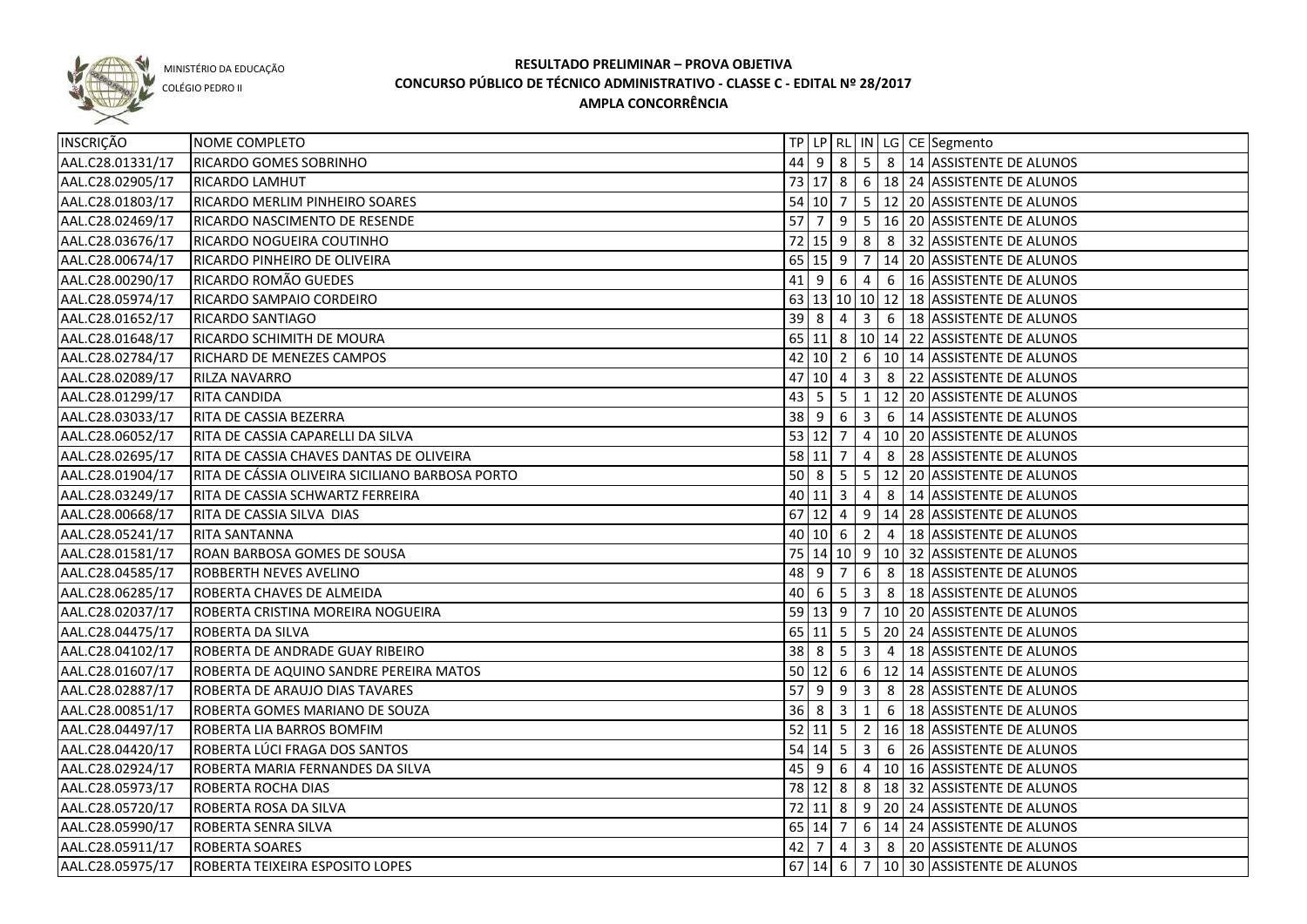MINISTÉRIO DA EDUCAÇÃO
COLÉGIO PEDRO II

# RESULTADO PRELIMINAR – PROVA OBJETIVA
## CONCURSO PÚBLICO DE TÉCNICO ADMINISTRATIVO - CLASSE C - EDITAL Nº 28/2017
## AMPLA CONCORRÊNCIA

| INSCRIÇÃO | NOME COMPLETO | TP | LP | RL | IN | LG | CE | Segmento |
|---|---|---|---|---|---|---|---|---|
| AAL.C28.01331/17 | RICARDO GOMES SOBRINHO | 44 | 9 | 8 | 5 | 8 | 14 | ASSISTENTE DE ALUNOS |
| AAL.C28.02905/17 | RICARDO LAMHUT | 73 | 17 | 8 | 6 | 18 | 24 | ASSISTENTE DE ALUNOS |
| AAL.C28.01803/17 | RICARDO MERLIM PINHEIRO SOARES | 54 | 10 | 7 | 5 | 12 | 20 | ASSISTENTE DE ALUNOS |
| AAL.C28.02469/17 | RICARDO NASCIMENTO DE RESENDE | 57 | 7 | 9 | 5 | 16 | 20 | ASSISTENTE DE ALUNOS |
| AAL.C28.03676/17 | RICARDO NOGUEIRA COUTINHO | 72 | 15 | 9 | 8 | 8 | 32 | ASSISTENTE DE ALUNOS |
| AAL.C28.00674/17 | RICARDO PINHEIRO DE OLIVEIRA | 65 | 15 | 9 | 7 | 14 | 20 | ASSISTENTE DE ALUNOS |
| AAL.C28.00290/17 | RICARDO ROMÃO GUEDES | 41 | 9 | 6 | 4 | 6 | 16 | ASSISTENTE DE ALUNOS |
| AAL.C28.05974/17 | RICARDO SAMPAIO CORDEIRO | 63 | 13 | 10 | 10 | 12 | 18 | ASSISTENTE DE ALUNOS |
| AAL.C28.01652/17 | RICARDO SANTIAGO | 39 | 8 | 4 | 3 | 6 | 18 | ASSISTENTE DE ALUNOS |
| AAL.C28.01648/17 | RICARDO SCHIMITH DE MOURA | 65 | 11 | 8 | 10 | 14 | 22 | ASSISTENTE DE ALUNOS |
| AAL.C28.02784/17 | RICHARD DE MENEZES CAMPOS | 42 | 10 | 2 | 6 | 10 | 14 | ASSISTENTE DE ALUNOS |
| AAL.C28.02089/17 | RILZA NAVARRO | 47 | 10 | 4 | 3 | 8 | 22 | ASSISTENTE DE ALUNOS |
| AAL.C28.01299/17 | RITA CANDIDA | 43 | 5 | 5 | 1 | 12 | 20 | ASSISTENTE DE ALUNOS |
| AAL.C28.03033/17 | RITA DE CASSIA BEZERRA | 38 | 9 | 6 | 3 | 6 | 14 | ASSISTENTE DE ALUNOS |
| AAL.C28.06052/17 | RITA DE CASSIA CAPARELLI DA SILVA | 53 | 12 | 7 | 4 | 10 | 20 | ASSISTENTE DE ALUNOS |
| AAL.C28.02695/17 | RITA DE CASSIA CHAVES DANTAS DE OLIVEIRA | 58 | 11 | 7 | 4 | 8 | 28 | ASSISTENTE DE ALUNOS |
| AAL.C28.01904/17 | RITA DE CÁSSIA OLIVEIRA SICILIANO BARBOSA PORTO | 50 | 8 | 5 | 5 | 12 | 20 | ASSISTENTE DE ALUNOS |
| AAL.C28.03249/17 | RITA DE CASSIA SCHWARTZ FERREIRA | 40 | 11 | 3 | 4 | 8 | 14 | ASSISTENTE DE ALUNOS |
| AAL.C28.00668/17 | RITA DE CASSIA SILVA DIAS | 67 | 12 | 4 | 9 | 14 | 28 | ASSISTENTE DE ALUNOS |
| AAL.C28.05241/17 | RITA SANTANNA | 40 | 10 | 6 | 2 | 4 | 18 | ASSISTENTE DE ALUNOS |
| AAL.C28.01581/17 | ROAN BARBOSA GOMES DE SOUSA | 75 | 14 | 10 | 9 | 10 | 32 | ASSISTENTE DE ALUNOS |
| AAL.C28.04585/17 | ROBBERTH NEVES AVELINO | 48 | 9 | 7 | 6 | 8 | 18 | ASSISTENTE DE ALUNOS |
| AAL.C28.06285/17 | ROBERTA CHAVES DE ALMEIDA | 40 | 6 | 5 | 3 | 8 | 18 | ASSISTENTE DE ALUNOS |
| AAL.C28.02037/17 | ROBERTA CRISTINA MOREIRA NOGUEIRA | 59 | 13 | 9 | 7 | 10 | 20 | ASSISTENTE DE ALUNOS |
| AAL.C28.04475/17 | ROBERTA DA SILVA | 65 | 11 | 5 | 5 | 20 | 24 | ASSISTENTE DE ALUNOS |
| AAL.C28.04102/17 | ROBERTA DE ANDRADE GUAY RIBEIRO | 38 | 8 | 5 | 3 | 4 | 18 | ASSISTENTE DE ALUNOS |
| AAL.C28.01607/17 | ROBERTA DE AQUINO SANDRE PEREIRA MATOS | 50 | 12 | 6 | 6 | 12 | 14 | ASSISTENTE DE ALUNOS |
| AAL.C28.02887/17 | ROBERTA DE ARAUJO DIAS TAVARES | 57 | 9 | 9 | 3 | 8 | 28 | ASSISTENTE DE ALUNOS |
| AAL.C28.00851/17 | ROBERTA GOMES MARIANO DE SOUZA | 36 | 8 | 3 | 1 | 6 | 18 | ASSISTENTE DE ALUNOS |
| AAL.C28.04497/17 | ROBERTA LIA BARROS BOMFIM | 52 | 11 | 5 | 2 | 16 | 18 | ASSISTENTE DE ALUNOS |
| AAL.C28.04420/17 | ROBERTA LÚCI FRAGA DOS SANTOS | 54 | 14 | 5 | 3 | 6 | 26 | ASSISTENTE DE ALUNOS |
| AAL.C28.02924/17 | ROBERTA MARIA FERNANDES DA SILVA | 45 | 9 | 6 | 4 | 10 | 16 | ASSISTENTE DE ALUNOS |
| AAL.C28.05973/17 | ROBERTA ROCHA DIAS | 78 | 12 | 8 | 8 | 18 | 32 | ASSISTENTE DE ALUNOS |
| AAL.C28.05720/17 | ROBERTA ROSA DA SILVA | 72 | 11 | 8 | 9 | 20 | 24 | ASSISTENTE DE ALUNOS |
| AAL.C28.05990/17 | ROBERTA SENRA SILVA | 65 | 14 | 7 | 6 | 14 | 24 | ASSISTENTE DE ALUNOS |
| AAL.C28.05911/17 | ROBERTA SOARES | 42 | 7 | 4 | 3 | 8 | 20 | ASSISTENTE DE ALUNOS |
| AAL.C28.05975/17 | ROBERTA TEIXEIRA ESPOSITO LOPES | 67 | 14 | 6 | 7 | 10 | 30 | ASSISTENTE DE ALUNOS |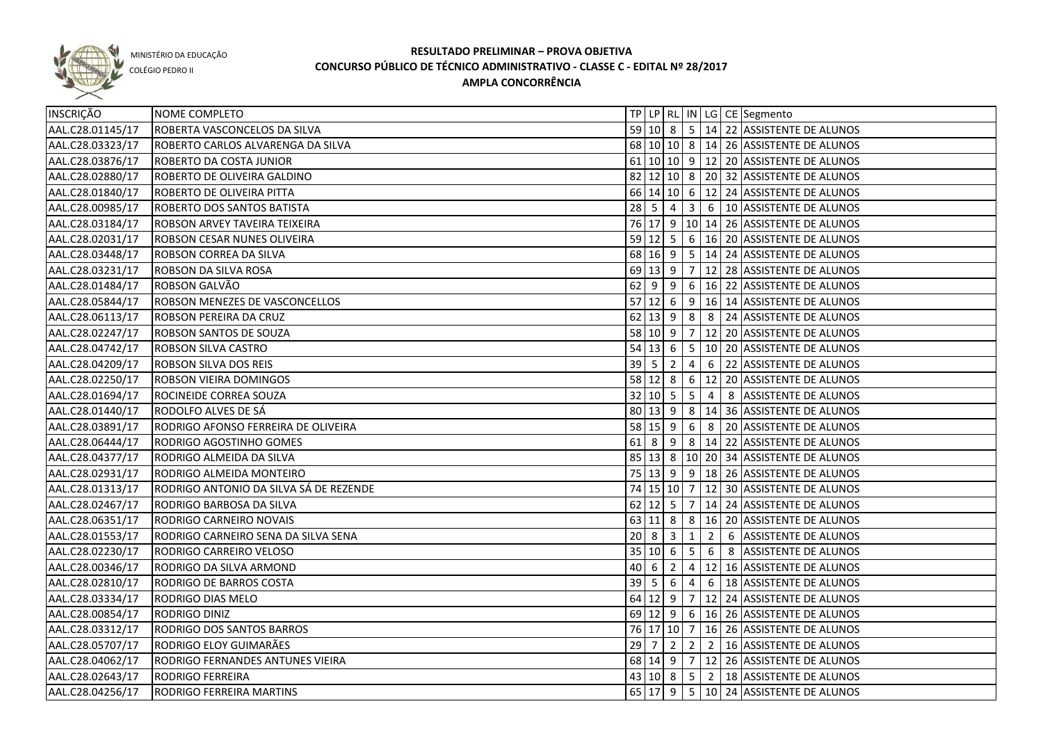MINISTÉRIO DA EDUCAÇÃO

COLÉGIO PEDRO II

# RESULTADO PRELIMINAR – PROVA OBJETIVA
## CONCURSO PÚBLICO DE TÉCNICO ADMINISTRATIVO - CLASSE C - EDITAL Nº 28/2017
### AMPLA CONCORRÊNCIA

| INSCRIÇÃO | NOME COMPLETO | TP | LP | RL | IN | LG | CE | Segmento |
|---|---|---|---|---|---|---|---|---|
| AAL.C28.01145/17 | ROBERTA VASCONCELOS DA SILVA | 59 | 10 | 8 | 5 | 14 | 22 | ASSISTENTE DE ALUNOS |
| AAL.C28.03323/17 | ROBERTO CARLOS ALVARENGA DA SILVA | 68 | 10 | 10 | 8 | 14 | 26 | ASSISTENTE DE ALUNOS |
| AAL.C28.03876/17 | ROBERTO DA COSTA JUNIOR | 61 | 10 | 10 | 9 | 12 | 20 | ASSISTENTE DE ALUNOS |
| AAL.C28.02880/17 | ROBERTO DE OLIVEIRA GALDINO | 82 | 12 | 10 | 8 | 20 | 32 | ASSISTENTE DE ALUNOS |
| AAL.C28.01840/17 | ROBERTO DE OLIVEIRA PITTA | 66 | 14 | 10 | 6 | 12 | 24 | ASSISTENTE DE ALUNOS |
| AAL.C28.00985/17 | ROBERTO DOS SANTOS BATISTA | 28 | 5 | 4 | 3 | 6 | 10 | ASSISTENTE DE ALUNOS |
| AAL.C28.03184/17 | ROBSON ARVEY TAVEIRA TEIXEIRA | 76 | 17 | 9 | 10 | 14 | 26 | ASSISTENTE DE ALUNOS |
| AAL.C28.02031/17 | ROBSON CESAR NUNES OLIVEIRA | 59 | 12 | 5 | 6 | 16 | 20 | ASSISTENTE DE ALUNOS |
| AAL.C28.03448/17 | ROBSON CORREA DA SILVA | 68 | 16 | 9 | 5 | 14 | 24 | ASSISTENTE DE ALUNOS |
| AAL.C28.03231/17 | ROBSON DA SILVA ROSA | 69 | 13 | 9 | 7 | 12 | 28 | ASSISTENTE DE ALUNOS |
| AAL.C28.01484/17 | ROBSON GALVÃO | 62 | 9 | 9 | 6 | 16 | 22 | ASSISTENTE DE ALUNOS |
| AAL.C28.05844/17 | ROBSON MENEZES DE VASCONCELLOS | 57 | 12 | 6 | 9 | 16 | 14 | ASSISTENTE DE ALUNOS |
| AAL.C28.06113/17 | ROBSON PEREIRA DA CRUZ | 62 | 13 | 9 | 8 | 8 | 24 | ASSISTENTE DE ALUNOS |
| AAL.C28.02247/17 | ROBSON SANTOS DE SOUZA | 58 | 10 | 9 | 7 | 12 | 20 | ASSISTENTE DE ALUNOS |
| AAL.C28.04742/17 | ROBSON SILVA CASTRO | 54 | 13 | 6 | 5 | 10 | 20 | ASSISTENTE DE ALUNOS |
| AAL.C28.04209/17 | ROBSON SILVA DOS REIS | 39 | 5 | 2 | 4 | 6 | 22 | ASSISTENTE DE ALUNOS |
| AAL.C28.02250/17 | ROBSON VIEIRA DOMINGOS | 58 | 12 | 8 | 6 | 12 | 20 | ASSISTENTE DE ALUNOS |
| AAL.C28.01694/17 | ROCINEIDE CORREA SOUZA | 32 | 10 | 5 | 5 | 4 | 8 | ASSISTENTE DE ALUNOS |
| AAL.C28.01440/17 | RODOLFO ALVES DE SÁ | 80 | 13 | 9 | 8 | 14 | 36 | ASSISTENTE DE ALUNOS |
| AAL.C28.03891/17 | RODRIGO AFONSO FERREIRA DE OLIVEIRA | 58 | 15 | 9 | 6 | 8 | 20 | ASSISTENTE DE ALUNOS |
| AAL.C28.06444/17 | RODRIGO AGOSTINHO GOMES | 61 | 8 | 9 | 8 | 14 | 22 | ASSISTENTE DE ALUNOS |
| AAL.C28.04377/17 | RODRIGO ALMEIDA DA SILVA | 85 | 13 | 8 | 10 | 20 | 34 | ASSISTENTE DE ALUNOS |
| AAL.C28.02931/17 | RODRIGO ALMEIDA MONTEIRO | 75 | 13 | 9 | 9 | 18 | 26 | ASSISTENTE DE ALUNOS |
| AAL.C28.01313/17 | RODRIGO ANTONIO DA SILVA SÁ DE REZENDE | 74 | 15 | 10 | 7 | 12 | 30 | ASSISTENTE DE ALUNOS |
| AAL.C28.02467/17 | RODRIGO BARBOSA DA SILVA | 62 | 12 | 5 | 7 | 14 | 24 | ASSISTENTE DE ALUNOS |
| AAL.C28.06351/17 | RODRIGO CARNEIRO NOVAIS | 63 | 11 | 8 | 8 | 16 | 20 | ASSISTENTE DE ALUNOS |
| AAL.C28.01553/17 | RODRIGO CARNEIRO SENA DA SILVA SENA | 20 | 8 | 3 | 1 | 2 | 6 | ASSISTENTE DE ALUNOS |
| AAL.C28.02230/17 | RODRIGO CARREIRO VELOSO | 35 | 10 | 6 | 5 | 6 | 8 | ASSISTENTE DE ALUNOS |
| AAL.C28.00346/17 | RODRIGO DA SILVA ARMOND | 40 | 6 | 2 | 4 | 12 | 16 | ASSISTENTE DE ALUNOS |
| AAL.C28.02810/17 | RODRIGO DE BARROS COSTA | 39 | 5 | 6 | 4 | 6 | 18 | ASSISTENTE DE ALUNOS |
| AAL.C28.03334/17 | RODRIGO DIAS MELO | 64 | 12 | 9 | 7 | 12 | 24 | ASSISTENTE DE ALUNOS |
| AAL.C28.00854/17 | RODRIGO DINIZ | 69 | 12 | 9 | 6 | 16 | 26 | ASSISTENTE DE ALUNOS |
| AAL.C28.03312/17 | RODRIGO DOS SANTOS BARROS | 76 | 17 | 10 | 7 | 16 | 26 | ASSISTENTE DE ALUNOS |
| AAL.C28.05707/17 | RODRIGO ELOY GUIMARÃES | 29 | 7 | 2 | 2 | 2 | 16 | ASSISTENTE DE ALUNOS |
| AAL.C28.04062/17 | RODRIGO FERNANDES ANTUNES VIEIRA | 68 | 14 | 9 | 7 | 12 | 26 | ASSISTENTE DE ALUNOS |
| AAL.C28.02643/17 | RODRIGO FERREIRA | 43 | 10 | 8 | 5 | 2 | 18 | ASSISTENTE DE ALUNOS |
| AAL.C28.04256/17 | RODRIGO FERREIRA MARTINS | 65 | 17 | 9 | 5 | 10 | 24 | ASSISTENTE DE ALUNOS |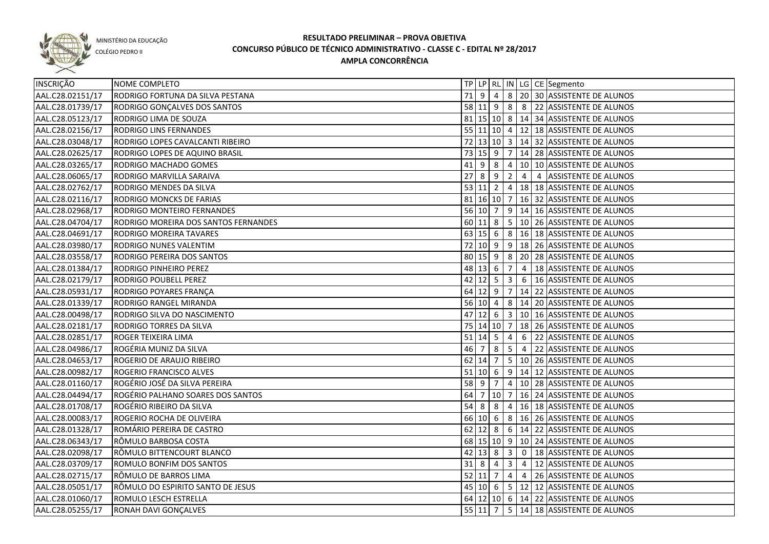MINISTÉRIO DA EDUCAÇÃO

COLÉGIO PEDRO II

# RESULTADO PRELIMINAR – PROVA OBJETIVA
## CONCURSO PÚBLICO DE TÉCNICO ADMINISTRATIVO - CLASSE C - EDITAL Nº 28/2017
### AMPLA CONCORRÊNCIA

| INSCRIÇÃO | NOME COMPLETO | TP | LP | RL | IN | LG | CE | Segmento |
|---|---|---|---|---|---|---|---|---|
| AAL.C28.02151/17 | RODRIGO FORTUNA DA SILVA PESTANA | 71 | 9 | 4 | 8 | 20 | 30 | ASSISTENTE DE ALUNOS |
| AAL.C28.01739/17 | RODRIGO GONÇALVES DOS SANTOS | 58 | 11 | 9 | 8 | 8 | 22 | ASSISTENTE DE ALUNOS |
| AAL.C28.05123/17 | RODRIGO LIMA DE SOUZA | 81 | 15 | 10 | 8 | 14 | 34 | ASSISTENTE DE ALUNOS |
| AAL.C28.02156/17 | RODRIGO LINS FERNANDES | 55 | 11 | 10 | 4 | 12 | 18 | ASSISTENTE DE ALUNOS |
| AAL.C28.03048/17 | RODRIGO LOPES CAVALCANTI RIBEIRO | 72 | 13 | 10 | 3 | 14 | 32 | ASSISTENTE DE ALUNOS |
| AAL.C28.02625/17 | RODRIGO LOPES DE AQUINO BRASIL | 73 | 15 | 9 | 7 | 14 | 28 | ASSISTENTE DE ALUNOS |
| AAL.C28.03265/17 | RODRIGO MACHADO GOMES | 41 | 9 | 8 | 4 | 10 | 10 | ASSISTENTE DE ALUNOS |
| AAL.C28.06065/17 | RODRIGO MARVILLA SARAIVA | 27 | 8 | 9 | 2 | 4 | 4 | ASSISTENTE DE ALUNOS |
| AAL.C28.02762/17 | RODRIGO MENDES DA SILVA | 53 | 11 | 2 | 4 | 18 | 18 | ASSISTENTE DE ALUNOS |
| AAL.C28.02116/17 | RODRIGO MONCKS DE FARIAS | 81 | 16 | 10 | 7 | 16 | 32 | ASSISTENTE DE ALUNOS |
| AAL.C28.02968/17 | RODRIGO MONTEIRO FERNANDES | 56 | 10 | 7 | 9 | 14 | 16 | ASSISTENTE DE ALUNOS |
| AAL.C28.04704/17 | RODRIGO MOREIRA DOS SANTOS FERNANDES | 60 | 11 | 8 | 5 | 10 | 26 | ASSISTENTE DE ALUNOS |
| AAL.C28.04691/17 | RODRIGO MOREIRA TAVARES | 63 | 15 | 6 | 8 | 16 | 18 | ASSISTENTE DE ALUNOS |
| AAL.C28.03980/17 | RODRIGO NUNES VALENTIM | 72 | 10 | 9 | 9 | 18 | 26 | ASSISTENTE DE ALUNOS |
| AAL.C28.03558/17 | RODRIGO PEREIRA DOS SANTOS | 80 | 15 | 9 | 8 | 20 | 28 | ASSISTENTE DE ALUNOS |
| AAL.C28.01384/17 | RODRIGO PINHEIRO PEREZ | 48 | 13 | 6 | 7 | 4 | 18 | ASSISTENTE DE ALUNOS |
| AAL.C28.02179/17 | RODRIGO POUBELL PEREZ | 42 | 12 | 5 | 3 | 6 | 16 | ASSISTENTE DE ALUNOS |
| AAL.C28.05931/17 | RODRIGO POYARES FRANÇA | 64 | 12 | 9 | 7 | 14 | 22 | ASSISTENTE DE ALUNOS |
| AAL.C28.01339/17 | RODRIGO RANGEL MIRANDA | 56 | 10 | 4 | 8 | 14 | 20 | ASSISTENTE DE ALUNOS |
| AAL.C28.00498/17 | RODRIGO SILVA DO NASCIMENTO | 47 | 12 | 6 | 3 | 10 | 16 | ASSISTENTE DE ALUNOS |
| AAL.C28.02181/17 | RODRIGO TORRES DA SILVA | 75 | 14 | 10 | 7 | 18 | 26 | ASSISTENTE DE ALUNOS |
| AAL.C28.02851/17 | ROGER TEIXEIRA LIMA | 51 | 14 | 5 | 4 | 6 | 22 | ASSISTENTE DE ALUNOS |
| AAL.C28.04986/17 | ROGÉRIA MUNIZ DA SILVA | 46 | 7 | 8 | 5 | 4 | 22 | ASSISTENTE DE ALUNOS |
| AAL.C28.04653/17 | ROGERIO DE ARAUJO RIBEIRO | 62 | 14 | 7 | 5 | 10 | 26 | ASSISTENTE DE ALUNOS |
| AAL.C28.00982/17 | ROGERIO FRANCISCO ALVES | 51 | 10 | 6 | 9 | 14 | 12 | ASSISTENTE DE ALUNOS |
| AAL.C28.01160/17 | ROGÉRIO JOSÉ DA SILVA PEREIRA | 58 | 9 | 7 | 4 | 10 | 28 | ASSISTENTE DE ALUNOS |
| AAL.C28.04494/17 | ROGÉRIO PALHANO SOARES DOS SANTOS | 64 | 7 | 10 | 7 | 16 | 24 | ASSISTENTE DE ALUNOS |
| AAL.C28.01708/17 | ROGÉRIO RIBEIRO DA SILVA | 54 | 8 | 8 | 4 | 16 | 18 | ASSISTENTE DE ALUNOS |
| AAL.C28.00083/17 | ROGERIO ROCHA DE OLIVEIRA | 66 | 10 | 6 | 8 | 16 | 26 | ASSISTENTE DE ALUNOS |
| AAL.C28.01328/17 | ROMÁRIO PEREIRA DE CASTRO | 62 | 12 | 8 | 6 | 14 | 22 | ASSISTENTE DE ALUNOS |
| AAL.C28.06343/17 | RÔMULO BARBOSA COSTA | 68 | 15 | 10 | 9 | 10 | 24 | ASSISTENTE DE ALUNOS |
| AAL.C28.02098/17 | RÔMULO BITTENCOURT BLANCO | 42 | 13 | 8 | 3 | 0 | 18 | ASSISTENTE DE ALUNOS |
| AAL.C28.03709/17 | ROMULO BONFIM DOS SANTOS | 31 | 8 | 4 | 3 | 4 | 12 | ASSISTENTE DE ALUNOS |
| AAL.C28.02715/17 | RÔMULO DE BARROS LIMA | 52 | 11 | 7 | 4 | 4 | 26 | ASSISTENTE DE ALUNOS |
| AAL.C28.05051/17 | RÔMULO DO ESPIRITO SANTO DE JESUS | 45 | 10 | 6 | 5 | 12 | 12 | ASSISTENTE DE ALUNOS |
| AAL.C28.01060/17 | ROMULO LESCH ESTRELLA | 64 | 12 | 10 | 6 | 14 | 22 | ASSISTENTE DE ALUNOS |
| AAL.C28.05255/17 | RONAH DAVI GONÇALVES | 55 | 11 | 7 | 5 | 14 | 18 | ASSISTENTE DE ALUNOS |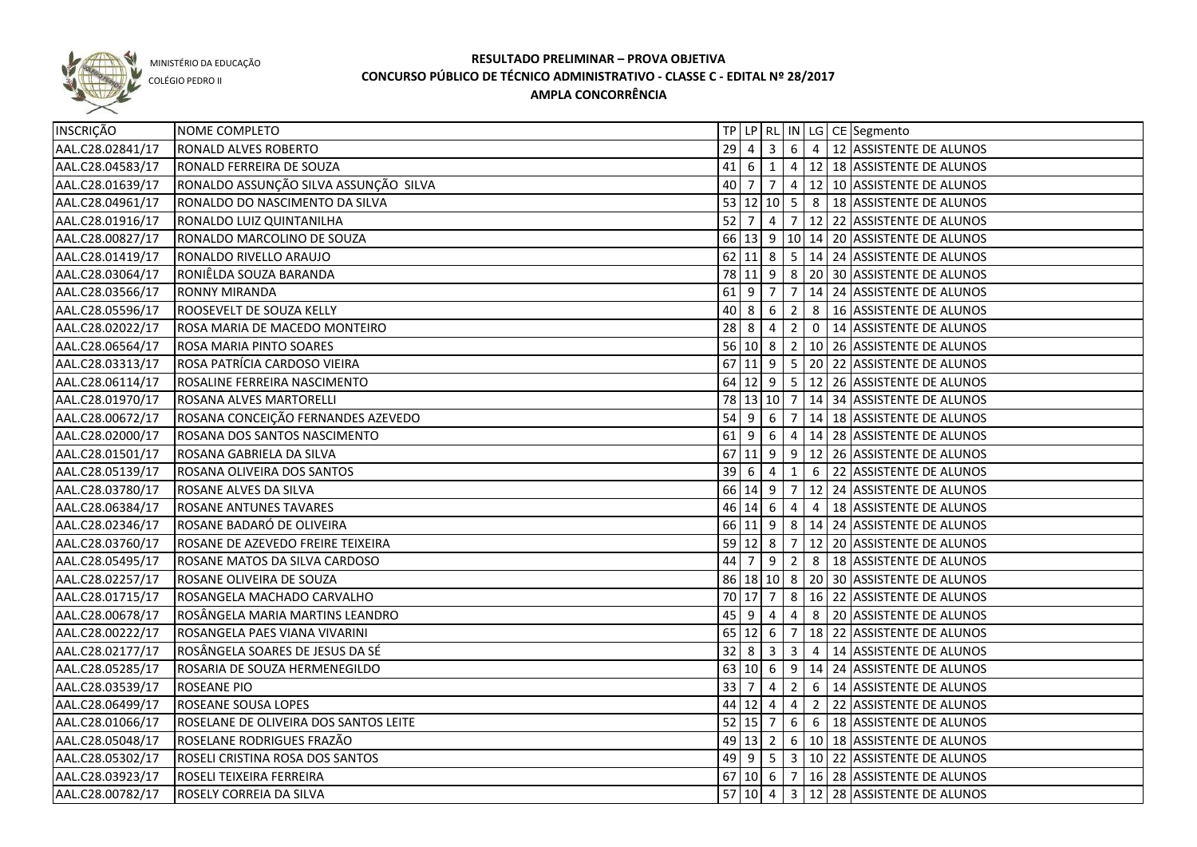MINISTÉRIO DA EDUCAÇÃO
COLÉGIO PEDRO II

# RESULTADO PRELIMINAR – PROVA OBJETIVA
## CONCURSO PÚBLICO DE TÉCNICO ADMINISTRATIVO - CLASSE C - EDITAL Nº 28/2017
## AMPLA CONCORRÊNCIA

| INSCRIÇÃO | NOME COMPLETO | TP | LP | RL | IN | LG | CE | Segmento |
|---|---|---|---|---|---|---|---|---|
| AAL.C28.02841/17 | RONALD ALVES ROBERTO | 29 | 4 | 3 | 6 | 4 | 12 | ASSISTENTE DE ALUNOS |
| AAL.C28.04583/17 | RONALD FERREIRA DE SOUZA | 41 | 6 | 1 | 4 | 12 | 18 | ASSISTENTE DE ALUNOS |
| AAL.C28.01639/17 | RONALDO ASSUNÇÃO SILVA ASSUNÇÃO SILVA | 40 | 7 | 7 | 4 | 12 | 10 | ASSISTENTE DE ALUNOS |
| AAL.C28.04961/17 | RONALDO DO NASCIMENTO DA SILVA | 53 | 12 | 10 | 5 | 8 | 18 | ASSISTENTE DE ALUNOS |
| AAL.C28.01916/17 | RONALDO LUIZ QUINTANILHA | 52 | 7 | 4 | 7 | 12 | 22 | ASSISTENTE DE ALUNOS |
| AAL.C28.00827/17 | RONALDO MARCOLINO DE SOUZA | 66 | 13 | 9 | 10 | 14 | 20 | ASSISTENTE DE ALUNOS |
| AAL.C28.01419/17 | RONALDO RIVELLO ARAUJO | 62 | 11 | 8 | 5 | 14 | 24 | ASSISTENTE DE ALUNOS |
| AAL.C28.03064/17 | RONIÊLDA SOUZA BARANDA | 78 | 11 | 9 | 8 | 20 | 30 | ASSISTENTE DE ALUNOS |
| AAL.C28.03566/17 | RONNY MIRANDA | 61 | 9 | 7 | 7 | 14 | 24 | ASSISTENTE DE ALUNOS |
| AAL.C28.05596/17 | ROOSEVELT DE SOUZA KELLY | 40 | 8 | 6 | 2 | 8 | 16 | ASSISTENTE DE ALUNOS |
| AAL.C28.02022/17 | ROSA MARIA DE MACEDO MONTEIRO | 28 | 8 | 4 | 2 | 0 | 14 | ASSISTENTE DE ALUNOS |
| AAL.C28.06564/17 | ROSA MARIA PINTO SOARES | 56 | 10 | 8 | 2 | 10 | 26 | ASSISTENTE DE ALUNOS |
| AAL.C28.03313/17 | ROSA PATRÍCIA CARDOSO VIEIRA | 67 | 11 | 9 | 5 | 20 | 22 | ASSISTENTE DE ALUNOS |
| AAL.C28.06114/17 | ROSALINE FERREIRA NASCIMENTO | 64 | 12 | 9 | 5 | 12 | 26 | ASSISTENTE DE ALUNOS |
| AAL.C28.01970/17 | ROSANA ALVES MARTORELLI | 78 | 13 | 10 | 7 | 14 | 34 | ASSISTENTE DE ALUNOS |
| AAL.C28.00672/17 | ROSANA CONCEIÇÃO FERNANDES AZEVEDO | 54 | 9 | 6 | 7 | 14 | 18 | ASSISTENTE DE ALUNOS |
| AAL.C28.02000/17 | ROSANA DOS SANTOS NASCIMENTO | 61 | 9 | 6 | 4 | 14 | 28 | ASSISTENTE DE ALUNOS |
| AAL.C28.01501/17 | ROSANA GABRIELA DA SILVA | 67 | 11 | 9 | 9 | 12 | 26 | ASSISTENTE DE ALUNOS |
| AAL.C28.05139/17 | ROSANA OLIVEIRA DOS SANTOS | 39 | 6 | 4 | 1 | 6 | 22 | ASSISTENTE DE ALUNOS |
| AAL.C28.03780/17 | ROSANE ALVES DA SILVA | 66 | 14 | 9 | 7 | 12 | 24 | ASSISTENTE DE ALUNOS |
| AAL.C28.06384/17 | ROSANE ANTUNES TAVARES | 46 | 14 | 6 | 4 | 4 | 18 | ASSISTENTE DE ALUNOS |
| AAL.C28.02346/17 | ROSANE BADARÓ DE OLIVEIRA | 66 | 11 | 9 | 8 | 14 | 24 | ASSISTENTE DE ALUNOS |
| AAL.C28.03760/17 | ROSANE DE AZEVEDO FREIRE TEIXEIRA | 59 | 12 | 8 | 7 | 12 | 20 | ASSISTENTE DE ALUNOS |
| AAL.C28.05495/17 | ROSANE MATOS DA SILVA CARDOSO | 44 | 7 | 9 | 2 | 8 | 18 | ASSISTENTE DE ALUNOS |
| AAL.C28.02257/17 | ROSANE OLIVEIRA DE SOUZA | 86 | 18 | 10 | 8 | 20 | 30 | ASSISTENTE DE ALUNOS |
| AAL.C28.01715/17 | ROSANGELA MACHADO CARVALHO | 70 | 17 | 7 | 8 | 16 | 22 | ASSISTENTE DE ALUNOS |
| AAL.C28.00678/17 | ROSÂNGELA MARIA MARTINS LEANDRO | 45 | 9 | 4 | 4 | 8 | 20 | ASSISTENTE DE ALUNOS |
| AAL.C28.00222/17 | ROSANGELA PAES VIANA VIVARINI | 65 | 12 | 6 | 7 | 18 | 22 | ASSISTENTE DE ALUNOS |
| AAL.C28.02177/17 | ROSÂNGELA SOARES DE JESUS DA SÉ | 32 | 8 | 3 | 3 | 4 | 14 | ASSISTENTE DE ALUNOS |
| AAL.C28.05285/17 | ROSARIA DE SOUZA HERMENEGILDO | 63 | 10 | 6 | 9 | 14 | 24 | ASSISTENTE DE ALUNOS |
| AAL.C28.03539/17 | ROSEANE PIO | 33 | 7 | 4 | 2 | 6 | 14 | ASSISTENTE DE ALUNOS |
| AAL.C28.06499/17 | ROSEANE SOUSA LOPES | 44 | 12 | 4 | 4 | 2 | 22 | ASSISTENTE DE ALUNOS |
| AAL.C28.01066/17 | ROSELANE DE OLIVEIRA DOS SANTOS LEITE | 52 | 15 | 7 | 6 | 6 | 18 | ASSISTENTE DE ALUNOS |
| AAL.C28.05048/17 | ROSELANE RODRIGUES FRAZÃO | 49 | 13 | 2 | 6 | 10 | 18 | ASSISTENTE DE ALUNOS |
| AAL.C28.05302/17 | ROSELI CRISTINA ROSA DOS SANTOS | 49 | 9 | 5 | 3 | 10 | 22 | ASSISTENTE DE ALUNOS |
| AAL.C28.03923/17 | ROSELI TEIXEIRA FERREIRA | 67 | 10 | 6 | 7 | 16 | 28 | ASSISTENTE DE ALUNOS |
| AAL.C28.00782/17 | ROSELY CORREIA DA SILVA | 57 | 10 | 4 | 3 | 12 | 28 | ASSISTENTE DE ALUNOS |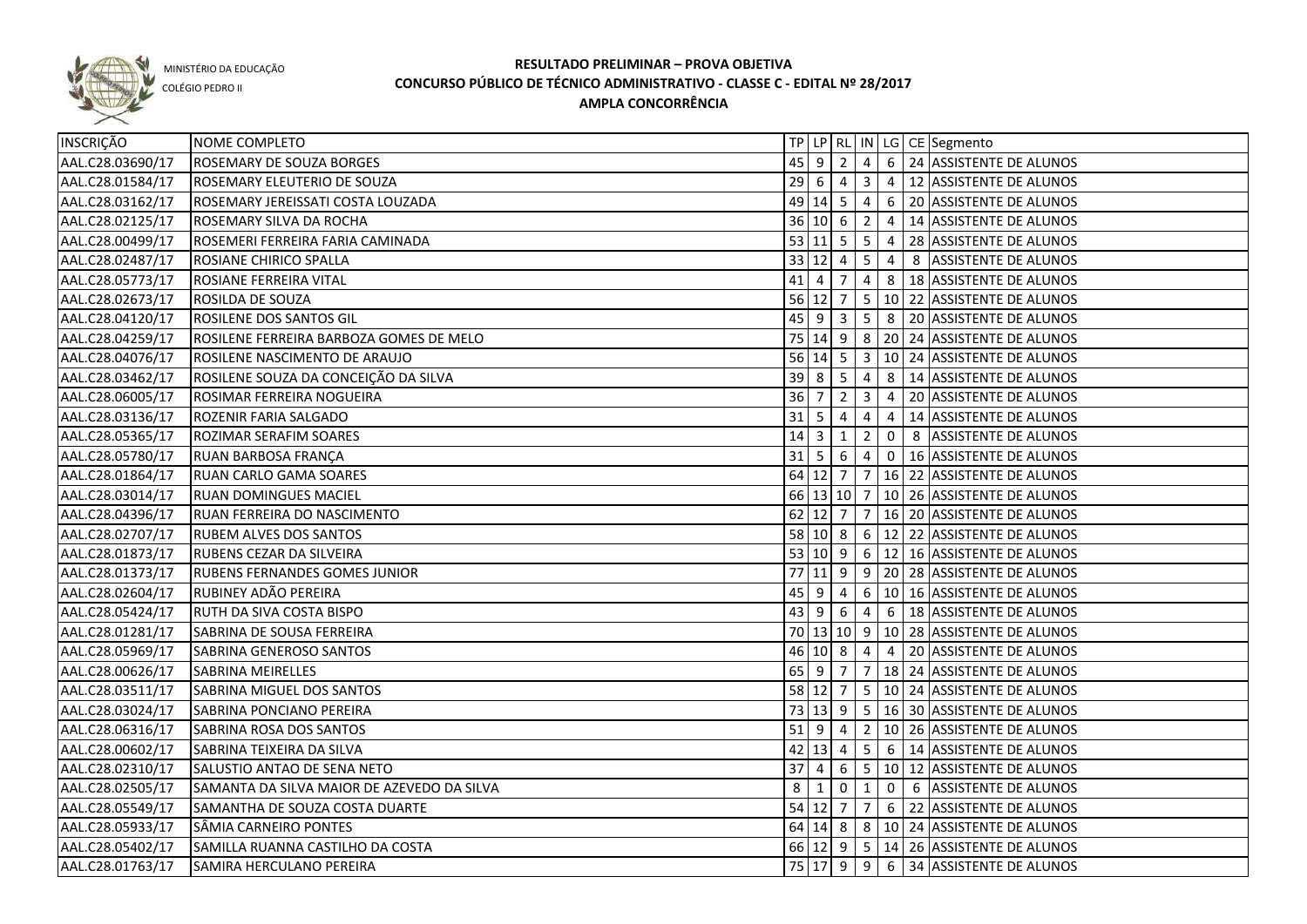MINISTÉRIO DA EDUCAÇÃO
COLÉGIO PEDRO II

# RESULTADO PRELIMINAR – PROVA OBJETIVA
## CONCURSO PÚBLICO DE TÉCNICO ADMINISTRATIVO - CLASSE C - EDITAL Nº 28/2017
### AMPLA CONCORRÊNCIA

| INSCRIÇÃO | NOME COMPLETO | TP | LP | RL | IN | LG | CE | Segmento |
|---|---|---|---|---|---|---|---|---|
| AAL.C28.03690/17 | ROSEMARY DE SOUZA BORGES | 45 | 9 | 2 | 4 | 6 | 24 | ASSISTENTE DE ALUNOS |
| AAL.C28.01584/17 | ROSEMARY ELEUTERIO DE SOUZA | 29 | 6 | 4 | 3 | 4 | 12 | ASSISTENTE DE ALUNOS |
| AAL.C28.03162/17 | ROSEMARY JEREISSATI COSTA LOUZADA | 49 | 14 | 5 | 4 | 6 | 20 | ASSISTENTE DE ALUNOS |
| AAL.C28.02125/17 | ROSEMARY SILVA DA ROCHA | 36 | 10 | 6 | 2 | 4 | 14 | ASSISTENTE DE ALUNOS |
| AAL.C28.00499/17 | ROSEMERI FERREIRA FARIA CAMINADA | 53 | 11 | 5 | 5 | 4 | 28 | ASSISTENTE DE ALUNOS |
| AAL.C28.02487/17 | ROSIANE CHIRICO SPALLA | 33 | 12 | 4 | 5 | 4 | 8 | ASSISTENTE DE ALUNOS |
| AAL.C28.05773/17 | ROSIANE FERREIRA VITAL | 41 | 4 | 7 | 4 | 8 | 18 | ASSISTENTE DE ALUNOS |
| AAL.C28.02673/17 | ROSILDA DE SOUZA | 56 | 12 | 7 | 5 | 10 | 22 | ASSISTENTE DE ALUNOS |
| AAL.C28.04120/17 | ROSILENE DOS SANTOS GIL | 45 | 9 | 3 | 5 | 8 | 20 | ASSISTENTE DE ALUNOS |
| AAL.C28.04259/17 | ROSILENE FERREIRA BARBOZA GOMES DE MELO | 75 | 14 | 9 | 8 | 20 | 24 | ASSISTENTE DE ALUNOS |
| AAL.C28.04076/17 | ROSILENE NASCIMENTO DE ARAUJO | 56 | 14 | 5 | 3 | 10 | 24 | ASSISTENTE DE ALUNOS |
| AAL.C28.03462/17 | ROSILENE SOUZA DA CONCEIÇÃO DA SILVA | 39 | 8 | 5 | 4 | 8 | 14 | ASSISTENTE DE ALUNOS |
| AAL.C28.06005/17 | ROSIMAR FERREIRA NOGUEIRA | 36 | 7 | 2 | 3 | 4 | 20 | ASSISTENTE DE ALUNOS |
| AAL.C28.03136/17 | ROZENIR FARIA SALGADO | 31 | 5 | 4 | 4 | 4 | 14 | ASSISTENTE DE ALUNOS |
| AAL.C28.05365/17 | ROZIMAR SERAFIM SOARES | 14 | 3 | 1 | 2 | 0 | 8 | ASSISTENTE DE ALUNOS |
| AAL.C28.05780/17 | RUAN BARBOSA FRANÇA | 31 | 5 | 6 | 4 | 0 | 16 | ASSISTENTE DE ALUNOS |
| AAL.C28.01864/17 | RUAN CARLO GAMA SOARES | 64 | 12 | 7 | 7 | 16 | 22 | ASSISTENTE DE ALUNOS |
| AAL.C28.03014/17 | RUAN DOMINGUES MACIEL | 66 | 13 | 10 | 7 | 10 | 26 | ASSISTENTE DE ALUNOS |
| AAL.C28.04396/17 | RUAN FERREIRA DO NASCIMENTO | 62 | 12 | 7 | 7 | 16 | 20 | ASSISTENTE DE ALUNOS |
| AAL.C28.02707/17 | RUBEM ALVES DOS SANTOS | 58 | 10 | 8 | 6 | 12 | 22 | ASSISTENTE DE ALUNOS |
| AAL.C28.01873/17 | RUBENS CEZAR DA SILVEIRA | 53 | 10 | 9 | 6 | 12 | 16 | ASSISTENTE DE ALUNOS |
| AAL.C28.01373/17 | RUBENS FERNANDES GOMES JUNIOR | 77 | 11 | 9 | 9 | 20 | 28 | ASSISTENTE DE ALUNOS |
| AAL.C28.02604/17 | RUBINEY ADÃO PEREIRA | 45 | 9 | 4 | 6 | 10 | 16 | ASSISTENTE DE ALUNOS |
| AAL.C28.05424/17 | RUTH DA SIVA COSTA BISPO | 43 | 9 | 6 | 4 | 6 | 18 | ASSISTENTE DE ALUNOS |
| AAL.C28.01281/17 | SABRINA DE SOUSA FERREIRA | 70 | 13 | 10 | 9 | 10 | 28 | ASSISTENTE DE ALUNOS |
| AAL.C28.05969/17 | SABRINA GENEROSO SANTOS | 46 | 10 | 8 | 4 | 4 | 20 | ASSISTENTE DE ALUNOS |
| AAL.C28.00626/17 | SABRINA MEIRELLES | 65 | 9 | 7 | 7 | 18 | 24 | ASSISTENTE DE ALUNOS |
| AAL.C28.03511/17 | SABRINA MIGUEL DOS SANTOS | 58 | 12 | 7 | 5 | 10 | 24 | ASSISTENTE DE ALUNOS |
| AAL.C28.03024/17 | SABRINA PONCIANO PEREIRA | 73 | 13 | 9 | 5 | 16 | 30 | ASSISTENTE DE ALUNOS |
| AAL.C28.06316/17 | SABRINA ROSA DOS SANTOS | 51 | 9 | 4 | 2 | 10 | 26 | ASSISTENTE DE ALUNOS |
| AAL.C28.00602/17 | SABRINA TEIXEIRA DA SILVA | 42 | 13 | 4 | 5 | 6 | 14 | ASSISTENTE DE ALUNOS |
| AAL.C28.02310/17 | SALUSTIO ANTAO DE SENA NETO | 37 | 4 | 6 | 5 | 10 | 12 | ASSISTENTE DE ALUNOS |
| AAL.C28.02505/17 | SAMANTA DA SILVA MAIOR DE AZEVEDO DA SILVA | 8 | 1 | 0 | 1 | 0 | 6 | ASSISTENTE DE ALUNOS |
| AAL.C28.05549/17 | SAMANTHA DE SOUZA COSTA DUARTE | 54 | 12 | 7 | 7 | 6 | 22 | ASSISTENTE DE ALUNOS |
| AAL.C28.05933/17 | SÂMIA CARNEIRO PONTES | 64 | 14 | 8 | 8 | 10 | 24 | ASSISTENTE DE ALUNOS |
| AAL.C28.05402/17 | SAMILLA RUANNA CASTILHO DA COSTA | 66 | 12 | 9 | 5 | 14 | 26 | ASSISTENTE DE ALUNOS |
| AAL.C28.01763/17 | SAMIRA HERCULANO PEREIRA | 75 | 17 | 9 | 9 | 6 | 34 | ASSISTENTE DE ALUNOS |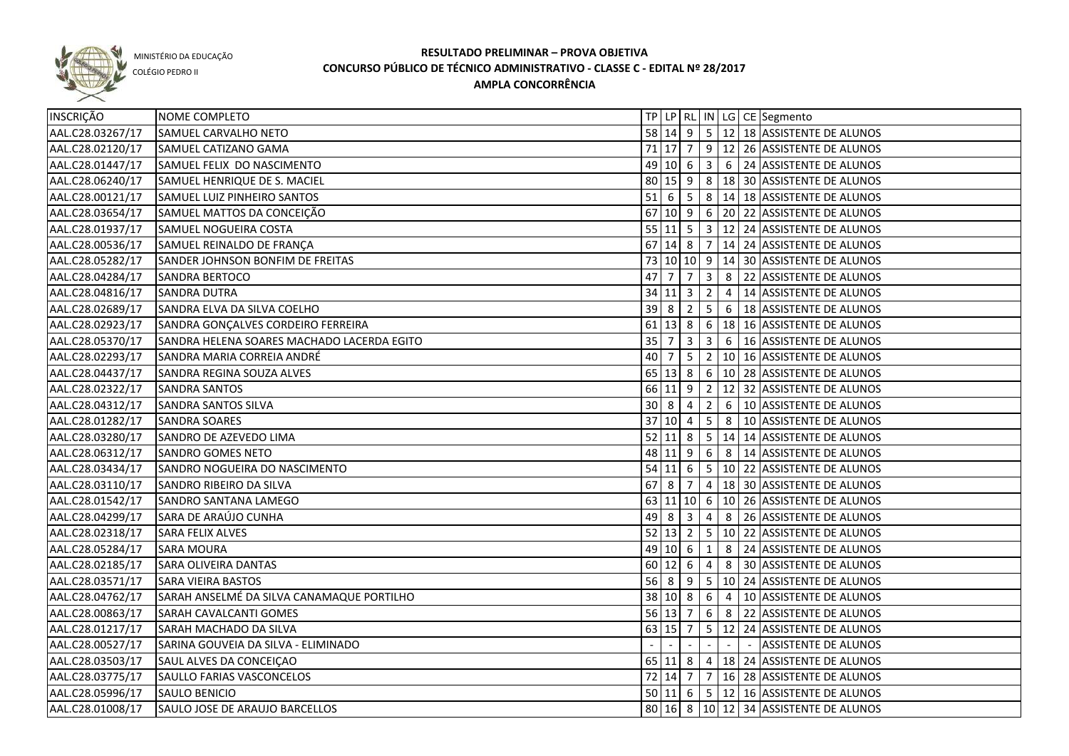MINISTÉRIO DA EDUCAÇÃO
COLÉGIO PEDRO II

**RESULTADO PRELIMINAR – PROVA OBJETIVA**
**CONCURSO PÚBLICO DE TÉCNICO ADMINISTRATIVO - CLASSE C - EDITAL Nº 28/2017**
**AMPLA CONCORRÊNCIA**

| INSCRIÇÃO | NOME COMPLETO | TP | LP | RL | IN | LG | CE | Segmento |
|---|---|---|---|---|---|---|---|---|
| AAL.C28.03267/17 | SAMUEL CARVALHO NETO | 58 | 14 | 9 | 5 | 12 | 18 | ASSISTENTE DE ALUNOS |
| AAL.C28.02120/17 | SAMUEL CATIZANO GAMA | 71 | 17 | 7 | 9 | 12 | 26 | ASSISTENTE DE ALUNOS |
| AAL.C28.01447/17 | SAMUEL FELIX DO NASCIMENTO | 49 | 10 | 6 | 3 | 6 | 24 | ASSISTENTE DE ALUNOS |
| AAL.C28.06240/17 | SAMUEL HENRIQUE DE S. MACIEL | 80 | 15 | 9 | 8 | 18 | 30 | ASSISTENTE DE ALUNOS |
| AAL.C28.00121/17 | SAMUEL LUIZ PINHEIRO SANTOS | 51 | 6 | 5 | 8 | 14 | 18 | ASSISTENTE DE ALUNOS |
| AAL.C28.03654/17 | SAMUEL MATTOS DA CONCEIÇÃO | 67 | 10 | 9 | 6 | 20 | 22 | ASSISTENTE DE ALUNOS |
| AAL.C28.01937/17 | SAMUEL NOGUEIRA COSTA | 55 | 11 | 5 | 3 | 12 | 24 | ASSISTENTE DE ALUNOS |
| AAL.C28.00536/17 | SAMUEL REINALDO DE FRANÇA | 67 | 14 | 8 | 7 | 14 | 24 | ASSISTENTE DE ALUNOS |
| AAL.C28.05282/17 | SANDER JOHNSON BONFIM DE FREITAS | 73 | 10 | 10 | 9 | 14 | 30 | ASSISTENTE DE ALUNOS |
| AAL.C28.04284/17 | SANDRA BERTOCO | 47 | 7 | 7 | 3 | 8 | 22 | ASSISTENTE DE ALUNOS |
| AAL.C28.04816/17 | SANDRA DUTRA | 34 | 11 | 3 | 2 | 4 | 14 | ASSISTENTE DE ALUNOS |
| AAL.C28.02689/17 | SANDRA ELVA DA SILVA COELHO | 39 | 8 | 2 | 5 | 6 | 18 | ASSISTENTE DE ALUNOS |
| AAL.C28.02923/17 | SANDRA GONÇALVES CORDEIRO FERREIRA | 61 | 13 | 8 | 6 | 18 | 16 | ASSISTENTE DE ALUNOS |
| AAL.C28.05370/17 | SANDRA HELENA SOARES MACHADO LACERDA EGITO | 35 | 7 | 3 | 3 | 6 | 16 | ASSISTENTE DE ALUNOS |
| AAL.C28.02293/17 | SANDRA MARIA CORREIA ANDRÉ | 40 | 7 | 5 | 2 | 10 | 16 | ASSISTENTE DE ALUNOS |
| AAL.C28.04437/17 | SANDRA REGINA SOUZA ALVES | 65 | 13 | 8 | 6 | 10 | 28 | ASSISTENTE DE ALUNOS |
| AAL.C28.02322/17 | SANDRA SANTOS | 66 | 11 | 9 | 2 | 12 | 32 | ASSISTENTE DE ALUNOS |
| AAL.C28.04312/17 | SANDRA SANTOS SILVA | 30 | 8 | 4 | 2 | 6 | 10 | ASSISTENTE DE ALUNOS |
| AAL.C28.01282/17 | SANDRA SOARES | 37 | 10 | 4 | 5 | 8 | 10 | ASSISTENTE DE ALUNOS |
| AAL.C28.03280/17 | SANDRO DE AZEVEDO LIMA | 52 | 11 | 8 | 5 | 14 | 14 | ASSISTENTE DE ALUNOS |
| AAL.C28.06312/17 | SANDRO GOMES NETO | 48 | 11 | 9 | 6 | 8 | 14 | ASSISTENTE DE ALUNOS |
| AAL.C28.03434/17 | SANDRO NOGUEIRA DO NASCIMENTO | 54 | 11 | 6 | 5 | 10 | 22 | ASSISTENTE DE ALUNOS |
| AAL.C28.03110/17 | SANDRO RIBEIRO DA SILVA | 67 | 8 | 7 | 4 | 18 | 30 | ASSISTENTE DE ALUNOS |
| AAL.C28.01542/17 | SANDRO SANTANA LAMEGO | 63 | 11 | 10 | 6 | 10 | 26 | ASSISTENTE DE ALUNOS |
| AAL.C28.04299/17 | SARA DE ARAÚJO CUNHA | 49 | 8 | 3 | 4 | 8 | 26 | ASSISTENTE DE ALUNOS |
| AAL.C28.02318/17 | SARA FELIX ALVES | 52 | 13 | 2 | 5 | 10 | 22 | ASSISTENTE DE ALUNOS |
| AAL.C28.05284/17 | SARA MOURA | 49 | 10 | 6 | 1 | 8 | 24 | ASSISTENTE DE ALUNOS |
| AAL.C28.02185/17 | SARA OLIVEIRA DANTAS | 60 | 12 | 6 | 4 | 8 | 30 | ASSISTENTE DE ALUNOS |
| AAL.C28.03571/17 | SARA VIEIRA BASTOS | 56 | 8 | 9 | 5 | 10 | 24 | ASSISTENTE DE ALUNOS |
| AAL.C28.04762/17 | SARAH ANSELMÉ DA SILVA CANAMAQUE PORTILHO | 38 | 10 | 8 | 6 | 4 | 10 | ASSISTENTE DE ALUNOS |
| AAL.C28.00863/17 | SARAH CAVALCANTI GOMES | 56 | 13 | 7 | 6 | 8 | 22 | ASSISTENTE DE ALUNOS |
| AAL.C28.01217/17 | SARAH MACHADO DA SILVA | 63 | 15 | 7 | 5 | 12 | 24 | ASSISTENTE DE ALUNOS |
| AAL.C28.00527/17 | SARINA GOUVEIA DA SILVA - ELIMINADO | - | - | - | - | - | - | ASSISTENTE DE ALUNOS |
| AAL.C28.03503/17 | SAUL ALVES DA CONCEIÇAO | 65 | 11 | 8 | 4 | 18 | 24 | ASSISTENTE DE ALUNOS |
| AAL.C28.03775/17 | SAULLO FARIAS VASCONCELOS | 72 | 14 | 7 | 7 | 16 | 28 | ASSISTENTE DE ALUNOS |
| AAL.C28.05996/17 | SAULO BENICIO | 50 | 11 | 6 | 5 | 12 | 16 | ASSISTENTE DE ALUNOS |
| AAL.C28.01008/17 | SAULO JOSE DE ARAUJO BARCELLOS | 80 | 16 | 8 | 10 | 12 | 34 | ASSISTENTE DE ALUNOS |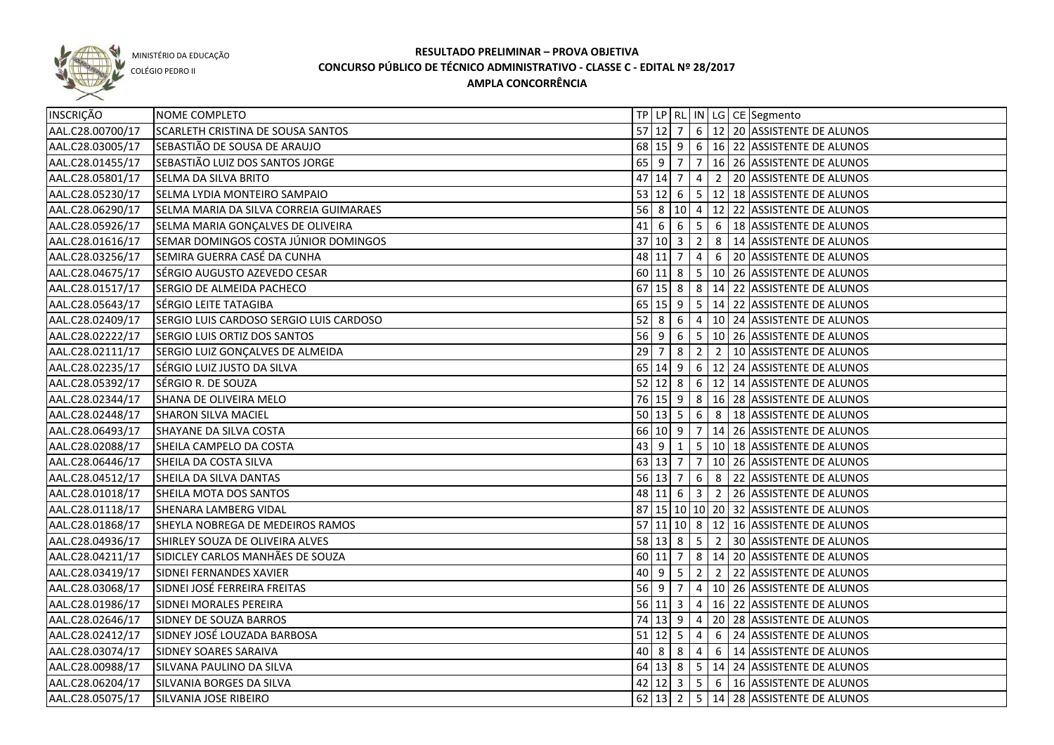MINISTÉRIO DA EDUCAÇÃO
COLÉGIO PEDRO II

# RESULTADO PRELIMINAR – PROVA OBJETIVA
## CONCURSO PÚBLICO DE TÉCNICO ADMINISTRATIVO - CLASSE C - EDITAL Nº 28/2017
## AMPLA CONCORRÊNCIA

| INSCRIÇÃO | NOME COMPLETO | TP | LP | RL | IN | LG | CE | Segmento |
|---|---|---|---|---|---|---|---|---|
| AAL.C28.00700/17 | SCARLETH CRISTINA DE SOUSA SANTOS | 57 | 12 | 7 | 6 | 12 | 20 | ASSISTENTE DE ALUNOS |
| AAL.C28.03005/17 | SEBASTIÃO DE SOUSA DE ARAUJO | 68 | 15 | 9 | 6 | 16 | 22 | ASSISTENTE DE ALUNOS |
| AAL.C28.01455/17 | SEBASTIÃO LUIZ DOS SANTOS JORGE | 65 | 9 | 7 | 7 | 16 | 26 | ASSISTENTE DE ALUNOS |
| AAL.C28.05801/17 | SELMA DA SILVA BRITO | 47 | 14 | 7 | 4 | 2 | 20 | ASSISTENTE DE ALUNOS |
| AAL.C28.05230/17 | SELMA LYDIA MONTEIRO SAMPAIO | 53 | 12 | 6 | 5 | 12 | 18 | ASSISTENTE DE ALUNOS |
| AAL.C28.06290/17 | SELMA MARIA DA SILVA CORREIA GUIMARAES | 56 | 8 | 10 | 4 | 12 | 22 | ASSISTENTE DE ALUNOS |
| AAL.C28.05926/17 | SELMA MARIA GONÇALVES DE OLIVEIRA | 41 | 6 | 6 | 5 | 6 | 18 | ASSISTENTE DE ALUNOS |
| AAL.C28.01616/17 | SEMAR DOMINGOS COSTA JÚNIOR DOMINGOS | 37 | 10 | 3 | 2 | 8 | 14 | ASSISTENTE DE ALUNOS |
| AAL.C28.03256/17 | SEMIRA GUERRA CASÉ DA CUNHA | 48 | 11 | 7 | 4 | 6 | 20 | ASSISTENTE DE ALUNOS |
| AAL.C28.04675/17 | SÉRGIO AUGUSTO AZEVEDO CESAR | 60 | 11 | 8 | 5 | 10 | 26 | ASSISTENTE DE ALUNOS |
| AAL.C28.01517/17 | SERGIO DE ALMEIDA PACHECO | 67 | 15 | 8 | 8 | 14 | 22 | ASSISTENTE DE ALUNOS |
| AAL.C28.05643/17 | SÉRGIO LEITE TATAGIBA | 65 | 15 | 9 | 5 | 14 | 22 | ASSISTENTE DE ALUNOS |
| AAL.C28.02409/17 | SERGIO LUIS CARDOSO SERGIO LUIS CARDOSO | 52 | 8 | 6 | 4 | 10 | 24 | ASSISTENTE DE ALUNOS |
| AAL.C28.02222/17 | SERGIO LUIS ORTIZ DOS SANTOS | 56 | 9 | 6 | 5 | 10 | 26 | ASSISTENTE DE ALUNOS |
| AAL.C28.02111/17 | SERGIO LUIZ GONÇALVES DE ALMEIDA | 29 | 7 | 8 | 2 | 2 | 10 | ASSISTENTE DE ALUNOS |
| AAL.C28.02235/17 | SÉRGIO LUIZ JUSTO DA SILVA | 65 | 14 | 9 | 6 | 12 | 24 | ASSISTENTE DE ALUNOS |
| AAL.C28.05392/17 | SÉRGIO R. DE SOUZA | 52 | 12 | 8 | 6 | 12 | 14 | ASSISTENTE DE ALUNOS |
| AAL.C28.02344/17 | SHANA DE OLIVEIRA MELO | 76 | 15 | 9 | 8 | 16 | 28 | ASSISTENTE DE ALUNOS |
| AAL.C28.02448/17 | SHARON SILVA MACIEL | 50 | 13 | 5 | 6 | 8 | 18 | ASSISTENTE DE ALUNOS |
| AAL.C28.06493/17 | SHAYANE DA SILVA COSTA | 66 | 10 | 9 | 7 | 14 | 26 | ASSISTENTE DE ALUNOS |
| AAL.C28.02088/17 | SHEILA CAMPELO DA COSTA | 43 | 9 | 1 | 5 | 10 | 18 | ASSISTENTE DE ALUNOS |
| AAL.C28.06446/17 | SHEILA DA COSTA SILVA | 63 | 13 | 7 | 7 | 10 | 26 | ASSISTENTE DE ALUNOS |
| AAL.C28.04512/17 | SHEILA DA SILVA DANTAS | 56 | 13 | 7 | 6 | 8 | 22 | ASSISTENTE DE ALUNOS |
| AAL.C28.01018/17 | SHEILA MOTA DOS SANTOS | 48 | 11 | 6 | 3 | 2 | 26 | ASSISTENTE DE ALUNOS |
| AAL.C28.01118/17 | SHENARA LAMBERG VIDAL | 87 | 15 | 10 | 10 | 20 | 32 | ASSISTENTE DE ALUNOS |
| AAL.C28.01868/17 | SHEYLA NOBREGA DE MEDEIROS RAMOS | 57 | 11 | 10 | 8 | 12 | 16 | ASSISTENTE DE ALUNOS |
| AAL.C28.04936/17 | SHIRLEY SOUZA DE OLIVEIRA ALVES | 58 | 13 | 8 | 5 | 2 | 30 | ASSISTENTE DE ALUNOS |
| AAL.C28.04211/17 | SIDICLEY CARLOS MANHÃES DE SOUZA | 60 | 11 | 7 | 8 | 14 | 20 | ASSISTENTE DE ALUNOS |
| AAL.C28.03419/17 | SIDNEI FERNANDES XAVIER | 40 | 9 | 5 | 2 | 2 | 22 | ASSISTENTE DE ALUNOS |
| AAL.C28.03068/17 | SIDNEI JOSÉ FERREIRA FREITAS | 56 | 9 | 7 | 4 | 10 | 26 | ASSISTENTE DE ALUNOS |
| AAL.C28.01986/17 | SIDNEI MORALES PEREIRA | 56 | 11 | 3 | 4 | 16 | 22 | ASSISTENTE DE ALUNOS |
| AAL.C28.02646/17 | SIDNEY DE SOUZA BARROS | 74 | 13 | 9 | 4 | 20 | 28 | ASSISTENTE DE ALUNOS |
| AAL.C28.02412/17 | SIDNEY JOSÉ LOUZADA BARBOSA | 51 | 12 | 5 | 4 | 6 | 24 | ASSISTENTE DE ALUNOS |
| AAL.C28.03074/17 | SIDNEY SOARES SARAIVA | 40 | 8 | 8 | 4 | 6 | 14 | ASSISTENTE DE ALUNOS |
| AAL.C28.00988/17 | SILVANA PAULINO DA SILVA | 64 | 13 | 8 | 5 | 14 | 24 | ASSISTENTE DE ALUNOS |
| AAL.C28.06204/17 | SILVANIA BORGES DA SILVA | 42 | 12 | 3 | 5 | 6 | 16 | ASSISTENTE DE ALUNOS |
| AAL.C28.05075/17 | SILVANIA JOSE RIBEIRO | 62 | 13 | 2 | 5 | 14 | 28 | ASSISTENTE DE ALUNOS |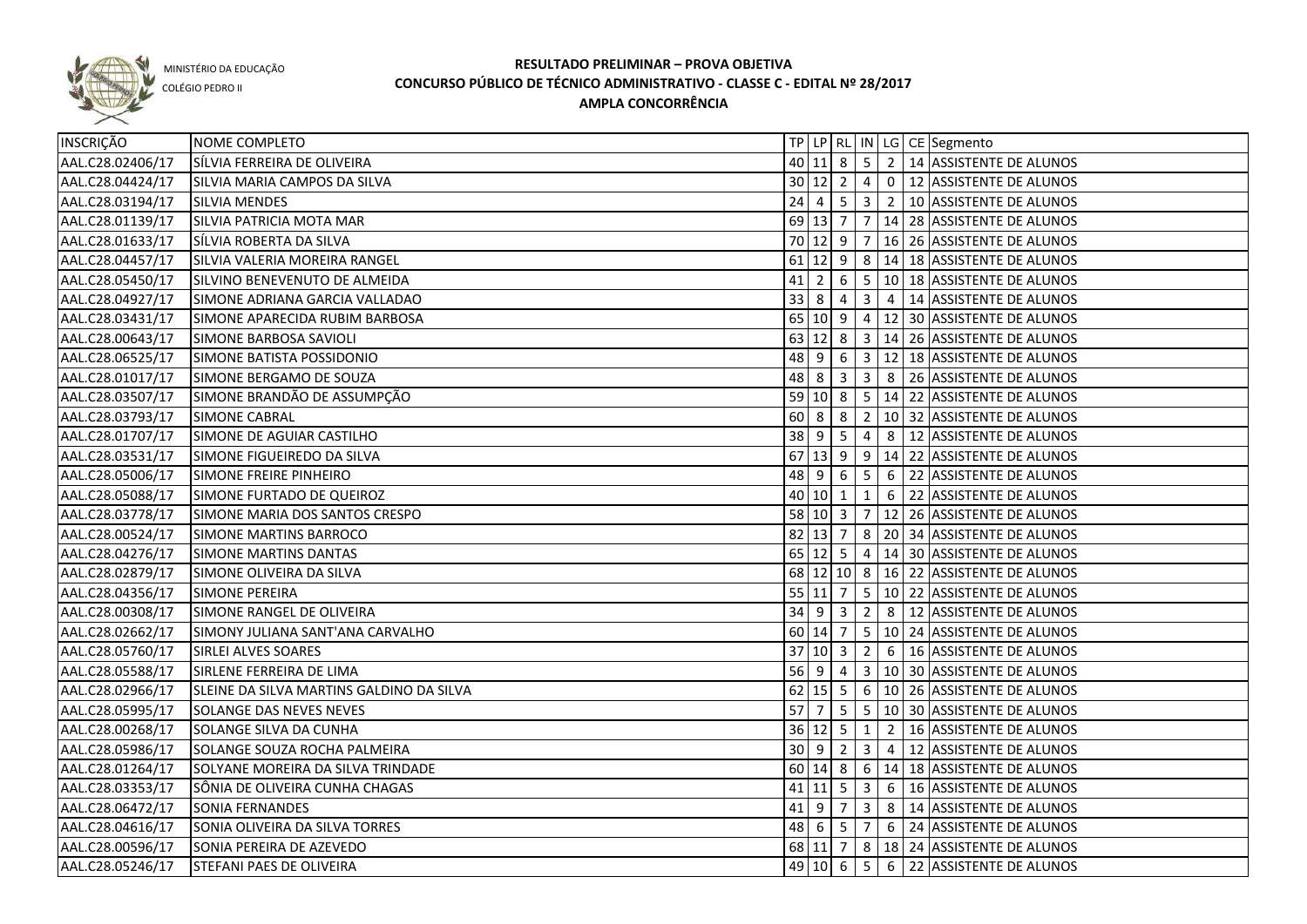MINISTÉRIO DA EDUCAÇÃO

COLÉGIO PEDRO II

# RESULTADO PRELIMINAR – PROVA OBJETIVA
## CONCURSO PÚBLICO DE TÉCNICO ADMINISTRATIVO - CLASSE C - EDITAL Nº 28/2017
## AMPLA CONCORRÊNCIA

| INSCRIÇÃO | NOME COMPLETO | TP | LP | RL | IN | LG | CE | Segmento |
|---|---|---|---|---|---|---|---|---|
| AAL.C28.02406/17 | SÍLVIA FERREIRA DE OLIVEIRA | 40 | 11 | 8 | 5 | 2 | 14 | ASSISTENTE DE ALUNOS |
| AAL.C28.04424/17 | SILVIA MARIA CAMPOS DA SILVA | 30 | 12 | 2 | 4 | 0 | 12 | ASSISTENTE DE ALUNOS |
| AAL.C28.03194/17 | SILVIA MENDES | 24 | 4 | 5 | 3 | 2 | 10 | ASSISTENTE DE ALUNOS |
| AAL.C28.01139/17 | SILVIA PATRICIA MOTA MAR | 69 | 13 | 7 | 7 | 14 | 28 | ASSISTENTE DE ALUNOS |
| AAL.C28.01633/17 | SÍLVIA ROBERTA DA SILVA | 70 | 12 | 9 | 7 | 16 | 26 | ASSISTENTE DE ALUNOS |
| AAL.C28.04457/17 | SILVIA VALERIA MOREIRA RANGEL | 61 | 12 | 9 | 8 | 14 | 18 | ASSISTENTE DE ALUNOS |
| AAL.C28.05450/17 | SILVINO BENEVENUTO DE ALMEIDA | 41 | 2 | 6 | 5 | 10 | 18 | ASSISTENTE DE ALUNOS |
| AAL.C28.04927/17 | SIMONE ADRIANA GARCIA VALLADAO | 33 | 8 | 4 | 3 | 4 | 14 | ASSISTENTE DE ALUNOS |
| AAL.C28.03431/17 | SIMONE APARECIDA RUBIM BARBOSA | 65 | 10 | 9 | 4 | 12 | 30 | ASSISTENTE DE ALUNOS |
| AAL.C28.00643/17 | SIMONE BARBOSA SAVIOLI | 63 | 12 | 8 | 3 | 14 | 26 | ASSISTENTE DE ALUNOS |
| AAL.C28.06525/17 | SIMONE BATISTA POSSIDONIO | 48 | 9 | 6 | 3 | 12 | 18 | ASSISTENTE DE ALUNOS |
| AAL.C28.01017/17 | SIMONE BERGAMO DE SOUZA | 48 | 8 | 3 | 3 | 8 | 26 | ASSISTENTE DE ALUNOS |
| AAL.C28.03507/17 | SIMONE BRANDÃO DE ASSUMPÇÃO | 59 | 10 | 8 | 5 | 14 | 22 | ASSISTENTE DE ALUNOS |
| AAL.C28.03793/17 | SIMONE CABRAL | 60 | 8 | 8 | 2 | 10 | 32 | ASSISTENTE DE ALUNOS |
| AAL.C28.01707/17 | SIMONE DE AGUIAR CASTILHO | 38 | 9 | 5 | 4 | 8 | 12 | ASSISTENTE DE ALUNOS |
| AAL.C28.03531/17 | SIMONE FIGUEIREDO DA SILVA | 67 | 13 | 9 | 9 | 14 | 22 | ASSISTENTE DE ALUNOS |
| AAL.C28.05006/17 | SIMONE FREIRE PINHEIRO | 48 | 9 | 6 | 5 | 6 | 22 | ASSISTENTE DE ALUNOS |
| AAL.C28.05088/17 | SIMONE FURTADO DE QUEIROZ | 40 | 10 | 1 | 1 | 6 | 22 | ASSISTENTE DE ALUNOS |
| AAL.C28.03778/17 | SIMONE MARIA DOS SANTOS CRESPO | 58 | 10 | 3 | 7 | 12 | 26 | ASSISTENTE DE ALUNOS |
| AAL.C28.00524/17 | SIMONE MARTINS BARROCO | 82 | 13 | 7 | 8 | 20 | 34 | ASSISTENTE DE ALUNOS |
| AAL.C28.04276/17 | SIMONE MARTINS DANTAS | 65 | 12 | 5 | 4 | 14 | 30 | ASSISTENTE DE ALUNOS |
| AAL.C28.02879/17 | SIMONE OLIVEIRA DA SILVA | 68 | 12 | 10 | 8 | 16 | 22 | ASSISTENTE DE ALUNOS |
| AAL.C28.04356/17 | SIMONE PEREIRA | 55 | 11 | 7 | 5 | 10 | 22 | ASSISTENTE DE ALUNOS |
| AAL.C28.00308/17 | SIMONE RANGEL DE OLIVEIRA | 34 | 9 | 3 | 2 | 8 | 12 | ASSISTENTE DE ALUNOS |
| AAL.C28.02662/17 | SIMONY JULIANA SANT'ANA CARVALHO | 60 | 14 | 7 | 5 | 10 | 24 | ASSISTENTE DE ALUNOS |
| AAL.C28.05760/17 | SIRLEI ALVES SOARES | 37 | 10 | 3 | 2 | 6 | 16 | ASSISTENTE DE ALUNOS |
| AAL.C28.05588/17 | SIRLENE FERREIRA DE LIMA | 56 | 9 | 4 | 3 | 10 | 30 | ASSISTENTE DE ALUNOS |
| AAL.C28.02966/17 | SLEINE DA SILVA MARTINS GALDINO DA SILVA | 62 | 15 | 5 | 6 | 10 | 26 | ASSISTENTE DE ALUNOS |
| AAL.C28.05995/17 | SOLANGE DAS NEVES NEVES | 57 | 7 | 5 | 5 | 10 | 30 | ASSISTENTE DE ALUNOS |
| AAL.C28.00268/17 | SOLANGE SILVA DA CUNHA | 36 | 12 | 5 | 1 | 2 | 16 | ASSISTENTE DE ALUNOS |
| AAL.C28.05986/17 | SOLANGE SOUZA ROCHA PALMEIRA | 30 | 9 | 2 | 3 | 4 | 12 | ASSISTENTE DE ALUNOS |
| AAL.C28.01264/17 | SOLYANE MOREIRA DA SILVA TRINDADE | 60 | 14 | 8 | 6 | 14 | 18 | ASSISTENTE DE ALUNOS |
| AAL.C28.03353/17 | SÔNIA DE OLIVEIRA CUNHA CHAGAS | 41 | 11 | 5 | 3 | 6 | 16 | ASSISTENTE DE ALUNOS |
| AAL.C28.06472/17 | SONIA FERNANDES | 41 | 9 | 7 | 3 | 8 | 14 | ASSISTENTE DE ALUNOS |
| AAL.C28.04616/17 | SONIA OLIVEIRA DA SILVA TORRES | 48 | 6 | 5 | 7 | 6 | 24 | ASSISTENTE DE ALUNOS |
| AAL.C28.00596/17 | SONIA PEREIRA DE AZEVEDO | 68 | 11 | 7 | 8 | 18 | 24 | ASSISTENTE DE ALUNOS |
| AAL.C28.05246/17 | STEFANI PAES DE OLIVEIRA | 49 | 10 | 6 | 5 | 6 | 22 | ASSISTENTE DE ALUNOS |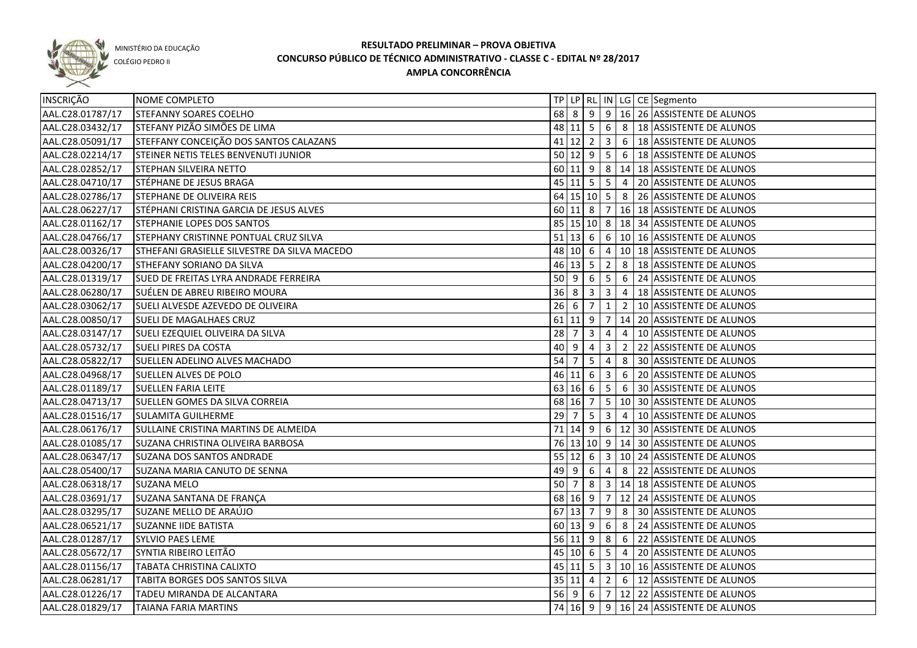MINISTÉRIO DA EDUCAÇÃO

COLÉGIO PEDRO II

# RESULTADO PRELIMINAR – PROVA OBJETIVA
## CONCURSO PÚBLICO DE TÉCNICO ADMINISTRATIVO - CLASSE C - EDITAL Nº 28/2017
### AMPLA CONCORRÊNCIA

| INSCRIÇÃO | NOME COMPLETO | TP | LP | RL | IN | LG | CE | Segmento |
|---|---|---|---|---|---|---|---|---|
| AAL.C28.01787/17 | STEFANNY SOARES COELHO | 68 | 8 | 9 | 9 | 16 | 26 | ASSISTENTE DE ALUNOS |
| AAL.C28.03432/17 | STEFANY PIZÃO SIMÕES DE LIMA | 48 | 11 | 5 | 6 | 8 | 18 | ASSISTENTE DE ALUNOS |
| AAL.C28.05091/17 | STEFFANY CONCEIÇÃO DOS SANTOS CALAZANS | 41 | 12 | 2 | 3 | 6 | 18 | ASSISTENTE DE ALUNOS |
| AAL.C28.02214/17 | STEINER NETIS TELES BENVENUTI JUNIOR | 50 | 12 | 9 | 5 | 6 | 18 | ASSISTENTE DE ALUNOS |
| AAL.C28.02852/17 | STEPHAN SILVEIRA NETTO | 60 | 11 | 9 | 8 | 14 | 18 | ASSISTENTE DE ALUNOS |
| AAL.C28.04710/17 | STÉPHANE DE JESUS BRAGA | 45 | 11 | 5 | 5 | 4 | 20 | ASSISTENTE DE ALUNOS |
| AAL.C28.02786/17 | STEPHANE DE OLIVEIRA REIS | 64 | 15 | 10 | 5 | 8 | 26 | ASSISTENTE DE ALUNOS |
| AAL.C28.06227/17 | STÉPHANI CRISTINA GARCIA DE JESUS ALVES | 60 | 11 | 8 | 7 | 16 | 18 | ASSISTENTE DE ALUNOS |
| AAL.C28.01162/17 | STEPHANIE LOPES DOS SANTOS | 85 | 15 | 10 | 8 | 18 | 34 | ASSISTENTE DE ALUNOS |
| AAL.C28.04766/17 | STEPHANY CRISTINNE PONTUAL CRUZ SILVA | 51 | 13 | 6 | 6 | 10 | 16 | ASSISTENTE DE ALUNOS |
| AAL.C28.00326/17 | STHEFANI GRASIELLE SILVESTRE DA SILVA MACEDO | 48 | 10 | 6 | 4 | 10 | 18 | ASSISTENTE DE ALUNOS |
| AAL.C28.04200/17 | STHEFANY SORIANO DA SILVA | 46 | 13 | 5 | 2 | 8 | 18 | ASSISTENTE DE ALUNOS |
| AAL.C28.01319/17 | SUED DE FREITAS LYRA ANDRADE FERREIRA | 50 | 9 | 6 | 5 | 6 | 24 | ASSISTENTE DE ALUNOS |
| AAL.C28.06280/17 | SUÉLEN DE ABREU RIBEIRO MOURA | 36 | 8 | 3 | 3 | 4 | 18 | ASSISTENTE DE ALUNOS |
| AAL.C28.03062/17 | SUELI ALVESDE AZEVEDO DE OLIVEIRA | 26 | 6 | 7 | 1 | 2 | 10 | ASSISTENTE DE ALUNOS |
| AAL.C28.00850/17 | SUELI DE MAGALHAES CRUZ | 61 | 11 | 9 | 7 | 14 | 20 | ASSISTENTE DE ALUNOS |
| AAL.C28.03147/17 | SUELI EZEQUIEL OLIVEIRA DA SILVA | 28 | 7 | 3 | 4 | 4 | 10 | ASSISTENTE DE ALUNOS |
| AAL.C28.05732/17 | SUELI PIRES DA COSTA | 40 | 9 | 4 | 3 | 2 | 22 | ASSISTENTE DE ALUNOS |
| AAL.C28.05822/17 | SUELLEN ADELINO ALVES MACHADO | 54 | 7 | 5 | 4 | 8 | 30 | ASSISTENTE DE ALUNOS |
| AAL.C28.04968/17 | SUELLEN ALVES DE POLO | 46 | 11 | 6 | 3 | 6 | 20 | ASSISTENTE DE ALUNOS |
| AAL.C28.01189/17 | SUELLEN FARIA LEITE | 63 | 16 | 6 | 5 | 6 | 30 | ASSISTENTE DE ALUNOS |
| AAL.C28.04713/17 | SUELLEN GOMES DA SILVA CORREIA | 68 | 16 | 7 | 5 | 10 | 30 | ASSISTENTE DE ALUNOS |
| AAL.C28.01516/17 | SULAMITA GUILHERME | 29 | 7 | 5 | 3 | 4 | 10 | ASSISTENTE DE ALUNOS |
| AAL.C28.06176/17 | SULLAINE CRISTINA MARTINS DE ALMEIDA | 71 | 14 | 9 | 6 | 12 | 30 | ASSISTENTE DE ALUNOS |
| AAL.C28.01085/17 | SUZANA CHRISTINA OLIVEIRA BARBOSA | 76 | 13 | 10 | 9 | 14 | 30 | ASSISTENTE DE ALUNOS |
| AAL.C28.06347/17 | SUZANA DOS SANTOS ANDRADE | 55 | 12 | 6 | 3 | 10 | 24 | ASSISTENTE DE ALUNOS |
| AAL.C28.05400/17 | SUZANA MARIA CANUTO DE SENNA | 49 | 9 | 6 | 4 | 8 | 22 | ASSISTENTE DE ALUNOS |
| AAL.C28.06318/17 | SUZANA MELO | 50 | 7 | 8 | 3 | 14 | 18 | ASSISTENTE DE ALUNOS |
| AAL.C28.03691/17 | SUZANA SANTANA DE FRANÇA | 68 | 16 | 9 | 7 | 12 | 24 | ASSISTENTE DE ALUNOS |
| AAL.C28.03295/17 | SUZANE MELLO DE ARAÚJO | 67 | 13 | 7 | 9 | 8 | 30 | ASSISTENTE DE ALUNOS |
| AAL.C28.06521/17 | SUZANNE IIDE BATISTA | 60 | 13 | 9 | 6 | 8 | 24 | ASSISTENTE DE ALUNOS |
| AAL.C28.01287/17 | SYLVIO PAES LEME | 56 | 11 | 9 | 8 | 6 | 22 | ASSISTENTE DE ALUNOS |
| AAL.C28.05672/17 | SYNTIA RIBEIRO LEITÃO | 45 | 10 | 6 | 5 | 4 | 20 | ASSISTENTE DE ALUNOS |
| AAL.C28.01156/17 | TABATA CHRISTINA CALIXTO | 45 | 11 | 5 | 3 | 10 | 16 | ASSISTENTE DE ALUNOS |
| AAL.C28.06281/17 | TABITA BORGES DOS SANTOS SILVA | 35 | 11 | 4 | 2 | 6 | 12 | ASSISTENTE DE ALUNOS |
| AAL.C28.01226/17 | TADEU MIRANDA DE ALCANTARA | 56 | 9 | 6 | 7 | 12 | 22 | ASSISTENTE DE ALUNOS |
| AAL.C28.01829/17 | TAIANA FARIA MARTINS | 74 | 16 | 9 | 9 | 16 | 24 | ASSISTENTE DE ALUNOS |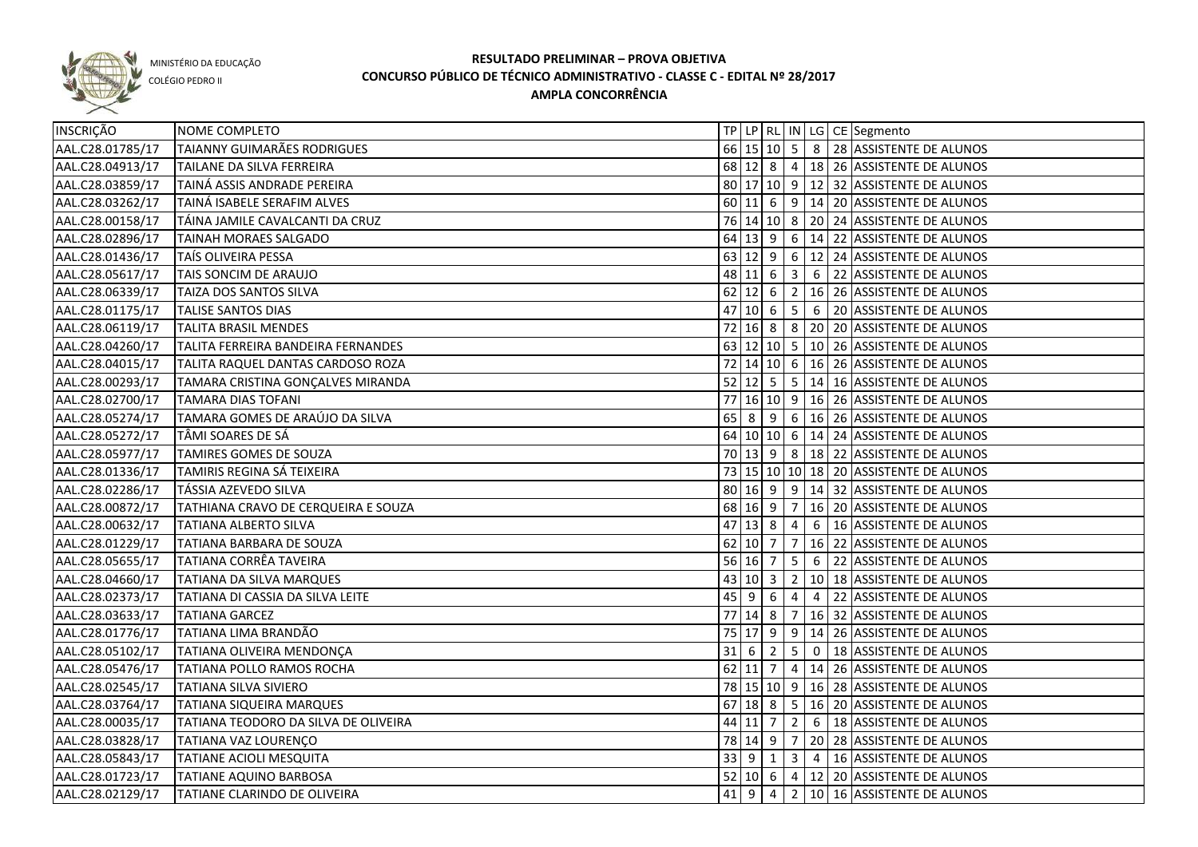MINISTÉRIO DA EDUCAÇÃO
COLÉGIO PEDRO II

# RESULTADO PRELIMINAR – PROVA OBJETIVA
## CONCURSO PÚBLICO DE TÉCNICO ADMINISTRATIVO - CLASSE C - EDITAL Nº 28/2017
## AMPLA CONCORRÊNCIA

| INSCRIÇÃO | NOME COMPLETO | TP | LP | RL | IN | LG | CE | Segmento |
|---|---|---|---|---|---|---|---|---|
| AAL.C28.01785/17 | TAIANNY GUIMARÃES RODRIGUES | 66 | 15 | 10 | 5 | 8 | 28 | ASSISTENTE DE ALUNOS |
| AAL.C28.04913/17 | TAILANE DA SILVA FERREIRA | 68 | 12 | 8 | 4 | 18 | 26 | ASSISTENTE DE ALUNOS |
| AAL.C28.03859/17 | TAINÁ ASSIS ANDRADE PEREIRA | 80 | 17 | 10 | 9 | 12 | 32 | ASSISTENTE DE ALUNOS |
| AAL.C28.03262/17 | TAINÁ ISABELE SERAFIM ALVES | 60 | 11 | 6 | 9 | 14 | 20 | ASSISTENTE DE ALUNOS |
| AAL.C28.00158/17 | TÁINA JAMILE CAVALCANTI DA CRUZ | 76 | 14 | 10 | 8 | 20 | 24 | ASSISTENTE DE ALUNOS |
| AAL.C28.02896/17 | TAINAH MORAES SALGADO | 64 | 13 | 9 | 6 | 14 | 22 | ASSISTENTE DE ALUNOS |
| AAL.C28.01436/17 | TAÍS OLIVEIRA PESSA | 63 | 12 | 9 | 6 | 12 | 24 | ASSISTENTE DE ALUNOS |
| AAL.C28.05617/17 | TAIS SONCIM DE ARAUJO | 48 | 11 | 6 | 3 | 6 | 22 | ASSISTENTE DE ALUNOS |
| AAL.C28.06339/17 | TAIZA DOS SANTOS SILVA | 62 | 12 | 6 | 2 | 16 | 26 | ASSISTENTE DE ALUNOS |
| AAL.C28.01175/17 | TALISE SANTOS DIAS | 47 | 10 | 6 | 5 | 6 | 20 | ASSISTENTE DE ALUNOS |
| AAL.C28.06119/17 | TALITA BRASIL MENDES | 72 | 16 | 8 | 8 | 20 | 20 | ASSISTENTE DE ALUNOS |
| AAL.C28.04260/17 | TALITA FERREIRA BANDEIRA FERNANDES | 63 | 12 | 10 | 5 | 10 | 26 | ASSISTENTE DE ALUNOS |
| AAL.C28.04015/17 | TALITA RAQUEL DANTAS CARDOSO ROZA | 72 | 14 | 10 | 6 | 16 | 26 | ASSISTENTE DE ALUNOS |
| AAL.C28.00293/17 | TAMARA CRISTINA GONÇALVES MIRANDA | 52 | 12 | 5 | 5 | 14 | 16 | ASSISTENTE DE ALUNOS |
| AAL.C28.02700/17 | TAMARA DIAS TOFANI | 77 | 16 | 10 | 9 | 16 | 26 | ASSISTENTE DE ALUNOS |
| AAL.C28.05274/17 | TAMARA GOMES DE ARAÚJO DA SILVA | 65 | 8 | 9 | 6 | 16 | 26 | ASSISTENTE DE ALUNOS |
| AAL.C28.05272/17 | TÂMI SOARES DE SÁ | 64 | 10 | 10 | 6 | 14 | 24 | ASSISTENTE DE ALUNOS |
| AAL.C28.05977/17 | TAMIRES GOMES DE SOUZA | 70 | 13 | 9 | 8 | 18 | 22 | ASSISTENTE DE ALUNOS |
| AAL.C28.01336/17 | TAMIRIS REGINA SÁ TEIXEIRA | 73 | 15 | 10 | 10 | 18 | 20 | ASSISTENTE DE ALUNOS |
| AAL.C28.02286/17 | TÁSSIA AZEVEDO SILVA | 80 | 16 | 9 | 9 | 14 | 32 | ASSISTENTE DE ALUNOS |
| AAL.C28.00872/17 | TATHIANA CRAVO DE CERQUEIRA E SOUZA | 68 | 16 | 9 | 7 | 16 | 20 | ASSISTENTE DE ALUNOS |
| AAL.C28.00632/17 | TATIANA ALBERTO SILVA | 47 | 13 | 8 | 4 | 6 | 16 | ASSISTENTE DE ALUNOS |
| AAL.C28.01229/17 | TATIANA BARBARA DE SOUZA | 62 | 10 | 7 | 7 | 16 | 22 | ASSISTENTE DE ALUNOS |
| AAL.C28.05655/17 | TATIANA CORRÊA TAVEIRA | 56 | 16 | 7 | 5 | 6 | 22 | ASSISTENTE DE ALUNOS |
| AAL.C28.04660/17 | TATIANA DA SILVA MARQUES | 43 | 10 | 3 | 2 | 10 | 18 | ASSISTENTE DE ALUNOS |
| AAL.C28.02373/17 | TATIANA DI CASSIA DA SILVA LEITE | 45 | 9 | 6 | 4 | 4 | 22 | ASSISTENTE DE ALUNOS |
| AAL.C28.03633/17 | TATIANA GARCEZ | 77 | 14 | 8 | 7 | 16 | 32 | ASSISTENTE DE ALUNOS |
| AAL.C28.01776/17 | TATIANA LIMA BRANDÃO | 75 | 17 | 9 | 9 | 14 | 26 | ASSISTENTE DE ALUNOS |
| AAL.C28.05102/17 | TATIANA OLIVEIRA MENDONÇA | 31 | 6 | 2 | 5 | 0 | 18 | ASSISTENTE DE ALUNOS |
| AAL.C28.05476/17 | TATIANA POLLO RAMOS ROCHA | 62 | 11 | 7 | 4 | 14 | 26 | ASSISTENTE DE ALUNOS |
| AAL.C28.02545/17 | TATIANA SILVA SIVIERO | 78 | 15 | 10 | 9 | 16 | 28 | ASSISTENTE DE ALUNOS |
| AAL.C28.03764/17 | TATIANA SIQUEIRA MARQUES | 67 | 18 | 8 | 5 | 16 | 20 | ASSISTENTE DE ALUNOS |
| AAL.C28.00035/17 | TATIANA TEODORO DA SILVA DE OLIVEIRA | 44 | 11 | 7 | 2 | 6 | 18 | ASSISTENTE DE ALUNOS |
| AAL.C28.03828/17 | TATIANA VAZ LOURENÇO | 78 | 14 | 9 | 7 | 20 | 28 | ASSISTENTE DE ALUNOS |
| AAL.C28.05843/17 | TATIANE ACIOLI MESQUITA | 33 | 9 | 1 | 3 | 4 | 16 | ASSISTENTE DE ALUNOS |
| AAL.C28.01723/17 | TATIANE AQUINO BARBOSA | 52 | 10 | 6 | 4 | 12 | 20 | ASSISTENTE DE ALUNOS |
| AAL.C28.02129/17 | TATIANE CLARINDO DE OLIVEIRA | 41 | 9 | 4 | 2 | 10 | 16 | ASSISTENTE DE ALUNOS |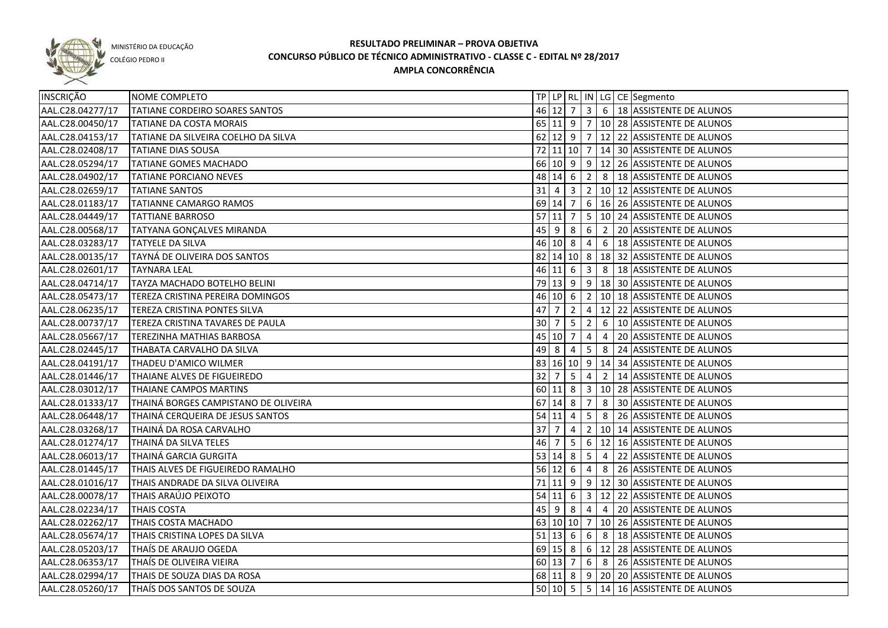MINISTÉRIO DA EDUCAÇÃO

COLÉGIO PEDRO II

# RESULTADO PRELIMINAR – PROVA OBJETIVA
## CONCURSO PÚBLICO DE TÉCNICO ADMINISTRATIVO - CLASSE C - EDITAL Nº 28/2017
## AMPLA CONCORRÊNCIA

| INSCRIÇÃO | NOME COMPLETO | TP | LP | RL | IN | LG | CE | Segmento |
|---|---|---|---|---|---|---|---|---|
| AAL.C28.04277/17 | TATIANE CORDEIRO SOARES SANTOS | 46 | 12 | 7 | 3 | 6 | 18 | ASSISTENTE DE ALUNOS |
| AAL.C28.00450/17 | TATIANE DA COSTA MORAIS | 65 | 11 | 9 | 7 | 10 | 28 | ASSISTENTE DE ALUNOS |
| AAL.C28.04153/17 | TATIANE DA SILVEIRA COELHO DA SILVA | 62 | 12 | 9 | 7 | 12 | 22 | ASSISTENTE DE ALUNOS |
| AAL.C28.02408/17 | TATIANE DIAS SOUSA | 72 | 11 | 10 | 7 | 14 | 30 | ASSISTENTE DE ALUNOS |
| AAL.C28.05294/17 | TATIANE GOMES MACHADO | 66 | 10 | 9 | 9 | 12 | 26 | ASSISTENTE DE ALUNOS |
| AAL.C28.04902/17 | TATIANE PORCIANO NEVES | 48 | 14 | 6 | 2 | 8 | 18 | ASSISTENTE DE ALUNOS |
| AAL.C28.02659/17 | TATIANE SANTOS | 31 | 4 | 3 | 2 | 10 | 12 | ASSISTENTE DE ALUNOS |
| AAL.C28.01183/17 | TATIANNE CAMARGO RAMOS | 69 | 14 | 7 | 6 | 16 | 26 | ASSISTENTE DE ALUNOS |
| AAL.C28.04449/17 | TATTIANE BARROSO | 57 | 11 | 7 | 5 | 10 | 24 | ASSISTENTE DE ALUNOS |
| AAL.C28.00568/17 | TATYANA GONÇALVES MIRANDA | 45 | 9 | 8 | 6 | 2 | 20 | ASSISTENTE DE ALUNOS |
| AAL.C28.03283/17 | TATYELE DA SILVA | 46 | 10 | 8 | 4 | 6 | 18 | ASSISTENTE DE ALUNOS |
| AAL.C28.00135/17 | TAYNÁ DE OLIVEIRA DOS SANTOS | 82 | 14 | 10 | 8 | 18 | 32 | ASSISTENTE DE ALUNOS |
| AAL.C28.02601/17 | TAYNARA LEAL | 46 | 11 | 6 | 3 | 8 | 18 | ASSISTENTE DE ALUNOS |
| AAL.C28.04714/17 | TAYZA MACHADO BOTELHO BELINI | 79 | 13 | 9 | 9 | 18 | 30 | ASSISTENTE DE ALUNOS |
| AAL.C28.05473/17 | TEREZA CRISTINA PEREIRA DOMINGOS | 46 | 10 | 6 | 2 | 10 | 18 | ASSISTENTE DE ALUNOS |
| AAL.C28.06235/17 | TEREZA CRISTINA PONTES SILVA | 47 | 7 | 2 | 4 | 12 | 22 | ASSISTENTE DE ALUNOS |
| AAL.C28.00737/17 | TEREZA CRISTINA TAVARES DE PAULA | 30 | 7 | 5 | 2 | 6 | 10 | ASSISTENTE DE ALUNOS |
| AAL.C28.05667/17 | TEREZINHA MATHIAS BARBOSA | 45 | 10 | 7 | 4 | 4 | 20 | ASSISTENTE DE ALUNOS |
| AAL.C28.02445/17 | THABATA CARVALHO DA SILVA | 49 | 8 | 4 | 5 | 8 | 24 | ASSISTENTE DE ALUNOS |
| AAL.C28.04191/17 | THADEU D'AMICO WILMER | 83 | 16 | 10 | 9 | 14 | 34 | ASSISTENTE DE ALUNOS |
| AAL.C28.01446/17 | THAIANE ALVES DE FIGUEIREDO | 32 | 7 | 5 | 4 | 2 | 14 | ASSISTENTE DE ALUNOS |
| AAL.C28.03012/17 | THAIANE CAMPOS MARTINS | 60 | 11 | 8 | 3 | 10 | 28 | ASSISTENTE DE ALUNOS |
| AAL.C28.01333/17 | THAINÁ BORGES CAMPISTANO DE OLIVEIRA | 67 | 14 | 8 | 7 | 8 | 30 | ASSISTENTE DE ALUNOS |
| AAL.C28.06448/17 | THAINÁ CERQUEIRA DE JESUS SANTOS | 54 | 11 | 4 | 5 | 8 | 26 | ASSISTENTE DE ALUNOS |
| AAL.C28.03268/17 | THAINÁ DA ROSA CARVALHO | 37 | 7 | 4 | 2 | 10 | 14 | ASSISTENTE DE ALUNOS |
| AAL.C28.01274/17 | THAINÁ DA SILVA TELES | 46 | 7 | 5 | 6 | 12 | 16 | ASSISTENTE DE ALUNOS |
| AAL.C28.06013/17 | THAINÁ GARCIA GURGITA | 53 | 14 | 8 | 5 | 4 | 22 | ASSISTENTE DE ALUNOS |
| AAL.C28.01445/17 | THAIS ALVES DE FIGUEIREDO RAMALHO | 56 | 12 | 6 | 4 | 8 | 26 | ASSISTENTE DE ALUNOS |
| AAL.C28.01016/17 | THAIS ANDRADE DA SILVA OLIVEIRA | 71 | 11 | 9 | 9 | 12 | 30 | ASSISTENTE DE ALUNOS |
| AAL.C28.00078/17 | THAIS ARAÚJO PEIXOTO | 54 | 11 | 6 | 3 | 12 | 22 | ASSISTENTE DE ALUNOS |
| AAL.C28.02234/17 | THAIS COSTA | 45 | 9 | 8 | 4 | 4 | 20 | ASSISTENTE DE ALUNOS |
| AAL.C28.02262/17 | THAIS COSTA MACHADO | 63 | 10 | 10 | 7 | 10 | 26 | ASSISTENTE DE ALUNOS |
| AAL.C28.05674/17 | THAIS CRISTINA LOPES DA SILVA | 51 | 13 | 6 | 6 | 8 | 18 | ASSISTENTE DE ALUNOS |
| AAL.C28.05203/17 | THAÍS DE ARAUJO OGEDA | 69 | 15 | 8 | 6 | 12 | 28 | ASSISTENTE DE ALUNOS |
| AAL.C28.06353/17 | THAÍS DE OLIVEIRA VIEIRA | 60 | 13 | 7 | 6 | 8 | 26 | ASSISTENTE DE ALUNOS |
| AAL.C28.02994/17 | THAIS DE SOUZA DIAS DA ROSA | 68 | 11 | 8 | 9 | 20 | 20 | ASSISTENTE DE ALUNOS |
| AAL.C28.05260/17 | THAÍS DOS SANTOS DE SOUZA | 50 | 10 | 5 | 5 | 14 | 16 | ASSISTENTE DE ALUNOS |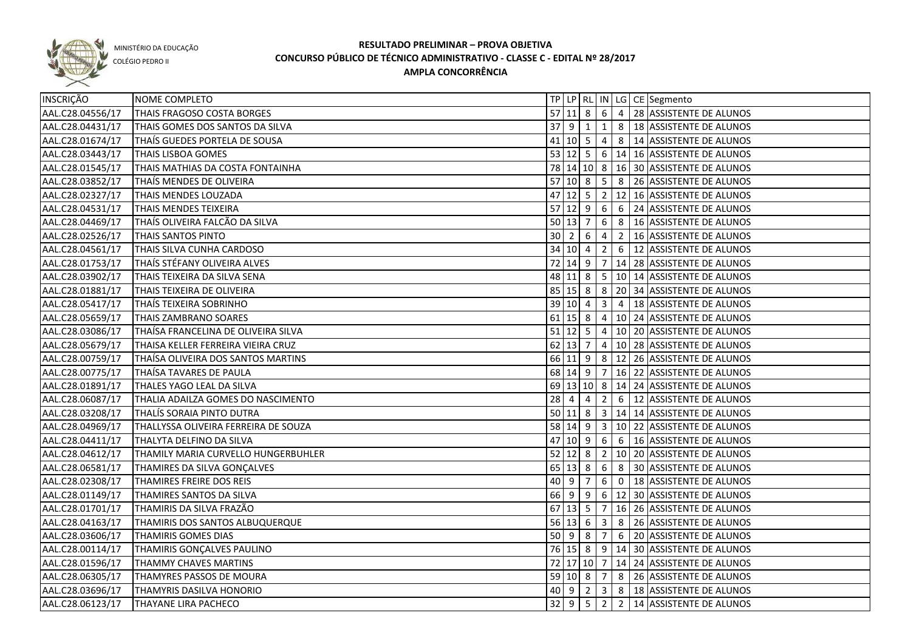MINISTÉRIO DA EDUCAÇÃO
COLÉGIO PEDRO II

# RESULTADO PRELIMINAR – PROVA OBJETIVA
## CONCURSO PÚBLICO DE TÉCNICO ADMINISTRATIVO - CLASSE C - EDITAL Nº 28/2017
### AMPLA CONCORRÊNCIA

| INSCRIÇÃO | NOME COMPLETO | TP | LP | RL | IN | LG | CE | Segmento |
|---|---|---|---|---|---|---|---|---|
| AAL.C28.04556/17 | THAIS FRAGOSO COSTA BORGES | 57 | 11 | 8 | 6 | 4 | 28 | ASSISTENTE DE ALUNOS |
| AAL.C28.04431/17 | THAIS GOMES DOS SANTOS DA SILVA | 37 | 9 | 1 | 1 | 8 | 18 | ASSISTENTE DE ALUNOS |
| AAL.C28.01674/17 | THAÍS GUEDES PORTELA DE SOUSA | 41 | 10 | 5 | 4 | 8 | 14 | ASSISTENTE DE ALUNOS |
| AAL.C28.03443/17 | THAIS LISBOA GOMES | 53 | 12 | 5 | 6 | 14 | 16 | ASSISTENTE DE ALUNOS |
| AAL.C28.01545/17 | THAIS MATHIAS DA COSTA FONTAINHA | 78 | 14 | 10 | 8 | 16 | 30 | ASSISTENTE DE ALUNOS |
| AAL.C28.03852/17 | THAÍS MENDES DE OLIVEIRA | 57 | 10 | 8 | 5 | 8 | 26 | ASSISTENTE DE ALUNOS |
| AAL.C28.02327/17 | THAIS MENDES LOUZADA | 47 | 12 | 5 | 2 | 12 | 16 | ASSISTENTE DE ALUNOS |
| AAL.C28.04531/17 | THAIS MENDES TEIXEIRA | 57 | 12 | 9 | 6 | 6 | 24 | ASSISTENTE DE ALUNOS |
| AAL.C28.04469/17 | THAÍS OLIVEIRA FALCÃO DA SILVA | 50 | 13 | 7 | 6 | 8 | 16 | ASSISTENTE DE ALUNOS |
| AAL.C28.02526/17 | THAIS SANTOS PINTO | 30 | 2 | 6 | 4 | 2 | 16 | ASSISTENTE DE ALUNOS |
| AAL.C28.04561/17 | THAIS SILVA CUNHA CARDOSO | 34 | 10 | 4 | 2 | 6 | 12 | ASSISTENTE DE ALUNOS |
| AAL.C28.01753/17 | THAÍS STÉFANY OLIVEIRA ALVES | 72 | 14 | 9 | 7 | 14 | 28 | ASSISTENTE DE ALUNOS |
| AAL.C28.03902/17 | THAIS TEIXEIRA DA SILVA SENA | 48 | 11 | 8 | 5 | 10 | 14 | ASSISTENTE DE ALUNOS |
| AAL.C28.01881/17 | THAIS TEIXEIRA DE OLIVEIRA | 85 | 15 | 8 | 8 | 20 | 34 | ASSISTENTE DE ALUNOS |
| AAL.C28.05417/17 | THAÍS TEIXEIRA SOBRINHO | 39 | 10 | 4 | 3 | 4 | 18 | ASSISTENTE DE ALUNOS |
| AAL.C28.05659/17 | THAIS ZAMBRANO SOARES | 61 | 15 | 8 | 4 | 10 | 24 | ASSISTENTE DE ALUNOS |
| AAL.C28.03086/17 | THAÍSA FRANCELINA DE OLIVEIRA SILVA | 51 | 12 | 5 | 4 | 10 | 20 | ASSISTENTE DE ALUNOS |
| AAL.C28.05679/17 | THAISA KELLER FERREIRA VIEIRA CRUZ | 62 | 13 | 7 | 4 | 10 | 28 | ASSISTENTE DE ALUNOS |
| AAL.C28.00759/17 | THAÍSA OLIVEIRA DOS SANTOS MARTINS | 66 | 11 | 9 | 8 | 12 | 26 | ASSISTENTE DE ALUNOS |
| AAL.C28.00775/17 | THAÍSA TAVARES DE PAULA | 68 | 14 | 9 | 7 | 16 | 22 | ASSISTENTE DE ALUNOS |
| AAL.C28.01891/17 | THALES YAGO LEAL DA SILVA | 69 | 13 | 10 | 8 | 14 | 24 | ASSISTENTE DE ALUNOS |
| AAL.C28.06087/17 | THALIA ADAILZA GOMES DO NASCIMENTO | 28 | 4 | 4 | 2 | 6 | 12 | ASSISTENTE DE ALUNOS |
| AAL.C28.03208/17 | THALÍS SORAIA PINTO DUTRA | 50 | 11 | 8 | 3 | 14 | 14 | ASSISTENTE DE ALUNOS |
| AAL.C28.04969/17 | THALLYSSA OLIVEIRA FERREIRA DE SOUZA | 58 | 14 | 9 | 3 | 10 | 22 | ASSISTENTE DE ALUNOS |
| AAL.C28.04411/17 | THALYTA DELFINO DA SILVA | 47 | 10 | 9 | 6 | 6 | 16 | ASSISTENTE DE ALUNOS |
| AAL.C28.04612/17 | THAMILY MARIA CURVELLO HUNGERBUHLER | 52 | 12 | 8 | 2 | 10 | 20 | ASSISTENTE DE ALUNOS |
| AAL.C28.06581/17 | THAMIRES DA SILVA GONÇALVES | 65 | 13 | 8 | 6 | 8 | 30 | ASSISTENTE DE ALUNOS |
| AAL.C28.02308/17 | THAMIRES FREIRE DOS REIS | 40 | 9 | 7 | 6 | 0 | 18 | ASSISTENTE DE ALUNOS |
| AAL.C28.01149/17 | THAMIRES SANTOS DA SILVA | 66 | 9 | 9 | 6 | 12 | 30 | ASSISTENTE DE ALUNOS |
| AAL.C28.01701/17 | THAMIRIS DA SILVA FRAZÃO | 67 | 13 | 5 | 7 | 16 | 26 | ASSISTENTE DE ALUNOS |
| AAL.C28.04163/17 | THAMIRIS DOS SANTOS ALBUQUERQUE | 56 | 13 | 6 | 3 | 8 | 26 | ASSISTENTE DE ALUNOS |
| AAL.C28.03606/17 | THAMIRIS GOMES DIAS | 50 | 9 | 8 | 7 | 6 | 20 | ASSISTENTE DE ALUNOS |
| AAL.C28.00114/17 | THAMIRIS GONÇALVES PAULINO | 76 | 15 | 8 | 9 | 14 | 30 | ASSISTENTE DE ALUNOS |
| AAL.C28.01596/17 | THAMMY CHAVES MARTINS | 72 | 17 | 10 | 7 | 14 | 24 | ASSISTENTE DE ALUNOS |
| AAL.C28.06305/17 | THAMYRES PASSOS DE MOURA | 59 | 10 | 8 | 7 | 8 | 26 | ASSISTENTE DE ALUNOS |
| AAL.C28.03696/17 | THAMYRIS DASILVA HONORIO | 40 | 9 | 2 | 3 | 8 | 18 | ASSISTENTE DE ALUNOS |
| AAL.C28.06123/17 | THAYANE LIRA PACHECO | 32 | 9 | 5 | 2 | 2 | 14 | ASSISTENTE DE ALUNOS |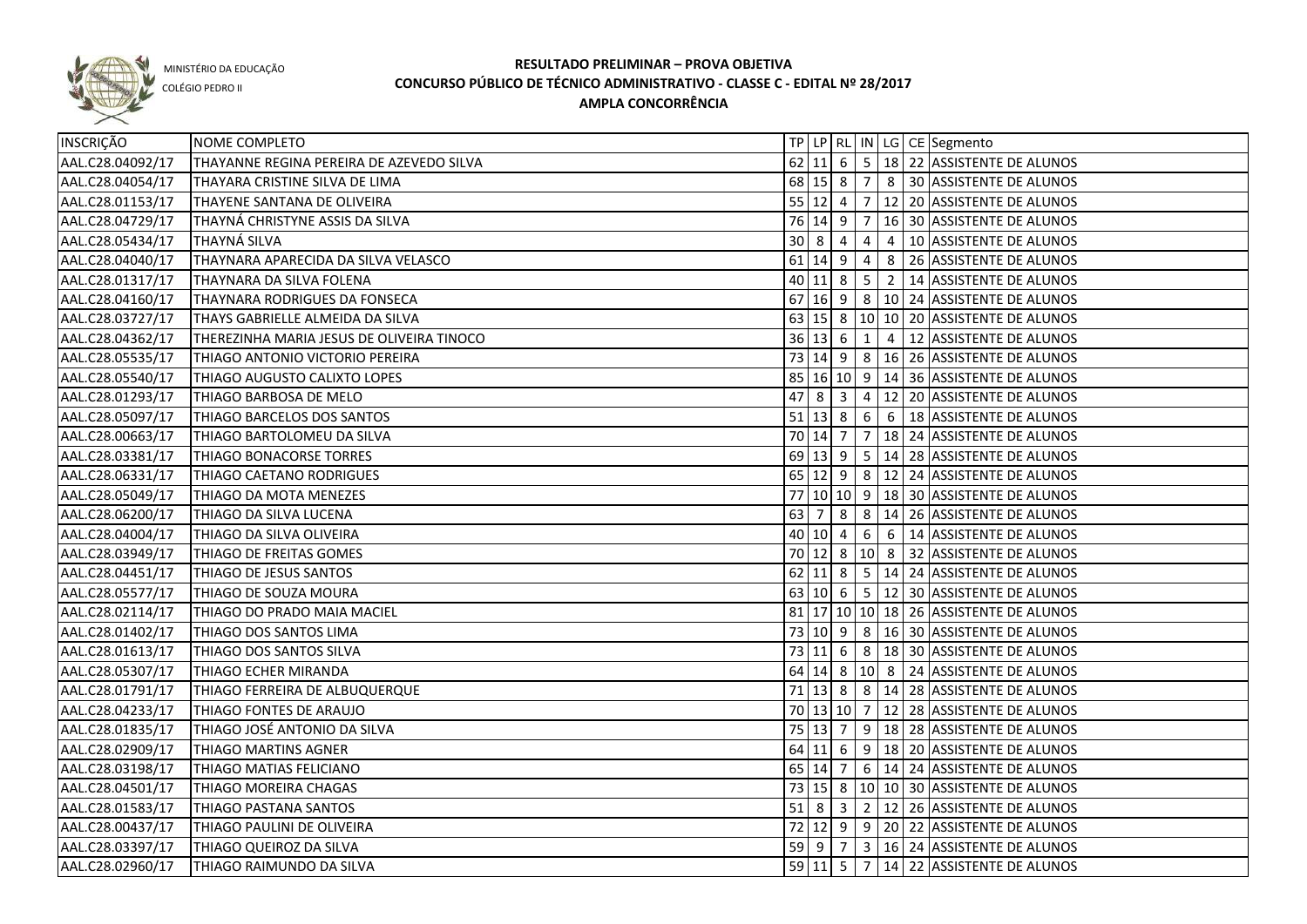MINISTÉRIO DA EDUCAÇÃO

COLÉGIO PEDRO II

# RESULTADO PRELIMINAR – PROVA OBJETIVA
## CONCURSO PÚBLICO DE TÉCNICO ADMINISTRATIVO - CLASSE C - EDITAL Nº 28/2017
## AMPLA CONCORRÊNCIA

| INSCRIÇÃO | NOME COMPLETO | TP | LP | RL | IN | LG | CE | Segmento |
|---|---|---|---|---|---|---|---|---|
| AAL.C28.04092/17 | THAYANNE REGINA PEREIRA DE AZEVEDO SILVA | 62 | 11 | 6 | 5 | 18 | 22 | ASSISTENTE DE ALUNOS |
| AAL.C28.04054/17 | THAYARA CRISTINE SILVA DE LIMA | 68 | 15 | 8 | 7 | 8 | 30 | ASSISTENTE DE ALUNOS |
| AAL.C28.01153/17 | THAYENE SANTANA DE OLIVEIRA | 55 | 12 | 4 | 7 | 12 | 20 | ASSISTENTE DE ALUNOS |
| AAL.C28.04729/17 | THAYNÁ CHRISTYNE ASSIS DA SILVA | 76 | 14 | 9 | 7 | 16 | 30 | ASSISTENTE DE ALUNOS |
| AAL.C28.05434/17 | THAYNÁ SILVA | 30 | 8 | 4 | 4 | 4 | 10 | ASSISTENTE DE ALUNOS |
| AAL.C28.04040/17 | THAYNARA APARECIDA DA SILVA VELASCO | 61 | 14 | 9 | 4 | 8 | 26 | ASSISTENTE DE ALUNOS |
| AAL.C28.01317/17 | THAYNARA DA SILVA FOLENA | 40 | 11 | 8 | 5 | 2 | 14 | ASSISTENTE DE ALUNOS |
| AAL.C28.04160/17 | THAYNARA RODRIGUES DA FONSECA | 67 | 16 | 9 | 8 | 10 | 24 | ASSISTENTE DE ALUNOS |
| AAL.C28.03727/17 | THAYS GABRIELLE ALMEIDA DA SILVA | 63 | 15 | 8 | 10 | 10 | 20 | ASSISTENTE DE ALUNOS |
| AAL.C28.04362/17 | THEREZINHA MARIA JESUS DE OLIVEIRA TINOCO | 36 | 13 | 6 | 1 | 4 | 12 | ASSISTENTE DE ALUNOS |
| AAL.C28.05535/17 | THIAGO ANTONIO VICTORIO PEREIRA | 73 | 14 | 9 | 8 | 16 | 26 | ASSISTENTE DE ALUNOS |
| AAL.C28.05540/17 | THIAGO AUGUSTO CALIXTO LOPES | 85 | 16 | 10 | 9 | 14 | 36 | ASSISTENTE DE ALUNOS |
| AAL.C28.01293/17 | THIAGO BARBOSA DE MELO | 47 | 8 | 3 | 4 | 12 | 20 | ASSISTENTE DE ALUNOS |
| AAL.C28.05097/17 | THIAGO BARCELOS DOS SANTOS | 51 | 13 | 8 | 6 | 6 | 18 | ASSISTENTE DE ALUNOS |
| AAL.C28.00663/17 | THIAGO BARTOLOMEU DA SILVA | 70 | 14 | 7 | 7 | 18 | 24 | ASSISTENTE DE ALUNOS |
| AAL.C28.03381/17 | THIAGO BONACORSE TORRES | 69 | 13 | 9 | 5 | 14 | 28 | ASSISTENTE DE ALUNOS |
| AAL.C28.06331/17 | THIAGO CAETANO RODRIGUES | 65 | 12 | 9 | 8 | 12 | 24 | ASSISTENTE DE ALUNOS |
| AAL.C28.05049/17 | THIAGO DA MOTA MENEZES | 77 | 10 | 10 | 9 | 18 | 30 | ASSISTENTE DE ALUNOS |
| AAL.C28.06200/17 | THIAGO DA SILVA LUCENA | 63 | 7 | 8 | 8 | 14 | 26 | ASSISTENTE DE ALUNOS |
| AAL.C28.04004/17 | THIAGO DA SILVA OLIVEIRA | 40 | 10 | 4 | 6 | 6 | 14 | ASSISTENTE DE ALUNOS |
| AAL.C28.03949/17 | THIAGO DE FREITAS GOMES | 70 | 12 | 8 | 10 | 8 | 32 | ASSISTENTE DE ALUNOS |
| AAL.C28.04451/17 | THIAGO DE JESUS SANTOS | 62 | 11 | 8 | 5 | 14 | 24 | ASSISTENTE DE ALUNOS |
| AAL.C28.05577/17 | THIAGO DE SOUZA MOURA | 63 | 10 | 6 | 5 | 12 | 30 | ASSISTENTE DE ALUNOS |
| AAL.C28.02114/17 | THIAGO DO PRADO MAIA MACIEL | 81 | 17 | 10 | 10 | 18 | 26 | ASSISTENTE DE ALUNOS |
| AAL.C28.01402/17 | THIAGO DOS SANTOS LIMA | 73 | 10 | 9 | 8 | 16 | 30 | ASSISTENTE DE ALUNOS |
| AAL.C28.01613/17 | THIAGO DOS SANTOS SILVA | 73 | 11 | 6 | 8 | 18 | 30 | ASSISTENTE DE ALUNOS |
| AAL.C28.05307/17 | THIAGO ECHER MIRANDA | 64 | 14 | 8 | 10 | 8 | 24 | ASSISTENTE DE ALUNOS |
| AAL.C28.01791/17 | THIAGO FERREIRA DE ALBUQUERQUE | 71 | 13 | 8 | 8 | 14 | 28 | ASSISTENTE DE ALUNOS |
| AAL.C28.04233/17 | THIAGO FONTES DE ARAUJO | 70 | 13 | 10 | 7 | 12 | 28 | ASSISTENTE DE ALUNOS |
| AAL.C28.01835/17 | THIAGO JOSÉ ANTONIO DA SILVA | 75 | 13 | 7 | 9 | 18 | 28 | ASSISTENTE DE ALUNOS |
| AAL.C28.02909/17 | THIAGO MARTINS AGNER | 64 | 11 | 6 | 9 | 18 | 20 | ASSISTENTE DE ALUNOS |
| AAL.C28.03198/17 | THIAGO MATIAS FELICIANO | 65 | 14 | 7 | 6 | 14 | 24 | ASSISTENTE DE ALUNOS |
| AAL.C28.04501/17 | THIAGO MOREIRA CHAGAS | 73 | 15 | 8 | 10 | 10 | 30 | ASSISTENTE DE ALUNOS |
| AAL.C28.01583/17 | THIAGO PASTANA SANTOS | 51 | 8 | 3 | 2 | 12 | 26 | ASSISTENTE DE ALUNOS |
| AAL.C28.00437/17 | THIAGO PAULINI DE OLIVEIRA | 72 | 12 | 9 | 9 | 20 | 22 | ASSISTENTE DE ALUNOS |
| AAL.C28.03397/17 | THIAGO QUEIROZ DA SILVA | 59 | 9 | 7 | 3 | 16 | 24 | ASSISTENTE DE ALUNOS |
| AAL.C28.02960/17 | THIAGO RAIMUNDO DA SILVA | 59 | 11 | 5 | 7 | 14 | 22 | ASSISTENTE DE ALUNOS |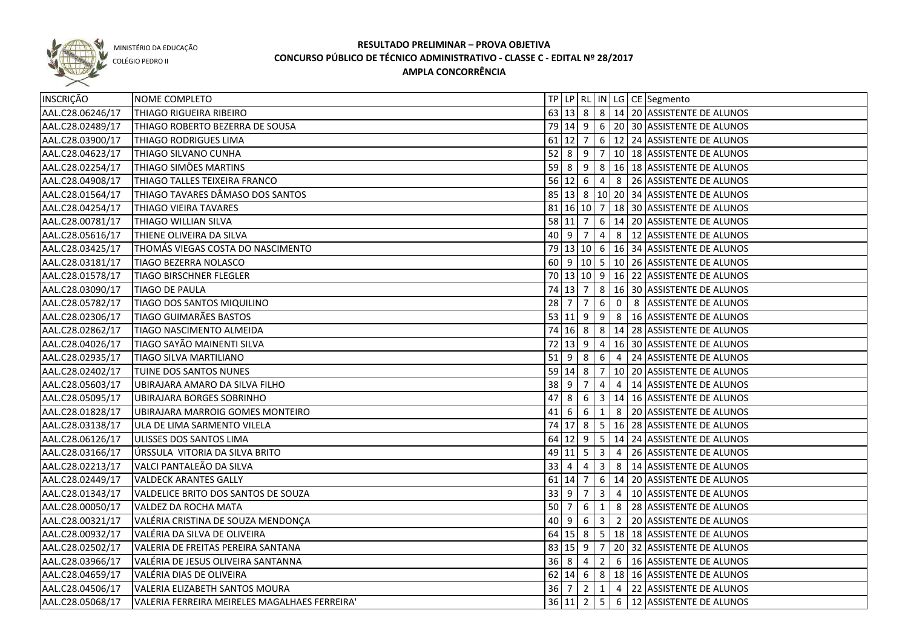MINISTÉRIO DA EDUCAÇÃO
COLÉGIO PEDRO II

# RESULTADO PRELIMINAR – PROVA OBJETIVA
## CONCURSO PÚBLICO DE TÉCNICO ADMINISTRATIVO - CLASSE C - EDITAL Nº 28/2017
### AMPLA CONCORRÊNCIA

| INSCRIÇÃO | NOME COMPLETO | TP | LP | RL | IN | LG | CE | Segmento |
|---|---|---|---|---|---|---|---|---|
| AAL.C28.06246/17 | THIAGO RIGUEIRA RIBEIRO | 63 | 13 | 8 | 8 | 14 | 20 | ASSISTENTE DE ALUNOS |
| AAL.C28.02489/17 | THIAGO ROBERTO BEZERRA DE SOUSA | 79 | 14 | 9 | 6 | 20 | 30 | ASSISTENTE DE ALUNOS |
| AAL.C28.03900/17 | THIAGO RODRIGUES LIMA | 61 | 12 | 7 | 6 | 12 | 24 | ASSISTENTE DE ALUNOS |
| AAL.C28.04623/17 | THIAGO SILVANO CUNHA | 52 | 8 | 9 | 7 | 10 | 18 | ASSISTENTE DE ALUNOS |
| AAL.C28.02254/17 | THIAGO SIMÕES MARTINS | 59 | 8 | 9 | 8 | 16 | 18 | ASSISTENTE DE ALUNOS |
| AAL.C28.04908/17 | THIAGO TALLES TEIXEIRA FRANCO | 56 | 12 | 6 | 4 | 8 | 26 | ASSISTENTE DE ALUNOS |
| AAL.C28.01564/17 | THIAGO TAVARES DÂMASO DOS SANTOS | 85 | 13 | 8 | 10 | 20 | 34 | ASSISTENTE DE ALUNOS |
| AAL.C28.04254/17 | THIAGO VIEIRA TAVARES | 81 | 16 | 10 | 7 | 18 | 30 | ASSISTENTE DE ALUNOS |
| AAL.C28.00781/17 | THIAGO WILLIAN SILVA | 58 | 11 | 7 | 6 | 14 | 20 | ASSISTENTE DE ALUNOS |
| AAL.C28.05616/17 | THIENE OLIVEIRA DA SILVA | 40 | 9 | 7 | 4 | 8 | 12 | ASSISTENTE DE ALUNOS |
| AAL.C28.03425/17 | THOMÁS VIEGAS COSTA DO NASCIMENTO | 79 | 13 | 10 | 6 | 16 | 34 | ASSISTENTE DE ALUNOS |
| AAL.C28.03181/17 | TIAGO BEZERRA NOLASCO | 60 | 9 | 10 | 5 | 10 | 26 | ASSISTENTE DE ALUNOS |
| AAL.C28.01578/17 | TIAGO BIRSCHNER FLEGLER | 70 | 13 | 10 | 9 | 16 | 22 | ASSISTENTE DE ALUNOS |
| AAL.C28.03090/17 | TIAGO DE PAULA | 74 | 13 | 7 | 8 | 16 | 30 | ASSISTENTE DE ALUNOS |
| AAL.C28.05782/17 | TIAGO DOS SANTOS MIQUILINO | 28 | 7 | 7 | 6 | 0 | 8 | ASSISTENTE DE ALUNOS |
| AAL.C28.02306/17 | TIAGO GUIMARÃES BASTOS | 53 | 11 | 9 | 9 | 8 | 16 | ASSISTENTE DE ALUNOS |
| AAL.C28.02862/17 | TIAGO NASCIMENTO ALMEIDA | 74 | 16 | 8 | 8 | 14 | 28 | ASSISTENTE DE ALUNOS |
| AAL.C28.04026/17 | TIAGO SAYÃO MAINENTI SILVA | 72 | 13 | 9 | 4 | 16 | 30 | ASSISTENTE DE ALUNOS |
| AAL.C28.02935/17 | TIAGO SILVA MARTILIANO | 51 | 9 | 8 | 6 | 4 | 24 | ASSISTENTE DE ALUNOS |
| AAL.C28.02402/17 | TUINE DOS SANTOS NUNES | 59 | 14 | 8 | 7 | 10 | 20 | ASSISTENTE DE ALUNOS |
| AAL.C28.05603/17 | UBIRAJARA AMARO DA SILVA FILHO | 38 | 9 | 7 | 4 | 4 | 14 | ASSISTENTE DE ALUNOS |
| AAL.C28.05095/17 | UBIRAJARA BORGES SOBRINHO | 47 | 8 | 6 | 3 | 14 | 16 | ASSISTENTE DE ALUNOS |
| AAL.C28.01828/17 | UBIRAJARA MARROIG GOMES MONTEIRO | 41 | 6 | 6 | 1 | 8 | 20 | ASSISTENTE DE ALUNOS |
| AAL.C28.03138/17 | ULA DE LIMA SARMENTO VILELA | 74 | 17 | 8 | 5 | 16 | 28 | ASSISTENTE DE ALUNOS |
| AAL.C28.06126/17 | ULISSES DOS SANTOS LIMA | 64 | 12 | 9 | 5 | 14 | 24 | ASSISTENTE DE ALUNOS |
| AAL.C28.03166/17 | ÚRSSULA VITORIA DA SILVA BRITO | 49 | 11 | 5 | 3 | 4 | 26 | ASSISTENTE DE ALUNOS |
| AAL.C28.02213/17 | VALCI PANTALEÃO DA SILVA | 33 | 4 | 4 | 3 | 8 | 14 | ASSISTENTE DE ALUNOS |
| AAL.C28.02449/17 | VALDECK ARANTES GALLY | 61 | 14 | 7 | 6 | 14 | 20 | ASSISTENTE DE ALUNOS |
| AAL.C28.01343/17 | VALDELICE BRITO DOS SANTOS DE SOUZA | 33 | 9 | 7 | 3 | 4 | 10 | ASSISTENTE DE ALUNOS |
| AAL.C28.00050/17 | VALDEZ DA ROCHA MATA | 50 | 7 | 6 | 1 | 8 | 28 | ASSISTENTE DE ALUNOS |
| AAL.C28.00321/17 | VALÉRIA CRISTINA DE SOUZA MENDONÇA | 40 | 9 | 6 | 3 | 2 | 20 | ASSISTENTE DE ALUNOS |
| AAL.C28.00932/17 | VALÉRIA DA SILVA DE OLIVEIRA | 64 | 15 | 8 | 5 | 18 | 18 | ASSISTENTE DE ALUNOS |
| AAL.C28.02502/17 | VALERIA DE FREITAS PEREIRA SANTANA | 83 | 15 | 9 | 7 | 20 | 32 | ASSISTENTE DE ALUNOS |
| AAL.C28.03966/17 | VALÉRIA DE JESUS OLIVEIRA SANTANNA | 36 | 8 | 4 | 2 | 6 | 16 | ASSISTENTE DE ALUNOS |
| AAL.C28.04659/17 | VALÉRIA DIAS DE OLIVEIRA | 62 | 14 | 6 | 8 | 18 | 16 | ASSISTENTE DE ALUNOS |
| AAL.C28.04506/17 | VALERIA ELIZABETH SANTOS MOURA | 36 | 7 | 2 | 1 | 4 | 22 | ASSISTENTE DE ALUNOS |
| AAL.C28.05068/17 | VALERIA FERREIRA MEIRELES MAGALHAES FERREIRA' | 36 | 11 | 2 | 5 | 6 | 12 | ASSISTENTE DE ALUNOS |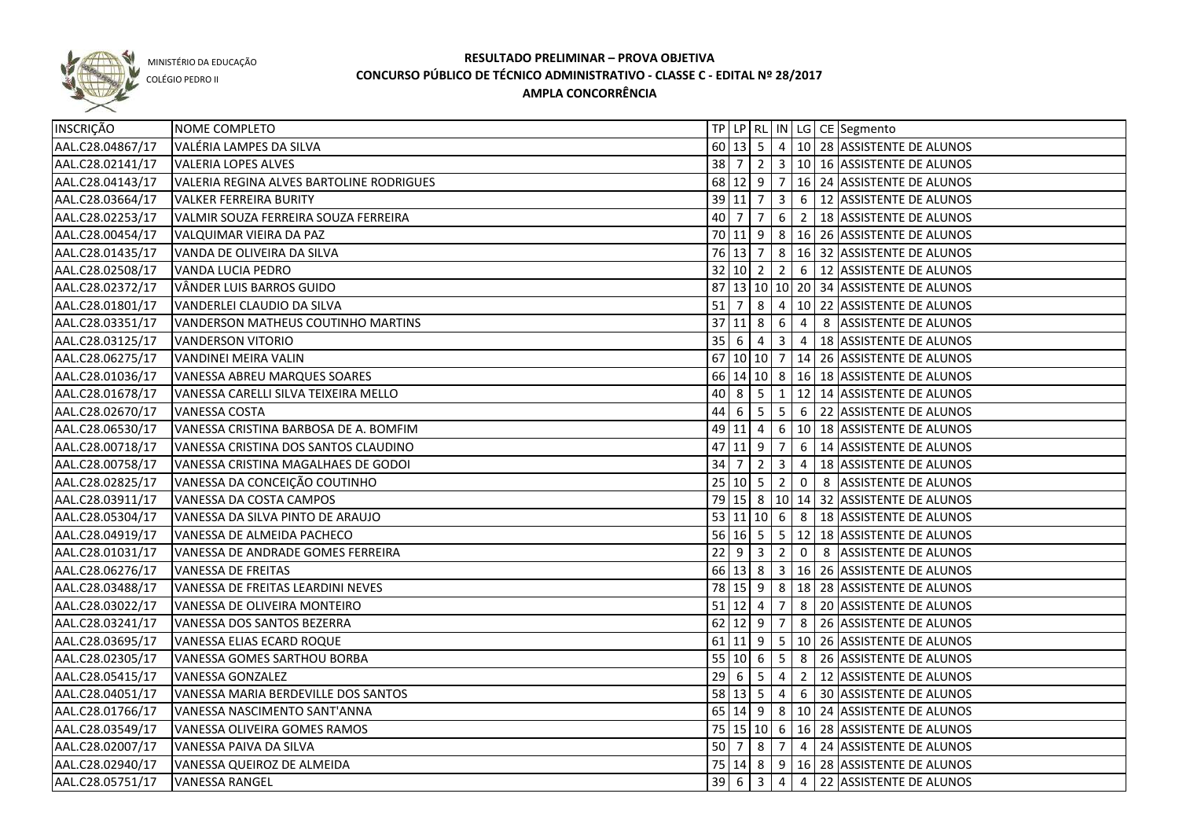MINISTÉRIO DA EDUCAÇÃO
COLÉGIO PEDRO II

# RESULTADO PRELIMINAR – PROVA OBJETIVA
## CONCURSO PÚBLICO DE TÉCNICO ADMINISTRATIVO - CLASSE C - EDITAL Nº 28/2017
## AMPLA CONCORRÊNCIA

| INSCRIÇÃO | NOME COMPLETO | TP | LP | RL | IN | LG | CE | Segmento |
|---|---|---|---|---|---|---|---|---|
| AAL.C28.04867/17 | VALÉRIA LAMPES DA SILVA | 60 | 13 | 5 | 4 | 10 | 28 | ASSISTENTE DE ALUNOS |
| AAL.C28.02141/17 | VALERIA LOPES ALVES | 38 | 7 | 2 | 3 | 10 | 16 | ASSISTENTE DE ALUNOS |
| AAL.C28.04143/17 | VALERIA REGINA ALVES BARTOLINE RODRIGUES | 68 | 12 | 9 | 7 | 16 | 24 | ASSISTENTE DE ALUNOS |
| AAL.C28.03664/17 | VALKER FERREIRA BURITY | 39 | 11 | 7 | 3 | 6 | 12 | ASSISTENTE DE ALUNOS |
| AAL.C28.02253/17 | VALMIR SOUZA FERREIRA SOUZA FERREIRA | 40 | 7 | 7 | 6 | 2 | 18 | ASSISTENTE DE ALUNOS |
| AAL.C28.00454/17 | VALQUIMAR VIEIRA DA PAZ | 70 | 11 | 9 | 8 | 16 | 26 | ASSISTENTE DE ALUNOS |
| AAL.C28.01435/17 | VANDA DE OLIVEIRA DA SILVA | 76 | 13 | 7 | 8 | 16 | 32 | ASSISTENTE DE ALUNOS |
| AAL.C28.02508/17 | VANDA LUCIA PEDRO | 32 | 10 | 2 | 2 | 6 | 12 | ASSISTENTE DE ALUNOS |
| AAL.C28.02372/17 | VÂNDER LUIS BARROS GUIDO | 87 | 13 | 10 | 10 | 20 | 34 | ASSISTENTE DE ALUNOS |
| AAL.C28.01801/17 | VANDERLEI CLAUDIO DA SILVA | 51 | 7 | 8 | 4 | 10 | 22 | ASSISTENTE DE ALUNOS |
| AAL.C28.03351/17 | VANDERSON MATHEUS COUTINHO MARTINS | 37 | 11 | 8 | 6 | 4 | 8 | ASSISTENTE DE ALUNOS |
| AAL.C28.03125/17 | VANDERSON VITORIO | 35 | 6 | 4 | 3 | 4 | 18 | ASSISTENTE DE ALUNOS |
| AAL.C28.06275/17 | VANDINEI MEIRA VALIN | 67 | 10 | 10 | 7 | 14 | 26 | ASSISTENTE DE ALUNOS |
| AAL.C28.01036/17 | VANESSA ABREU MARQUES SOARES | 66 | 14 | 10 | 8 | 16 | 18 | ASSISTENTE DE ALUNOS |
| AAL.C28.01678/17 | VANESSA CARELLI SILVA TEIXEIRA MELLO | 40 | 8 | 5 | 1 | 12 | 14 | ASSISTENTE DE ALUNOS |
| AAL.C28.02670/17 | VANESSA COSTA | 44 | 6 | 5 | 5 | 6 | 22 | ASSISTENTE DE ALUNOS |
| AAL.C28.06530/17 | VANESSA CRISTINA BARBOSA DE A. BOMFIM | 49 | 11 | 4 | 6 | 10 | 18 | ASSISTENTE DE ALUNOS |
| AAL.C28.00718/17 | VANESSA CRISTINA DOS SANTOS CLAUDINO | 47 | 11 | 9 | 7 | 6 | 14 | ASSISTENTE DE ALUNOS |
| AAL.C28.00758/17 | VANESSA CRISTINA MAGALHAES DE GODOI | 34 | 7 | 2 | 3 | 4 | 18 | ASSISTENTE DE ALUNOS |
| AAL.C28.02825/17 | VANESSA DA CONCEIÇÃO COUTINHO | 25 | 10 | 5 | 2 | 0 | 8 | ASSISTENTE DE ALUNOS |
| AAL.C28.03911/17 | VANESSA DA COSTA CAMPOS | 79 | 15 | 8 | 10 | 14 | 32 | ASSISTENTE DE ALUNOS |
| AAL.C28.05304/17 | VANESSA DA SILVA PINTO DE ARAUJO | 53 | 11 | 10 | 6 | 8 | 18 | ASSISTENTE DE ALUNOS |
| AAL.C28.04919/17 | VANESSA DE ALMEIDA PACHECO | 56 | 16 | 5 | 5 | 12 | 18 | ASSISTENTE DE ALUNOS |
| AAL.C28.01031/17 | VANESSA DE ANDRADE GOMES FERREIRA | 22 | 9 | 3 | 2 | 0 | 8 | ASSISTENTE DE ALUNOS |
| AAL.C28.06276/17 | VANESSA DE FREITAS | 66 | 13 | 8 | 3 | 16 | 26 | ASSISTENTE DE ALUNOS |
| AAL.C28.03488/17 | VANESSA DE FREITAS LEARDINI NEVES | 78 | 15 | 9 | 8 | 18 | 28 | ASSISTENTE DE ALUNOS |
| AAL.C28.03022/17 | VANESSA DE OLIVEIRA MONTEIRO | 51 | 12 | 4 | 7 | 8 | 20 | ASSISTENTE DE ALUNOS |
| AAL.C28.03241/17 | VANESSA DOS SANTOS BEZERRA | 62 | 12 | 9 | 7 | 8 | 26 | ASSISTENTE DE ALUNOS |
| AAL.C28.03695/17 | VANESSA ELIAS ECARD ROQUE | 61 | 11 | 9 | 5 | 10 | 26 | ASSISTENTE DE ALUNOS |
| AAL.C28.02305/17 | VANESSA GOMES SARTHOU BORBA | 55 | 10 | 6 | 5 | 8 | 26 | ASSISTENTE DE ALUNOS |
| AAL.C28.05415/17 | VANESSA GONZALEZ | 29 | 6 | 5 | 4 | 2 | 12 | ASSISTENTE DE ALUNOS |
| AAL.C28.04051/17 | VANESSA MARIA BERDEVILLE DOS SANTOS | 58 | 13 | 5 | 4 | 6 | 30 | ASSISTENTE DE ALUNOS |
| AAL.C28.01766/17 | VANESSA NASCIMENTO SANT'ANNA | 65 | 14 | 9 | 8 | 10 | 24 | ASSISTENTE DE ALUNOS |
| AAL.C28.03549/17 | VANESSA OLIVEIRA GOMES RAMOS | 75 | 15 | 10 | 6 | 16 | 28 | ASSISTENTE DE ALUNOS |
| AAL.C28.02007/17 | VANESSA PAIVA DA SILVA | 50 | 7 | 8 | 7 | 4 | 24 | ASSISTENTE DE ALUNOS |
| AAL.C28.02940/17 | VANESSA QUEIROZ DE ALMEIDA | 75 | 14 | 8 | 9 | 16 | 28 | ASSISTENTE DE ALUNOS |
| AAL.C28.05751/17 | VANESSA RANGEL | 39 | 6 | 3 | 4 | 4 | 22 | ASSISTENTE DE ALUNOS |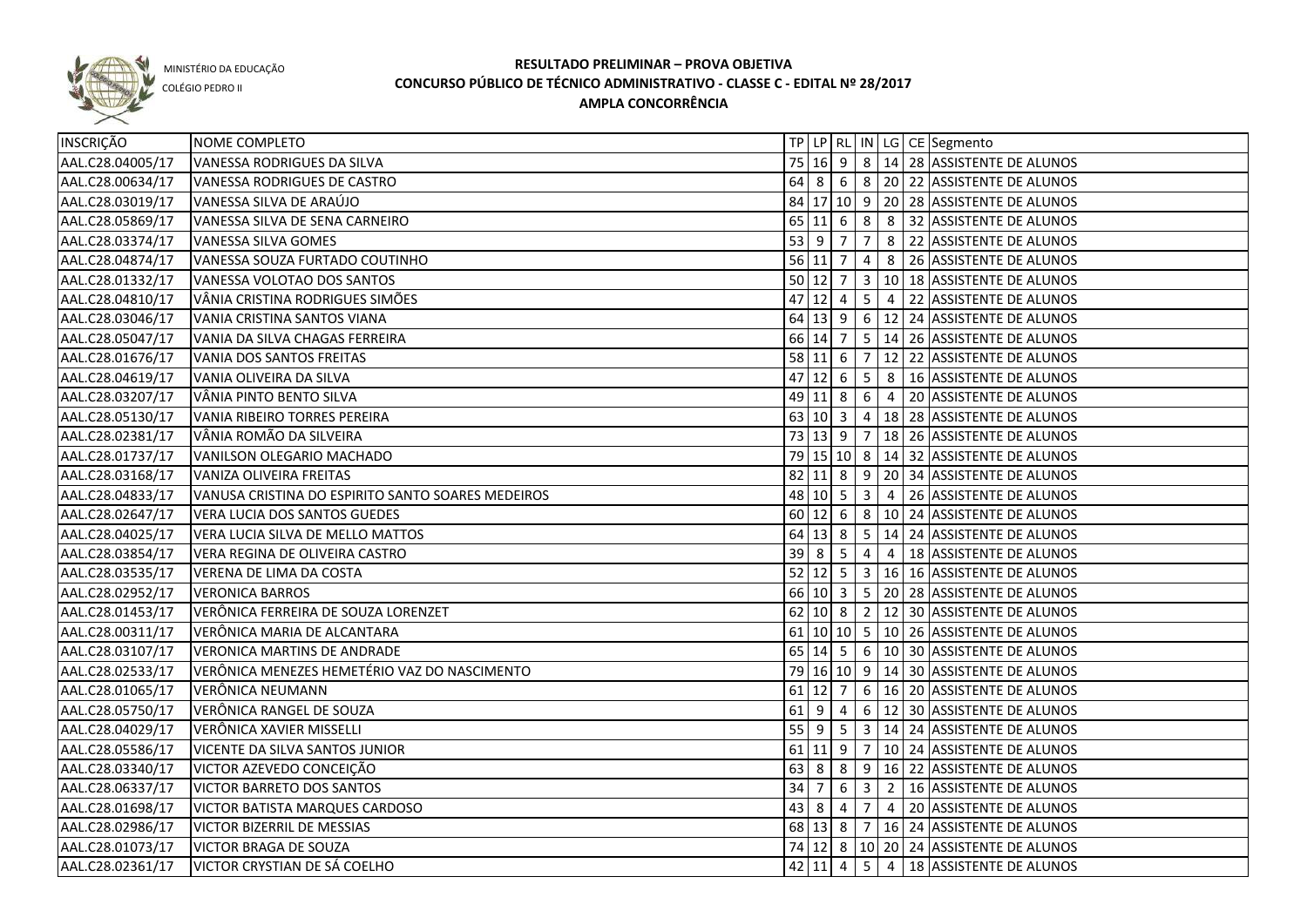MINISTÉRIO DA EDUCAÇÃO

COLÉGIO PEDRO II

# RESULTADO PRELIMINAR – PROVA OBJETIVA
## CONCURSO PÚBLICO DE TÉCNICO ADMINISTRATIVO - CLASSE C - EDITAL Nº 28/2017
## AMPLA CONCORRÊNCIA

| INSCRIÇÃO | NOME COMPLETO | TP | LP | RL | IN | LG | CE | Segmento |
|---|---|---|---|---|---|---|---|---|
| AAL.C28.04005/17 | VANESSA RODRIGUES DA SILVA | 75 | 16 | 9 | 8 | 14 | 28 | ASSISTENTE DE ALUNOS |
| AAL.C28.00634/17 | VANESSA RODRIGUES DE CASTRO | 64 | 8 | 6 | 8 | 20 | 22 | ASSISTENTE DE ALUNOS |
| AAL.C28.03019/17 | VANESSA SILVA DE ARAÚJO | 84 | 17 | 10 | 9 | 20 | 28 | ASSISTENTE DE ALUNOS |
| AAL.C28.05869/17 | VANESSA SILVA DE SENA CARNEIRO | 65 | 11 | 6 | 8 | 8 | 32 | ASSISTENTE DE ALUNOS |
| AAL.C28.03374/17 | VANESSA SILVA GOMES | 53 | 9 | 7 | 7 | 8 | 22 | ASSISTENTE DE ALUNOS |
| AAL.C28.04874/17 | VANESSA SOUZA FURTADO COUTINHO | 56 | 11 | 7 | 4 | 8 | 26 | ASSISTENTE DE ALUNOS |
| AAL.C28.01332/17 | VANESSA VOLOTAO DOS SANTOS | 50 | 12 | 7 | 3 | 10 | 18 | ASSISTENTE DE ALUNOS |
| AAL.C28.04810/17 | VÂNIA CRISTINA RODRIGUES SIMÕES | 47 | 12 | 4 | 5 | 4 | 22 | ASSISTENTE DE ALUNOS |
| AAL.C28.03046/17 | VANIA CRISTINA SANTOS VIANA | 64 | 13 | 9 | 6 | 12 | 24 | ASSISTENTE DE ALUNOS |
| AAL.C28.05047/17 | VANIA DA SILVA CHAGAS FERREIRA | 66 | 14 | 7 | 5 | 14 | 26 | ASSISTENTE DE ALUNOS |
| AAL.C28.01676/17 | VANIA DOS SANTOS FREITAS | 58 | 11 | 6 | 7 | 12 | 22 | ASSISTENTE DE ALUNOS |
| AAL.C28.04619/17 | VANIA OLIVEIRA DA SILVA | 47 | 12 | 6 | 5 | 8 | 16 | ASSISTENTE DE ALUNOS |
| AAL.C28.03207/17 | VÂNIA PINTO BENTO SILVA | 49 | 11 | 8 | 6 | 4 | 20 | ASSISTENTE DE ALUNOS |
| AAL.C28.05130/17 | VANIA RIBEIRO TORRES PEREIRA | 63 | 10 | 3 | 4 | 18 | 28 | ASSISTENTE DE ALUNOS |
| AAL.C28.02381/17 | VÂNIA ROMÃO DA SILVEIRA | 73 | 13 | 9 | 7 | 18 | 26 | ASSISTENTE DE ALUNOS |
| AAL.C28.01737/17 | VANILSON OLEGARIO MACHADO | 79 | 15 | 10 | 8 | 14 | 32 | ASSISTENTE DE ALUNOS |
| AAL.C28.03168/17 | VANIZA OLIVEIRA FREITAS | 82 | 11 | 8 | 9 | 20 | 34 | ASSISTENTE DE ALUNOS |
| AAL.C28.04833/17 | VANUSA CRISTINA DO ESPIRITO SANTO SOARES MEDEIROS | 48 | 10 | 5 | 3 | 4 | 26 | ASSISTENTE DE ALUNOS |
| AAL.C28.02647/17 | VERA LUCIA DOS SANTOS GUEDES | 60 | 12 | 6 | 8 | 10 | 24 | ASSISTENTE DE ALUNOS |
| AAL.C28.04025/17 | VERA LUCIA SILVA DE MELLO MATTOS | 64 | 13 | 8 | 5 | 14 | 24 | ASSISTENTE DE ALUNOS |
| AAL.C28.03854/17 | VERA REGINA DE OLIVEIRA CASTRO | 39 | 8 | 5 | 4 | 4 | 18 | ASSISTENTE DE ALUNOS |
| AAL.C28.03535/17 | VERENA DE LIMA DA COSTA | 52 | 12 | 5 | 3 | 16 | 16 | ASSISTENTE DE ALUNOS |
| AAL.C28.02952/17 | VERONICA BARROS | 66 | 10 | 3 | 5 | 20 | 28 | ASSISTENTE DE ALUNOS |
| AAL.C28.01453/17 | VERÔNICA FERREIRA DE SOUZA LORENZET | 62 | 10 | 8 | 2 | 12 | 30 | ASSISTENTE DE ALUNOS |
| AAL.C28.00311/17 | VERÔNICA MARIA DE ALCANTARA | 61 | 10 | 10 | 5 | 10 | 26 | ASSISTENTE DE ALUNOS |
| AAL.C28.03107/17 | VERONICA MARTINS DE ANDRADE | 65 | 14 | 5 | 6 | 10 | 30 | ASSISTENTE DE ALUNOS |
| AAL.C28.02533/17 | VERÔNICA MENEZES HEMETÉRIO VAZ DO NASCIMENTO | 79 | 16 | 10 | 9 | 14 | 30 | ASSISTENTE DE ALUNOS |
| AAL.C28.01065/17 | VERÔNICA NEUMANN | 61 | 12 | 7 | 6 | 16 | 20 | ASSISTENTE DE ALUNOS |
| AAL.C28.05750/17 | VERÔNICA RANGEL DE SOUZA | 61 | 9 | 4 | 6 | 12 | 30 | ASSISTENTE DE ALUNOS |
| AAL.C28.04029/17 | VERÔNICA XAVIER MISSELLI | 55 | 9 | 5 | 3 | 14 | 24 | ASSISTENTE DE ALUNOS |
| AAL.C28.05586/17 | VICENTE DA SILVA SANTOS JUNIOR | 61 | 11 | 9 | 7 | 10 | 24 | ASSISTENTE DE ALUNOS |
| AAL.C28.03340/17 | VICTOR AZEVEDO CONCEIÇÃO | 63 | 8 | 8 | 9 | 16 | 22 | ASSISTENTE DE ALUNOS |
| AAL.C28.06337/17 | VICTOR BARRETO DOS SANTOS | 34 | 7 | 6 | 3 | 2 | 16 | ASSISTENTE DE ALUNOS |
| AAL.C28.01698/17 | VICTOR BATISTA MARQUES CARDOSO | 43 | 8 | 4 | 7 | 4 | 20 | ASSISTENTE DE ALUNOS |
| AAL.C28.02986/17 | VICTOR BIZERRIL DE MESSIAS | 68 | 13 | 8 | 7 | 16 | 24 | ASSISTENTE DE ALUNOS |
| AAL.C28.01073/17 | VICTOR BRAGA DE SOUZA | 74 | 12 | 8 | 10 | 20 | 24 | ASSISTENTE DE ALUNOS |
| AAL.C28.02361/17 | VICTOR CRYSTIAN DE SÁ COELHO | 42 | 11 | 4 | 5 | 4 | 18 | ASSISTENTE DE ALUNOS |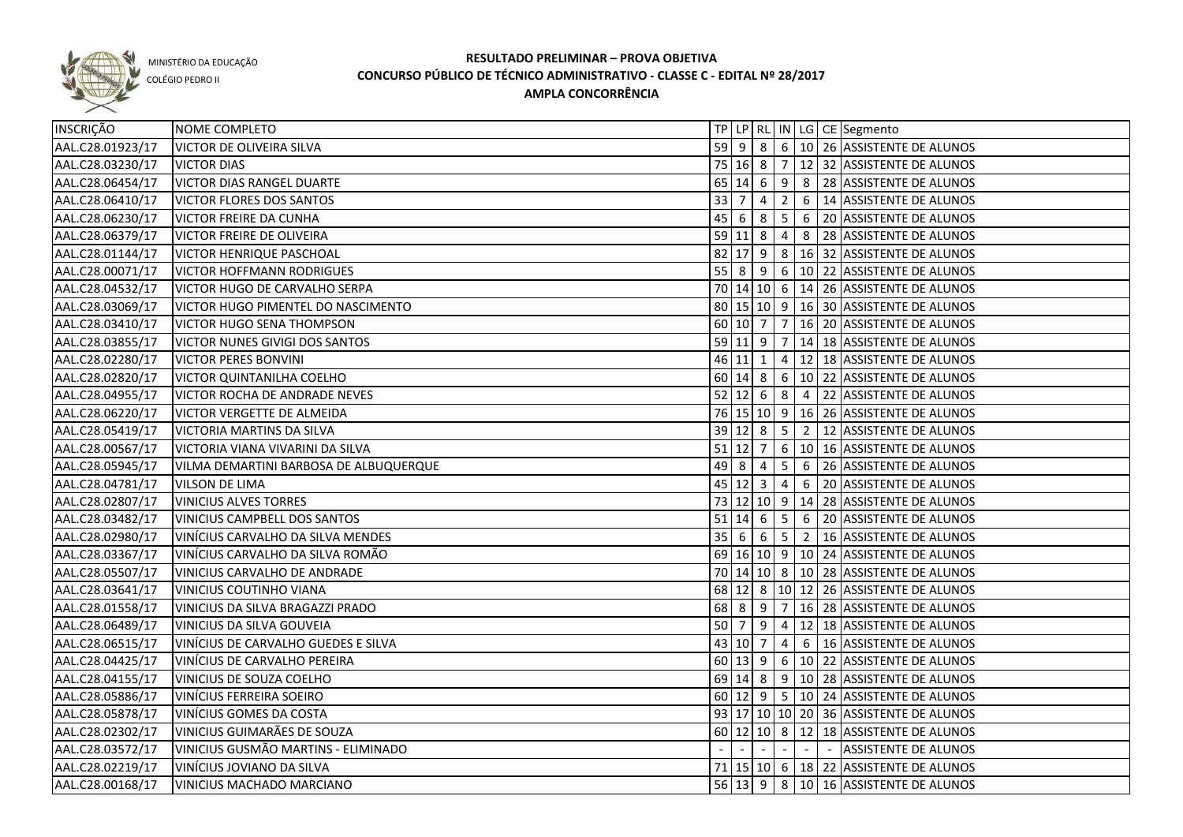MINISTÉRIO DA EDUCAÇÃO
COLÉGIO PEDRO II

# RESULTADO PRELIMINAR – PROVA OBJETIVA
## CONCURSO PÚBLICO DE TÉCNICO ADMINISTRATIVO - CLASSE C - EDITAL Nº 28/2017
## AMPLA CONCORRÊNCIA

| INSCRIÇÃO | NOME COMPLETO | TP | LP | RL | IN | LG | CE | Segmento |
|---|---|---|---|---|---|---|---|---|
| AAL.C28.01923/17 | VICTOR DE OLIVEIRA SILVA | 59 | 9 | 8 | 6 | 10 | 26 | ASSISTENTE DE ALUNOS |
| AAL.C28.03230/17 | VICTOR DIAS | 75 | 16 | 8 | 7 | 12 | 32 | ASSISTENTE DE ALUNOS |
| AAL.C28.06454/17 | VICTOR DIAS RANGEL DUARTE | 65 | 14 | 6 | 9 | 8 | 28 | ASSISTENTE DE ALUNOS |
| AAL.C28.06410/17 | VICTOR FLORES DOS SANTOS | 33 | 7 | 4 | 2 | 6 | 14 | ASSISTENTE DE ALUNOS |
| AAL.C28.06230/17 | VICTOR FREIRE DA CUNHA | 45 | 6 | 8 | 5 | 6 | 20 | ASSISTENTE DE ALUNOS |
| AAL.C28.06379/17 | VICTOR FREIRE DE OLIVEIRA | 59 | 11 | 8 | 4 | 8 | 28 | ASSISTENTE DE ALUNOS |
| AAL.C28.01144/17 | VICTOR HENRIQUE PASCHOAL | 82 | 17 | 9 | 8 | 16 | 32 | ASSISTENTE DE ALUNOS |
| AAL.C28.00071/17 | VICTOR HOFFMANN RODRIGUES | 55 | 8 | 9 | 6 | 10 | 22 | ASSISTENTE DE ALUNOS |
| AAL.C28.04532/17 | VICTOR HUGO DE CARVALHO SERPA | 70 | 14 | 10 | 6 | 14 | 26 | ASSISTENTE DE ALUNOS |
| AAL.C28.03069/17 | VICTOR HUGO PIMENTEL DO NASCIMENTO | 80 | 15 | 10 | 9 | 16 | 30 | ASSISTENTE DE ALUNOS |
| AAL.C28.03410/17 | VICTOR HUGO SENA THOMPSON | 60 | 10 | 7 | 7 | 16 | 20 | ASSISTENTE DE ALUNOS |
| AAL.C28.03855/17 | VICTOR NUNES GIVIGI DOS SANTOS | 59 | 11 | 9 | 7 | 14 | 18 | ASSISTENTE DE ALUNOS |
| AAL.C28.02280/17 | VICTOR PERES BONVINI | 46 | 11 | 1 | 4 | 12 | 18 | ASSISTENTE DE ALUNOS |
| AAL.C28.02820/17 | VICTOR QUINTANILHA COELHO | 60 | 14 | 8 | 6 | 10 | 22 | ASSISTENTE DE ALUNOS |
| AAL.C28.04955/17 | VICTOR ROCHA DE ANDRADE NEVES | 52 | 12 | 6 | 8 | 4 | 22 | ASSISTENTE DE ALUNOS |
| AAL.C28.06220/17 | VICTOR VERGETTE DE ALMEIDA | 76 | 15 | 10 | 9 | 16 | 26 | ASSISTENTE DE ALUNOS |
| AAL.C28.05419/17 | VICTORIA MARTINS DA SILVA | 39 | 12 | 8 | 5 | 2 | 12 | ASSISTENTE DE ALUNOS |
| AAL.C28.00567/17 | VICTORIA VIANA VIVARINI DA SILVA | 51 | 12 | 7 | 6 | 10 | 16 | ASSISTENTE DE ALUNOS |
| AAL.C28.05945/17 | VILMA DEMARTINI BARBOSA DE ALBUQUERQUE | 49 | 8 | 4 | 5 | 6 | 26 | ASSISTENTE DE ALUNOS |
| AAL.C28.04781/17 | VILSON DE LIMA | 45 | 12 | 3 | 4 | 6 | 20 | ASSISTENTE DE ALUNOS |
| AAL.C28.02807/17 | VINICIUS ALVES TORRES | 73 | 12 | 10 | 9 | 14 | 28 | ASSISTENTE DE ALUNOS |
| AAL.C28.03482/17 | VINICIUS CAMPBELL DOS SANTOS | 51 | 14 | 6 | 5 | 6 | 20 | ASSISTENTE DE ALUNOS |
| AAL.C28.02980/17 | VINÍCIUS CARVALHO DA SILVA MENDES | 35 | 6 | 6 | 5 | 2 | 16 | ASSISTENTE DE ALUNOS |
| AAL.C28.03367/17 | VINÍCIUS CARVALHO DA SILVA ROMÃO | 69 | 16 | 10 | 9 | 10 | 24 | ASSISTENTE DE ALUNOS |
| AAL.C28.05507/17 | VINICIUS CARVALHO DE ANDRADE | 70 | 14 | 10 | 8 | 10 | 28 | ASSISTENTE DE ALUNOS |
| AAL.C28.03641/17 | VINICIUS COUTINHO VIANA | 68 | 12 | 8 | 10 | 12 | 26 | ASSISTENTE DE ALUNOS |
| AAL.C28.01558/17 | VINICIUS DA SILVA BRAGAZZI PRADO | 68 | 8 | 9 | 7 | 16 | 28 | ASSISTENTE DE ALUNOS |
| AAL.C28.06489/17 | VINICIUS DA SILVA GOUVEIA | 50 | 7 | 9 | 4 | 12 | 18 | ASSISTENTE DE ALUNOS |
| AAL.C28.06515/17 | VINÍCIUS DE CARVALHO GUEDES E SILVA | 43 | 10 | 7 | 4 | 6 | 16 | ASSISTENTE DE ALUNOS |
| AAL.C28.04425/17 | VINÍCIUS DE CARVALHO PEREIRA | 60 | 13 | 9 | 6 | 10 | 22 | ASSISTENTE DE ALUNOS |
| AAL.C28.04155/17 | VINICIUS DE SOUZA COELHO | 69 | 14 | 8 | 9 | 10 | 28 | ASSISTENTE DE ALUNOS |
| AAL.C28.05886/17 | VINÍCIUS FERREIRA SOEIRO | 60 | 12 | 9 | 5 | 10 | 24 | ASSISTENTE DE ALUNOS |
| AAL.C28.05878/17 | VINÍCIUS GOMES DA COSTA | 93 | 17 | 10 | 10 | 20 | 36 | ASSISTENTE DE ALUNOS |
| AAL.C28.02302/17 | VINICIUS GUIMARÃES DE SOUZA | 60 | 12 | 10 | 8 | 12 | 18 | ASSISTENTE DE ALUNOS |
| AAL.C28.03572/17 | VINICIUS GUSMÃO MARTINS - ELIMINADO | - | - | - | - | - | - | ASSISTENTE DE ALUNOS |
| AAL.C28.02219/17 | VINÍCIUS JOVIANO DA SILVA | 71 | 15 | 10 | 6 | 18 | 22 | ASSISTENTE DE ALUNOS |
| AAL.C28.00168/17 | VINICIUS MACHADO MARCIANO | 56 | 13 | 9 | 8 | 10 | 16 | ASSISTENTE DE ALUNOS |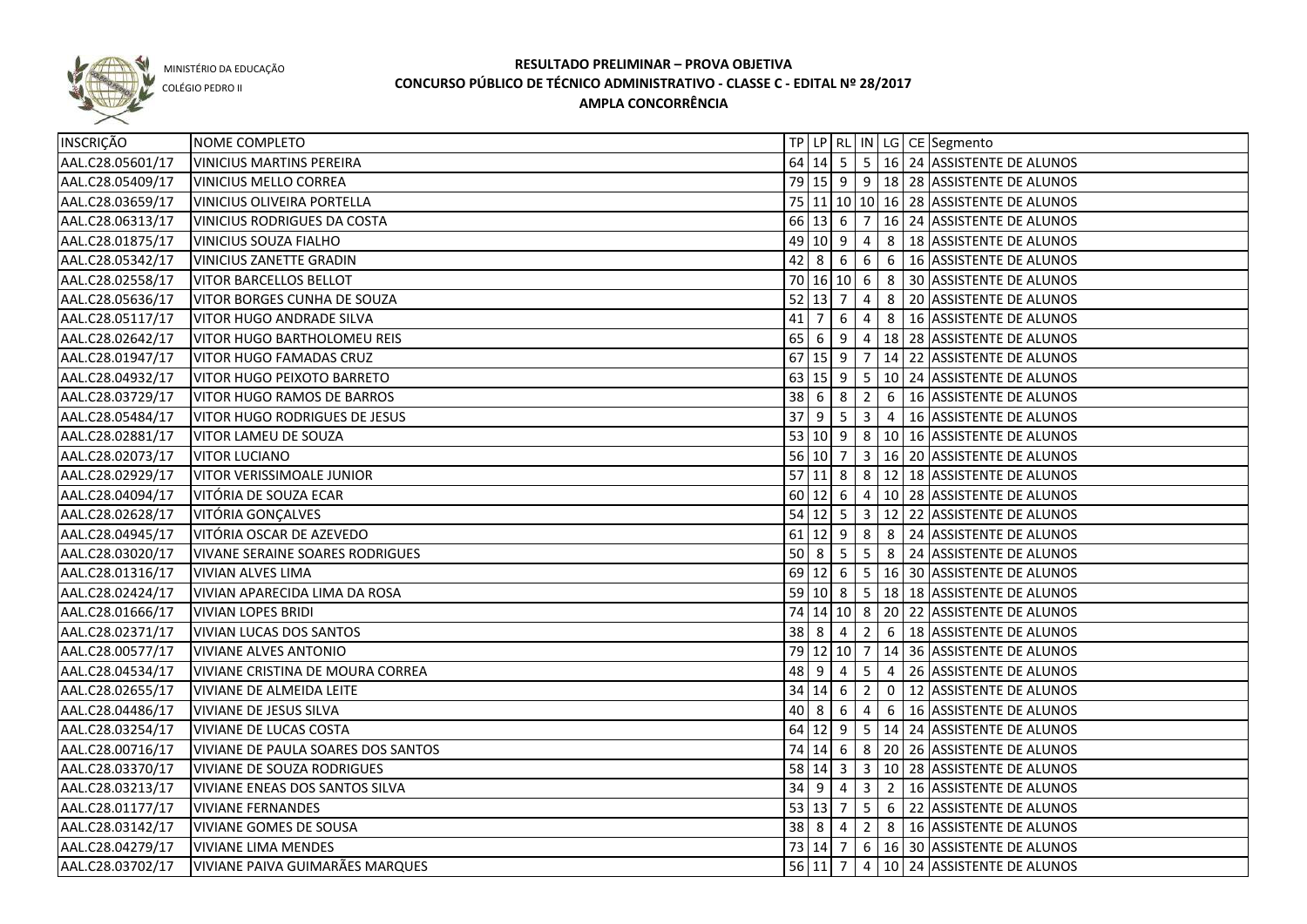MINISTÉRIO DA EDUCAÇÃO

COLÉGIO PEDRO II

# RESULTADO PRELIMINAR – PROVA OBJETIVA
## CONCURSO PÚBLICO DE TÉCNICO ADMINISTRATIVO - CLASSE C - EDITAL Nº 28/2017
### AMPLA CONCORRÊNCIA

| INSCRIÇÃO | NOME COMPLETO | TP | LP | RL | IN | LG | CE | Segmento |
|---|---|---|---|---|---|---|---|---|
| AAL.C28.05601/17 | VINICIUS MARTINS PEREIRA | 64 | 14 | 5 | 5 | 16 | 24 | ASSISTENTE DE ALUNOS |
| AAL.C28.05409/17 | VINICIUS MELLO CORREA | 79 | 15 | 9 | 9 | 18 | 28 | ASSISTENTE DE ALUNOS |
| AAL.C28.03659/17 | VINICIUS OLIVEIRA PORTELLA | 75 | 11 | 10 | 10 | 16 | 28 | ASSISTENTE DE ALUNOS |
| AAL.C28.06313/17 | VINICIUS RODRIGUES DA COSTA | 66 | 13 | 6 | 7 | 16 | 24 | ASSISTENTE DE ALUNOS |
| AAL.C28.01875/17 | VINICIUS SOUZA FIALHO | 49 | 10 | 9 | 4 | 8 | 18 | ASSISTENTE DE ALUNOS |
| AAL.C28.05342/17 | VINICIUS ZANETTE GRADIN | 42 | 8 | 6 | 6 | 6 | 16 | ASSISTENTE DE ALUNOS |
| AAL.C28.02558/17 | VITOR BARCELLOS BELLOT | 70 | 16 | 10 | 6 | 8 | 30 | ASSISTENTE DE ALUNOS |
| AAL.C28.05636/17 | VITOR BORGES CUNHA DE SOUZA | 52 | 13 | 7 | 4 | 8 | 20 | ASSISTENTE DE ALUNOS |
| AAL.C28.05117/17 | VITOR HUGO ANDRADE SILVA | 41 | 7 | 6 | 4 | 8 | 16 | ASSISTENTE DE ALUNOS |
| AAL.C28.02642/17 | VITOR HUGO BARTHOLOMEU REIS | 65 | 6 | 9 | 4 | 18 | 28 | ASSISTENTE DE ALUNOS |
| AAL.C28.01947/17 | VITOR HUGO FAMADAS CRUZ | 67 | 15 | 9 | 7 | 14 | 22 | ASSISTENTE DE ALUNOS |
| AAL.C28.04932/17 | VITOR HUGO PEIXOTO BARRETO | 63 | 15 | 9 | 5 | 10 | 24 | ASSISTENTE DE ALUNOS |
| AAL.C28.03729/17 | VITOR HUGO RAMOS DE BARROS | 38 | 6 | 8 | 2 | 6 | 16 | ASSISTENTE DE ALUNOS |
| AAL.C28.05484/17 | VITOR HUGO RODRIGUES DE JESUS | 37 | 9 | 5 | 3 | 4 | 16 | ASSISTENTE DE ALUNOS |
| AAL.C28.02881/17 | VITOR LAMEU DE SOUZA | 53 | 10 | 9 | 8 | 10 | 16 | ASSISTENTE DE ALUNOS |
| AAL.C28.02073/17 | VITOR LUCIANO | 56 | 10 | 7 | 3 | 16 | 20 | ASSISTENTE DE ALUNOS |
| AAL.C28.02929/17 | VITOR VERISSIMOALE JUNIOR | 57 | 11 | 8 | 8 | 12 | 18 | ASSISTENTE DE ALUNOS |
| AAL.C28.04094/17 | VITÓRIA DE SOUZA ECAR | 60 | 12 | 6 | 4 | 10 | 28 | ASSISTENTE DE ALUNOS |
| AAL.C28.02628/17 | VITÓRIA GONÇALVES | 54 | 12 | 5 | 3 | 12 | 22 | ASSISTENTE DE ALUNOS |
| AAL.C28.04945/17 | VITÓRIA OSCAR DE AZEVEDO | 61 | 12 | 9 | 8 | 8 | 24 | ASSISTENTE DE ALUNOS |
| AAL.C28.03020/17 | VIVANE SERAINE SOARES RODRIGUES | 50 | 8 | 5 | 5 | 8 | 24 | ASSISTENTE DE ALUNOS |
| AAL.C28.01316/17 | VIVIAN ALVES LIMA | 69 | 12 | 6 | 5 | 16 | 30 | ASSISTENTE DE ALUNOS |
| AAL.C28.02424/17 | VIVIAN APARECIDA LIMA DA ROSA | 59 | 10 | 8 | 5 | 18 | 18 | ASSISTENTE DE ALUNOS |
| AAL.C28.01666/17 | VIVIAN LOPES BRIDI | 74 | 14 | 10 | 8 | 20 | 22 | ASSISTENTE DE ALUNOS |
| AAL.C28.02371/17 | VIVIAN LUCAS DOS SANTOS | 38 | 8 | 4 | 2 | 6 | 18 | ASSISTENTE DE ALUNOS |
| AAL.C28.00577/17 | VIVIANE ALVES ANTONIO | 79 | 12 | 10 | 7 | 14 | 36 | ASSISTENTE DE ALUNOS |
| AAL.C28.04534/17 | VIVIANE CRISTINA DE MOURA CORREA | 48 | 9 | 4 | 5 | 4 | 26 | ASSISTENTE DE ALUNOS |
| AAL.C28.02655/17 | VIVIANE DE ALMEIDA LEITE | 34 | 14 | 6 | 2 | 0 | 12 | ASSISTENTE DE ALUNOS |
| AAL.C28.04486/17 | VIVIANE DE JESUS SILVA | 40 | 8 | 6 | 4 | 6 | 16 | ASSISTENTE DE ALUNOS |
| AAL.C28.03254/17 | VIVIANE DE LUCAS COSTA | 64 | 12 | 9 | 5 | 14 | 24 | ASSISTENTE DE ALUNOS |
| AAL.C28.00716/17 | VIVIANE DE PAULA SOARES DOS SANTOS | 74 | 14 | 6 | 8 | 20 | 26 | ASSISTENTE DE ALUNOS |
| AAL.C28.03370/17 | VIVIANE DE SOUZA RODRIGUES | 58 | 14 | 3 | 3 | 10 | 28 | ASSISTENTE DE ALUNOS |
| AAL.C28.03213/17 | VIVIANE ENEAS DOS SANTOS SILVA | 34 | 9 | 4 | 3 | 2 | 16 | ASSISTENTE DE ALUNOS |
| AAL.C28.01177/17 | VIVIANE FERNANDES | 53 | 13 | 7 | 5 | 6 | 22 | ASSISTENTE DE ALUNOS |
| AAL.C28.03142/17 | VIVIANE GOMES DE SOUSA | 38 | 8 | 4 | 2 | 8 | 16 | ASSISTENTE DE ALUNOS |
| AAL.C28.04279/17 | VIVIANE LIMA MENDES | 73 | 14 | 7 | 6 | 16 | 30 | ASSISTENTE DE ALUNOS |
| AAL.C28.03702/17 | VIVIANE PAIVA GUIMARÃES MARQUES | 56 | 11 | 7 | 4 | 10 | 24 | ASSISTENTE DE ALUNOS |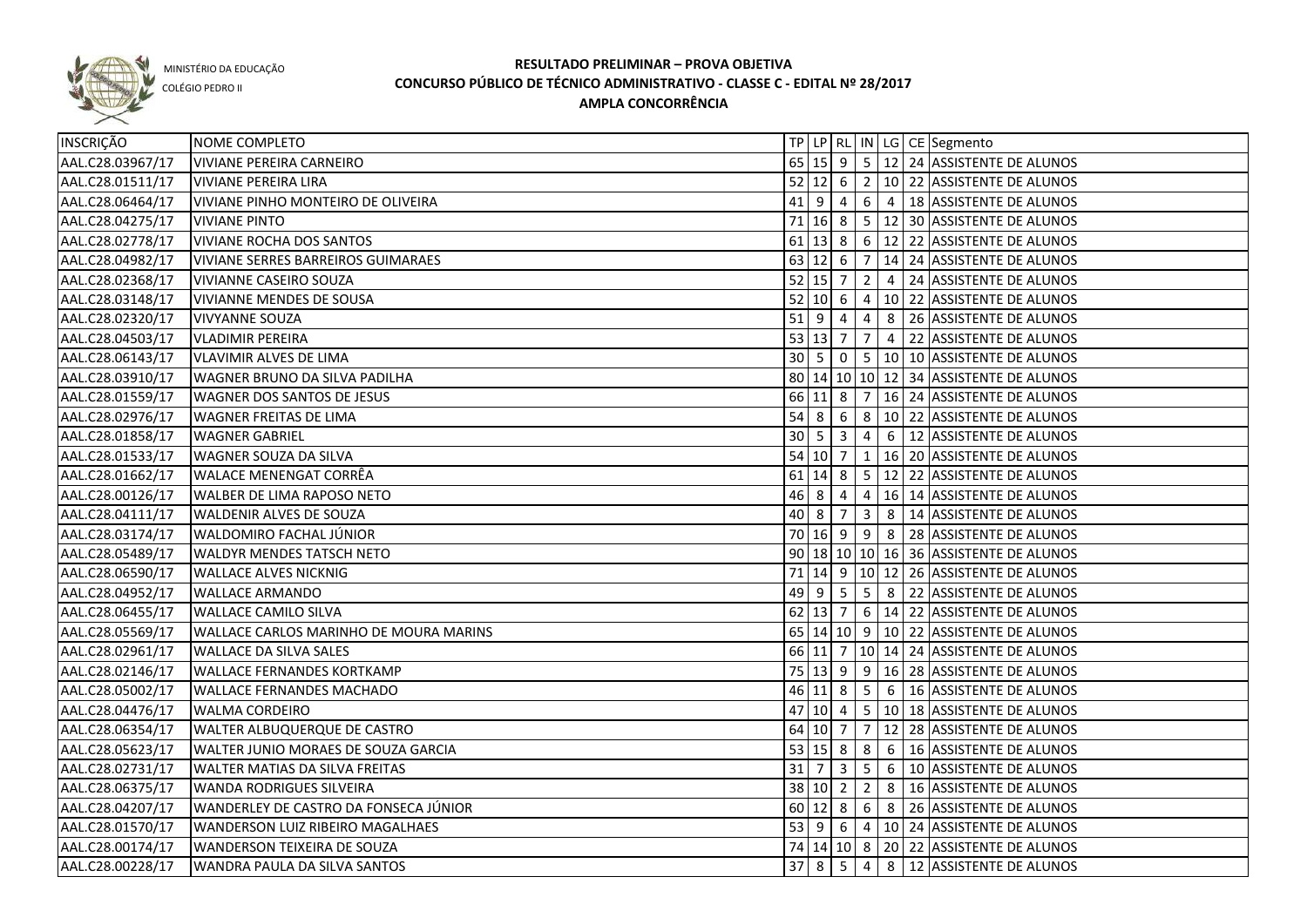MINISTÉRIO DA EDUCAÇÃO
COLÉGIO PEDRO II

# RESULTADO PRELIMINAR – PROVA OBJETIVA
## CONCURSO PÚBLICO DE TÉCNICO ADMINISTRATIVO - CLASSE C - EDITAL Nº 28/2017
## AMPLA CONCORRÊNCIA

| INSCRIÇÃO | NOME COMPLETO | TP | LP | RL | IN | LG | CE | Segmento |
|---|---|---|---|---|---|---|---|---|
| AAL.C28.03967/17 | VIVIANE PEREIRA CARNEIRO | 65 | 15 | 9 | 5 | 12 | 24 | ASSISTENTE DE ALUNOS |
| AAL.C28.01511/17 | VIVIANE PEREIRA LIRA | 52 | 12 | 6 | 2 | 10 | 22 | ASSISTENTE DE ALUNOS |
| AAL.C28.06464/17 | VIVIANE PINHO MONTEIRO DE OLIVEIRA | 41 | 9 | 4 | 6 | 4 | 18 | ASSISTENTE DE ALUNOS |
| AAL.C28.04275/17 | VIVIANE PINTO | 71 | 16 | 8 | 5 | 12 | 30 | ASSISTENTE DE ALUNOS |
| AAL.C28.02778/17 | VIVIANE ROCHA DOS SANTOS | 61 | 13 | 8 | 6 | 12 | 22 | ASSISTENTE DE ALUNOS |
| AAL.C28.04982/17 | VIVIANE SERRES BARREIROS GUIMARAES | 63 | 12 | 6 | 7 | 14 | 24 | ASSISTENTE DE ALUNOS |
| AAL.C28.02368/17 | VIVIANNE CASEIRO SOUZA | 52 | 15 | 7 | 2 | 4 | 24 | ASSISTENTE DE ALUNOS |
| AAL.C28.03148/17 | VIVIANNE MENDES DE SOUSA | 52 | 10 | 6 | 4 | 10 | 22 | ASSISTENTE DE ALUNOS |
| AAL.C28.02320/17 | VIVYANNE SOUZA | 51 | 9 | 4 | 4 | 8 | 26 | ASSISTENTE DE ALUNOS |
| AAL.C28.04503/17 | VLADIMIR PEREIRA | 53 | 13 | 7 | 7 | 4 | 22 | ASSISTENTE DE ALUNOS |
| AAL.C28.06143/17 | VLAVIMIR ALVES DE LIMA | 30 | 5 | 0 | 5 | 10 | 10 | ASSISTENTE DE ALUNOS |
| AAL.C28.03910/17 | WAGNER BRUNO DA SILVA PADILHA | 80 | 14 | 10 | 10 | 12 | 34 | ASSISTENTE DE ALUNOS |
| AAL.C28.01559/17 | WAGNER DOS SANTOS DE JESUS | 66 | 11 | 8 | 7 | 16 | 24 | ASSISTENTE DE ALUNOS |
| AAL.C28.02976/17 | WAGNER FREITAS DE LIMA | 54 | 8 | 6 | 8 | 10 | 22 | ASSISTENTE DE ALUNOS |
| AAL.C28.01858/17 | WAGNER GABRIEL | 30 | 5 | 3 | 4 | 6 | 12 | ASSISTENTE DE ALUNOS |
| AAL.C28.01533/17 | WAGNER SOUZA DA SILVA | 54 | 10 | 7 | 1 | 16 | 20 | ASSISTENTE DE ALUNOS |
| AAL.C28.01662/17 | WALACE MENENGAT CORRÊA | 61 | 14 | 8 | 5 | 12 | 22 | ASSISTENTE DE ALUNOS |
| AAL.C28.00126/17 | WALBER DE LIMA RAPOSO NETO | 46 | 8 | 4 | 4 | 16 | 14 | ASSISTENTE DE ALUNOS |
| AAL.C28.04111/17 | WALDENIR ALVES DE SOUZA | 40 | 8 | 7 | 3 | 8 | 14 | ASSISTENTE DE ALUNOS |
| AAL.C28.03174/17 | WALDOMIRO FACHAL JÚNIOR | 70 | 16 | 9 | 9 | 8 | 28 | ASSISTENTE DE ALUNOS |
| AAL.C28.05489/17 | WALDYR MENDES TATSCH NETO | 90 | 18 | 10 | 10 | 16 | 36 | ASSISTENTE DE ALUNOS |
| AAL.C28.06590/17 | WALLACE ALVES NICKNIG | 71 | 14 | 9 | 10 | 12 | 26 | ASSISTENTE DE ALUNOS |
| AAL.C28.04952/17 | WALLACE ARMANDO | 49 | 9 | 5 | 5 | 8 | 22 | ASSISTENTE DE ALUNOS |
| AAL.C28.06455/17 | WALLACE CAMILO SILVA | 62 | 13 | 7 | 6 | 14 | 22 | ASSISTENTE DE ALUNOS |
| AAL.C28.05569/17 | WALLACE CARLOS MARINHO DE MOURA MARINS | 65 | 14 | 10 | 9 | 10 | 22 | ASSISTENTE DE ALUNOS |
| AAL.C28.02961/17 | WALLACE DA SILVA SALES | 66 | 11 | 7 | 10 | 14 | 24 | ASSISTENTE DE ALUNOS |
| AAL.C28.02146/17 | WALLACE FERNANDES KORTKAMP | 75 | 13 | 9 | 9 | 16 | 28 | ASSISTENTE DE ALUNOS |
| AAL.C28.05002/17 | WALLACE FERNANDES MACHADO | 46 | 11 | 8 | 5 | 6 | 16 | ASSISTENTE DE ALUNOS |
| AAL.C28.04476/17 | WALMA CORDEIRO | 47 | 10 | 4 | 5 | 10 | 18 | ASSISTENTE DE ALUNOS |
| AAL.C28.06354/17 | WALTER ALBUQUERQUE DE CASTRO | 64 | 10 | 7 | 7 | 12 | 28 | ASSISTENTE DE ALUNOS |
| AAL.C28.05623/17 | WALTER JUNIO MORAES DE SOUZA GARCIA | 53 | 15 | 8 | 8 | 6 | 16 | ASSISTENTE DE ALUNOS |
| AAL.C28.02731/17 | WALTER MATIAS DA SILVA FREITAS | 31 | 7 | 3 | 5 | 6 | 10 | ASSISTENTE DE ALUNOS |
| AAL.C28.06375/17 | WANDA RODRIGUES SILVEIRA | 38 | 10 | 2 | 2 | 8 | 16 | ASSISTENTE DE ALUNOS |
| AAL.C28.04207/17 | WANDERLEY DE CASTRO DA FONSECA JÚNIOR | 60 | 12 | 8 | 6 | 8 | 26 | ASSISTENTE DE ALUNOS |
| AAL.C28.01570/17 | WANDERSON LUIZ RIBEIRO MAGALHAES | 53 | 9 | 6 | 4 | 10 | 24 | ASSISTENTE DE ALUNOS |
| AAL.C28.00174/17 | WANDERSON TEIXEIRA DE SOUZA | 74 | 14 | 10 | 8 | 20 | 22 | ASSISTENTE DE ALUNOS |
| AAL.C28.00228/17 | WANDRA PAULA DA SILVA SANTOS | 37 | 8 | 5 | 4 | 8 | 12 | ASSISTENTE DE ALUNOS |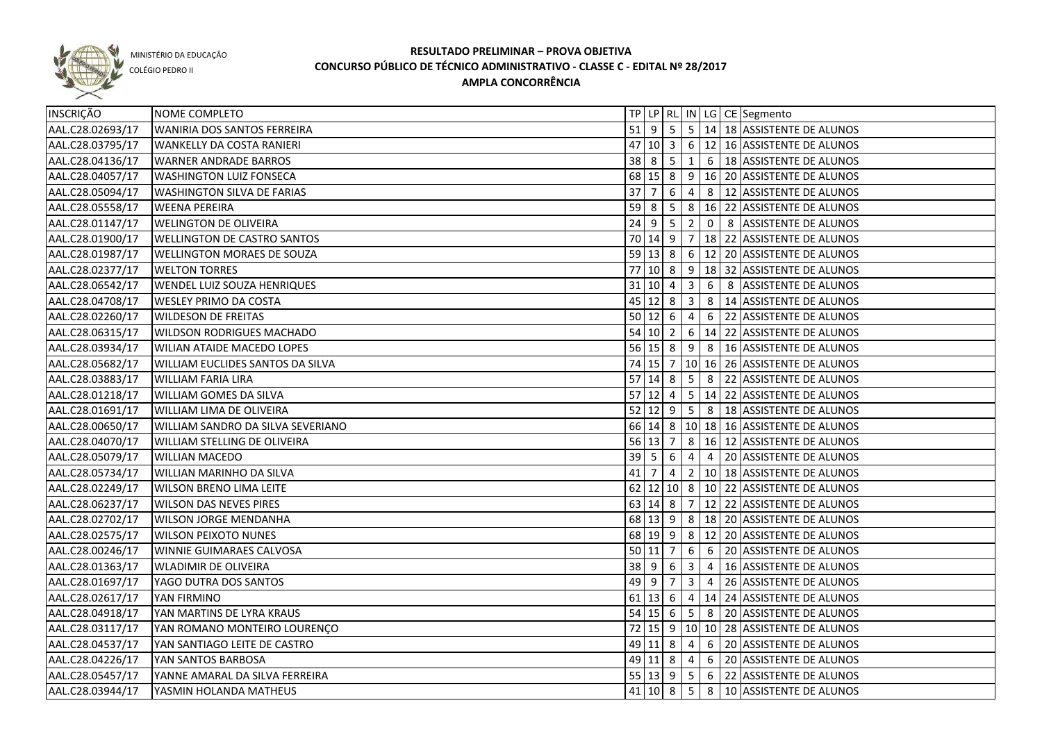MINISTÉRIO DA EDUCAÇÃO

COLÉGIO PEDRO II

# RESULTADO PRELIMINAR – PROVA OBJETIVA
## CONCURSO PÚBLICO DE TÉCNICO ADMINISTRATIVO - CLASSE C - EDITAL Nº 28/2017
### AMPLA CONCORRÊNCIA

| INSCRIÇÃO | NOME COMPLETO | TP | LP | RL | IN | LG | CE | Segmento |
|---|---|---|---|---|---|---|---|---|
| AAL.C28.02693/17 | WANIRIA DOS SANTOS FERREIRA | 51 | 9 | 5 | 5 | 14 | 18 | ASSISTENTE DE ALUNOS |
| AAL.C28.03795/17 | WANKELLY DA COSTA RANIERI | 47 | 10 | 3 | 6 | 12 | 16 | ASSISTENTE DE ALUNOS |
| AAL.C28.04136/17 | WARNER ANDRADE BARROS | 38 | 8 | 5 | 1 | 6 | 18 | ASSISTENTE DE ALUNOS |
| AAL.C28.04057/17 | WASHINGTON LUIZ FONSECA | 68 | 15 | 8 | 9 | 16 | 20 | ASSISTENTE DE ALUNOS |
| AAL.C28.05094/17 | WASHINGTON SILVA DE FARIAS | 37 | 7 | 6 | 4 | 8 | 12 | ASSISTENTE DE ALUNOS |
| AAL.C28.05558/17 | WEENA PEREIRA | 59 | 8 | 5 | 8 | 16 | 22 | ASSISTENTE DE ALUNOS |
| AAL.C28.01147/17 | WELINGTON DE OLIVEIRA | 24 | 9 | 5 | 2 | 0 | 8 | ASSISTENTE DE ALUNOS |
| AAL.C28.01900/17 | WELLINGTON DE CASTRO SANTOS | 70 | 14 | 9 | 7 | 18 | 22 | ASSISTENTE DE ALUNOS |
| AAL.C28.01987/17 | WELLINGTON MORAES DE SOUZA | 59 | 13 | 8 | 6 | 12 | 20 | ASSISTENTE DE ALUNOS |
| AAL.C28.02377/17 | WELTON TORRES | 77 | 10 | 8 | 9 | 18 | 32 | ASSISTENTE DE ALUNOS |
| AAL.C28.06542/17 | WENDEL LUIZ SOUZA HENRIQUES | 31 | 10 | 4 | 3 | 6 | 8 | ASSISTENTE DE ALUNOS |
| AAL.C28.04708/17 | WESLEY PRIMO DA COSTA | 45 | 12 | 8 | 3 | 8 | 14 | ASSISTENTE DE ALUNOS |
| AAL.C28.02260/17 | WILDESON DE FREITAS | 50 | 12 | 6 | 4 | 6 | 22 | ASSISTENTE DE ALUNOS |
| AAL.C28.06315/17 | WILDSON RODRIGUES MACHADO | 54 | 10 | 2 | 6 | 14 | 22 | ASSISTENTE DE ALUNOS |
| AAL.C28.03934/17 | WILIAN ATAIDE MACEDO LOPES | 56 | 15 | 8 | 9 | 8 | 16 | ASSISTENTE DE ALUNOS |
| AAL.C28.05682/17 | WILLIAM EUCLIDES SANTOS DA SILVA | 74 | 15 | 7 | 10 | 16 | 26 | ASSISTENTE DE ALUNOS |
| AAL.C28.03883/17 | WILLIAM FARIA LIRA | 57 | 14 | 8 | 5 | 8 | 22 | ASSISTENTE DE ALUNOS |
| AAL.C28.01218/17 | WILLIAM GOMES DA SILVA | 57 | 12 | 4 | 5 | 14 | 22 | ASSISTENTE DE ALUNOS |
| AAL.C28.01691/17 | WILLIAM LIMA DE OLIVEIRA | 52 | 12 | 9 | 5 | 8 | 18 | ASSISTENTE DE ALUNOS |
| AAL.C28.00650/17 | WILLIAM SANDRO DA SILVA SEVERIANO | 66 | 14 | 8 | 10 | 18 | 16 | ASSISTENTE DE ALUNOS |
| AAL.C28.04070/17 | WILLIAM STELLING DE OLIVEIRA | 56 | 13 | 7 | 8 | 16 | 12 | ASSISTENTE DE ALUNOS |
| AAL.C28.05079/17 | WILLIAN MACEDO | 39 | 5 | 6 | 4 | 4 | 20 | ASSISTENTE DE ALUNOS |
| AAL.C28.05734/17 | WILLIAN MARINHO DA SILVA | 41 | 7 | 4 | 2 | 10 | 18 | ASSISTENTE DE ALUNOS |
| AAL.C28.02249/17 | WILSON BRENO LIMA LEITE | 62 | 12 | 10 | 8 | 10 | 22 | ASSISTENTE DE ALUNOS |
| AAL.C28.06237/17 | WILSON DAS NEVES PIRES | 63 | 14 | 8 | 7 | 12 | 22 | ASSISTENTE DE ALUNOS |
| AAL.C28.02702/17 | WILSON JORGE MENDANHA | 68 | 13 | 9 | 8 | 18 | 20 | ASSISTENTE DE ALUNOS |
| AAL.C28.02575/17 | WILSON PEIXOTO NUNES | 68 | 19 | 9 | 8 | 12 | 20 | ASSISTENTE DE ALUNOS |
| AAL.C28.00246/17 | WINNIE GUIMARAES CALVOSA | 50 | 11 | 7 | 6 | 6 | 20 | ASSISTENTE DE ALUNOS |
| AAL.C28.01363/17 | WLADIMIR DE OLIVEIRA | 38 | 9 | 6 | 3 | 4 | 16 | ASSISTENTE DE ALUNOS |
| AAL.C28.01697/17 | YAGO DUTRA DOS SANTOS | 49 | 9 | 7 | 3 | 4 | 26 | ASSISTENTE DE ALUNOS |
| AAL.C28.02617/17 | YAN FIRMINO | 61 | 13 | 6 | 4 | 14 | 24 | ASSISTENTE DE ALUNOS |
| AAL.C28.04918/17 | YAN MARTINS DE LYRA KRAUS | 54 | 15 | 6 | 5 | 8 | 20 | ASSISTENTE DE ALUNOS |
| AAL.C28.03117/17 | YAN ROMANO MONTEIRO LOURENÇO | 72 | 15 | 9 | 10 | 10 | 28 | ASSISTENTE DE ALUNOS |
| AAL.C28.04537/17 | YAN SANTIAGO LEITE DE CASTRO | 49 | 11 | 8 | 4 | 6 | 20 | ASSISTENTE DE ALUNOS |
| AAL.C28.04226/17 | YAN SANTOS BARBOSA | 49 | 11 | 8 | 4 | 6 | 20 | ASSISTENTE DE ALUNOS |
| AAL.C28.05457/17 | YANNE AMARAL DA SILVA FERREIRA | 55 | 13 | 9 | 5 | 6 | 22 | ASSISTENTE DE ALUNOS |
| AAL.C28.03944/17 | YASMIN HOLANDA MATHEUS | 41 | 10 | 8 | 5 | 8 | 10 | ASSISTENTE DE ALUNOS |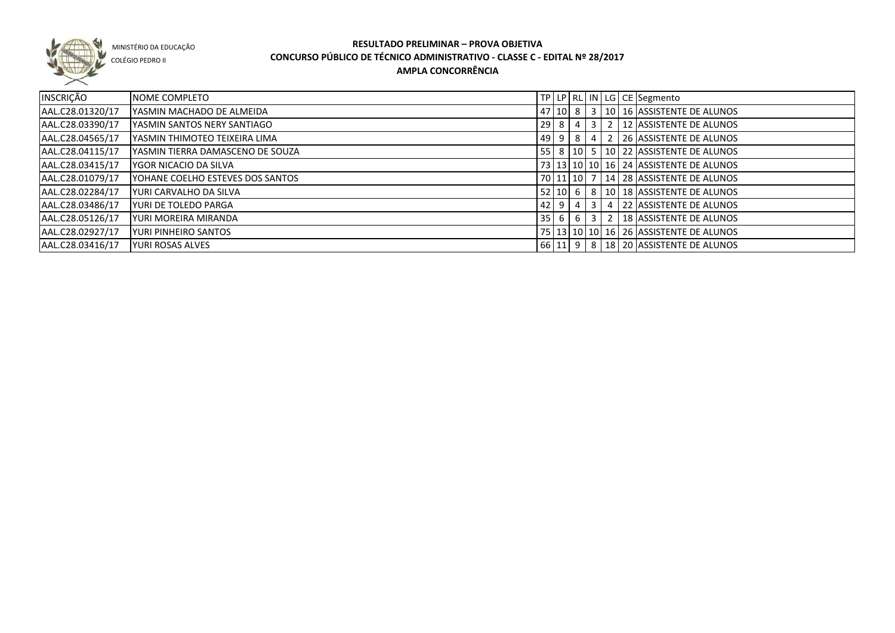MINISTÉRIO DA EDUCAÇÃO

COLÉGIO PEDRO II

**RESULTADO PRELIMINAR – PROVA OBJETIVA**

**CONCURSO PÚBLICO DE TÉCNICO ADMINISTRATIVO - CLASSE C - EDITAL Nº 28/2017**

**AMPLA CONCORRÊNCIA**

| INSCRIÇÃO | NOME COMPLETO | TP | LP | RL | IN | LG | CE | Segmento |
|---|---|---|---|---|---|---|---|---|
| AAL.C28.01320/17 | YASMIN MACHADO DE ALMEIDA | 47 | 10 | 8 | 3 | 10 | 16 | ASSISTENTE DE ALUNOS |
| AAL.C28.03390/17 | YASMIN SANTOS NERY SANTIAGO | 29 | 8 | 4 | 3 | 2 | 12 | ASSISTENTE DE ALUNOS |
| AAL.C28.04565/17 | YASMIN THIMOTEO TEIXEIRA LIMA | 49 | 9 | 8 | 4 | 2 | 26 | ASSISTENTE DE ALUNOS |
| AAL.C28.04115/17 | YASMIN TIERRA DAMASCENO DE SOUZA | 55 | 8 | 10 | 5 | 10 | 22 | ASSISTENTE DE ALUNOS |
| AAL.C28.03415/17 | YGOR NICACIO DA SILVA | 73 | 13 | 10 | 10 | 16 | 24 | ASSISTENTE DE ALUNOS |
| AAL.C28.01079/17 | YOHANE COELHO ESTEVES DOS SANTOS | 70 | 11 | 10 | 7 | 14 | 28 | ASSISTENTE DE ALUNOS |
| AAL.C28.02284/17 | YURI CARVALHO DA SILVA | 52 | 10 | 6 | 8 | 10 | 18 | ASSISTENTE DE ALUNOS |
| AAL.C28.03486/17 | YURI DE TOLEDO PARGA | 42 | 9 | 4 | 3 | 4 | 22 | ASSISTENTE DE ALUNOS |
| AAL.C28.05126/17 | YURI MOREIRA MIRANDA | 35 | 6 | 6 | 3 | 2 | 18 | ASSISTENTE DE ALUNOS |
| AAL.C28.02927/17 | YURI PINHEIRO SANTOS | 75 | 13 | 10 | 10 | 16 | 26 | ASSISTENTE DE ALUNOS |
| AAL.C28.03416/17 | YURI ROSAS ALVES | 66 | 11 | 9 | 8 | 18 | 20 | ASSISTENTE DE ALUNOS |